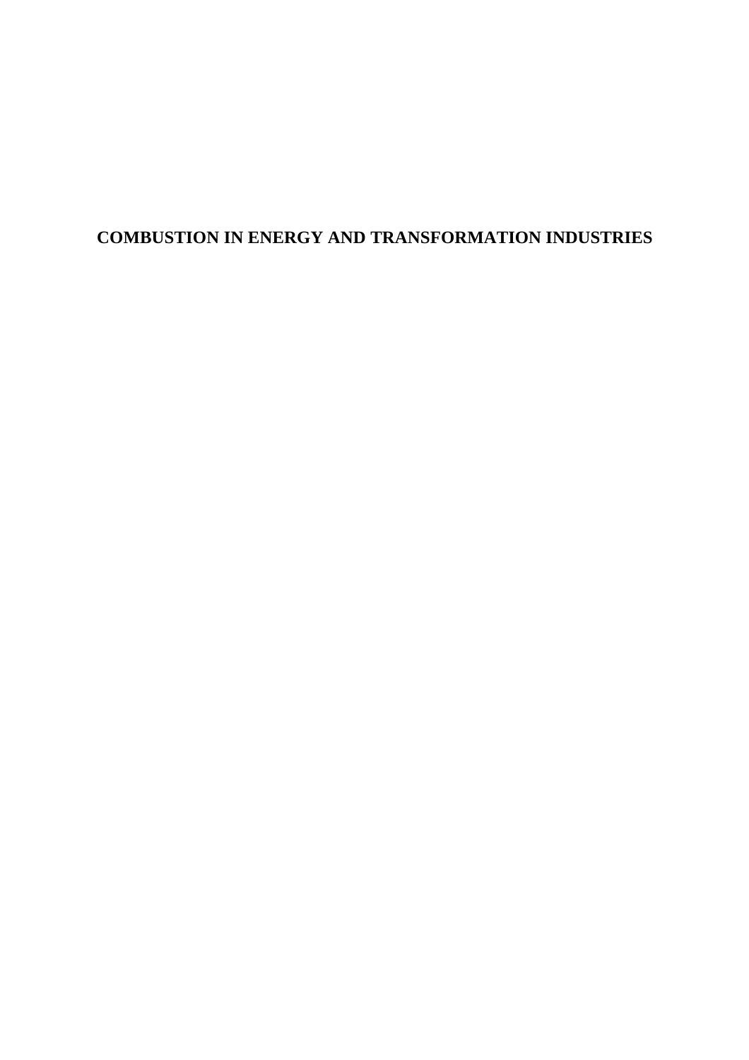# COMBUSTION IN ENERGY AND TRANSFORMATION INDUSTRIES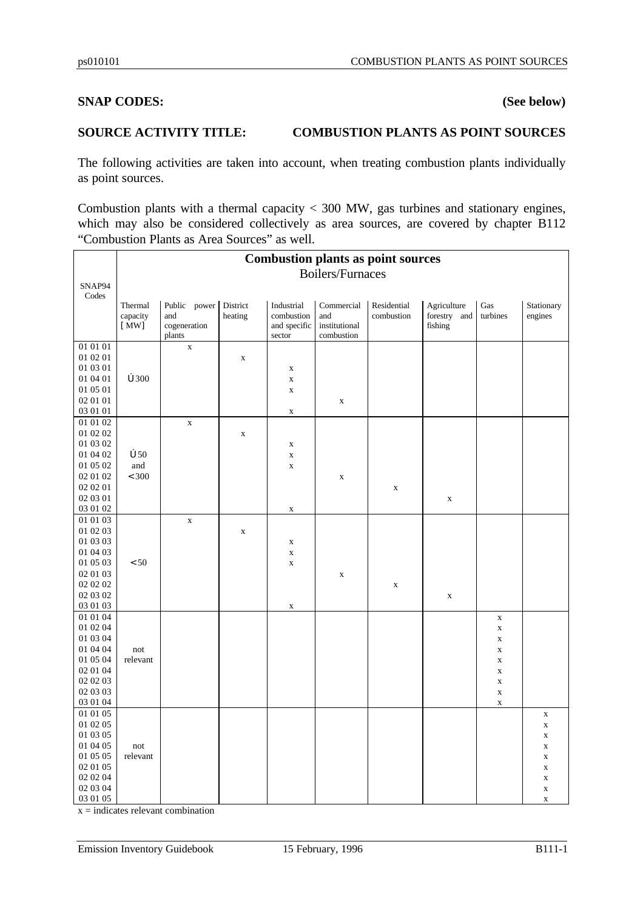**SNAP CODES:** **(See below)**

**SOURCE ACTIVITY TITLE:** **COMBUSTION PLANTS AS POINT SOURCES**

The following activities are taken into account, when treating combustion plants individually as point sources.

Combustion plants with a thermal capacity < 300 MW, gas turbines and stationary engines, which may also be considered collectively as area sources, are covered by chapter B112 "Combustion Plants as Area Sources" as well.

| SNAP94 Codes | **Combustion plants as point sources** Boilers/Furnaces | | | | | | | | |
|---|---|---|---|---|---|---|---|---|---|
| | Thermal capacity [ MW] | Public power and cogeneration plants | District heating | Industrial combustion and specific sector | Commercial and institutional combustion | Residential combustion | Agriculture forestry and fishing | Gas turbines | Stationary engines |
| 01 01 01 | ≥ 300 | x | | | | | | | |
| 01 02 01 | | | x | | | | | | |
| 01 03 01 | | | | x | | | | | |
| 01 04 01 | | | | x | | | | | |
| 01 05 01 | | | | x | | | | | |
| 02 01 01 | | | | | x | | | | |
| 03 01 01 | | | | x | | | | | |
| 01 01 02 | ≥ 50 and < 300 | x | | | | | | | |
| 01 02 02 | | | x | | | | | | |
| 01 03 02 | | | | x | | | | | |
| 01 04 02 | | | | x | | | | | |
| 01 05 02 | | | | x | | | | | |
| 02 01 02 | | | | | x | | | | |
| 02 02 01 | | | | | | x | | | |
| 02 03 01 | | | | | | | x | | |
| 03 01 02 | | | | x | | | | | |
| 01 01 03 | < 50 | x | | | | | | | |
| 01 02 03 | | | x | | | | | | |
| 01 03 03 | | | | x | | | | | |
| 01 04 03 | | | | x | | | | | |
| 01 05 03 | | | | x | | | | | |
| 02 01 03 | | | | | x | | | | |
| 02 02 02 | | | | | | x | | | |
| 02 03 02 | | | | | | | x | | |
| 03 01 03 | | | | x | | | | | |
| 01 01 04 | not relevant | | | | | | | x | |
| 01 02 04 | | | | | | | | x | |
| 01 03 04 | | | | | | | | x | |
| 01 04 04 | | | | | | | | x | |
| 01 05 04 | | | | | | | | x | |
| 02 01 04 | | | | | | | | x | |
| 02 02 03 | | | | | | | | x | |
| 02 03 03 | | | | | | | | x | |
| 03 01 04 | | | | | | | | x | |
| 01 01 05 | not relevant | | | | | | | | x |
| 01 02 05 | | | | | | | | | x |
| 01 03 05 | | | | | | | | | x |
| 01 04 05 | | | | | | | | | x |
| 01 05 05 | | | | | | | | | x |
| 02 01 05 | | | | | | | | | x |
| 02 02 04 | | | | | | | | | x |
| 02 03 04 | | | | | | | | | x |
| 03 01 05 | | | | | | | | | x |

x = indicates relevant combination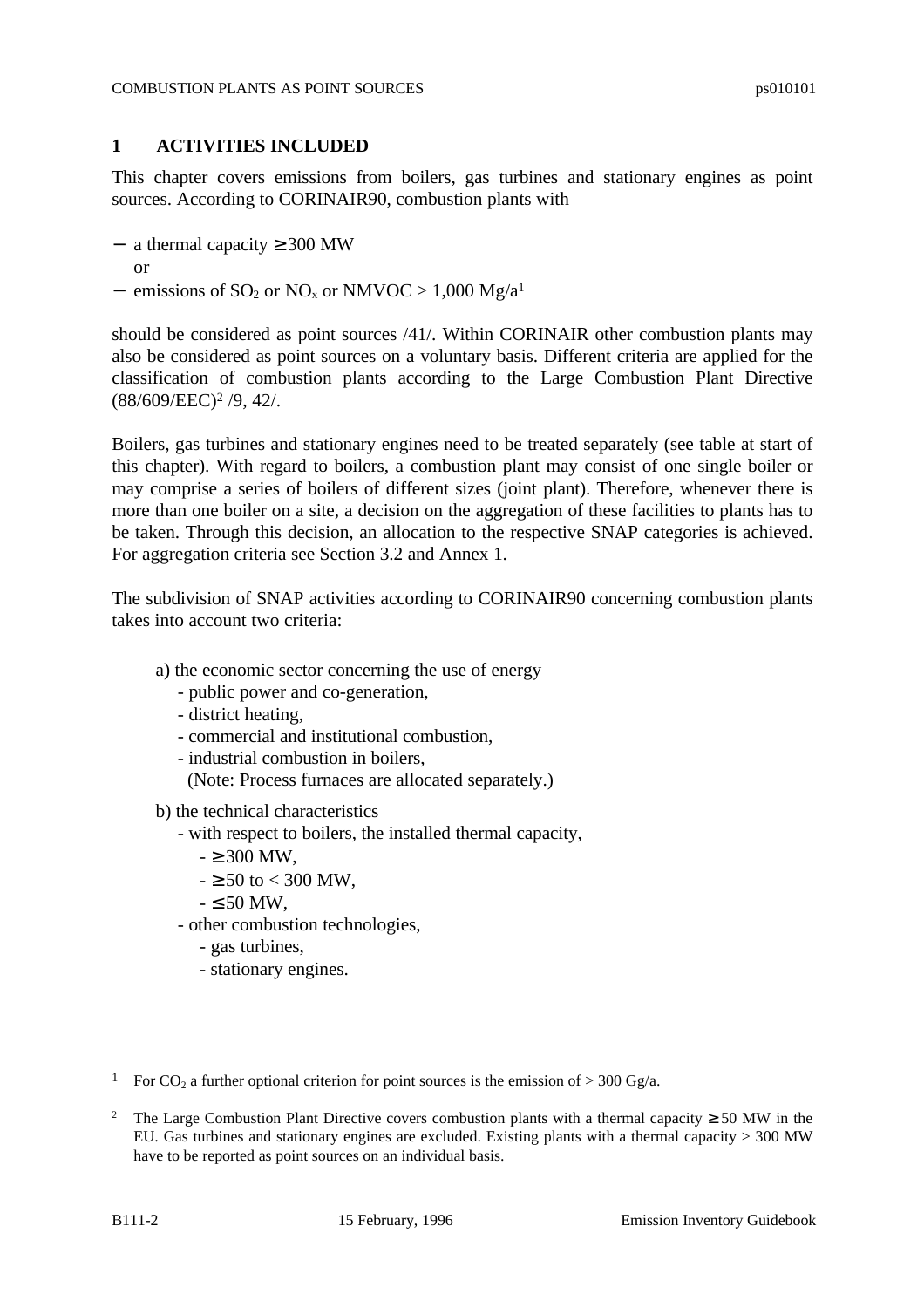# 1 ACTIVITIES INCLUDED

This chapter covers emissions from boilers, gas turbines and stationary engines as point sources. According to CORINAIR90, combustion plants with

- a thermal capacity ≥ 300 MW

  or
- emissions of $SO_2$ or $NO_x$ or NMVOC > 1,000 Mg/a[1]

should be considered as point sources /41/. Within CORINAIR other combustion plants may also be considered as point sources on a voluntary basis. Different criteria are applied for the classification of combustion plants according to the Large Combustion Plant Directive (88/609/EEC)[2] /9, 42/.

Boilers, gas turbines and stationary engines need to be treated separately (see table at start of this chapter). With regard to boilers, a combustion plant may consist of one single boiler or may comprise a series of boilers of different sizes (joint plant). Therefore, whenever there is more than one boiler on a site, a decision on the aggregation of these facilities to plants has to be taken. Through this decision, an allocation to the respective SNAP categories is achieved. For aggregation criteria see Section 3.2 and Annex 1.

The subdivision of SNAP activities according to CORINAIR90 concerning combustion plants takes into account two criteria:

a) the economic sector concerning the use of energy
  - public power and co-generation,
  - district heating,
  - commercial and institutional combustion,
  - industrial combustion in boilers,
    (Note: Process furnaces are allocated separately.)

b) the technical characteristics
  - with respect to boilers, the installed thermal capacity,
    - ≥ 300 MW,
    - ≥ 50 to < 300 MW,
    - ≤ 50 MW,
  - other combustion technologies,
    - gas turbines,
    - stationary engines.

---

[1] For $CO_2$ a further optional criterion for point sources is the emission of > 300 Gg/a.

[2] The Large Combustion Plant Directive covers combustion plants with a thermal capacity ≥ 50 MW in the EU. Gas turbines and stationary engines are excluded. Existing plants with a thermal capacity > 300 MW have to be reported as point sources on an individual basis.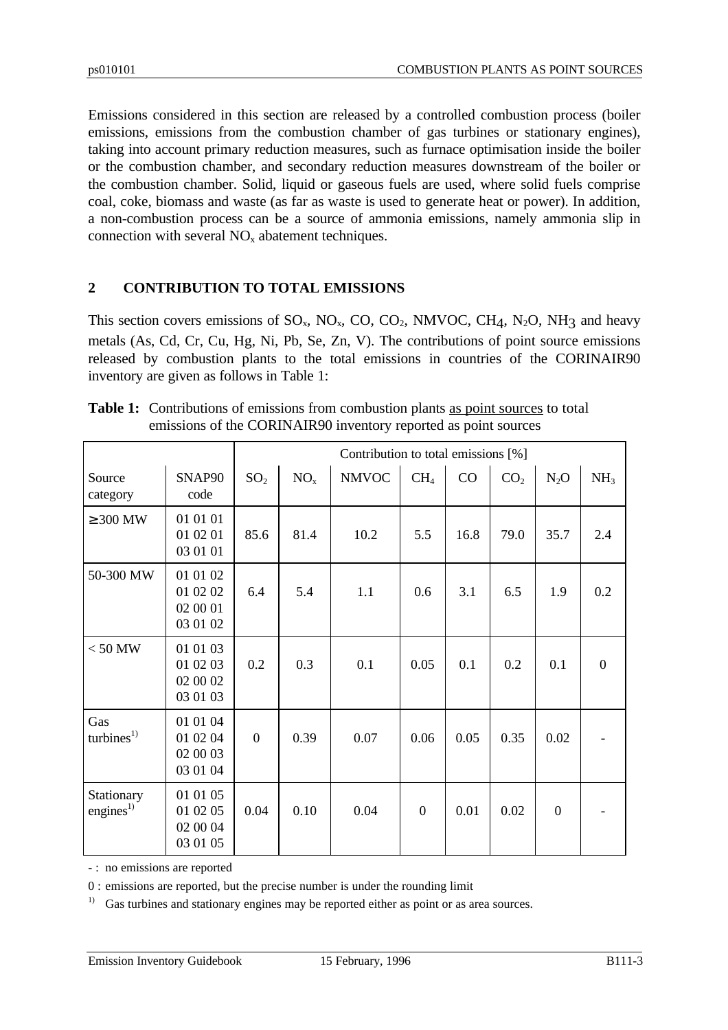Emissions considered in this section are released by a controlled combustion process (boiler emissions, emissions from the combustion chamber of gas turbines or stationary engines), taking into account primary reduction measures, such as furnace optimisation inside the boiler or the combustion chamber, and secondary reduction measures downstream of the boiler or the combustion chamber. Solid, liquid or gaseous fuels are used, where solid fuels comprise coal, coke, biomass and waste (as far as waste is used to generate heat or power). In addition, a non-combustion process can be a source of ammonia emissions, namely ammonia slip in connection with several $NO_x$ abatement techniques.

## 2 CONTRIBUTION TO TOTAL EMISSIONS

This section covers emissions of $SO_x$, $NO_x$, CO, $CO_2$, NMVOC, $CH_4$, $N_2O$, $NH_3$ and heavy metals (As, Cd, Cr, Cu, Hg, Ni, Pb, Se, Zn, V). The contributions of point source emissions released by combustion plants to the total emissions in countries of the CORINAIR90 inventory are given as follows in Table 1:

**Table 1:** Contributions of emissions from combustion plants as point sources to total emissions of the CORINAIR90 inventory reported as point sources

| | | Contribution to total emissions [%] | | | | | | | |
|---|---|---|---|---|---|---|---|---|---|
| Source category | SNAP90 code | $SO_2$ | $NO_x$ | NMVOC | $CH_4$ | CO | $CO_2$ | $N_2O$ | $NH_3$ |
| ≥ 300 MW | 01 01 01<br>01 02 01<br>03 01 01 | 85.6 | 81.4 | 10.2 | 5.5 | 16.8 | 79.0 | 35.7 | 2.4 |
| 50-300 MW | 01 01 02<br>01 02 02<br>02 00 01<br>03 01 02 | 6.4 | 5.4 | 1.1 | 0.6 | 3.1 | 6.5 | 1.9 | 0.2 |
| < 50 MW | 01 01 03<br>01 02 03<br>02 00 02<br>03 01 03 | 0.2 | 0.3 | 0.1 | 0.05 | 0.1 | 0.2 | 0.1 | 0 |
| Gas turbines[1)] | 01 01 04<br>01 02 04<br>02 00 03<br>03 01 04 | 0 | 0.39 | 0.07 | 0.06 | 0.05 | 0.35 | 0.02 | - |
| Stationary engines[1)] | 01 01 05<br>01 02 05<br>02 00 04<br>03 01 05 | 0.04 | 0.10 | 0.04 | 0 | 0.01 | 0.02 | 0 | - |

- : no emissions are reported

0 : emissions are reported, but the precise number is under the rounding limit

[1)] Gas turbines and stationary engines may be reported either as point or as area sources.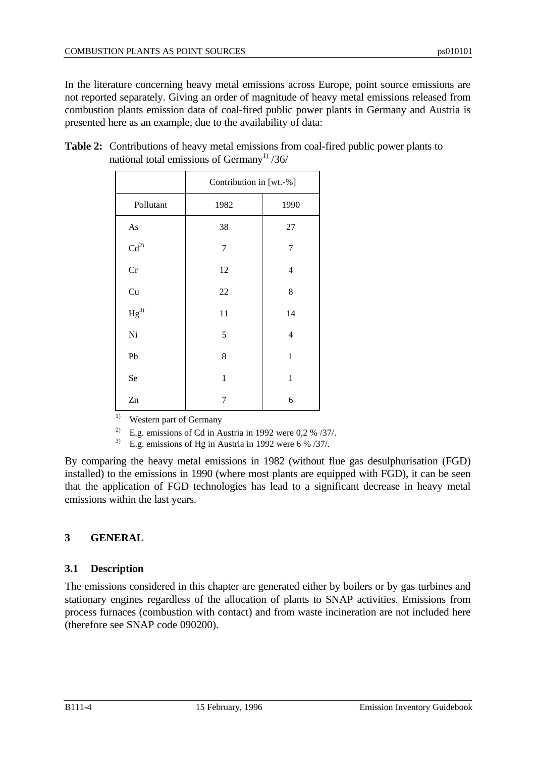In the literature concerning heavy metal emissions across Europe, point source emissions are not reported separately. Giving an order of magnitude of heavy metal emissions released from combustion plants emission data of coal-fired public power plants in Germany and Austria is presented here as an example, due to the availability of data:

**Table 2:** Contributions of heavy metal emissions from coal-fired public power plants to national total emissions of Germany[1) ] /36/

| | Contribution in [wt.-%] | |
|---|---|---|
| Pollutant | 1982 | 1990 |
| As | 38 | 27 |
| Cd[2)] | 7 | 7 |
| Cr | 12 | 4 |
| Cu | 22 | 8 |
| Hg[3)] | 11 | 14 |
| Ni | 5 | 4 |
| Pb | 8 | 1 |
| Se | 1 | 1 |
| Zn | 7 | 6 |

[1)] Western part of Germany

[2)] E.g. emissions of Cd in Austria in 1992 were 0,2 % /37/.

[3)] E.g. emissions of Hg in Austria in 1992 were 6 % /37/.

By comparing the heavy metal emissions in 1982 (without flue gas desulphurisation (FGD) installed) to the emissions in 1990 (where most plants are equipped with FGD), it can be seen that the application of FGD technologies has lead to a significant decrease in heavy metal emissions within the last years.

# 3 GENERAL

## 3.1 Description

The emissions considered in this chapter are generated either by boilers or by gas turbines and stationary engines regardless of the allocation of plants to SNAP activities. Emissions from process furnaces (combustion with contact) and from waste incineration are not included here (therefore see SNAP code 090200).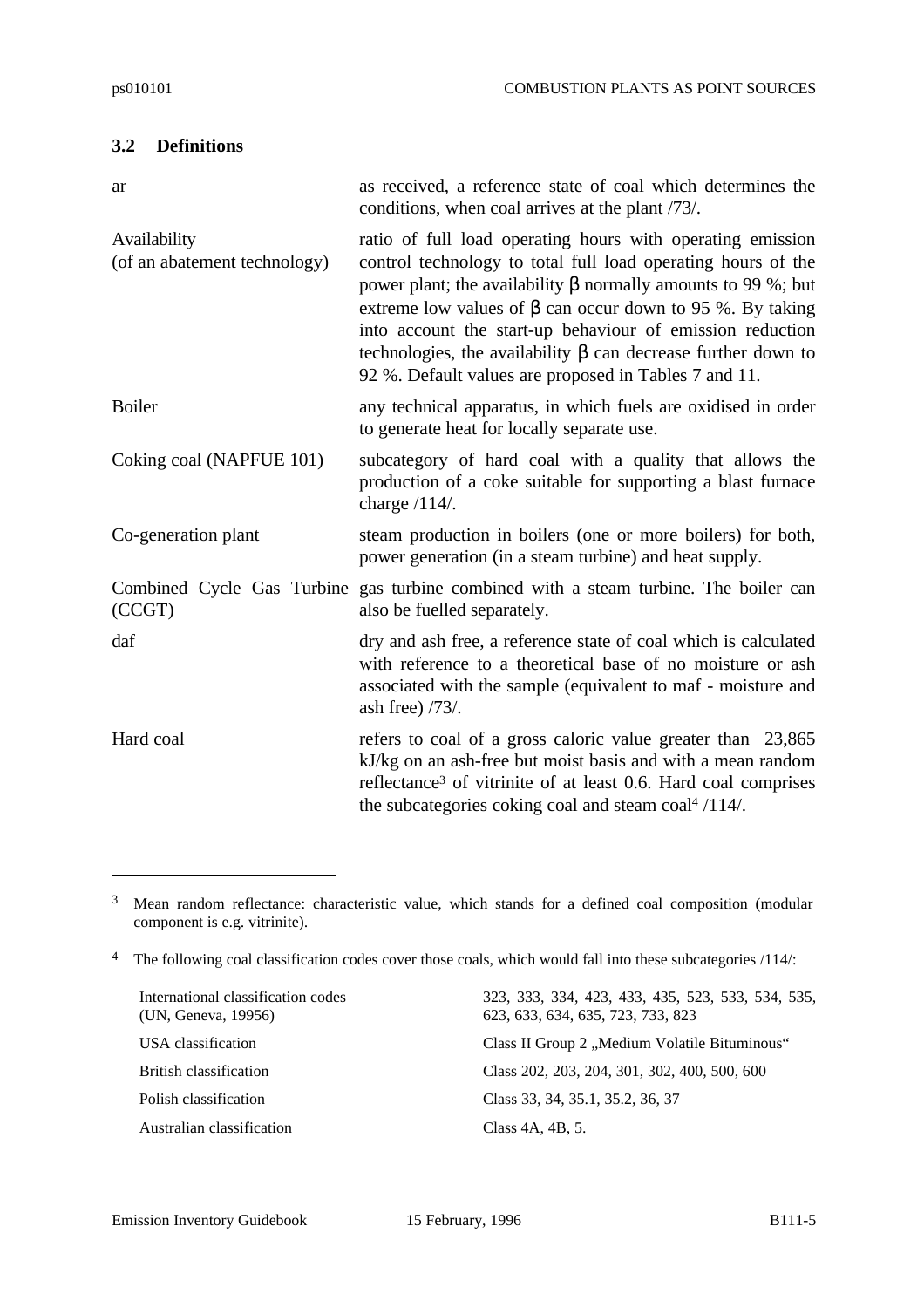### 3.2 Definitions

| | |
|---|---|
| ar | as received, a reference state of coal which determines the conditions, when coal arrives at the plant /73/. |
| Availability (of an abatement technology) | ratio of full load operating hours with operating emission control technology to total full load operating hours of the power plant; the availability $\beta$ normally amounts to 99 %; but extreme low values of $\beta$ can occur down to 95 %. By taking into account the start-up behaviour of emission reduction technologies, the availability $\beta$ can decrease further down to 92 %. Default values are proposed in Tables 7 and 11. |
| Boiler | any technical apparatus, in which fuels are oxidised in order to generate heat for locally separate use. |
| Coking coal (NAPFUE 101) | subcategory of hard coal with a quality that allows the production of a coke suitable for supporting a blast furnace charge /114/. |
| Co-generation plant | steam production in boilers (one or more boilers) for both, power generation (in a steam turbine) and heat supply. |
| Combined Cycle Gas Turbine (CCGT) | gas turbine combined with a steam turbine. The boiler can also be fuelled separately. |
| daf | dry and ash free, a reference state of coal which is calculated with reference to a theoretical base of no moisture or ash associated with the sample (equivalent to maf - moisture and ash free) /73/. |
| Hard coal | refers to coal of a gross caloric value greater than 23,865 kJ/kg on an ash-free but moist basis and with a mean reflectance[3] of vitrinite of at least 0.6. Hard coal comprises the subcategories coking coal and steam coal[4] /114/. |

---

[3] Mean random reflectance: characteristic value, which stands for a defined coal composition (modular component is e.g. vitrinite).

[4] The following coal classification codes cover those coals, which would fall into these subcategories /114/:

| | |
|---|---|
| International classification codes (UN, Geneva, 19956) | 323, 333, 334, 423, 433, 435, 523, 533, 534, 535, 623, 633, 634, 635, 723, 733, 823 |
| USA classification | Class II Group 2 „Medium Volatile Bituminous“ |
| British classification | Class 202, 203, 204, 301, 302, 400, 500, 600 |
| Polish classification | Class 33, 34, 35.1, 35.2, 36, 37 |
| Australian classification | Class 4A, 4B, 5. |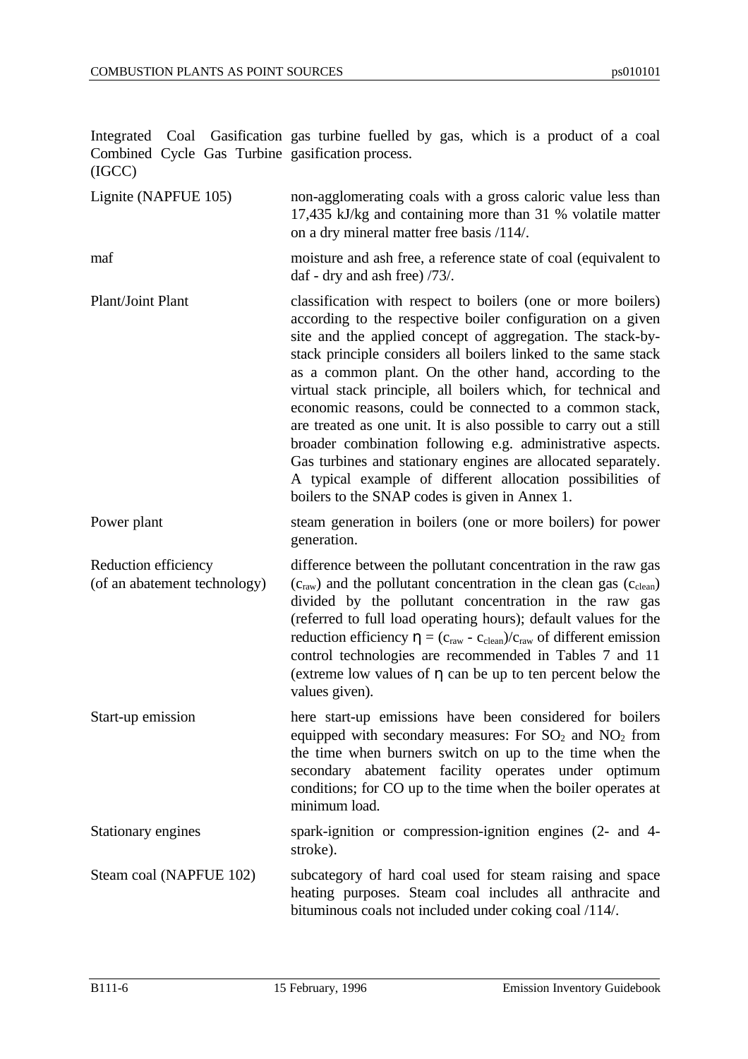| | |
|---|---|
| Integrated Coal Gasification Combined Cycle Gas Turbine (IGCC) | gas turbine fuelled by gas, which is a product of a coal gasification process. |
| Lignite (NAPFUE 105) | non-agglomerating coals with a gross caloric value less than 17,435 kJ/kg and containing more than 31 % volatile matter on a dry mineral matter free basis /114/. |
| maf | moisture and ash free, a reference state of coal (equivalent to daf - dry and ash free) /73/. |
| Plant/Joint Plant | classification with respect to boilers (one or more boilers) according to the respective boiler configuration on a given site and the applied concept of aggregation. The stack-by-stack principle considers all boilers linked to the same stack as a common plant. On the other hand, according to the virtual stack principle, all boilers which, for technical and economic reasons, could be connected to a common stack, are treated as one unit. It is also possible to carry out a still broader combination following e.g. administrative aspects. Gas turbines and stationary engines are allocated separately. A typical example of different allocation possibilities of boilers to the SNAP codes is given in Annex 1. |
| Power plant | steam generation in boilers (one or more boilers) for power generation. |
| Reduction efficiency (of an abatement technology) | difference between the pollutant concentration in the raw gas ($c_{raw}$) and the pollutant concentration in the clean gas ($c_{clean}$) divided by the pollutant concentration in the raw gas (referred to full load operating hours); default values for the reduction efficiency $\eta = (c_{raw} - c_{clean})/c_{raw}$ of different emission control technologies are recommended in Tables 7 and 11 (extreme low values of $\eta$ can be up to ten percent below the values given). |
| Start-up emission | here start-up emissions have been considered for boilers equipped with secondary measures: For $SO_2$ and $NO_2$ from the time when burners switch on up to the time when the secondary abatement facility operates under optimum conditions; for CO up to the time when the boiler operates at minimum load. |
| Stationary engines | spark-ignition or compression-ignition engines (2- and 4-stroke). |
| Steam coal (NAPFUE 102) | subcategory of hard coal used for steam raising and space heating purposes. Steam coal includes all anthracite and bituminous coals not included under coking coal /114/. |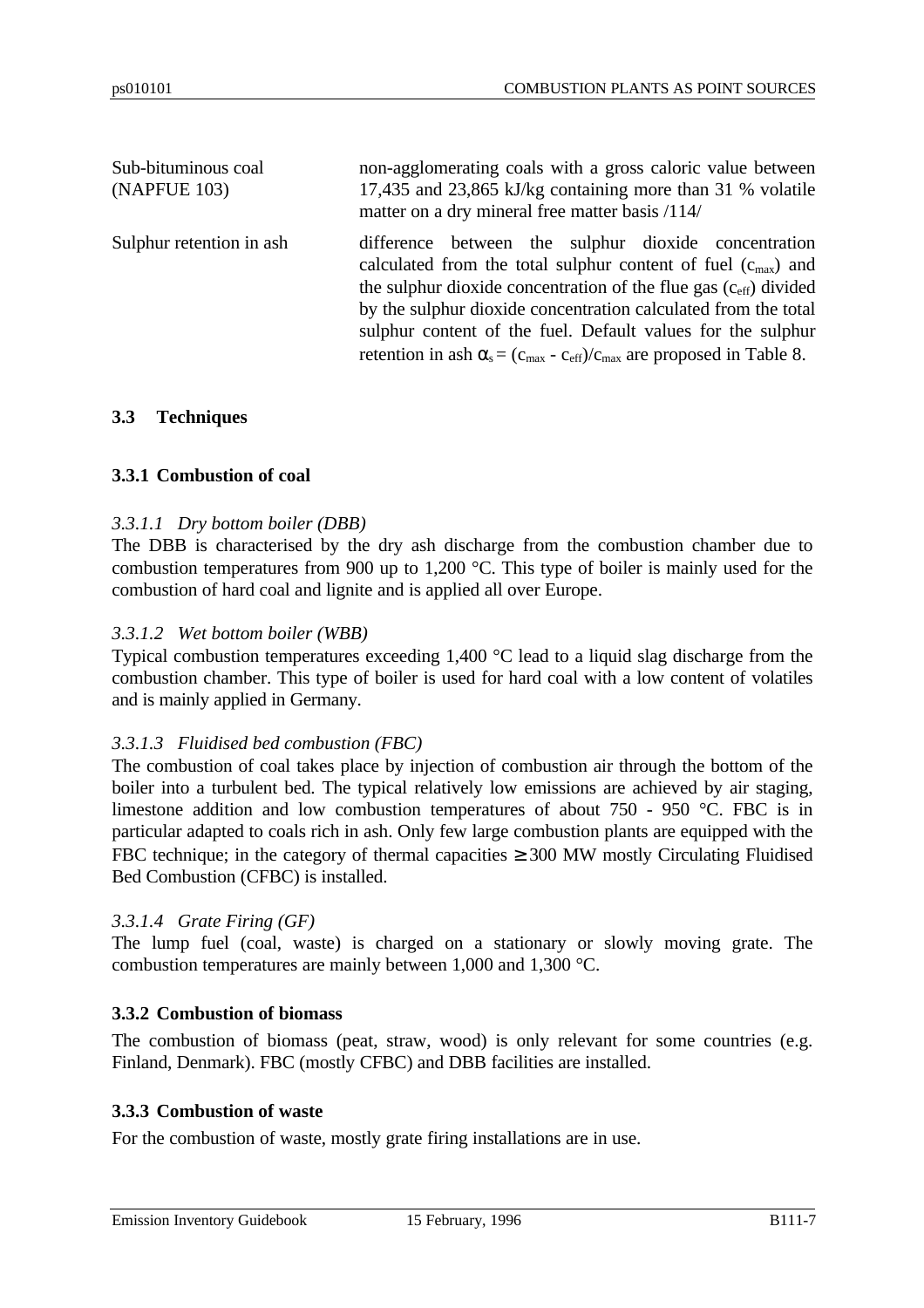| | |
|---|---|
| Sub-bituminous coal (NAPFUE 103) | non-agglomerating coals with a gross caloric value between 17,435 and 23,865 kJ/kg containing more than 31 % volatile matter on a dry mineral free matter basis /114/ |
| Sulphur retention in ash | difference between the sulphur dioxide concentration calculated from the total sulphur content of fuel ($c_{max}$) and the sulphur dioxide concentration of the flue gas ($c_{eff}$) divided by the sulphur dioxide concentration calculated from the total sulphur content of the fuel. Default values for the sulphur retention in ash $\alpha_s = (c_{max} - c_{eff})/c_{max}$ are proposed in Table 8. |

## 3.3 Techniques

### 3.3.1 Combustion of coal

*3.3.1.1 Dry bottom boiler (DBB)*

The DBB is characterised by the dry ash discharge from the combustion chamber due to combustion temperatures from 900 up to 1,200 °C. This type of boiler is mainly used for the combustion of hard coal and lignite and is applied all over Europe.

*3.3.1.2 Wet bottom boiler (WBB)*

Typical combustion temperatures exceeding 1,400 °C lead to a liquid slag discharge from the combustion chamber. This type of boiler is used for hard coal with a low content of volatiles and is mainly applied in Germany.

*3.3.1.3 Fluidised bed combustion (FBC)*

The combustion of coal takes place by injection of combustion air through the bottom of the boiler into a turbulent bed. The typical relatively low emissions are achieved by air staging, limestone addition and low combustion temperatures of about 750 - 950 °C. FBC is in particular adapted to coals rich in ash. Only few large combustion plants are equipped with the FBC technique; in the category of thermal capacities ≥ 300 MW mostly Circulating Fluidised Bed Combustion (CFBC) is installed.

*3.3.1.4 Grate Firing (GF)*

The lump fuel (coal, waste) is charged on a stationary or slowly moving grate. The combustion temperatures are mainly between 1,000 and 1,300 °C.

### 3.3.2 Combustion of biomass

The combustion of biomass (peat, straw, wood) is only relevant for some countries (e.g. Finland, Denmark). FBC (mostly CFBC) and DBB facilities are installed.

### 3.3.3 Combustion of waste

For the combustion of waste, mostly grate firing installations are in use.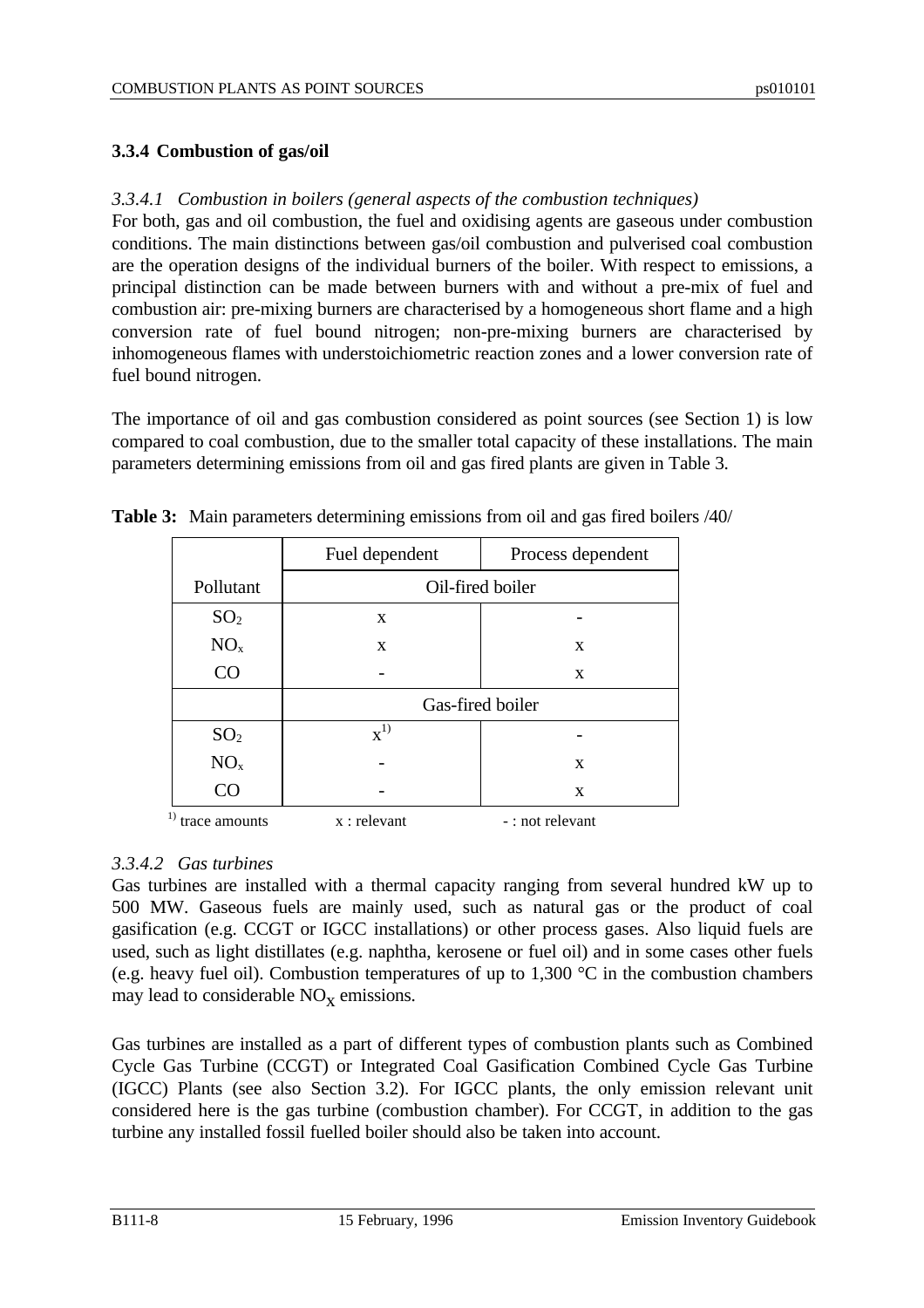### 3.3.4 Combustion of gas/oil

*3.3.4.1 Combustion in boilers (general aspects of the combustion techniques)*

For both, gas and oil combustion, the fuel and oxidising agents are gaseous under combustion conditions. The main distinctions between gas/oil combustion and pulverised coal combustion are the operation designs of the individual burners of the boiler. With respect to emissions, a principal distinction can be made between burners with and without a pre-mix of fuel and combustion air: pre-mixing burners are characterised by a homogeneous short flame and a high conversion rate of fuel bound nitrogen; non-pre-mixing burners are characterised by inhomogeneous flames with understoichiometric reaction zones and a lower conversion rate of fuel bound nitrogen.

The importance of oil and gas combustion considered as point sources (see Section 1) is low compared to coal combustion, due to the smaller total capacity of these installations. The main parameters determining emissions from oil and gas fired plants are given in Table 3.

**Table 3:** Main parameters determining emissions from oil and gas fired boilers /40/

| | Fuel dependent | Process dependent |
|---|---|---|
| Pollutant | Oil-fired boiler | |
| $SO_2$ | x | - |
| $NO_x$ | x | x |
| CO | - | x |
| | Gas-fired boiler | |
| $SO_2$ | x[1] | - |
| $NO_x$ | - | x |
| CO | - | x |

[1] trace amounts x : relevant - : not relevant

*3.3.4.2 Gas turbines*

Gas turbines are installed with a thermal capacity ranging from several hundred kW up to 500 MW. Gaseous fuels are mainly used, such as natural gas or the product of coal gasification (e.g. CCGT or IGCC installations) or other process gases. Also liquid fuels are used, such as light distillates (e.g. naphtha, kerosene or fuel oil) and in some cases other fuels (e.g. heavy fuel oil). Combustion temperatures of up to 1,300 °C in the combustion chambers may lead to considerable $NO_X$ emissions.

Gas turbines are installed as a part of different types of combustion plants such as Combined Cycle Gas Turbine (CCGT) or Integrated Coal Gasification Combined Cycle Gas Turbine (IGCC) Plants (see also Section 3.2). For IGCC plants, the only emission relevant unit considered here is the gas turbine (combustion chamber). For CCGT, in addition to the gas turbine any installed fossil fuelled boiler should also be taken into account.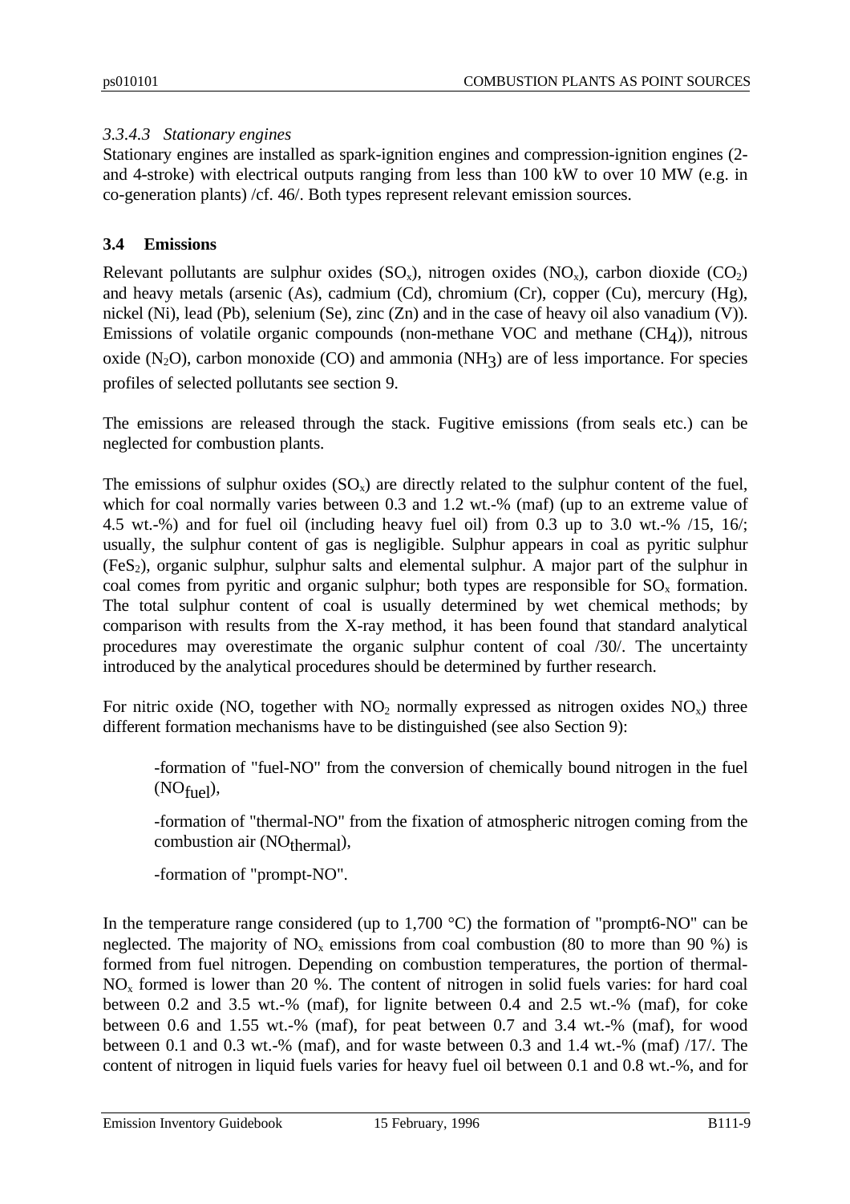### 3.3.4.3 Stationary engines

Stationary engines are installed as spark-ignition engines and compression-ignition engines (2- and 4-stroke) with electrical outputs ranging from less than 100 kW to over 10 MW (e.g. in co-generation plants) /cf. 46/. Both types represent relevant emission sources.

## 3.4 Emissions

Relevant pollutants are sulphur oxides ($SO_x$), nitrogen oxides ($NO_x$), carbon dioxide ($CO_2$) and heavy metals (arsenic (As), cadmium (Cd), chromium (Cr), copper (Cu), mercury (Hg), nickel (Ni), lead (Pb), selenium (Se), zinc (Zn) and in the case of heavy oil also vanadium (V)). Emissions of volatile organic compounds (non-methane VOC and methane ($CH_4$)), nitrous oxide ($N_2O$), carbon monoxide (CO) and ammonia ($NH_3$) are of less importance. For species profiles of selected pollutants see section 9.

The emissions are released through the stack. Fugitive emissions (from seals etc.) can be neglected for combustion plants.

The emissions of sulphur oxides ($SO_x$) are directly related to the sulphur content of the fuel, which for coal normally varies between 0.3 and 1.2 wt.-% (maf) (up to an extreme value of 4.5 wt.-%) and for fuel oil (including heavy fuel oil) from 0.3 up to 3.0 wt.-% /15, 16/; usually, the sulphur content of gas is negligible. Sulphur appears in coal as pyritic sulphur ($FeS_2$), organic sulphur, sulphur salts and elemental sulphur. A major part of the sulphur in coal comes from pyritic and organic sulphur; both types are responsible for $SO_x$ formation. The total sulphur content of coal is usually determined by wet chemical methods; by comparison with results from the X-ray method, it has been found that standard analytical procedures may overestimate the organic sulphur content of coal /30/. The uncertainty introduced by the analytical procedures should be determined by further research.

For nitric oxide (NO, together with $NO_2$ normally expressed as nitrogen oxides $NO_x$) three different formation mechanisms have to be distinguished (see also Section 9):

-formation of "fuel-NO" from the conversion of chemically bound nitrogen in the fuel ($NO_{fuel}$),

-formation of "thermal-NO" from the fixation of atmospheric nitrogen coming from the combustion air ($NO_{thermal}$),

-formation of "prompt-NO".

In the temperature range considered (up to 1,700 °C) the formation of "prompt6-NO" can be neglected. The majority of $NO_x$ emissions from coal combustion (80 to more than 90 %) is formed from fuel nitrogen. Depending on combustion temperatures, the portion of thermal-$NO_x$ formed is lower than 20 %. The content of nitrogen in solid fuels varies: for hard coal between 0.2 and 3.5 wt.-% (maf), for lignite between 0.4 and 2.5 wt.-% (maf), for coke between 0.6 and 1.55 wt.-% (maf), for peat between 0.7 and 3.4 wt.-% (maf), for wood between 0.1 and 0.3 wt.-% (maf), and for waste between 0.3 and 1.4 wt.-% (maf) /17/. The content of nitrogen in liquid fuels varies for heavy fuel oil between 0.1 and 0.8 wt.-%, and for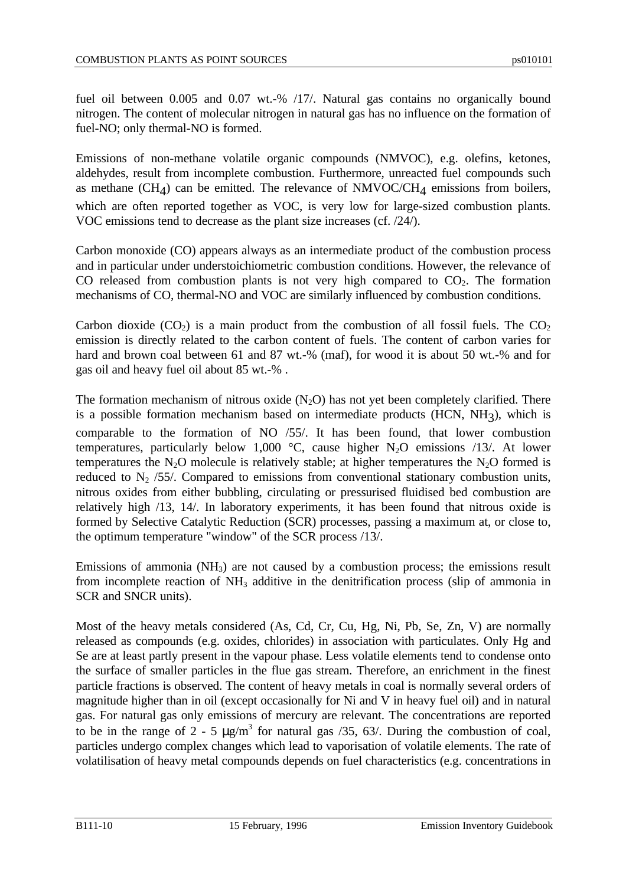fuel oil between 0.005 and 0.07 wt.-% /17/. Natural gas contains no organically bound nitrogen. The content of molecular nitrogen in natural gas has no influence on the formation of fuel-NO; only thermal-NO is formed.

Emissions of non-methane volatile organic compounds (NMVOC), e.g. olefins, ketones, aldehydes, result from incomplete combustion. Furthermore, unreacted fuel compounds such as methane ($CH_4$) can be emitted. The relevance of NMVOC/$CH_4$ emissions from boilers, which are often reported together as VOC, is very low for large-sized combustion plants. VOC emissions tend to decrease as the plant size increases (cf. /24/).

Carbon monoxide (CO) appears always as an intermediate product of the combustion process and in particular under understoichiometric combustion conditions. However, the relevance of CO released from combustion plants is not very high compared to $CO_2$. The formation mechanisms of CO, thermal-NO and VOC are similarly influenced by combustion conditions.

Carbon dioxide ($CO_2$) is a main product from the combustion of all fossil fuels. The $CO_2$ emission is directly related to the carbon content of fuels. The content of carbon varies for hard and brown coal between 61 and 87 wt.-% (maf), for wood it is about 50 wt.-% and for gas oil and heavy fuel oil about 85 wt.-% .

The formation mechanism of nitrous oxide ($N_2O$) has not yet been completely clarified. There is a possible formation mechanism based on intermediate products (HCN, $NH_3$), which is comparable to the formation of NO /55/. It has been found, that lower combustion temperatures, particularly below 1,000 °C, cause higher $N_2O$ emissions /13/. At lower temperatures the $N_2O$ molecule is relatively stable; at higher temperatures the $N_2O$ formed is reduced to $N_2$ /55/. Compared to emissions from conventional stationary combustion units, nitrous oxides from either bubbling, circulating or pressurised fluidised bed combustion are relatively high /13, 14/. In laboratory experiments, it has been found that nitrous oxide is formed by Selective Catalytic Reduction (SCR) processes, passing a maximum at, or close to, the optimum temperature "window" of the SCR process /13/.

Emissions of ammonia ($NH_3$) are not caused by a combustion process; the emissions result from incomplete reaction of $NH_3$ additive in the denitrification process (slip of ammonia in SCR and SNCR units).

Most of the heavy metals considered (As, Cd, Cr, Cu, Hg, Ni, Pb, Se, Zn, V) are normally released as compounds (e.g. oxides, chlorides) in association with particulates. Only Hg and Se are at least partly present in the vapour phase. Less volatile elements tend to condense onto the surface of smaller particles in the flue gas stream. Therefore, an enrichment in the finest particle fractions is observed. The content of heavy metals in coal is normally several orders of magnitude higher than in oil (except occasionally for Ni and V in heavy fuel oil) and in natural gas. For natural gas only emissions of mercury are relevant. The concentrations are reported to be in the range of 2 - 5 $\mu g/m^3$ for natural gas /35, 63/. During the combustion of coal, particles undergo complex changes which lead to vaporisation of volatile elements. The rate of volatilisation of heavy metal compounds depends on fuel characteristics (e.g. concentrations in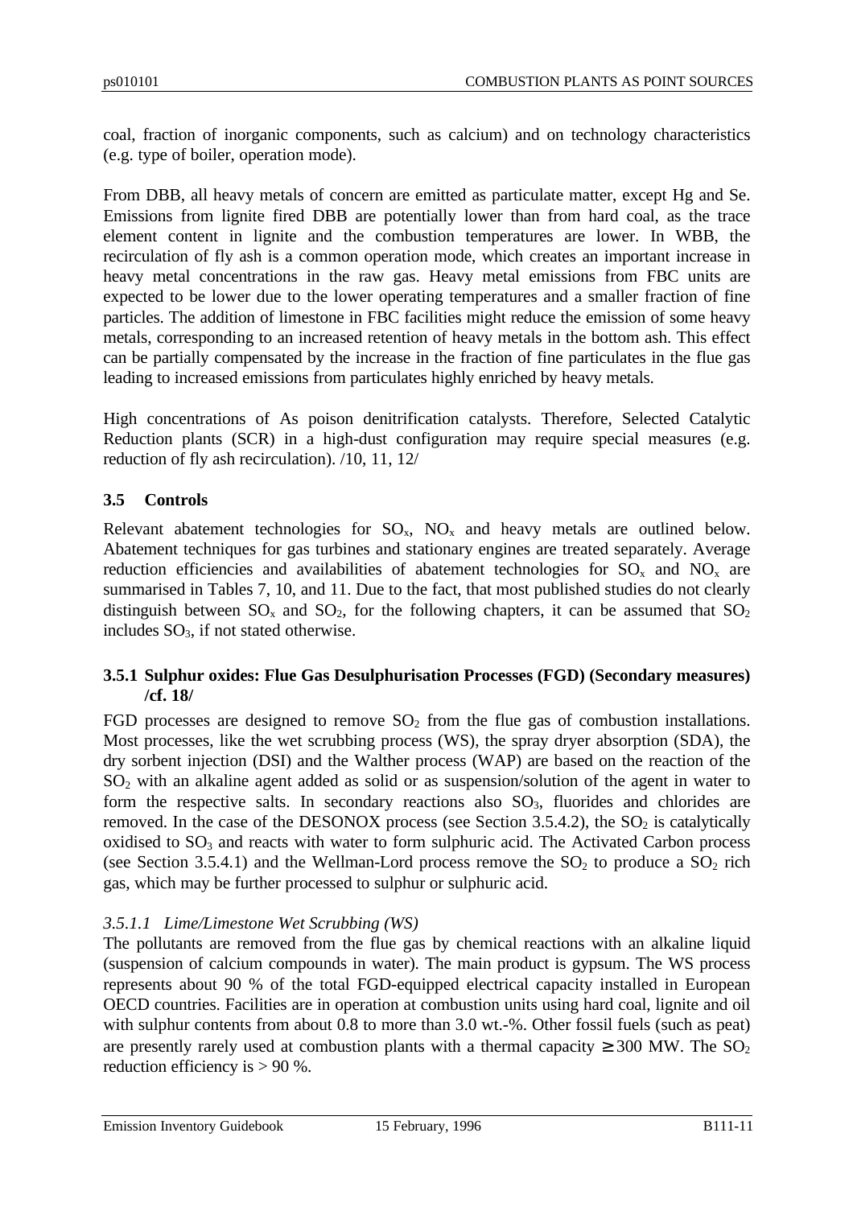coal, fraction of inorganic components, such as calcium) and on technology characteristics (e.g. type of boiler, operation mode).

From DBB, all heavy metals of concern are emitted as particulate matter, except Hg and Se. Emissions from lignite fired DBB are potentially lower than from hard coal, as the trace element content in lignite and the combustion temperatures are lower. In WBB, the recirculation of fly ash is a common operation mode, which creates an important increase in heavy metal concentrations in the raw gas. Heavy metal emissions from FBC units are expected to be lower due to the lower operating temperatures and a smaller fraction of fine particles. The addition of limestone in FBC facilities might reduce the emission of some heavy metals, corresponding to an increased retention of heavy metals in the bottom ash. This effect can be partially compensated by the increase in the fraction of fine particulates in the flue gas leading to increased emissions from particulates highly enriched by heavy metals.

High concentrations of As poison denitrification catalysts. Therefore, Selected Catalytic Reduction plants (SCR) in a high-dust configuration may require special measures (e.g. reduction of fly ash recirculation). /10, 11, 12/

## 3.5 Controls

Relevant abatement technologies for $SO_x$, $NO_x$ and heavy metals are outlined below. Abatement techniques for gas turbines and stationary engines are treated separately. Average reduction efficiencies and availabilities of abatement technologies for $SO_x$ and $NO_x$ are summarised in Tables 7, 10, and 11. Due to the fact, that most published studies do not clearly distinguish between $SO_x$ and $SO_2$, for the following chapters, it can be assumed that $SO_2$ includes $SO_3$, if not stated otherwise.

### 3.5.1 Sulphur oxides: Flue Gas Desulphurisation Processes (FGD) (Secondary measures) /cf. 18/

FGD processes are designed to remove $SO_2$ from the flue gas of combustion installations. Most processes, like the wet scrubbing process (WS), the spray dryer absorption (SDA), the dry sorbent injection (DSI) and the Walther process (WAP) are based on the reaction of the $SO_2$ with an alkaline agent added as solid or as suspension/solution of the agent in water to form the respective salts. In secondary reactions also $SO_3$, fluorides and chlorides are removed. In the case of the DESONOX process (see Section 3.5.4.2), the $SO_2$ is catalytically oxidised to $SO_3$ and reacts with water to form sulphuric acid. The Activated Carbon process (see Section 3.5.4.1) and the Wellman-Lord process remove the $SO_2$ to produce a $SO_2$ rich gas, which may be further processed to sulphur or sulphuric acid.

#### *3.5.1.1 Lime/Limestone Wet Scrubbing (WS)*

The pollutants are removed from the flue gas by chemical reactions with an alkaline liquid (suspension of calcium compounds in water). The main product is gypsum. The WS process represents about 90 % of the total FGD-equipped electrical capacity installed in European OECD countries. Facilities are in operation at combustion units using hard coal, lignite and oil with sulphur contents from about 0.8 to more than 3.0 wt.-%. Other fossil fuels (such as peat) are presently rarely used at combustion plants with a thermal capacity $\geq$ 300 MW. The $SO_2$ reduction efficiency is > 90 %.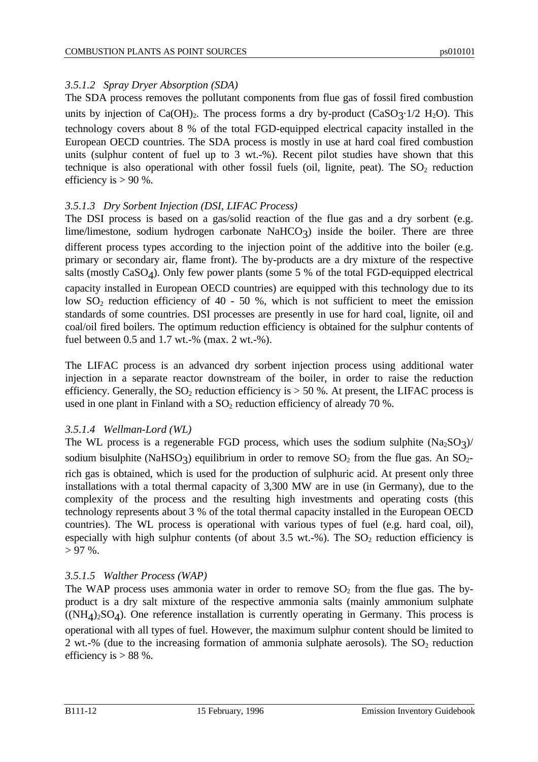#### *3.5.1.2 Spray Dryer Absorption (SDA)*

The SDA process removes the pollutant components from flue gas of fossil fired combustion units by injection of $Ca(OH)_2$. The process forms a dry by-product ($CaSO_3 \cdot 1/2\ H_2O$). This technology covers about 8 % of the total FGD-equipped electrical capacity installed in the European OECD countries. The SDA process is mostly in use at hard coal fired combustion units (sulphur content of fuel up to 3 wt.-%). Recent pilot studies have shown that this technique is also operational with other fossil fuels (oil, lignite, peat). The $SO_2$ reduction efficiency is > 90 %.

#### *3.5.1.3 Dry Sorbent Injection (DSI, LIFAC Process)*

The DSI process is based on a gas/solid reaction of the flue gas and a dry sorbent (e.g. lime/limestone, sodium hydrogen carbonate $NaHCO_3$) inside the boiler. There are three different process types according to the injection point of the additive into the boiler (e.g. primary or secondary air, flame front). The by-products are a dry mixture of the respective salts (mostly $CaSO_4$). Only few power plants (some 5 % of the total FGD-equipped electrical capacity installed in European OECD countries) are equipped with this technology due to its low $SO_2$ reduction efficiency of 40 - 50 %, which is not sufficient to meet the emission standards of some countries. DSI processes are presently in use for hard coal, lignite, oil and coal/oil fired boilers. The optimum reduction efficiency is obtained for the sulphur contents of fuel between 0.5 and 1.7 wt.-% (max. 2 wt.-%).

The LIFAC process is an advanced dry sorbent injection process using additional water injection in a separate reactor downstream of the boiler, in order to raise the reduction efficiency. Generally, the $SO_2$ reduction efficiency is > 50 %. At present, the LIFAC process is used in one plant in Finland with a $SO_2$ reduction efficiency of already 70 %.

#### *3.5.1.4 Wellman-Lord (WL)*

The WL process is a regenerable FGD process, which uses the sodium sulphite ($Na_2SO_3$)/ sodium bisulphite ($NaHSO_3$) equilibrium in order to remove $SO_2$ from the flue gas. An $SO_2$-rich gas is obtained, which is used for the production of sulphuric acid. At present only three installations with a total thermal capacity of 3,300 MW are in use (in Germany), due to the complexity of the process and the resulting high investments and operating costs (this technology represents about 3 % of the total thermal capacity installed in the European OECD countries). The WL process is operational with various types of fuel (e.g. hard coal, oil), especially with high sulphur contents (of about 3.5 wt.-%). The $SO_2$ reduction efficiency is > 97 %.

#### *3.5.1.5 Walther Process (WAP)*

The WAP process uses ammonia water in order to remove $SO_2$ from the flue gas. The by-product is a dry salt mixture of the respective ammonia salts (mainly ammonium sulphate ($(NH_4)_2SO_4$). One reference installation is currently operating in Germany. This process is operational with all types of fuel. However, the maximum sulphur content should be limited to 2 wt.-% (due to the increasing formation of ammonia sulphate aerosols). The $SO_2$ reduction efficiency is > 88 %.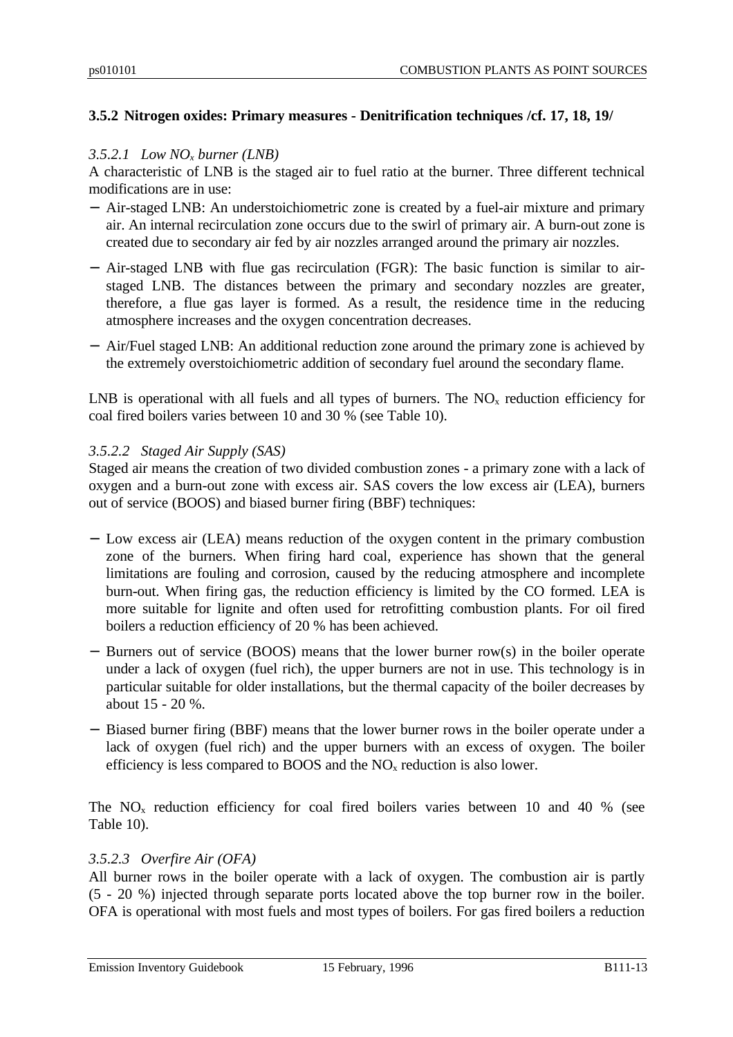### 3.5.2 Nitrogen oxides: Primary measures - Denitrification techniques /cf. 17, 18, 19/

#### *3.5.2.1 Low $NO_x$ burner (LNB)*

A characteristic of LNB is the staged air to fuel ratio at the burner. Three different technical modifications are in use:

- Air-staged LNB: An understoichiometric zone is created by a fuel-air mixture and primary air. An internal recirculation zone occurs due to the swirl of primary air. A burn-out zone is created due to secondary air fed by air nozzles arranged around the primary air nozzles.
- Air-staged LNB with flue gas recirculation (FGR): The basic function is similar to air-staged LNB. The distances between the primary and secondary nozzles are greater, therefore, a flue gas layer is formed. As a result, the residence time in the reducing atmosphere increases and the oxygen concentration decreases.
- Air/Fuel staged LNB: An additional reduction zone around the primary zone is achieved by the extremely overstoichiometric addition of secondary fuel around the secondary flame.

LNB is operational with all fuels and all types of burners. The $NO_x$ reduction efficiency for coal fired boilers varies between 10 and 30 % (see Table 10).

#### *3.5.2.2 Staged Air Supply (SAS)*

Staged air means the creation of two divided combustion zones - a primary zone with a lack of oxygen and a burn-out zone with excess air. SAS covers the low excess air (LEA), burners out of service (BOOS) and biased burner firing (BBF) techniques:

- Low excess air (LEA) means reduction of the oxygen content in the primary combustion zone of the burners. When firing hard coal, experience has shown that the general limitations are fouling and corrosion, caused by the reducing atmosphere and incomplete burn-out. When firing gas, the reduction efficiency is limited by the CO formed. LEA is more suitable for lignite and often used for retrofitting combustion plants. For oil fired boilers a reduction efficiency of 20 % has been achieved.
- Burners out of service (BOOS) means that the lower burner row(s) in the boiler operate under a lack of oxygen (fuel rich), the upper burners are not in use. This technology is in particular suitable for older installations, but the thermal capacity of the boiler decreases by about 15 - 20 %.
- Biased burner firing (BBF) means that the lower burner rows in the boiler operate under a lack of oxygen (fuel rich) and the upper burners with an excess of oxygen. The boiler efficiency is less compared to BOOS and the $NO_x$ reduction is also lower.

The $NO_x$ reduction efficiency for coal fired boilers varies between 10 and 40 % (see Table 10).

#### *3.5.2.3 Overfire Air (OFA)*

All burner rows in the boiler operate with a lack of oxygen. The combustion air is partly (5 - 20 %) injected through separate ports located above the top burner row in the boiler. OFA is operational with most fuels and most types of boilers. For gas fired boilers a reduction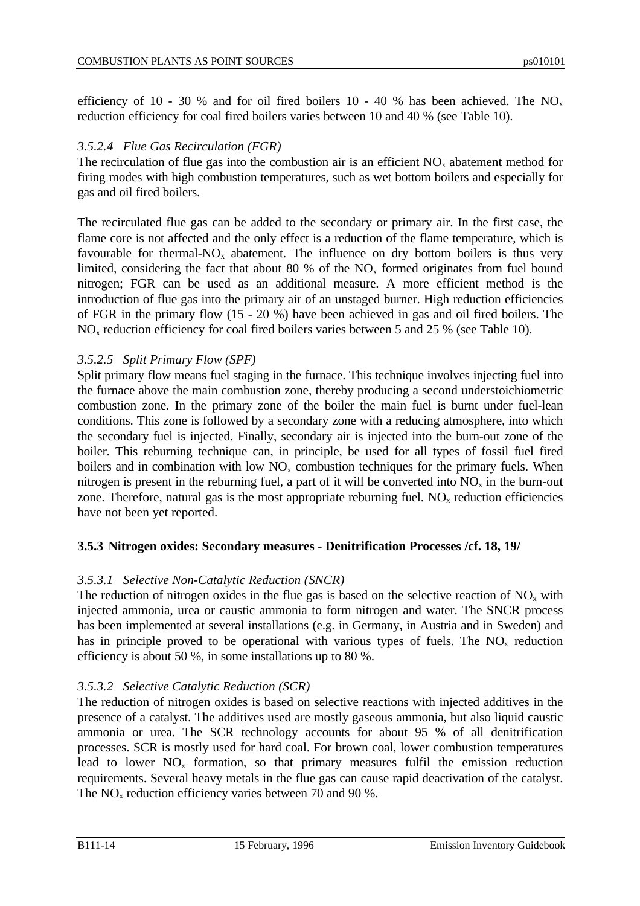efficiency of 10 - 30 % and for oil fired boilers 10 - 40 % has been achieved. The $NO_x$ reduction efficiency for coal fired boilers varies between 10 and 40 % (see Table 10).

#### *3.5.2.4 Flue Gas Recirculation (FGR)*

The recirculation of flue gas into the combustion air is an efficient $NO_x$ abatement method for firing modes with high combustion temperatures, such as wet bottom boilers and especially for gas and oil fired boilers.

The recirculated flue gas can be added to the secondary or primary air. In the first case, the flame core is not affected and the only effect is a reduction of the flame temperature, which is favourable for thermal-$NO_x$ abatement. The influence on dry bottom boilers is thus very limited, considering the fact that about 80 % of the $NO_x$ formed originates from fuel bound nitrogen; FGR can be used as an additional measure. A more efficient method is the introduction of flue gas into the primary air of an unstaged burner. High reduction efficiencies of FGR in the primary flow (15 - 20 %) have been achieved in gas and oil fired boilers. The $NO_x$ reduction efficiency for coal fired boilers varies between 5 and 25 % (see Table 10).

#### *3.5.2.5 Split Primary Flow (SPF)*

Split primary flow means fuel staging in the furnace. This technique involves injecting fuel into the furnace above the main combustion zone, thereby producing a second understoichiometric combustion zone. In the primary zone of the boiler the main fuel is burnt under fuel-lean conditions. This zone is followed by a secondary zone with a reducing atmosphere, into which the secondary fuel is injected. Finally, secondary air is injected into the burn-out zone of the boiler. This reburning technique can, in principle, be used for all types of fossil fuel fired boilers and in combination with low $NO_x$ combustion techniques for the primary fuels. When nitrogen is present in the reburning fuel, a part of it will be converted into $NO_x$ in the burn-out zone. Therefore, natural gas is the most appropriate reburning fuel. $NO_x$ reduction efficiencies have not been yet reported.

### 3.5.3 Nitrogen oxides: Secondary measures - Denitrification Processes /cf. 18, 19/

#### *3.5.3.1 Selective Non-Catalytic Reduction (SNCR)*

The reduction of nitrogen oxides in the flue gas is based on the selective reaction of $NO_x$ with injected ammonia, urea or caustic ammonia to form nitrogen and water. The SNCR process has been implemented at several installations (e.g. in Germany, in Austria and in Sweden) and has in principle proved to be operational with various types of fuels. The $NO_x$ reduction efficiency is about 50 %, in some installations up to 80 %.

#### *3.5.3.2 Selective Catalytic Reduction (SCR)*

The reduction of nitrogen oxides is based on selective reactions with injected additives in the presence of a catalyst. The additives used are mostly gaseous ammonia, but also liquid caustic ammonia or urea. The SCR technology accounts for about 95 % of all denitrification processes. SCR is mostly used for hard coal. For brown coal, lower combustion temperatures lead to lower $NO_x$ formation, so that primary measures fulfil the emission reduction requirements. Several heavy metals in the flue gas can cause rapid deactivation of the catalyst. The $NO_x$ reduction efficiency varies between 70 and 90 %.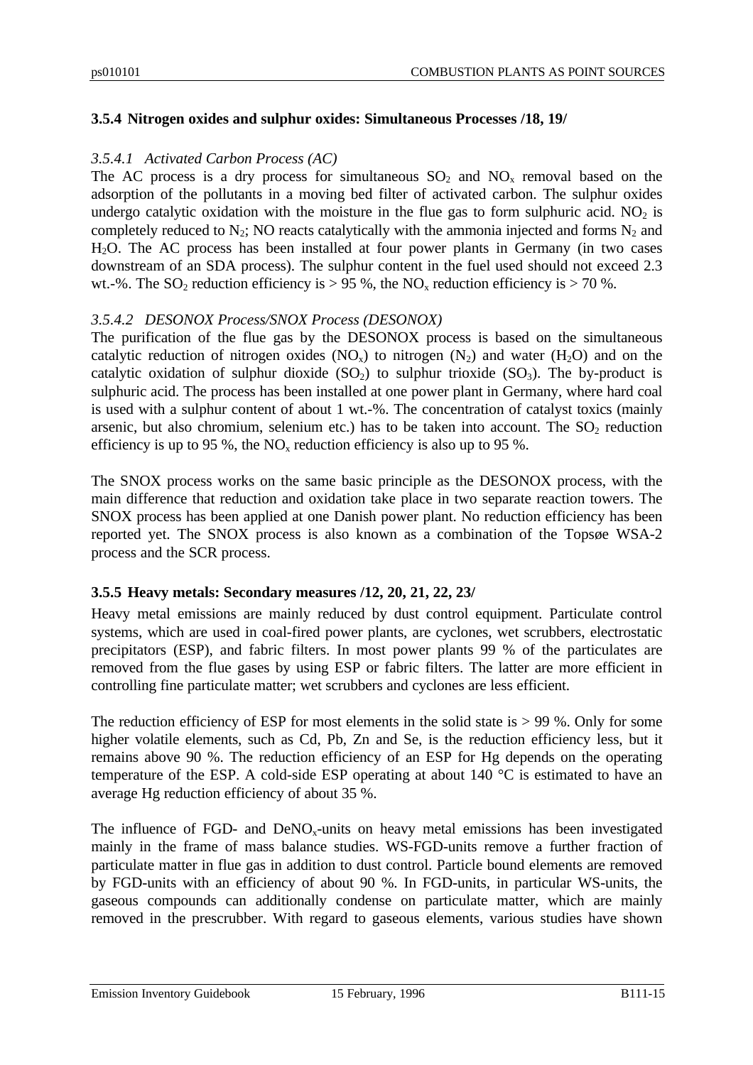### 3.5.4 Nitrogen oxides and sulphur oxides: Simultaneous Processes /18, 19/

*3.5.4.1 Activated Carbon Process (AC)*

The AC process is a dry process for simultaneous $SO_2$ and $NO_x$ removal based on the adsorption of the pollutants in a moving bed filter of activated carbon. The sulphur oxides undergo catalytic oxidation with the moisture in the flue gas to form sulphuric acid. $NO_2$ is completely reduced to $N_2$; NO reacts catalytically with the ammonia injected and forms $N_2$ and $H_2O$. The AC process has been installed at four power plants in Germany (in two cases downstream of an SDA process). The sulphur content in the fuel used should not exceed 2.3 wt.-%. The $SO_2$ reduction efficiency is > 95 %, the $NO_x$ reduction efficiency is > 70 %.

*3.5.4.2 DESONOX Process/SNOX Process (DESONOX)*

The purification of the flue gas by the DESONOX process is based on the simultaneous catalytic reduction of nitrogen oxides ($NO_x$) to nitrogen ($N_2$) and water ($H_2O$) and on the catalytic oxidation of sulphur dioxide ($SO_2$) to sulphur trioxide ($SO_3$). The by-product is sulphuric acid. The process has been installed at one power plant in Germany, where hard coal is used with a sulphur content of about 1 wt.-%. The concentration of catalyst toxics (mainly arsenic, but also chromium, selenium etc.) has to be taken into account. The $SO_2$ reduction efficiency is up to 95 %, the $NO_x$ reduction efficiency is also up to 95 %.

The SNOX process works on the same basic principle as the DESONOX process, with the main difference that reduction and oxidation take place in two separate reaction towers. The SNOX process has been applied at one Danish power plant. No reduction efficiency has been reported yet. The SNOX process is also known as a combination of the Topsøe WSA-2 process and the SCR process.

### 3.5.5 Heavy metals: Secondary measures /12, 20, 21, 22, 23/

Heavy metal emissions are mainly reduced by dust control equipment. Particulate control systems, which are used in coal-fired power plants, are cyclones, wet scrubbers, electrostatic precipitators (ESP), and fabric filters. In most power plants 99 % of the particulates are removed from the flue gases by using ESP or fabric filters. The latter are more efficient in controlling fine particulate matter; wet scrubbers and cyclones are less efficient.

The reduction efficiency of ESP for most elements in the solid state is > 99 %. Only for some higher volatile elements, such as Cd, Pb, Zn and Se, is the reduction efficiency less, but it remains above 90 %. The reduction efficiency of an ESP for Hg depends on the operating temperature of the ESP. A cold-side ESP operating at about 140 °C is estimated to have an average Hg reduction efficiency of about 35 %.

The influence of FGD- and $DeNO_x$-units on heavy metal emissions has been investigated mainly in the frame of mass balance studies. WS-FGD-units remove a further fraction of particulate matter in flue gas in addition to dust control. Particle bound elements are removed by FGD-units with an efficiency of about 90 %. In FGD-units, in particular WS-units, the gaseous compounds can additionally condense on particulate matter, which are mainly removed in the prescrubber. With regard to gaseous elements, various studies have shown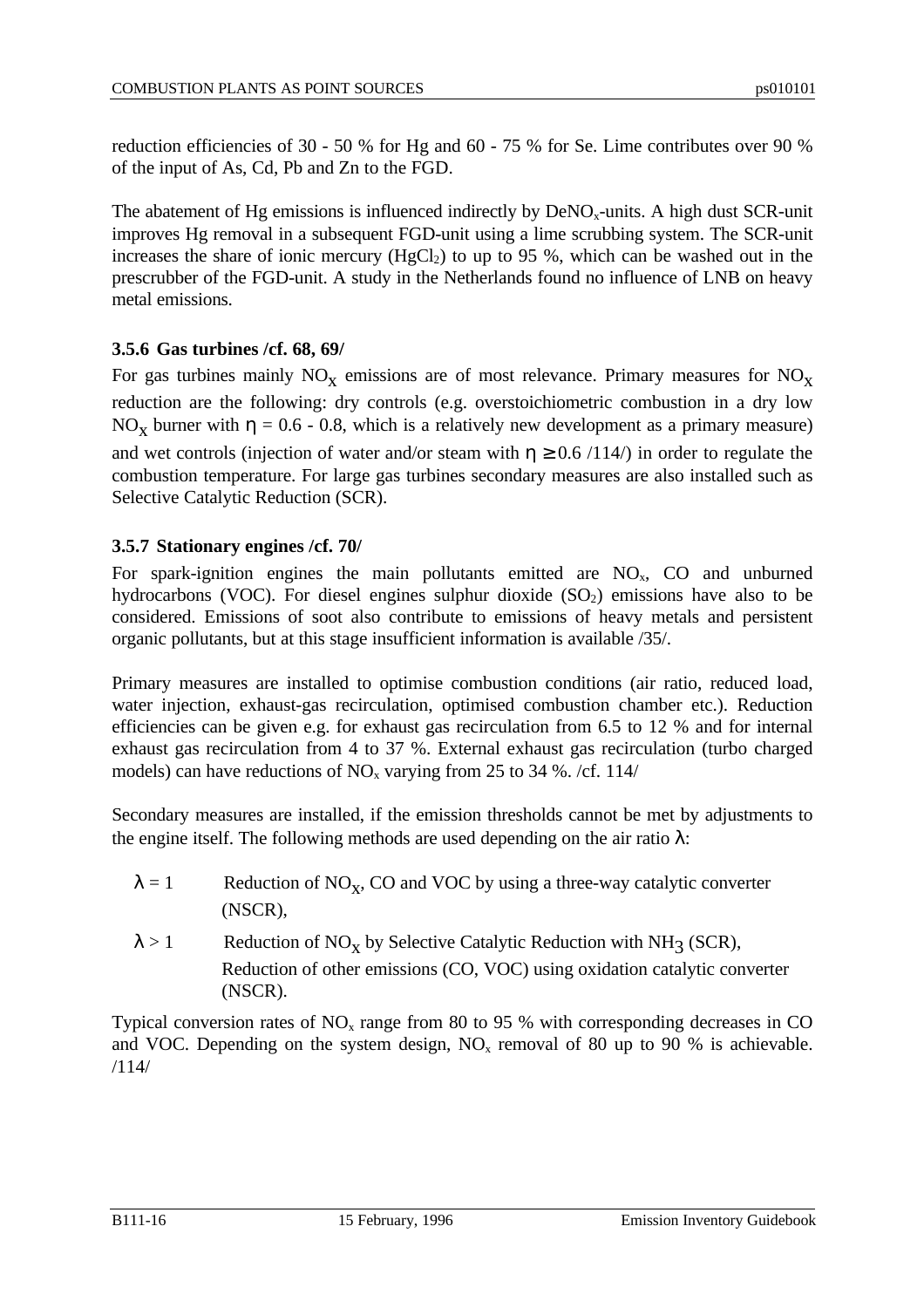reduction efficiencies of 30 - 50 % for Hg and 60 - 75 % for Se. Lime contributes over 90 % of the input of As, Cd, Pb and Zn to the FGD.

The abatement of Hg emissions is influenced indirectly by $DeNO_x$-units. A high dust SCR-unit improves Hg removal in a subsequent FGD-unit using a lime scrubbing system. The SCR-unit increases the share of ionic mercury ($HgCl_2$) to up to 95 %, which can be washed out in the prescrubber of the FGD-unit. A study in the Netherlands found no influence of LNB on heavy metal emissions.

### 3.5.6 Gas turbines /cf. 68, 69/

For gas turbines mainly $NO_X$ emissions are of most relevance. Primary measures for $NO_X$ reduction are the following: dry controls (e.g. overstoichiometric combustion in a dry low $NO_X$ burner with $\eta = 0.6 - 0.8$, which is a relatively new development as a primary measure) and wet controls (injection of water and/or steam with $\eta \geq 0.6$ /114/) in order to regulate the combustion temperature. For large gas turbines secondary measures are also installed such as Selective Catalytic Reduction (SCR).

### 3.5.7 Stationary engines /cf. 70/

For spark-ignition engines the main pollutants emitted are $NO_x$, CO and unburned hydrocarbons (VOC). For diesel engines sulphur dioxide ($SO_2$) emissions have also to be considered. Emissions of soot also contribute to emissions of heavy metals and persistent organic pollutants, but at this stage insufficient information is available /35/.

Primary measures are installed to optimise combustion conditions (air ratio, reduced load, water injection, exhaust-gas recirculation, optimised combustion chamber etc.). Reduction efficiencies can be given e.g. for exhaust gas recirculation from 6.5 to 12 % and for internal exhaust gas recirculation from 4 to 37 %. External exhaust gas recirculation (turbo charged models) can have reductions of $NO_x$ varying from 25 to 34 %. /cf. 114/

Secondary measures are installed, if the emission thresholds cannot be met by adjustments to the engine itself. The following methods are used depending on the air ratio $\lambda$:

- $\lambda = 1$ Reduction of $NO_X$, CO and VOC by using a three-way catalytic converter (NSCR),
- $\lambda > 1$ Reduction of $NO_X$ by Selective Catalytic Reduction with $NH_3$ (SCR), Reduction of other emissions (CO, VOC) using oxidation catalytic converter (NSCR).

Typical conversion rates of $NO_x$ range from 80 to 95 % with corresponding decreases in CO and VOC. Depending on the system design, $NO_x$ removal of 80 up to 90 % is achievable. /114/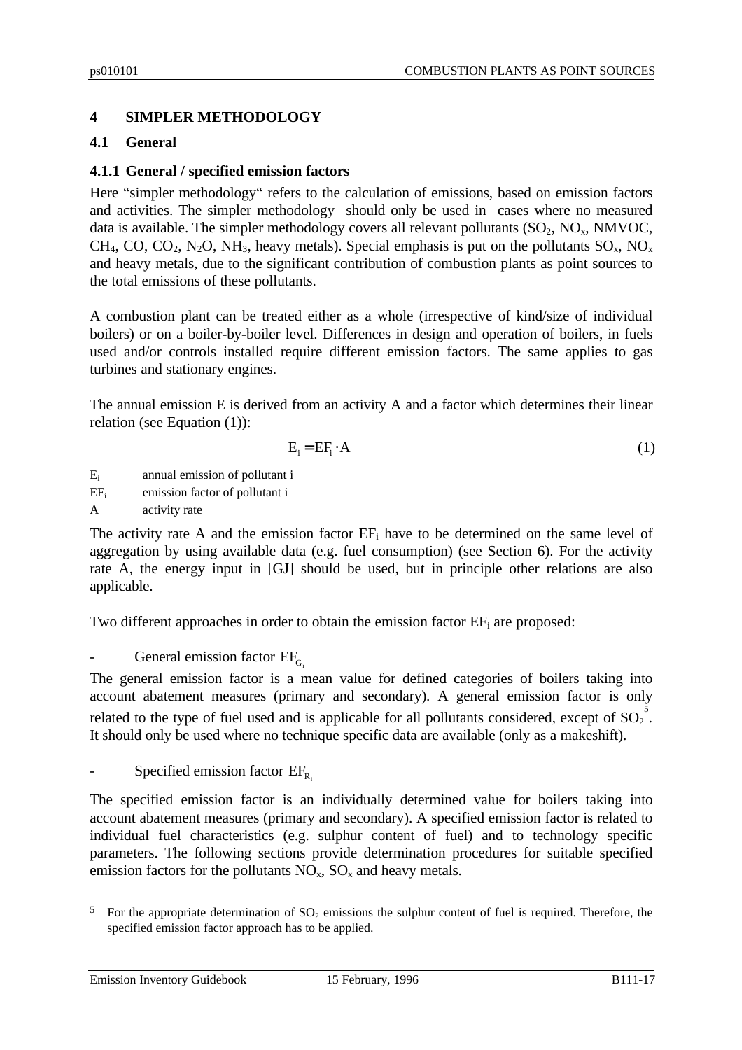# 4 SIMPLER METHODOLOGY

## 4.1 General

### 4.1.1 General / specified emission factors

Here "simpler methodology" refers to the calculation of emissions, based on emission factors and activities. The simpler methodology should only be used in cases where no measured data is available. The simpler methodology covers all relevant pollutants ($SO_2$, $NO_x$, NMVOC, $CH_4$, CO, $CO_2$, $N_2O$, $NH_3$, heavy metals). Special emphasis is put on the pollutants $SO_x$, $NO_x$ and heavy metals, due to the significant contribution of combustion plants as point sources to the total emissions of these pollutants.

A combustion plant can be treated either as a whole (irrespective of kind/size of individual boilers) or on a boiler-by-boiler level. Differences in design and operation of boilers, in fuels used and/or controls installed require different emission factors. The same applies to gas turbines and stationary engines.

The annual emission E is derived from an activity A and a factor which determines their linear relation (see Equation (1)):

$$E_i = EF_i \cdot A \tag{1}$$

$E_i$ annual emission of pollutant i

$EF_i$ emission factor of pollutant i

A activity rate

The activity rate A and the emission factor $EF_i$ have to be determined on the same level of aggregation by using available data (e.g. fuel consumption) (see Section 6). For the activity rate A, the energy input in [GJ] should be used, but in principle other relations are also applicable.

Two different approaches in order to obtain the emission factor $EF_i$ are proposed:

- General emission factor $EF_{G_i}$

The general emission factor is a mean value for defined categories of boilers taking into account abatement measures (primary and secondary). A general emission factor is only related to the type of fuel used and is applicable for all pollutants considered, except of $SO_2$[5]. It should only be used where no technique specific data are available (only as a makeshift).

- Specified emission factor $EF_{R_i}$

The specified emission factor is an individually determined value for boilers taking into account abatement measures (primary and secondary). A specified emission factor is related to individual fuel characteristics (e.g. sulphur content of fuel) and to technology specific parameters. The following sections provide determination procedures for suitable specified emission factors for the pollutants $NO_x$, $SO_x$ and heavy metals.

---

[5] For the appropriate determination of $SO_2$ emissions the sulphur content of fuel is required. Therefore, the specified emission factor approach has to be applied.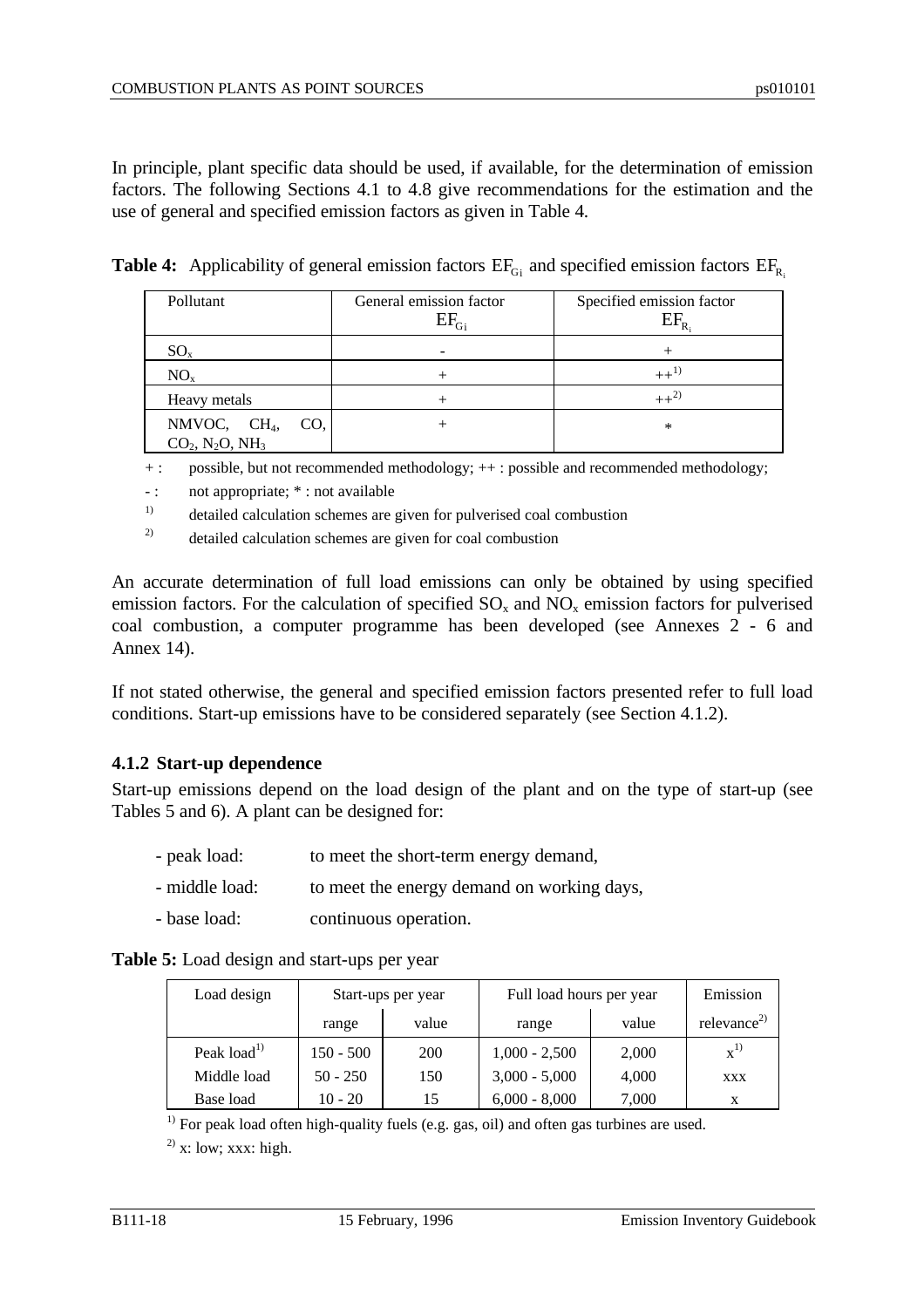In principle, plant specific data should be used, if available, for the determination of emission factors. The following Sections 4.1 to 4.8 give recommendations for the estimation and the use of general and specified emission factors as given in Table 4.

**Table 4:** Applicability of general emission factors $EF_{G_i}$ and specified emission factors $EF_{R_i}$

| Pollutant | General emission factor $EF_{G_i}$ | Specified emission factor $EF_{R_i}$ |
|---|---|---|
| $SO_x$ | - | + |
| $NO_x$ | + | ++[1)] |
| Heavy metals | + | ++[2)] |
| NMVOC, $CH_4$, CO, $CO_2$, $N_2O$, $NH_3$ | + | * |

+ : possible, but not recommended methodology; ++ : possible and recommended methodology;

- : not appropriate; * : not available

[1)] detailed calculation schemes are given for pulverised coal combustion

[2)] detailed calculation schemes are given for coal combustion

An accurate determination of full load emissions can only be obtained by using specified emission factors. For the calculation of specified $SO_x$ and $NO_x$ emission factors for pulverised coal combustion, a computer programme has been developed (see Annexes 2 - 6 and Annex 14).

If not stated otherwise, the general and specified emission factors presented refer to full load conditions. Start-up emissions have to be considered separately (see Section 4.1.2).

### 4.1.2 Start-up dependence

Start-up emissions depend on the load design of the plant and on the type of start-up (see Tables 5 and 6). A plant can be designed for:

- peak load: to meet the short-term energy demand,
- middle load: to meet the energy demand on working days,
- base load: continuous operation.

**Table 5:** Load design and start-ups per year

| Load design | Start-ups per year | | Full load hours per year | | Emission |
|---|---|---|---|---|---|
| | range | value | range | value | relevance[2)] |
| Peak load[1)] | 150 - 500 | 200 | 1,000 - 2,500 | 2,000 | x[1)] |
| Middle load | 50 - 250 | 150 | 3,000 - 5,000 | 4,000 | xxx |
| Base load | 10 - 20 | 15 | 6,000 - 8,000 | 7,000 | x |

[1)] For peak load often high-quality fuels (e.g. gas, oil) and often gas turbines are used.

[2)] x: low; xxx: high.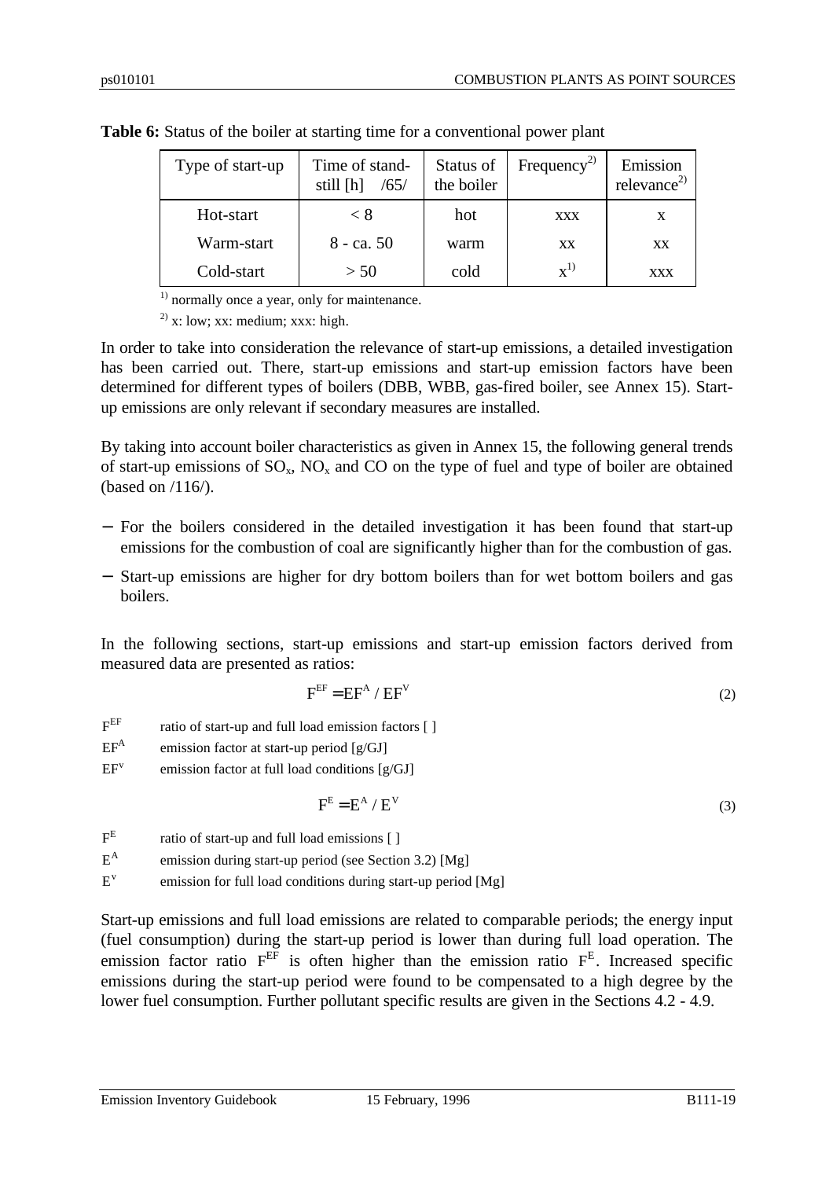**Table 6:** Status of the boiler at starting time for a conventional power plant

| Type of start-up | Time of stand-still [h] /65/ | Status of the boiler | Frequency[2] | Emission relevance[2] |
|---|---|---|---|---|
| Hot-start | < 8 | hot | xxx | x |
| Warm-start | 8 - ca. 50 | warm | xx | xx |
| Cold-start | > 50 | cold | x[1] | xxx |

[1] normally once a year, only for maintenance.

[2] x: low; xx: medium; xxx: high.

In order to take into consideration the relevance of start-up emissions, a detailed investigation has been carried out. There, start-up emissions and start-up emission factors have been determined for different types of boilers (DBB, WBB, gas-fired boiler, see Annex 15). Start-up emissions are only relevant if secondary measures are installed.

By taking into account boiler characteristics as given in Annex 15, the following general trends of start-up emissions of $SO_x$, $NO_x$ and CO on the type of fuel and type of boiler are obtained (based on /116/).

- For the boilers considered in the detailed investigation it has been found that start-up emissions for the combustion of coal are significantly higher than for the combustion of gas.
- Start-up emissions are higher for dry bottom boilers than for wet bottom boilers and gas boilers.

In the following sections, start-up emissions and start-up emission factors derived from measured data are presented as ratios:

$$F^{EF} = EF^{A} / EF^{V} \tag{2}$$

$F^{EF}$ ratio of start-up and full load emission factors [ ]

$EF^{A}$ emission factor at start-up period [g/GJ]

$EF^{v}$ emission factor at full load conditions [g/GJ]

$$F^{E} = E^{A} / E^{V} \tag{3}$$

$F^{E}$ ratio of start-up and full load emissions [ ]

$E^{A}$ emission during start-up period (see Section 3.2) [Mg]

$E^{v}$ emission for full load conditions during start-up period [Mg]

Start-up emissions and full load emissions are related to comparable periods; the energy input (fuel consumption) during the start-up period is lower than during full load operation. The emission factor ratio $F^{EF}$ is often higher than the emission ratio $F^{E}$. Increased specific emissions during the start-up period were found to be compensated to a high degree by the lower fuel consumption. Further pollutant specific results are given in the Sections 4.2 - 4.9.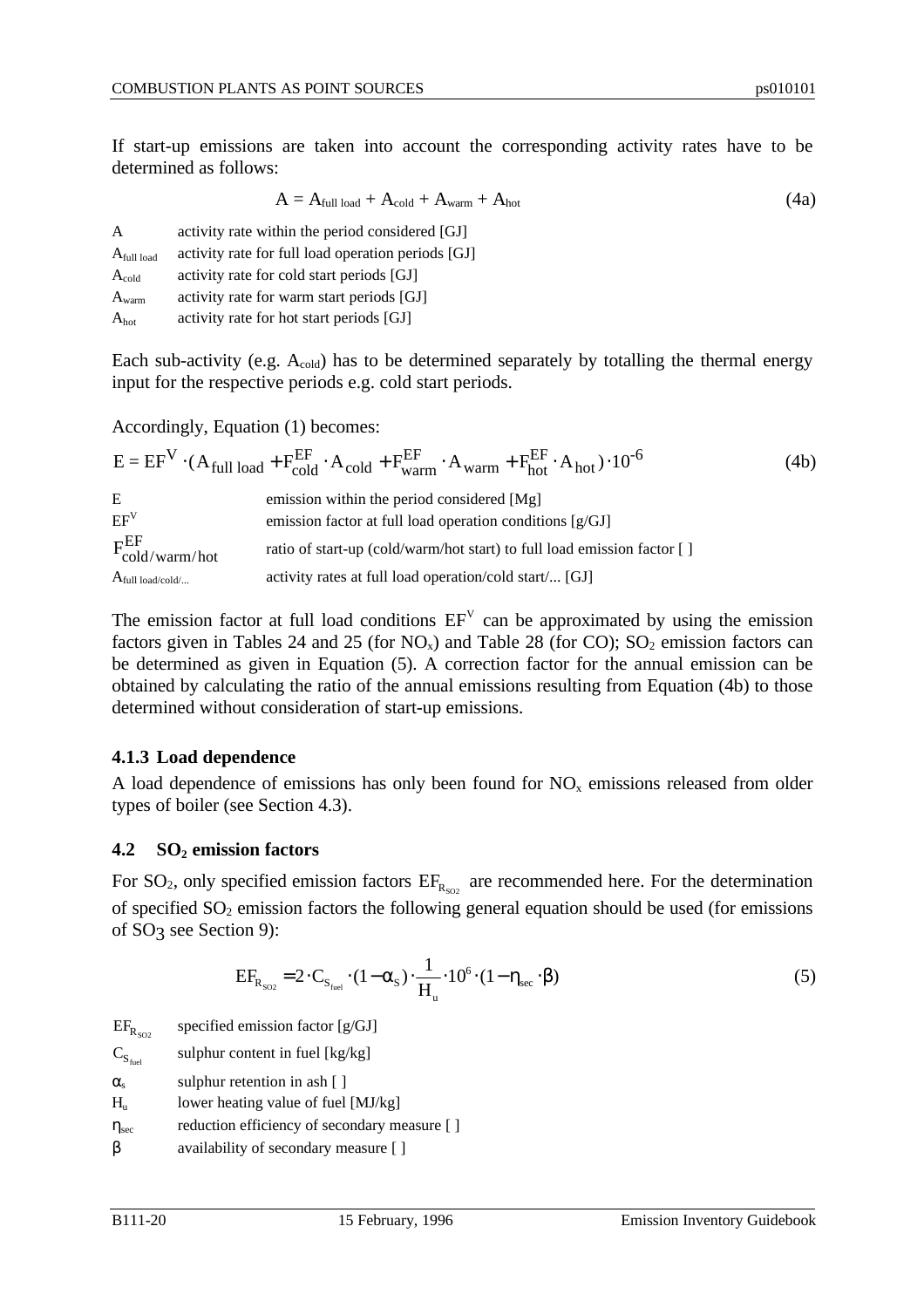If start-up emissions are taken into account the corresponding activity rates have to be determined as follows:

$$A = A_{full\ load} + A_{cold} + A_{warm} + A_{hot} \tag{4a}$$

| | |
|---|---|
| $A$ | activity rate within the period considered [GJ] |
| $A_{full\ load}$ | activity rate for full load operation periods [GJ] |
| $A_{cold}$ | activity rate for cold start periods [GJ] |
| $A_{warm}$ | activity rate for warm start periods [GJ] |
| $A_{hot}$ | activity rate for hot start periods [GJ] |

Each sub-activity (e.g. $A_{cold}$) has to be determined separately by totalling the thermal energy input for the respective periods e.g. cold start periods.

Accordingly, Equation (1) becomes:

$$E = EF^V \cdot (A_{full\ load} + F^{EF}_{cold} \cdot A_{cold} + F^{EF}_{warm} \cdot A_{warm} + F^{EF}_{hot} \cdot A_{hot}) \cdot 10^{-6} \tag{4b}$$

| | |
|---|---|
| $E$ | emission within the period considered [Mg] |
| $EF^V$ | emission factor at full load operation conditions [g/GJ] |
| $F^{EF}_{cold/warm/hot}$ | ratio of start-up (cold/warm/hot start) to full load emission factor [ ] |
| $A_{full\ load/cold/...}$ | activity rates at full load operation/cold start/... [GJ] |

The emission factor at full load conditions $EF^V$ can be approximated by using the emission factors given in Tables 24 and 25 (for $NO_x$) and Table 28 (for CO); $SO_2$ emission factors can be determined as given in Equation (5). A correction factor for the annual emission can be obtained by calculating the ratio of the annual emissions resulting from Equation (4b) to those determined without consideration of start-up emissions.

### 4.1.3 Load dependence

A load dependence of emissions has only been found for $NO_x$ emissions released from older types of boiler (see Section 4.3).

## 4.2 $SO_2$ emission factors

For $SO_2$, only specified emission factors $EF_{R_{SO2}}$ are recommended here. For the determination of specified $SO_2$ emission factors the following general equation should be used (for emissions of $SO_3$ see Section 9):

$$EF_{R_{SO2}} = 2 \cdot C_{S_{fuel}} \cdot (1 - \alpha_S) \cdot \frac{1}{H_u} \cdot 10^6 \cdot (1 - \eta_{sec} \cdot \beta) \tag{5}$$

| | |
|---|---|
| $EF_{R_{SO2}}$ | specified emission factor [g/GJ] |
| $C_{S_{fuel}}$ | sulphur content in fuel [kg/kg] |
| $\alpha_s$ | sulphur retention in ash [ ] |
| $H_u$ | lower heating value of fuel [MJ/kg] |
| $\eta_{sec}$ | reduction efficiency of secondary measure [ ] |
| $\beta$ | availability of secondary measure [ ] |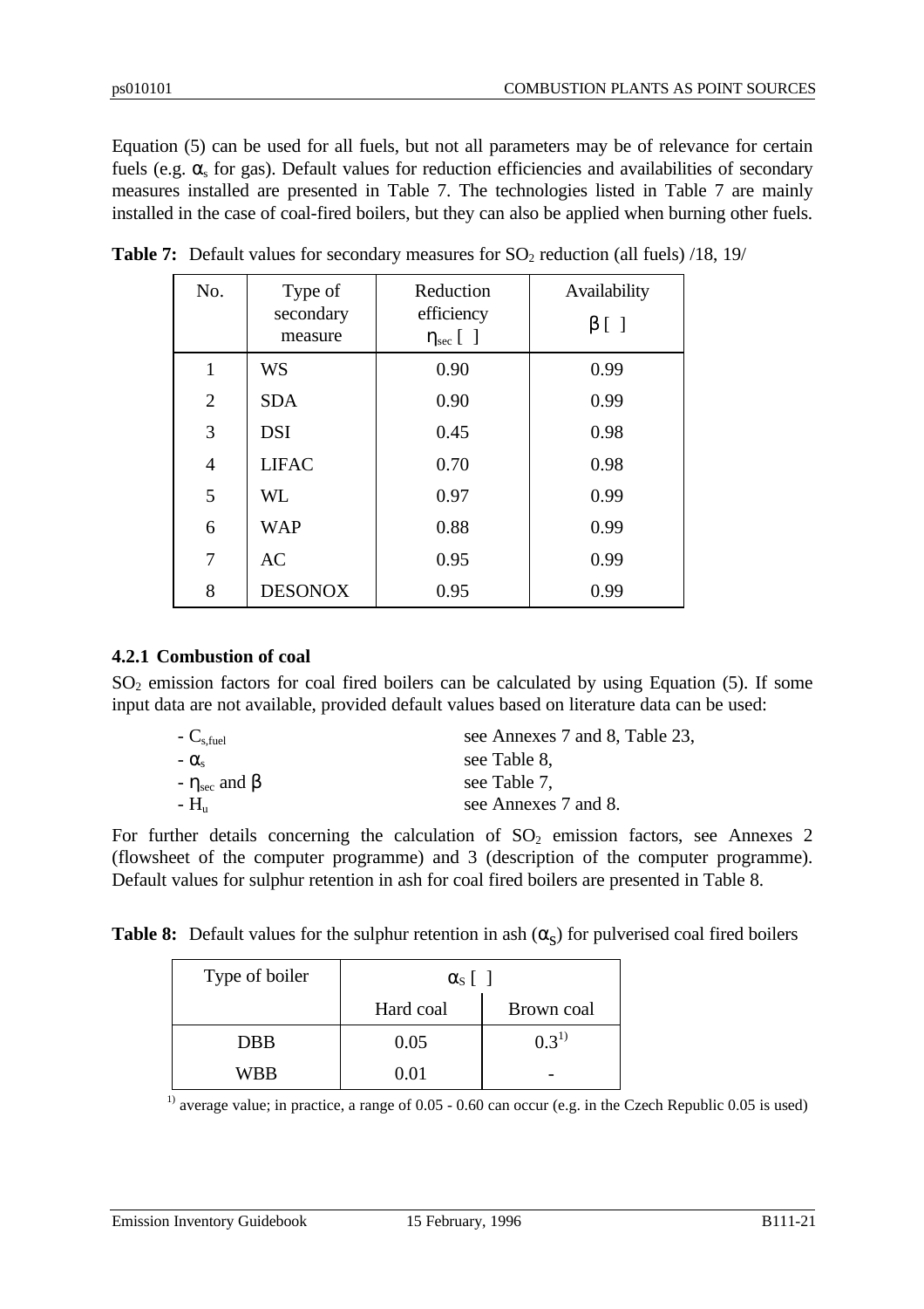Equation (5) can be used for all fuels, but not all parameters may be of relevance for certain fuels (e.g. $\alpha_s$ for gas). Default values for reduction efficiencies and availabilities of secondary measures installed are presented in Table 7. The technologies listed in Table 7 are mainly installed in the case of coal-fired boilers, but they can also be applied when burning other fuels.

**Table 7:** Default values for secondary measures for $SO_2$ reduction (all fuels) /18, 19/

| No. | Type of secondary measure | Reduction efficiency $\eta_{sec}$ [ ] | Availability $\beta$ [ ] |
|---|---|---|---|
| 1 | WS | 0.90 | 0.99 |
| 2 | SDA | 0.90 | 0.99 |
| 3 | DSI | 0.45 | 0.98 |
| 4 | LIFAC | 0.70 | 0.98 |
| 5 | WL | 0.97 | 0.99 |
| 6 | WAP | 0.88 | 0.99 |
| 7 | AC | 0.95 | 0.99 |
| 8 | DESONOX | 0.95 | 0.99 |

### 4.2.1 Combustion of coal

$SO_2$ emission factors for coal fired boilers can be calculated by using Equation (5). If some input data are not available, provided default values based on literature data can be used:

- $C_{s,fuel}$ see Annexes 7 and 8, Table 23,
- $\alpha_s$ see Table 8,
- $\eta_{sec}$ and $\beta$ see Table 7,
- $H_u$ see Annexes 7 and 8.

For further details concerning the calculation of $SO_2$ emission factors, see Annexes 2 (flowsheet of the computer programme) and 3 (description of the computer programme). Default values for sulphur retention in ash for coal fired boilers are presented in Table 8.

**Table 8:** Default values for the sulphur retention in ash ($\alpha_S$) for pulverised coal fired boilers

| Type of boiler | $\alpha_S$ [ ] | |
|---|---|---|
| | Hard coal | Brown coal |
| DBB | 0.05 | 0.3[1)] |
| WBB | 0.01 | - |

[1)] average value; in practice, a range of 0.05 - 0.60 can occur (e.g. in the Czech Republic 0.05 is used)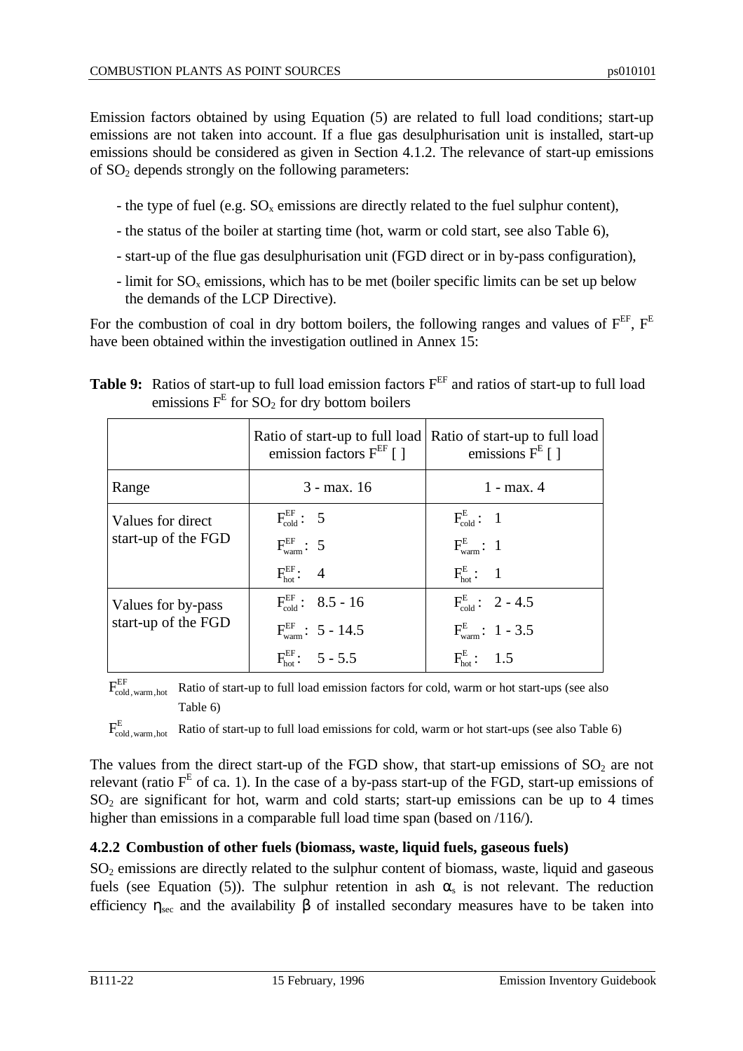Emission factors obtained by using Equation (5) are related to full load conditions; start-up emissions are not taken into account. If a flue gas desulphurisation unit is installed, start-up emissions should be considered as given in Section 4.1.2. The relevance of start-up emissions of $SO_2$ depends strongly on the following parameters:

- the type of fuel (e.g. $SO_x$ emissions are directly related to the fuel sulphur content),
- the status of the boiler at starting time (hot, warm or cold start, see also Table 6),
- start-up of the flue gas desulphurisation unit (FGD direct or in by-pass configuration),
- limit for $SO_x$ emissions, which has to be met (boiler specific limits can be set up below the demands of the LCP Directive).

For the combustion of coal in dry bottom boilers, the following ranges and values of $F^{EF}$, $F^{E}$ have been obtained within the investigation outlined in Annex 15:

**Table 9:** Ratios of start-up to full load emission factors $F^{EF}$ and ratios of start-up to full load emissions $F^{E}$ for $SO_2$ for dry bottom boilers

| | Ratio of start-up to full load emission factors $F^{EF}$ [ ] | Ratio of start-up to full load emissions $F^{E}$ [ ] |
|---|---|---|
| Range | 3 - max. 16 | 1 - max. 4 |
| Values for direct start-up of the FGD | $F^{EF}_{cold}$: 5<br>$F^{EF}_{warm}$: 5<br>$F^{EF}_{hot}$: 4 | $F^{E}_{cold}$: 1<br>$F^{E}_{warm}$: 1<br>$F^{E}_{hot}$: 1 |
| Values for by-pass start-up of the FGD | $F^{EF}_{cold}$: 8.5 - 16<br>$F^{EF}_{warm}$: 5 - 14.5<br>$F^{EF}_{hot}$: 5 - 5.5 | $F^{E}_{cold}$: 2 - 4.5<br>$F^{E}_{warm}$: 1 - 3.5<br>$F^{E}_{hot}$: 1.5 |

$F^{EF}_{cold,warm,hot}$ Ratio of start-up to full load emission factors for cold, warm or hot start-ups (see also Table 6)

$F^{E}_{cold,warm,hot}$ Ratio of start-up to full load emissions for cold, warm or hot start-ups (see also Table 6)

The values from the direct start-up of the FGD show, that start-up emissions of $SO_2$ are not relevant (ratio $F^{E}$ of ca. 1). In the case of a by-pass start-up of the FGD, start-up emissions of $SO_2$ are significant for hot, warm and cold starts; start-up emissions can be up to 4 times higher than emissions in a comparable full load time span (based on /116/).

### 4.2.2 Combustion of other fuels (biomass, waste, liquid fuels, gaseous fuels)

$SO_2$ emissions are directly related to the sulphur content of biomass, waste, liquid and gaseous fuels (see Equation (5)). The sulphur retention in ash $\alpha_s$ is not relevant. The reduction efficiency $\eta_{sec}$ and the availability $\beta$ of installed secondary measures have to be taken into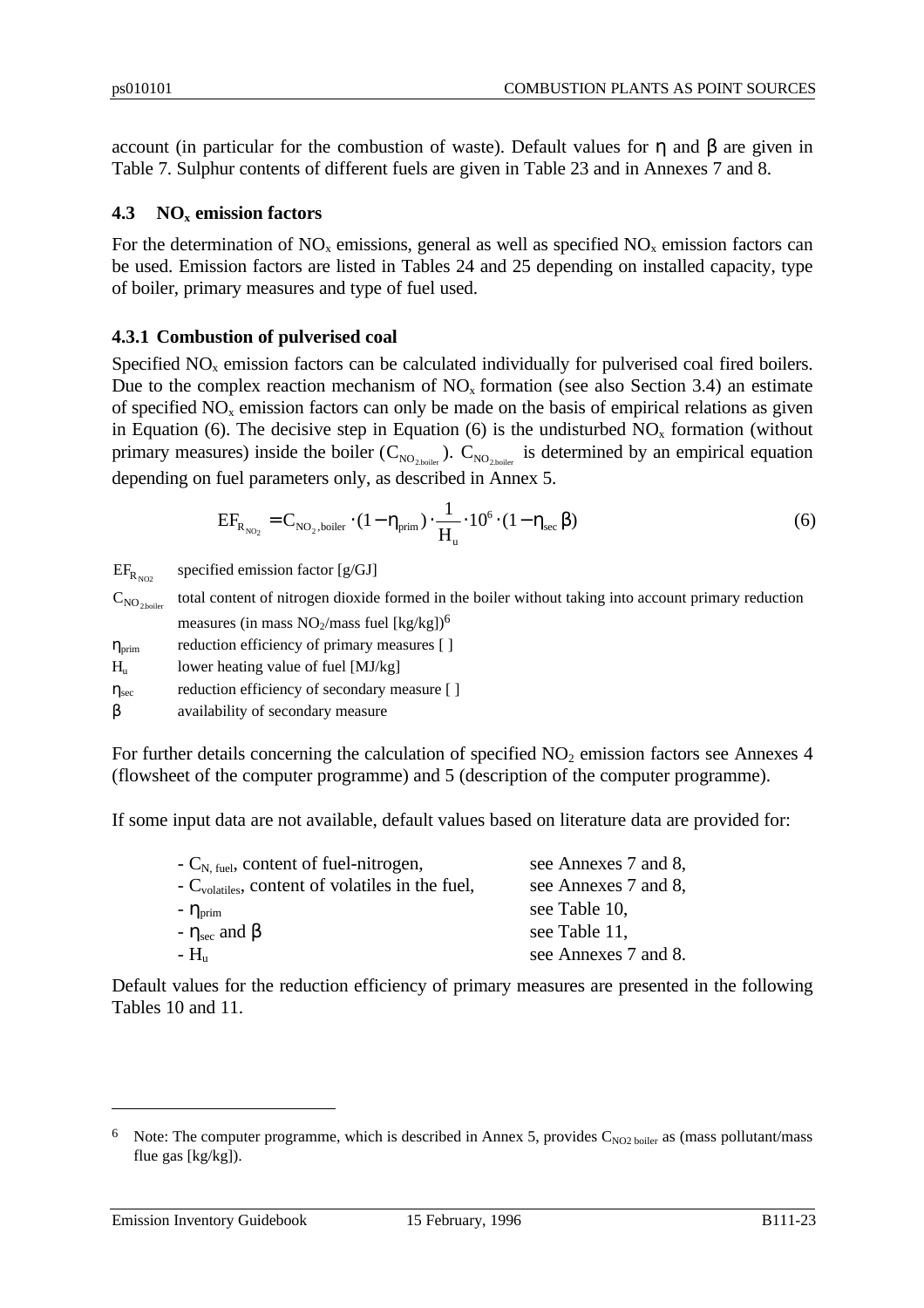account (in particular for the combustion of waste). Default values for $\eta$ and $\beta$ are given in Table 7. Sulphur contents of different fuels are given in Table 23 and in Annexes 7 and 8.

### 4.3 $NO_x$ emission factors

For the determination of $NO_x$ emissions, general as well as specified $NO_x$ emission factors can be used. Emission factors are listed in Tables 24 and 25 depending on installed capacity, type of boiler, primary measures and type of fuel used.

#### 4.3.1 Combustion of pulverised coal

Specified $NO_x$ emission factors can be calculated individually for pulverised coal fired boilers. Due to the complex reaction mechanism of $NO_x$ formation (see also Section 3.4) an estimate of specified $NO_x$ emission factors can only be made on the basis of empirical relations as given in Equation (6). The decisive step in Equation (6) is the undisturbed $NO_x$ formation (without primary measures) inside the boiler ($C_{NO_{2,boiler}}$). $C_{NO_{2,boiler}}$ is determined by an empirical equation depending on fuel parameters only, as described in Annex 5.

$$EF_{R_{NO_2}} = C_{NO_2,boiler} \cdot (1 - \eta_{prim}) \cdot \frac{1}{H_u} \cdot 10^6 \cdot (1 - \eta_{sec}\,\beta) \tag{6}$$

- $EF_{R_{NO2}}$ specified emission factor [g/GJ]
- $C_{NO_{2,boiler}}$ total content of nitrogen dioxide formed in the boiler without taking into account primary reduction measures (in mass $NO_2$/mass fuel [kg/kg])[6]
- $\eta_{prim}$ reduction efficiency of primary measures [ ]
- $H_u$ lower heating value of fuel [MJ/kg]
- $\eta_{sec}$ reduction efficiency of secondary measure [ ]
- $\beta$ availability of secondary measure

For further details concerning the calculation of specified $NO_2$ emission factors see Annexes 4 (flowsheet of the computer programme) and 5 (description of the computer programme).

If some input data are not available, default values based on literature data are provided for:

| | |
|---|---|
| - $C_{N,\,fuel}$, content of fuel-nitrogen, | see Annexes 7 and 8, |
| - $C_{volatiles}$, content of volatiles in the fuel, | see Annexes 7 and 8, |
| - $\eta_{prim}$ | see Table 10, |
| - $\eta_{sec}$ and $\beta$ | see Table 11, |
| - $H_u$ | see Annexes 7 and 8. |

Default values for the reduction efficiency of primary measures are presented in the following Tables 10 and 11.

---

[6] Note: The computer programme, which is described in Annex 5, provides $C_{NO2\ boiler}$ as (mass pollutant/mass flue gas [kg/kg]).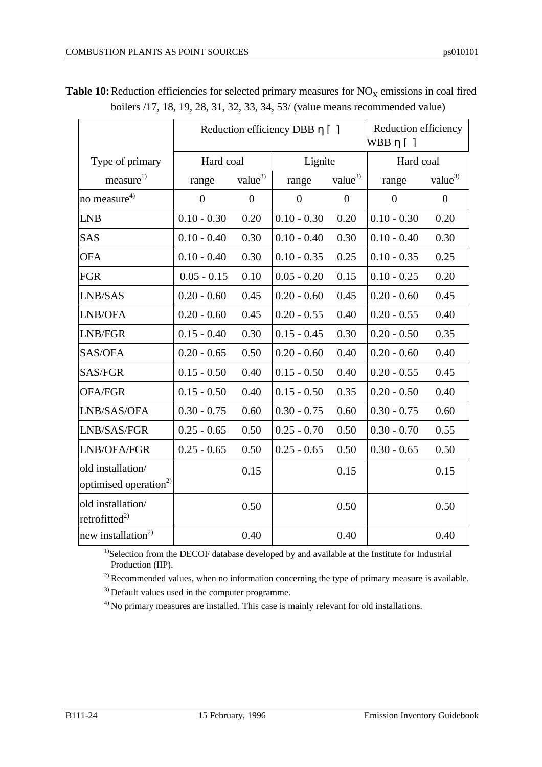**Table 10:** Reduction efficiencies for selected primary measures for $NO_X$ emissions in coal fired boilers /17, 18, 19, 28, 31, 32, 33, 34, 53/ (value means recommended value)

| | Reduction efficiency DBB η [ ] | | | | Reduction efficiency WBB η [ ] | |
|---|---|---|---|---|---|---|
| Type of primary | Hard coal | | Lignite | | Hard coal | |
| measure[1] | range | value[3] | range | value[3] | range | value[3] |
| no measure[4] | 0 | 0 | 0 | 0 | 0 | 0 |
| LNB | 0.10 - 0.30 | 0.20 | 0.10 - 0.30 | 0.20 | 0.10 - 0.30 | 0.20 |
| SAS | 0.10 - 0.40 | 0.30 | 0.10 - 0.40 | 0.30 | 0.10 - 0.40 | 0.30 |
| OFA | 0.10 - 0.40 | 0.30 | 0.10 - 0.35 | 0.25 | 0.10 - 0.35 | 0.25 |
| FGR | 0.05 - 0.15 | 0.10 | 0.05 - 0.20 | 0.15 | 0.10 - 0.25 | 0.20 |
| LNB/SAS | 0.20 - 0.60 | 0.45 | 0.20 - 0.60 | 0.45 | 0.20 - 0.60 | 0.45 |
| LNB/OFA | 0.20 - 0.60 | 0.45 | 0.20 - 0.55 | 0.40 | 0.20 - 0.55 | 0.40 |
| LNB/FGR | 0.15 - 0.40 | 0.30 | 0.15 - 0.45 | 0.30 | 0.20 - 0.50 | 0.35 |
| SAS/OFA | 0.20 - 0.65 | 0.50 | 0.20 - 0.60 | 0.40 | 0.20 - 0.60 | 0.40 |
| SAS/FGR | 0.15 - 0.50 | 0.40 | 0.15 - 0.50 | 0.40 | 0.20 - 0.55 | 0.45 |
| OFA/FGR | 0.15 - 0.50 | 0.40 | 0.15 - 0.50 | 0.35 | 0.20 - 0.50 | 0.40 |
| LNB/SAS/OFA | 0.30 - 0.75 | 0.60 | 0.30 - 0.75 | 0.60 | 0.30 - 0.75 | 0.60 |
| LNB/SAS/FGR | 0.25 - 0.65 | 0.50 | 0.25 - 0.70 | 0.50 | 0.30 - 0.70 | 0.55 |
| LNB/OFA/FGR | 0.25 - 0.65 | 0.50 | 0.25 - 0.65 | 0.50 | 0.30 - 0.65 | 0.50 |
| old installation/ optimised operation[2] | | 0.15 | | 0.15 | | 0.15 |
| old installation/ retrofitted[2] | | 0.50 | | 0.50 | | 0.50 |
| new installation[2] | | 0.40 | | 0.40 | | 0.40 |

[1] Selection from the DECOF database developed by and available at the Institute for Industrial Production (IIP).

[2] Recommended values, when no information concerning the type of primary measure is available.

[3] Default values used in the computer programme.

[4] No primary measures are installed. This case is mainly relevant for old installations.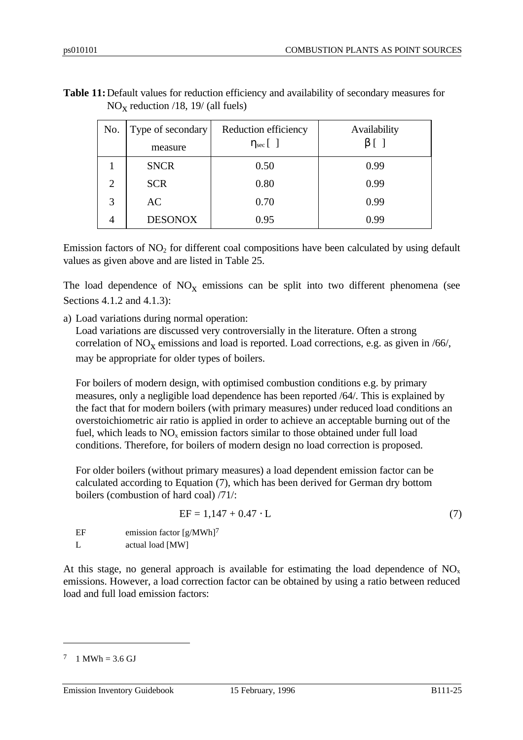**Table 11:** Default values for reduction efficiency and availability of secondary measures for $NO_X$ reduction /18, 19/ (all fuels)

| No. | Type of secondary measure | Reduction efficiency $\eta_{sec}$ [ ] | Availability $\beta$ [ ] |
|---|---|---|---|
| 1 | SNCR | 0.50 | 0.99 |
| 2 | SCR | 0.80 | 0.99 |
| 3 | AC | 0.70 | 0.99 |
| 4 | DESONOX | 0.95 | 0.99 |

Emission factors of $NO_2$ for different coal compositions have been calculated by using default values as given above and are listed in Table 25.

The load dependence of $NO_X$ emissions can be split into two different phenomena (see Sections 4.1.2 and 4.1.3):

a) Load variations during normal operation:
   Load variations are discussed very controversially in the literature. Often a strong correlation of $NO_X$ emissions and load is reported. Load corrections, e.g. as given in /66/, may be appropriate for older types of boilers.

   For boilers of modern design, with optimised combustion conditions e.g. by primary measures, only a negligible load dependence has been reported /64/. This is explained by the fact that for modern boilers (with primary measures) under reduced load conditions an overstoichiometric air ratio is applied in order to achieve an acceptable burning out of the fuel, which leads to $NO_x$ emission factors similar to those obtained under full load conditions. Therefore, for boilers of modern design no load correction is proposed.

   For older boilers (without primary measures) a load dependent emission factor can be calculated according to Equation (7), which has been derived for German dry bottom boilers (combustion of hard coal) /71/:

$$EF = 1{,}147 + 0.47 \cdot L \tag{7}$$

EF emission factor [g/MWh][7]
L actual load [MW]

At this stage, no general approach is available for estimating the load dependence of $NO_x$ emissions. However, a load correction factor can be obtained by using a ratio between reduced load and full load emission factors:

---

[7] 1 MWh = 3.6 GJ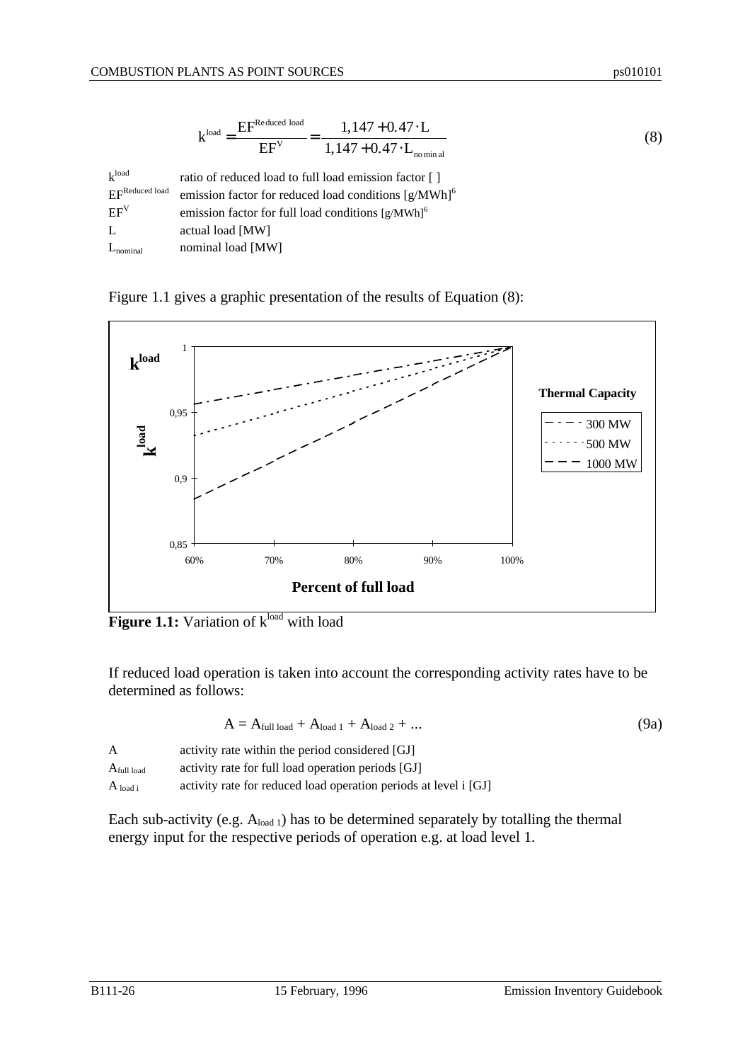$$k^{load} = \frac{EF^{Reduced\ load}}{EF^{V}} = \frac{1{,}147 + 0.47 \cdot L}{1{,}147 + 0.47 \cdot L_{nominal}} \tag{8}$$

| | |
|---|---|
| $k^{load}$ | ratio of reduced load to full load emission factor [ ] |
| $EF^{Reduced\ load}$ | emission factor for reduced load conditions [g/MWh][6] |
| $EF^{V}$ | emission factor for full load conditions [g/MWh][6] |
| L | actual load [MW] |
| $L_{nominal}$ | nominal load [MW] |

Figure 1.1 gives a graphic presentation of the results of Equation (8):

**Figure 1.1:** Variation of $k^{load}$ with load

If reduced load operation is taken into account the corresponding activity rates have to be determined as follows:

$$A = A_{full\ load} + A_{load\ 1} + A_{load\ 2} + ... \tag{9a}$$

| | |
|---|---|
| A | activity rate within the period considered [GJ] |
| $A_{full\ load}$ | activity rate for full load operation periods [GJ] |
| $A_{load\ i}$ | activity rate for reduced load operation periods at level i [GJ] |

Each sub-activity (e.g. $A_{load\ 1}$) has to be determined separately by totalling the thermal energy input for the respective periods of operation e.g. at load level 1.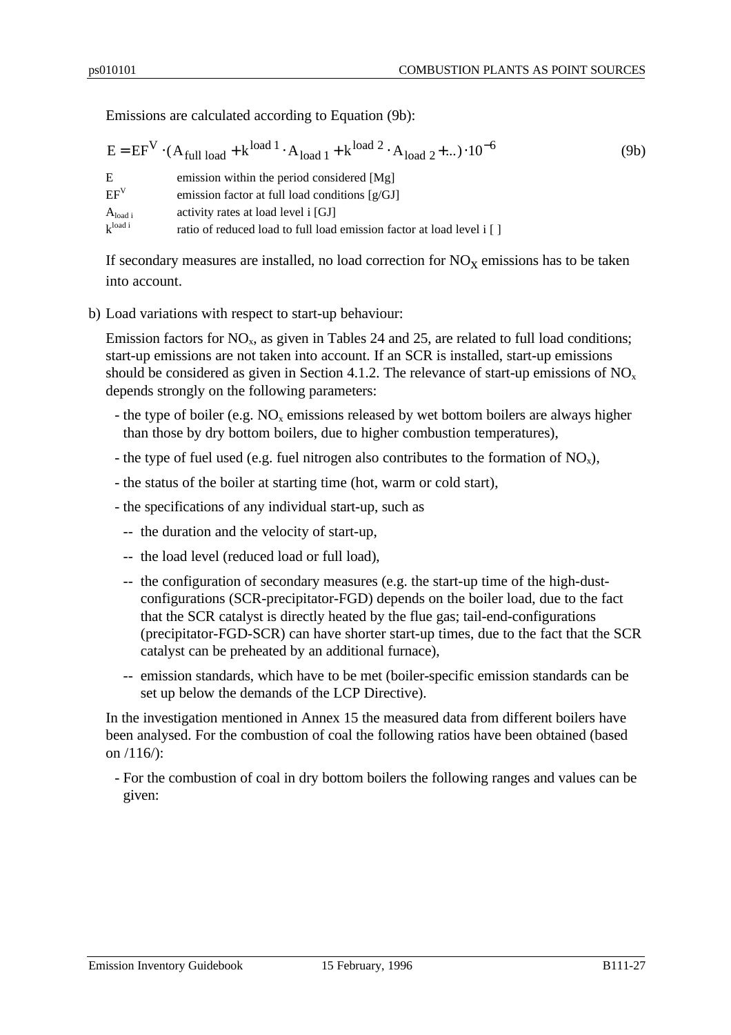Emissions are calculated according to Equation (9b):

$$E = EF^V \cdot (A_{full\ load} + k^{load\ 1} \cdot A_{load\ 1} + k^{load\ 2} \cdot A_{load\ 2} + ...) \cdot 10^{-6} \quad (9b)$$

| | |
|---|---|
| $E$ | emission within the period considered [Mg] |
| $EF^V$ | emission factor at full load conditions [g/GJ] |
| $A_{load\ i}$ | activity rates at load level i [GJ] |
| $k^{load\ i}$ | ratio of reduced load to full load emission factor at load level i [ ] |

If secondary measures are installed, no load correction for $NO_X$ emissions has to be taken into account.

b) Load variations with respect to start-up behaviour:

Emission factors for $NO_x$, as given in Tables 24 and 25, are related to full load conditions; start-up emissions are not taken into account. If an SCR is installed, start-up emissions should be considered as given in Section 4.1.2. The relevance of start-up emissions of $NO_x$ depends strongly on the following parameters:

- the type of boiler (e.g. $NO_x$ emissions released by wet bottom boilers are always higher than those by dry bottom boilers, due to higher combustion temperatures),
- the type of fuel used (e.g. fuel nitrogen also contributes to the formation of $NO_x$),
- the status of the boiler at starting time (hot, warm or cold start),
- the specifications of any individual start-up, such as
  - the duration and the velocity of start-up,
  - the load level (reduced load or full load),
  - the configuration of secondary measures (e.g. the start-up time of the high-dust-configurations (SCR-precipitator-FGD) depends on the boiler load, due to the fact that the SCR catalyst is directly heated by the flue gas; tail-end-configurations (precipitator-FGD-SCR) can have shorter start-up times, due to the fact that the SCR catalyst can be preheated by an additional furnace),
  - emission standards, which have to be met (boiler-specific emission standards can be set up below the demands of the LCP Directive).

In the investigation mentioned in Annex 15 the measured data from different boilers have been analysed. For the combustion of coal the following ratios have been obtained (based on /116/):

- For the combustion of coal in dry bottom boilers the following ranges and values can be given: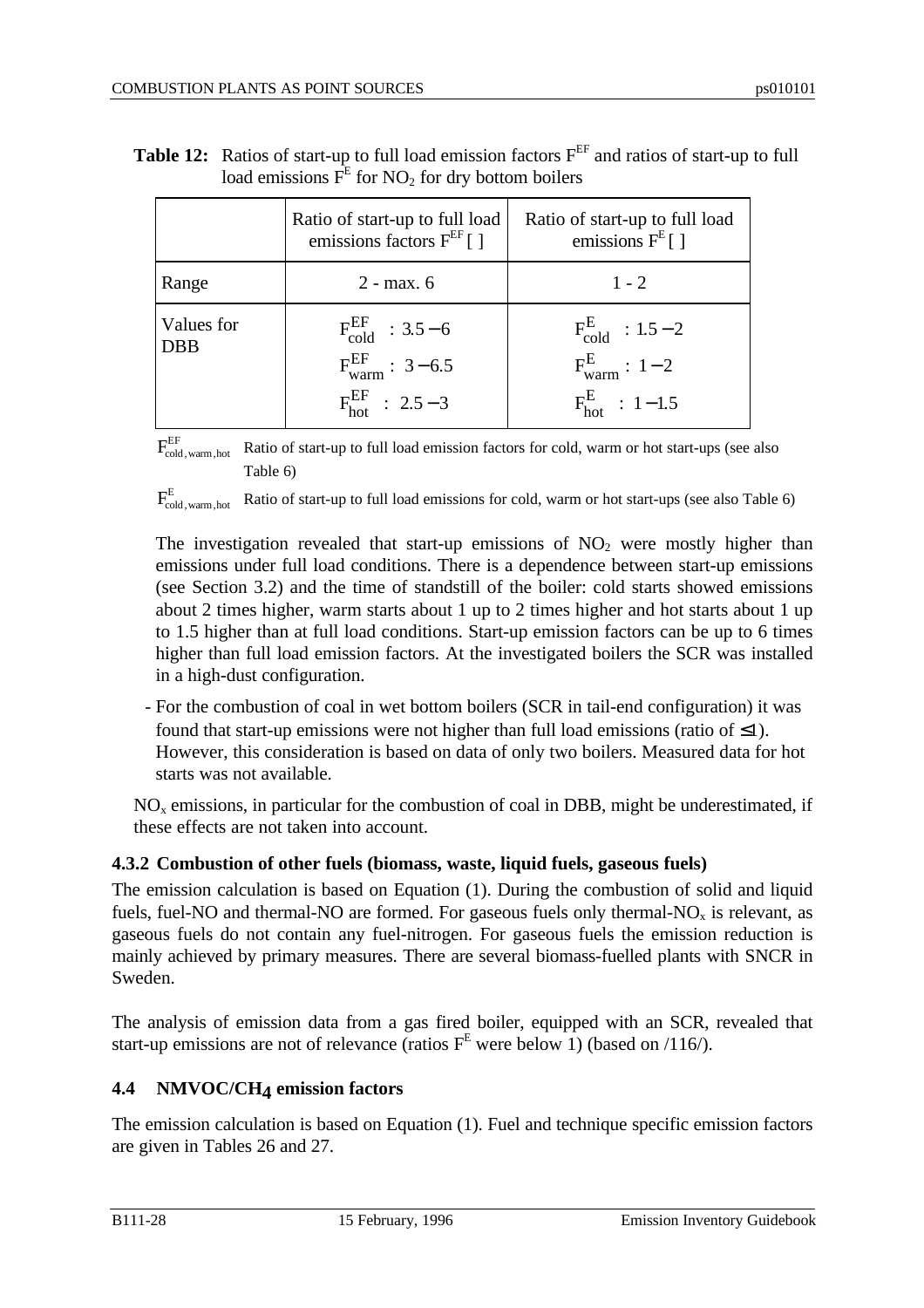**Table 12:** Ratios of start-up to full load emission factors $F^{EF}$ and ratios of start-up to full load emissions $F^{E}$ for $NO_2$ for dry bottom boilers

| | Ratio of start-up to full load emissions factors $F^{EF}$ [ ] | Ratio of start-up to full load emissions $F^{E}$ [ ] |
|---|---|---|
| Range | 2 - max. 6 | 1 - 2 |
| Values for DBB | $F^{EF}_{cold}$ : 3.5 − 6<br>$F^{EF}_{warm}$ : 3 − 6.5<br>$F^{EF}_{hot}$ : 2.5 − 3 | $F^{E}_{cold}$ : 1.5 − 2<br>$F^{E}_{warm}$ : 1 − 2<br>$F^{E}_{hot}$ : 1 − 1.5 |

$F^{EF}_{cold,warm,hot}$ Ratio of start-up to full load emission factors for cold, warm or hot start-ups (see also Table 6)

$F^{E}_{cold,warm,hot}$ Ratio of start-up to full load emissions for cold, warm or hot start-ups (see also Table 6)

The investigation revealed that start-up emissions of $NO_2$ were mostly higher than emissions under full load conditions. There is a dependence between start-up emissions (see Section 3.2) and the time of standstill of the boiler: cold starts showed emissions about 2 times higher, warm starts about 1 up to 2 times higher and hot starts about 1 up to 1.5 higher than at full load conditions. Start-up emission factors can be up to 6 times higher than full load emission factors. At the investigated boilers the SCR was installed in a high-dust configuration.

- For the combustion of coal in wet bottom boilers (SCR in tail-end configuration) it was found that start-up emissions were not higher than full load emissions (ratio of $\leq 1$). However, this consideration is based on data of only two boilers. Measured data for hot starts was not available.

$NO_x$ emissions, in particular for the combustion of coal in DBB, might be underestimated, if these effects are not taken into account.

### 4.3.2 Combustion of other fuels (biomass, waste, liquid fuels, gaseous fuels)

The emission calculation is based on Equation (1). During the combustion of solid and liquid fuels, fuel-NO and thermal-NO are formed. For gaseous fuels only thermal-$NO_x$ is relevant, as gaseous fuels do not contain any fuel-nitrogen. For gaseous fuels the emission reduction is mainly achieved by primary measures. There are several biomass-fuelled plants with SNCR in Sweden.

The analysis of emission data from a gas fired boiler, equipped with an SCR, revealed that start-up emissions are not of relevance (ratios $F^{E}$ were below 1) (based on /116/).

## 4.4 NMVOC/$CH_4$ emission factors

The emission calculation is based on Equation (1). Fuel and technique specific emission factors are given in Tables 26 and 27.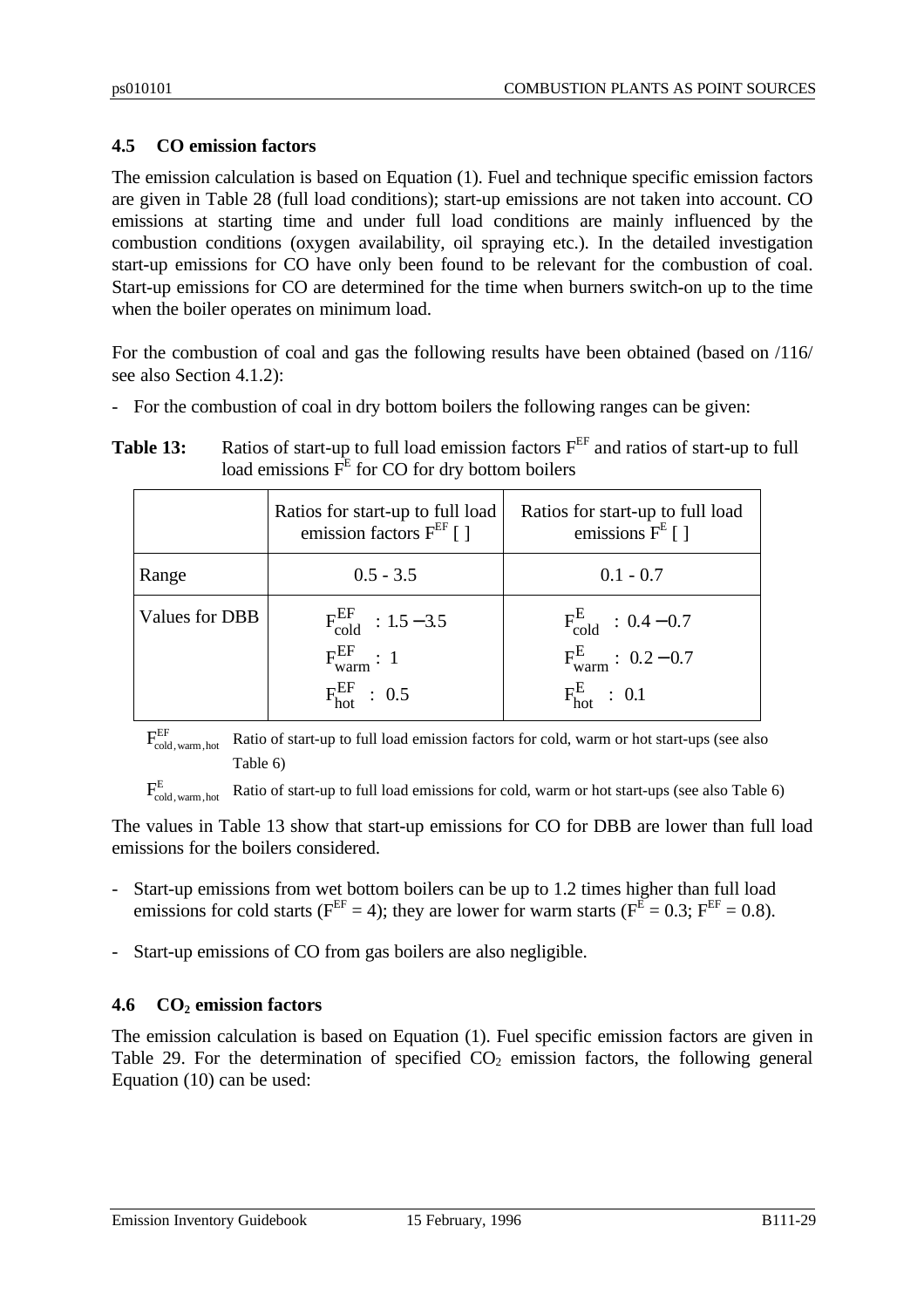## 4.5 CO emission factors

The emission calculation is based on Equation (1). Fuel and technique specific emission factors are given in Table 28 (full load conditions); start-up emissions are not taken into account. CO emissions at starting time and under full load conditions are mainly influenced by the combustion conditions (oxygen availability, oil spraying etc.). In the detailed investigation start-up emissions for CO have only been found to be relevant for the combustion of coal. Start-up emissions for CO are determined for the time when burners switch-on up to the time when the boiler operates on minimum load.

For the combustion of coal and gas the following results have been obtained (based on /116/ see also Section 4.1.2):

- For the combustion of coal in dry bottom boilers the following ranges can be given:

**Table 13:** Ratios of start-up to full load emission factors $F^{EF}$ and ratios of start-up to full load emissions $F^{E}$ for CO for dry bottom boilers

| | Ratios for start-up to full load emission factors $F^{EF}$ [ ] | Ratios for start-up to full load emissions $F^{E}$ [ ] |
|---|---|---|
| Range | 0.5 - 3.5 | 0.1 - 0.7 |
| Values for DBB | $F^{EF}_{cold}$ : 1.5 − 3.5<br>$F^{EF}_{warm}$ : 1<br>$F^{EF}_{hot}$ : 0.5 | $F^{E}_{cold}$ : 0.4 − 0.7<br>$F^{E}_{warm}$ : 0.2 − 0.7<br>$F^{E}_{hot}$ : 0.1 |

$F^{EF}_{cold,warm,hot}$ Ratio of start-up to full load emission factors for cold, warm or hot start-ups (see also Table 6)

$F^{E}_{cold,warm,hot}$ Ratio of start-up to full load emissions for cold, warm or hot start-ups (see also Table 6)

The values in Table 13 show that start-up emissions for CO for DBB are lower than full load emissions for the boilers considered.

- Start-up emissions from wet bottom boilers can be up to 1.2 times higher than full load emissions for cold starts ($F^{EF}$ = 4); they are lower for warm starts ($F^{E}$ = 0.3; $F^{EF}$ = 0.8).

- Start-up emissions of CO from gas boilers are also negligible.

## 4.6 $CO_2$ emission factors

The emission calculation is based on Equation (1). Fuel specific emission factors are given in Table 29. For the determination of specified $CO_2$ emission factors, the following general Equation (10) can be used: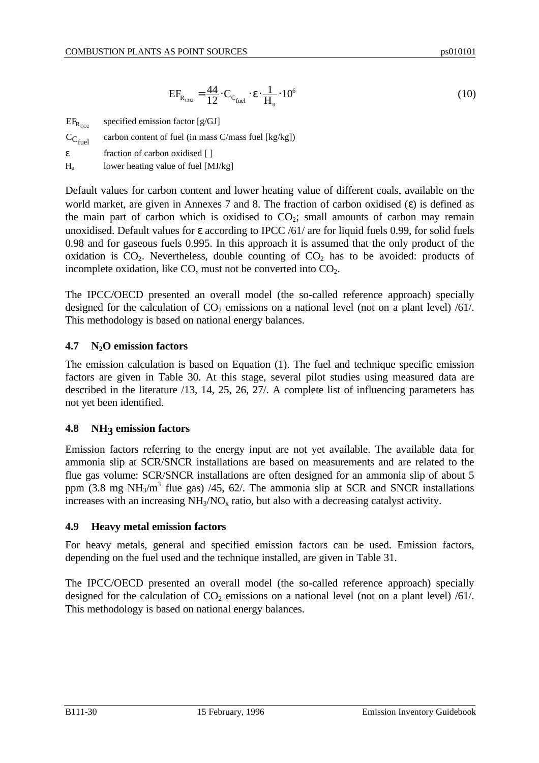$$EF_{R_{CO2}} = \frac{44}{12} \cdot C_{C_{fuel}} \cdot \varepsilon \cdot \frac{1}{H_u} \cdot 10^6 \qquad (10)$$

$EF_{R_{CO2}}$ specified emission factor [g/GJ]

$C_{C_{fuel}}$ carbon content of fuel (in mass C/mass fuel [kg/kg])

$\varepsilon$ fraction of carbon oxidised [ ]

$H_u$ lower heating value of fuel [MJ/kg]

Default values for carbon content and lower heating value of different coals, available on the world market, are given in Annexes 7 and 8. The fraction of carbon oxidised ($\varepsilon$) is defined as the main part of carbon which is oxidised to $CO_2$; small amounts of carbon may remain unoxidised. Default values for $\varepsilon$ according to IPCC /61/ are for liquid fuels 0.99, for solid fuels 0.98 and for gaseous fuels 0.995. In this approach it is assumed that the only product of the oxidation is $CO_2$. Nevertheless, double counting of $CO_2$ has to be avoided: products of incomplete oxidation, like CO, must not be converted into $CO_2$.

The IPCC/OECD presented an overall model (the so-called reference approach) specially designed for the calculation of $CO_2$ emissions on a national level (not on a plant level) /61/. This methodology is based on national energy balances.

### 4.7 $N_2O$ emission factors

The emission calculation is based on Equation (1). The fuel and technique specific emission factors are given in Table 30. At this stage, several pilot studies using measured data are described in the literature /13, 14, 25, 26, 27/. A complete list of influencing parameters has not yet been identified.

### 4.8 $NH_3$ emission factors

Emission factors referring to the energy input are not yet available. The available data for ammonia slip at SCR/SNCR installations are based on measurements and are related to the flue gas volume: SCR/SNCR installations are often designed for an ammonia slip of about 5 ppm (3.8 mg $NH_3/m^3$ flue gas) /45, 62/. The ammonia slip at SCR and SNCR installations increases with an increasing $NH_3/NO_x$ ratio, but also with a decreasing catalyst activity.

### 4.9 Heavy metal emission factors

For heavy metals, general and specified emission factors can be used. Emission factors, depending on the fuel used and the technique installed, are given in Table 31.

The IPCC/OECD presented an overall model (the so-called reference approach) specially designed for the calculation of $CO_2$ emissions on a national level (not on a plant level) /61/. This methodology is based on national energy balances.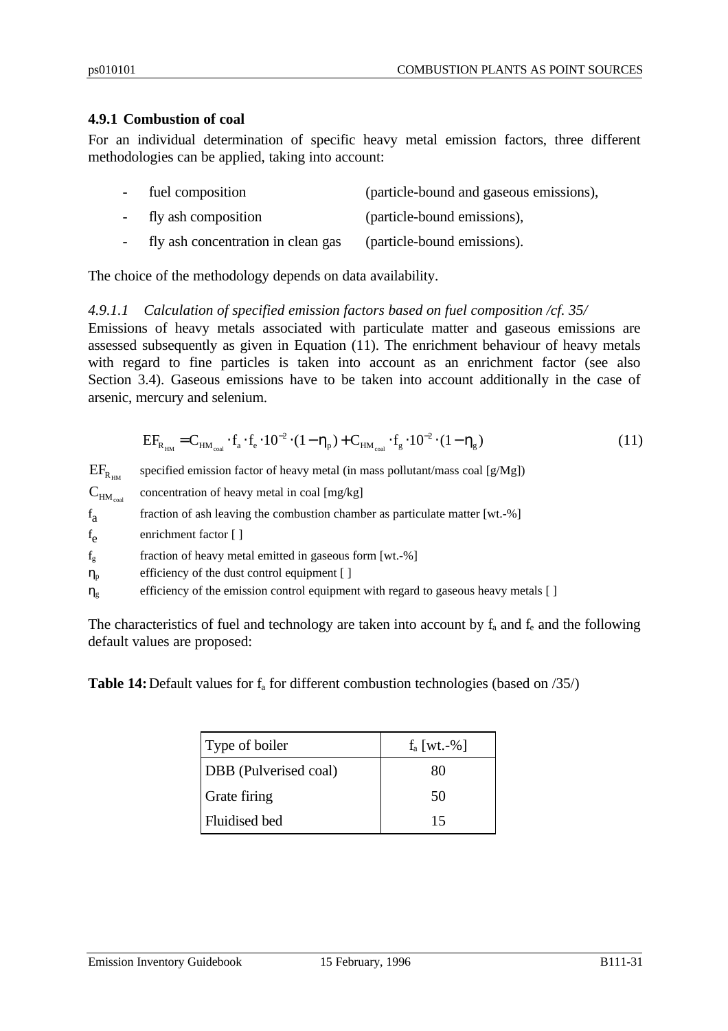### 4.9.1 Combustion of coal

For an individual determination of specific heavy metal emission factors, three different methodologies can be applied, taking into account:

- fuel composition (particle-bound and gaseous emissions),
- fly ash composition (particle-bound emissions),
- fly ash concentration in clean gas (particle-bound emissions).

The choice of the methodology depends on data availability.

#### *4.9.1.1 Calculation of specified emission factors based on fuel composition /cf. 35/*

Emissions of heavy metals associated with particulate matter and gaseous emissions are assessed subsequently as given in Equation (11). The enrichment behaviour of heavy metals with regard to fine particles is taken into account as an enrichment factor (see also Section 3.4). Gaseous emissions have to be taken into account additionally in the case of arsenic, mercury and selenium.

$$EF_{R_{HM}} = C_{HM_{coal}} \cdot f_a \cdot f_e \cdot 10^{-2} \cdot (1 - \eta_p) + C_{HM_{coal}} \cdot f_g \cdot 10^{-2} \cdot (1 - \eta_g) \qquad (11)$$

$EF_{R_{HM}}$ specified emission factor of heavy metal (in mass pollutant/mass coal [g/Mg])

$C_{HM_{coal}}$ concentration of heavy metal in coal [mg/kg]

$f_a$ fraction of ash leaving the combustion chamber as particulate matter [wt.-%]

$f_e$ enrichment factor [ ]

$f_g$ fraction of heavy metal emitted in gaseous form [wt.-%]

$\eta_p$ efficiency of the dust control equipment [ ]

$\eta_g$ efficiency of the emission control equipment with regard to gaseous heavy metals [ ]

The characteristics of fuel and technology are taken into account by $f_a$ and $f_e$ and the following default values are proposed:

**Table 14:** Default values for $f_a$ for different combustion technologies (based on /35/)

| Type of boiler | $f_a$ [wt.-%] |
|---|---|
| DBB (Pulverised coal) | 80 |
| Grate firing | 50 |
| Fluidised bed | 15 |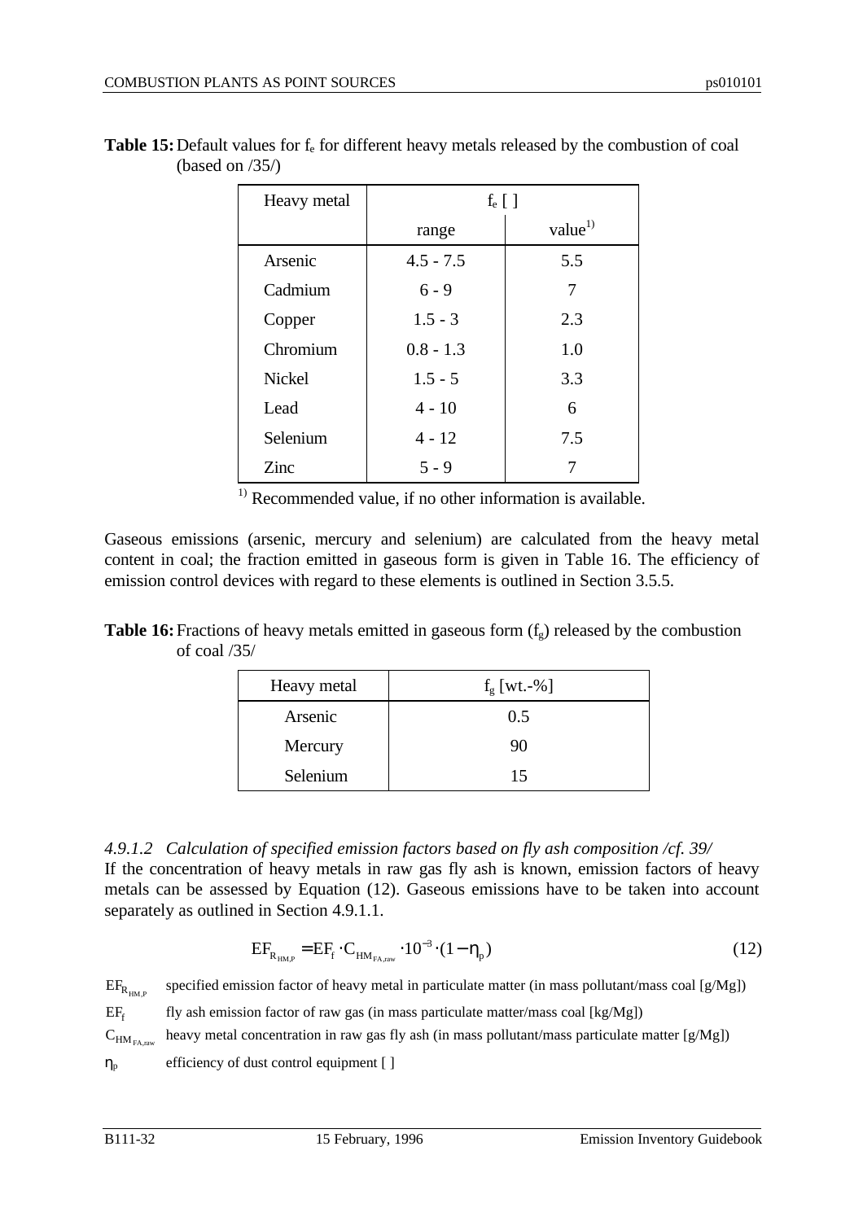**Table 15:** Default values for $f_e$ for different heavy metals released by the combustion of coal (based on /35/)

| Heavy metal | $f_e$ [ ] | |
|---|---|---|
| | range | value[1) ] |
| Arsenic | 4.5 - 7.5 | 5.5 |
| Cadmium | 6 - 9 | 7 |
| Copper | 1.5 - 3 | 2.3 |
| Chromium | 0.8 - 1.3 | 1.0 |
| Nickel | 1.5 - 5 | 3.3 |
| Lead | 4 - 10 | 6 |
| Selenium | 4 - 12 | 7.5 |
| Zinc | 5 - 9 | 7 |

[1)] Recommended value, if no other information is available.

Gaseous emissions (arsenic, mercury and selenium) are calculated from the heavy metal content in coal; the fraction emitted in gaseous form is given in Table 16. The efficiency of emission control devices with regard to these elements is outlined in Section 3.5.5.

**Table 16:** Fractions of heavy metals emitted in gaseous form ($f_g$) released by the combustion of coal /35/

| Heavy metal | $f_g$ [wt.-%] |
|---|---|
| Arsenic | 0.5 |
| Mercury | 90 |
| Selenium | 15 |

*4.9.1.2 Calculation of specified emission factors based on fly ash composition /cf. 39/*

If the concentration of heavy metals in raw gas fly ash is known, emission factors of heavy metals can be assessed by Equation (12). Gaseous emissions have to be taken into account separately as outlined in Section 4.9.1.1.

$$EF_{R_{HM,P}} = EF_f \cdot C_{HM_{FA,raw}} \cdot 10^{-3} \cdot (1 - \eta_p) \tag{12}$$

$EF_{R_{HM,P}}$ specified emission factor of heavy metal in particulate matter (in mass pollutant/mass coal [g/Mg])

$EF_f$ fly ash emission factor of raw gas (in mass particulate matter/mass coal [kg/Mg])

$C_{HM_{FA,raw}}$ heavy metal concentration in raw gas fly ash (in mass pollutant/mass particulate matter [g/Mg])

$\eta_p$ efficiency of dust control equipment [ ]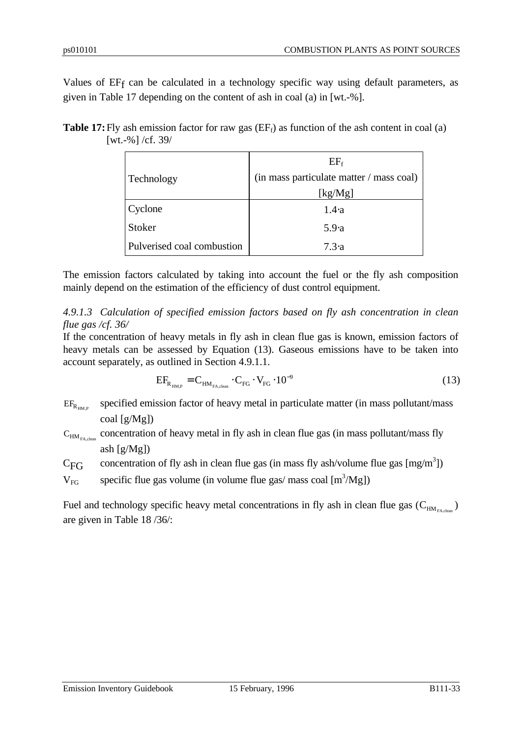Values of $EF_f$ can be calculated in a technology specific way using default parameters, as given in Table 17 depending on the content of ash in coal (a) in [wt.-%].

**Table 17:** Fly ash emission factor for raw gas ($EF_f$) as function of the ash content in coal (a) [wt.-%] /cf. 39/

| Technology | $EF_f$ (in mass particulate matter / mass coal) [kg/Mg] |
|---|---|
| Cyclone | $1.4 \cdot a$ |
| Stoker | $5.9 \cdot a$ |
| Pulverised coal combustion | $7.3 \cdot a$ |

The emission factors calculated by taking into account the fuel or the fly ash composition mainly depend on the estimation of the efficiency of dust control equipment.

#### *4.9.1.3 Calculation of specified emission factors based on fly ash concentration in clean flue gas /cf. 36/*

If the concentration of heavy metals in fly ash in clean flue gas is known, emission factors of heavy metals can be assessed by Equation (13). Gaseous emissions have to be taken into account separately, as outlined in Section 4.9.1.1.

$$EF_{R_{HM,P}} = C_{HM_{FA,clean}} \cdot C_{FG} \cdot V_{FG} \cdot 10^{-9} \tag{13}$$

- $EF_{R_{HM,P}}$ specified emission factor of heavy metal in particulate matter (in mass pollutant/mass coal [g/Mg])
- $C_{HM_{FA,clean}}$ concentration of heavy metal in fly ash in clean flue gas (in mass pollutant/mass fly ash [g/Mg])
- $C_{FG}$ concentration of fly ash in clean flue gas (in mass fly ash/volume flue gas [mg/m$^3$])
- $V_{FG}$ specific flue gas volume (in volume flue gas/ mass coal [m$^3$/Mg])

Fuel and technology specific heavy metal concentrations in fly ash in clean flue gas ($C_{HM_{FA,clean}}$) are given in Table 18 /36/: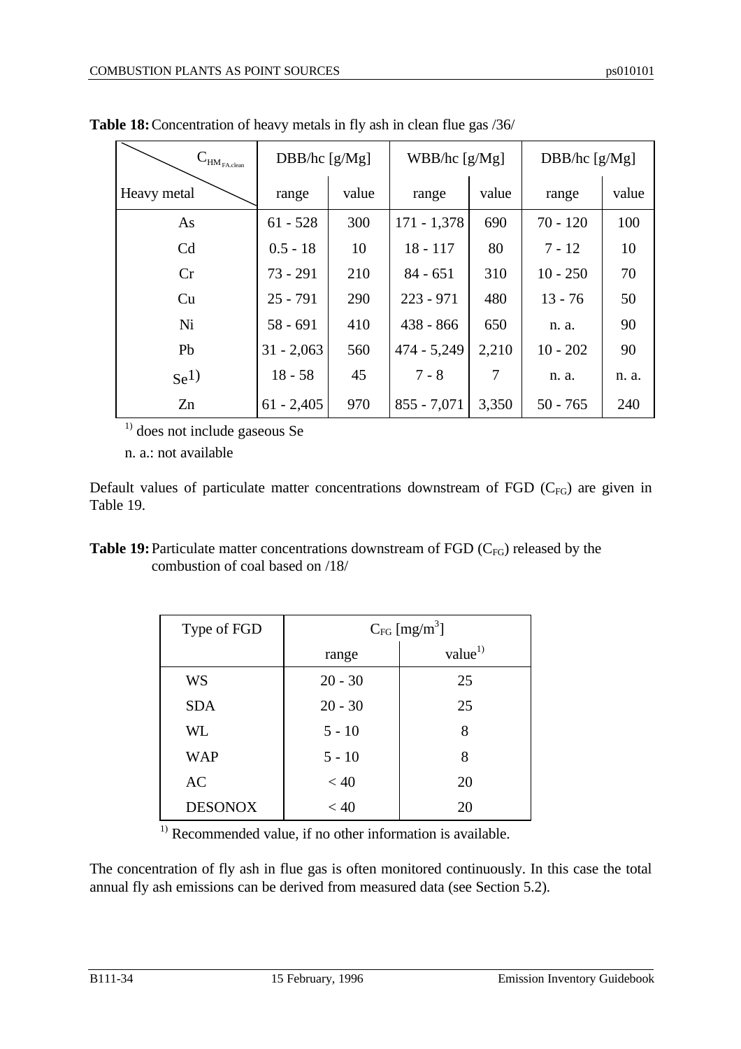**Table 18:** Concentration of heavy metals in fly ash in clean flue gas /36/

| $C_{HM_{FA.clean}}$ / Heavy metal | DBB/hc [g/Mg] | | WBB/hc [g/Mg] | | DBB/hc [g/Mg] | |
|---|---|---|---|---|---|---|
| | range | value | range | value | range | value |
| As | 61 - 528 | 300 | 171 - 1,378 | 690 | 70 - 120 | 100 |
| Cd | 0.5 - 18 | 10 | 18 - 117 | 80 | 7 - 12 | 10 |
| Cr | 73 - 291 | 210 | 84 - 651 | 310 | 10 - 250 | 70 |
| Cu | 25 - 791 | 290 | 223 - 971 | 480 | 13 - 76 | 50 |
| Ni | 58 - 691 | 410 | 438 - 866 | 650 | n. a. | 90 |
| Pb | 31 - 2,063 | 560 | 474 - 5,249 | 2,210 | 10 - 202 | 90 |
| Se[1)] | 18 - 58 | 45 | 7 - 8 | 7 | n. a. | n. a. |
| Zn | 61 - 2,405 | 970 | 855 - 7,071 | 3,350 | 50 - 765 | 240 |

[1)] does not include gaseous Se

n. a.: not available

Default values of particulate matter concentrations downstream of FGD ($C_{FG}$) are given in Table 19.

**Table 19:** Particulate matter concentrations downstream of FGD ($C_{FG}$) released by the combustion of coal based on /18/

| Type of FGD | $C_{FG}$ [mg/m$^3$] | |
|---|---|---|
| | range | value[1)] |
| WS | 20 - 30 | 25 |
| SDA | 20 - 30 | 25 |
| WL | 5 - 10 | 8 |
| WAP | 5 - 10 | 8 |
| AC | < 40 | 20 |
| DESONOX | < 40 | 20 |

[1)] Recommended value, if no other information is available.

The concentration of fly ash in flue gas is often monitored continuously. In this case the total annual fly ash emissions can be derived from measured data (see Section 5.2).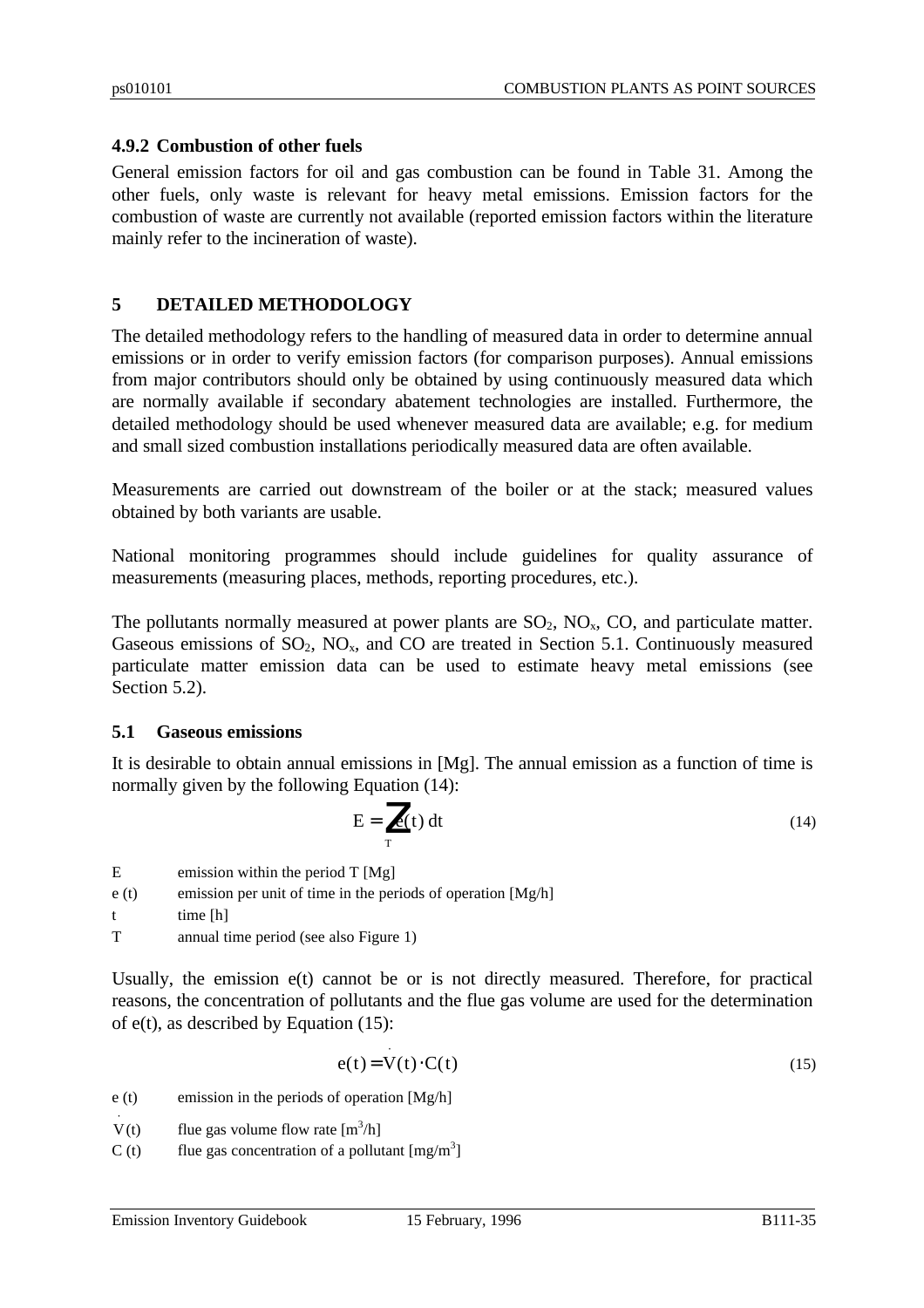### 4.9.2 Combustion of other fuels

General emission factors for oil and gas combustion can be found in Table 31. Among the other fuels, only waste is relevant for heavy metal emissions. Emission factors for the combustion of waste are currently not available (reported emission factors within the literature mainly refer to the incineration of waste).

## 5 DETAILED METHODOLOGY

The detailed methodology refers to the handling of measured data in order to determine annual emissions or in order to verify emission factors (for comparison purposes). Annual emissions from major contributors should only be obtained by using continuously measured data which are normally available if secondary abatement technologies are installed. Furthermore, the detailed methodology should be used whenever measured data are available; e.g. for medium and small sized combustion installations periodically measured data are often available.

Measurements are carried out downstream of the boiler or at the stack; measured values obtained by both variants are usable.

National monitoring programmes should include guidelines for quality assurance of measurements (measuring places, methods, reporting procedures, etc.).

The pollutants normally measured at power plants are $SO_2$, $NO_x$, CO, and particulate matter. Gaseous emissions of $SO_2$, $NO_x$, and CO are treated in Section 5.1. Continuously measured particulate matter emission data can be used to estimate heavy metal emissions (see Section 5.2).

### 5.1 Gaseous emissions

It is desirable to obtain annual emissions in [Mg]. The annual emission as a function of time is normally given by the following Equation (14):

$$E = \int_T e(t)\, dt \tag{14}$$

| | |
|---|---|
| E | emission within the period T [Mg] |
| e (t) | emission per unit of time in the periods of operation [Mg/h] |
| t | time [h] |
| T | annual time period (see also Figure 1) |

Usually, the emission e(t) cannot be or is not directly measured. Therefore, for practical reasons, the concentration of pollutants and the flue gas volume are used for the determination of e(t), as described by Equation (15):

$$e(t) = \dot{V}(t) \cdot C(t) \tag{15}$$

| | |
|---|---|
| e (t) | emission in the periods of operation [Mg/h] |
| $\dot{V}(t)$ | flue gas volume flow rate [$m^3$/h] |
| C (t) | flue gas concentration of a pollutant [mg/$m^3$] |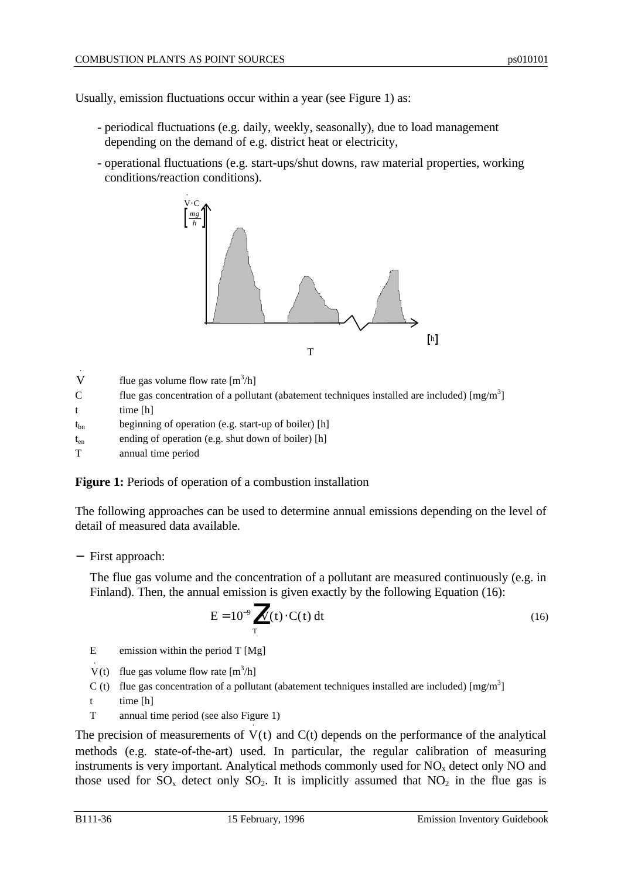Usually, emission fluctuations occur within a year (see Figure 1) as:

- periodical fluctuations (e.g. daily, weekly, seasonally), due to load management depending on the demand of e.g. district heat or electricity,
- operational fluctuations (e.g. start-ups/shut downs, raw material properties, working conditions/reaction conditions).

| | |
|---|---|
| $\dot{V}$ | flue gas volume flow rate [m$^3$/h] |
| C | flue gas concentration of a pollutant (abatement techniques installed are included) [mg/m$^3$] |
| t | time [h] |
| $t_{bn}$ | beginning of operation (e.g. start-up of boiler) [h] |
| $t_{en}$ | ending of operation (e.g. shut down of boiler) [h] |
| T | annual time period |

**Figure 1:** Periods of operation of a combustion installation

The following approaches can be used to determine annual emissions depending on the level of detail of measured data available.

− First approach:

The flue gas volume and the concentration of a pollutant are measured continuously (e.g. in Finland). Then, the annual emission is given exactly by the following Equation (16):

$$E = 10^{-9} \int_T \dot{V}(t) \cdot C(t)\, dt \tag{16}$$

| | |
|---|---|
| E | emission within the period T [Mg] |
| $\dot{V}(t)$ | flue gas volume flow rate [m$^3$/h] |
| C (t) | flue gas concentration of a pollutant (abatement techniques installed are included) [mg/m$^3$] |
| t | time [h] |
| T | annual time period (see also Figure 1) |

The precision of measurements of $\dot{V}(t)$ and C(t) depends on the performance of the analytical methods (e.g. state-of-the-art) used. In particular, the regular calibration of measuring instruments is very important. Analytical methods commonly used for $NO_x$ detect only NO and those used for $SO_x$ detect only $SO_2$. It is implicitly assumed that $NO_2$ in the flue gas is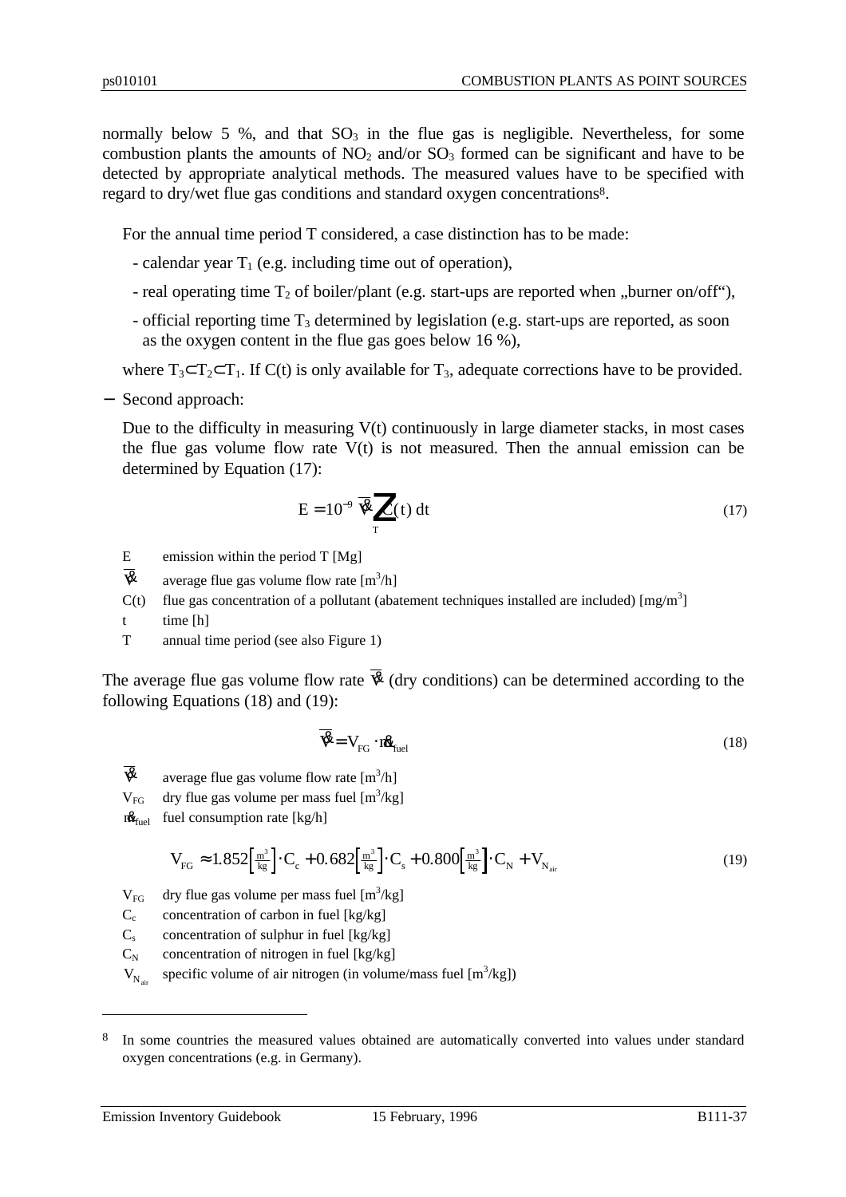normally below 5 %, and that $SO_3$ in the flue gas is negligible. Nevertheless, for some combustion plants the amounts of $NO_2$ and/or $SO_3$ formed can be significant and have to be detected by appropriate analytical methods. The measured values have to be specified with regard to dry/wet flue gas conditions and standard oxygen concentrations[8].

For the annual time period T considered, a case distinction has to be made:

- calendar year $T_1$ (e.g. including time out of operation),
- real operating time $T_2$ of boiler/plant (e.g. start-ups are reported when „burner on/off"),
- official reporting time $T_3$ determined by legislation (e.g. start-ups are reported, as soon as the oxygen content in the flue gas goes below 16 %),

where $T_3 \subset T_2 \subset T_1$. If C(t) is only available for $T_3$, adequate corrections have to be provided.

− Second approach:

Due to the difficulty in measuring V(t) continuously in large diameter stacks, in most cases the flue gas volume flow rate V(t) is not measured. Then the annual emission can be determined by Equation (17):

$$E = 10^{-9} \, \overline{\dot{V}} \int_T C(t) \, dt \qquad (17)$$

| | |
|---|---|
| E | emission within the period T [Mg] |
| $\overline{\dot{V}}$ | average flue gas volume flow rate [$m^3$/h] |
| C(t) | flue gas concentration of a pollutant (abatement techniques installed are included) [mg/$m^3$] |
| t | time [h] |
| T | annual time period (see also Figure 1) |

The average flue gas volume flow rate $\overline{\dot{V}}$ (dry conditions) can be determined according to the following Equations (18) and (19):

$$\overline{\dot{V}} = V_{FG} \cdot \dot{m}_{fuel} \qquad (18)$$

| | |
|---|---|
| $\overline{\dot{V}}$ | average flue gas volume flow rate [$m^3$/h] |
| $V_{FG}$ | dry flue gas volume per mass fuel [$m^3$/kg] |
| $\dot{m}_{fuel}$ | fuel consumption rate [kg/h] |

$$V_{FG} \approx 1.852\left[\tfrac{m^3}{kg}\right] \cdot C_c + 0.682\left[\tfrac{m^3}{kg}\right] \cdot C_s + 0.800\left[\tfrac{m^3}{kg}\right] \cdot C_N + V_{N_{air}} \qquad (19)$$

| | |
|---|---|
| $V_{FG}$ | dry flue gas volume per mass fuel [$m^3$/kg] |
| $C_c$ | concentration of carbon in fuel [kg/kg] |
| $C_s$ | concentration of sulphur in fuel [kg/kg] |
| $C_N$ | concentration of nitrogen in fuel [kg/kg] |
| $V_{N_{air}}$ | specific volume of air nitrogen (in volume/mass fuel [$m^3$/kg]) |

---

[8] In some countries the measured values obtained are automatically converted into values under standard oxygen concentrations (e.g. in Germany).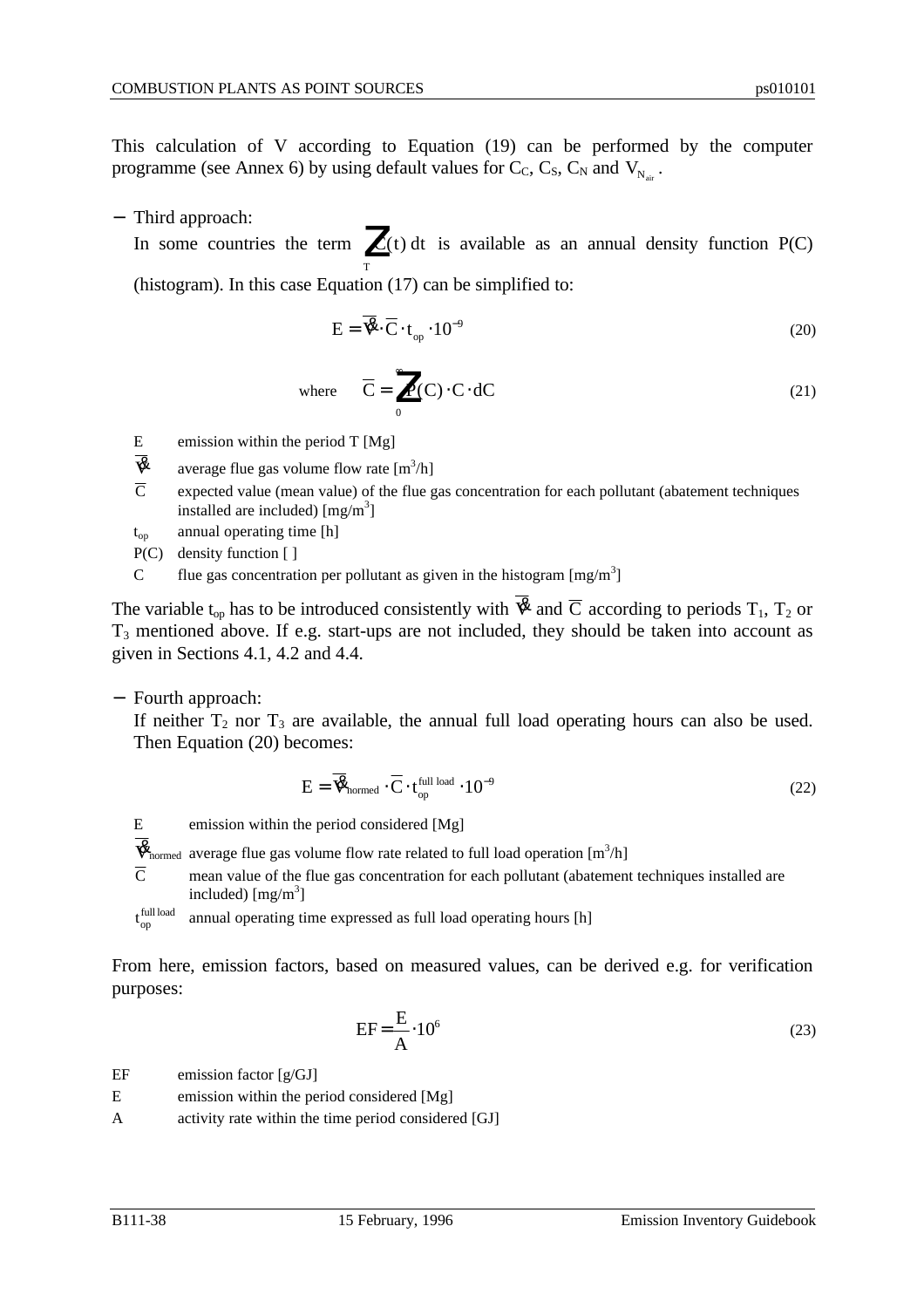This calculation of V according to Equation (19) can be performed by the computer programme (see Annex 6) by using default values for $C_C$, $C_S$, $C_N$ and $V_{N_{air}}$.

- Third approach:

  In some countries the term $\int_T C(t)\,dt$ is available as an annual density function P(C) (histogram). In this case Equation (17) can be simplified to:

$$E = \overline{\dot{V}} \cdot \overline{C} \cdot t_{op} \cdot 10^{-9} \tag{20}$$

$$\text{where} \quad \overline{C} = \int_0^{\infty} P(C) \cdot C \cdot dC \tag{21}$$

| | |
|---|---|
| E | emission within the period T [Mg] |
| $\overline{\dot{V}}$ | average flue gas volume flow rate [$m^3/h$] |
| $\overline{C}$ | expected value (mean value) of the flue gas concentration for each pollutant (abatement techniques installed are included) [$mg/m^3$] |
| $t_{op}$ | annual operating time [h] |
| P(C) | density function [ ] |
| C | flue gas concentration per pollutant as given in the histogram [$mg/m^3$] |

The variable $t_{op}$ has to be introduced consistently with $\overline{\dot{V}}$ and $\overline{C}$ according to periods $T_1$, $T_2$ or $T_3$ mentioned above. If e.g. start-ups are not included, they should be taken into account as given in Sections 4.1, 4.2 and 4.4.

- Fourth approach:

  If neither $T_2$ nor $T_3$ are available, the annual full load operating hours can also be used. Then Equation (20) becomes:

$$E = \overline{\dot{V}}_{normed} \cdot \overline{C} \cdot t_{op}^{full\ load} \cdot 10^{-9} \tag{22}$$

| | |
|---|---|
| E | emission within the period considered [Mg] |
| $\overline{\dot{V}}_{normed}$ | average flue gas volume flow rate related to full load operation [$m^3/h$] |
| $\overline{C}$ | mean value of the flue gas concentration for each pollutant (abatement techniques installed are included) [$mg/m^3$] |
| $t_{op}^{full\ load}$ | annual operating time expressed as full load operating hours [h] |

From here, emission factors, based on measured values, can be derived e.g. for verification purposes:

$$EF = \frac{E}{A} \cdot 10^6 \tag{23}$$

| | |
|---|---|
| EF | emission factor [g/GJ] |
| E | emission within the period considered [Mg] |
| A | activity rate within the time period considered [GJ] |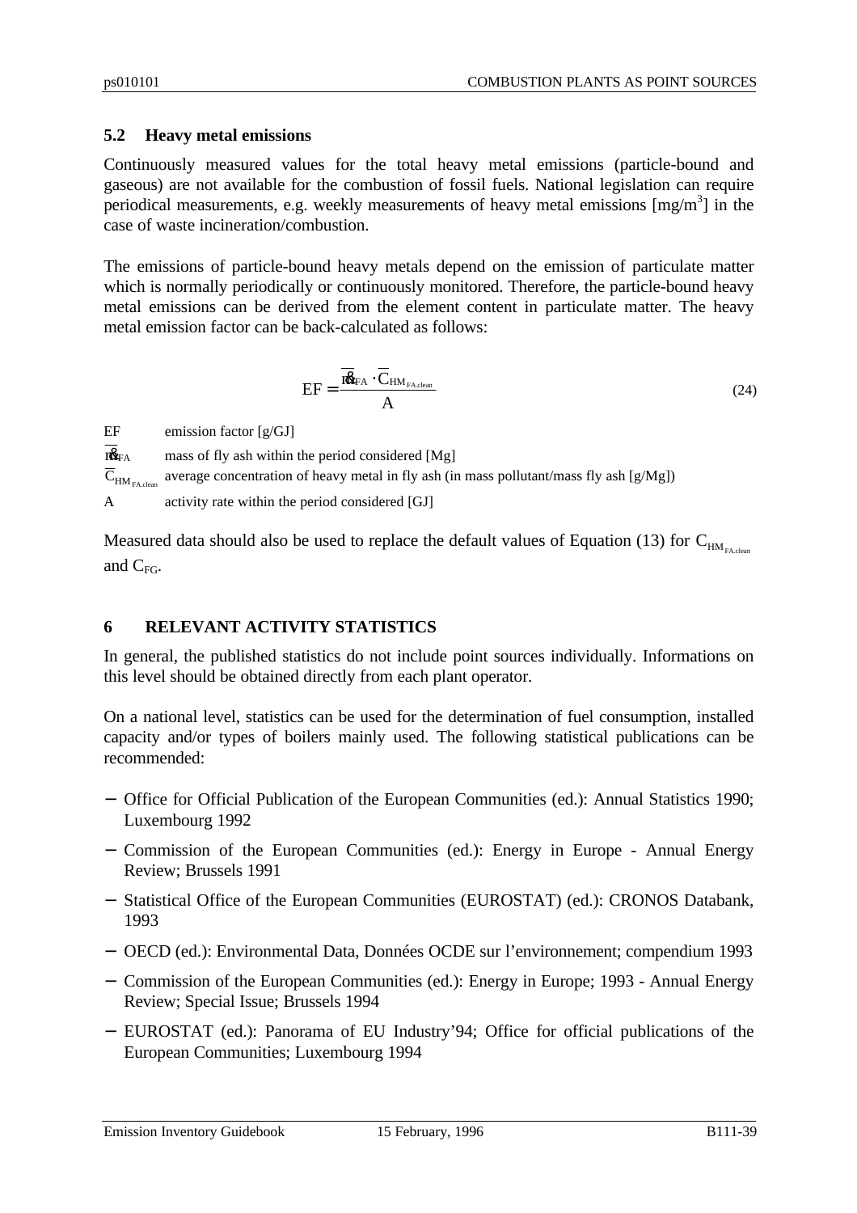## 5.2 Heavy metal emissions

Continuously measured values for the total heavy metal emissions (particle-bound and gaseous) are not available for the combustion of fossil fuels. National legislation can require periodical measurements, e.g. weekly measurements of heavy metal emissions [mg/m$^3$] in the case of waste incineration/combustion.

The emissions of particle-bound heavy metals depend on the emission of particulate matter which is normally periodically or continuously monitored. Therefore, the particle-bound heavy metal emissions can be derived from the element content in particulate matter. The heavy metal emission factor can be back-calculated as follows:

$$EF = \frac{\overline{\dot{m}}_{FA} \cdot \overline{C}_{HM_{FA.clean}}}{A} \qquad (24)$$

EF  emission factor [g/GJ]

$\overline{\dot{m}}_{FA}$  mass of fly ash within the period considered [Mg]

$\overline{C}_{HM_{FA.clean}}$  average concentration of heavy metal in fly ash (in mass pollutant/mass fly ash [g/Mg])

A  activity rate within the period considered [GJ]

Measured data should also be used to replace the default values of Equation (13) for $C_{HM_{FA.clean}}$ and $C_{FG}$.

# 6 RELEVANT ACTIVITY STATISTICS

In general, the published statistics do not include point sources individually. Informations on this level should be obtained directly from each plant operator.

On a national level, statistics can be used for the determination of fuel consumption, installed capacity and/or types of boilers mainly used. The following statistical publications can be recommended:

- Office for Official Publication of the European Communities (ed.): Annual Statistics 1990; Luxembourg 1992
- Commission of the European Communities (ed.): Energy in Europe - Annual Energy Review; Brussels 1991
- Statistical Office of the European Communities (EUROSTAT) (ed.): CRONOS Databank, 1993
- OECD (ed.): Environmental Data, Données OCDE sur l'environnement; compendium 1993
- Commission of the European Communities (ed.): Energy in Europe; 1993 - Annual Energy Review; Special Issue; Brussels 1994
- EUROSTAT (ed.): Panorama of EU Industry'94; Office for official publications of the European Communities; Luxembourg 1994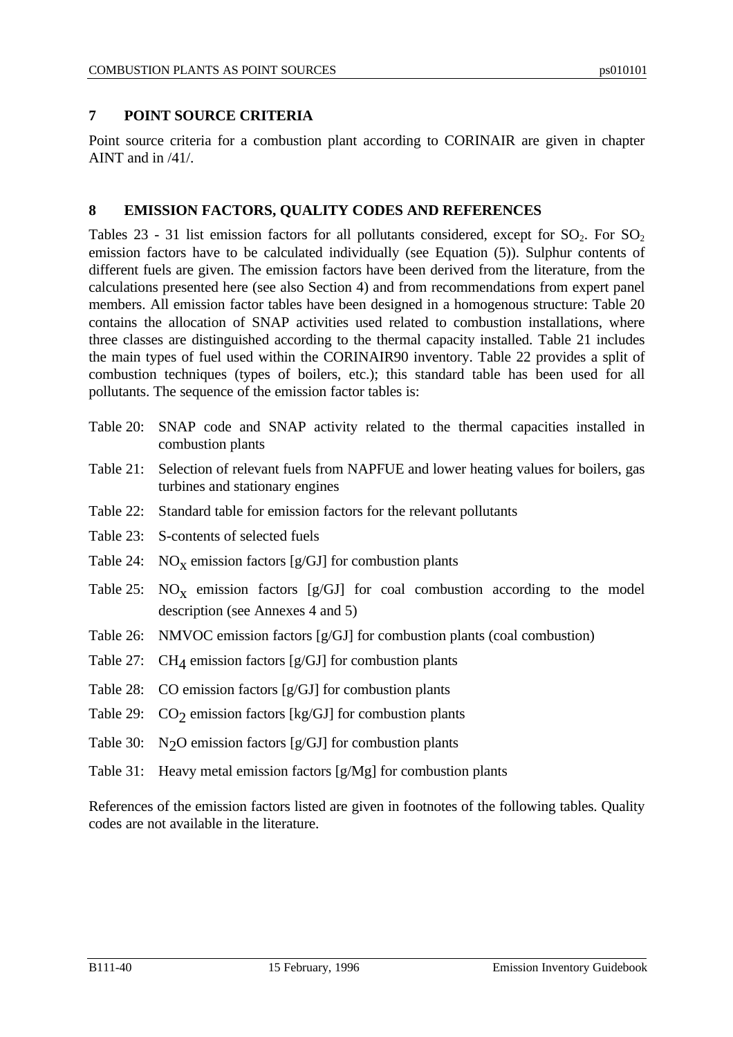## 7 POINT SOURCE CRITERIA

Point source criteria for a combustion plant according to CORINAIR are given in chapter AINT and in /41/.

## 8 EMISSION FACTORS, QUALITY CODES AND REFERENCES

Tables 23 - 31 list emission factors for all pollutants considered, except for $SO_2$. For $SO_2$ emission factors have to be calculated individually (see Equation (5)). Sulphur contents of different fuels are given. The emission factors have been derived from the literature, from the calculations presented here (see also Section 4) and from recommendations from expert panel members. All emission factor tables have been designed in a homogenous structure: Table 20 contains the allocation of SNAP activities used related to combustion installations, where three classes are distinguished according to the thermal capacity installed. Table 21 includes the main types of fuel used within the CORINAIR90 inventory. Table 22 provides a split of combustion techniques (types of boilers, etc.); this standard table has been used for all pollutants. The sequence of the emission factor tables is:

- Table 20: SNAP code and SNAP activity related to the thermal capacities installed in combustion plants
- Table 21: Selection of relevant fuels from NAPFUE and lower heating values for boilers, gas turbines and stationary engines
- Table 22: Standard table for emission factors for the relevant pollutants
- Table 23: S-contents of selected fuels
- Table 24: $NO_x$ emission factors [g/GJ] for combustion plants
- Table 25: $NO_x$ emission factors [g/GJ] for coal combustion according to the model description (see Annexes 4 and 5)
- Table 26: NMVOC emission factors [g/GJ] for combustion plants (coal combustion)
- Table 27: $CH_4$ emission factors [g/GJ] for combustion plants
- Table 28: CO emission factors [g/GJ] for combustion plants
- Table 29: $CO_2$ emission factors [kg/GJ] for combustion plants
- Table 30: $N_2O$ emission factors [g/GJ] for combustion plants
- Table 31: Heavy metal emission factors [g/Mg] for combustion plants

References of the emission factors listed are given in footnotes of the following tables. Quality codes are not available in the literature.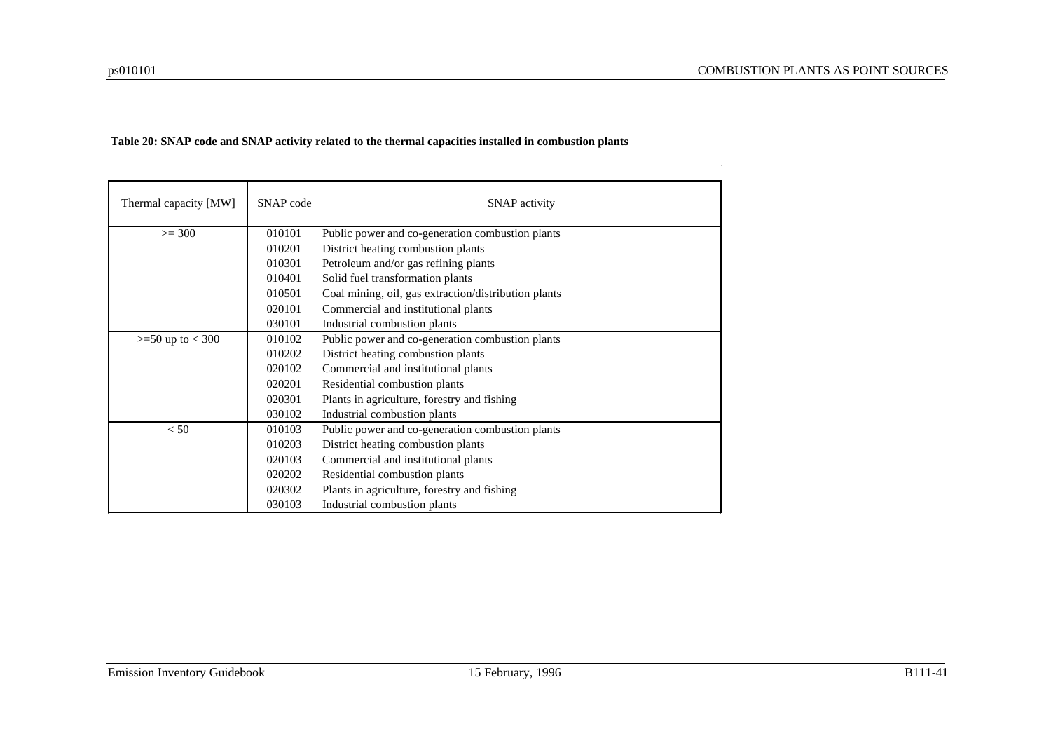**Table 20: SNAP code and SNAP activity related to the thermal capacities installed in combustion plants**

| Thermal capacity [MW] | SNAP code | SNAP activity |
|---|---|---|
| >= 300 | 010101 | Public power and co-generation combustion plants |
| | 010201 | District heating combustion plants |
| | 010301 | Petroleum and/or gas refining plants |
| | 010401 | Solid fuel transformation plants |
| | 010501 | Coal mining, oil, gas extraction/distribution plants |
| | 020101 | Commercial and institutional plants |
| | 030101 | Industrial combustion plants |
| >=50 up to < 300 | 010102 | Public power and co-generation combustion plants |
| | 010202 | District heating combustion plants |
| | 020102 | Commercial and institutional plants |
| | 020201 | Residential combustion plants |
| | 020301 | Plants in agriculture, forestry and fishing |
| | 030102 | Industrial combustion plants |
| < 50 | 010103 | Public power and co-generation combustion plants |
| | 010203 | District heating combustion plants |
| | 020103 | Commercial and institutional plants |
| | 020202 | Residential combustion plants |
| | 020302 | Plants in agriculture, forestry and fishing |
| | 030103 | Industrial combustion plants |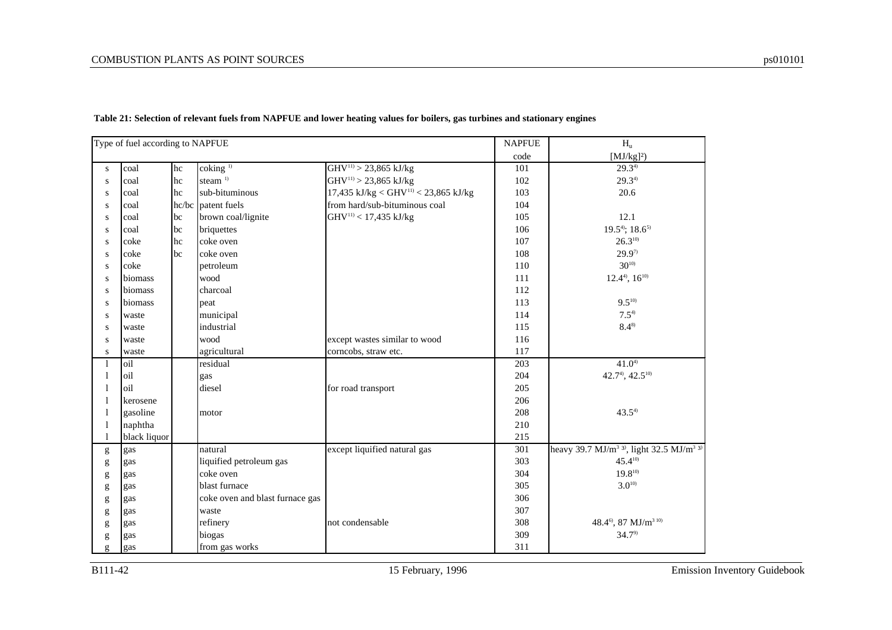**Table 21: Selection of relevant fuels from NAPFUE and lower heating values for boilers, gas turbines and stationary engines**

| Type of fuel according to NAPFUE | | | | | NAPFUE code | $H_u$ [MJ/kg][2]) |
|---|---|---|---|---|---|---|
| s | coal | hc | coking [1]) | GHV[11]) > 23,865 kJ/kg | 101 | 29.3[4]) |
| s | coal | hc | steam [1]) | GHV[11]) > 23,865 kJ/kg | 102 | 29.3[4]) |
| s | coal | hc | sub-bituminous | 17,435 kJ/kg < GHV[11]) < 23,865 kJ/kg | 103 | 20.6 |
| s | coal | hc/bc | patent fuels | from hard/sub-bituminous coal | 104 | |
| s | coal | bc | brown coal/lignite | GHV[11]) < 17,435 kJ/kg | 105 | 12.1 |
| s | coal | bc | briquettes | | 106 | 19.5[4]); 18.6[5]) |
| s | coke | hc | coke oven | | 107 | 26.3[10]) |
| s | coke | bc | coke oven | | 108 | 29.9[7]) |
| s | coke | | petroleum | | 110 | 30[10]) |
| s | biomass | | wood | | 111 | 12.4[4]), 16[10]) |
| s | biomass | | charcoal | | 112 | |
| s | biomass | | peat | | 113 | 9.5[10]) |
| s | waste | | municipal | | 114 | 7.5[4]) |
| s | waste | | industrial | | 115 | 8.4[8]) |
| s | waste | | wood | except wastes similar to wood | 116 | |
| s | waste | | agricultural | corncobs, straw etc. | 117 | |
| l | oil | | residual | | 203 | 41.0[4]) |
| l | oil | | gas | | 204 | 42.7[4]), 42.5[10]) |
| l | oil | | diesel | for road transport | 205 | |
| l | kerosene | | | | 206 | |
| l | gasoline | | motor | | 208 | 43.5[4]) |
| l | naphtha | | | | 210 | |
| l | black liquor | | | | 215 | |
| g | gas | | natural | except liquified natural gas | 301 | heavy 39.7 MJ/m³ [3]), light 32.5 MJ/m³ [3]) |
| g | gas | | liquified petroleum gas | | 303 | 45.4[10]) |
| g | gas | | coke oven | | 304 | 19.8[10]) |
| g | gas | | blast furnace | | 305 | 3.0[10]) |
| g | gas | | coke oven and blast furnace gas | | 306 | |
| g | gas | | waste | | 307 | |
| g | gas | | refinery | not condensable | 308 | 48.4[6]), 87 MJ/m³ [10]) |
| g | gas | | biogas | | 309 | 34.7[9]) |
| g | gas | | from gas works | | 311 | |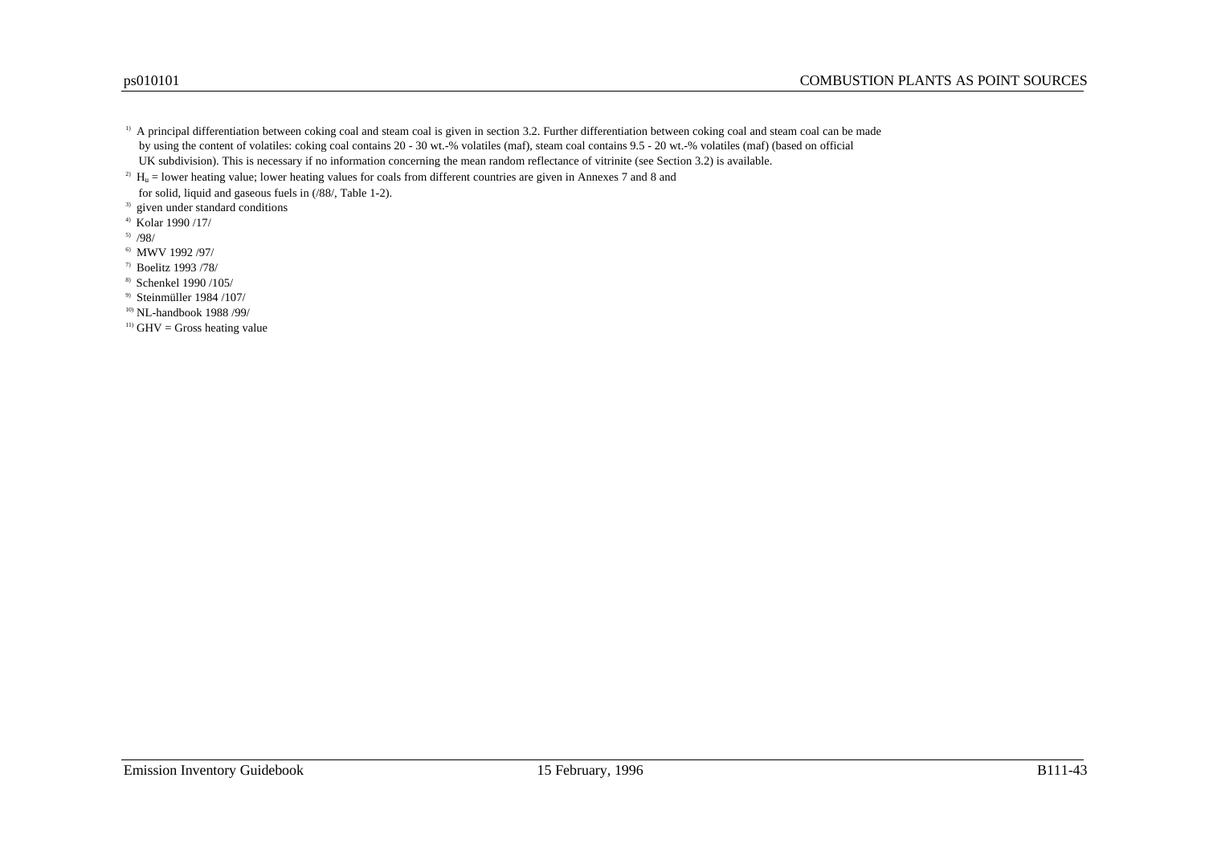[1] A principal differentiation between coking coal and steam coal is given in section 3.2. Further differentiation between coking coal and steam coal can be made by using the content of volatiles: coking coal contains 20 - 30 wt.-% volatiles (maf), steam coal contains 9.5 - 20 wt.-% volatiles (maf) (based on official UK subdivision). This is necessary if no information concerning the mean random reflectance of vitrinite (see Section 3.2) is available.

[2] $H_u$ = lower heating value; lower heating values for coals from different countries are given in Annexes 7 and 8 and for solid, liquid and gaseous fuels in (/88/, Table 1-2).

[3] given under standard conditions

[4] Kolar 1990 /17/

[5] /98/

[6] MWV 1992 /97/

[7] Boelitz 1993 /78/

[8] Schenkel 1990 /105/

[9] Steinmüller 1984 /107/

[10] NL-handbook 1988 /99/

[11] GHV = Gross heating value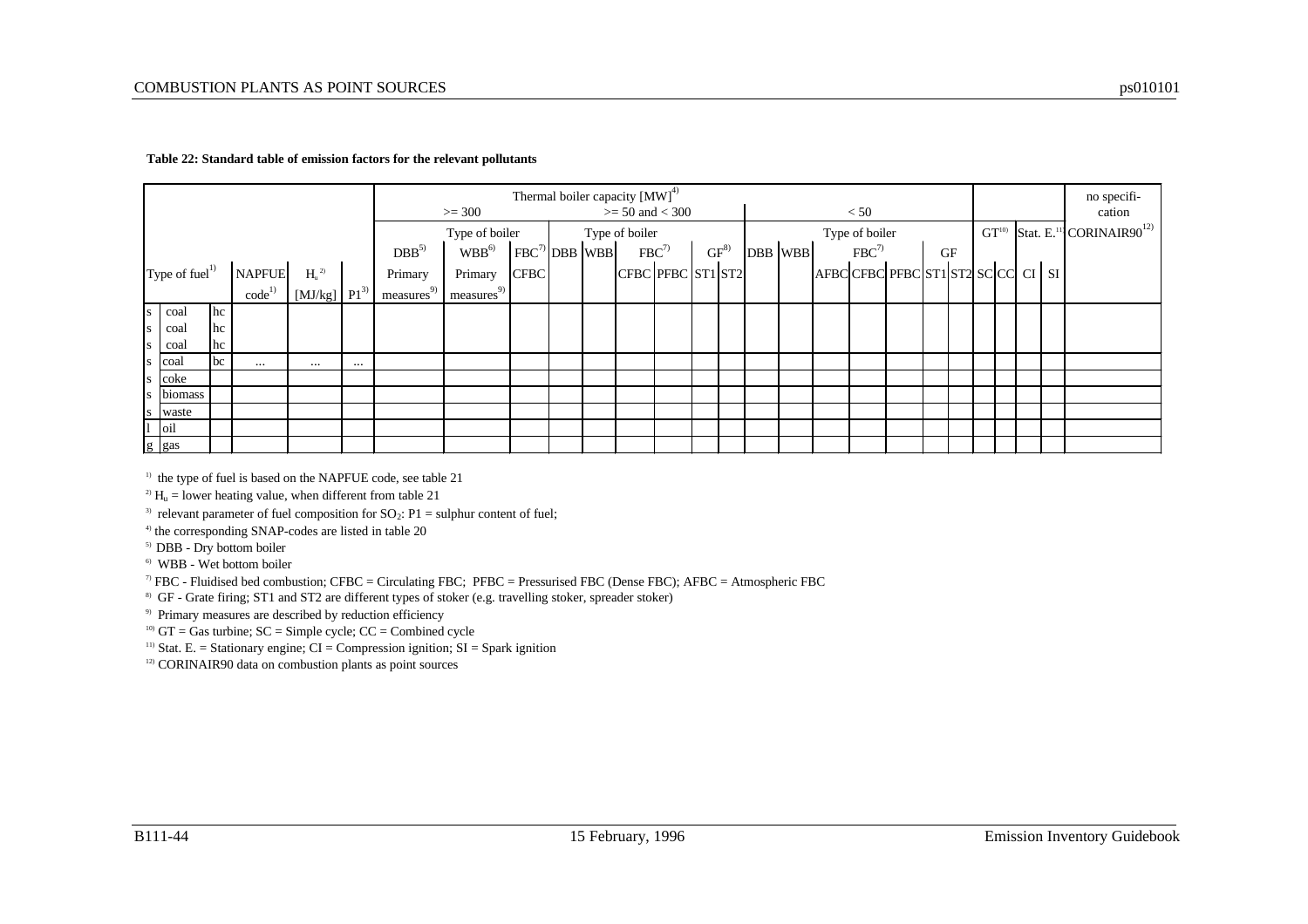**Table 22: Standard table of emission factors for the relevant pollutants**

| | | | | | | Thermal boiler capacity [MW][4] | | | | | | | | | | | | | | | | | | | | | | | no specification |
|---|---|---|---|---|---|---|---|---|---|---|---|---|---|---|---|---|---|---|---|---|---|---|---|---|---|---|---|---|---|
| | | | | | | >= 300 | | | >= 50 and < 300 | | | | | | | < 50 | | | | | | | | | | | | | |
| | | | | | | Type of boiler | | | Type of boiler | | | | | | | Type of boiler | | | | | | | | | GT[10] | | Stat. E.[11] | | CORINAIR90[12] |
| | | | | | | DBB[5] | WBB[6] | FBC[7] | DBB | WBB | FBC[7] | | GF[8] | | DBB | WBB | FBC[7] | | | GF | | | | | | | | | |
| Type of fuel[1] | | | NAPFUE code[1] | $H_u$[2] [MJ/kg] | P1[3] | Primary measures[9] | Primary measures[9] | CFBC | | | CFBC | PFBC | ST1 | ST2 | | | AFBC | CFBC | PFBC | ST1 | ST2 | | | | SC | CC | CI | SI | |
| s | coal | hc | | | | | | | | | | | | | | | | | | | | | | | | | | | |
| s | coal | hc | | | | | | | | | | | | | | | | | | | | | | | | | | | |
| s | coal | hc | | | | | | | | | | | | | | | | | | | | | | | | | | | |
| s | coal | bc | ... | ... | ... | | | | | | | | | | | | | | | | | | | | | | | | |
| s | coke | | | | | | | | | | | | | | | | | | | | | | | | | | | | |
| s | biomass | | | | | | | | | | | | | | | | | | | | | | | | | | | | |
| s | waste | | | | | | | | | | | | | | | | | | | | | | | | | | | | |
| l | oil | | | | | | | | | | | | | | | | | | | | | | | | | | | | |
| g | gas | | | | | | | | | | | | | | | | | | | | | | | | | | | | |

[1] the type of fuel is based on the NAPFUE code, see table 21

[2] $H_u$ = lower heating value, when different from table 21

[3] relevant parameter of fuel composition for $SO_2$: P1 = sulphur content of fuel;

[4] the corresponding SNAP-codes are listed in table 20

[5] DBB - Dry bottom boiler

[6] WBB - Wet bottom boiler

[7] FBC - Fluidised bed combustion; CFBC = Circulating FBC; PFBC = Pressurised FBC (Dense FBC); AFBC = Atmospheric FBC

[8] GF - Grate firing; ST1 and ST2 are different types of stoker (e.g. travelling stoker, spreader stoker)

[9] Primary measures are described by reduction efficiency

[10] GT = Gas turbine; SC = Simple cycle; CC = Combined cycle

[11] Stat. E. = Stationary engine; CI = Compression ignition; SI = Spark ignition

[12] CORINAIR90 data on combustion plants as point sources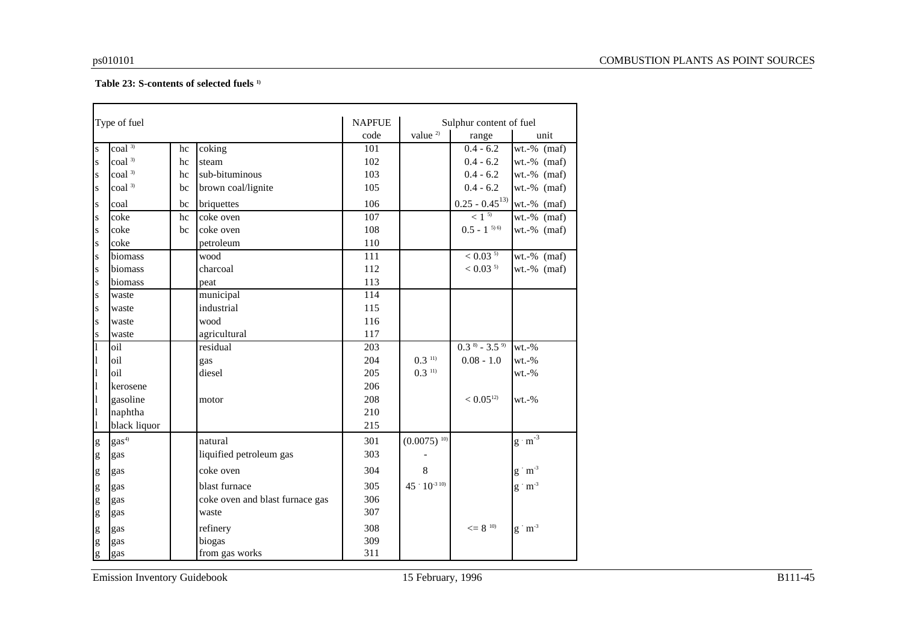**Table 23: S-contents of selected fuels [1)]**

| Type of fuel | | | | NAPFUE | Sulphur content of fuel | | |
|---|---|---|---|---|---|---|---|
| | | | | code | value [2)] | range | unit |
| s | coal [3)] | hc | coking | 101 | | 0.4 - 6.2 | wt.-% (maf) |
| s | coal [3)] | hc | steam | 102 | | 0.4 - 6.2 | wt.-% (maf) |
| s | coal [3)] | hc | sub-bituminous | 103 | | 0.4 - 6.2 | wt.-% (maf) |
| s | coal [3)] | bc | brown coal/lignite | 105 | | 0.4 - 6.2 | wt.-% (maf) |
| s | coal | bc | briquettes | 106 | | 0.25 - 0.45 [13)] | wt.-% (maf) |
| s | coke | hc | coke oven | 107 | | < 1 [5)] | wt.-% (maf) |
| s | coke | bc | coke oven | 108 | | 0.5 - 1 [5) 6)] | wt.-% (maf) |
| s | coke | | petroleum | 110 | | | |
| s | biomass | | wood | 111 | | < 0.03 [5)] | wt.-% (maf) |
| s | biomass | | charcoal | 112 | | < 0.03 [5)] | wt.-% (maf) |
| s | biomass | | peat | 113 | | | |
| s | waste | | municipal | 114 | | | |
| s | waste | | industrial | 115 | | | |
| s | waste | | wood | 116 | | | |
| s | waste | | agricultural | 117 | | | |
| l | oil | | residual | 203 | | 0.3 [8)] - 3.5 [9)] | wt.-% |
| l | oil | | gas | 204 | 0.3 [11)] | 0.08 - 1.0 | wt.-% |
| l | oil | | diesel | 205 | 0.3 [11)] | | wt.-% |
| l | kerosene | | | 206 | | | |
| l | gasoline | | motor | 208 | | < 0.05 [12)] | wt.-% |
| l | naphtha | | | 210 | | | |
| l | black liquor | | | 215 | | | |
| g | gas [4)] | | natural | 301 | (0.0075) [10)] | | $g \cdot m^{-3}$ |
| g | gas | | liquified petroleum gas | 303 | - | | |
| g | gas | | coke oven | 304 | 8 | | $g \cdot m^{-3}$ |
| g | gas | | blast furnace | 305 | $45 \cdot 10^{-3}$ [10)] | | $g \cdot m^{-3}$ |
| g | gas | | coke oven and blast furnace gas | 306 | | | |
| g | gas | | waste | 307 | | | |
| g | gas | | refinery | 308 | | <= 8 [10)] | $g \cdot m^{-3}$ |
| g | gas | | biogas | 309 | | | |
| g | gas | | from gas works | 311 | | | |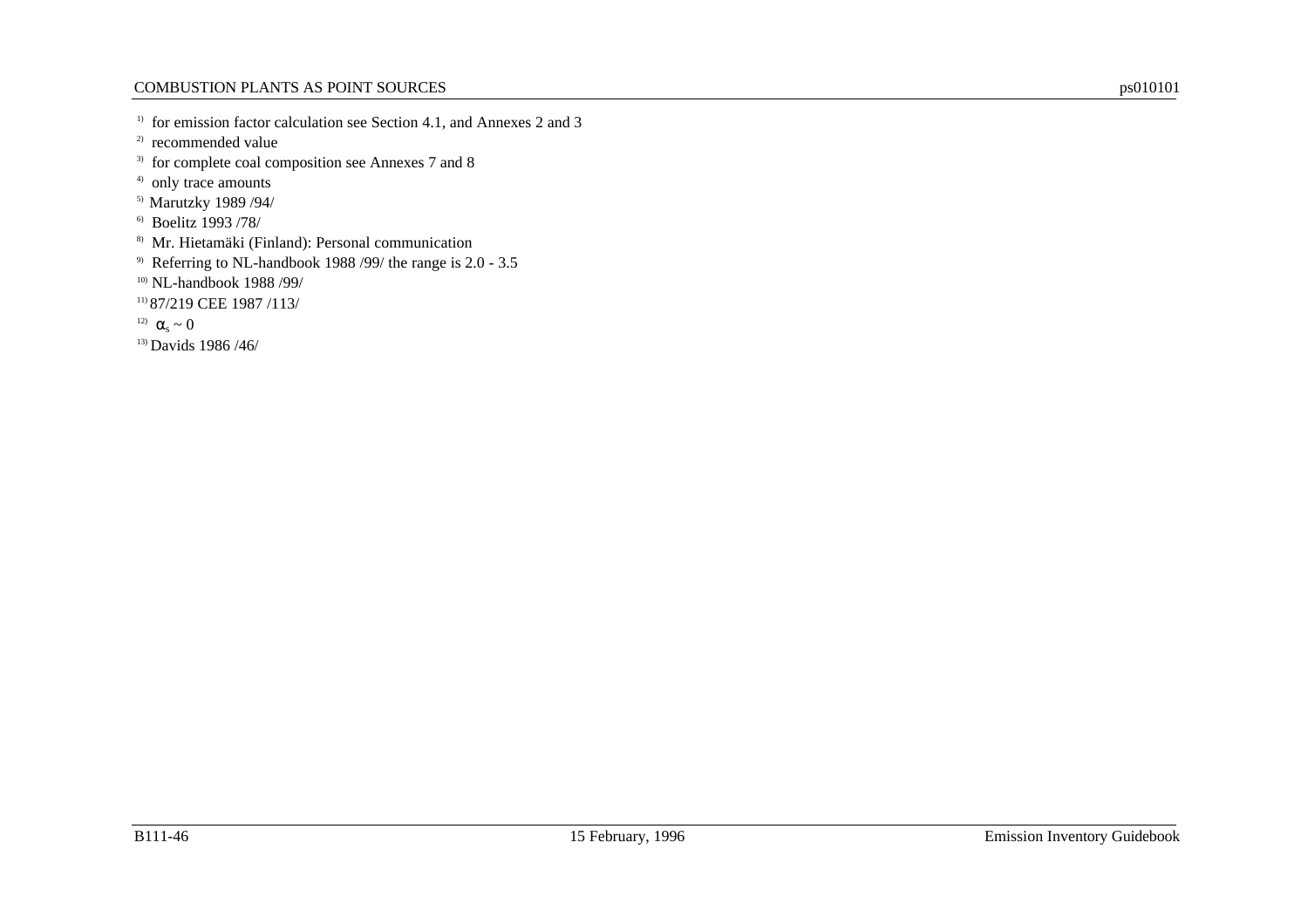1) for emission factor calculation see Section 4.1, and Annexes 2 and 3

2) recommended value

3) for complete coal composition see Annexes 7 and 8

4) only trace amounts

5) Marutzky 1989 /94/

6) Boelitz 1993 /78/

8) Mr. Hietamäki (Finland): Personal communication

9) Referring to NL-handbook 1988 /99/ the range is 2.0 - 3.5

10) NL-handbook 1988 /99/

11) 87/219 CEE 1987 /113/

12) $\alpha_s \sim 0$

13) Davids 1986 /46/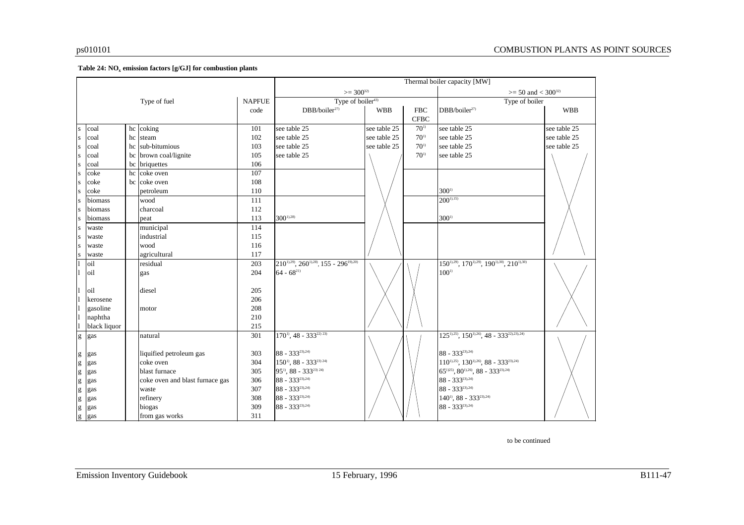**Table 24: $NO_x$ emission factors [g/GJ] for combustion plants**

| | | | | | Thermal boiler capacity [MW] | | | | |
|---|---|---|---|---|---|---|---|---|---|
| | | | | | >= 300[32] | | | >= 50 and < 300[32] | |
| | | | Type of fuel | NAPFUE | Type of boiler[43] | | | Type of boiler | |
| | | | | code | DBB/boiler[27] | WBB | FBC CFBC | DBB/boiler[27] | WBB |
| s | coal | hc | coking | 101 | see table 25 | see table 25 | 70[1] | see table 25 | see table 25 |
| s | coal | hc | steam | 102 | see table 25 | see table 25 | 70[1] | see table 25 | see table 25 |
| s | coal | hc | sub-bitumious | 103 | see table 25 | see table 25 | 70[1] | see table 25 | see table 25 |
| s | coal | bc | brown coal/lignite | 105 | see table 25 | | 70[1] | see table 25 | |
| s | coal | bc | briquettes | 106 | | | | | |
| s | coke | hc | coke oven | 107 | | | | | |
| s | coke | bc | coke oven | 108 | | | | | |
| s | coke | | petroleum | 110 | | | | 300[1] | |
| s | biomass | | wood | 111 | | | | 200[1),15)] | |
| s | biomass | | charcoal | 112 | | | | | |
| s | biomass | | peat | 113 | 300[1),28)] | | | 300[1] | |
| s | waste | | municipal | 114 | | | | | |
| s | waste | | industrial | 115 | | | | | |
| s | waste | | wood | 116 | | | | | |
| s | waste | | agricultural | 117 | | | | | |
| l | oil | | residual | 203 | 210[1),29)], 260[1),28)], 155 - 296[19),20)] | | | 150[1),29)], 170[1),29)], 190[1),30)], 210[1),30)] | |
| l | oil | | gas | 204 | 64 - 68[21)] | | | 100[1] | |
| l | oil | | diesel | 205 | | | | | |
| l | kerosene | | | 206 | | | | | |
| l | gasoline | | motor | 208 | | | | | |
| l | naphtha | | | 210 | | | | | |
| l | black liquor | | | 215 | | | | | |
| g | gas | | natural | 301 | 170[1)], 48 - 333[22) 23)] | | | 125[1),25)], 150[1),26)], 48 - 333[22),23),24)] | |
| g | gas | | liquified petroleum gas | 303 | 88 - 333[23),24)] | | | 88 - 333[23),24)] | |
| g | gas | | coke oven | 304 | 150[1)], 88 - 333[23) 24)] | | | 110[1),25)], 130[1),26)], 88 - 333[23),24)] | |
| g | gas | | blast furnace | 305 | 95[1)], 88 - 333[23) 24)] | | | 65[1)25)], 80[1),26)], 88 - 333[23),24)] | |
| g | gas | | coke oven and blast furnace gas | 306 | 88 - 333[23),24)] | | | 88 - 333[23),24)] | |
| g | gas | | waste | 307 | 88 - 333[23),24)] | | | 88 - 333[23),24)] | |
| g | gas | | refinery | 308 | 88 - 333[23),24)] | | | 140[1)], 88 - 333[23),24)] | |
| g | gas | | biogas | 309 | 88 - 333[23),24)] | | | 88 - 333[23),24)] | |
| g | gas | | from gas works | 311 | | | | | |

to be continued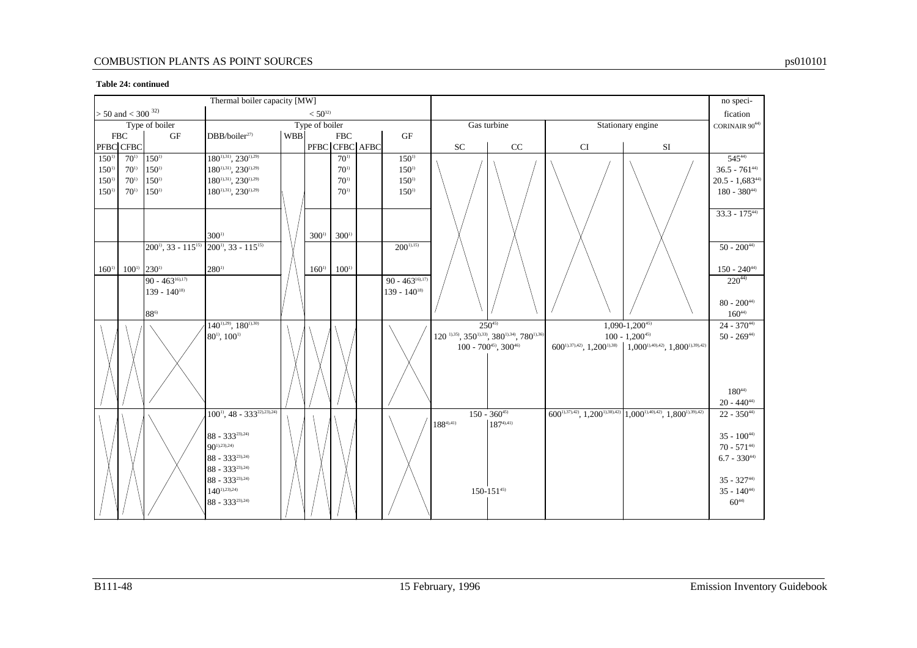**Table 24: continued**

| Thermal boiler capacity [MW] | | | | | | | | | | | | | | no specification |
|---|---|---|---|---|---|---|---|---|---|---|---|---|---|---|
| > 50 and < 300 [32)] | | | < 50[32)] | | | | | | | | | | | |
| Type of boiler | | | Type of boiler | | | | | | Gas turbine | | Stationary engine | | | CORINAIR 90[44)] |
| FBC | | GF | DBB/boiler[27)] | WBB | FBC | | | GF | | | | | | |
| PFBC | CFBC | | | | PFBC | CFBC | AFBC | | SC | CC | CI | SI | | |
| 150[1)] | 70[1)] | 150[1)] | 180[1),31)], 230[1),29)] | | | 70[1)] | | 150[1)] | | | | | | 545[44)] |
| 150[1)] | 70[1)] | 150[1)] | 180[1),31)], 230[1),29)] | | | 70[1)] | | 150[1)] | | | | | | 36.5 - 761[44)] |
| 150[1)] | 70[1)] | 150[1)] | 180[1),31)], 230[1),29)] | | | 70[1)] | | 150[1)] | | | | | | 20.5 - 1,683[44)] |
| 150[1)] | 70[1)] | 150[1)] | 180[1),31)], 230[1),29)] | | | 70[1)] | | 150[1)] | | | | | | 180 - 380[44)] |
| | | | | | | | | | | | | | | 33.3 - 175[44)] |
| | | | 300[1)] | | 300[1)] | 300[1)] | | | | | | | | |
| | | 200[1)], 33 - 115[15)] | 200[1)], 33 - 115[15)] | | | | | 200[1),15)] | | | | | | 50 - 200[44)] |
| 160[1)] | 100[1)] | 230[1)] | 280[1)] | | 160[1)] | 100[1)] | | | | | | | | 150 - 240[44)] |
| | | 90 - 463[16),17)] | | | | | | 90 - 463[16),17)] | | | | | | 220[44)] |
| | | 139 - 140[18)] | | | | | | 139 - 140[18)] | | | | | | |
| | | | | | | | | | | | | | | 80 - 200[44)] |
| | | 88[6)] | | | | | | | | | | | | 160[44)] |
| | | | 140[1),29)], 180[1),30)] | | | | | | 250[45)] | | 1,090-1,200[45)] | | | 24 - 370[44)] |
| | | | 80[1)], 100[1)] | | | | | | 120 [1),35)], 350[1),33)], 380[1),34)], 780[1),36)] | | 100 - 1,200[45)] | | | 50 - 269[44)] |
| | | | | | | | | | 100 - 700[45)], 300[46)] | | 600[1),37),42)], 1,200[1),38)] | 1,000[1),40),42)], 1,800[1),39),42)] | | |
| | | | | | | | | | | | | | | 180[44)] |
| | | | | | | | | | | | | | | 20 - 440[44)] |
| | | | 100[1)], 48 - 333[22),23),24)] | | | | | | 150 - 360[45)] | | 600[1),37),42)], 1,200[1),38),42)] | 1,000[1),40),42)], 1,800[1),39),42)] | | 22 - 350[44)] |
| | | | | | | | | | 188[4),41)] | 187[4),41)] | | | | |
| | | | 88 - 333[23),24)] | | | | | | | | | | | 35 - 100[44)] |
| | | | 90[1),23),24)] | | | | | | | | | | | 70 - 571[44)] |
| | | | 88 - 333[23),24)] | | | | | | | | | | | 6.7 - 330[44)] |
| | | | 88 - 333[23),24)] | | | | | | | | | | | |
| | | | 88 - 333[23),24)] | | | | | | | | | | | 35 - 327[44)] |
| | | | 140[1),23),24)] | | | | | | 150-151[45)] | | | | | 35 - 140[44)] |
| | | | 88 - 333[23),24)] | | | | | | | | | | | 60[44)] |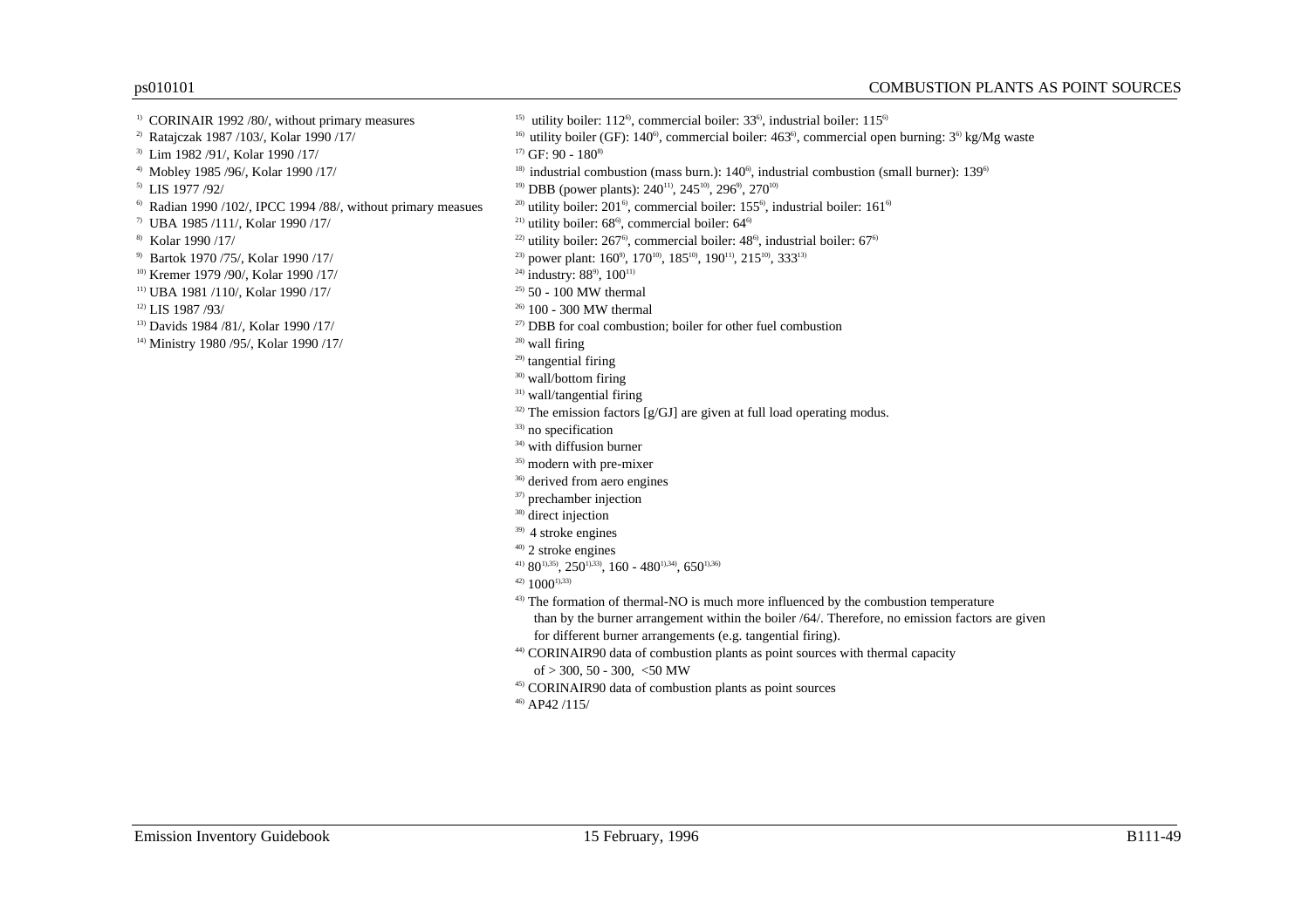[1] CORINAIR 1992 /80/, without primary measures
[2] Ratajczak 1987 /103/, Kolar 1990 /17/
[3] Lim 1982 /91/, Kolar 1990 /17/
[4] Mobley 1985 /96/, Kolar 1990 /17/
[5] LIS 1977 /92/
[6] Radian 1990 /102/, IPCC 1994 /88/, without primary measues
[7] UBA 1985 /111/, Kolar 1990 /17/
[8] Kolar 1990 /17/
[9] Bartok 1970 /75/, Kolar 1990 /17/
[10] Kremer 1979 /90/, Kolar 1990 /17/
[11] UBA 1981 /110/, Kolar 1990 /17/
[12] LIS 1987 /93/
[13] Davids 1984 /81/, Kolar 1990 /17/
[14] Ministry 1980 /95/, Kolar 1990 /17/
[15] utility boiler: 112[6], commercial boiler: 33[6], industrial boiler: 115[6]
[16] utility boiler (GF): 140[6], commercial boiler: 463[6], commercial open burning: 3[6] kg/Mg waste
[17] GF: 90 - 180[8]
[18] industrial combustion (mass burn.): 140[6], industrial combustion (small burner): 139[6]
[19] DBB (power plants): 240[11], 245[10], 296[9], 270[10]
[20] utility boiler: 201[6], commercial boiler: 155[6], industrial boiler: 161[6]
[21] utility boiler: 68[6], commercial boiler: 64[6]
[22] utility boiler: 267[6], commercial boiler: 48[6], industrial boiler: 67[6]
[23] power plant: 160[9], 170[10], 185[10], 190[11], 215[10], 333[13]
[24] industry: 88[9], 100[11]
[25] 50 - 100 MW thermal
[26] 100 - 300 MW thermal
[27] DBB for coal combustion; boiler for other fuel combustion
[28] wall firing
[29] tangential firing
[30] wall/bottom firing
[31] wall/tangential firing
[32] The emission factors [g/GJ] are given at full load operating modus.
[33] no specification
[34] with diffusion burner
[35] modern with pre-mixer
[36] derived from aero engines
[37] prechamber injection
[38] direct injection
[39] 4 stroke engines
[40] 2 stroke engines
[41] 80[1),35)], 250[1),33)], 160 - 480[1),34)], 650[1),36)]
[42] 1000[1),33)]
[43] The formation of thermal-NO is much more influenced by the combustion temperature than by the burner arrangement within the boiler /64/. Therefore, no emission factors are given for different burner arrangements (e.g. tangential firing).
[44] CORINAIR90 data of combustion plants as point sources with thermal capacity of > 300, 50 - 300, <50 MW
[45] CORINAIR90 data of combustion plants as point sources
[46] AP42 /115/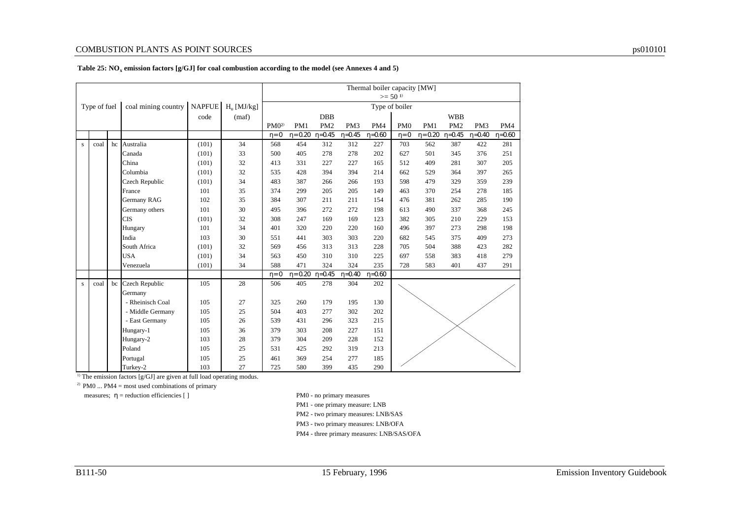**Table 25: $NO_x$ emission factors [g/GJ] for coal combustion according to the model (see Annexes 4 and 5)**

| Type of fuel | | | coal mining country | NAPFUE | $H_u$ [MJ/kg] | Thermal boiler capacity [MW] >= 50 [1] | | | | | | | | | |
|---|---|---|---|---|---|---|---|---|---|---|---|---|---|---|---|
| | | | | | | Type of boiler | | | | | | | | | |
| | | | | code | (maf) | DBB | | | | | WBB | | | | |
| | | | | | | PM0[2] | PM1 | PM2 | PM3 | PM4 | PM0 | PM1 | PM2 | PM3 | PM4 |
| | | | | | | η= 0 | η= 0.20 | η=0.45 | η=0.45 | η=0.60 | η= 0 | η= 0.20 | η=0.45 | η=0.40 | η=0.60 |
| s | coal | hc | Australia | (101) | 34 | 568 | 454 | 312 | 312 | 227 | 703 | 562 | 387 | 422 | 281 |
| | | | Canada | (101) | 33 | 500 | 405 | 278 | 278 | 202 | 627 | 501 | 345 | 376 | 251 |
| | | | China | (101) | 32 | 413 | 331 | 227 | 227 | 165 | 512 | 409 | 281 | 307 | 205 |
| | | | Columbia | (101) | 32 | 535 | 428 | 394 | 394 | 214 | 662 | 529 | 364 | 397 | 265 |
| | | | Czech Republic | (101) | 34 | 483 | 387 | 266 | 266 | 193 | 598 | 479 | 329 | 359 | 239 |
| | | | France | 101 | 35 | 374 | 299 | 205 | 205 | 149 | 463 | 370 | 254 | 278 | 185 |
| | | | Germany RAG | 102 | 35 | 384 | 307 | 211 | 211 | 154 | 476 | 381 | 262 | 285 | 190 |
| | | | Germany others | 101 | 30 | 495 | 396 | 272 | 272 | 198 | 613 | 490 | 337 | 368 | 245 |
| | | | CIS | (101) | 32 | 308 | 247 | 169 | 169 | 123 | 382 | 305 | 210 | 229 | 153 |
| | | | Hungary | 101 | 34 | 401 | 320 | 220 | 220 | 160 | 496 | 397 | 273 | 298 | 198 |
| | | | India | 103 | 30 | 551 | 441 | 303 | 303 | 220 | 682 | 545 | 375 | 409 | 273 |
| | | | South Africa | (101) | 32 | 569 | 456 | 313 | 313 | 228 | 705 | 504 | 388 | 423 | 282 |
| | | | USA | (101) | 34 | 563 | 450 | 310 | 310 | 225 | 697 | 558 | 383 | 418 | 279 |
| | | | Venezuela | (101) | 34 | 588 | 471 | 324 | 324 | 235 | 728 | 583 | 401 | 437 | 291 |
| | | | | | | η= 0 | η= 0.20 | η=0.45 | η=0.40 | η=0.60 | | | | | |
| s | coal | bc | Czech Republic | 105 | 28 | 506 | 405 | 278 | 304 | 202 | | | | | |
| | | | Germany | | | | | | | | | | | | |
| | | | - Rheinisch Coal | 105 | 27 | 325 | 260 | 179 | 195 | 130 | | | | | |
| | | | - Middle Germany | 105 | 25 | 504 | 403 | 277 | 302 | 202 | | | | | |
| | | | - East Germany | 105 | 26 | 539 | 431 | 296 | 323 | 215 | | | | | |
| | | | Hungary-1 | 105 | 36 | 379 | 303 | 208 | 227 | 151 | | | | | |
| | | | Hungary-2 | 103 | 28 | 379 | 304 | 209 | 228 | 152 | | | | | |
| | | | Poland | 105 | 25 | 531 | 425 | 292 | 319 | 213 | | | | | |
| | | | Portugal | 105 | 25 | 461 | 369 | 254 | 277 | 185 | | | | | |
| | | | Turkey-2 | 103 | 27 | 725 | 580 | 399 | 435 | 290 | | | | | |

[1] The emission factors [g/GJ] are given at full load operating modus.

[2] PM0 ... PM4 = most used combinations of primary measures; η = reduction efficiencies [ ]

PM0 - no primary measures
PM1 - one primary measure: LNB
PM2 - two primary measures: LNB/SAS
PM3 - two primary measures: LNB/OFA
PM4 - three primary measures: LNB/SAS/OFA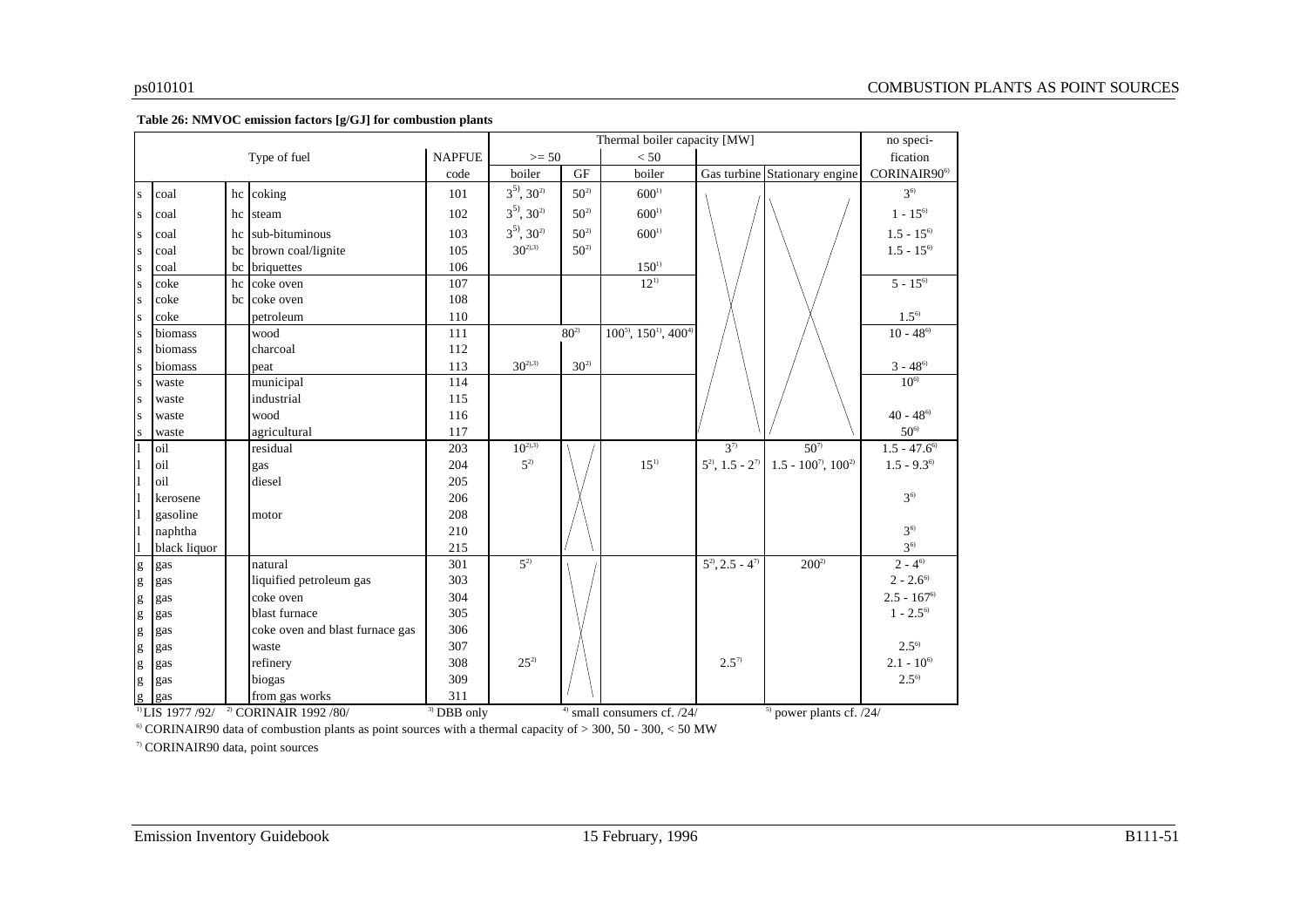**Table 26: NMVOC emission factors [g/GJ] for combustion plants**

| | | | Type of fuel | NAPFUE | Thermal boiler capacity [MW] | | | | | no speci-fication |
|---|---|---|---|---|---|---|---|---|---|---|
| | | | | code | >= 50 | | < 50 | | | |
| | | | | | boiler | GF | boiler | Gas turbine | Stationary engine | CORINAIR90[6] |
| s | coal | hc | coking | 101 | 3[5], 30[2] | 50[2] | 600[1] | | | 3[6] |
| s | coal | hc | steam | 102 | 3[5], 30[2] | 50[2] | 600[1] | | | 1 - 15[6] |
| s | coal | hc | sub-bituminous | 103 | 3[5], 30[2] | 50[2] | 600[1] | | | 1.5 - 15[6] |
| s | coal | bc | brown coal/lignite | 105 | 30[2),3)] | 50[2] | | | | 1.5 - 15[6] |
| s | coal | bc | briquettes | 106 | | | 150[1] | | | |
| s | coke | hc | coke oven | 107 | | | 12[1] | | | 5 - 15[6] |
| s | coke | bc | coke oven | 108 | | | | | | |
| s | coke | | petroleum | 110 | | | | | | 1.5[6] |
| s | biomass | | wood | 111 | | 80[2] | 100[5], 150[1], 400[4] | | | 10 - 48[6] |
| s | biomass | | charcoal | 112 | | | | | | |
| s | biomass | | peat | 113 | 30[2),3)] | 30[2] | | | | 3 - 48[6] |
| s | waste | | municipal | 114 | | | | | | 10[6] |
| s | waste | | industrial | 115 | | | | | | |
| s | waste | | wood | 116 | | | | | | 40 - 48[6] |
| s | waste | | agricultural | 117 | | | | | | 50[6] |
| l | oil | | residual | 203 | 10[2),3)] | | | 3[7] | 50[7] | 1.5 - 47.6[6] |
| l | oil | | gas | 204 | 5[2] | | 15[1] | 5[2], 1.5 - 2[7] | 1.5 - 100[7], 100[2] | 1.5 - 9.3[6] |
| l | oil | | diesel | 205 | | | | | | |
| l | kerosene | | | 206 | | | | | | 3[6] |
| l | gasoline | | motor | 208 | | | | | | |
| l | naphtha | | | 210 | | | | | | 3[6] |
| l | black liquor | | | 215 | | | | | | 3[6] |
| g | gas | | natural | 301 | 5[2] | | | 5[2], 2.5 - 4[7] | 200[2] | 2 - 4[6] |
| g | gas | | liquified petroleum gas | 303 | | | | | | 2 - 2.6[6] |
| g | gas | | coke oven | 304 | | | | | | 2.5 - 167[6] |
| g | gas | | blast furnace | 305 | | | | | | 1 - 2.5[6] |
| g | gas | | coke oven and blast furnace gas | 306 | | | | | | |
| g | gas | | waste | 307 | | | | | | 2.5[6] |
| g | gas | | refinery | 308 | 25[2] | | | 2.5[7] | | 2.1 - 10[6] |
| g | gas | | biogas | 309 | | | | | | 2.5[6] |
| g | gas | | from gas works | 311 | | | | | | |

[1] LIS 1977 /92/ [2] CORINAIR 1992 /80/ [3] DBB only [4] small consumers cf. /24/ [5] power plants cf. /24/

[6] CORINAIR90 data of combustion plants as point sources with a thermal capacity of > 300, 50 - 300, < 50 MW

[7] CORINAIR90 data, point sources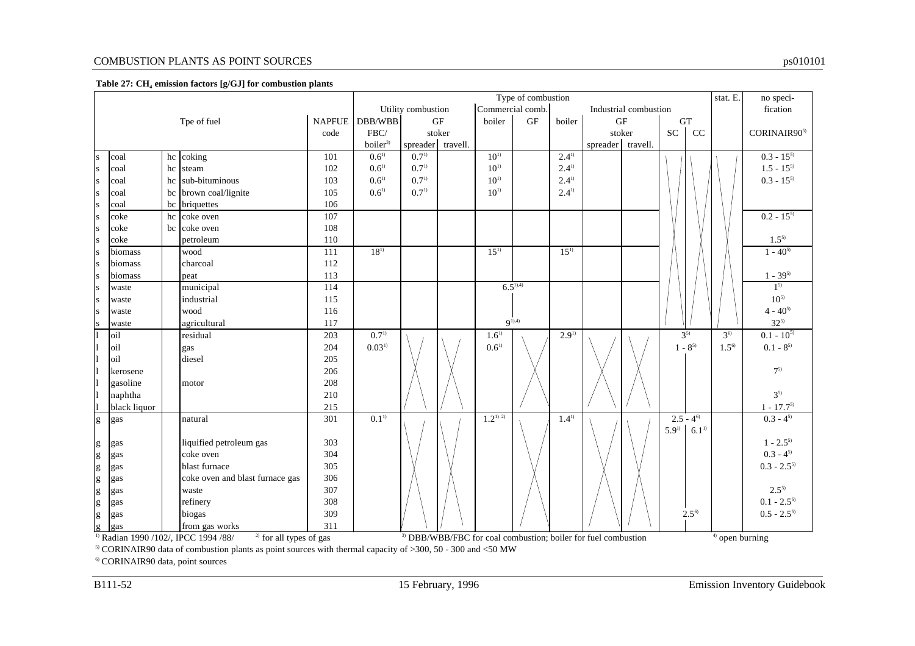**Table 27: $CH_4$ emission factors [g/GJ] for combustion plants**

| | | | Tpe of fuel | NAPFUE code | Utility combustion DBB/WBB FBC/ boiler[3] | Utility combustion GF stoker spreader | Utility combustion GF stoker travell. | Commercial comb. boiler | Commercial comb. GF | Industrial combustion boiler | Industrial combustion GF stoker spreader | Industrial combustion GF stoker travell. | GT SC | GT CC | stat. E. | no specification CORINAIR90[5] |
|---|---|---|---|---|---|---|---|---|---|---|---|---|---|---|---|---|
| s | coal | hc | coking | 101 | 0.6[1] | 0.7[1] | | 10[1] | | 2.4[1] | | | | | | 0.3 - 15[5] |
| s | coal | hc | steam | 102 | 0.6[1] | 0.7[1] | | 10[1] | | 2.4[1] | | | | | | 1.5 - 15[5] |
| s | coal | hc | sub-bituminous | 103 | 0.6[1] | 0.7[1] | | 10[1] | | 2.4[1] | | | | | | 0.3 - 15[5] |
| s | coal | bc | brown coal/lignite | 105 | 0.6[1] | 0.7[1] | | 10[1] | | 2.4[1] | | | | | | |
| s | coal | bc | briquettes | 106 | | | | | | | | | | | | |
| s | coke | hc | coke oven | 107 | | | | | | | | | | | | 0.2 - 15[5] |
| s | coke | bc | coke oven | 108 | | | | | | | | | | | | |
| s | coke | | petroleum | 110 | | | | | | | | | | | | 1.5[5] |
| s | biomass | | wood | 111 | 18[1] | | | 15[1] | | 15[1] | | | | | | 1 - 40[5] |
| s | biomass | | charcoal | 112 | | | | | | | | | | | | |
| s | biomass | | peat | 113 | | | | | | | | | | | | 1 - 39[5] |
| s | waste | | municipal | 114 | | | | 6.5[1),4)] | | | | | | | | 1[5] |
| s | waste | | industrial | 115 | | | | | | | | | | | | 10[5] |
| s | waste | | wood | 116 | | | | | | | | | | | | 4 - 40[5] |
| s | waste | | agricultural | 117 | | | | 9[1),4)] | | | | | | | | 32[5] |
| l | oil | | residual | 203 | 0.7[1] | | | 1.6[1] | | 2.9[1] | | | 3[5] | | 3[6] | 0.1 - 10[5] |
| l | oil | | gas | 204 | 0.03[1] | | | 0.6[1] | | | | | 1 - 8[5] | | 1.5[6] | 0.1 - 8[5] |
| l | oil | | diesel | 205 | | | | | | | | | | | | |
| l | kerosene | | | 206 | | | | | | | | | | | | 7[5] |
| l | gasoline | | motor | 208 | | | | | | | | | | | | |
| l | naphtha | | | 210 | | | | | | | | | | | | 3[5] |
| l | black liquor | | | 215 | | | | | | | | | | | | 1 - 17.7[5] |
| g | gas | | natural | 301 | 0.1[1] | | | 1.2[1) 2)] | | 1.4[1] | | | 2.5 - 4[6]; 5.9[1] | 6.1[1] | | 0.3 - 4[5] |
| g | gas | | liquified petroleum gas | 303 | | | | | | | | | | | | 1 - 2.5[5] |
| g | gas | | coke oven | 304 | | | | | | | | | | | | 0.3 - 4[5] |
| g | gas | | blast furnace | 305 | | | | | | | | | | | | 0.3 - 2.5[5] |
| g | gas | | coke oven and blast furnace gas | 306 | | | | | | | | | | | | |
| g | gas | | waste | 307 | | | | | | | | | | | | 2.5[5] |
| g | gas | | refinery | 308 | | | | | | | | | | | | 0.1 - 2.5[5] |
| g | gas | | biogas | 309 | | | | | | | | | 2.5[6] | | | 0.5 - 2.5[5] |
| g | gas | | from gas works | 311 | | | | | | | | | | | | |

[1] Radian 1990 /102/, IPCC 1994 /88/ [2] for all types of gas [3] DBB/WBB/FBC for coal combustion; boiler for fuel combustion [4] open burning

[5] CORINAIR90 data of combustion plants as point sources with thermal capacity of >300, 50 - 300 and <50 MW

[6] CORINAIR90 data, point sources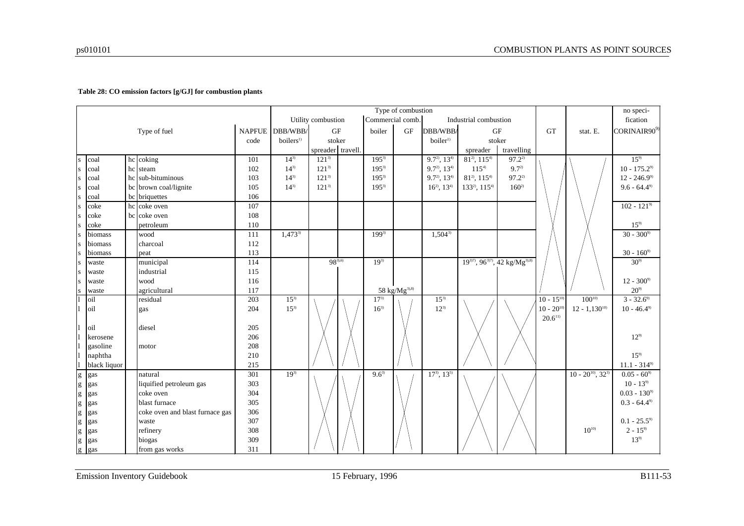**Table 28: CO emission factors [g/GJ] for combustion plants**

| | | | Type of fuel | NAPFUE code | Utility combustion DBB/WBB/ boilers[1] | Utility combustion GF stoker spreader | Utility combustion GF stoker travell. | Commercial comb. boiler | Commercial comb. GF | Industrial combustion DBB/WBB/ boiler[1] | Industrial combustion GF stoker spreader | Industrial combustion GF stoker travelling | GT | stat. E. | no specification CORINAIR90[9] |
|---|---|---|---|---|---|---|---|---|---|---|---|---|---|---|---|
| s | coal | hc | coking | 101 | 14[3] | 121[3] | | 195[3] | | 9.7[2], 13[4] | 81[2], 115[4] | 97.2[2] | | | 15[9] |
| s | coal | hc | steam | 102 | 14[3] | 121[3] | | 195[3] | | 9.7[2], 13[4] | 115[4] | 9.7[2] | | | 10 - 175.2[9] |
| s | coal | hc | sub-bituminous | 103 | 14[3] | 121[3] | | 195[3] | | 9.7[2], 13[4] | 81[2], 115[4] | 97.2[2] | | | 12 - 246.9[9] |
| s | coal | bc | brown coal/lignite | 105 | 14[3] | 121[3] | | 195[3] | | 16[2], 13[4] | 133[2], 115[4] | 160[2] | | | 9.6 - 64.4[9] |
| s | coal | bc | briquettes | 106 | | | | | | | | | | | |
| s | coke | hc | coke oven | 107 | | | | | | | | | | | 102 - 121[9] |
| s | coke | bc | coke oven | 108 | | | | | | | | | | | |
| s | coke | | petroleum | 110 | | | | | | | | | | | 15[9] |
| s | biomass | | wood | 111 | 1,473[3] | | | 199[3] | | 1,504[3] | | | | | 30 - 300[9] |
| s | biomass | | charcoal | 112 | | | | | | | | | | | |
| s | biomass | | peat | 113 | | | | | | | | | | | 30 - 160[9] |
| s | waste | | municipal | 114 | | 98[3],[6] | | 19[3] | | | 19[3],[7], 96[3],[7], 42 kg/Mg[3],[8] | | | | 30[9] |
| s | waste | | industrial | 115 | | | | | | | | | | | |
| s | waste | | wood | 116 | | | | | | | | | | | 12 - 300[9] |
| s | waste | | agricultural | 117 | | | | 58 kg/Mg[3],[8] | | | | | | | 20[9] |
| l | oil | | residual | 203 | 15[3] | | | 17[3] | | 15[3] | | | 10 - 15[10] | 100[10] | 3 - 32.6[9] |
| l | oil | | gas | 204 | 15[3] | | | 16[3] | | 12[3] | | | 10 - 20[10] 20.6[11] | 12 - 1,130[10] | 10 - 46.4[9] |
| l | oil | | diesel | 205 | | | | | | | | | | | |
| l | kerosene | | | 206 | | | | | | | | | | | 12[9] |
| l | gasoline | | motor | 208 | | | | | | | | | | | |
| l | naphtha | | | 210 | | | | | | | | | | | 15[9] |
| l | black liquor | | | 215 | | | | | | | | | | | 11.1 - 314[9] |
| g | gas | | natural | 301 | 19[3] | | | 9.6[3] | | 17[3], 13[5] | | | | 10 - 20[10], 32[3] | 0.05 - 60[9] |
| g | gas | | liquified petroleum gas | 303 | | | | | | | | | | | 10 - 13[9] |
| g | gas | | coke oven | 304 | | | | | | | | | | | 0.03 - 130[9] |
| g | gas | | blast furnace | 305 | | | | | | | | | | | 0.3 - 64.4[9] |
| g | gas | | coke oven and blast furnace gas | 306 | | | | | | | | | | | |
| g | gas | | waste | 307 | | | | | | | | | | | 0.1 - 25.5[9] |
| g | gas | | refinery | 308 | | | | | | | | | | 10[10] | 2 - 15[9] |
| g | gas | | biogas | 309 | | | | | | | | | | | 13[9] |
| g | gas | | from gas works | 311 | | | | | | | | | | | |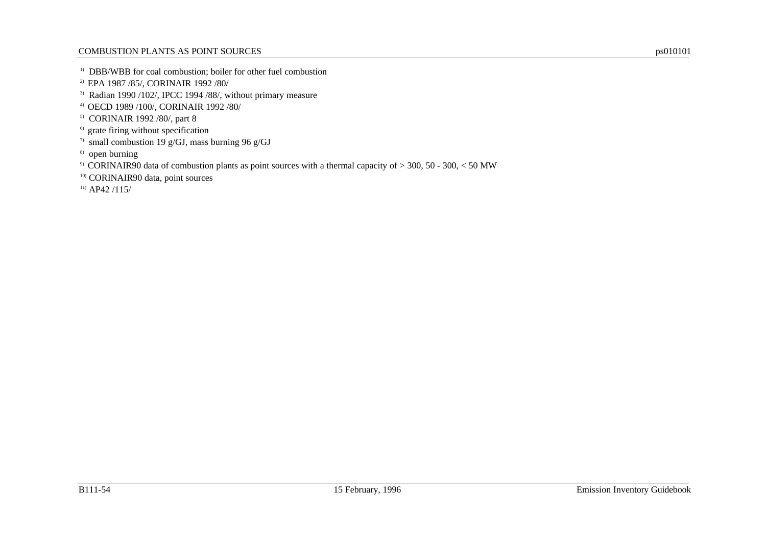[1] DBB/WBB for coal combustion; boiler for other fuel combustion

[2] EPA 1987 /85/, CORINAIR 1992 /80/

[3] Radian 1990 /102/, IPCC 1994 /88/, without primary measure

[4] OECD 1989 /100/, CORINAIR 1992 /80/

[5] CORINAIR 1992 /80/, part 8

[6] grate firing without specification

[7] small combustion 19 g/GJ, mass burning 96 g/GJ

[8] open burning

[9] CORINAIR90 data of combustion plants as point sources with a thermal capacity of > 300, 50 - 300, < 50 MW

[10] CORINAIR90 data, point sources

[11] AP42 /115/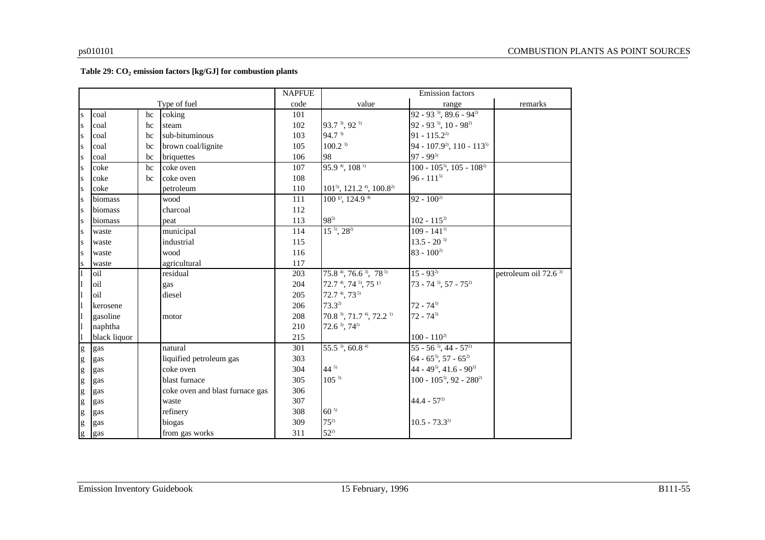**Table 29: $CO_2$ emission factors [kg/GJ] for combustion plants**

| Type of fuel | | | | NAPFUE code | Emission factors value | Emission factors range | remarks |
|---|---|---|---|---|---|---|---|
| s | coal | hc | coking | 101 | | 92 - 93 [5], 89.6 - 94[2] | |
| s | coal | hc | steam | 102 | 93.7 [3], 92 [5] | 92 - 93 [5], 10 - 98[2] | |
| s | coal | hc | sub-bituminous | 103 | 94.7 [3] | 91 - 115.2[2] | |
| s | coal | bc | brown coal/lignite | 105 | 100.2 [3] | 94 - 107.9[2], 110 - 113[5] | |
| s | coal | bc | briquettes | 106 | 98 | 97 - 99[5] | |
| s | coke | hc | coke oven | 107 | 95.9 [4], 108 [1] | 100 - 105[5], 105 - 108[2] | |
| s | coke | bc | coke oven | 108 | | 96 - 111[5] | |
| s | coke | | petroleum | 110 | 101[5], 121.2 [4], 100.8[2] | | |
| s | biomass | | wood | 111 | 100 [1], 124.9 [4] | 92 - 100[2] | |
| s | biomass | | charcoal | 112 | | | |
| s | biomass | | peat | 113 | 98[5] | 102 - 115[2] | |
| s | waste | | municipal | 114 | 15 [5], 28[2] | 109 - 141[1] | |
| s | waste | | industrial | 115 | | 13.5 - 20 [5] | |
| s | waste | | wood | 116 | | 83 - 100[2] | |
| s | waste | | agricultural | 117 | | | |
| l | oil | | residual | 203 | 75.8 [4], 76.6 [3], 78 [5] | 15 - 93[2] | petroleum oil 72.6 [3] |
| l | oil | | gas | 204 | 72.7 [4], 74 [5], 75 [1] | 73 - 74 [5], 57 - 75[2] | |
| l | oil | | diesel | 205 | 72.7 [4], 73 [5] | | |
| l | kerosene | | | 206 | 73.3[2] | 72 - 74[5] | |
| l | gasoline | | motor | 208 | 70.8 [3], 71.7 [4], 72.2 [1] | 72 - 74[5] | |
| l | naphtha | | | 210 | 72.6 [3], 74[2] | | |
| l | black liquor | | | 215 | | 100 - 110[2] | |
| g | gas | | natural | 301 | 55.5 [3], 60.8 [4] | 55 - 56 [5], 44 - 57[2] | |
| g | gas | | liquified petroleum gas | 303 | | 64 - 65[5], 57 - 65[2] | |
| g | gas | | coke oven | 304 | 44 [5] | 44 - 49[5], 41.6 - 90[2] | |
| g | gas | | blast furnace | 305 | 105 [5] | 100 - 105[5], 92 - 280[2] | |
| g | gas | | coke oven and blast furnace gas | 306 | | | |
| g | gas | | waste | 307 | | 44.4 - 57[2] | |
| g | gas | | refinery | 308 | 60 [5] | | |
| g | gas | | biogas | 309 | 75[2] | 10.5 - 73.3[2] | |
| g | gas | | from gas works | 311 | 52[2] | | |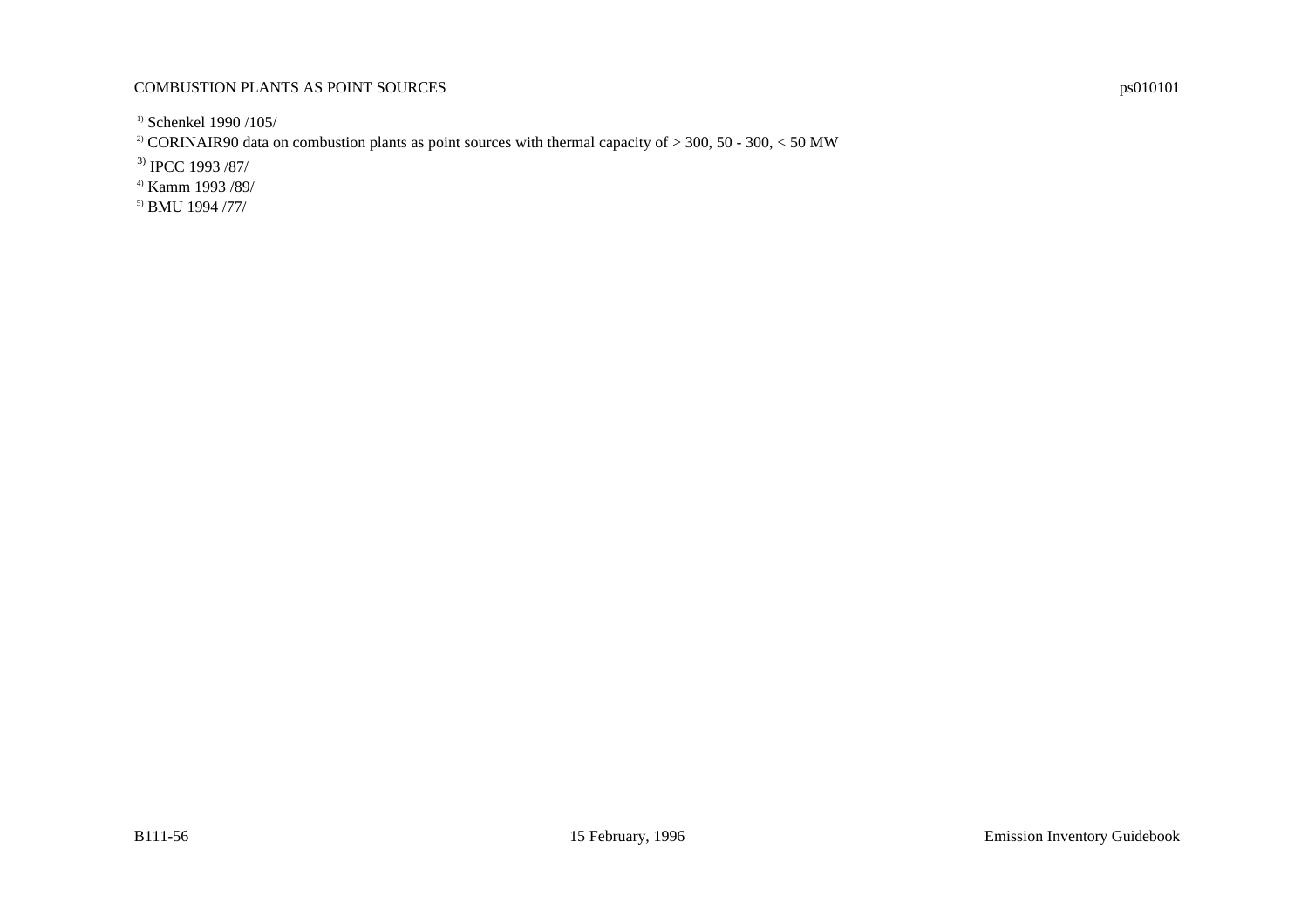[1] Schenkel 1990 /105/

[2] CORINAIR90 data on combustion plants as point sources with thermal capacity of > 300, 50 - 300, < 50 MW

[3] IPCC 1993 /87/

[4] Kamm 1993 /89/

[5] BMU 1994 /77/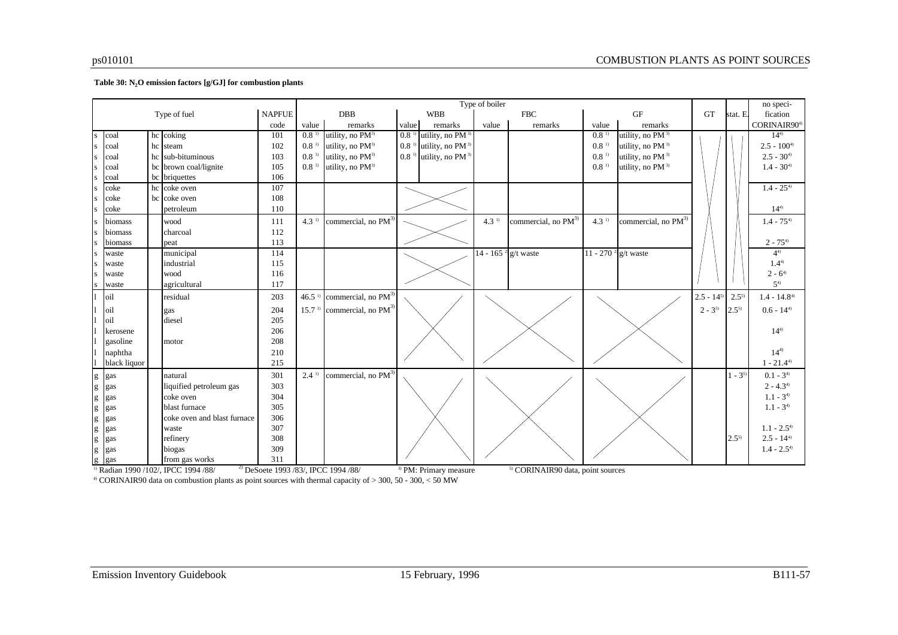**Table 30: $N_2O$ emission factors [g/GJ] for combustion plants**

| | Type of fuel | | | NAPFUE | Type of boiler | | | | | | | | | | no specification |
|---|---|---|---|---|---|---|---|---|---|---|---|---|---|---|---|
| | | | | | DBB | | WBB | | FBC | | GF | | GT | stat. E. | |
| | | | | code | value | remarks | value | remarks | value | remarks | value | remarks | | | CORINAIR90[4] |
| s | coal | hc | coking | 101 | 0.8 [1] | utility, no PM[3] | 0.8 [1] | utility, no PM[3] | | | 0.8 [1] | utility, no PM[3] | | | 14[4] |
| s | coal | hc | steam | 102 | 0.8 [1] | utility, no PM[3] | 0.8 [1] | utility, no PM[3] | | | 0.8 [1] | utility, no PM[3] | | | 2.5 - 100[4] |
| s | coal | hc | sub-bituminous | 103 | 0.8 [1] | utility, no PM[3] | 0.8 [1] | utility, no PM[3] | | | 0.8 [1] | utility, no PM[3] | | | 2.5 - 30[4] |
| s | coal | bc | brown coal/lignite | 105 | 0.8 [1] | utility, no PM[3] | | | | | 0.8 [1] | utility, no PM[3] | | | 1.4 - 30[4] |
| s | coal | bc | briquettes | 106 | | | | | | | | | | | |
| s | coke | hc | coke oven | 107 | | | | | | | | | | | 1.4 - 25[4] |
| s | coke | bc | coke oven | 108 | | | | | | | | | | | |
| s | coke | | petroleum | 110 | | | | | | | | | | | 14[4] |
| s | biomass | | wood | 111 | 4.3 [1] | commercial, no PM[3] | | | 4.3 [1] | commercial, no PM[3] | 4.3 [1] | commercial, no PM[3] | | | 1.4 - 75[4] |
| s | biomass | | charcoal | 112 | | | | | | | | | | | |
| s | biomass | | peat | 113 | | | | | | | | | | | 2 - 75[4] |
| s | waste | | municipal | 114 | | | | | 14 - 165 [2] | g/t waste | 11 - 270 [2] | g/t waste | | | 4[4] |
| s | waste | | industrial | 115 | | | | | | | | | | | 1.4[4] |
| s | waste | | wood | 116 | | | | | | | | | | | 2 - 6[4] |
| s | waste | | agricultural | 117 | | | | | | | | | | | 5[4] |
| l | oil | | residual | 203 | 46.5 [1] | commercial, no PM[3] | | | | | | | 2.5 - 14[5] | 2.5[5] | 1.4 - 14.8[4] |
| l | oil | | gas | 204 | 15.7 [1] | commercial, no PM[3] | | | | | | | 2 - 3[5] | 2.5[5] | 0.6 - 14[4] |
| l | oil | | diesel | 205 | | | | | | | | | | | |
| l | kerosene | | | 206 | | | | | | | | | | | 14[4] |
| l | gasoline | | motor | 208 | | | | | | | | | | | |
| l | naphtha | | | 210 | | | | | | | | | | | 14[4] |
| l | black liquor | | | 215 | | | | | | | | | | | 1 - 21.4[4] |
| g | gas | | natural | 301 | 2.4 [1] | commercial, no PM[3] | | | | | | | | 1 - 3[5] | 0.1 - 3[4] |
| g | gas | | liquified petroleum gas | 303 | | | | | | | | | | | 2 - 4.3[4] |
| g | gas | | coke oven | 304 | | | | | | | | | | | 1.1 - 3[4] |
| g | gas | | blast furnace | 305 | | | | | | | | | | | 1.1 - 3[4] |
| g | gas | | coke oven and blast furnace | 306 | | | | | | | | | | | |
| g | gas | | waste | 307 | | | | | | | | | | | 1.1 - 2.5[4] |
| g | gas | | refinery | 308 | | | | | | | | | | 2.5[5] | 2.5 - 14[4] |
| g | gas | | biogas | 309 | | | | | | | | | | | 1.4 - 2.5[4] |
| g | gas | | from gas works | 311 | | | | | | | | | | | |

[1] Radian 1990 /102/, IPCC 1994 /88/ [2] DeSoete 1993 /83/, IPCC 1994 /88/ [3] PM: Primary measure [5] CORINAIR90 data, point sources

[4] CORINAIR90 data on combustion plants as point sources with thermal capacity of > 300, 50 - 300, < 50 MW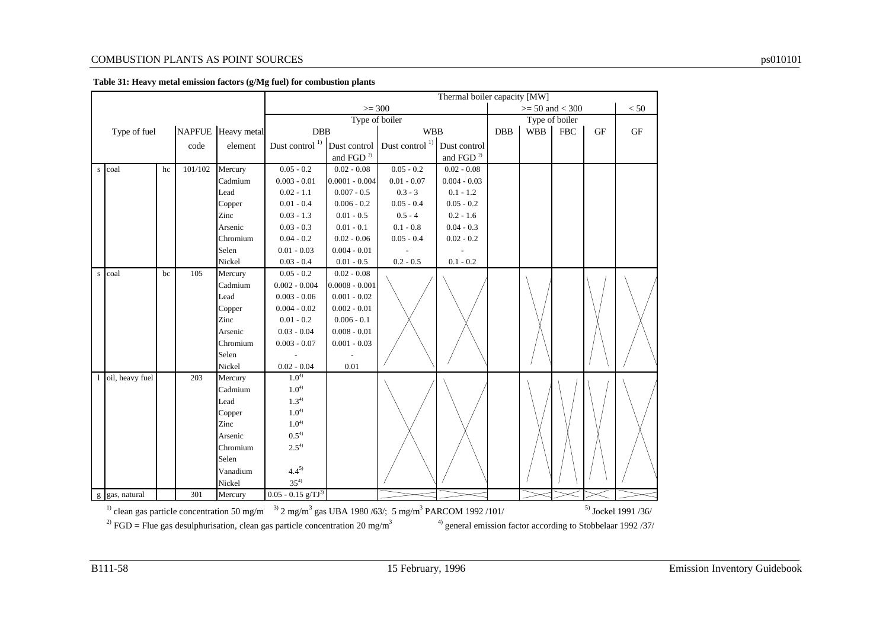**Table 31: Heavy metal emission factors (g/Mg fuel) for combustion plants**

| | | | | | Thermal boiler capacity [MW] | | | | | | | | | |
|---|---|---|---|---|---|---|---|---|---|---|---|---|---|---|
| | | | | | >= 300 | | | | >= 50 and < 300 | | | | | < 50 |
| | | | | | Type of boiler | | | | Type of boiler | | | | | |
| Type of fuel | | | NAPFUE code | Heavy metal element | DBB | | WBB | | DBB | WBB | FBC | GF | | GF |
| | | | | | Dust control [1] | Dust control and FGD [2] | Dust control [1] | Dust control and FGD [2] | | | | | | |
| s | coal | hc | 101/102 | Mercury | 0.05 - 0.2 | 0.02 - 0.08 | 0.05 - 0.2 | 0.02 - 0.08 | | | | | | |
| | | | | Cadmium | 0.003 - 0.01 | 0.0001 - 0.004 | 0.01 - 0.07 | 0.004 - 0.03 | | | | | | |
| | | | | Lead | 0.02 - 1.1 | 0.007 - 0.5 | 0.3 - 3 | 0.1 - 1.2 | | | | | | |
| | | | | Copper | 0.01 - 0.4 | 0.006 - 0.2 | 0.05 - 0.4 | 0.05 - 0.2 | | | | | | |
| | | | | Zinc | 0.03 - 1.3 | 0.01 - 0.5 | 0.5 - 4 | 0.2 - 1.6 | | | | | | |
| | | | | Arsenic | 0.03 - 0.3 | 0.01 - 0.1 | 0.1 - 0.8 | 0.04 - 0.3 | | | | | | |
| | | | | Chromium | 0.04 - 0.2 | 0.02 - 0.06 | 0.05 - 0.4 | 0.02 - 0.2 | | | | | | |
| | | | | Selen | 0.01 - 0.03 | 0.004 - 0.01 | - | - | | | | | | |
| | | | | Nickel | 0.03 - 0.4 | 0.01 - 0.5 | 0.2 - 0.5 | 0.1 - 0.2 | | | | | | |
| s | coal | bc | 105 | Mercury | 0.05 - 0.2 | 0.02 - 0.08 | | | | | | | | |
| | | | | Cadmium | 0.002 - 0.004 | 0.0008 - 0.001 | | | | | | | | |
| | | | | Lead | 0.003 - 0.06 | 0.001 - 0.02 | | | | | | | | |
| | | | | Copper | 0.004 - 0.02 | 0.002 - 0.01 | | | | | | | | |
| | | | | Zinc | 0.01 - 0.2 | 0.006 - 0.1 | | | | | | | | |
| | | | | Arsenic | 0.03 - 0.04 | 0.008 - 0.01 | | | | | | | | |
| | | | | Chromium | 0.003 - 0.07 | 0.001 - 0.03 | | | | | | | | |
| | | | | Selen | - | - | | | | | | | | |
| | | | | Nickel | 0.02 - 0.04 | 0.01 | | | | | | | | |
| l | oil, heavy fuel | | 203 | Mercury | 1.0[4] | | | | | | | | | |
| | | | | Cadmium | 1.0[4] | | | | | | | | | |
| | | | | Lead | 1.3[4] | | | | | | | | | |
| | | | | Copper | 1.0[4] | | | | | | | | | |
| | | | | Zinc | 1.0[4] | | | | | | | | | |
| | | | | Arsenic | 0.5[4] | | | | | | | | | |
| | | | | Chromium | 2.5[4] | | | | | | | | | |
| | | | | Selen | | | | | | | | | | |
| | | | | Vanadium | 4.4[5] | | | | | | | | | |
| | | | | Nickel | 35[4] | | | | | | | | | |
| g | gas, natural | | 301 | Mercury | 0.05 - 0.15 g/TJ[3] | | | | | | | | | |

[1] clean gas particle concentration 50 mg/m$^3$

[2] FGD = Flue gas desulphurisation, clean gas particle concentration 20 mg/m$^3$

[3] 2 mg/m$^3$ gas UBA 1980 /63/; 5 mg/m$^3$ PARCOM 1992 /101/

[4] general emission factor according to Stobbelaar 1992 /37/

[5] Jockel 1991 /36/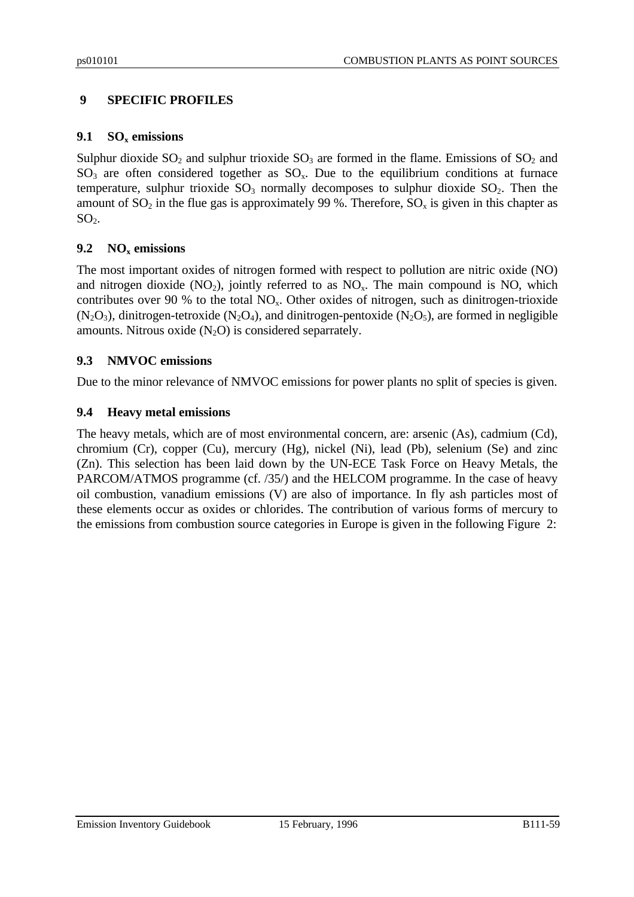## 9 SPECIFIC PROFILES

### 9.1 $SO_x$ emissions

Sulphur dioxide $SO_2$ and sulphur trioxide $SO_3$ are formed in the flame. Emissions of $SO_2$ and $SO_3$ are often considered together as $SO_x$. Due to the equilibrium conditions at furnace temperature, sulphur trioxide $SO_3$ normally decomposes to sulphur dioxide $SO_2$. Then the amount of $SO_2$ in the flue gas is approximately 99 %. Therefore, $SO_x$ is given in this chapter as $SO_2$.

### 9.2 $NO_x$ emissions

The most important oxides of nitrogen formed with respect to pollution are nitric oxide (NO) and nitrogen dioxide ($NO_2$), jointly referred to as $NO_x$. The main compound is NO, which contributes over 90 % to the total $NO_x$. Other oxides of nitrogen, such as dinitrogen-trioxide ($N_2O_3$), dinitrogen-tetroxide ($N_2O_4$), and dinitrogen-pentoxide ($N_2O_5$), are formed in negligible amounts. Nitrous oxide ($N_2O$) is considered separrately.

### 9.3 NMVOC emissions

Due to the minor relevance of NMVOC emissions for power plants no split of species is given.

### 9.4 Heavy metal emissions

The heavy metals, which are of most environmental concern, are: arsenic (As), cadmium (Cd), chromium (Cr), copper (Cu), mercury (Hg), nickel (Ni), lead (Pb), selenium (Se) and zinc (Zn). This selection has been laid down by the UN-ECE Task Force on Heavy Metals, the PARCOM/ATMOS programme (cf. /35/) and the HELCOM programme. In the case of heavy oil combustion, vanadium emissions (V) are also of importance. In fly ash particles most of these elements occur as oxides or chlorides. The contribution of various forms of mercury to the emissions from combustion source categories in Europe is given in the following Figure 2: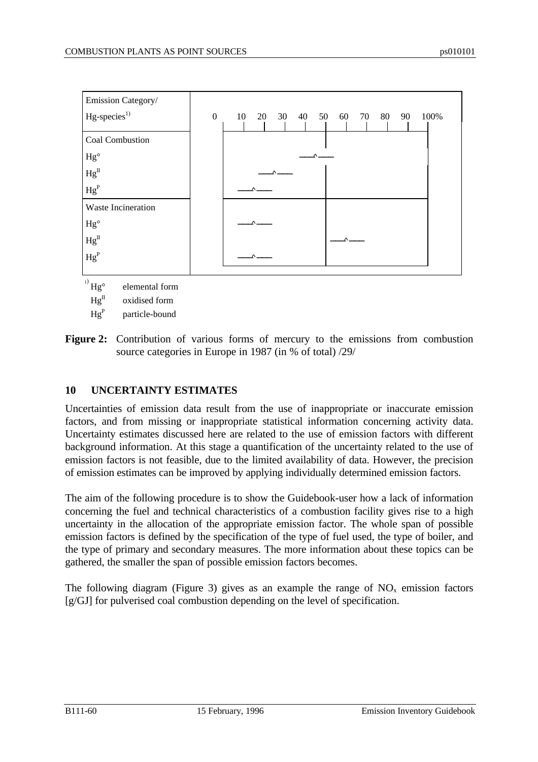| Emission Category/ Hg-species[1] |
|---|
| **Coal Combustion** |
| Hg° |
| $Hg^{II}$ |
| $Hg^{P}$ |
| **Waste Incineration** |
| Hg° |
| $Hg^{II}$ |
| $Hg^{P}$ |

Scale: 0 10 20 30 40 50 60 70 80 90 100%

[1] Hg° elemental form
$Hg^{II}$ oxidised form
$Hg^{P}$ particle-bound

**Figure 2:** Contribution of various forms of mercury to the emissions from combustion source categories in Europe in 1987 (in % of total) /29/

## 10 UNCERTAINTY ESTIMATES

Uncertainties of emission data result from the use of inappropriate or inaccurate emission factors, and from missing or inappropriate statistical information concerning activity data. Uncertainty estimates discussed here are related to the use of emission factors with different background information. At this stage a quantification of the uncertainty related to the use of emission factors is not feasible, due to the limited availability of data. However, the precision of emission estimates can be improved by applying individually determined emission factors.

The aim of the following procedure is to show the Guidebook-user how a lack of information concerning the fuel and technical characteristics of a combustion facility gives rise to a high uncertainty in the allocation of the appropriate emission factor. The whole span of possible emission factors is defined by the specification of the type of fuel used, the type of boiler, and the type of primary and secondary measures. The more information about these topics can be gathered, the smaller the span of possible emission factors becomes.

The following diagram (Figure 3) gives as an example the range of $NO_x$ emission factors [g/GJ] for pulverised coal combustion depending on the level of specification.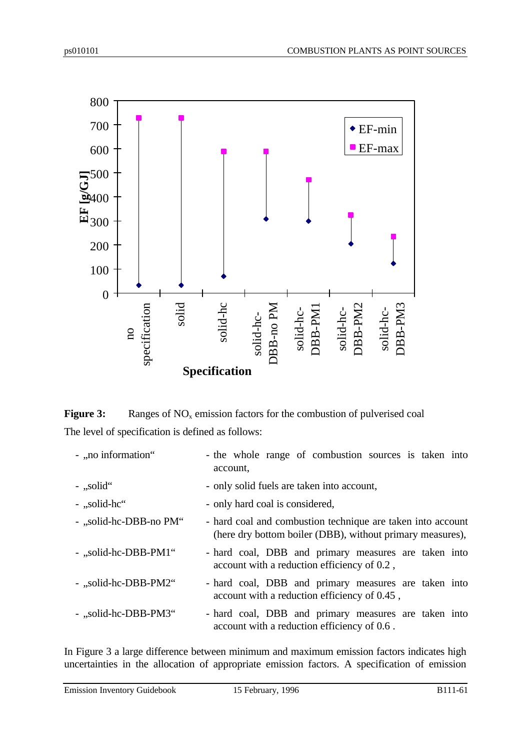**Figure 3:** Ranges of $NO_x$ emission factors for the combustion of pulverised coal

The level of specification is defined as follows:

- „no information“ - the whole range of combustion sources is taken into account,
- „solid“ - only solid fuels are taken into account,
- „solid-hc“ - only hard coal is considered,
- „solid-hc-DBB-no PM“ - hard coal and combustion technique are taken into account (here dry bottom boiler (DBB), without primary measures),
- „solid-hc-DBB-PM1“ - hard coal, DBB and primary measures are taken into account with a reduction efficiency of 0.2 ,
- „solid-hc-DBB-PM2“ - hard coal, DBB and primary measures are taken into account with a reduction efficiency of 0.45 ,
- „solid-hc-DBB-PM3“ - hard coal, DBB and primary measures are taken into account with a reduction efficiency of 0.6 .

In Figure 3 a large difference between minimum and maximum emission factors indicates high uncertainties in the allocation of appropriate emission factors. A specification of emission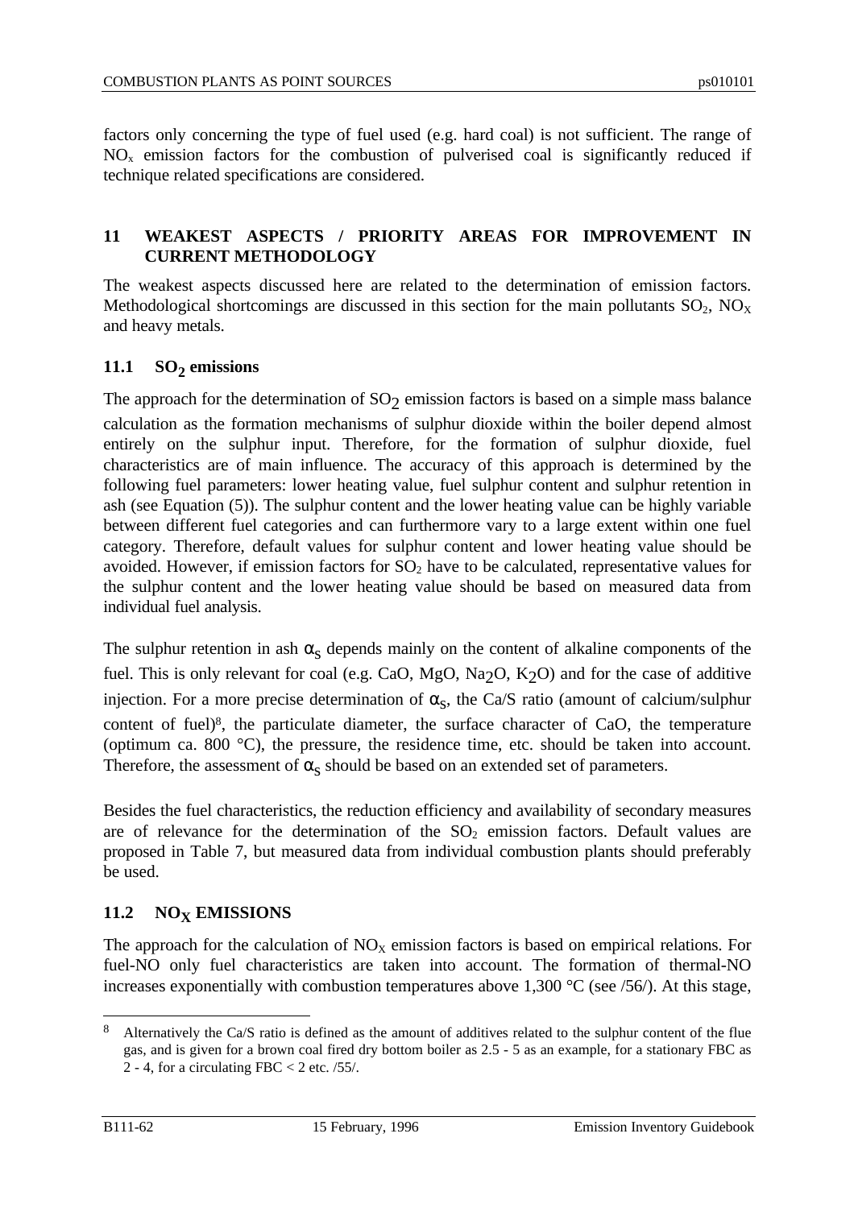factors only concerning the type of fuel used (e.g. hard coal) is not sufficient. The range of $NO_x$ emission factors for the combustion of pulverised coal is significantly reduced if technique related specifications are considered.

## 11 WEAKEST ASPECTS / PRIORITY AREAS FOR IMPROVEMENT IN CURRENT METHODOLOGY

The weakest aspects discussed here are related to the determination of emission factors. Methodological shortcomings are discussed in this section for the main pollutants $SO_2$, $NO_X$ and heavy metals.

### 11.1 $SO_2$ emissions

The approach for the determination of $SO_2$ emission factors is based on a simple mass balance calculation as the formation mechanisms of sulphur dioxide within the boiler depend almost entirely on the sulphur input. Therefore, for the formation of sulphur dioxide, fuel characteristics are of main influence. The accuracy of this approach is determined by the following fuel parameters: lower heating value, fuel sulphur content and sulphur retention in ash (see Equation (5)). The sulphur content and the lower heating value can be highly variable between different fuel categories and can furthermore vary to a large extent within one fuel category. Therefore, default values for sulphur content and lower heating value should be avoided. However, if emission factors for $SO_2$ have to be calculated, representative values for the sulphur content and the lower heating value should be based on measured data from individual fuel analysis.

The sulphur retention in ash $\alpha_S$ depends mainly on the content of alkaline components of the fuel. This is only relevant for coal (e.g. CaO, MgO, $Na_2O$, $K_2O$) and for the case of additive injection. For a more precise determination of $\alpha_S$, the Ca/S ratio (amount of calcium/sulphur content of fuel)[8], the particulate diameter, the surface character of CaO, the temperature (optimum ca. 800 °C), the pressure, the residence time, etc. should be taken into account. Therefore, the assessment of $\alpha_S$ should be based on an extended set of parameters.

Besides the fuel characteristics, the reduction efficiency and availability of secondary measures are of relevance for the determination of the $SO_2$ emission factors. Default values are proposed in Table 7, but measured data from individual combustion plants should preferably be used.

### 11.2 $NO_X$ EMISSIONS

The approach for the calculation of $NO_X$ emission factors is based on empirical relations. For fuel-NO only fuel characteristics are taken into account. The formation of thermal-NO increases exponentially with combustion temperatures above 1,300 °C (see /56/). At this stage,

---

[8] Alternatively the Ca/S ratio is defined as the amount of additives related to the sulphur content of the flue gas, and is given for a brown coal fired dry bottom boiler as 2.5 - 5 as an example, for a stationary FBC as 2 - 4, for a circulating FBC < 2 etc. /55/.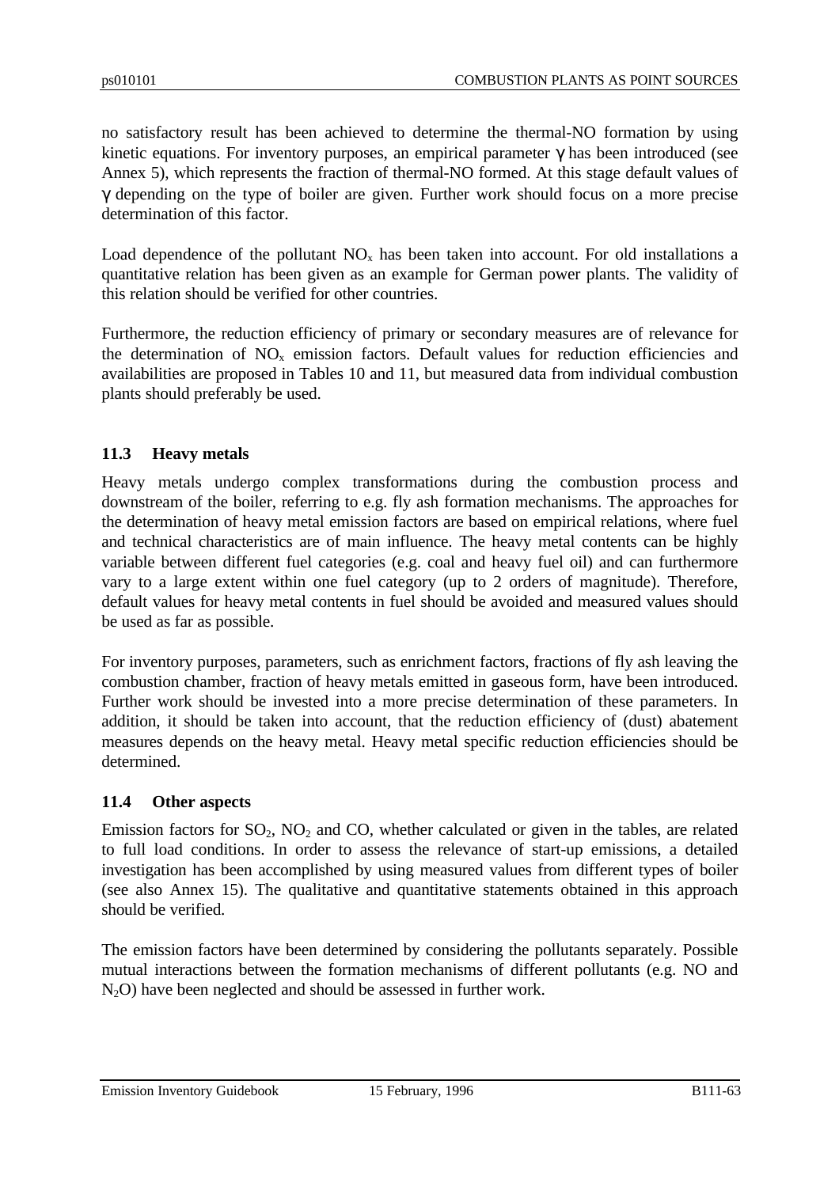no satisfactory result has been achieved to determine the thermal-NO formation by using kinetic equations. For inventory purposes, an empirical parameter $\gamma$ has been introduced (see Annex 5), which represents the fraction of thermal-NO formed. At this stage default values of $\gamma$ depending on the type of boiler are given. Further work should focus on a more precise determination of this factor.

Load dependence of the pollutant $NO_x$ has been taken into account. For old installations a quantitative relation has been given as an example for German power plants. The validity of this relation should be verified for other countries.

Furthermore, the reduction efficiency of primary or secondary measures are of relevance for the determination of $NO_x$ emission factors. Default values for reduction efficiencies and availabilities are proposed in Tables 10 and 11, but measured data from individual combustion plants should preferably be used.

### 11.3 Heavy metals

Heavy metals undergo complex transformations during the combustion process and downstream of the boiler, referring to e.g. fly ash formation mechanisms. The approaches for the determination of heavy metal emission factors are based on empirical relations, where fuel and technical characteristics are of main influence. The heavy metal contents can be highly variable between different fuel categories (e.g. coal and heavy fuel oil) and can furthermore vary to a large extent within one fuel category (up to 2 orders of magnitude). Therefore, default values for heavy metal contents in fuel should be avoided and measured values should be used as far as possible.

For inventory purposes, parameters, such as enrichment factors, fractions of fly ash leaving the combustion chamber, fraction of heavy metals emitted in gaseous form, have been introduced. Further work should be invested into a more precise determination of these parameters. In addition, it should be taken into account, that the reduction efficiency of (dust) abatement measures depends on the heavy metal. Heavy metal specific reduction efficiencies should be determined.

### 11.4 Other aspects

Emission factors for $SO_2$, $NO_2$ and CO, whether calculated or given in the tables, are related to full load conditions. In order to assess the relevance of start-up emissions, a detailed investigation has been accomplished by using measured values from different types of boiler (see also Annex 15). The qualitative and quantitative statements obtained in this approach should be verified.

The emission factors have been determined by considering the pollutants separately. Possible mutual interactions between the formation mechanisms of different pollutants (e.g. NO and $N_2O$) have been neglected and should be assessed in further work.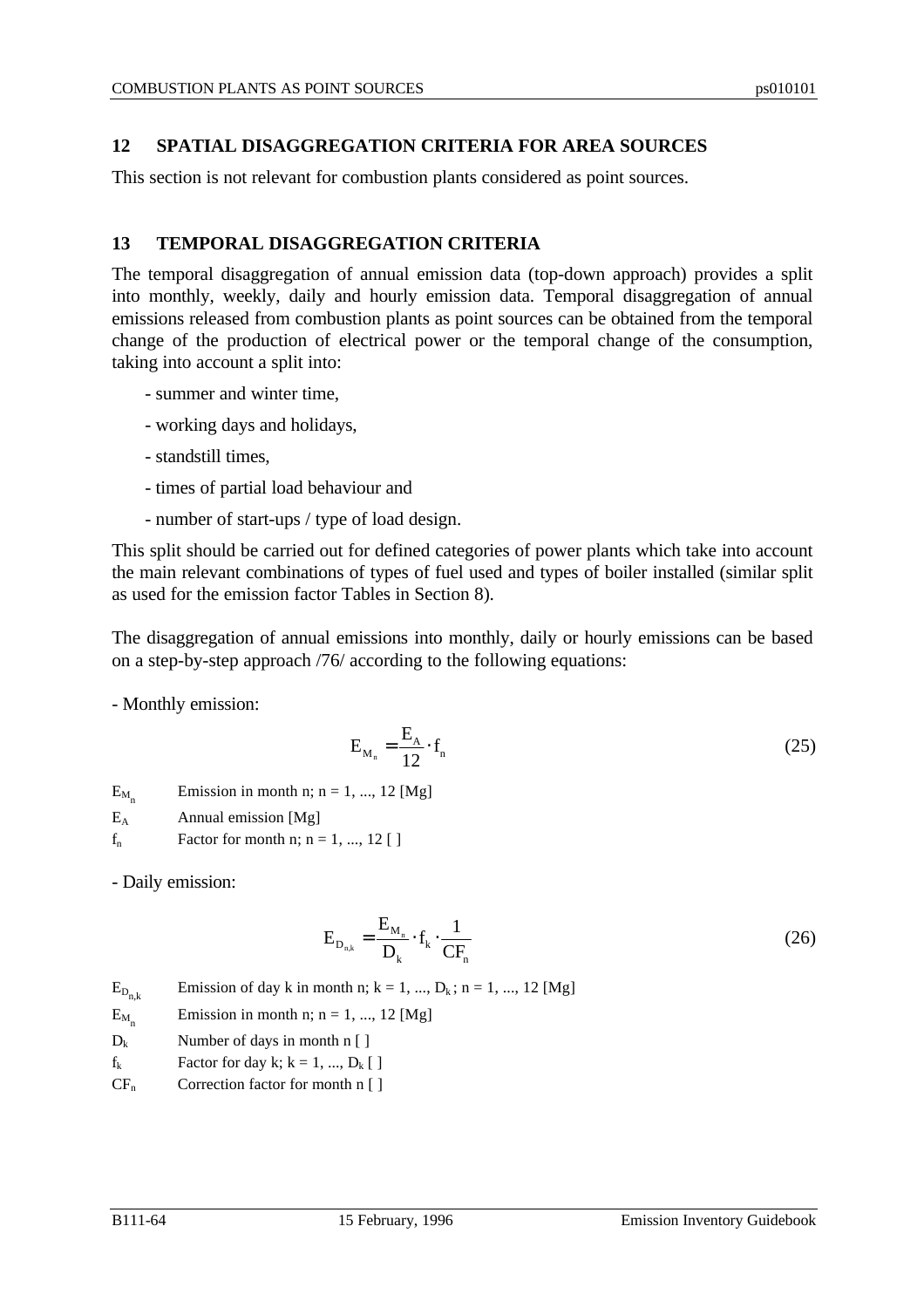## 12 SPATIAL DISAGGREGATION CRITERIA FOR AREA SOURCES

This section is not relevant for combustion plants considered as point sources.

## 13 TEMPORAL DISAGGREGATION CRITERIA

The temporal disaggregation of annual emission data (top-down approach) provides a split into monthly, weekly, daily and hourly emission data. Temporal disaggregation of annual emissions released from combustion plants as point sources can be obtained from the temporal change of the production of electrical power or the temporal change of the consumption, taking into account a split into:

- summer and winter time,
- working days and holidays,
- standstill times,
- times of partial load behaviour and
- number of start-ups / type of load design.

This split should be carried out for defined categories of power plants which take into account the main relevant combinations of types of fuel used and types of boiler installed (similar split as used for the emission factor Tables in Section 8).

The disaggregation of annual emissions into monthly, daily or hourly emissions can be based on a step-by-step approach /76/ according to the following equations:

- Monthly emission:

$$E_{M_n} = \frac{E_A}{12} \cdot f_n \tag{25}$$

$E_{M_n}$ Emission in month n; n = 1, ..., 12 [Mg]

$E_A$ Annual emission [Mg]

$f_n$ Factor for month n; n = 1, ..., 12 [ ]

- Daily emission:

$$E_{D_{n,k}} = \frac{E_{M_n}}{D_k} \cdot f_k \cdot \frac{1}{CF_n} \tag{26}$$

$E_{D_{n,k}}$ Emission of day k in month n; k = 1, ..., $D_k$ ; n = 1, ..., 12 [Mg]

$E_{M_n}$ Emission in month n; n = 1, ..., 12 [Mg]

$D_k$ Number of days in month n [ ]

$f_k$ Factor for day k; k = 1, ..., $D_k$ [ ]

$CF_n$ Correction factor for month n [ ]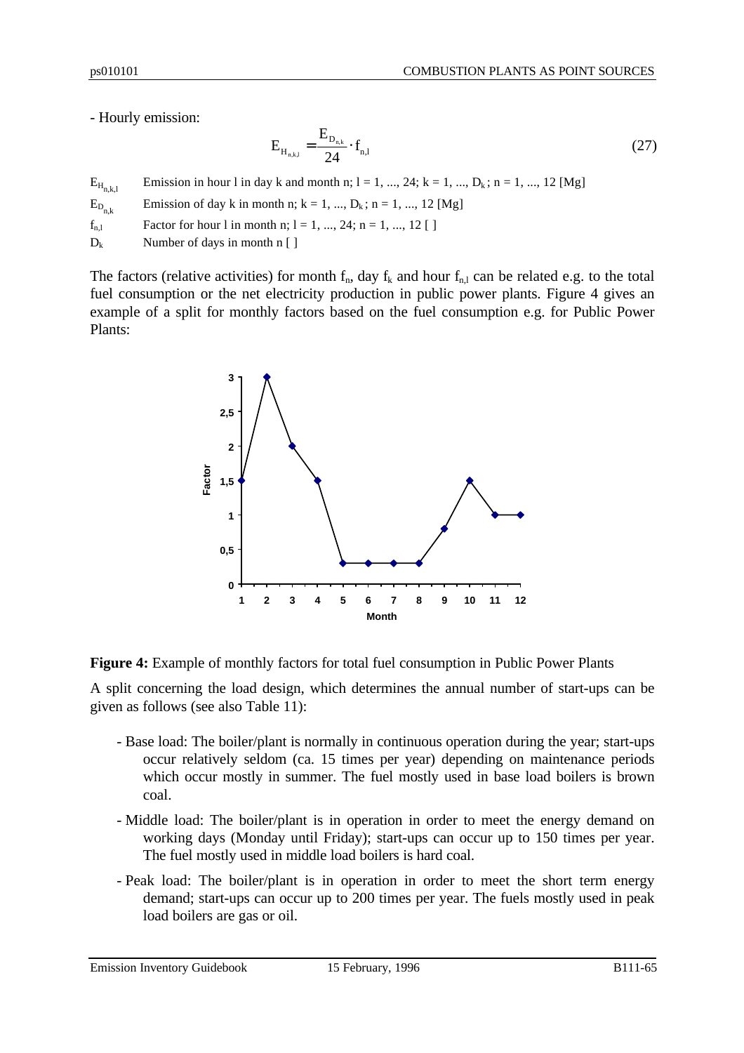- Hourly emission:

$$E_{H_{n,k,l}} = \frac{E_{D_{n,k}}}{24} \cdot f_{n,l} \tag{27}$$

$E_{H_{n,k,l}}$ Emission in hour l in day k and month n; l = 1, ..., 24; k = 1, ..., $D_k$; n = 1, ..., 12 [Mg]

$E_{D_{n,k}}$ Emission of day k in month n; k = 1, ..., $D_k$; n = 1, ..., 12 [Mg]

$f_{n,l}$ Factor for hour l in month n; l = 1, ..., 24; n = 1, ..., 12 [ ]

$D_k$ Number of days in month n [ ]

The factors (relative activities) for month $f_n$, day $f_k$ and hour $f_{n,l}$ can be related e.g. to the total fuel consumption or the net electricity production in public power plants. Figure 4 gives an example of a split for monthly factors based on the fuel consumption e.g. for Public Power Plants:

**Figure 4:** Example of monthly factors for total fuel consumption in Public Power Plants

A split concerning the load design, which determines the annual number of start-ups can be given as follows (see also Table 11):

- Base load: The boiler/plant is normally in continuous operation during the year; start-ups occur relatively seldom (ca. 15 times per year) depending on maintenance periods which occur mostly in summer. The fuel mostly used in base load boilers is brown coal.
- Middle load: The boiler/plant is in operation in order to meet the energy demand on working days (Monday until Friday); start-ups can occur up to 150 times per year. The fuel mostly used in middle load boilers is hard coal.
- Peak load: The boiler/plant is in operation in order to meet the short term energy demand; start-ups can occur up to 200 times per year. The fuels mostly used in peak load boilers are gas or oil.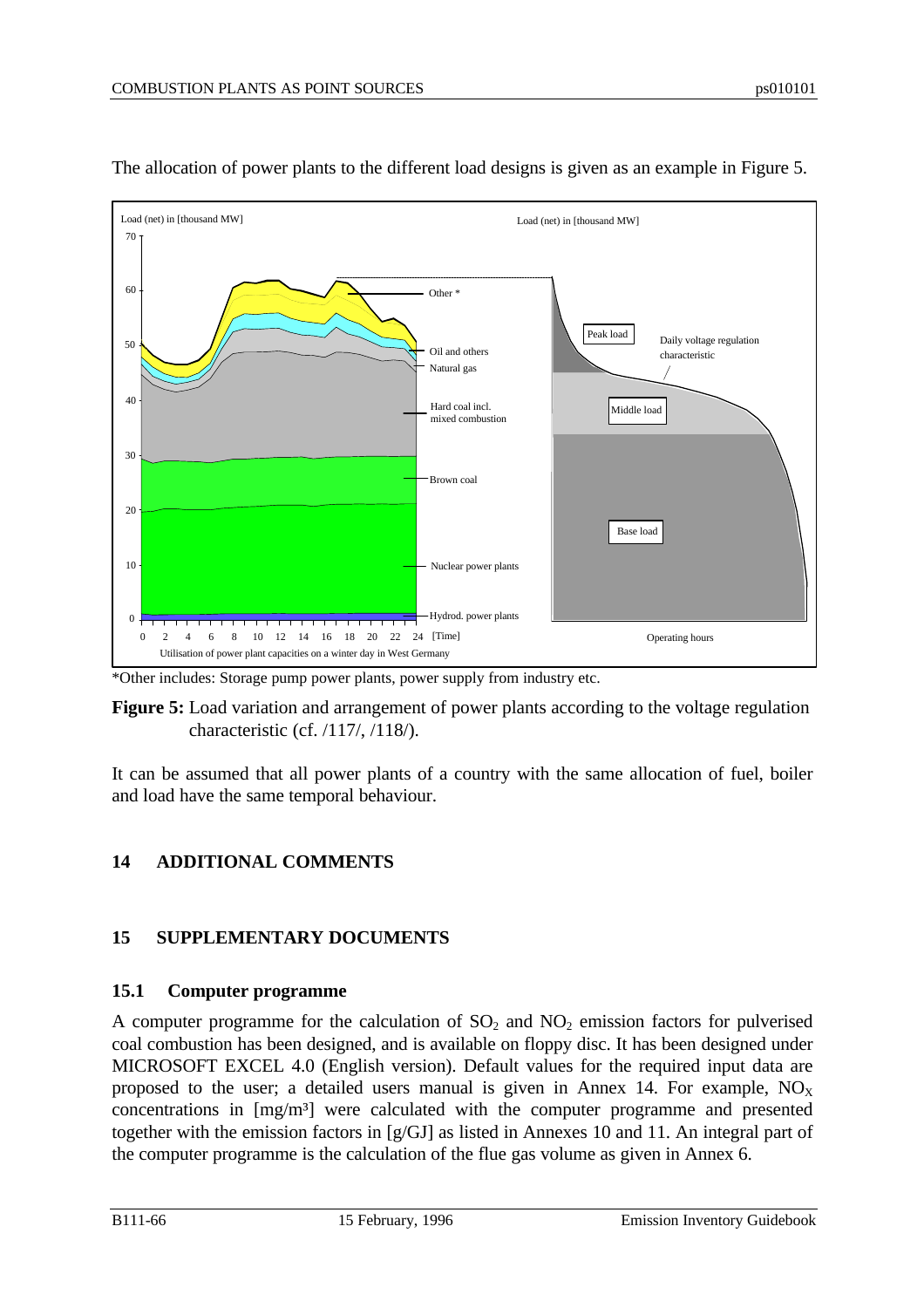The allocation of power plants to the different load designs is given as an example in Figure 5.

*Other includes: Storage pump power plants, power supply from industry etc.

**Figure 5:** Load variation and arrangement of power plants according to the voltage regulation characteristic (cf. /117/, /118/).

It can be assumed that all power plants of a country with the same allocation of fuel, boiler and load have the same temporal behaviour.

## 14 ADDITIONAL COMMENTS

## 15 SUPPLEMENTARY DOCUMENTS

### 15.1 Computer programme

A computer programme for the calculation of $SO_2$ and $NO_2$ emission factors for pulverised coal combustion has been designed, and is available on floppy disc. It has been designed under MICROSOFT EXCEL 4.0 (English version). Default values for the required input data are proposed to the user; a detailed users manual is given in Annex 14. For example, $NO_X$ concentrations in [mg/m³] were calculated with the computer programme and presented together with the emission factors in [g/GJ] as listed in Annexes 10 and 11. An integral part of the computer programme is the calculation of the flue gas volume as given in Annex 6.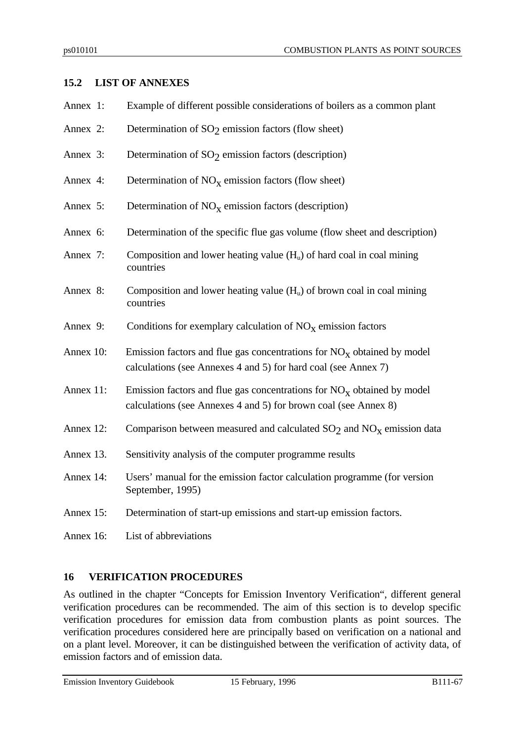## 15.2 LIST OF ANNEXES

Annex 1: Example of different possible considerations of boilers as a common plant

Annex 2: Determination of $SO_2$ emission factors (flow sheet)

Annex 3: Determination of $SO_2$ emission factors (description)

Annex 4: Determination of $NO_x$ emission factors (flow sheet)

Annex 5: Determination of $NO_x$ emission factors (description)

Annex 6: Determination of the specific flue gas volume (flow sheet and description)

Annex 7: Composition and lower heating value ($H_u$) of hard coal in coal mining countries

Annex 8: Composition and lower heating value ($H_u$) of brown coal in coal mining countries

Annex 9: Conditions for exemplary calculation of $NO_x$ emission factors

Annex 10: Emission factors and flue gas concentrations for $NO_x$ obtained by model calculations (see Annexes 4 and 5) for hard coal (see Annex 7)

Annex 11: Emission factors and flue gas concentrations for $NO_x$ obtained by model calculations (see Annexes 4 and 5) for brown coal (see Annex 8)

Annex 12: Comparison between measured and calculated $SO_2$ and $NO_x$ emission data

Annex 13. Sensitivity analysis of the computer programme results

Annex 14: Users' manual for the emission factor calculation programme (for version September, 1995)

Annex 15: Determination of start-up emissions and start-up emission factors.

Annex 16: List of abbreviations

# 16 VERIFICATION PROCEDURES

As outlined in the chapter "Concepts for Emission Inventory Verification", different general verification procedures can be recommended. The aim of this section is to develop specific verification procedures for emission data from combustion plants as point sources. The verification procedures considered here are principally based on verification on a national and on a plant level. Moreover, it can be distinguished between the verification of activity data, of emission factors and of emission data.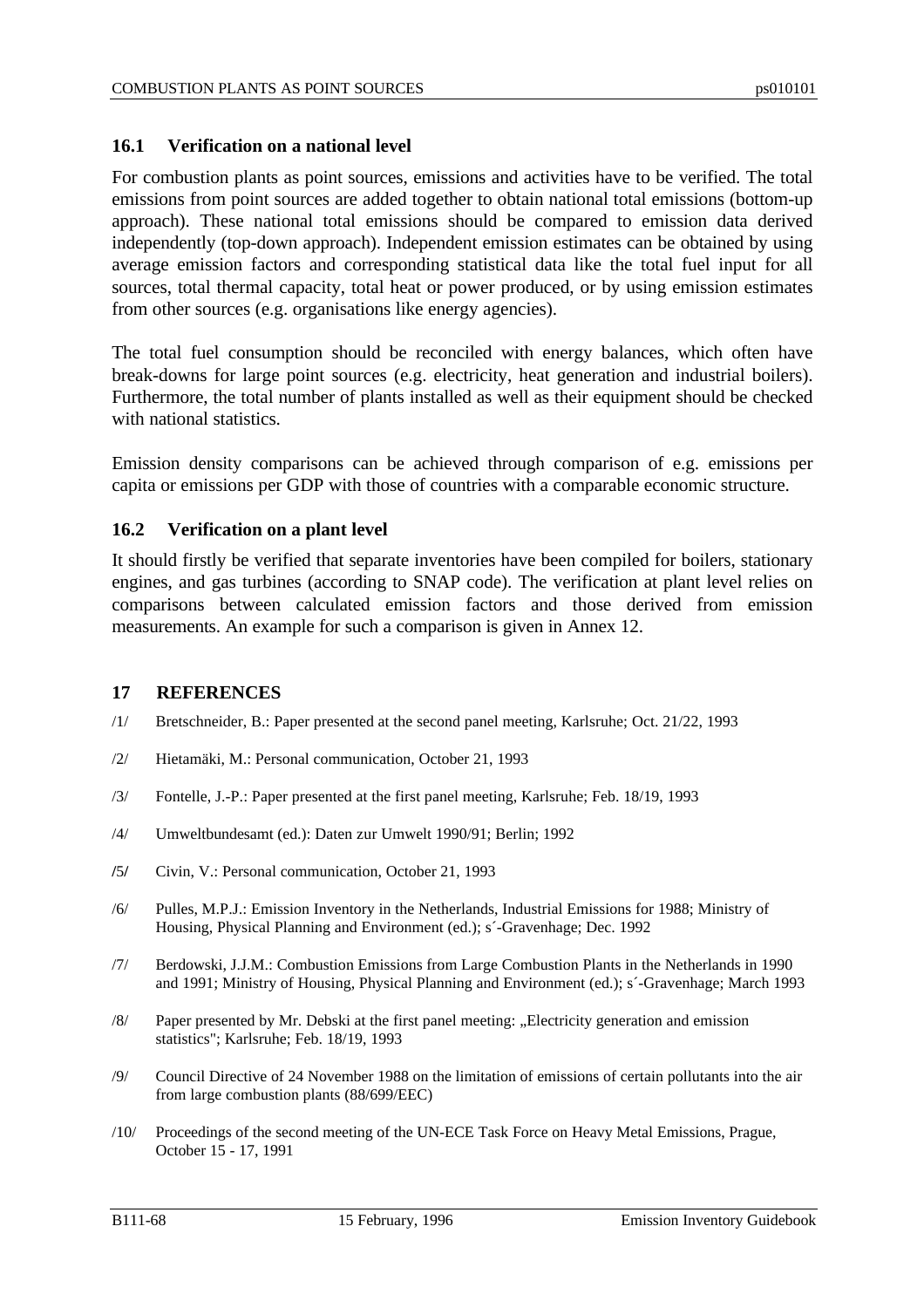### 16.1 Verification on a national level

For combustion plants as point sources, emissions and activities have to be verified. The total emissions from point sources are added together to obtain national total emissions (bottom-up approach). These national total emissions should be compared to emission data derived independently (top-down approach). Independent emission estimates can be obtained by using average emission factors and corresponding statistical data like the total fuel input for all sources, total thermal capacity, total heat or power produced, or by using emission estimates from other sources (e.g. organisations like energy agencies).

The total fuel consumption should be reconciled with energy balances, which often have break-downs for large point sources (e.g. electricity, heat generation and industrial boilers). Furthermore, the total number of plants installed as well as their equipment should be checked with national statistics.

Emission density comparisons can be achieved through comparison of e.g. emissions per capita or emissions per GDP with those of countries with a comparable economic structure.

### 16.2 Verification on a plant level

It should firstly be verified that separate inventories have been compiled for boilers, stationary engines, and gas turbines (according to SNAP code). The verification at plant level relies on comparisons between calculated emission factors and those derived from emission measurements. An example for such a comparison is given in Annex 12.

## 17 REFERENCES

/1/ Bretschneider, B.: Paper presented at the second panel meeting, Karlsruhe; Oct. 21/22, 1993

/2/ Hietamäki, M.: Personal communication, October 21, 1993

/3/ Fontelle, J.-P.: Paper presented at the first panel meeting, Karlsruhe; Feb. 18/19, 1993

/4/ Umweltbundesamt (ed.): Daten zur Umwelt 1990/91; Berlin; 1992

/5/ Civin, V.: Personal communication, October 21, 1993

/6/ Pulles, M.P.J.: Emission Inventory in the Netherlands, Industrial Emissions for 1988; Ministry of Housing, Physical Planning and Environment (ed.); s´-Gravenhage; Dec. 1992

/7/ Berdowski, J.J.M.: Combustion Emissions from Large Combustion Plants in the Netherlands in 1990 and 1991; Ministry of Housing, Physical Planning and Environment (ed.); s´-Gravenhage; March 1993

/8/ Paper presented by Mr. Debski at the first panel meeting: „Electricity generation and emission statistics"; Karlsruhe; Feb. 18/19, 1993

/9/ Council Directive of 24 November 1988 on the limitation of emissions of certain pollutants into the air from large combustion plants (88/699/EEC)

/10/ Proceedings of the second meeting of the UN-ECE Task Force on Heavy Metal Emissions, Prague, October 15 - 17, 1991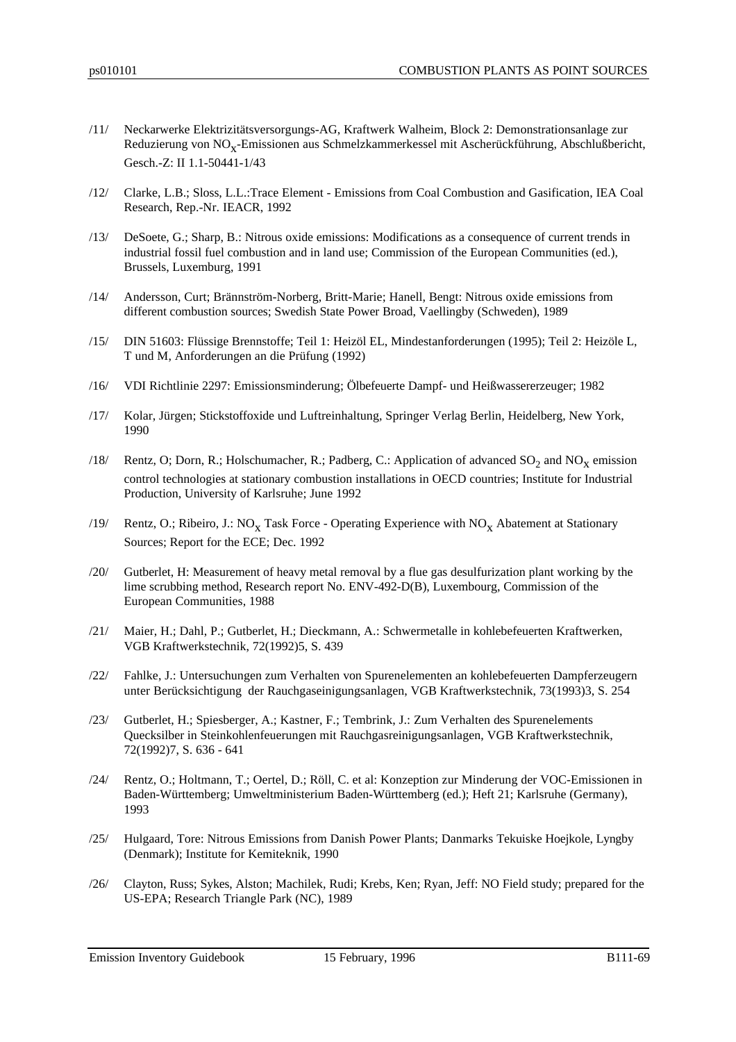/11/ Neckarwerke Elektrizitätsversorgungs-AG, Kraftwerk Walheim, Block 2: Demonstrationsanlage zur Reduzierung von $NO_x$-Emissionen aus Schmelzkammerkessel mit Ascherückführung, Abschlußbericht, Gesch.-Z: II 1.1-50441-1/43

/12/ Clarke, L.B.; Sloss, L.L.:Trace Element - Emissions from Coal Combustion and Gasification, IEA Coal Research, Rep.-Nr. IEACR, 1992

/13/ DeSoete, G.; Sharp, B.: Nitrous oxide emissions: Modifications as a consequence of current trends in industrial fossil fuel combustion and in land use; Commission of the European Communities (ed.), Brussels, Luxemburg, 1991

/14/ Andersson, Curt; Brännström-Norberg, Britt-Marie; Hanell, Bengt: Nitrous oxide emissions from different combustion sources; Swedish State Power Broad, Vaellingby (Schweden), 1989

/15/ DIN 51603: Flüssige Brennstoffe; Teil 1: Heizöl EL, Mindestanforderungen (1995); Teil 2: Heizöle L, T und M, Anforderungen an die Prüfung (1992)

/16/ VDI Richtlinie 2297: Emissionsminderung; Ölbefeuerte Dampf- und Heißwassererzeuger; 1982

/17/ Kolar, Jürgen; Stickstoffoxide und Luftreinhaltung, Springer Verlag Berlin, Heidelberg, New York, 1990

/18/ Rentz, O; Dorn, R.; Holschumacher, R.; Padberg, C.: Application of advanced $SO_2$ and $NO_x$ emission control technologies at stationary combustion installations in OECD countries; Institute for Industrial Production, University of Karlsruhe; June 1992

/19/ Rentz, O.; Ribeiro, J.: $NO_x$ Task Force - Operating Experience with $NO_x$ Abatement at Stationary Sources; Report for the ECE; Dec. 1992

/20/ Gutberlet, H: Measurement of heavy metal removal by a flue gas desulfurization plant working by the lime scrubbing method, Research report No. ENV-492-D(B), Luxembourg, Commission of the European Communities, 1988

/21/ Maier, H.; Dahl, P.; Gutberlet, H.; Dieckmann, A.: Schwermetalle in kohlebefeuerten Kraftwerken, VGB Kraftwerkstechnik, 72(1992)5, S. 439

/22/ Fahlke, J.: Untersuchungen zum Verhalten von Spurenelementen an kohlebefeuerten Dampferzeugern unter Berücksichtigung der Rauchgaseinigungsanlagen, VGB Kraftwerkstechnik, 73(1993)3, S. 254

/23/ Gutberlet, H.; Spiesberger, A.; Kastner, F.; Tembrink, J.: Zum Verhalten des Spurenelements Quecksilber in Steinkohlenfeuerungen mit Rauchgasreinigungsanlagen, VGB Kraftwerkstechnik, 72(1992)7, S. 636 - 641

/24/ Rentz, O.; Holtmann, T.; Oertel, D.; Röll, C. et al: Konzeption zur Minderung der VOC-Emissionen in Baden-Württemberg; Umweltministerium Baden-Württemberg (ed.); Heft 21; Karlsruhe (Germany), 1993

/25/ Hulgaard, Tore: Nitrous Emissions from Danish Power Plants; Danmarks Tekuiske Hoejkole, Lyngby (Denmark); Institute for Kemiteknik, 1990

/26/ Clayton, Russ; Sykes, Alston; Machilek, Rudi; Krebs, Ken; Ryan, Jeff: NO Field study; prepared for the US-EPA; Research Triangle Park (NC), 1989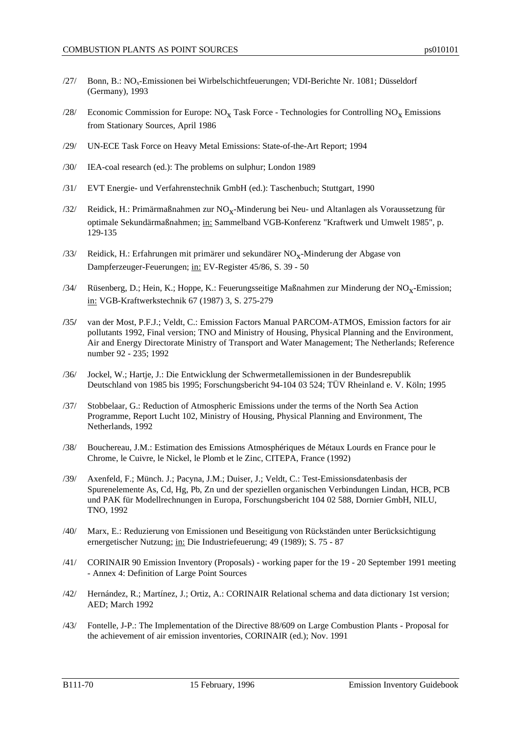/27/ Bonn, B.: $NO_x$-Emissionen bei Wirbelschichtfeuerungen; VDI-Berichte Nr. 1081; Düsseldorf (Germany), 1993

/28/ Economic Commission for Europe: $NO_X$ Task Force - Technologies for Controlling $NO_X$ Emissions from Stationary Sources, April 1986

/29/ UN-ECE Task Force on Heavy Metal Emissions: State-of-the-Art Report; 1994

/30/ IEA-coal research (ed.): The problems on sulphur; London 1989

/31/ EVT Energie- und Verfahrenstechnik GmbH (ed.): Taschenbuch; Stuttgart, 1990

/32/ Reidick, H.: Primärmaßnahmen zur $NO_X$-Minderung bei Neu- und Altanlagen als Voraussetzung für optimale Sekundärmaßnahmen; in: Sammelband VGB-Konferenz "Kraftwerk und Umwelt 1985", p. 129-135

/33/ Reidick, H.: Erfahrungen mit primärer und sekundärer $NO_X$-Minderung der Abgase von Dampferzeuger-Feuerungen; in: EV-Register 45/86, S. 39 - 50

/34/ Rüsenberg, D.; Hein, K.; Hoppe, K.: Feuerungsseitige Maßnahmen zur Minderung der $NO_X$-Emission; in: VGB-Kraftwerkstechnik 67 (1987) 3, S. 275-279

/35/ van der Most, P.F.J.; Veldt, C.: Emission Factors Manual PARCOM-ATMOS, Emission factors for air pollutants 1992, Final version; TNO and Ministry of Housing, Physical Planning and the Environment, Air and Energy Directorate Ministry of Transport and Water Management; The Netherlands; Reference number 92 - 235; 1992

/36/ Jockel, W.; Hartje, J.: Die Entwicklung der Schwermetallemissionen in der Bundesrepublik Deutschland von 1985 bis 1995; Forschungsbericht 94-104 03 524; TÜV Rheinland e. V. Köln; 1995

/37/ Stobbelaar, G.: Reduction of Atmospheric Emissions under the terms of the North Sea Action Programme, Report Lucht 102, Ministry of Housing, Physical Planning and Environment, The Netherlands, 1992

/38/ Bouchereau, J.M.: Estimation des Emissions Atmosphériques de Métaux Lourds en France pour le Chrome, le Cuivre, le Nickel, le Plomb et le Zinc, CITEPA, France (1992)

/39/ Axenfeld, F.; Münch. J.; Pacyna, J.M.; Duiser, J.; Veldt, C.: Test-Emissionsdatenbasis der Spurenelemente As, Cd, Hg, Pb, Zn und der speziellen organischen Verbindungen Lindan, HCB, PCB und PAK für Modellrechnungen in Europa, Forschungsbericht 104 02 588, Dornier GmbH, NILU, TNO, 1992

/40/ Marx, E.: Reduzierung von Emissionen und Beseitigung von Rückständen unter Berücksichtigung ernergetischer Nutzung; in: Die Industriefeuerung; 49 (1989); S. 75 - 87

/41/ CORINAIR 90 Emission Inventory (Proposals) - working paper for the 19 - 20 September 1991 meeting - Annex 4: Definition of Large Point Sources

/42/ Hernández, R.; Martínez, J.; Ortiz, A.: CORINAIR Relational schema and data dictionary 1st version; AED; March 1992

/43/ Fontelle, J-P.: The Implementation of the Directive 88/609 on Large Combustion Plants - Proposal for the achievement of air emission inventories, CORINAIR (ed.); Nov. 1991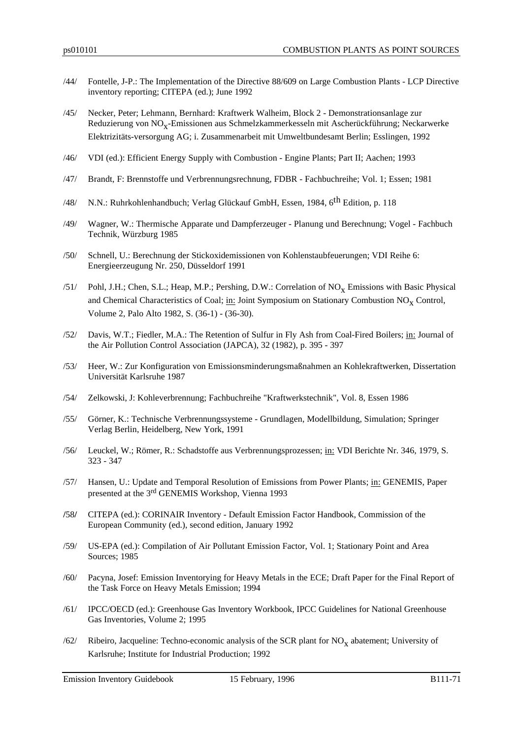/44/ Fontelle, J-P.: The Implementation of the Directive 88/609 on Large Combustion Plants - LCP Directive inventory reporting; CITEPA (ed.); June 1992

/45/ Necker, Peter; Lehmann, Bernhard: Kraftwerk Walheim, Block 2 - Demonstrationsanlage zur Reduzierung von $NO_x$-Emissionen aus Schmelzkammerkesseln mit Ascherückführung; Neckarwerke Elektrizitäts-versorgung AG; i. Zusammenarbeit mit Umweltbundesamt Berlin; Esslingen, 1992

/46/ VDI (ed.): Efficient Energy Supply with Combustion - Engine Plants; Part II; Aachen; 1993

/47/ Brandt, F: Brennstoffe und Verbrennungsrechnung, FDBR - Fachbuchreihe; Vol. 1; Essen; 1981

/48/ N.N.: Ruhrkohlenhandbuch; Verlag Glückauf GmbH, Essen, 1984, 6th Edition, p. 118

/49/ Wagner, W.: Thermische Apparate und Dampferzeuger - Planung und Berechnung; Vogel - Fachbuch Technik, Würzburg 1985

/50/ Schnell, U.: Berechnung der Stickoxidemissionen von Kohlenstaubfeuerungen; VDI Reihe 6: Energieerzeugung Nr. 250, Düsseldorf 1991

/51/ Pohl, J.H.; Chen, S.L.; Heap, M.P.; Pershing, D.W.: Correlation of $NO_x$ Emissions with Basic Physical and Chemical Characteristics of Coal; in: Joint Symposium on Stationary Combustion $NO_x$ Control, Volume 2, Palo Alto 1982, S. (36-1) - (36-30).

/52/ Davis, W.T.; Fiedler, M.A.: The Retention of Sulfur in Fly Ash from Coal-Fired Boilers; in: Journal of the Air Pollution Control Association (JAPCA), 32 (1982), p. 395 - 397

/53/ Heer, W.: Zur Konfiguration von Emissionsminderungsmaßnahmen an Kohlekraftwerken, Dissertation Universität Karlsruhe 1987

/54/ Zelkowski, J: Kohleverbrennung; Fachbuchreihe "Kraftwerkstechnik", Vol. 8, Essen 1986

/55/ Görner, K.: Technische Verbrennungssysteme - Grundlagen, Modellbildung, Simulation; Springer Verlag Berlin, Heidelberg, New York, 1991

/56/ Leuckel, W.; Römer, R.: Schadstoffe aus Verbrennungsprozessen; in: VDI Berichte Nr. 346, 1979, S. 323 - 347

/57/ Hansen, U.: Update and Temporal Resolution of Emissions from Power Plants; in: GENEMIS, Paper presented at the 3rd GENEMIS Workshop, Vienna 1993

/58/ CITEPA (ed.): CORINAIR Inventory - Default Emission Factor Handbook, Commission of the European Community (ed.), second edition, January 1992

/59/ US-EPA (ed.): Compilation of Air Pollutant Emission Factor, Vol. 1; Stationary Point and Area Sources; 1985

/60/ Pacyna, Josef: Emission Inventorying for Heavy Metals in the ECE; Draft Paper for the Final Report of the Task Force on Heavy Metals Emission; 1994

/61/ IPCC/OECD (ed.): Greenhouse Gas Inventory Workbook, IPCC Guidelines for National Greenhouse Gas Inventories, Volume 2; 1995

/62/ Ribeiro, Jacqueline: Techno-economic analysis of the SCR plant for $NO_x$ abatement; University of Karlsruhe; Institute for Industrial Production; 1992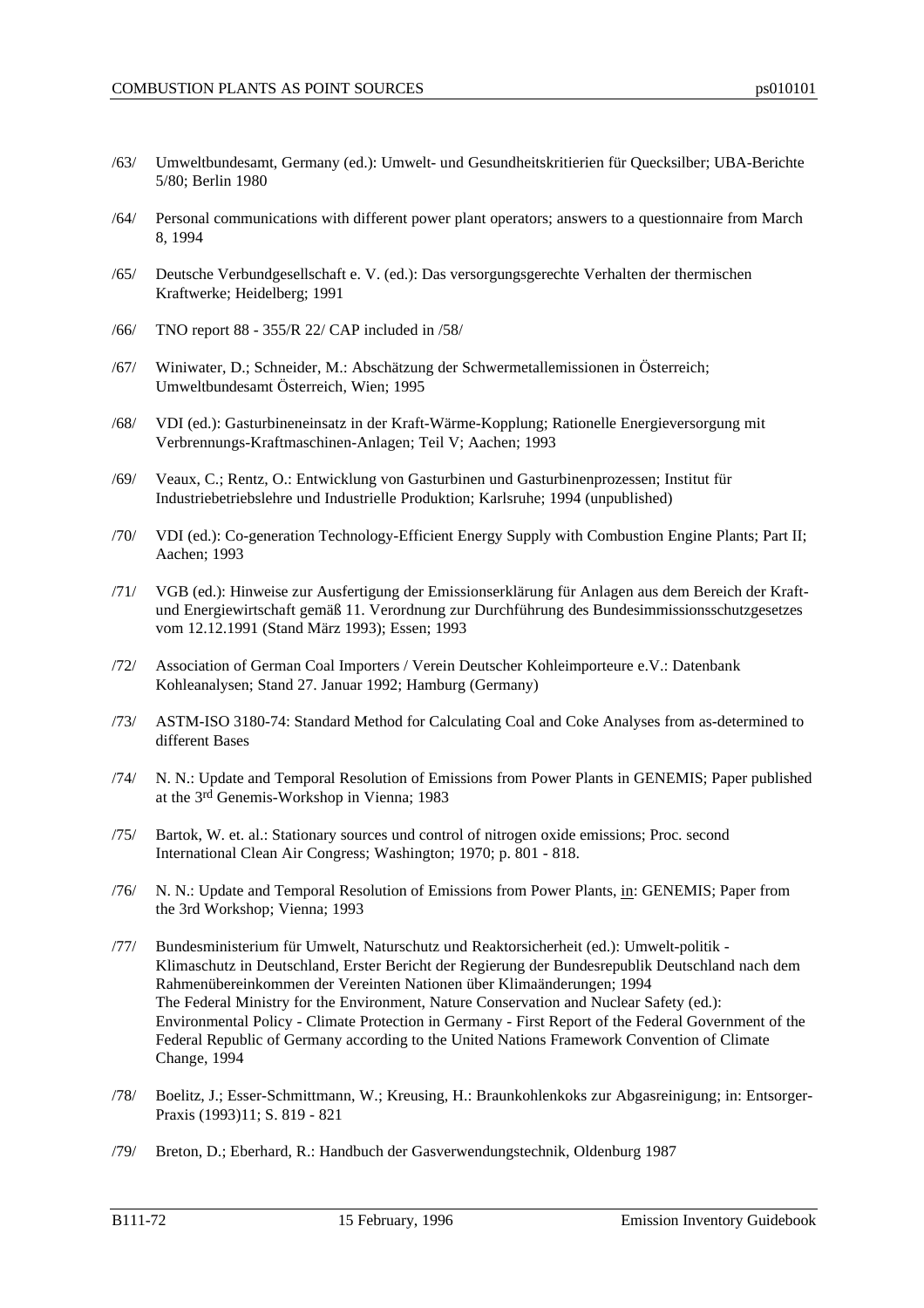/63/ Umweltbundesamt, Germany (ed.): Umwelt- und Gesundheitskritierien für Quecksilber; UBA-Berichte 5/80; Berlin 1980

/64/ Personal communications with different power plant operators; answers to a questionnaire from March 8, 1994

/65/ Deutsche Verbundgesellschaft e. V. (ed.): Das versorgungsgerechte Verhalten der thermischen Kraftwerke; Heidelberg; 1991

/66/ TNO report 88 - 355/R 22/ CAP included in /58/

/67/ Winiwater, D.; Schneider, M.: Abschätzung der Schwermetallemissionen in Österreich; Umweltbundesamt Österreich, Wien; 1995

/68/ VDI (ed.): Gasturbineneinsatz in der Kraft-Wärme-Kopplung; Rationelle Energieversorgung mit Verbrennungs-Kraftmaschinen-Anlagen; Teil V; Aachen; 1993

/69/ Veaux, C.; Rentz, O.: Entwicklung von Gasturbinen und Gasturbinenprozessen; Institut für Industriebetriebslehre und Industrielle Produktion; Karlsruhe; 1994 (unpublished)

/70/ VDI (ed.): Co-generation Technology-Efficient Energy Supply with Combustion Engine Plants; Part II; Aachen; 1993

/71/ VGB (ed.): Hinweise zur Ausfertigung der Emissionserklärung für Anlagen aus dem Bereich der Kraft- und Energiewirtschaft gemäß 11. Verordnung zur Durchführung des Bundesimmissionsschutzgesetzes vom 12.12.1991 (Stand März 1993); Essen; 1993

/72/ Association of German Coal Importers / Verein Deutscher Kohleimporteure e.V.: Datenbank Kohleanalysen; Stand 27. Januar 1992; Hamburg (Germany)

/73/ ASTM-ISO 3180-74: Standard Method for Calculating Coal and Coke Analyses from as-determined to different Bases

/74/ N. N.: Update and Temporal Resolution of Emissions from Power Plants in GENEMIS; Paper published at the 3rd Genemis-Workshop in Vienna; 1983

/75/ Bartok, W. et. al.: Stationary sources und control of nitrogen oxide emissions; Proc. second International Clean Air Congress; Washington; 1970; p. 801 - 818.

/76/ N. N.: Update and Temporal Resolution of Emissions from Power Plants, in: GENEMIS; Paper from the 3rd Workshop; Vienna; 1993

/77/ Bundesministerium für Umwelt, Naturschutz und Reaktorsicherheit (ed.): Umwelt-politik - Klimaschutz in Deutschland, Erster Bericht der Regierung der Bundesrepublik Deutschland nach dem Rahmenübereinkommen der Vereinten Nationen über Klimaänderungen; 1994
The Federal Ministry for the Environment, Nature Conservation and Nuclear Safety (ed.): Environmental Policy - Climate Protection in Germany - First Report of the Federal Government of the Federal Republic of Germany according to the United Nations Framework Convention of Climate Change, 1994

/78/ Boelitz, J.; Esser-Schmittmann, W.; Kreusing, H.: Braunkohlenkoks zur Abgasreinigung; in: Entsorger-Praxis (1993)11; S. 819 - 821

/79/ Breton, D.; Eberhard, R.: Handbuch der Gasverwendungstechnik, Oldenburg 1987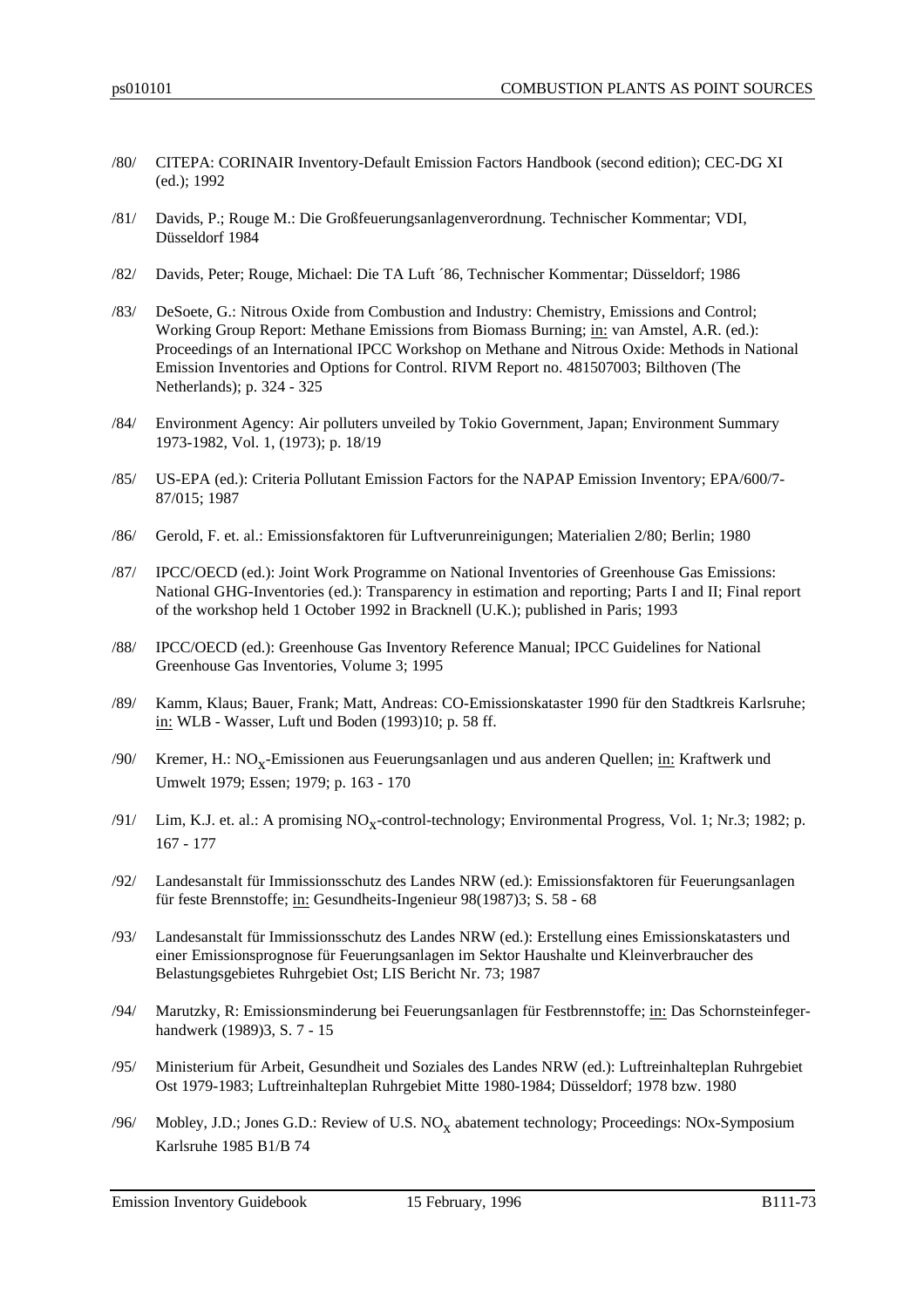/80/ CITEPA: CORINAIR Inventory-Default Emission Factors Handbook (second edition); CEC-DG XI (ed.); 1992

/81/ Davids, P.; Rouge M.: Die Großfeuerungsanlagenverordnung. Technischer Kommentar; VDI, Düsseldorf 1984

/82/ Davids, Peter; Rouge, Michael: Die TA Luft ´86, Technischer Kommentar; Düsseldorf; 1986

/83/ DeSoete, G.: Nitrous Oxide from Combustion and Industry: Chemistry, Emissions and Control; Working Group Report: Methane Emissions from Biomass Burning; in: van Amstel, A.R. (ed.): Proceedings of an International IPCC Workshop on Methane and Nitrous Oxide: Methods in National Emission Inventories and Options for Control. RIVM Report no. 481507003; Bilthoven (The Netherlands); p. 324 - 325

/84/ Environment Agency: Air polluters unveiled by Tokio Government, Japan; Environment Summary 1973-1982, Vol. 1, (1973); p. 18/19

/85/ US-EPA (ed.): Criteria Pollutant Emission Factors for the NAPAP Emission Inventory; EPA/600/7-87/015; 1987

/86/ Gerold, F. et. al.: Emissionsfaktoren für Luftverunreinigungen; Materialien 2/80; Berlin; 1980

/87/ IPCC/OECD (ed.): Joint Work Programme on National Inventories of Greenhouse Gas Emissions: National GHG-Inventories (ed.): Transparency in estimation and reporting; Parts I and II; Final report of the workshop held 1 October 1992 in Bracknell (U.K.); published in Paris; 1993

/88/ IPCC/OECD (ed.): Greenhouse Gas Inventory Reference Manual; IPCC Guidelines for National Greenhouse Gas Inventories, Volume 3; 1995

/89/ Kamm, Klaus; Bauer, Frank; Matt, Andreas: CO-Emissionskataster 1990 für den Stadtkreis Karlsruhe; in: WLB - Wasser, Luft und Boden (1993)10; p. 58 ff.

/90/ Kremer, H.: $NO_x$-Emissionen aus Feuerungsanlagen und aus anderen Quellen; in: Kraftwerk und Umwelt 1979; Essen; 1979; p. 163 - 170

/91/ Lim, K.J. et. al.: A promising $NO_x$-control-technology; Environmental Progress, Vol. 1; Nr.3; 1982; p. 167 - 177

/92/ Landesanstalt für Immissionsschutz des Landes NRW (ed.): Emissionsfaktoren für Feuerungsanlagen für feste Brennstoffe; in: Gesundheits-Ingenieur 98(1987)3; S. 58 - 68

/93/ Landesanstalt für Immissionsschutz des Landes NRW (ed.): Erstellung eines Emissionskatasters und einer Emissionsprognose für Feuerungsanlagen im Sektor Haushalte und Kleinverbraucher des Belastungsgebietes Ruhrgebiet Ost; LIS Bericht Nr. 73; 1987

/94/ Marutzky, R: Emissionsminderung bei Feuerungsanlagen für Festbrennstoffe; in: Das Schornsteinfeger-handwerk (1989)3, S. 7 - 15

/95/ Ministerium für Arbeit, Gesundheit und Soziales des Landes NRW (ed.): Luftreinhalteplan Ruhrgebiet Ost 1979-1983; Luftreinhalteplan Ruhrgebiet Mitte 1980-1984; Düsseldorf; 1978 bzw. 1980

/96/ Mobley, J.D.; Jones G.D.: Review of U.S. $NO_x$ abatement technology; Proceedings: NOx-Symposium Karlsruhe 1985 B1/B 74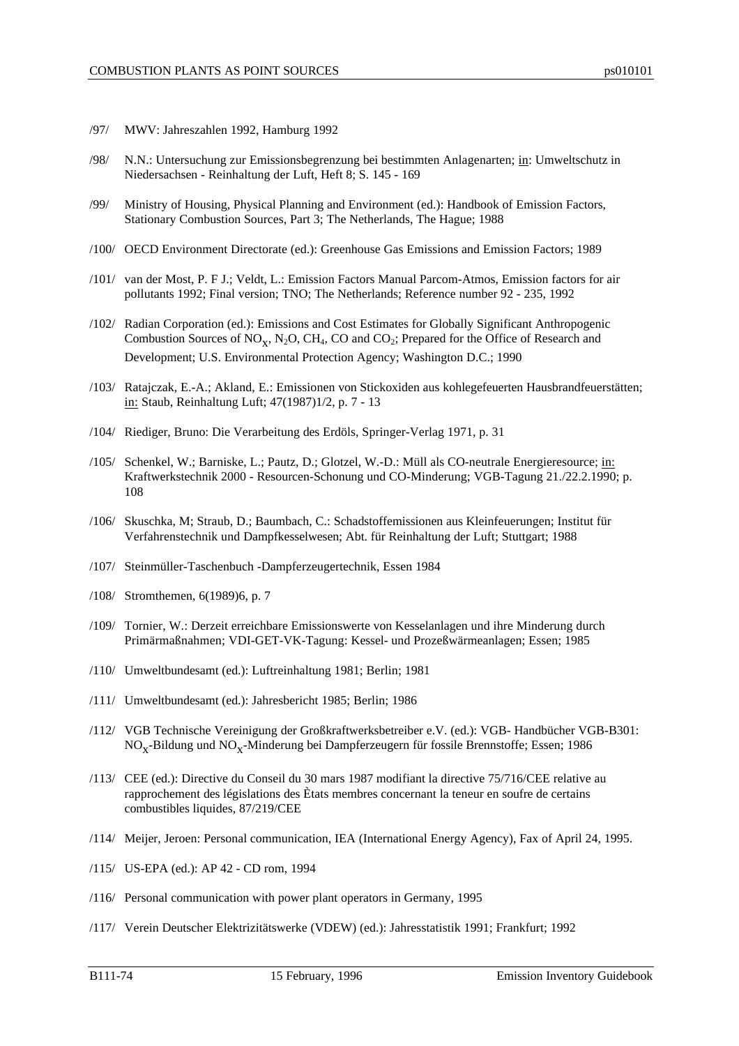/97/ MWV: Jahreszahlen 1992, Hamburg 1992

/98/ N.N.: Untersuchung zur Emissionsbegrenzung bei bestimmten Anlagenarten; in: Umweltschutz in Niedersachsen - Reinhaltung der Luft, Heft 8; S. 145 - 169

/99/ Ministry of Housing, Physical Planning and Environment (ed.): Handbook of Emission Factors, Stationary Combustion Sources, Part 3; The Netherlands, The Hague; 1988

/100/ OECD Environment Directorate (ed.): Greenhouse Gas Emissions and Emission Factors; 1989

/101/ van der Most, P. F J.; Veldt, L.: Emission Factors Manual Parcom-Atmos, Emission factors for air pollutants 1992; Final version; TNO; The Netherlands; Reference number 92 - 235, 1992

/102/ Radian Corporation (ed.): Emissions and Cost Estimates for Globally Significant Anthropogenic Combustion Sources of $NO_x$, $N_2O$, $CH_4$, CO and $CO_2$; Prepared for the Office of Research and Development; U.S. Environmental Protection Agency; Washington D.C.; 1990

/103/ Ratajczak, E.-A.; Akland, E.: Emissionen von Stickoxiden aus kohlegefeuerten Hausbrandfeuerstätten; in: Staub, Reinhaltung Luft; 47(1987)1/2, p. 7 - 13

/104/ Riediger, Bruno: Die Verarbeitung des Erdöls, Springer-Verlag 1971, p. 31

/105/ Schenkel, W.; Barniske, L.; Pautz, D.; Glotzel, W.-D.: Müll als CO-neutrale Energieresource; in: Kraftwerkstechnik 2000 - Resourcen-Schonung und CO-Minderung; VGB-Tagung 21./22.2.1990; p. 108

/106/ Skuschka, M; Straub, D.; Baumbach, C.: Schadstoffemissionen aus Kleinfeuerungen; Institut für Verfahrenstechnik und Dampfkesselwesen; Abt. für Reinhaltung der Luft; Stuttgart; 1988

/107/ Steinmüller-Taschenbuch -Dampferzeugertechnik, Essen 1984

/108/ Stromthemen, 6(1989)6, p. 7

/109/ Tornier, W.: Derzeit erreichbare Emissionswerte von Kesselanlagen und ihre Minderung durch Primärmaßnahmen; VDI-GET-VK-Tagung: Kessel- und Prozeßwärmeanlagen; Essen; 1985

/110/ Umweltbundesamt (ed.): Luftreinhaltung 1981; Berlin; 1981

/111/ Umweltbundesamt (ed.): Jahresbericht 1985; Berlin; 1986

/112/ VGB Technische Vereinigung der Großkraftwerksbetreiber e.V. (ed.): VGB- Handbücher VGB-B301: $NO_x$-Bildung und $NO_x$-Minderung bei Dampferzeugern für fossile Brennstoffe; Essen; 1986

/113/ CEE (ed.): Directive du Conseil du 30 mars 1987 modifiant la directive 75/716/CEE relative au rapprochement des législations des Ètats membres concernant la teneur en soufre de certains combustibles liquides, 87/219/CEE

/114/ Meijer, Jeroen: Personal communication, IEA (International Energy Agency), Fax of April 24, 1995.

/115/ US-EPA (ed.): AP 42 - CD rom, 1994

/116/ Personal communication with power plant operators in Germany, 1995

/117/ Verein Deutscher Elektrizitätswerke (VDEW) (ed.): Jahresstatistik 1991; Frankfurt; 1992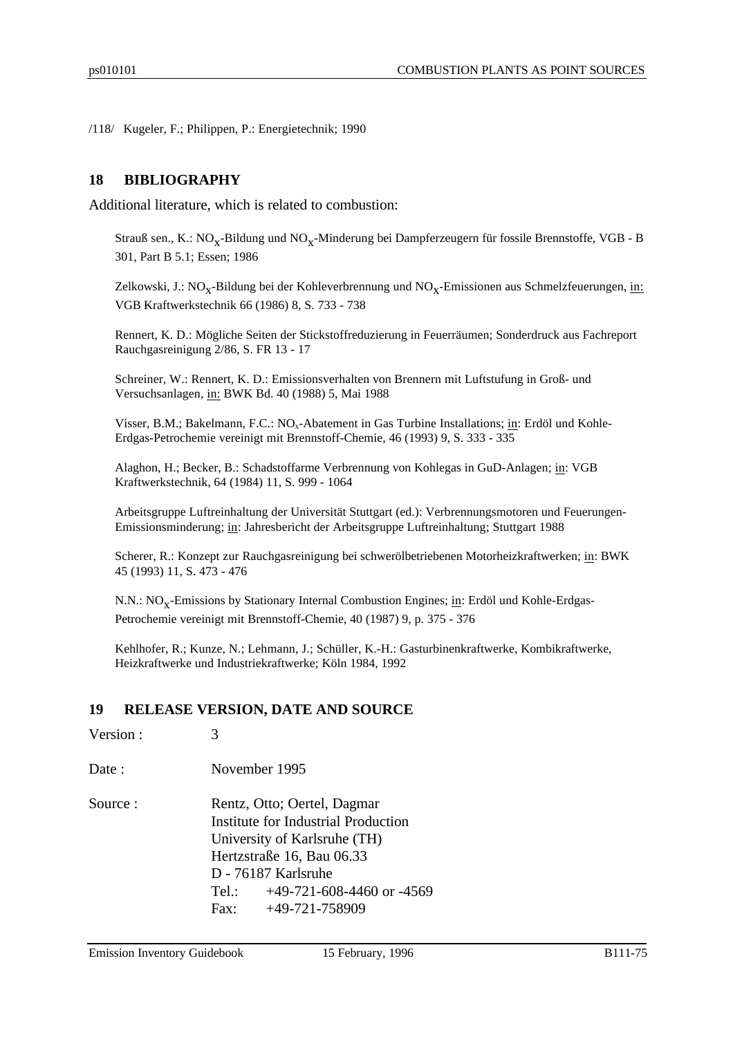/118/ Kugeler, F.; Philippen, P.: Energietechnik; 1990

## 18 BIBLIOGRAPHY

Additional literature, which is related to combustion:

Strauß sen., K.: $NO_X$-Bildung und $NO_X$-Minderung bei Dampferzeugern für fossile Brennstoffe, VGB - B 301, Part B 5.1; Essen; 1986

Zelkowski, J.: $NO_X$-Bildung bei der Kohleverbrennung und $NO_X$-Emissionen aus Schmelzfeuerungen, in: VGB Kraftwerkstechnik 66 (1986) 8, S. 733 - 738

Rennert, K. D.: Mögliche Seiten der Stickstoffreduzierung in Feuerräumen; Sonderdruck aus Fachreport Rauchgasreinigung 2/86, S. FR 13 - 17

Schreiner, W.: Rennert, K. D.: Emissionsverhalten von Brennern mit Luftstufung in Groß- und Versuchsanlagen, in: BWK Bd. 40 (1988) 5, Mai 1988

Visser, B.M.; Bakelmann, F.C.: $NO_x$-Abatement in Gas Turbine Installations; in: Erdöl und Kohle-Erdgas-Petrochemie vereinigt mit Brennstoff-Chemie, 46 (1993) 9, S. 333 - 335

Alaghon, H.; Becker, B.: Schadstoffarme Verbrennung von Kohlegas in GuD-Anlagen; in: VGB Kraftwerkstechnik, 64 (1984) 11, S. 999 - 1064

Arbeitsgruppe Luftreinhaltung der Universität Stuttgart (ed.): Verbrennungsmotoren und Feuerungen-Emissionsminderung; in: Jahresbericht der Arbeitsgruppe Luftreinhaltung; Stuttgart 1988

Scherer, R.: Konzept zur Rauchgasreinigung bei schwerölbetriebenen Motorheizkraftwerken; in: BWK 45 (1993) 11, S. 473 - 476

N.N.: $NO_X$-Emissions by Stationary Internal Combustion Engines; in: Erdöl und Kohle-Erdgas-Petrochemie vereinigt mit Brennstoff-Chemie, 40 (1987) 9, p. 375 - 376

Kehlhofer, R.; Kunze, N.; Lehmann, J.; Schüller, K.-H.: Gasturbinenkraftwerke, Kombikraftwerke, Heizkraftwerke und Industriekraftwerke; Köln 1984, 1992

## 19 RELEASE VERSION, DATE AND SOURCE

Version : 3

Date : November 1995

Source : Rentz, Otto; Oertel, Dagmar
Institute for Industrial Production
University of Karlsruhe (TH)
Hertzstraße 16, Bau 06.33
D - 76187 Karlsruhe
Tel.: +49-721-608-4460 or -4569
Fax: +49-721-758909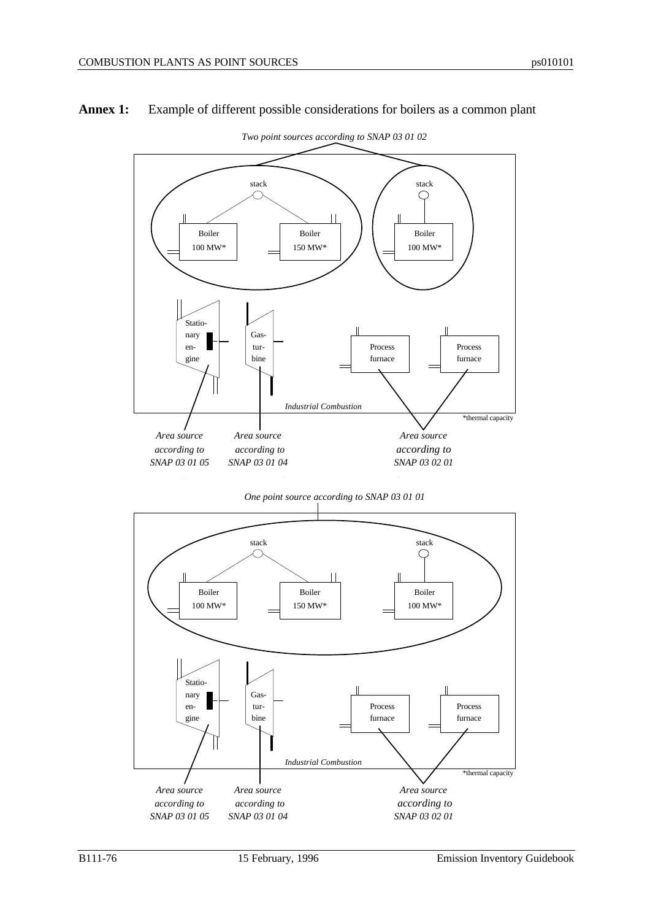**Annex 1:** Example of different possible considerations for boilers as a common plant

*Two point sources according to SNAP 03 01 02*

stack

stack

Boiler
100 MW*

Boiler
150 MW*

Boiler
100 MW*

Statio-
nary
en-
gine

Gas-
tur-
bine

Process
furnace

Process
furnace

*Industrial Combustion*

*thermal capacity

*Area source according to SNAP 03 01 05*

*Area source according to SNAP 03 01 04*

*Area source according to SNAP 03 02 01*

*One point source according to SNAP 03 01 01*

stack

stack

Boiler
100 MW*

Boiler
150 MW*

Boiler
100 MW*

Statio-
nary
en-
gine

Gas-
tur-
bine

Process
furnace

Process
furnace

*Industrial Combustion*

*thermal capacity

*Area source according to SNAP 03 01 05*

*Area source according to SNAP 03 01 04*

*Area source according to SNAP 03 02 01*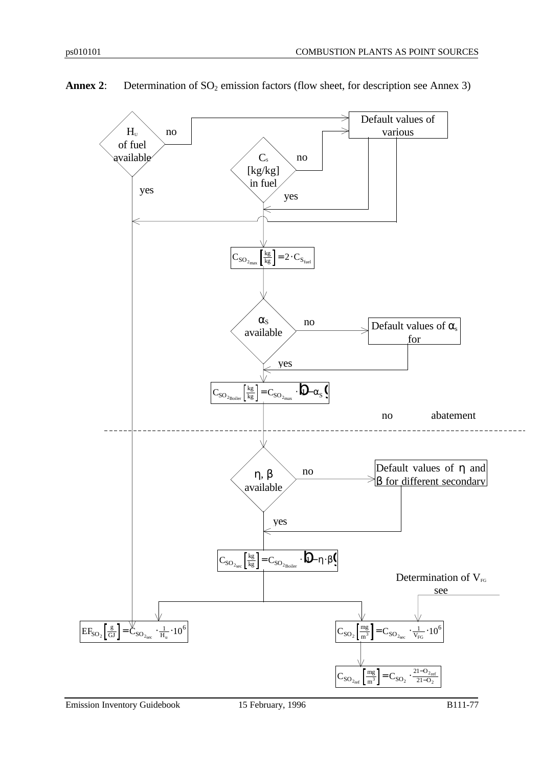**Annex 2**: Determination of $SO_2$ emission factors (flow sheet, for description see Annex 3)

$H_U$ of fuel available — no → Default values of various

yes

$C_S$ [kg/kg] in fuel — no → Default values of various

yes

$$C_{SO_{2max}}\left[\frac{kg}{kg}\right] = 2 \cdot C_{S_{fuel}}$$

$\alpha_S$ available — no → Default values of $\alpha_s$ for

yes

$$C_{SO_{2Boiler}}\left[\frac{kg}{kg}\right] = C_{SO_{2max}} \cdot (1 - \alpha_S)$$

no abatement

---

$\eta$, $\beta$ available — no → Default values of $\eta$ and $\beta$ for different secondary

yes

$$C_{SO_{2sec}}\left[\frac{kg}{kg}\right] = C_{SO_{2Boiler}} \cdot (1 - \eta \cdot \beta)$$

Determination of $V_{FG}$ see

$$EF_{SO_2}\left[\frac{g}{GJ}\right] = C_{SO_{2sec}} \cdot \frac{1}{H_u} \cdot 10^6$$

$$C_{SO_2}\left[\frac{mg}{m^3}\right] = C_{SO_{2sec}} \cdot \frac{1}{V_{FG}} \cdot 10^6$$

$$C_{SO_{2ref}}\left[\frac{mg}{m^3}\right] = C_{SO_2} \cdot \frac{21 - O_{2ref}}{21 - O_2}$$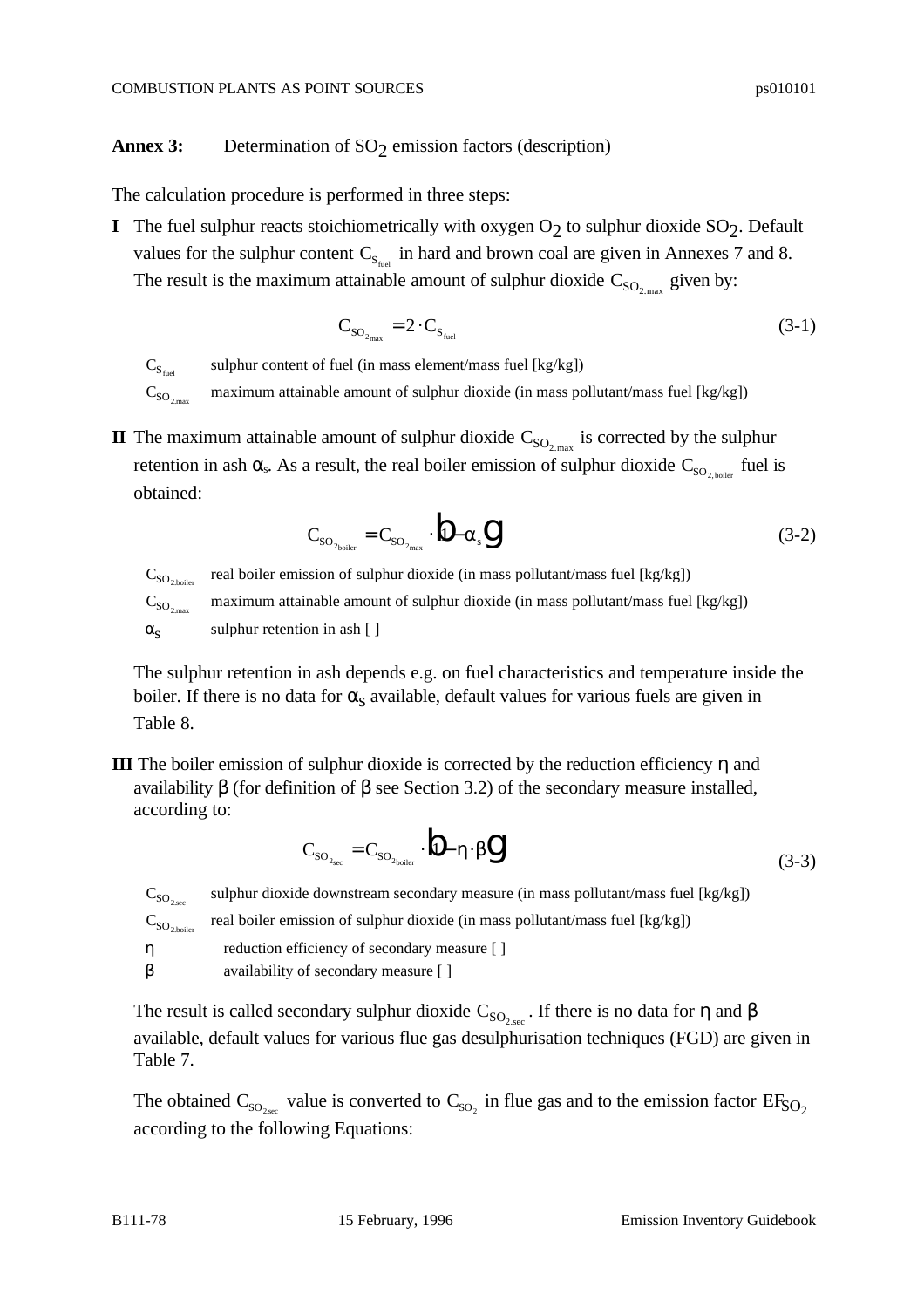**Annex 3:** Determination of $SO_2$ emission factors (description)

The calculation procedure is performed in three steps:

**I** The fuel sulphur reacts stoichiometrically with oxygen $O_2$ to sulphur dioxide $SO_2$. Default values for the sulphur content $C_{S_{fuel}}$ in hard and brown coal are given in Annexes 7 and 8. The result is the maximum attainable amount of sulphur dioxide $C_{SO_{2,max}}$ given by:

$$C_{SO_{2max}} = 2 \cdot C_{S_{fuel}} \tag{3-1}$$

$C_{S_{fuel}}$ sulphur content of fuel (in mass element/mass fuel [kg/kg])

$C_{SO_{2,max}}$ maximum attainable amount of sulphur dioxide (in mass pollutant/mass fuel [kg/kg])

**II** The maximum attainable amount of sulphur dioxide $C_{SO_{2,max}}$ is corrected by the sulphur retention in ash $\alpha_s$. As a result, the real boiler emission of sulphur dioxide $C_{SO_{2,boiler}}$ fuel is obtained:

$$C_{SO_{2boiler}} = C_{SO_{2max}} \cdot (1 - \alpha_s) \tag{3-2}$$

$C_{SO_{2,boiler}}$ real boiler emission of sulphur dioxide (in mass pollutant/mass fuel [kg/kg])

$C_{SO_{2,max}}$ maximum attainable amount of sulphur dioxide (in mass pollutant/mass fuel [kg/kg])

$\alpha_S$ sulphur retention in ash [ ]

The sulphur retention in ash depends e.g. on fuel characteristics and temperature inside the boiler. If there is no data for $\alpha_S$ available, default values for various fuels are given in Table 8.

**III** The boiler emission of sulphur dioxide is corrected by the reduction efficiency $\eta$ and availability $\beta$ (for definition of $\beta$ see Section 3.2) of the secondary measure installed, according to:

$$C_{SO_{2sec}} = C_{SO_{2boiler}} \cdot (1 - \eta \cdot \beta) \tag{3-3}$$

$C_{SO_{2,sec}}$ sulphur dioxide downstream secondary measure (in mass pollutant/mass fuel [kg/kg])

$C_{SO_{2,boiler}}$ real boiler emission of sulphur dioxide (in mass pollutant/mass fuel [kg/kg])

$\eta$ reduction efficiency of secondary measure [ ]

$\beta$ availability of secondary measure [ ]

The result is called secondary sulphur dioxide $C_{SO_{2,sec}}$. If there is no data for $\eta$ and $\beta$ available, default values for various flue gas desulphurisation techniques (FGD) are given in Table 7.

The obtained $C_{SO_{2,sec}}$ value is converted to $C_{SO_2}$ in flue gas and to the emission factor $EF_{SO_2}$ according to the following Equations: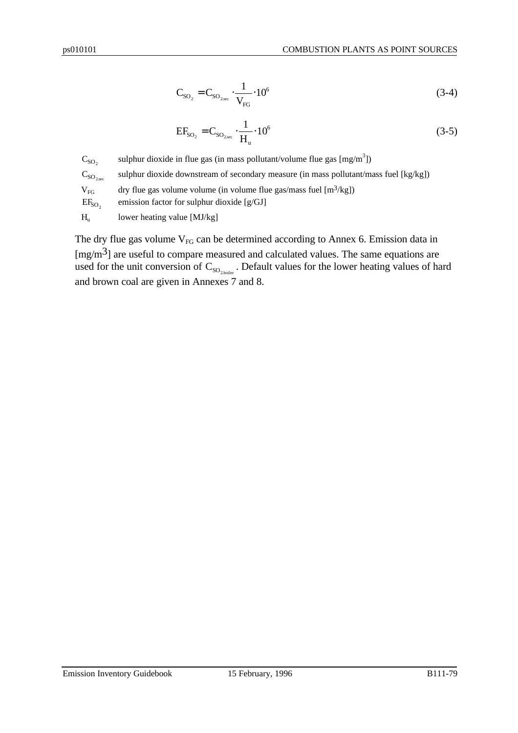$$C_{SO_2} = C_{SO_{2,sec}} \cdot \frac{1}{V_{FG}} \cdot 10^6 \tag{3-4}$$

$$EF_{SO_2} = C_{SO_{2,sec}} \cdot \frac{1}{H_u} \cdot 10^6 \tag{3-5}$$

| | |
|---|---|
| $C_{SO_2}$ | sulphur dioxide in flue gas (in mass pollutant/volume flue gas [mg/m$^3$]) |
| $C_{SO_{2,sec}}$ | sulphur dioxide downstream of secondary measure (in mass pollutant/mass fuel [kg/kg]) |
| $V_{FG}$ | dry flue gas volume volume (in volume flue gas/mass fuel [m$^3$/kg]) |
| $EF_{SO_2}$ | emission factor for sulphur dioxide [g/GJ] |
| $H_u$ | lower heating value [MJ/kg] |

The dry flue gas volume $V_{FG}$ can be determined according to Annex 6. Emission data in [mg/m$^3$] are useful to compare measured and calculated values. The same equations are used for the unit conversion of $C_{SO_{2,boiler}}$. Default values for the lower heating values of hard and brown coal are given in Annexes 7 and 8.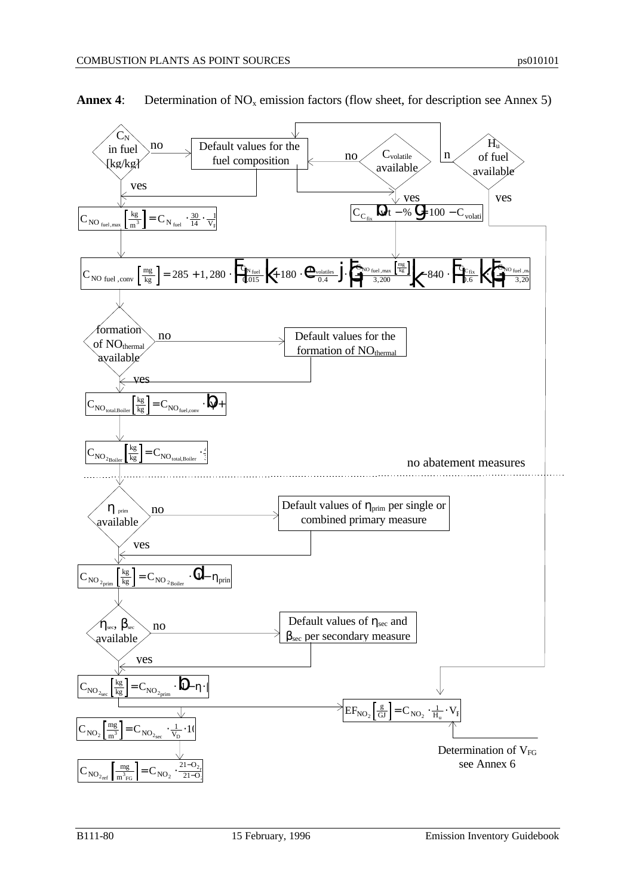**Annex 4**: Determination of $NO_x$ emission factors (flow sheet, for description see Annex 5)

$C_N$ in fuel [kg/kg] — no → Default values for the fuel composition

yes →

$$C_{NO\,fuel,max}\left[\frac{kg}{m^3}\right] = C_{N\,fuel} \cdot \frac{30}{14} \cdot \frac{1}{V_F}$$

$C_{volatile}$ available — no → Default values for the fuel composition

yes →

$$C_{C_{fix}}\,(wt-\%) = 100 - C_{volatile}$$

$H_u$ of fuel available — no → Default values for the fuel composition

yes → (to $EF_{NO_2}$)

$$C_{NO\,fuel,conv}\left[\frac{mg}{kg}\right] = 285 + 1,280 \cdot \left(\frac{C_{N\,fuel}}{0.015}\right) + 180 \cdot \left(\frac{C_{volatiles}}{0.4}\right) \cdot \left(\frac{C_{NO\,fuel,max}\left[\frac{mg}{kg}\right]}{3,200}\right) - 840 \cdot \left(\frac{C_{C\,fix}}{0.6}\right) \cdot \left(\frac{C_{NO\,fuel,max}}{3,200}\right)$$

formation of $NO_{thermal}$ available — no → Default values for the formation of $NO_{thermal}$

yes →

$$C_{NO_{total,Boiler}}\left[\frac{kg}{kg}\right] = C_{NO_{fuel,conv}} \cdot (\ldots + \ldots)$$

$$C_{NO_{2Boiler}}\left[\frac{kg}{kg}\right] = C_{NO_{total,Boiler}} \cdot \frac{4\ldots}{3\ldots}$$

no abatement measures

$\eta_{prim}$ available — no → Default values of $\eta_{prim}$ per single or combined primary measure

yes →

$$C_{NO_{2prim}}\left[\frac{kg}{kg}\right] = C_{NO_{2Boiler}} \cdot (1 - \eta_{prim})$$

$\eta_{sec}$, $\beta_{sec}$ available — no → Default values of $\eta_{sec}$ and $\beta_{sec}$ per secondary measure

yes →

$$C_{NO_{2sec}}\left[\frac{kg}{kg}\right] = C_{NO_{2prim}} \cdot (1 - \eta \cdot \beta)$$

$$EF_{NO_2}\left[\frac{g}{GJ}\right] = C_{NO_2} \cdot \frac{1}{H_u} \cdot V_F$$

Determination of $V_{FG}$ see Annex 6

$$C_{NO_2}\left[\frac{mg}{m^3}\right] = C_{NO_{2sec}} \cdot \frac{1}{V_D} \cdot 10\ldots$$

$$C_{NO_{2ref}}\left[\frac{mg}{m^3_{FG}}\right] = C_{NO_2} \cdot \frac{21 - O_{2r\ldots}}{21 - O_{2}\ldots}$$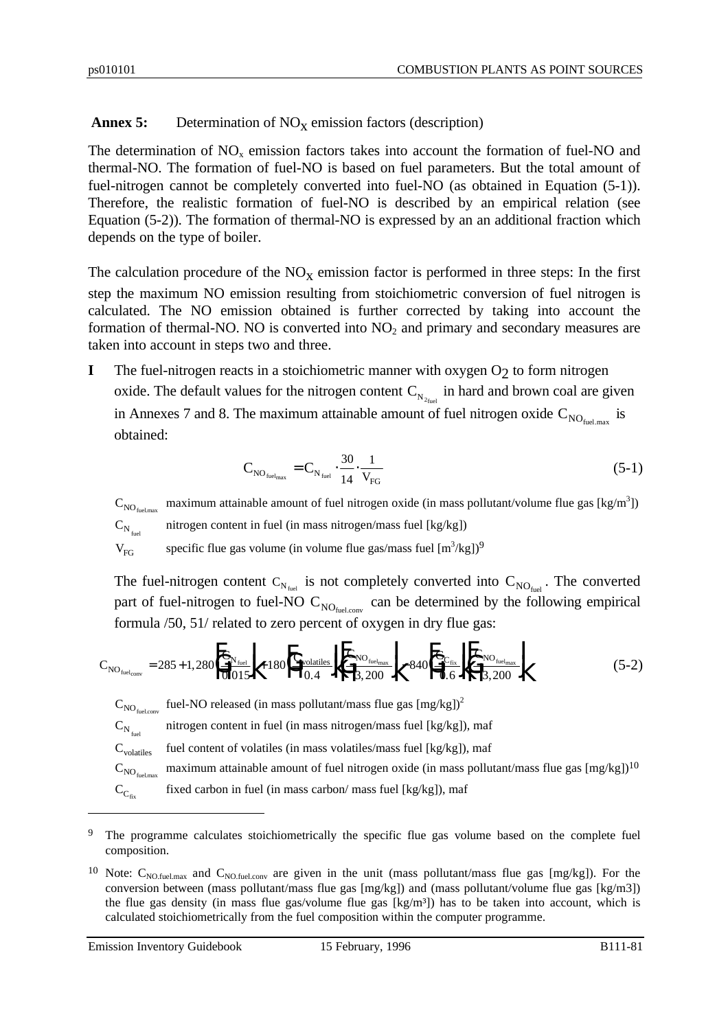**Annex 5:** Determination of $NO_X$ emission factors (description)

The determination of $NO_x$ emission factors takes into account the formation of fuel-NO and thermal-NO. The formation of fuel-NO is based on fuel parameters. But the total amount of fuel-nitrogen cannot be completely converted into fuel-NO (as obtained in Equation (5-1)). Therefore, the realistic formation of fuel-NO is described by an empirical relation (see Equation (5-2)). The formation of thermal-NO is expressed by an an additional fraction which depends on the type of boiler.

The calculation procedure of the $NO_X$ emission factor is performed in three steps: In the first step the maximum NO emission resulting from stoichiometric conversion of fuel nitrogen is calculated. The NO emission obtained is further corrected by taking into account the formation of thermal-NO. NO is converted into $NO_2$ and primary and secondary measures are taken into account in steps two and three.

**I** The fuel-nitrogen reacts in a stoichiometric manner with oxygen $O_2$ to form nitrogen oxide. The default values for the nitrogen content $C_{N_{2fuel}}$ in hard and brown coal are given in Annexes 7 and 8. The maximum attainable amount of fuel nitrogen oxide $C_{NO_{fuel.max}}$ is obtained:

$$C_{NO_{fuel_{max}}} = C_{N_{fuel}} \cdot \frac{30}{14} \cdot \frac{1}{V_{FG}} \tag{5-1}$$

$C_{NO_{fuel.max}}$ maximum attainable amount of fuel nitrogen oxide (in mass pollutant/volume flue gas [kg/m³])

$C_{N_{fuel}}$ nitrogen content in fuel (in mass nitrogen/mass fuel [kg/kg])

$V_{FG}$ specific flue gas volume (in volume flue gas/mass fuel [m³/kg])[9]

The fuel-nitrogen content $C_{N_{fuel}}$ is not completely converted into $C_{NO_{fuel}}$. The converted part of fuel-nitrogen to fuel-NO $C_{NO_{fuel.conv}}$ can be determined by the following empirical formula /50, 51/ related to zero percent of oxygen in dry flue gas:

$$C_{NO_{fuel_{conv}}} = 285 + 1,280 \left(\frac{C_{N_{fuel}}}{0.015}\right) + 180 \left(\frac{C_{volatiles}}{0.4}\right)\left(\frac{C_{NO_{fuel_{max}}}}{3,200}\right) - 840 \left(\frac{C_{C_{fix}}}{0.6}\right)\left(\frac{C_{NO_{fuel_{max}}}}{3,200}\right) \tag{5-2}$$

$C_{NO_{fuel.conv}}$ fuel-NO released (in mass pollutant/mass flue gas [mg/kg])[2]

$C_{N_{fuel}}$ nitrogen content in fuel (in mass nitrogen/mass fuel [kg/kg]), maf

$C_{volatiles}$ fuel content of volatiles (in mass volatiles/mass fuel [kg/kg]), maf

$C_{NO_{fuel.max}}$ maximum attainable amount of fuel nitrogen oxide (in mass pollutant/mass flue gas [mg/kg])[10]

$C_{C_{fix}}$ fixed carbon in fuel (in mass carbon/ mass fuel [kg/kg]), maf

---

[9] The programme calculates stoichiometrically the specific flue gas volume based on the complete fuel composition.

[10] Note: $C_{NO.fuel.max}$ and $C_{NO.fuel.conv}$ are given in the unit (mass pollutant/mass flue gas [mg/kg]). For the conversion between (mass pollutant/mass flue gas [mg/kg]) and (mass pollutant/volume flue gas [kg/m3]) the flue gas density (in mass flue gas/volume flue gas [kg/m³]) has to be taken into account, which is calculated stoichiometrically from the fuel composition within the computer programme.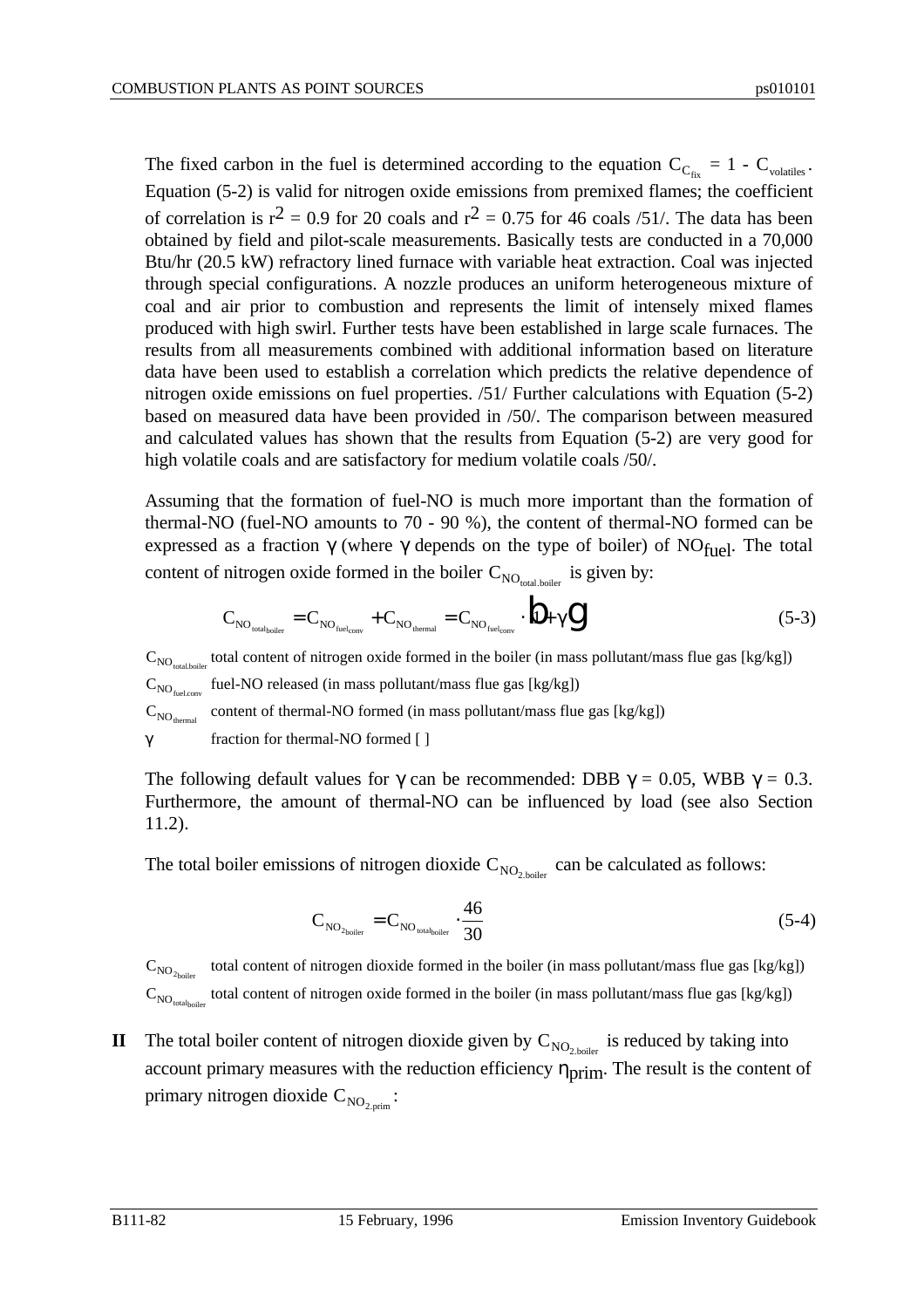The fixed carbon in the fuel is determined according to the equation $C_{C_{fix}} = 1 - C_{volatiles}$. Equation (5-2) is valid for nitrogen oxide emissions from premixed flames; the coefficient of correlation is $r^2 = 0.9$ for 20 coals and $r^2 = 0.75$ for 46 coals /51/. The data has been obtained by field and pilot-scale measurements. Basically tests are conducted in a 70,000 Btu/hr (20.5 kW) refractory lined furnace with variable heat extraction. Coal was injected through special configurations. A nozzle produces an uniform heterogeneous mixture of coal and air prior to combustion and represents the limit of intensely mixed flames produced with high swirl. Further tests have been established in large scale furnaces. The results from all measurements combined with additional information based on literature data have been used to establish a correlation which predicts the relative dependence of nitrogen oxide emissions on fuel properties. /51/ Further calculations with Equation (5-2) based on measured data have been provided in /50/. The comparison between measured and calculated values has shown that the results from Equation (5-2) are very good for high volatile coals and are satisfactory for medium volatile coals /50/.

Assuming that the formation of fuel-NO is much more important than the formation of thermal-NO (fuel-NO amounts to 70 - 90 %), the content of thermal-NO formed can be expressed as a fraction $\gamma$ (where $\gamma$ depends on the type of boiler) of $NO_{fuel}$. The total content of nitrogen oxide formed in the boiler $C_{NO_{total.boiler}}$ is given by:

$$C_{NO_{total_{boiler}}} = C_{NO_{fuel_{conv}}} + C_{NO_{thermal}} = C_{NO_{fuel_{conv}}} \cdot (1 + \gamma) \tag{5-3}$$

$C_{NO_{total.boiler}}$ total content of nitrogen oxide formed in the boiler (in mass pollutant/mass flue gas [kg/kg])

$C_{NO_{fuel.conv}}$ fuel-NO released (in mass pollutant/mass flue gas [kg/kg])

$C_{NO_{thermal}}$ content of thermal-NO formed (in mass pollutant/mass flue gas [kg/kg])

$\gamma$ fraction for thermal-NO formed [ ]

The following default values for $\gamma$ can be recommended: DBB $\gamma = 0.05$, WBB $\gamma = 0.3$. Furthermore, the amount of thermal-NO can be influenced by load (see also Section 11.2).

The total boiler emissions of nitrogen dioxide $C_{NO_{2.boiler}}$ can be calculated as follows:

$$C_{NO_{2_{boiler}}} = C_{NO_{total_{boiler}}} \cdot \frac{46}{30} \tag{5-4}$$

$C_{NO_{2_{boiler}}}$ total content of nitrogen dioxide formed in the boiler (in mass pollutant/mass flue gas [kg/kg])

$C_{NO_{total_{boiler}}}$ total content of nitrogen oxide formed in the boiler (in mass pollutant/mass flue gas [kg/kg])

**II** The total boiler content of nitrogen dioxide given by $C_{NO_{2.boiler}}$ is reduced by taking into account primary measures with the reduction efficiency $\eta_{prim}$. The result is the content of primary nitrogen dioxide $C_{NO_{2.prim}}$: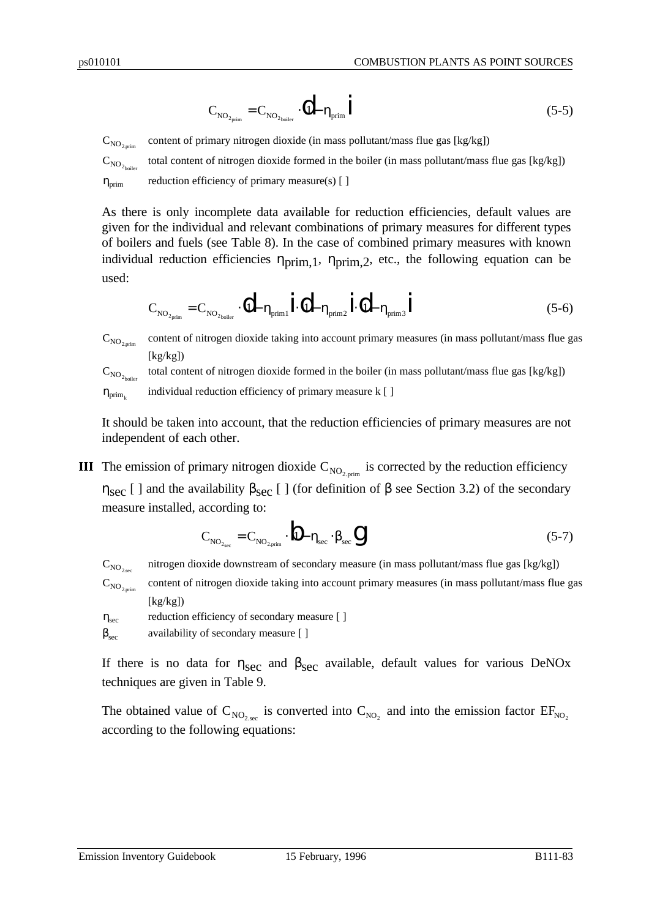$$C_{NO_{2prim}} = C_{NO_{2boiler}} \cdot \left(1 - \eta_{prim}\right) \tag{5-5}$$

$C_{NO_{2.prim}}$ content of primary nitrogen dioxide (in mass pollutant/mass flue gas [kg/kg])

$C_{NO_{2boiler}}$ total content of nitrogen dioxide formed in the boiler (in mass pollutant/mass flue gas [kg/kg])

$\eta_{prim}$ reduction efficiency of primary measure(s) [ ]

As there is only incomplete data available for reduction efficiencies, default values are given for the individual and relevant combinations of primary measures for different types of boilers and fuels (see Table 8). In the case of combined primary measures with known individual reduction efficiencies $\eta_{prim,1}$, $\eta_{prim,2}$, etc., the following equation can be used:

$$C_{NO_{2prim}} = C_{NO_{2boiler}} \cdot \left(1 - \eta_{prim1}\right) \cdot \left(1 - \eta_{prim2}\right) \cdot \left(1 - \eta_{prim3}\right) \tag{5-6}$$

$C_{NO_{2.prim}}$ content of nitrogen dioxide taking into account primary measures (in mass pollutant/mass flue gas [kg/kg])

$C_{NO_{2boiler}}$ total content of nitrogen dioxide formed in the boiler (in mass pollutant/mass flue gas [kg/kg])

$\eta_{prim_k}$ individual reduction efficiency of primary measure k [ ]

It should be taken into account, that the reduction efficiencies of primary measures are not independent of each other.

**III** The emission of primary nitrogen dioxide $C_{NO_{2.prim}}$ is corrected by the reduction efficiency $\eta_{sec}$ [ ] and the availability $\beta_{sec}$ [ ] (for definition of $\beta$ see Section 3.2) of the secondary measure installed, according to:

$$C_{NO_{2sec}} = C_{NO_{2.prim}} \cdot \left(1 - \eta_{sec} \cdot \beta_{sec}\right) \tag{5-7}$$

$C_{NO_{2.sec}}$ nitrogen dioxide downstream of secondary measure (in mass pollutant/mass flue gas [kg/kg])

$C_{NO_{2.prim}}$ content of nitrogen dioxide taking into account primary measures (in mass pollutant/mass flue gas [kg/kg])

$\eta_{sec}$ reduction efficiency of secondary measure [ ]

$\beta_{sec}$ availability of secondary measure [ ]

If there is no data for $\eta_{sec}$ and $\beta_{sec}$ available, default values for various DeNOx techniques are given in Table 9.

The obtained value of $C_{NO_{2.sec}}$ is converted into $C_{NO_2}$ and into the emission factor $EF_{NO_2}$ according to the following equations: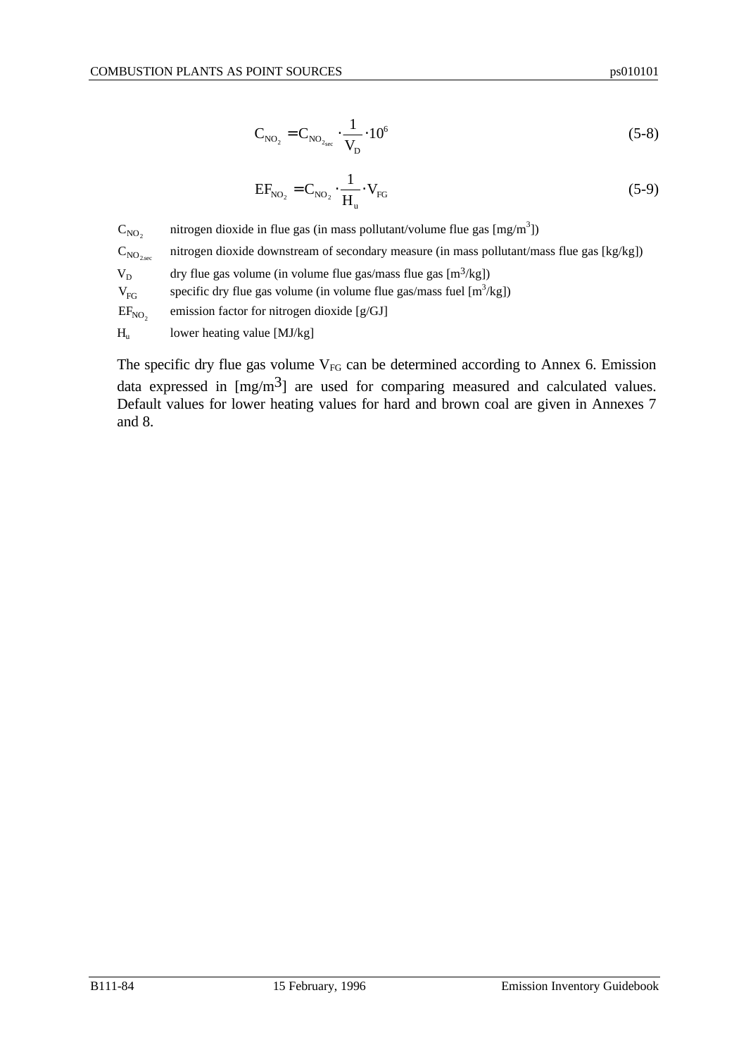$$C_{NO_2} = C_{NO_{2sec}} \cdot \frac{1}{V_D} \cdot 10^6 \tag{5-8}$$

$$EF_{NO_2} = C_{NO_2} \cdot \frac{1}{H_u} \cdot V_{FG} \tag{5-9}$$

| | |
|---|---|
| $C_{NO_2}$ | nitrogen dioxide in flue gas (in mass pollutant/volume flue gas [mg/m$^3$]) |
| $C_{NO_{2sec}}$ | nitrogen dioxide downstream of secondary measure (in mass pollutant/mass flue gas [kg/kg]) |
| $V_D$ | dry flue gas volume (in volume flue gas/mass flue gas [m$^3$/kg]) |
| $V_{FG}$ | specific dry flue gas volume (in volume flue gas/mass fuel [m$^3$/kg]) |
| $EF_{NO_2}$ | emission factor for nitrogen dioxide [g/GJ] |
| $H_u$ | lower heating value [MJ/kg] |

The specific dry flue gas volume $V_{FG}$ can be determined according to Annex 6. Emission data expressed in [mg/m$^3$] are used for comparing measured and calculated values. Default values for lower heating values for hard and brown coal are given in Annexes 7 and 8.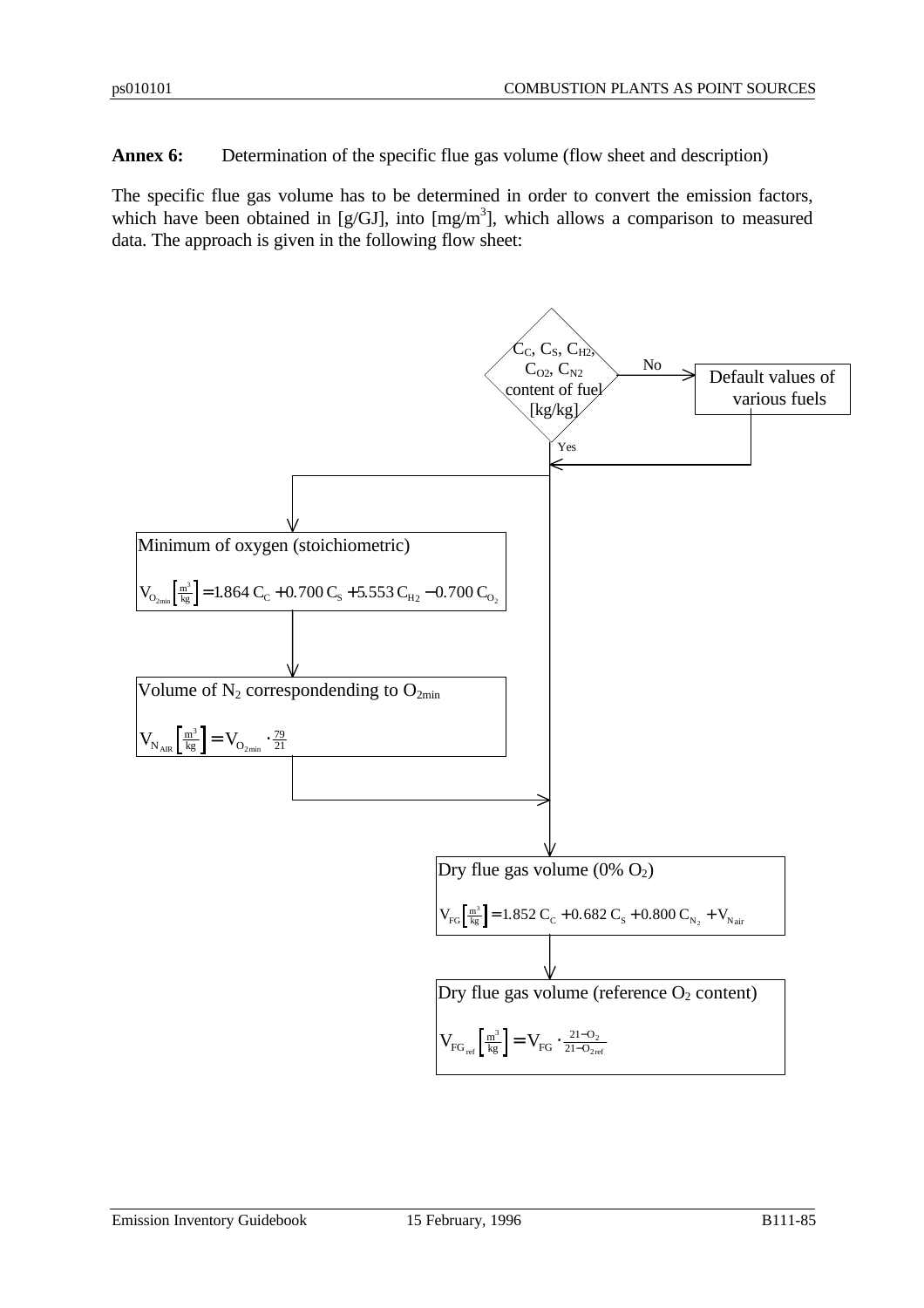**Annex 6:** Determination of the specific flue gas volume (flow sheet and description)

The specific flue gas volume has to be determined in order to convert the emission factors, which have been obtained in [g/GJ], into [mg/m³], which allows a comparison to measured data. The approach is given in the following flow sheet:

$C_C$, $C_S$, $C_{H2}$, $C_{O2}$, $C_{N2}$ content of fuel [kg/kg]

No → Default values of various fuels

Yes ↓

Minimum of oxygen (stoichiometric)

$$V_{O_{2min}}\left[\frac{m^3}{kg}\right] = 1.864\ C_C + 0.700\ C_S + 5.553\ C_{H2} - 0.700\ C_{O_2}$$

Volume of $N_2$ correspondending to $O_{2min}$

$$V_{N_{AIR}}\left[\frac{m^3}{kg}\right] = V_{O_{2min}} \cdot \frac{79}{21}$$

Dry flue gas volume (0% $O_2$)

$$V_{FG}\left[\frac{m^3}{kg}\right] = 1.852\ C_C + 0.682\ C_S + 0.800\ C_{N_2} + V_{N_{air}}$$

Dry flue gas volume (reference $O_2$ content)

$$V_{FG_{ref}}\left[\frac{m^3}{kg}\right] = V_{FG} \cdot \frac{21 - O_2}{21 - O_{2ref}}$$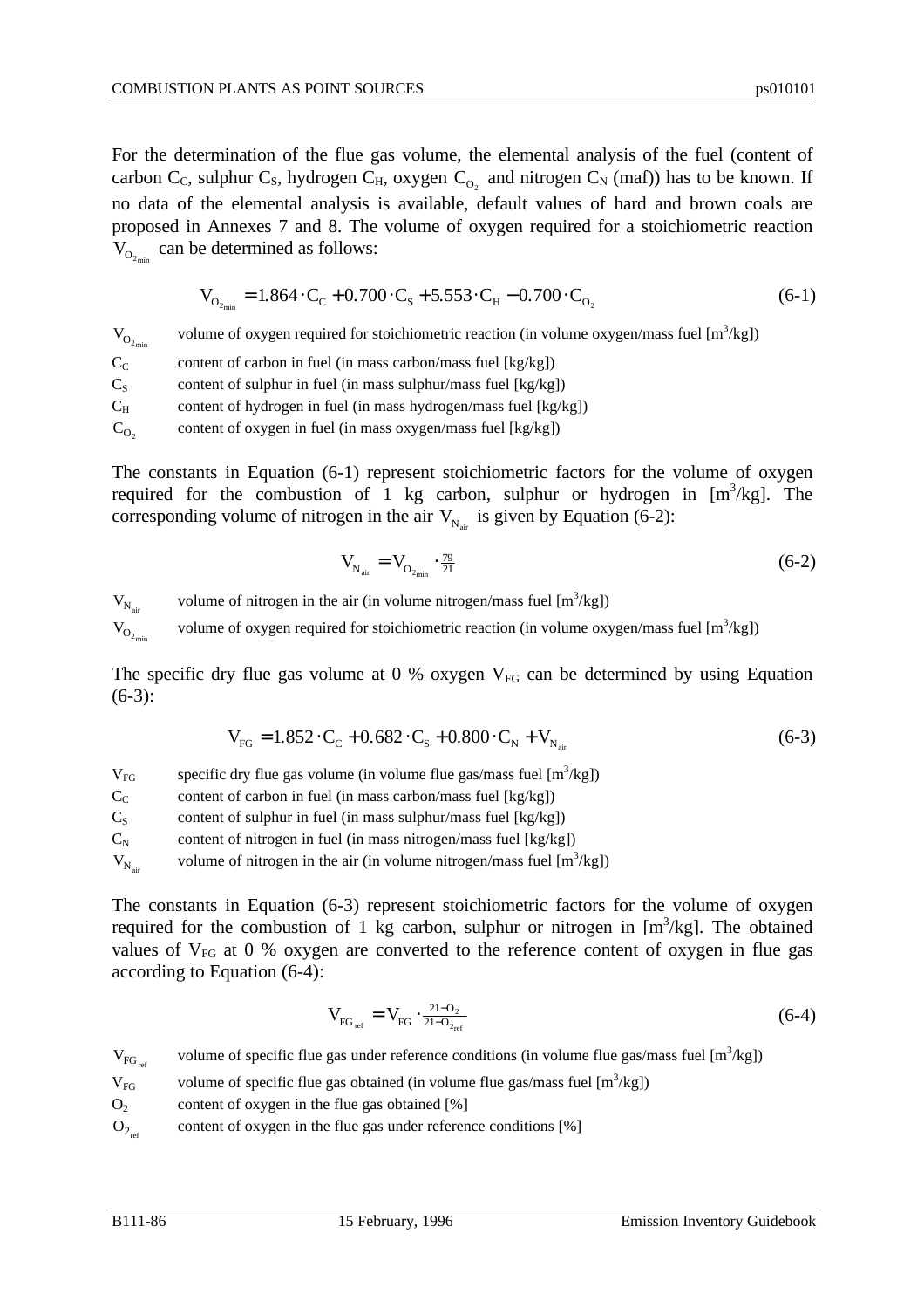For the determination of the flue gas volume, the elemental analysis of the fuel (content of carbon $C_C$, sulphur $C_S$, hydrogen $C_H$, oxygen $C_{O_2}$ and nitrogen $C_N$ (maf)) has to be known. If no data of the elemental analysis is available, default values of hard and brown coals are proposed in Annexes 7 and 8. The volume of oxygen required for a stoichiometric reaction $V_{O_{2_{min}}}$ can be determined as follows:

$$V_{O_{2_{min}}} = 1.864 \cdot C_C + 0.700 \cdot C_S + 5.553 \cdot C_H - 0.700 \cdot C_{O_2} \tag{6-1}$$

$V_{O_{2_{min}}}$ volume of oxygen required for stoichiometric reaction (in volume oxygen/mass fuel [$m^3$/kg])
$C_C$ content of carbon in fuel (in mass carbon/mass fuel [kg/kg])
$C_S$ content of sulphur in fuel (in mass sulphur/mass fuel [kg/kg])
$C_H$ content of hydrogen in fuel (in mass hydrogen/mass fuel [kg/kg])
$C_{O_2}$ content of oxygen in fuel (in mass oxygen/mass fuel [kg/kg])

The constants in Equation (6-1) represent stoichiometric factors for the volume of oxygen required for the combustion of 1 kg carbon, sulphur or hydrogen in [$m^3$/kg]. The corresponding volume of nitrogen in the air $V_{N_{air}}$ is given by Equation (6-2):

$$V_{N_{air}} = V_{O_{2_{min}}} \cdot \tfrac{79}{21} \tag{6-2}$$

$V_{N_{air}}$ volume of nitrogen in the air (in volume nitrogen/mass fuel [$m^3$/kg])
$V_{O_{2_{min}}}$ volume of oxygen required for stoichiometric reaction (in volume oxygen/mass fuel [$m^3$/kg])

The specific dry flue gas volume at 0 % oxygen $V_{FG}$ can be determined by using Equation (6-3):

$$V_{FG} = 1.852 \cdot C_C + 0.682 \cdot C_S + 0.800 \cdot C_N + V_{N_{air}} \tag{6-3}$$

$V_{FG}$ specific dry flue gas volume (in volume flue gas/mass fuel [$m^3$/kg])
$C_C$ content of carbon in fuel (in mass carbon/mass fuel [kg/kg])
$C_S$ content of sulphur in fuel (in mass sulphur/mass fuel [kg/kg])
$C_N$ content of nitrogen in fuel (in mass nitrogen/mass fuel [kg/kg])
$V_{N_{air}}$ volume of nitrogen in the air (in volume nitrogen/mass fuel [$m^3$/kg])

The constants in Equation (6-3) represent stoichiometric factors for the volume of oxygen required for the combustion of 1 kg carbon, sulphur or nitrogen in [$m^3$/kg]. The obtained values of $V_{FG}$ at 0 % oxygen are converted to the reference content of oxygen in flue gas according to Equation (6-4):

$$V_{FG_{ref}} = V_{FG} \cdot \tfrac{21 - O_2}{21 - O_{2_{ref}}} \tag{6-4}$$

$V_{FG_{ref}}$ volume of specific flue gas under reference conditions (in volume flue gas/mass fuel [$m^3$/kg])
$V_{FG}$ volume of specific flue gas obtained (in volume flue gas/mass fuel [$m^3$/kg])
$O_2$ content of oxygen in the flue gas obtained [%]
$O_{2_{ref}}$ content of oxygen in the flue gas under reference conditions [%]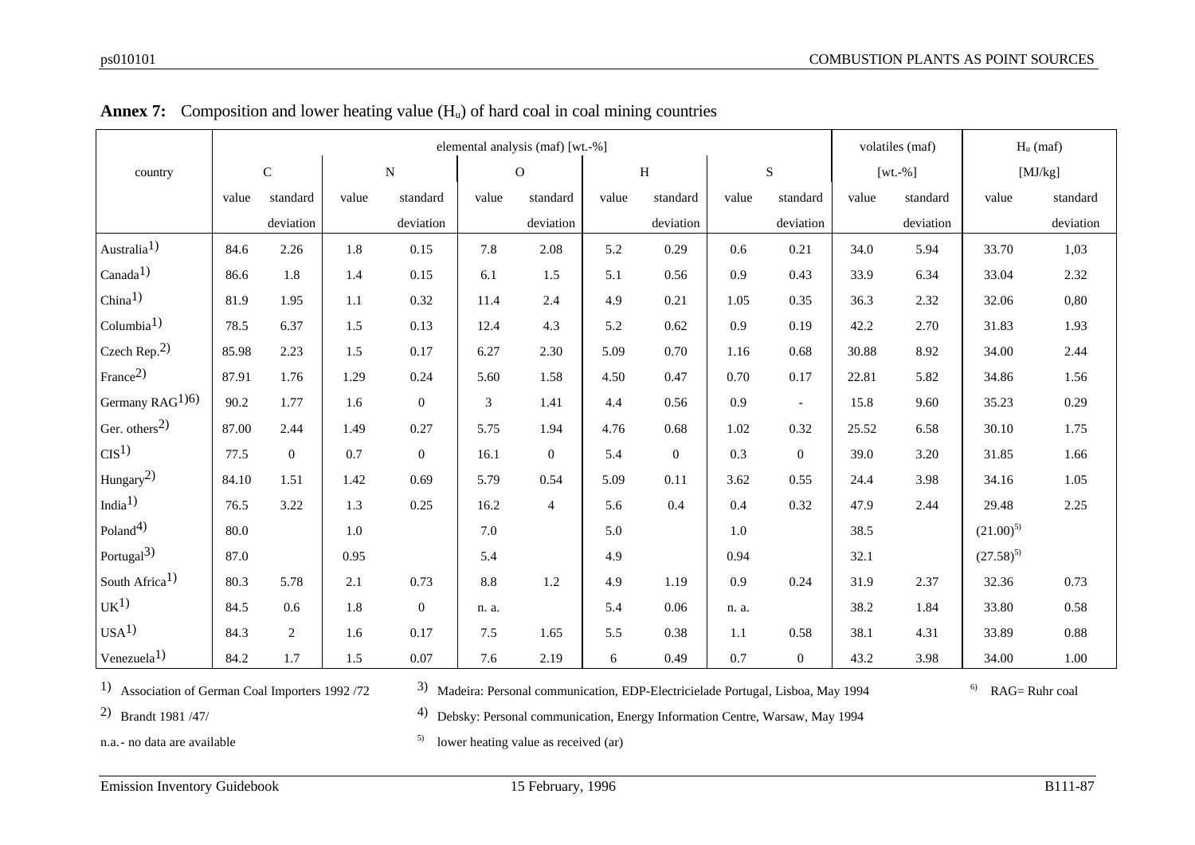**Annex 7:** Composition and lower heating value ($H_u$) of hard coal in coal mining countries

| country | elemental analysis (maf) [wt.-%] | | | | | | | | | | volatiles (maf) [wt.-%] | | $H_u$ (maf) [MJ/kg] | |
|---|---|---|---|---|---|---|---|---|---|---|---|---|---|---|
| | C | | N | | O | | H | | S | | | | | |
| | value | standard deviation | value | standard deviation | value | standard deviation | value | standard deviation | value | standard deviation | value | standard deviation | value | standard deviation |
| Australia[1] | 84.6 | 2.26 | 1.8 | 0.15 | 7.8 | 2.08 | 5.2 | 0.29 | 0.6 | 0.21 | 34.0 | 5.94 | 33.70 | 1,03 |
| Canada[1] | 86.6 | 1.8 | 1.4 | 0.15 | 6.1 | 1.5 | 5.1 | 0.56 | 0.9 | 0.43 | 33.9 | 6.34 | 33.04 | 2.32 |
| China[1] | 81.9 | 1.95 | 1.1 | 0.32 | 11.4 | 2.4 | 4.9 | 0.21 | 1.05 | 0.35 | 36.3 | 2.32 | 32.06 | 0,80 |
| Columbia[1] | 78.5 | 6.37 | 1.5 | 0.13 | 12.4 | 4.3 | 5.2 | 0.62 | 0.9 | 0.19 | 42.2 | 2.70 | 31.83 | 1.93 |
| Czech Rep.[2] | 85.98 | 2.23 | 1.5 | 0.17 | 6.27 | 2.30 | 5.09 | 0.70 | 1.16 | 0.68 | 30.88 | 8.92 | 34.00 | 2.44 |
| France[2] | 87.91 | 1.76 | 1.29 | 0.24 | 5.60 | 1.58 | 4.50 | 0.47 | 0.70 | 0.17 | 22.81 | 5.82 | 34.86 | 1.56 |
| Germany RAG[1][6] | 90.2 | 1.77 | 1.6 | 0 | 3 | 1.41 | 4.4 | 0.56 | 0.9 | - | 15.8 | 9.60 | 35.23 | 0.29 |
| Ger. others[2] | 87.00 | 2.44 | 1.49 | 0.27 | 5.75 | 1.94 | 4.76 | 0.68 | 1.02 | 0.32 | 25.52 | 6.58 | 30.10 | 1.75 |
| CIS[1] | 77.5 | 0 | 0.7 | 0 | 16.1 | 0 | 5.4 | 0 | 0.3 | 0 | 39.0 | 3.20 | 31.85 | 1.66 |
| Hungary[2] | 84.10 | 1.51 | 1.42 | 0.69 | 5.79 | 0.54 | 5.09 | 0.11 | 3.62 | 0.55 | 24.4 | 3.98 | 34.16 | 1.05 |
| India[1] | 76.5 | 3.22 | 1.3 | 0.25 | 16.2 | 4 | 5.6 | 0.4 | 0.4 | 0.32 | 47.9 | 2.44 | 29.48 | 2.25 |
| Poland[4] | 80.0 | | 1.0 | | 7.0 | | 5.0 | | 1.0 | | 38.5 | | (21.00)[5] | |
| Portugal[3] | 87.0 | | 0.95 | | 5.4 | | 4.9 | | 0.94 | | 32.1 | | (27.58)[5] | |
| South Africa[1] | 80.3 | 5.78 | 2.1 | 0.73 | 8.8 | 1.2 | 4.9 | 1.19 | 0.9 | 0.24 | 31.9 | 2.37 | 32.36 | 0.73 |
| UK[1] | 84.5 | 0.6 | 1.8 | 0 | n. a. | | 5.4 | 0.06 | n. a. | | 38.2 | 1.84 | 33.80 | 0.58 |
| USA[1] | 84.3 | 2 | 1.6 | 0.17 | 7.5 | 1.65 | 5.5 | 0.38 | 1.1 | 0.58 | 38.1 | 4.31 | 33.89 | 0.88 |
| Venezuela[1] | 84.2 | 1.7 | 1.5 | 0.07 | 7.6 | 2.19 | 6 | 0.49 | 0.7 | 0 | 43.2 | 3.98 | 34.00 | 1.00 |

[1] Association of German Coal Importers 1992 /72

[2] Brandt 1981 /47/

n.a.- no data are available

[3] Madeira: Personal communication, EDP-Electricielade Portugal, Lisboa, May 1994

[4] Debsky: Personal communication, Energy Information Centre, Warsaw, May 1994

[5] lower heating value as received (ar)

[6] RAG= Ruhr coal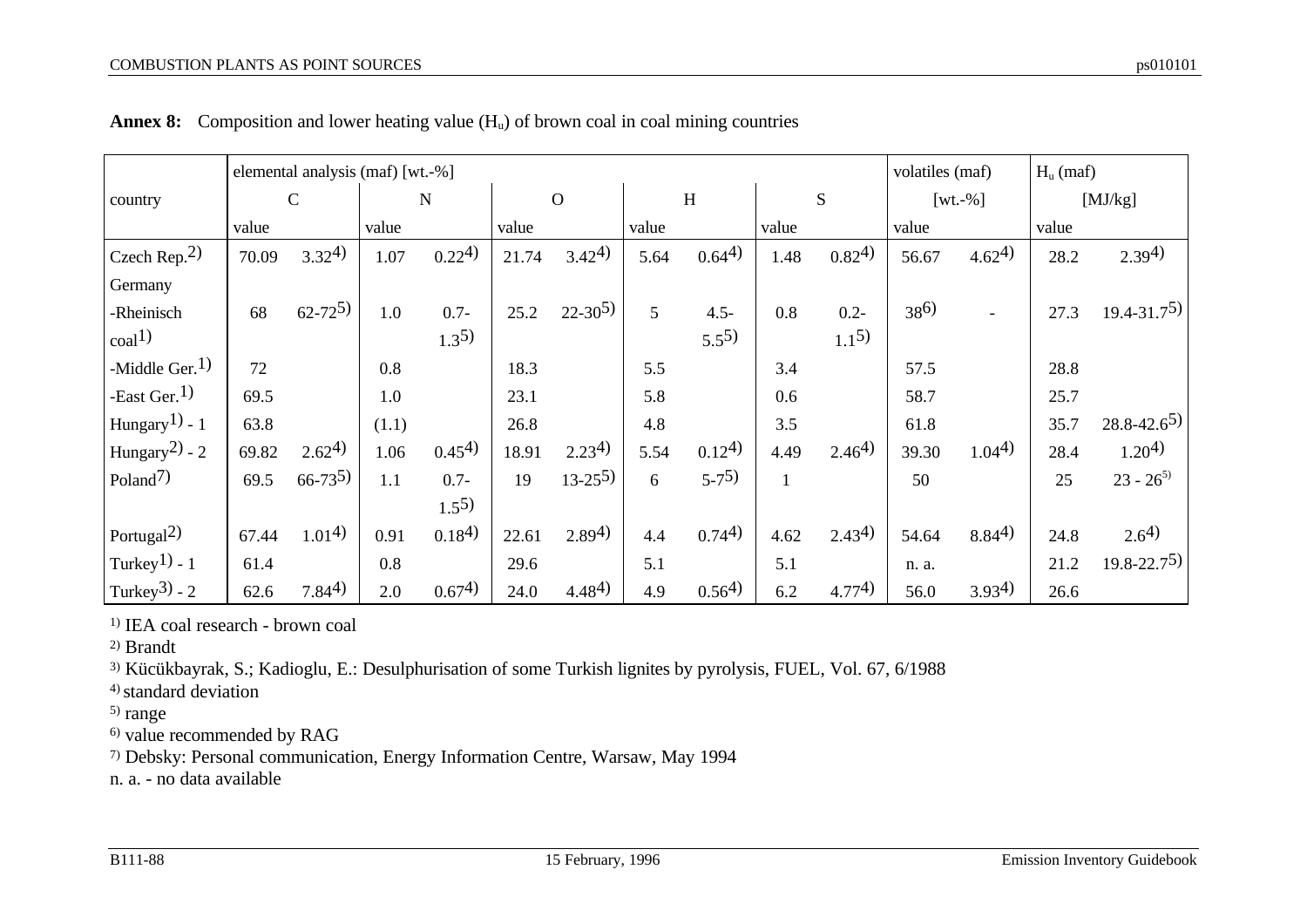**Annex 8:** Composition and lower heating value ($H_u$) of brown coal in coal mining countries

| | elemental analysis (maf) [wt.-%] | | | | | | | | | | volatiles (maf) | | $H_u$ (maf) | |
|---|---|---|---|---|---|---|---|---|---|---|---|---|---|---|
| country | C | | N | | O | | H | | S | | [wt.-%] | | [MJ/kg] | |
| | value | | value | | value | | value | | value | | value | | value | |
| Czech Rep.[2] | 70.09 | 3.32[4] | 1.07 | 0.22[4] | 21.74 | 3.42[4] | 5.64 | 0.64[4] | 1.48 | 0.82[4] | 56.67 | 4.62[4] | 28.2 | 2.39[4] |
| Germany | | | | | | | | | | | | | | |
| -Rheinisch coal[1] | 68 | 62-72[5] | 1.0 | 0.7-1.3[5] | 25.2 | 22-30[5] | 5 | 4.5-5.5[5] | 0.8 | 0.2-1.1[5] | 38[6] | - | 27.3 | 19.4-31.7[5] |
| -Middle Ger.[1] | 72 | | 0.8 | | 18.3 | | 5.5 | | 3.4 | | 57.5 | | 28.8 | |
| -East Ger.[1] | 69.5 | | 1.0 | | 23.1 | | 5.8 | | 0.6 | | 58.7 | | 25.7 | |
| Hungary[1] - 1 | 63.8 | | (1.1) | | 26.8 | | 4.8 | | 3.5 | | 61.8 | | 35.7 | 28.8-42.6[5] |
| Hungary[2] - 2 | 69.82 | 2.62[4] | 1.06 | 0.45[4] | 18.91 | 2.23[4] | 5.54 | 0.12[4] | 4.49 | 2.46[4] | 39.30 | 1.04[4] | 28.4 | 1.20[4] |
| Poland[7] | 69.5 | 66-73[5] | 1.1 | 0.7-1.5[5] | 19 | 13-25[5] | 6 | 5-7[5] | 1 | | 50 | | 25 | 23 - 26[5] |
| Portugal[2] | 67.44 | 1.01[4] | 0.91 | 0.18[4] | 22.61 | 2.89[4] | 4.4 | 0.74[4] | 4.62 | 2.43[4] | 54.64 | 8.84[4] | 24.8 | 2.6[4] |
| Turkey[1] - 1 | 61.4 | | 0.8 | | 29.6 | | 5.1 | | 5.1 | | n. a. | | 21.2 | 19.8-22.7[5] |
| Turkey[3] - 2 | 62.6 | 7.84[4] | 2.0 | 0.67[4] | 24.0 | 4.48[4] | 4.9 | 0.56[4] | 6.2 | 4.77[4] | 56.0 | 3.93[4] | 26.6 | |

[1] IEA coal research - brown coal
[2] Brandt
[3] Kücükbayrak, S.; Kadioglu, E.: Desulphurisation of some Turkish lignites by pyrolysis, FUEL, Vol. 67, 6/1988
[4] standard deviation
[5] range
[6] value recommended by RAG
[7] Debsky: Personal communication, Energy Information Centre, Warsaw, May 1994
n. a. - no data available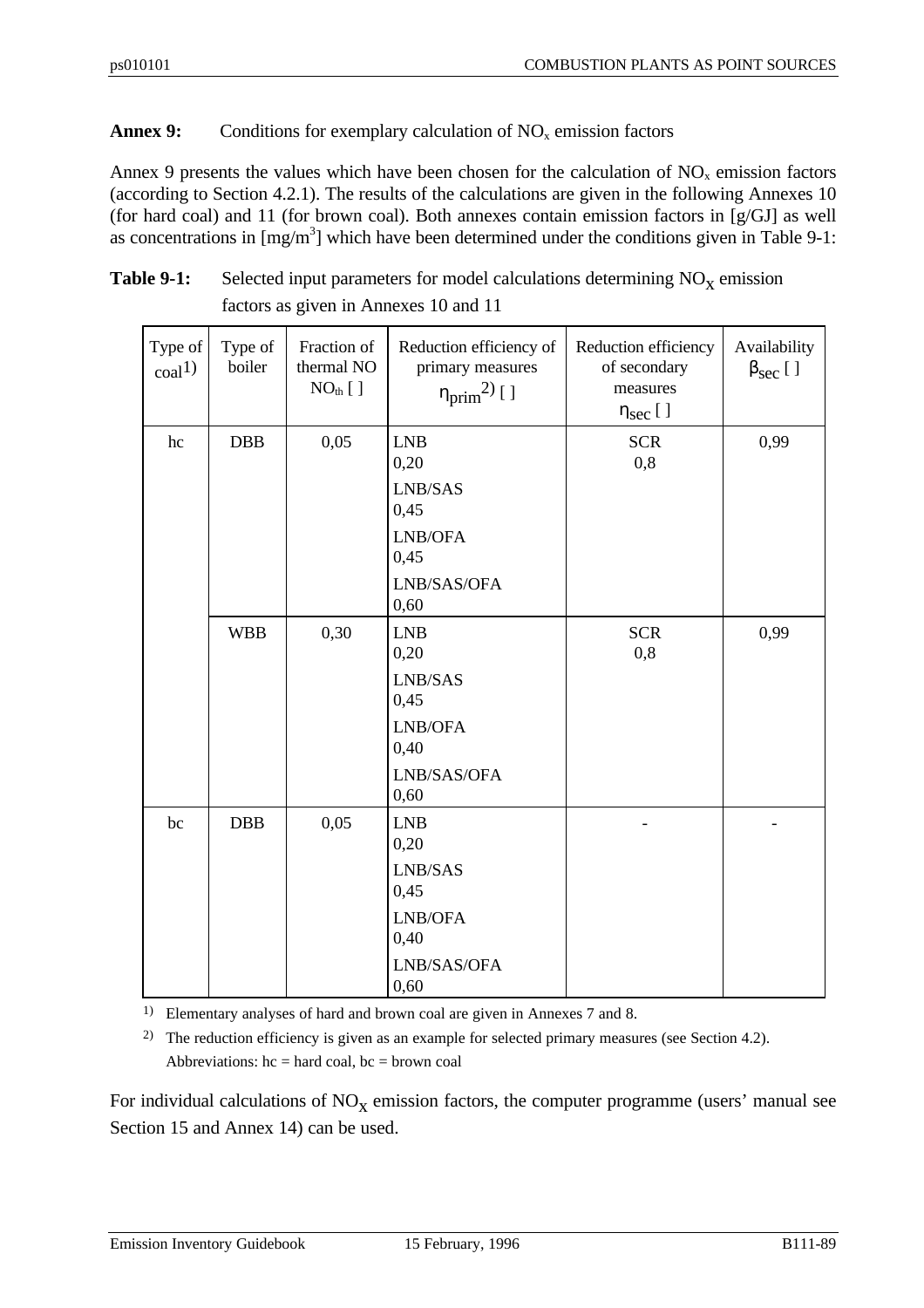**Annex 9:** Conditions for exemplary calculation of $NO_x$ emission factors

Annex 9 presents the values which have been chosen for the calculation of $NO_x$ emission factors (according to Section 4.2.1). The results of the calculations are given in the following Annexes 10 (for hard coal) and 11 (for brown coal). Both annexes contain emission factors in [g/GJ] as well as concentrations in [mg/m$^3$] which have been determined under the conditions given in Table 9-1:

**Table 9-1:** Selected input parameters for model calculations determining $NO_X$ emission factors as given in Annexes 10 and 11

| Type of coal[1] | Type of boiler | Fraction of thermal NO $NO_{th}$ [ ] | Reduction efficiency of primary measures $\eta_{prim}$[2] [ ] | Reduction efficiency of secondary measures $\eta_{sec}$ [ ] | Availability $\beta_{sec}$ [ ] |
|---|---|---|---|---|---|
| hc | DBB | 0,05 | LNB 0,20 | SCR 0,8 | 0,99 |
| | | | LNB/SAS 0,45 | | |
| | | | LNB/OFA 0,45 | | |
| | | | LNB/SAS/OFA 0,60 | | |
| | WBB | 0,30 | LNB 0,20 | SCR 0,8 | 0,99 |
| | | | LNB/SAS 0,45 | | |
| | | | LNB/OFA 0,40 | | |
| | | | LNB/SAS/OFA 0,60 | | |
| bc | DBB | 0,05 | LNB 0,20 | - | - |
| | | | LNB/SAS 0,45 | | |
| | | | LNB/OFA 0,40 | | |
| | | | LNB/SAS/OFA 0,60 | | |

[1] Elementary analyses of hard and brown coal are given in Annexes 7 and 8.

[2] The reduction efficiency is given as an example for selected primary measures (see Section 4.2).
Abbreviations: hc = hard coal, bc = brown coal

For individual calculations of $NO_X$ emission factors, the computer programme (users' manual see Section 15 and Annex 14) can be used.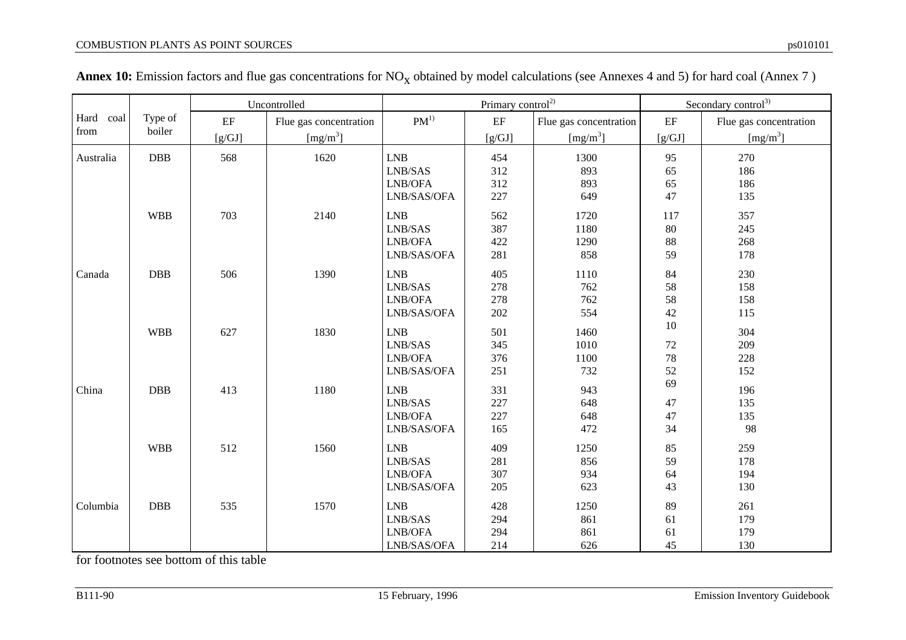**Annex 10:** Emission factors and flue gas concentrations for $NO_X$ obtained by model calculations (see Annexes 4 and 5) for hard coal (Annex 7 )

| Hard coal from | Type of boiler | Uncontrolled | | Primary control[2)] | | | Secondary control[3)] | |
|---|---|---|---|---|---|---|---|---|
| | | EF | Flue gas concentration | PM[1)] | EF | Flue gas concentration | EF | Flue gas concentration |
| | | [g/GJ] | [mg/m$^3$] | | [g/GJ] | [mg/m$^3$] | [g/GJ] | [mg/m$^3$] |
| Australia | DBB | 568 | 1620 | LNB | 454 | 1300 | 95 | 270 |
| | | | | LNB/SAS | 312 | 893 | 65 | 186 |
| | | | | LNB/OFA | 312 | 893 | 65 | 186 |
| | | | | LNB/SAS/OFA | 227 | 649 | 47 | 135 |
| | WBB | 703 | 2140 | LNB | 562 | 1720 | 117 | 357 |
| | | | | LNB/SAS | 387 | 1180 | 80 | 245 |
| | | | | LNB/OFA | 422 | 1290 | 88 | 268 |
| | | | | LNB/SAS/OFA | 281 | 858 | 59 | 178 |
| Canada | DBB | 506 | 1390 | LNB | 405 | 1110 | 84 | 230 |
| | | | | LNB/SAS | 278 | 762 | 58 | 158 |
| | | | | LNB/OFA | 278 | 762 | 58 | 158 |
| | | | | LNB/SAS/OFA | 202 | 554 | 42 | 115 |
| | WBB | 627 | 1830 | LNB | 501 | 1460 | 10 | 304 |
| | | | | LNB/SAS | 345 | 1010 | 72 | 209 |
| | | | | LNB/OFA | 376 | 1100 | 78 | 228 |
| | | | | LNB/SAS/OFA | 251 | 732 | 52 | 152 |
| China | DBB | 413 | 1180 | LNB | 331 | 943 | 69 | 196 |
| | | | | LNB/SAS | 227 | 648 | 47 | 135 |
| | | | | LNB/OFA | 227 | 648 | 47 | 135 |
| | | | | LNB/SAS/OFA | 165 | 472 | 34 | 98 |
| | WBB | 512 | 1560 | LNB | 409 | 1250 | 85 | 259 |
| | | | | LNB/SAS | 281 | 856 | 59 | 178 |
| | | | | LNB/OFA | 307 | 934 | 64 | 194 |
| | | | | LNB/SAS/OFA | 205 | 623 | 43 | 130 |
| Columbia | DBB | 535 | 1570 | LNB | 428 | 1250 | 89 | 261 |
| | | | | LNB/SAS | 294 | 861 | 61 | 179 |
| | | | | LNB/OFA | 294 | 861 | 61 | 179 |
| | | | | LNB/SAS/OFA | 214 | 626 | 45 | 130 |

for footnotes see bottom of this table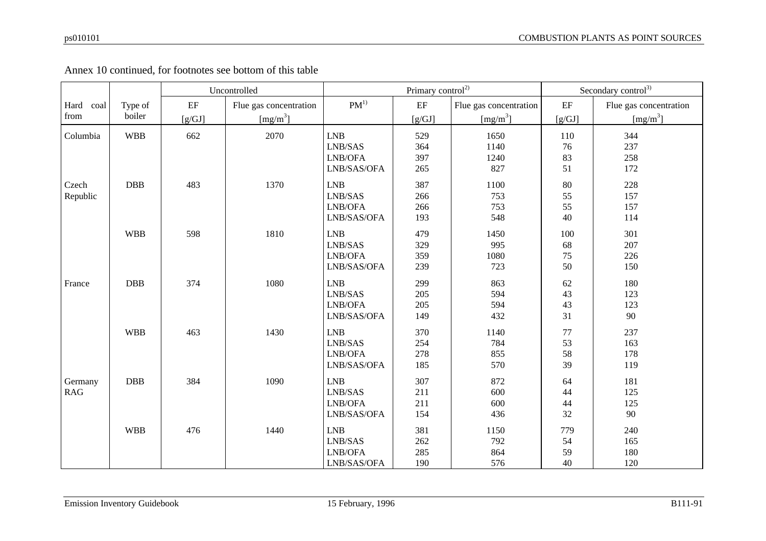Annex 10 continued, for footnotes see bottom of this table

| Hard coal from | Type of boiler | Uncontrolled | | Primary control[2)] | | | Secondary control[3)] | |
|---|---|---|---|---|---|---|---|---|
| | | EF [g/GJ] | Flue gas concentration [mg/m$^3$] | PM[1)] | EF [g/GJ] | Flue gas concentration [mg/m$^3$] | EF [g/GJ] | Flue gas concentration [mg/m$^3$] |
| Columbia | WBB | 662 | 2070 | LNB | 529 | 1650 | 110 | 344 |
| | | | | LNB/SAS | 364 | 1140 | 76 | 237 |
| | | | | LNB/OFA | 397 | 1240 | 83 | 258 |
| | | | | LNB/SAS/OFA | 265 | 827 | 51 | 172 |
| Czech Republic | DBB | 483 | 1370 | LNB | 387 | 1100 | 80 | 228 |
| | | | | LNB/SAS | 266 | 753 | 55 | 157 |
| | | | | LNB/OFA | 266 | 753 | 55 | 157 |
| | | | | LNB/SAS/OFA | 193 | 548 | 40 | 114 |
| | WBB | 598 | 1810 | LNB | 479 | 1450 | 100 | 301 |
| | | | | LNB/SAS | 329 | 995 | 68 | 207 |
| | | | | LNB/OFA | 359 | 1080 | 75 | 226 |
| | | | | LNB/SAS/OFA | 239 | 723 | 50 | 150 |
| France | DBB | 374 | 1080 | LNB | 299 | 863 | 62 | 180 |
| | | | | LNB/SAS | 205 | 594 | 43 | 123 |
| | | | | LNB/OFA | 205 | 594 | 43 | 123 |
| | | | | LNB/SAS/OFA | 149 | 432 | 31 | 90 |
| | WBB | 463 | 1430 | LNB | 370 | 1140 | 77 | 237 |
| | | | | LNB/SAS | 254 | 784 | 53 | 163 |
| | | | | LNB/OFA | 278 | 855 | 58 | 178 |
| | | | | LNB/SAS/OFA | 185 | 570 | 39 | 119 |
| Germany RAG | DBB | 384 | 1090 | LNB | 307 | 872 | 64 | 181 |
| | | | | LNB/SAS | 211 | 600 | 44 | 125 |
| | | | | LNB/OFA | 211 | 600 | 44 | 125 |
| | | | | LNB/SAS/OFA | 154 | 436 | 32 | 90 |
| | WBB | 476 | 1440 | LNB | 381 | 1150 | 779 | 240 |
| | | | | LNB/SAS | 262 | 792 | 54 | 165 |
| | | | | LNB/OFA | 285 | 864 | 59 | 180 |
| | | | | LNB/SAS/OFA | 190 | 576 | 40 | 120 |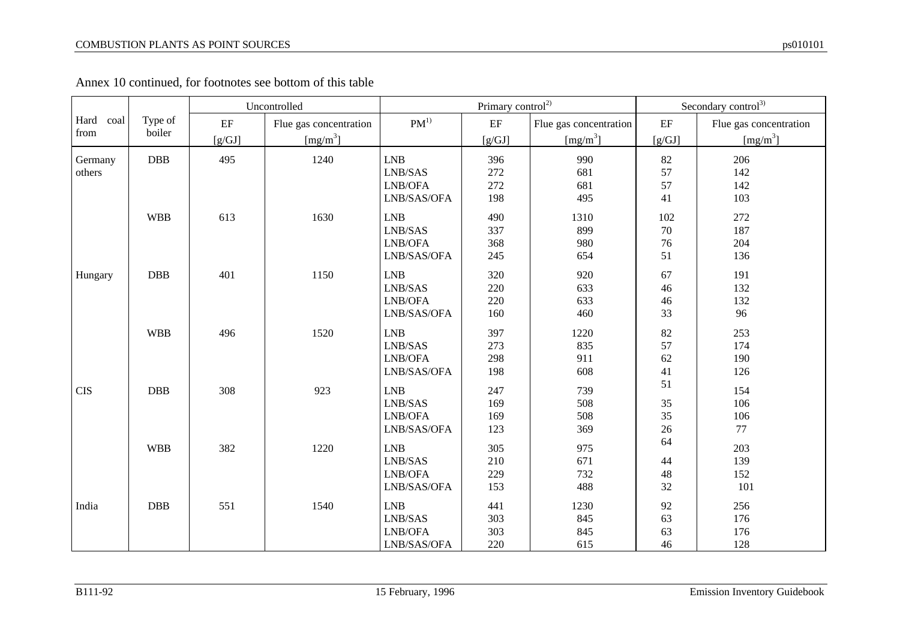Annex 10 continued, for footnotes see bottom of this table

| Hard coal from | Type of boiler | Uncontrolled | | Primary control[2)] | | | Secondary control[3)] | |
|---|---|---|---|---|---|---|---|---|
| | | EF [g/GJ] | Flue gas concentration [mg/m$^3$] | PM[1)] | EF [g/GJ] | Flue gas concentration [mg/m$^3$] | EF [g/GJ] | Flue gas concentration [mg/m$^3$] |
| Germany others | DBB | 495 | 1240 | LNB | 396 | 990 | 82 | 206 |
| | | | | LNB/SAS | 272 | 681 | 57 | 142 |
| | | | | LNB/OFA | 272 | 681 | 57 | 142 |
| | | | | LNB/SAS/OFA | 198 | 495 | 41 | 103 |
| | WBB | 613 | 1630 | LNB | 490 | 1310 | 102 | 272 |
| | | | | LNB/SAS | 337 | 899 | 70 | 187 |
| | | | | LNB/OFA | 368 | 980 | 76 | 204 |
| | | | | LNB/SAS/OFA | 245 | 654 | 51 | 136 |
| Hungary | DBB | 401 | 1150 | LNB | 320 | 920 | 67 | 191 |
| | | | | LNB/SAS | 220 | 633 | 46 | 132 |
| | | | | LNB/OFA | 220 | 633 | 46 | 132 |
| | | | | LNB/SAS/OFA | 160 | 460 | 33 | 96 |
| | WBB | 496 | 1520 | LNB | 397 | 1220 | 82 | 253 |
| | | | | LNB/SAS | 273 | 835 | 57 | 174 |
| | | | | LNB/OFA | 298 | 911 | 62 | 190 |
| | | | | LNB/SAS/OFA | 198 | 608 | 41 | 126 |
| CIS | DBB | 308 | 923 | LNB | 247 | 739 | 51 | 154 |
| | | | | LNB/SAS | 169 | 508 | 35 | 106 |
| | | | | LNB/OFA | 169 | 508 | 35 | 106 |
| | | | | LNB/SAS/OFA | 123 | 369 | 26 | 77 |
| | WBB | 382 | 1220 | LNB | 305 | 975 | 64 | 203 |
| | | | | LNB/SAS | 210 | 671 | 44 | 139 |
| | | | | LNB/OFA | 229 | 732 | 48 | 152 |
| | | | | LNB/SAS/OFA | 153 | 488 | 32 | 101 |
| India | DBB | 551 | 1540 | LNB | 441 | 1230 | 92 | 256 |
| | | | | LNB/SAS | 303 | 845 | 63 | 176 |
| | | | | LNB/OFA | 303 | 845 | 63 | 176 |
| | | | | LNB/SAS/OFA | 220 | 615 | 46 | 128 |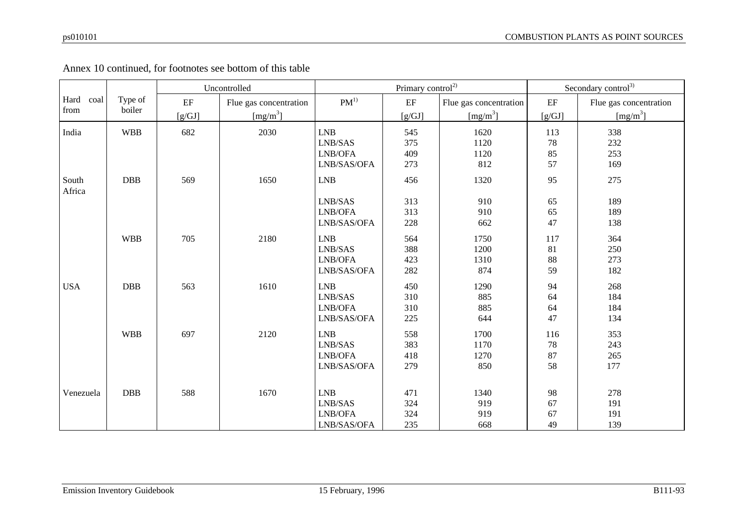Annex 10 continued, for footnotes see bottom of this table

| Hard coal from | Type of boiler | Uncontrolled | | Primary control[2)] | | | Secondary control[3)] | |
|---|---|---|---|---|---|---|---|---|
| | | EF [g/GJ] | Flue gas concentration [mg/m$^3$] | PM[1)] | EF [g/GJ] | Flue gas concentration [mg/m$^3$] | EF [g/GJ] | Flue gas concentration [mg/m$^3$] |
| India | WBB | 682 | 2030 | LNB | 545 | 1620 | 113 | 338 |
| | | | | LNB/SAS | 375 | 1120 | 78 | 232 |
| | | | | LNB/OFA | 409 | 1120 | 85 | 253 |
| | | | | LNB/SAS/OFA | 273 | 812 | 57 | 169 |
| South Africa | DBB | 569 | 1650 | LNB | 456 | 1320 | 95 | 275 |
| | | | | LNB/SAS | 313 | 910 | 65 | 189 |
| | | | | LNB/OFA | 313 | 910 | 65 | 189 |
| | | | | LNB/SAS/OFA | 228 | 662 | 47 | 138 |
| | WBB | 705 | 2180 | LNB | 564 | 1750 | 117 | 364 |
| | | | | LNB/SAS | 388 | 1200 | 81 | 250 |
| | | | | LNB/OFA | 423 | 1310 | 88 | 273 |
| | | | | LNB/SAS/OFA | 282 | 874 | 59 | 182 |
| USA | DBB | 563 | 1610 | LNB | 450 | 1290 | 94 | 268 |
| | | | | LNB/SAS | 310 | 885 | 64 | 184 |
| | | | | LNB/OFA | 310 | 885 | 64 | 184 |
| | | | | LNB/SAS/OFA | 225 | 644 | 47 | 134 |
| | WBB | 697 | 2120 | LNB | 558 | 1700 | 116 | 353 |
| | | | | LNB/SAS | 383 | 1170 | 78 | 243 |
| | | | | LNB/OFA | 418 | 1270 | 87 | 265 |
| | | | | LNB/SAS/OFA | 279 | 850 | 58 | 177 |
| Venezuela | DBB | 588 | 1670 | LNB | 471 | 1340 | 98 | 278 |
| | | | | LNB/SAS | 324 | 919 | 67 | 191 |
| | | | | LNB/OFA | 324 | 919 | 67 | 191 |
| | | | | LNB/SAS/OFA | 235 | 668 | 49 | 139 |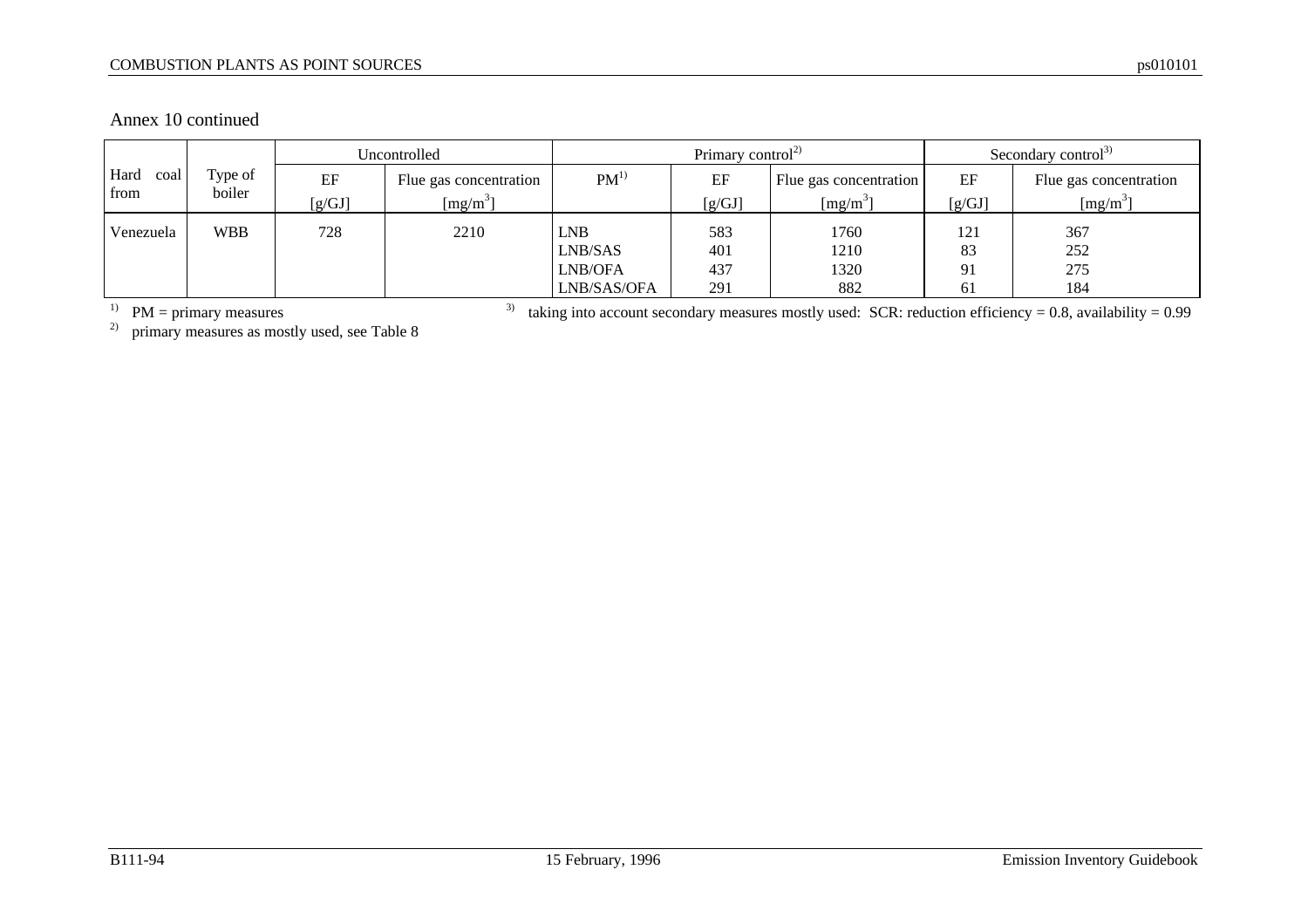Annex 10 continued

| Hard coal from | Type of boiler | Uncontrolled | | Primary control[2] | | | Secondary control[3] | |
|---|---|---|---|---|---|---|---|---|
| | | EF [g/GJ] | Flue gas concentration [mg/m$^3$] | PM[1] | EF [g/GJ] | Flue gas concentration [mg/m$^3$] | EF [g/GJ] | Flue gas concentration [mg/m$^3$] |
| Venezuela | WBB | 728 | 2210 | LNB | 583 | 1760 | 121 | 367 |
| | | | | LNB/SAS | 401 | 1210 | 83 | 252 |
| | | | | LNB/OFA | 437 | 1320 | 91 | 275 |
| | | | | LNB/SAS/OFA | 291 | 882 | 61 | 184 |

[1] PM = primary measures

[2] primary measures as mostly used, see Table 8

[3] taking into account secondary measures mostly used: SCR: reduction efficiency = 0.8, availability = 0.99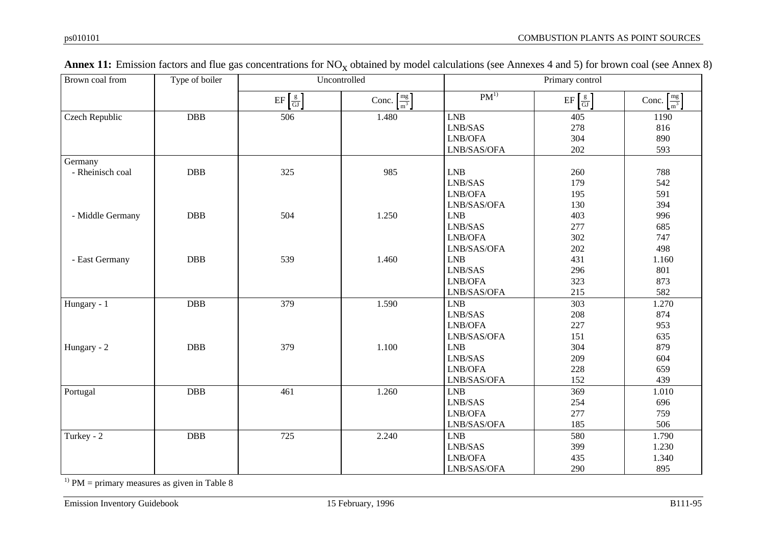**Annex 11:** Emission factors and flue gas concentrations for $NO_x$ obtained by model calculations (see Annexes 4 and 5) for brown coal (see Annex 8)

| Brown coal from | Type of boiler | Uncontrolled | | Primary control | | |
|---|---|---|---|---|---|---|
| | | EF $\left[\frac{g}{GJ}\right]$ | Conc. $\left[\frac{mg}{m^3}\right]$ | PM[1)] | EF $\left[\frac{g}{GJ}\right]$ | Conc. $\left[\frac{mg}{m^3}\right]$ |
| Czech Republic | DBB | 506 | 1.480 | LNB | 405 | 1190 |
| | | | | LNB/SAS | 278 | 816 |
| | | | | LNB/OFA | 304 | 890 |
| | | | | LNB/SAS/OFA | 202 | 593 |
| Germany | | | | | | |
| - Rheinisch coal | DBB | 325 | 985 | LNB | 260 | 788 |
| | | | | LNB/SAS | 179 | 542 |
| | | | | LNB/OFA | 195 | 591 |
| | | | | LNB/SAS/OFA | 130 | 394 |
| - Middle Germany | DBB | 504 | 1.250 | LNB | 403 | 996 |
| | | | | LNB/SAS | 277 | 685 |
| | | | | LNB/OFA | 302 | 747 |
| | | | | LNB/SAS/OFA | 202 | 498 |
| - East Germany | DBB | 539 | 1.460 | LNB | 431 | 1.160 |
| | | | | LNB/SAS | 296 | 801 |
| | | | | LNB/OFA | 323 | 873 |
| | | | | LNB/SAS/OFA | 215 | 582 |
| Hungary - 1 | DBB | 379 | 1.590 | LNB | 303 | 1.270 |
| | | | | LNB/SAS | 208 | 874 |
| | | | | LNB/OFA | 227 | 953 |
| | | | | LNB/SAS/OFA | 151 | 635 |
| Hungary - 2 | DBB | 379 | 1.100 | LNB | 304 | 879 |
| | | | | LNB/SAS | 209 | 604 |
| | | | | LNB/OFA | 228 | 659 |
| | | | | LNB/SAS/OFA | 152 | 439 |
| Portugal | DBB | 461 | 1.260 | LNB | 369 | 1.010 |
| | | | | LNB/SAS | 254 | 696 |
| | | | | LNB/OFA | 277 | 759 |
| | | | | LNB/SAS/OFA | 185 | 506 |
| Turkey - 2 | DBB | 725 | 2.240 | LNB | 580 | 1.790 |
| | | | | LNB/SAS | 399 | 1.230 |
| | | | | LNB/OFA | 435 | 1.340 |
| | | | | LNB/SAS/OFA | 290 | 895 |

[1)] PM = primary measures as given in Table 8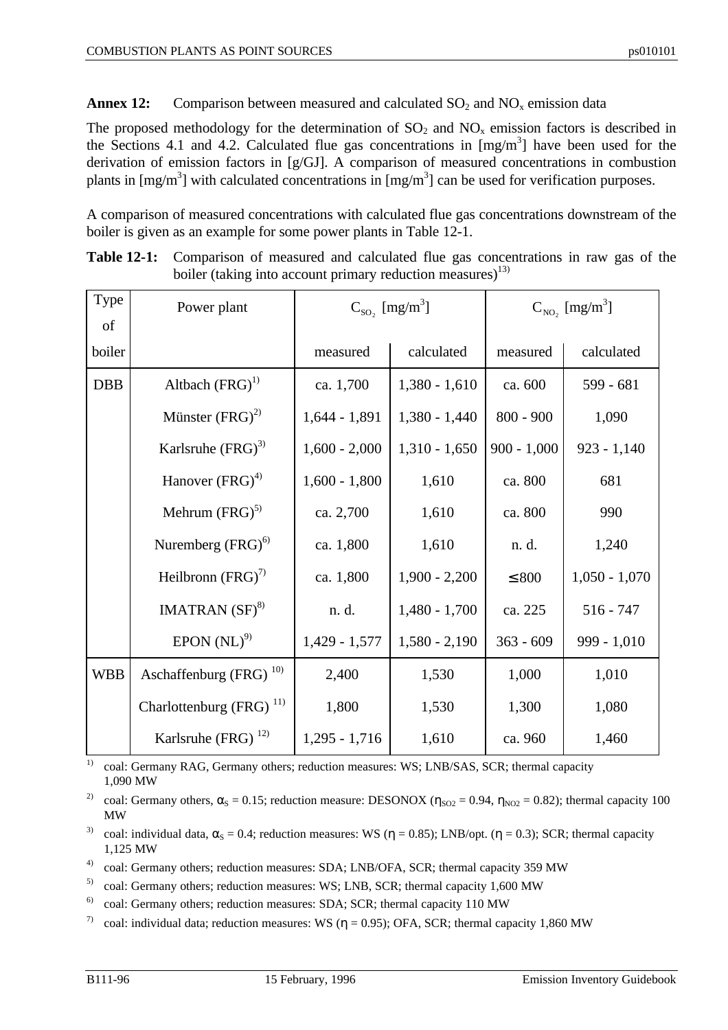**Annex 12:** Comparison between measured and calculated $SO_2$ and $NO_x$ emission data

The proposed methodology for the determination of $SO_2$ and $NO_x$ emission factors is described in the Sections 4.1 and 4.2. Calculated flue gas concentrations in [mg/m$^3$] have been used for the derivation of emission factors in [g/GJ]. A comparison of measured concentrations in combustion plants in [mg/m$^3$] with calculated concentrations in [mg/m$^3$] can be used for verification purposes.

A comparison of measured concentrations with calculated flue gas concentrations downstream of the boiler is given as an example for some power plants in Table 12-1.

**Table 12-1:** Comparison of measured and calculated flue gas concentrations in raw gas of the boiler (taking into account primary reduction measures)[13)]

| Type of boiler | Power plant | $C_{SO_2}$ [mg/m$^3$] | | $C_{NO_2}$ [mg/m$^3$] | |
|---|---|---|---|---|---|
| | | measured | calculated | measured | calculated |
| DBB | Altbach (FRG)[1)] | ca. 1,700 | 1,380 - 1,610 | ca. 600 | 599 - 681 |
| | Münster (FRG)[2)] | 1,644 - 1,891 | 1,380 - 1,440 | 800 - 900 | 1,090 |
| | Karlsruhe (FRG)[3)] | 1,600 - 2,000 | 1,310 - 1,650 | 900 - 1,000 | 923 - 1,140 |
| | Hanover (FRG)[4)] | 1,600 - 1,800 | 1,610 | ca. 800 | 681 |
| | Mehrum (FRG)[5)] | ca. 2,700 | 1,610 | ca. 800 | 990 |
| | Nuremberg (FRG)[6)] | ca. 1,800 | 1,610 | n. d. | 1,240 |
| | Heilbronn (FRG)[7)] | ca. 1,800 | 1,900 - 2,200 | ≤800 | 1,050 - 1,070 |
| | IMATRAN (SF)[8)] | n. d. | 1,480 - 1,700 | ca. 225 | 516 - 747 |
| | EPON (NL)[9)] | 1,429 - 1,577 | 1,580 - 2,190 | 363 - 609 | 999 - 1,010 |
| WBB | Aschaffenburg (FRG)[10)] | 2,400 | 1,530 | 1,000 | 1,010 |
| | Charlottenburg (FRG)[11)] | 1,800 | 1,530 | 1,300 | 1,080 |
| | Karlsruhe (FRG)[12)] | 1,295 - 1,716 | 1,610 | ca. 960 | 1,460 |

[1)] coal: Germany RAG, Germany others; reduction measures: WS; LNB/SAS, SCR; thermal capacity 1,090 MW

[2)] coal: Germany others, $\alpha_S = 0.15$; reduction measure: DESONOX ($\eta_{SO2} = 0.94$, $\eta_{NO2} = 0.82$); thermal capacity 100 MW

[3)] coal: individual data, $\alpha_S = 0.4$; reduction measures: WS ($\eta = 0.85$); LNB/opt. ($\eta = 0.3$); SCR; thermal capacity 1,125 MW

[4)] coal: Germany others; reduction measures: SDA; LNB/OFA, SCR; thermal capacity 359 MW

[5)] coal: Germany others; reduction measures: WS; LNB, SCR; thermal capacity 1,600 MW

[6)] coal: Germany others; reduction measures: SDA; SCR; thermal capacity 110 MW

[7)] coal: individual data; reduction measures: WS ($\eta = 0.95$); OFA, SCR; thermal capacity 1,860 MW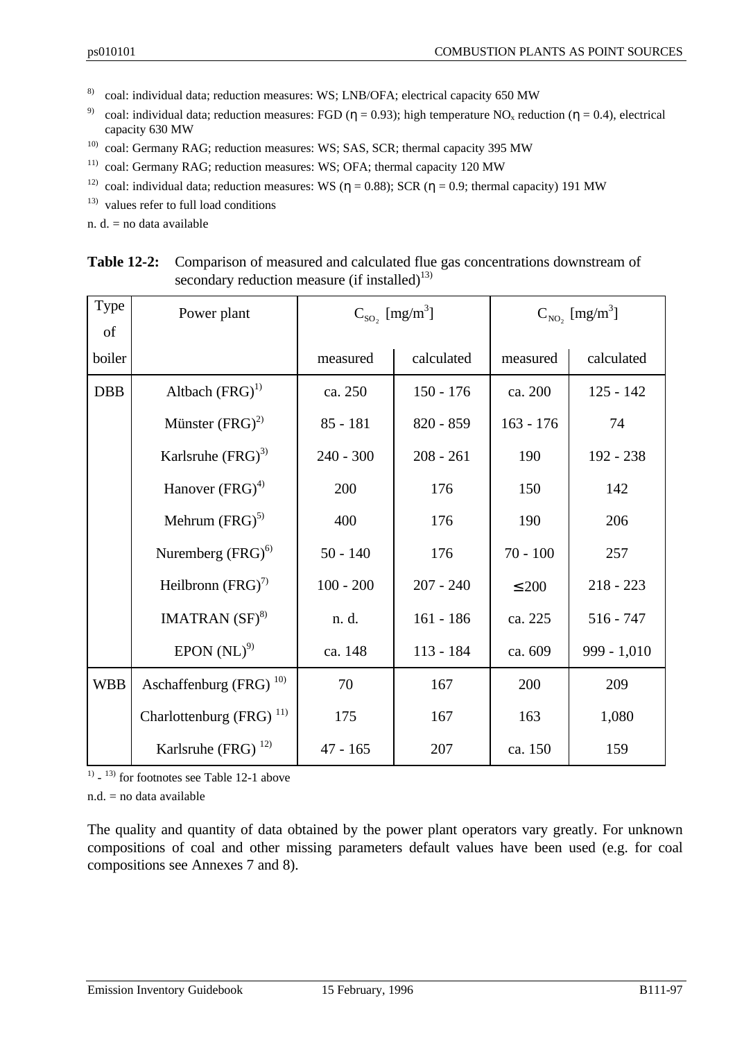[8] coal: individual data; reduction measures: WS; LNB/OFA; electrical capacity 650 MW

[9] coal: individual data; reduction measures: FGD (η = 0.93); high temperature $NO_x$ reduction (η = 0.4), electrical capacity 630 MW

[10] coal: Germany RAG; reduction measures: WS; SAS, SCR; thermal capacity 395 MW

[11] coal: Germany RAG; reduction measures: WS; OFA; thermal capacity 120 MW

[12] coal: individual data; reduction measures: WS (η = 0.88); SCR (η = 0.9; thermal capacity) 191 MW

[13] values refer to full load conditions

n. d. = no data available

**Table 12-2:** Comparison of measured and calculated flue gas concentrations downstream of secondary reduction measure (if installed)[13]

| Type of boiler | Power plant | $C_{SO_2}$ [mg/m³] | | $C_{NO_2}$ [mg/m³] | |
|---|---|---|---|---|---|
| | | measured | calculated | measured | calculated |
| DBB | Altbach (FRG)[1] | ca. 250 | 150 - 176 | ca. 200 | 125 - 142 |
| | Münster (FRG)[2] | 85 - 181 | 820 - 859 | 163 - 176 | 74 |
| | Karlsruhe (FRG)[3] | 240 - 300 | 208 - 261 | 190 | 192 - 238 |
| | Hanover (FRG)[4] | 200 | 176 | 150 | 142 |
| | Mehrum (FRG)[5] | 400 | 176 | 190 | 206 |
| | Nuremberg (FRG)[6] | 50 - 140 | 176 | 70 - 100 | 257 |
| | Heilbronn (FRG)[7] | 100 - 200 | 207 - 240 | ≤ 200 | 218 - 223 |
| | IMATRAN (SF)[8] | n. d. | 161 - 186 | ca. 225 | 516 - 747 |
| | EPON (NL)[9] | ca. 148 | 113 - 184 | ca. 609 | 999 - 1,010 |
| WBB | Aschaffenburg (FRG)[10] | 70 | 167 | 200 | 209 |
| | Charlottenburg (FRG)[11] | 175 | 167 | 163 | 1,080 |
| | Karlsruhe (FRG)[12] | 47 - 165 | 207 | ca. 150 | 159 |

[1] - [13] for footnotes see Table 12-1 above

n.d. = no data available

The quality and quantity of data obtained by the power plant operators vary greatly. For unknown compositions of coal and other missing parameters default values have been used (e.g. for coal compositions see Annexes 7 and 8).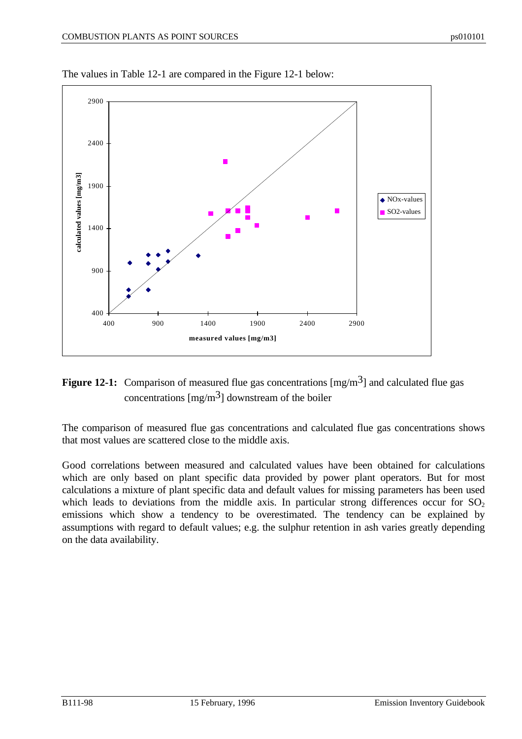The values in Table 12-1 are compared in the Figure 12-1 below:

**Figure 12-1:** Comparison of measured flue gas concentrations [mg/m$^3$] and calculated flue gas concentrations [mg/m$^3$] downstream of the boiler

The comparison of measured flue gas concentrations and calculated flue gas concentrations shows that most values are scattered close to the middle axis.

Good correlations between measured and calculated values have been obtained for calculations which are only based on plant specific data provided by power plant operators. But for most calculations a mixture of plant specific data and default values for missing parameters has been used which leads to deviations from the middle axis. In particular strong differences occur for $SO_2$ emissions which show a tendency to be overestimated. The tendency can be explained by assumptions with regard to default values; e.g. the sulphur retention in ash varies greatly depending on the data availability.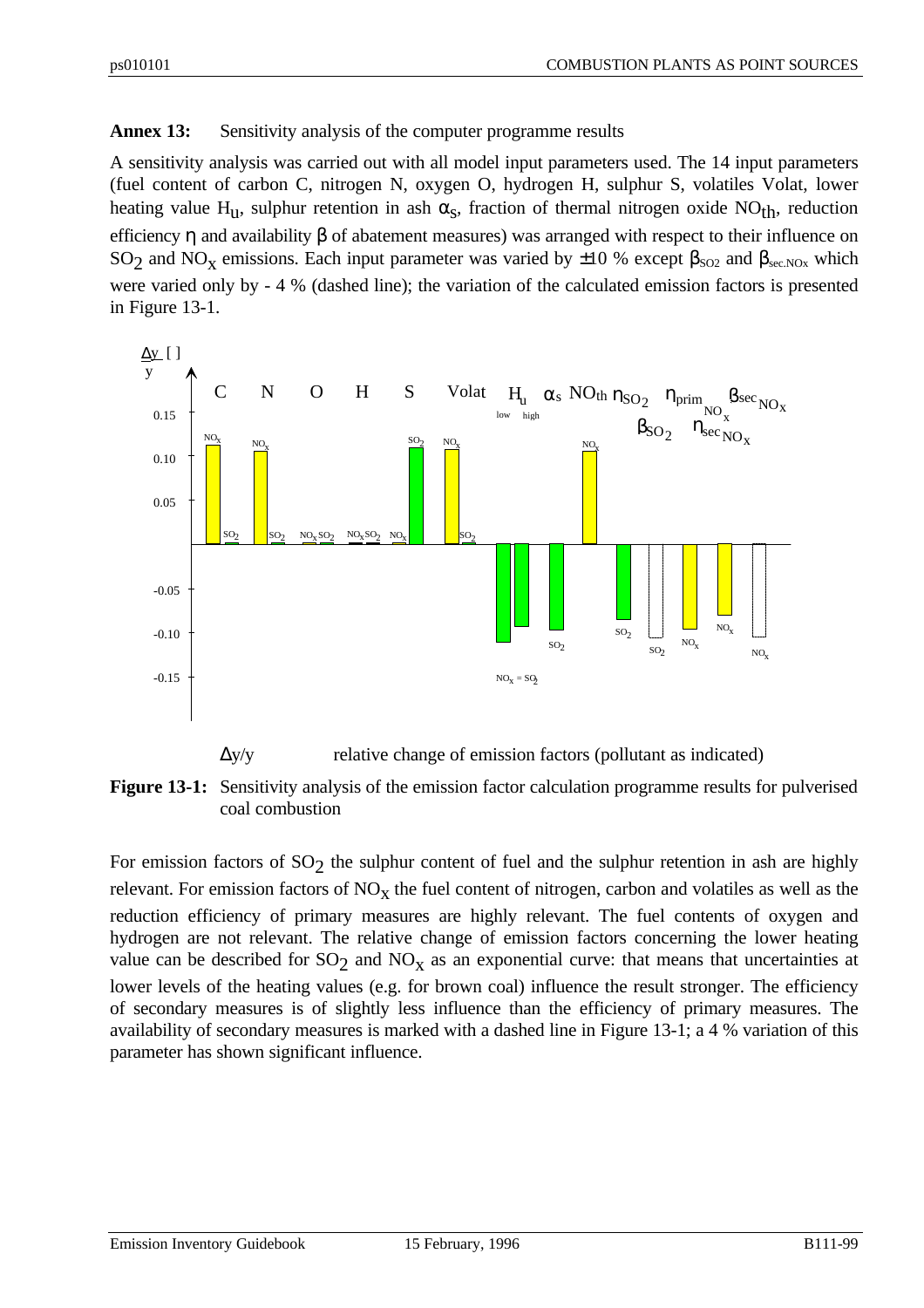**Annex 13:** Sensitivity analysis of the computer programme results

A sensitivity analysis was carried out with all model input parameters used. The 14 input parameters (fuel content of carbon C, nitrogen N, oxygen O, hydrogen H, sulphur S, volatiles Volat, lower heating value $H_u$, sulphur retention in ash $\alpha_s$, fraction of thermal nitrogen oxide $NO_{th}$, reduction efficiency $\eta$ and availability $\beta$ of abatement measures) was arranged with respect to their influence on $SO_2$ and $NO_x$ emissions. Each input parameter was varied by ±10 % except $\beta_{SO2}$ and $\beta_{sec.NOx}$ which were varied only by - 4 % (dashed line); the variation of the calculated emission factors is presented in Figure 13-1.

$\Delta y/y$ relative change of emission factors (pollutant as indicated)

**Figure 13-1:** Sensitivity analysis of the emission factor calculation programme results for pulverised coal combustion

For emission factors of $SO_2$ the sulphur content of fuel and the sulphur retention in ash are highly relevant. For emission factors of $NO_x$ the fuel content of nitrogen, carbon and volatiles as well as the reduction efficiency of primary measures are highly relevant. The fuel contents of oxygen and hydrogen are not relevant. The relative change of emission factors concerning the lower heating value can be described for $SO_2$ and $NO_x$ as an exponential curve: that means that uncertainties at lower levels of the heating values (e.g. for brown coal) influence the result stronger. The efficiency of secondary measures is of slightly less influence than the efficiency of primary measures. The availability of secondary measures is marked with a dashed line in Figure 13-1; a 4 % variation of this parameter has shown significant influence.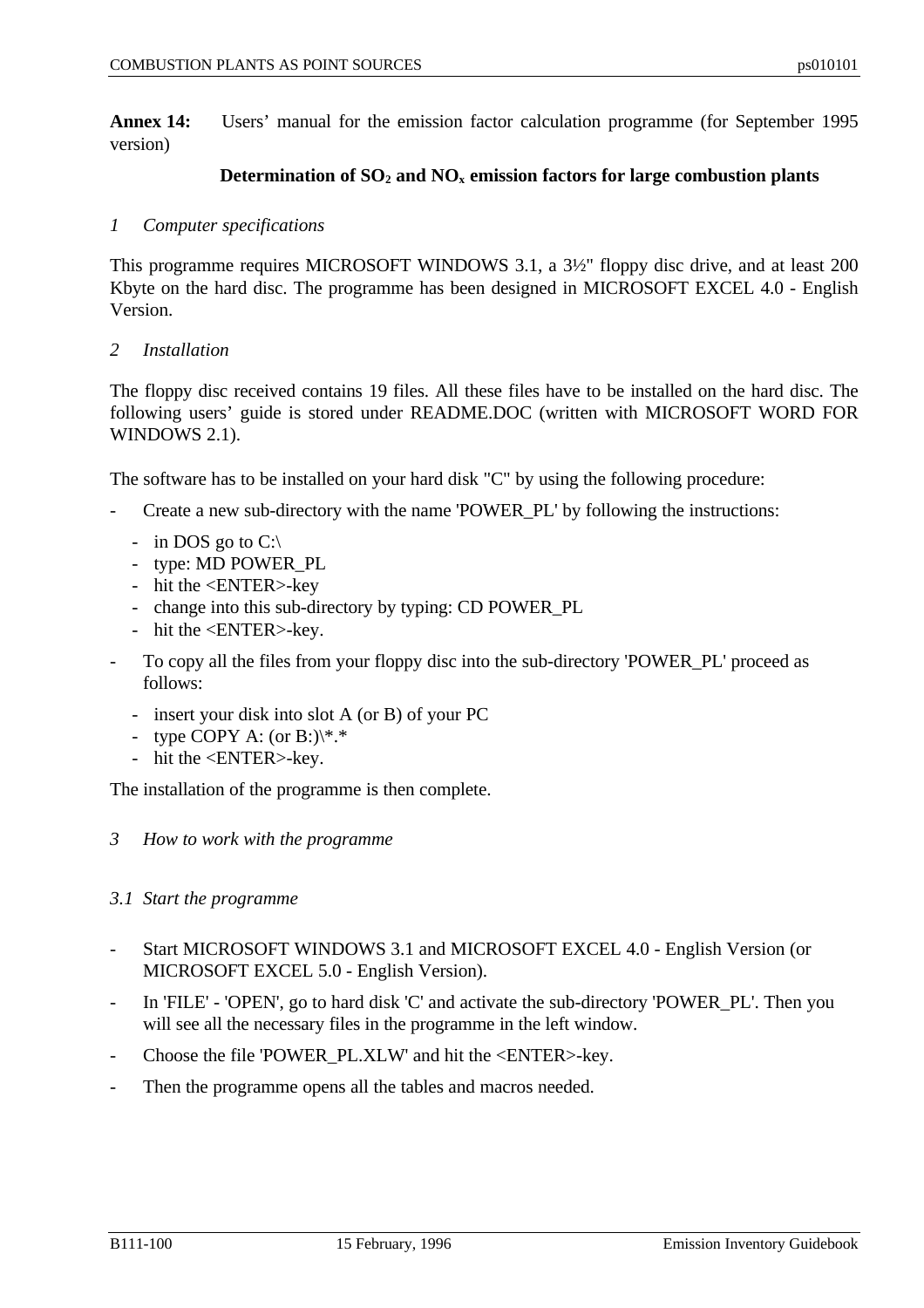**Annex 14:** Users' manual for the emission factor calculation programme (for September 1995 version)

**Determination of $SO_2$ and $NO_x$ emission factors for large combustion plants**

*1 Computer specifications*

This programme requires MICROSOFT WINDOWS 3.1, a 3½" floppy disc drive, and at least 200 Kbyte on the hard disc. The programme has been designed in MICROSOFT EXCEL 4.0 - English Version.

*2 Installation*

The floppy disc received contains 19 files. All these files have to be installed on the hard disc. The following users' guide is stored under README.DOC (written with MICROSOFT WORD FOR WINDOWS 2.1).

The software has to be installed on your hard disk "C" by using the following procedure:

- Create a new sub-directory with the name 'POWER_PL' by following the instructions:
  - in DOS go to C:\
  - type: MD POWER_PL
  - hit the <ENTER>-key
  - change into this sub-directory by typing: CD POWER_PL
  - hit the <ENTER>-key.
- To copy all the files from your floppy disc into the sub-directory 'POWER_PL' proceed as follows:
  - insert your disk into slot A (or B) of your PC
  - type COPY A: (or B:)\*.*
  - hit the <ENTER>-key.

The installation of the programme is then complete.

*3 How to work with the programme*

*3.1 Start the programme*

- Start MICROSOFT WINDOWS 3.1 and MICROSOFT EXCEL 4.0 - English Version (or MICROSOFT EXCEL 5.0 - English Version).
- In 'FILE' - 'OPEN', go to hard disk 'C' and activate the sub-directory 'POWER_PL'. Then you will see all the necessary files in the programme in the left window.
- Choose the file 'POWER_PL.XLW' and hit the <ENTER>-key.
- Then the programme opens all the tables and macros needed.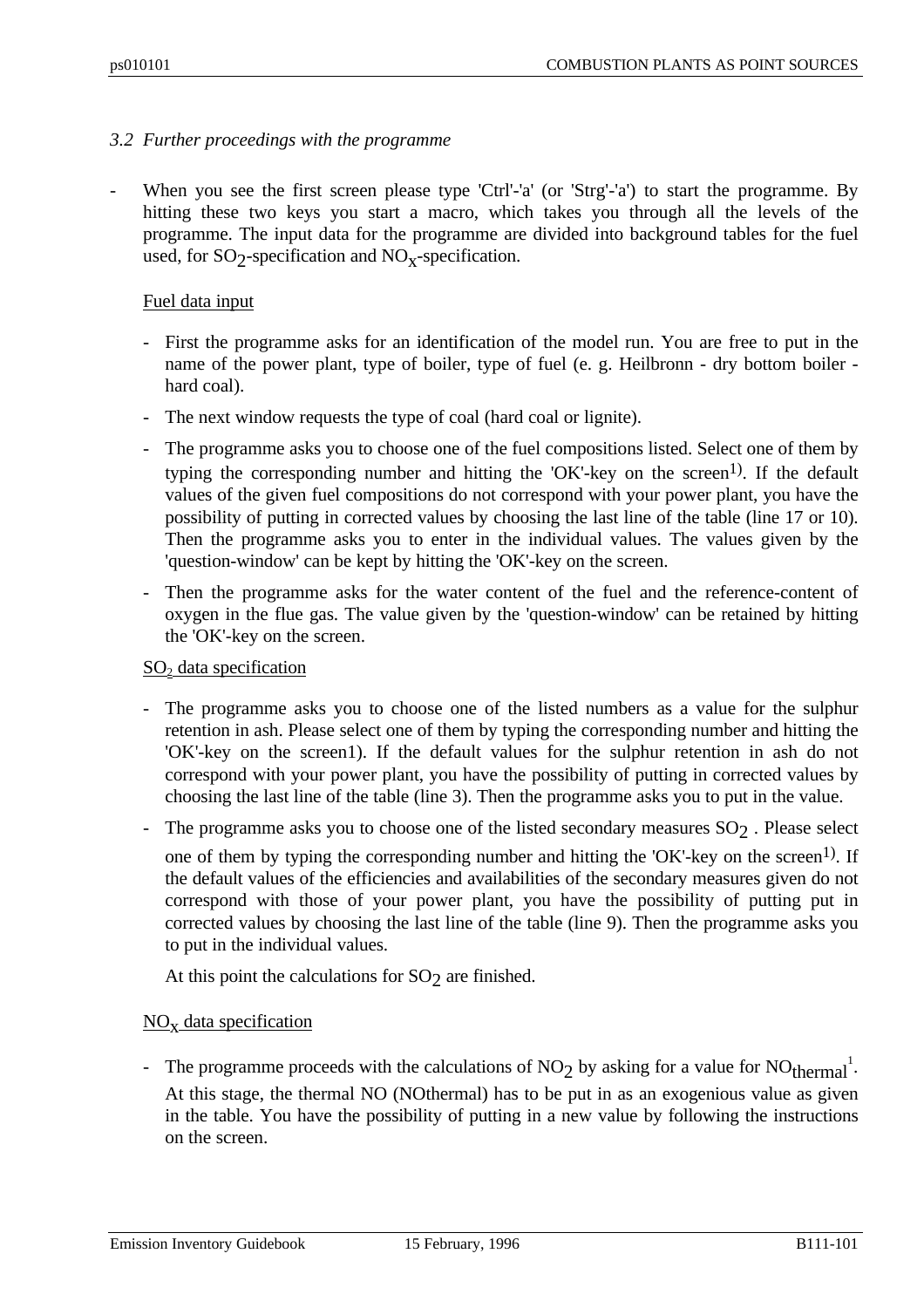### *3.2 Further proceedings with the programme*

- When you see the first screen please type 'Ctrl'-'a' (or 'Strg'-'a') to start the programme. By hitting these two keys you start a macro, which takes you through all the levels of the programme. The input data for the programme are divided into background tables for the fuel used, for $SO_2$-specification and $NO_x$-specification.

  Fuel data input

  - First the programme asks for an identification of the model run. You are free to put in the name of the power plant, type of boiler, type of fuel (e. g. Heilbronn - dry bottom boiler - hard coal).
  - The next window requests the type of coal (hard coal or lignite).
  - The programme asks you to choose one of the fuel compositions listed. Select one of them by typing the corresponding number and hitting the 'OK'-key on the screen[1)]. If the default values of the given fuel compositions do not correspond with your power plant, you have the possibility of putting in corrected values by choosing the last line of the table (line 17 or 10). Then the programme asks you to enter in the individual values. The values given by the 'question-window' can be kept by hitting the 'OK'-key on the screen.
  - Then the programme asks for the water content of the fuel and the reference-content of oxygen in the flue gas. The value given by the 'question-window' can be retained by hitting the 'OK'-key on the screen.

  $SO_2$ data specification

  - The programme asks you to choose one of the listed numbers as a value for the sulphur retention in ash. Please select one of them by typing the corresponding number and hitting the 'OK'-key on the screen1). If the default values for the sulphur retention in ash do not correspond with your power plant, you have the possibility of putting in corrected values by choosing the last line of the table (line 3). Then the programme asks you to put in the value.
  - The programme asks you to choose one of the listed secondary measures $SO_2$ . Please select one of them by typing the corresponding number and hitting the 'OK'-key on the screen[1)]. If the default values of the efficiencies and availabilities of the secondary measures given do not correspond with those of your power plant, you have the possibility of putting put in corrected values by choosing the last line of the table (line 9). Then the programme asks you to put in the individual values.

    At this point the calculations for $SO_2$ are finished.

  $NO_x$ data specification

  - The programme proceeds with the calculations of $NO_2$ by asking for a value for $NO_{thermal}$[1]. At this stage, the thermal NO (NOthermal) has to be put in as an exogenious value as given in the table. You have the possibility of putting in a new value by following the instructions on the screen.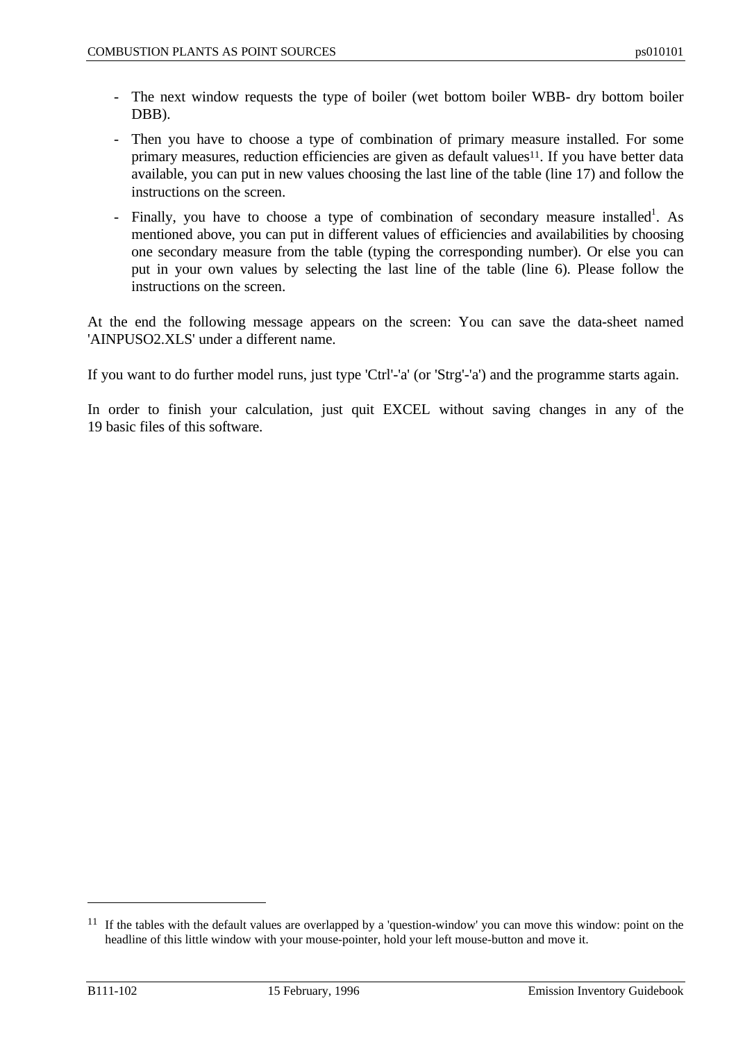- The next window requests the type of boiler (wet bottom boiler WBB- dry bottom boiler DBB).
- Then you have to choose a type of combination of primary measure installed. For some primary measures, reduction efficiencies are given as default values[11]. If you have better data available, you can put in new values choosing the last line of the table (line 17) and follow the instructions on the screen.
- Finally, you have to choose a type of combination of secondary measure installed[1]. As mentioned above, you can put in different values of efficiencies and availabilities by choosing one secondary measure from the table (typing the corresponding number). Or else you can put in your own values by selecting the last line of the table (line 6). Please follow the instructions on the screen.

At the end the following message appears on the screen: You can save the data-sheet named 'AINPUSO2.XLS' under a different name.

If you want to do further model runs, just type 'Ctrl'-'a' (or 'Strg'-'a') and the programme starts again.

In order to finish your calculation, just quit EXCEL without saving changes in any of the 19 basic files of this software.

---

[11] If the tables with the default values are overlapped by a 'question-window' you can move this window: point on the headline of this little window with your mouse-pointer, hold your left mouse-button and move it.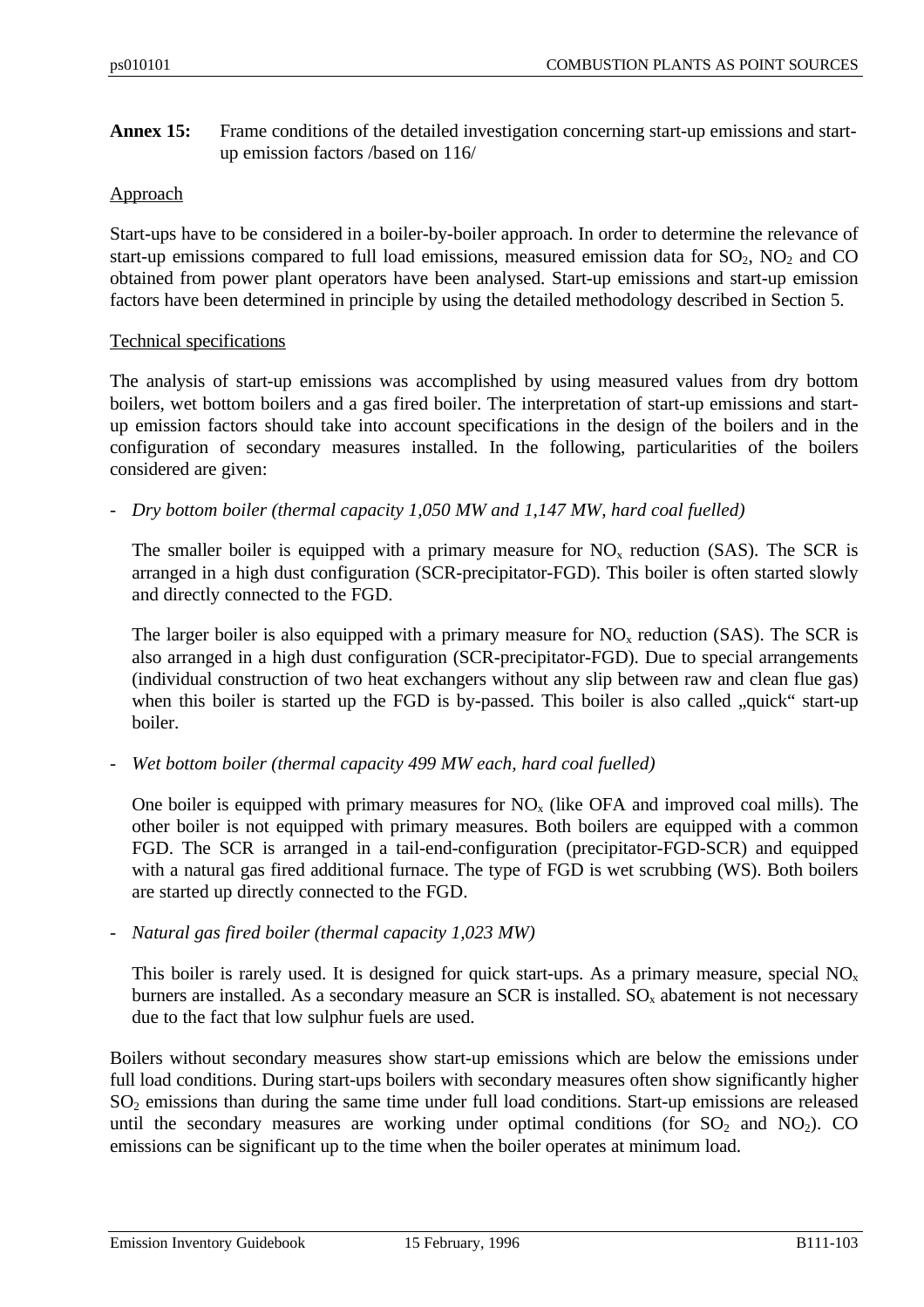**Annex 15:** Frame conditions of the detailed investigation concerning start-up emissions and start-up emission factors /based on 116/

Approach

Start-ups have to be considered in a boiler-by-boiler approach. In order to determine the relevance of start-up emissions compared to full load emissions, measured emission data for $SO_2$, $NO_2$ and CO obtained from power plant operators have been analysed. Start-up emissions and start-up emission factors have been determined in principle by using the detailed methodology described in Section 5.

Technical specifications

The analysis of start-up emissions was accomplished by using measured values from dry bottom boilers, wet bottom boilers and a gas fired boiler. The interpretation of start-up emissions and start-up emission factors should take into account specifications in the design of the boilers and in the configuration of secondary measures installed. In the following, particularities of the boilers considered are given:

- *Dry bottom boiler (thermal capacity 1,050 MW and 1,147 MW, hard coal fuelled)*

  The smaller boiler is equipped with a primary measure for $NO_x$ reduction (SAS). The SCR is arranged in a high dust configuration (SCR-precipitator-FGD). This boiler is often started slowly and directly connected to the FGD.

  The larger boiler is also equipped with a primary measure for $NO_x$ reduction (SAS). The SCR is also arranged in a high dust configuration (SCR-precipitator-FGD). Due to special arrangements (individual construction of two heat exchangers without any slip between raw and clean flue gas) when this boiler is started up the FGD is by-passed. This boiler is also called „quick" start-up boiler.

- *Wet bottom boiler (thermal capacity 499 MW each, hard coal fuelled)*

  One boiler is equipped with primary measures for $NO_x$ (like OFA and improved coal mills). The other boiler is not equipped with primary measures. Both boilers are equipped with a common FGD. The SCR is arranged in a tail-end-configuration (precipitator-FGD-SCR) and equipped with a natural gas fired additional furnace. The type of FGD is wet scrubbing (WS). Both boilers are started up directly connected to the FGD.

- *Natural gas fired boiler (thermal capacity 1,023 MW)*

  This boiler is rarely used. It is designed for quick start-ups. As a primary measure, special $NO_x$ burners are installed. As a secondary measure an SCR is installed. $SO_x$ abatement is not necessary due to the fact that low sulphur fuels are used.

Boilers without secondary measures show start-up emissions which are below the emissions under full load conditions. During start-ups boilers with secondary measures often show significantly higher $SO_2$ emissions than during the same time under full load conditions. Start-up emissions are released until the secondary measures are working under optimal conditions (for $SO_2$ and $NO_2$). CO emissions can be significant up to the time when the boiler operates at minimum load.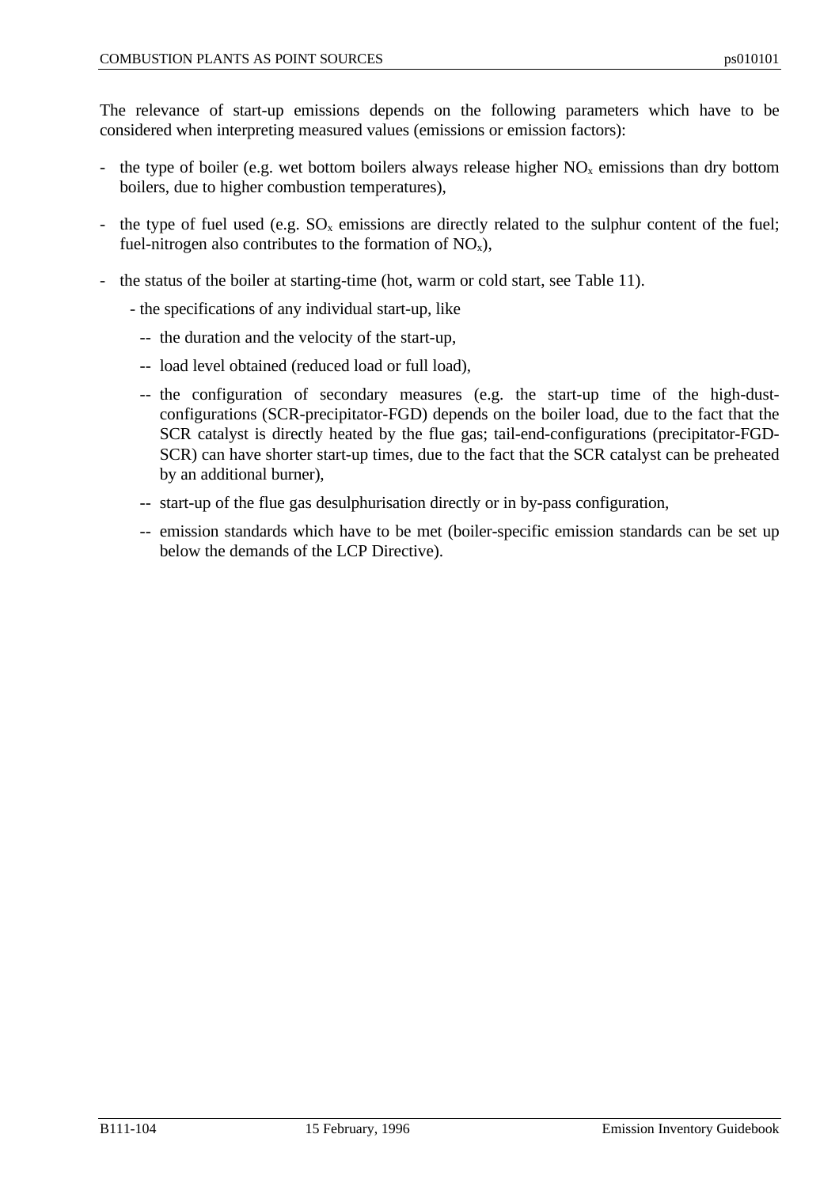The relevance of start-up emissions depends on the following parameters which have to be considered when interpreting measured values (emissions or emission factors):

- the type of boiler (e.g. wet bottom boilers always release higher $NO_x$ emissions than dry bottom boilers, due to higher combustion temperatures),
- the type of fuel used (e.g. $SO_x$ emissions are directly related to the sulphur content of the fuel; fuel-nitrogen also contributes to the formation of $NO_x$),
- the status of the boiler at starting-time (hot, warm or cold start, see Table 11).
  - the specifications of any individual start-up, like
    - the duration and the velocity of the start-up,
    - load level obtained (reduced load or full load),
    - the configuration of secondary measures (e.g. the start-up time of the high-dust-configurations (SCR-precipitator-FGD) depends on the boiler load, due to the fact that the SCR catalyst is directly heated by the flue gas; tail-end-configurations (precipitator-FGD-SCR) can have shorter start-up times, due to the fact that the SCR catalyst can be preheated by an additional burner),
    - start-up of the flue gas desulphurisation directly or in by-pass configuration,
    - emission standards which have to be met (boiler-specific emission standards can be set up below the demands of the LCP Directive).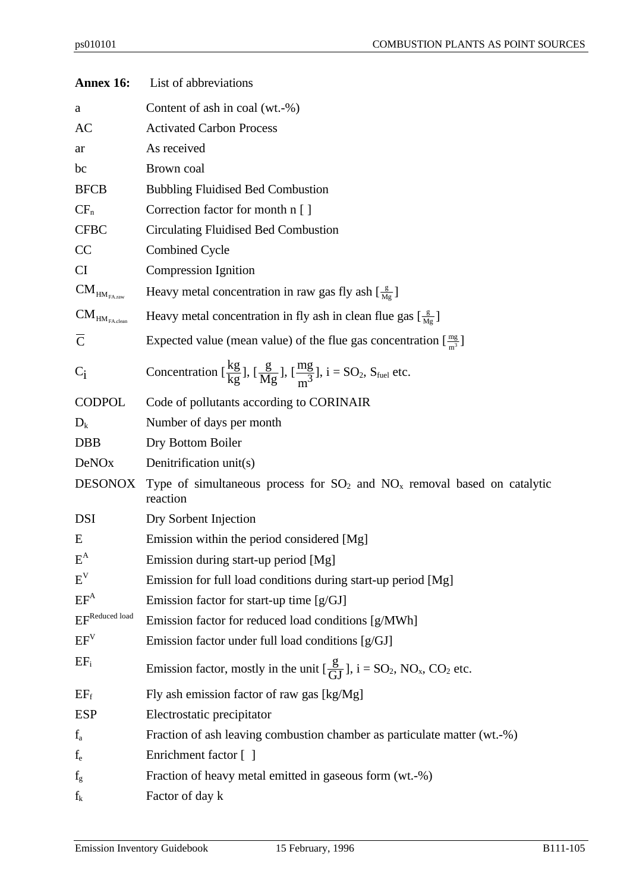**Annex 16:** List of abbreviations

| | |
|---|---|
| a | Content of ash in coal (wt.-%) |
| AC | Activated Carbon Process |
| ar | As received |
| bc | Brown coal |
| BFCB | Bubbling Fluidised Bed Combustion |
| $CF_n$ | Correction factor for month n [ ] |
| CFBC | Circulating Fluidised Bed Combustion |
| CC | Combined Cycle |
| CI | Compression Ignition |
| $CM_{HM_{FA,raw}}$ | Heavy metal concentration in raw gas fly ash [$\frac{g}{Mg}$] |
| $CM_{HM_{FA,clean}}$ | Heavy metal concentration in fly ash in clean flue gas [$\frac{g}{Mg}$] |
| $\overline{C}$ | Expected value (mean value) of the flue gas concentration [$\frac{mg}{m^3}$] |
| $C_i$ | Concentration [$\frac{kg}{kg}$], [$\frac{g}{Mg}$], [$\frac{mg}{m^3}$], i = $SO_2$, $S_{fuel}$ etc. |
| CODPOL | Code of pollutants according to CORINAIR |
| $D_k$ | Number of days per month |
| DBB | Dry Bottom Boiler |
| DeNOx | Denitrification unit(s) |
| DESONOX | Type of simultaneous process for $SO_2$ and $NO_x$ removal based on catalytic reaction |
| DSI | Dry Sorbent Injection |
| E | Emission within the period considered [Mg] |
| $E^A$ | Emission during start-up period [Mg] |
| $E^V$ | Emission for full load conditions during start-up period [Mg] |
| $EF^A$ | Emission factor for start-up time [g/GJ] |
| $EF^{Reduced\ load}$ | Emission factor for reduced load conditions [g/MWh] |
| $EF^V$ | Emission factor under full load conditions [g/GJ] |
| $EF_i$ | Emission factor, mostly in the unit [$\frac{g}{GJ}$], i = $SO_2$, $NO_x$, $CO_2$ etc. |
| $EF_f$ | Fly ash emission factor of raw gas [kg/Mg] |
| ESP | Electrostatic precipitator |
| $f_a$ | Fraction of ash leaving combustion chamber as particulate matter (wt.-%) |
| $f_e$ | Enrichment factor [ ] |
| $f_g$ | Fraction of heavy metal emitted in gaseous form (wt.-%) |
| $f_k$ | Factor of day k |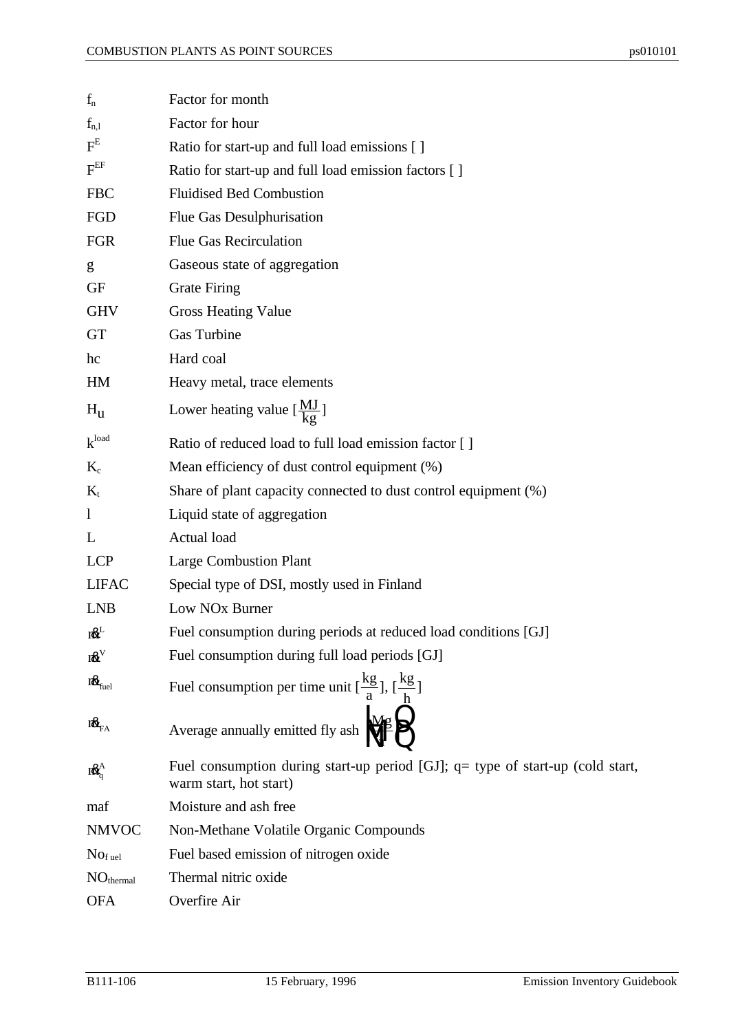| | |
|---|---|
| $f_n$ | Factor for month |
| $f_{n,l}$ | Factor for hour |
| $F^E$ | Ratio for start-up and full load emissions [ ] |
| $F^{EF}$ | Ratio for start-up and full load emission factors [ ] |
| FBC | Fluidised Bed Combustion |
| FGD | Flue Gas Desulphurisation |
| FGR | Flue Gas Recirculation |
| g | Gaseous state of aggregation |
| GF | Grate Firing |
| GHV | Gross Heating Value |
| GT | Gas Turbine |
| hc | Hard coal |
| HM | Heavy metal, trace elements |
| $H_u$ | Lower heating value [$\frac{MJ}{kg}$] |
| $k^{load}$ | Ratio of reduced load to full load emission factor [ ] |
| $K_c$ | Mean efficiency of dust control equipment (%) |
| $K_t$ | Share of plant capacity connected to dust control equipment (%) |
| l | Liquid state of aggregation |
| L | Actual load |
| LCP | Large Combustion Plant |
| LIFAC | Special type of DSI, mostly used in Finland |
| LNB | Low NOx Burner |
| $\dot{m}^L$ | Fuel consumption during periods at reduced load conditions [GJ] |
| $\dot{m}^V$ | Fuel consumption during full load periods [GJ] |
| $\dot{m}_{fuel}$ | Fuel consumption per time unit [$\frac{kg}{a}$], [$\frac{kg}{h}$] |
| $\dot{m}_{FA}$ | Average annually emitted fly ash $\left[\frac{Mg}{a}\right]$ |
| $\dot{m}^A_q$ | Fuel consumption during start-up period [GJ]; q= type of start-up (cold start, warm start, hot start) |
| maf | Moisture and ash free |
| NMVOC | Non-Methane Volatile Organic Compounds |
| $No_{fuel}$ | Fuel based emission of nitrogen oxide |
| $NO_{thermal}$ | Thermal nitric oxide |
| OFA | Overfire Air |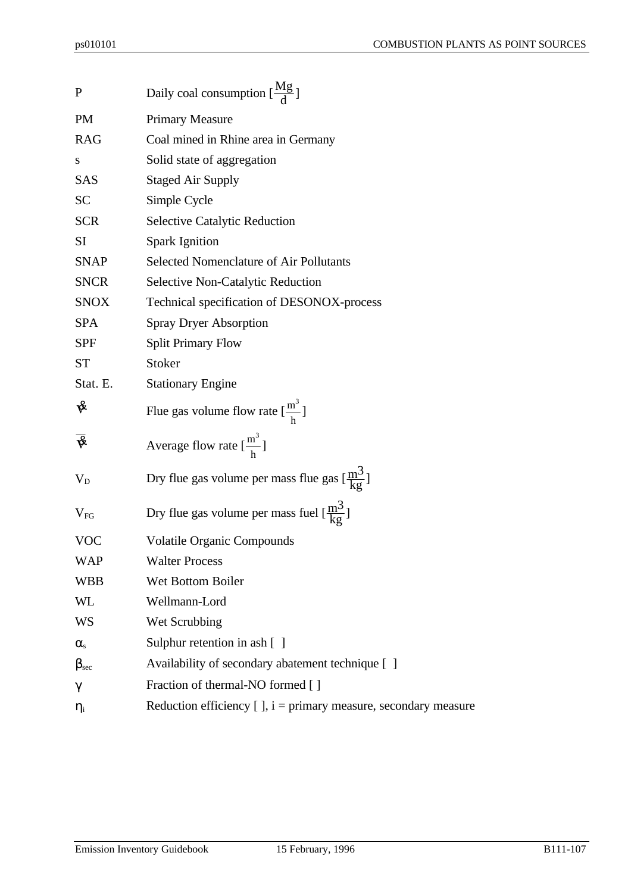| | |
|---|---|
| P | Daily coal consumption [$\frac{Mg}{d}$] |
| PM | Primary Measure |
| RAG | Coal mined in Rhine area in Germany |
| s | Solid state of aggregation |
| SAS | Staged Air Supply |
| SC | Simple Cycle |
| SCR | Selective Catalytic Reduction |
| SI | Spark Ignition |
| SNAP | Selected Nomenclature of Air Pollutants |
| SNCR | Selective Non-Catalytic Reduction |
| SNOX | Technical specification of DESONOX-process |
| SPA | Spray Dryer Absorption |
| SPF | Split Primary Flow |
| ST | Stoker |
| Stat. E. | Stationary Engine |
| $\dot{V}$ | Flue gas volume flow rate [$\frac{m^3}{h}$] |
| $\overline{\dot{V}}$ | Average flow rate [$\frac{m^3}{h}$] |
| $V_D$ | Dry flue gas volume per mass flue gas [$\frac{m^3}{kg}$] |
| $V_{FG}$ | Dry flue gas volume per mass fuel [$\frac{m^3}{kg}$] |
| VOC | Volatile Organic Compounds |
| WAP | Walter Process |
| WBB | Wet Bottom Boiler |
| WL | Wellmann-Lord |
| WS | Wet Scrubbing |
| $\alpha_s$ | Sulphur retention in ash [ ] |
| $\beta_{sec}$ | Availability of secondary abatement technique [ ] |
| $\gamma$ | Fraction of thermal-NO formed [ ] |
| $\eta_i$ | Reduction efficiency [ ], i = primary measure, secondary measure |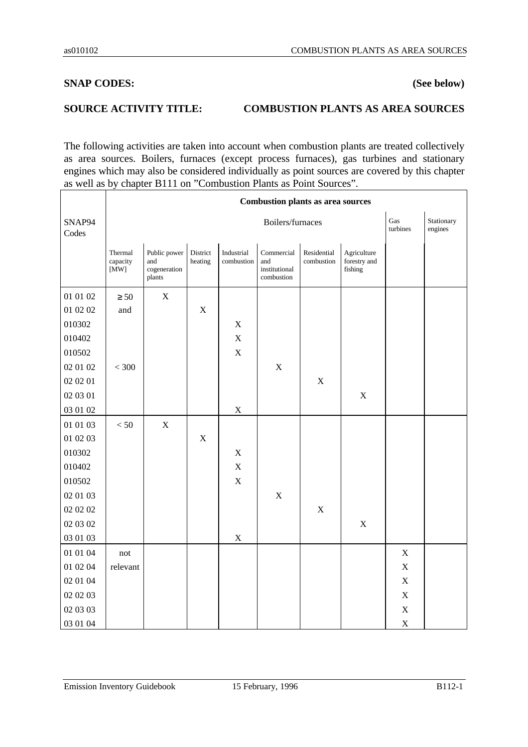**SNAP CODES: (See below)**

**SOURCE ACTIVITY TITLE: COMBUSTION PLANTS AS AREA SOURCES**

The following activities are taken into account when combustion plants are treated collectively as area sources. Boilers, furnaces (except process furnaces), gas turbines and stationary engines which may also be considered individually as point sources are covered by this chapter as well as by chapter B111 on "Combustion Plants as Point Sources".

| SNAP94 Codes | Combustion plants as area sources | | | | | | | | |
|---|---|---|---|---|---|---|---|---|---|
| | Boilers/furnaces | | | | | | | Gas turbines | Stationary engines |
| | Thermal capacity [MW] | Public power and cogeneration plants | District heating | Industrial combustion | Commercial and institutional combustion | Residential combustion | Agriculture forestry and fishing | | |
| 01 01 02 | ≥ 50 | X | | | | | | | |
| 01 02 02 | and | | X | | | | | | |
| 010302 | | | | X | | | | | |
| 010402 | | | | X | | | | | |
| 010502 | | | | X | | | | | |
| 02 01 02 | < 300 | | | | X | | | | |
| 02 02 01 | | | | | | X | | | |
| 02 03 01 | | | | | | | X | | |
| 03 01 02 | | | | X | | | | | |
| 01 01 03 | < 50 | X | | | | | | | |
| 01 02 03 | | | X | | | | | | |
| 010302 | | | | X | | | | | |
| 010402 | | | | X | | | | | |
| 010502 | | | | X | | | | | |
| 02 01 03 | | | | | X | | | | |
| 02 02 02 | | | | | | X | | | |
| 02 03 02 | | | | | | | X | | |
| 03 01 03 | | | | X | | | | | |
| 01 01 04 | not | | | | | | | X | |
| 01 02 04 | relevant | | | | | | | X | |
| 02 01 04 | | | | | | | | X | |
| 02 02 03 | | | | | | | | X | |
| 02 03 03 | | | | | | | | X | |
| 03 01 04 | | | | | | | | X | |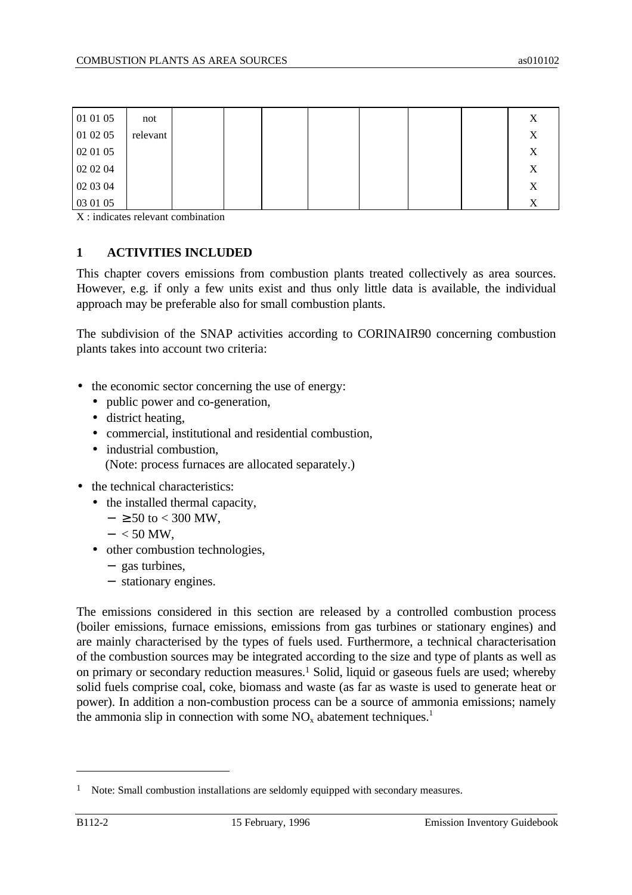| | | | | | | | | | |
|---|---|---|---|---|---|---|---|---|---|
| 01 01 05 | not | | | | | | | | X |
| 01 02 05 | relevant | | | | | | | | X |
| 02 01 05 | | | | | | | | | X |
| 02 02 04 | | | | | | | | | X |
| 02 03 04 | | | | | | | | | X |
| 03 01 05 | | | | | | | | | X |

X : indicates relevant combination

## 1 ACTIVITIES INCLUDED

This chapter covers emissions from combustion plants treated collectively as area sources. However, e.g. if only a few units exist and thus only little data is available, the individual approach may be preferable also for small combustion plants.

The subdivision of the SNAP activities according to CORINAIR90 concerning combustion plants takes into account two criteria:

- the economic sector concerning the use of energy:
  - public power and co-generation,
  - district heating,
  - commercial, institutional and residential combustion,
  - industrial combustion,
    (Note: process furnaces are allocated separately.)
- the technical characteristics:
  - the installed thermal capacity,
    - ≥ 50 to < 300 MW,
    - < 50 MW,
  - other combustion technologies,
    - gas turbines,
    - stationary engines.

The emissions considered in this section are released by a controlled combustion process (boiler emissions, furnace emissions, emissions from gas turbines or stationary engines) and are mainly characterised by the types of fuels used. Furthermore, a technical characterisation of the combustion sources may be integrated according to the size and type of plants as well as on primary or secondary reduction measures.[1] Solid, liquid or gaseous fuels are used; whereby solid fuels comprise coal, coke, biomass and waste (as far as waste is used to generate heat or power). In addition a non-combustion process can be a source of ammonia emissions; namely the ammonia slip in connection with some $NO_x$ abatement techniques.[1]

---

[1] Note: Small combustion installations are seldomly equipped with secondary measures.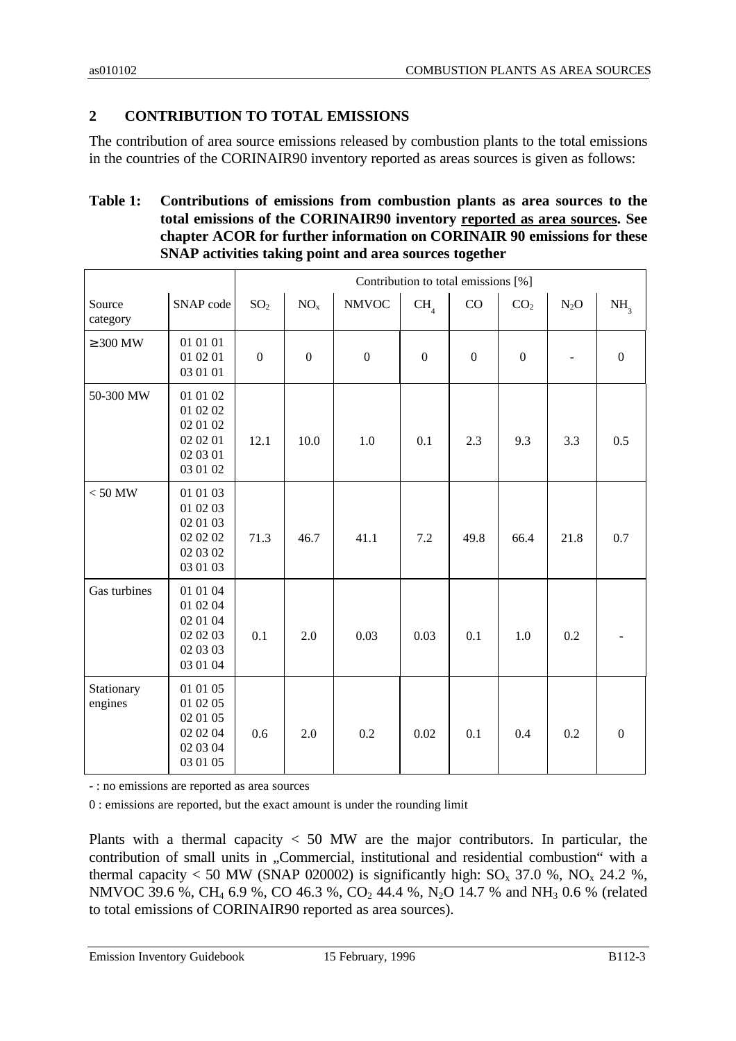## 2 CONTRIBUTION TO TOTAL EMISSIONS

The contribution of area source emissions released by combustion plants to the total emissions in the countries of the CORINAIR90 inventory reported as areas sources is given as follows:

**Table 1: Contributions of emissions from combustion plants as area sources to the total emissions of the CORINAIR90 inventory reported as area sources. See chapter ACOR for further information on CORINAIR 90 emissions for these SNAP activities taking point and area sources together**

| | | Contribution to total emissions [%] | | | | | | | |
|---|---|---|---|---|---|---|---|---|---|
| Source category | SNAP code | $SO_2$ | $NO_x$ | NMVOC | $CH_4$ | CO | $CO_2$ | $N_2O$ | $NH_3$ |
| ≥ 300 MW | 01 01 01<br>01 02 01<br>03 01 01 | 0 | 0 | 0 | 0 | 0 | 0 | - | 0 |
| 50-300 MW | 01 01 02<br>01 02 02<br>02 01 02<br>02 02 01<br>02 03 01<br>03 01 02 | 12.1 | 10.0 | 1.0 | 0.1 | 2.3 | 9.3 | 3.3 | 0.5 |
| < 50 MW | 01 01 03<br>01 02 03<br>02 01 03<br>02 02 02<br>02 03 02<br>03 01 03 | 71.3 | 46.7 | 41.1 | 7.2 | 49.8 | 66.4 | 21.8 | 0.7 |
| Gas turbines | 01 01 04<br>01 02 04<br>02 01 04<br>02 02 03<br>02 03 03<br>03 01 04 | 0.1 | 2.0 | 0.03 | 0.03 | 0.1 | 1.0 | 0.2 | - |
| Stationary engines | 01 01 05<br>01 02 05<br>02 01 05<br>02 02 04<br>02 03 04<br>03 01 05 | 0.6 | 2.0 | 0.2 | 0.02 | 0.1 | 0.4 | 0.2 | 0 |

- : no emissions are reported as area sources

0 : emissions are reported, but the exact amount is under the rounding limit

Plants with a thermal capacity < 50 MW are the major contributors. In particular, the contribution of small units in „Commercial, institutional and residential combustion" with a thermal capacity < 50 MW (SNAP 020002) is significantly high: $SO_x$ 37.0 %, $NO_x$ 24.2 %, NMVOC 39.6 %, $CH_4$ 6.9 %, CO 46.3 %, $CO_2$ 44.4 %, $N_2O$ 14.7 % and $NH_3$ 0.6 % (related to total emissions of CORINAIR90 reported as area sources).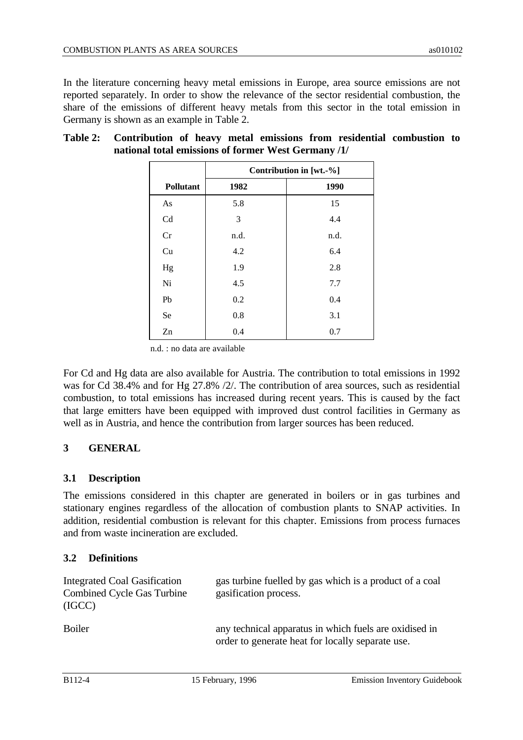In the literature concerning heavy metal emissions in Europe, area source emissions are not reported separately. In order to show the relevance of the sector residential combustion, the share of the emissions of different heavy metals from this sector in the total emission in Germany is shown as an example in Table 2.

**Table 2: Contribution of heavy metal emissions from residential combustion to national total emissions of former West Germany /1/**

| | Contribution in [wt.-%] | |
|---|---|---|
| **Pollutant** | **1982** | **1990** |
| As | 5.8 | 15 |
| Cd | 3 | 4.4 |
| Cr | n.d. | n.d. |
| Cu | 4.2 | 6.4 |
| Hg | 1.9 | 2.8 |
| Ni | 4.5 | 7.7 |
| Pb | 0.2 | 0.4 |
| Se | 0.8 | 3.1 |
| Zn | 0.4 | 0.7 |

n.d. : no data are available

For Cd and Hg data are also available for Austria. The contribution to total emissions in 1992 was for Cd 38.4% and for Hg 27.8% /2/. The contribution of area sources, such as residential combustion, to total emissions has increased during recent years. This is caused by the fact that large emitters have been equipped with improved dust control facilities in Germany as well as in Austria, and hence the contribution from larger sources has been reduced.

## 3 GENERAL

### 3.1 Description

The emissions considered in this chapter are generated in boilers or in gas turbines and stationary engines regardless of the allocation of combustion plants to SNAP activities. In addition, residential combustion is relevant for this chapter. Emissions from process furnaces and from waste incineration are excluded.

### 3.2 Definitions

Integrated Coal Gasification Combined Cycle Gas Turbine (IGCC) — gas turbine fuelled by gas which is a product of a coal gasification process.

Boiler — any technical apparatus in which fuels are oxidised in order to generate heat for locally separate use.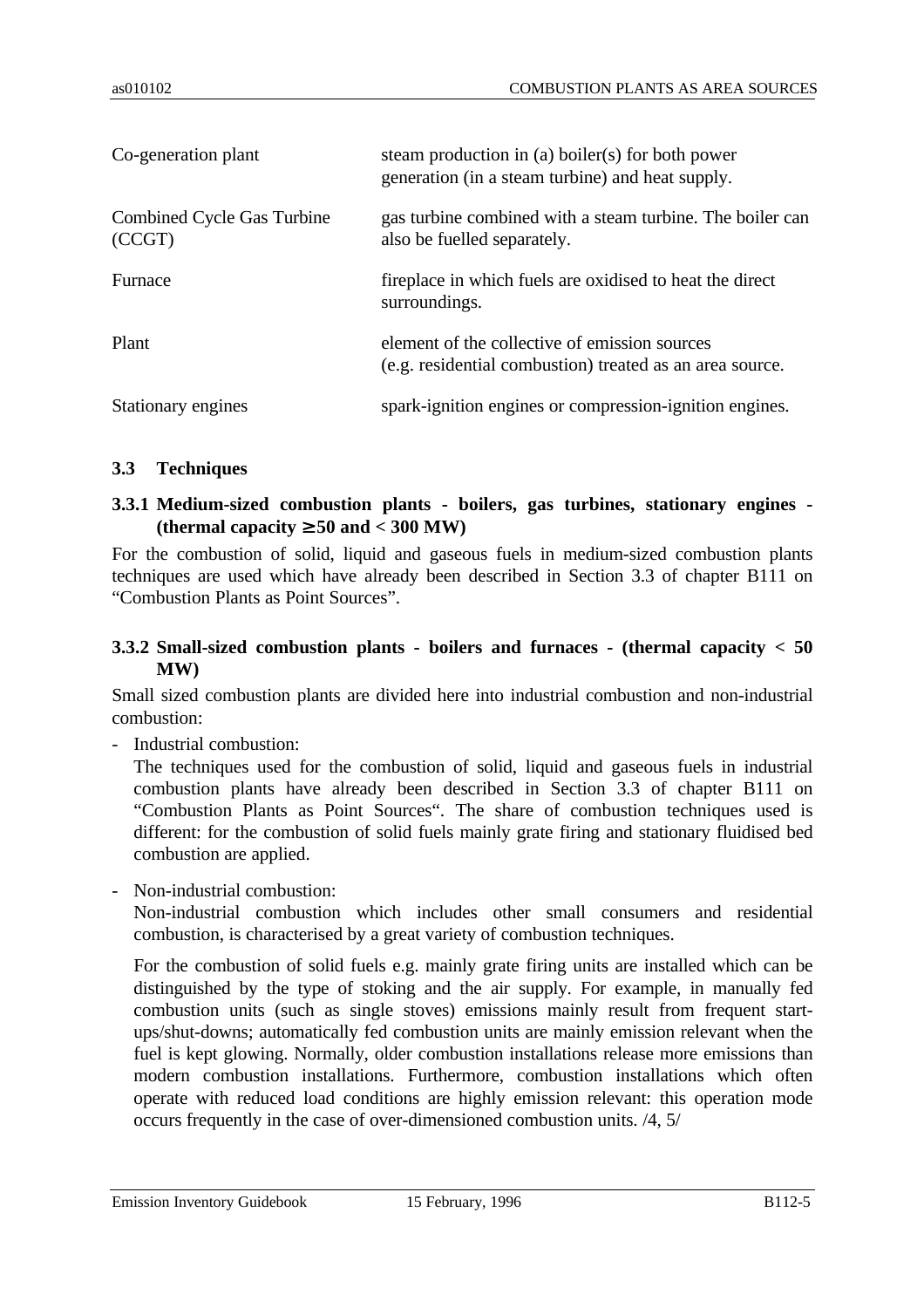| | |
|---|---|
| Co-generation plant | steam production in (a) boiler(s) for both power generation (in a steam turbine) and heat supply. |
| Combined Cycle Gas Turbine (CCGT) | gas turbine combined with a steam turbine. The boiler can also be fuelled separately. |
| Furnace | fireplace in which fuels are oxidised to heat the direct surroundings. |
| Plant | element of the collective of emission sources (e.g. residential combustion) treated as an area source. |
| Stationary engines | spark-ignition engines or compression-ignition engines. |

## 3.3 Techniques

### 3.3.1 Medium-sized combustion plants - boilers, gas turbines, stationary engines - (thermal capacity ≥ 50 and < 300 MW)

For the combustion of solid, liquid and gaseous fuels in medium-sized combustion plants techniques are used which have already been described in Section 3.3 of chapter B111 on "Combustion Plants as Point Sources".

### 3.3.2 Small-sized combustion plants - boilers and furnaces - (thermal capacity < 50 MW)

Small sized combustion plants are divided here into industrial combustion and non-industrial combustion:

- Industrial combustion:

  The techniques used for the combustion of solid, liquid and gaseous fuels in industrial combustion plants have already been described in Section 3.3 of chapter B111 on "Combustion Plants as Point Sources". The share of combustion techniques used is different: for the combustion of solid fuels mainly grate firing and stationary fluidised bed combustion are applied.

- Non-industrial combustion:

  Non-industrial combustion which includes other small consumers and residential combustion, is characterised by a great variety of combustion techniques.

  For the combustion of solid fuels e.g. mainly grate firing units are installed which can be distinguished by the type of stoking and the air supply. For example, in manually fed combustion units (such as single stoves) emissions mainly result from frequent start-ups/shut-downs; automatically fed combustion units are mainly emission relevant when the fuel is kept glowing. Normally, older combustion installations release more emissions than modern combustion installations. Furthermore, combustion installations which often operate with reduced load conditions are highly emission relevant: this operation mode occurs frequently in the case of over-dimensioned combustion units. /4, 5/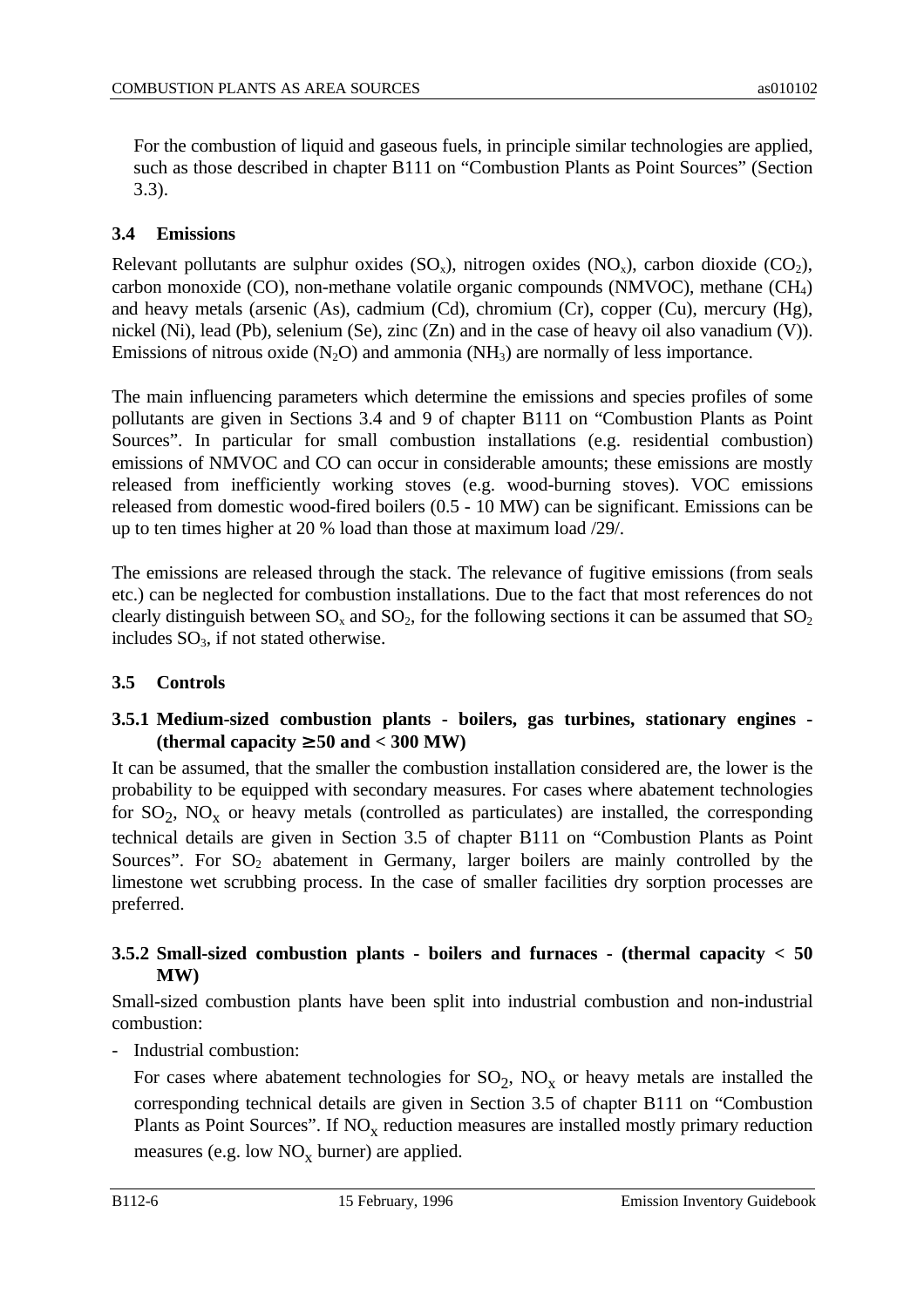For the combustion of liquid and gaseous fuels, in principle similar technologies are applied, such as those described in chapter B111 on "Combustion Plants as Point Sources" (Section 3.3).

## 3.4 Emissions

Relevant pollutants are sulphur oxides ($SO_x$), nitrogen oxides ($NO_x$), carbon dioxide ($CO_2$), carbon monoxide (CO), non-methane volatile organic compounds (NMVOC), methane ($CH_4$) and heavy metals (arsenic (As), cadmium (Cd), chromium (Cr), copper (Cu), mercury (Hg), nickel (Ni), lead (Pb), selenium (Se), zinc (Zn) and in the case of heavy oil also vanadium (V)). Emissions of nitrous oxide ($N_2O$) and ammonia ($NH_3$) are normally of less importance.

The main influencing parameters which determine the emissions and species profiles of some pollutants are given in Sections 3.4 and 9 of chapter B111 on "Combustion Plants as Point Sources". In particular for small combustion installations (e.g. residential combustion) emissions of NMVOC and CO can occur in considerable amounts; these emissions are mostly released from inefficiently working stoves (e.g. wood-burning stoves). VOC emissions released from domestic wood-fired boilers (0.5 - 10 MW) can be significant. Emissions can be up to ten times higher at 20 % load than those at maximum load /29/.

The emissions are released through the stack. The relevance of fugitive emissions (from seals etc.) can be neglected for combustion installations. Due to the fact that most references do not clearly distinguish between $SO_x$ and $SO_2$, for the following sections it can be assumed that $SO_2$ includes $SO_3$, if not stated otherwise.

## 3.5 Controls

### 3.5.1 Medium-sized combustion plants - boilers, gas turbines, stationary engines - (thermal capacity ≥ 50 and < 300 MW)

It can be assumed, that the smaller the combustion installation considered are, the lower is the probability to be equipped with secondary measures. For cases where abatement technologies for $SO_2$, $NO_x$ or heavy metals (controlled as particulates) are installed, the corresponding technical details are given in Section 3.5 of chapter B111 on "Combustion Plants as Point Sources". For $SO_2$ abatement in Germany, larger boilers are mainly controlled by the limestone wet scrubbing process. In the case of smaller facilities dry sorption processes are preferred.

### 3.5.2 Small-sized combustion plants - boilers and furnaces - (thermal capacity < 50 MW)

Small-sized combustion plants have been split into industrial combustion and non-industrial combustion:

- Industrial combustion:

  For cases where abatement technologies for $SO_2$, $NO_x$ or heavy metals are installed the corresponding technical details are given in Section 3.5 of chapter B111 on "Combustion Plants as Point Sources". If $NO_x$ reduction measures are installed mostly primary reduction measures (e.g. low $NO_x$ burner) are applied.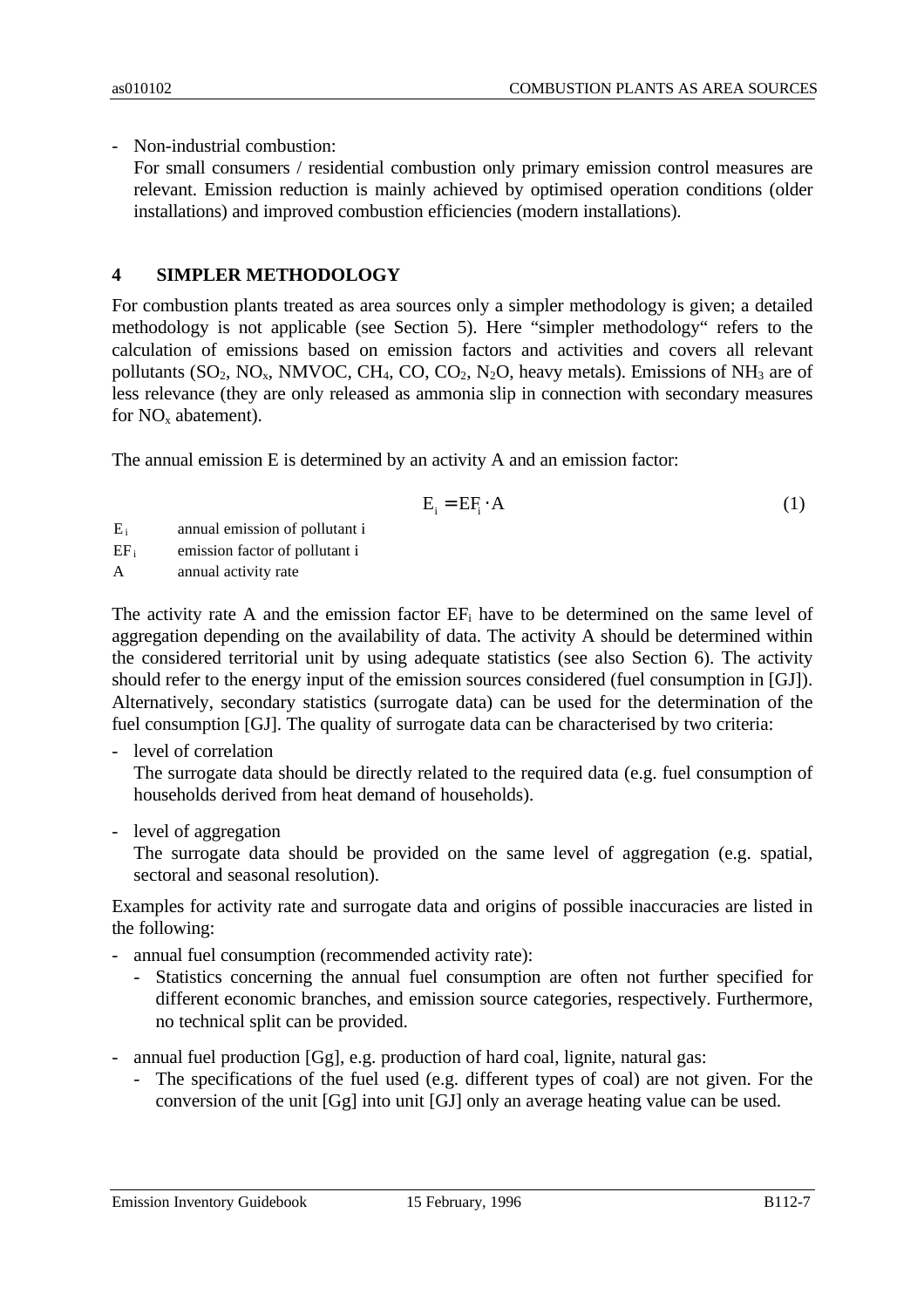- Non-industrial combustion:
  For small consumers / residential combustion only primary emission control measures are relevant. Emission reduction is mainly achieved by optimised operation conditions (older installations) and improved combustion efficiencies (modern installations).

## 4 SIMPLER METHODOLOGY

For combustion plants treated as area sources only a simpler methodology is given; a detailed methodology is not applicable (see Section 5). Here "simpler methodology" refers to the calculation of emissions based on emission factors and activities and covers all relevant pollutants ($SO_2$, $NO_x$, NMVOC, $CH_4$, CO, $CO_2$, $N_2O$, heavy metals). Emissions of $NH_3$ are of less relevance (they are only released as ammonia slip in connection with secondary measures for $NO_x$ abatement).

The annual emission E is determined by an activity A and an emission factor:

$$E_i = EF_i \cdot A \qquad (1)$$

$E_i$ annual emission of pollutant i
$EF_i$ emission factor of pollutant i
A annual activity rate

The activity rate A and the emission factor $EF_i$ have to be determined on the same level of aggregation depending on the availability of data. The activity A should be determined within the considered territorial unit by using adequate statistics (see also Section 6). The activity should refer to the energy input of the emission sources considered (fuel consumption in [GJ]). Alternatively, secondary statistics (surrogate data) can be used for the determination of the fuel consumption [GJ]. The quality of surrogate data can be characterised by two criteria:

- level of correlation
  The surrogate data should be directly related to the required data (e.g. fuel consumption of households derived from heat demand of households).

- level of aggregation
  The surrogate data should be provided on the same level of aggregation (e.g. spatial, sectoral and seasonal resolution).

Examples for activity rate and surrogate data and origins of possible inaccuracies are listed in the following:

- annual fuel consumption (recommended activity rate):
  - Statistics concerning the annual fuel consumption are often not further specified for different economic branches, and emission source categories, respectively. Furthermore, no technical split can be provided.

- annual fuel production [Gg], e.g. production of hard coal, lignite, natural gas:
  - The specifications of the fuel used (e.g. different types of coal) are not given. For the conversion of the unit [Gg] into unit [GJ] only an average heating value can be used.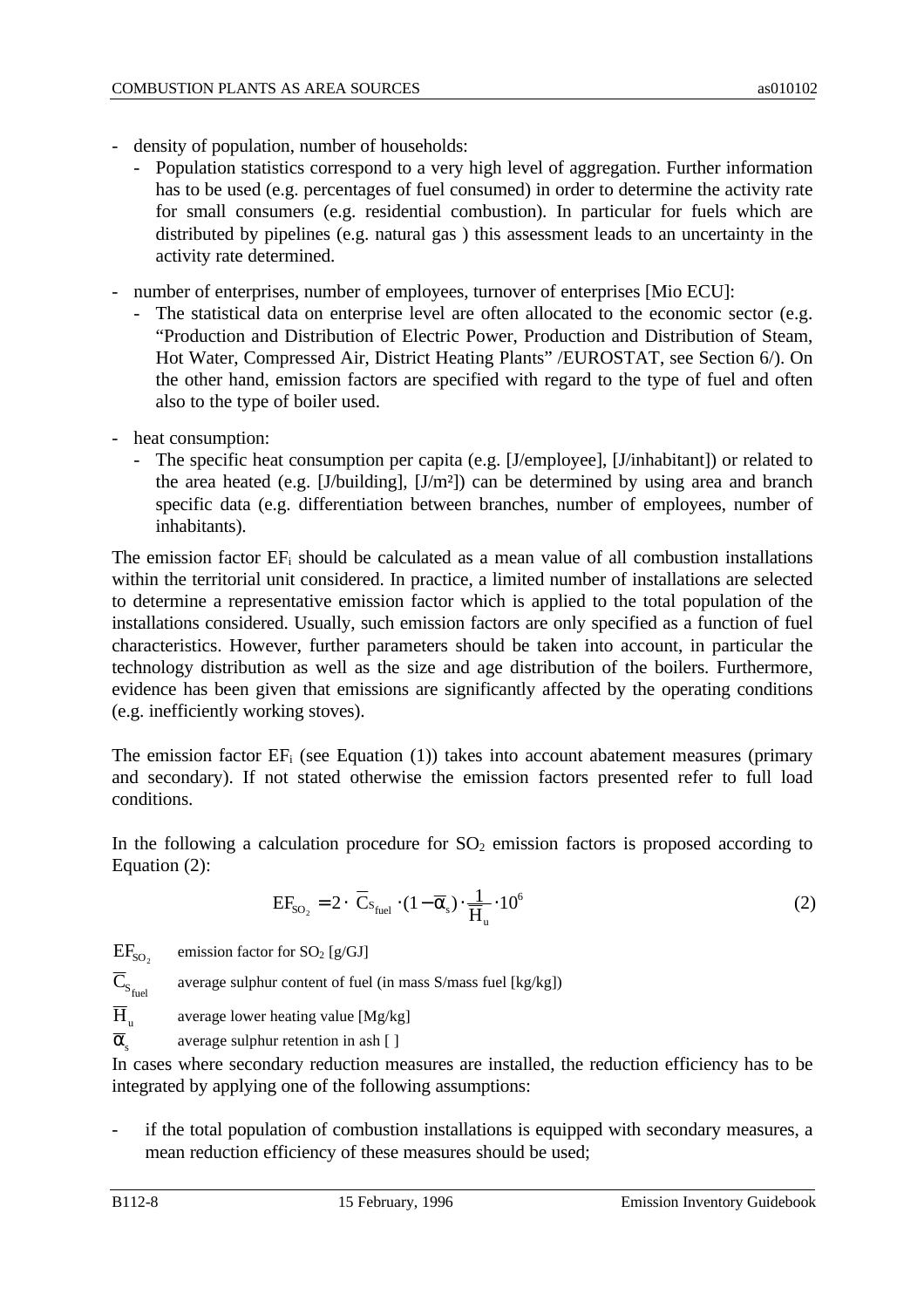- density of population, number of households:
  - Population statistics correspond to a very high level of aggregation. Further information has to be used (e.g. percentages of fuel consumed) in order to determine the activity rate for small consumers (e.g. residential combustion). In particular for fuels which are distributed by pipelines (e.g. natural gas ) this assessment leads to an uncertainty in the activity rate determined.
- number of enterprises, number of employees, turnover of enterprises [Mio ECU]:
  - The statistical data on enterprise level are often allocated to the economic sector (e.g. "Production and Distribution of Electric Power, Production and Distribution of Steam, Hot Water, Compressed Air, District Heating Plants" /EUROSTAT, see Section 6/). On the other hand, emission factors are specified with regard to the type of fuel and often also to the type of boiler used.
- heat consumption:
  - The specific heat consumption per capita (e.g. [J/employee], [J/inhabitant]) or related to the area heated (e.g. [J/building], [J/m²]) can be determined by using area and branch specific data (e.g. differentiation between branches, number of employees, number of inhabitants).

The emission factor $EF_i$ should be calculated as a mean value of all combustion installations within the territorial unit considered. In practice, a limited number of installations are selected to determine a representative emission factor which is applied to the total population of the installations considered. Usually, such emission factors are only specified as a function of fuel characteristics. However, further parameters should be taken into account, in particular the technology distribution as well as the size and age distribution of the boilers. Furthermore, evidence has been given that emissions are significantly affected by the operating conditions (e.g. inefficiently working stoves).

The emission factor $EF_i$ (see Equation (1)) takes into account abatement measures (primary and secondary). If not stated otherwise the emission factors presented refer to full load conditions.

In the following a calculation procedure for $SO_2$ emission factors is proposed according to Equation (2):

$$EF_{SO_2} = 2 \cdot \overline{C}_{S_{fuel}} \cdot (1 - \overline{\alpha}_s) \cdot \frac{1}{\overline{H}_u} \cdot 10^6 \qquad (2)$$

$EF_{SO_2}$ emission factor for $SO_2$ [g/GJ]

$\overline{C}_{S_{fuel}}$ average sulphur content of fuel (in mass S/mass fuel [kg/kg])

$\overline{H}_u$ average lower heating value [Mg/kg]

$\overline{\alpha}_s$ average sulphur retention in ash [ ]

In cases where secondary reduction measures are installed, the reduction efficiency has to be integrated by applying one of the following assumptions:

- if the total population of combustion installations is equipped with secondary measures, a mean reduction efficiency of these measures should be used;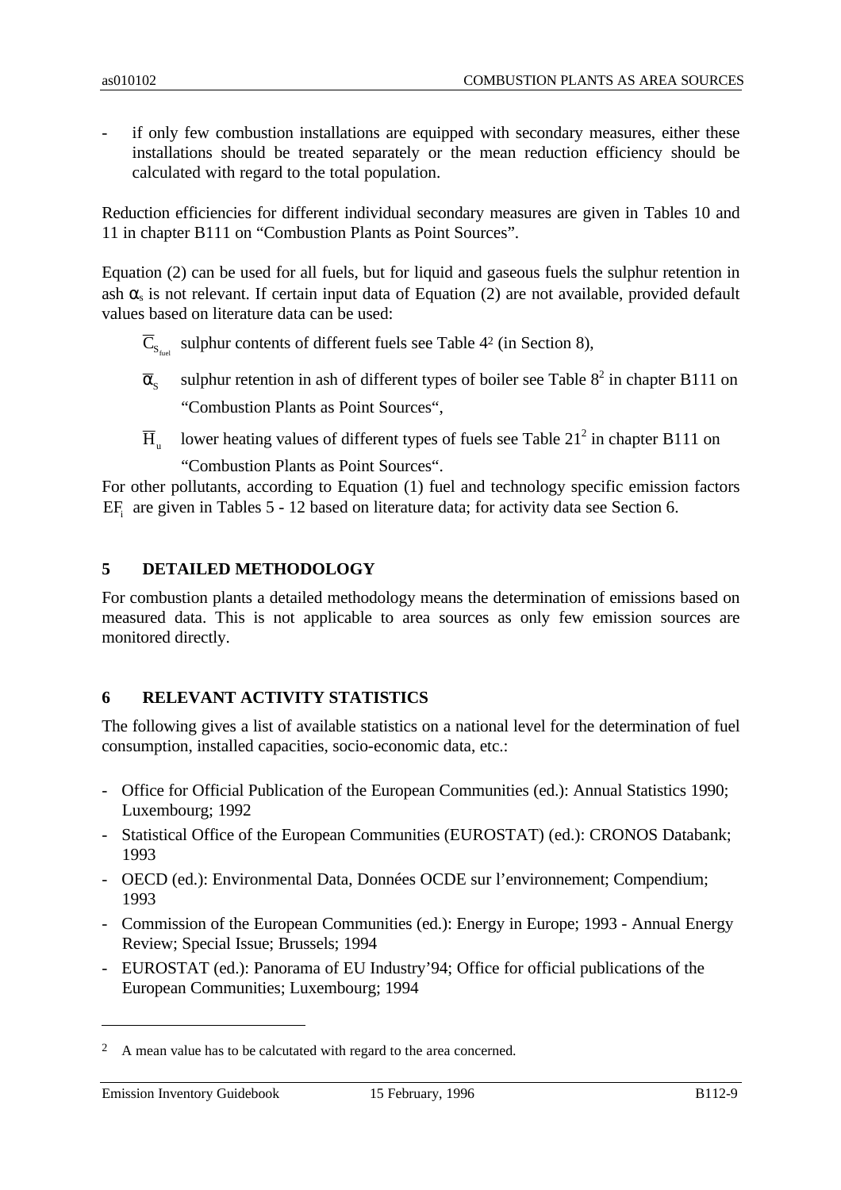- if only few combustion installations are equipped with secondary measures, either these installations should be treated separately or the mean reduction efficiency should be calculated with regard to the total population.

Reduction efficiencies for different individual secondary measures are given in Tables 10 and 11 in chapter B111 on "Combustion Plants as Point Sources".

Equation (2) can be used for all fuels, but for liquid and gaseous fuels the sulphur retention in ash $\alpha_s$ is not relevant. If certain input data of Equation (2) are not available, provided default values based on literature data can be used:

$\overline{C}_{S_{fuel}}$ sulphur contents of different fuels see Table 4[2] (in Section 8),

$\overline{\alpha}_S$ sulphur retention in ash of different types of boiler see Table 8[2] in chapter B111 on "Combustion Plants as Point Sources",

$\overline{H}_u$ lower heating values of different types of fuels see Table 21[2] in chapter B111 on "Combustion Plants as Point Sources".

For other pollutants, according to Equation (1) fuel and technology specific emission factors $EF_i$ are given in Tables 5 - 12 based on literature data; for activity data see Section 6.

## 5 DETAILED METHODOLOGY

For combustion plants a detailed methodology means the determination of emissions based on measured data. This is not applicable to area sources as only few emission sources are monitored directly.

## 6 RELEVANT ACTIVITY STATISTICS

The following gives a list of available statistics on a national level for the determination of fuel consumption, installed capacities, socio-economic data, etc.:

- Office for Official Publication of the European Communities (ed.): Annual Statistics 1990; Luxembourg; 1992
- Statistical Office of the European Communities (EUROSTAT) (ed.): CRONOS Databank; 1993
- OECD (ed.): Environmental Data, Données OCDE sur l'environnement; Compendium; 1993
- Commission of the European Communities (ed.): Energy in Europe; 1993 - Annual Energy Review; Special Issue; Brussels; 1994
- EUROSTAT (ed.): Panorama of EU Industry'94; Office for official publications of the European Communities; Luxembourg; 1994

---

[2] A mean value has to be calcutated with regard to the area concerned.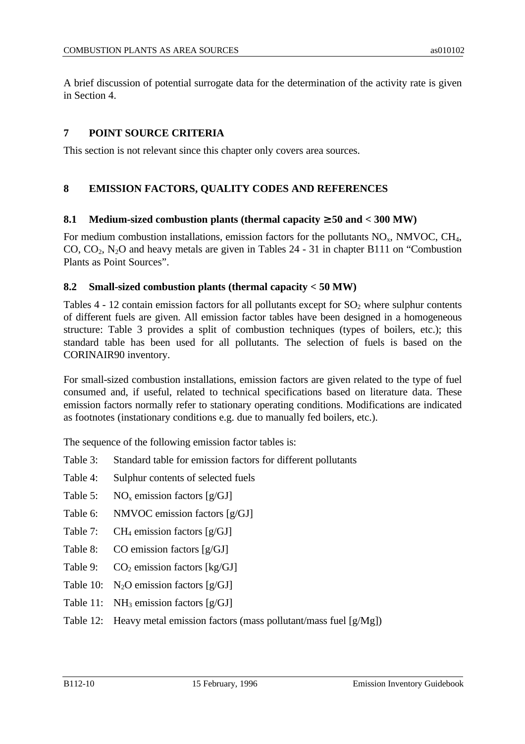A brief discussion of potential surrogate data for the determination of the activity rate is given in Section 4.

## 7 POINT SOURCE CRITERIA

This section is not relevant since this chapter only covers area sources.

## 8 EMISSION FACTORS, QUALITY CODES AND REFERENCES

### 8.1 Medium-sized combustion plants (thermal capacity ≥ 50 and < 300 MW)

For medium combustion installations, emission factors for the pollutants $NO_x$, NMVOC, $CH_4$, CO, $CO_2$, $N_2O$ and heavy metals are given in Tables 24 - 31 in chapter B111 on "Combustion Plants as Point Sources".

### 8.2 Small-sized combustion plants (thermal capacity < 50 MW)

Tables 4 - 12 contain emission factors for all pollutants except for $SO_2$ where sulphur contents of different fuels are given. All emission factor tables have been designed in a homogeneous structure: Table 3 provides a split of combustion techniques (types of boilers, etc.); this standard table has been used for all pollutants. The selection of fuels is based on the CORINAIR90 inventory.

For small-sized combustion installations, emission factors are given related to the type of fuel consumed and, if useful, related to technical specifications based on literature data. These emission factors normally refer to stationary operating conditions. Modifications are indicated as footnotes (instationary conditions e.g. due to manually fed boilers, etc.).

The sequence of the following emission factor tables is:

Table 3: Standard table for emission factors for different pollutants

Table 4: Sulphur contents of selected fuels

Table 5: $NO_x$ emission factors [g/GJ]

Table 6: NMVOC emission factors [g/GJ]

Table 7: $CH_4$ emission factors [g/GJ]

Table 8: CO emission factors [g/GJ]

Table 9: $CO_2$ emission factors [kg/GJ]

Table 10: $N_2O$ emission factors [g/GJ]

Table 11: $NH_3$ emission factors [g/GJ]

Table 12: Heavy metal emission factors (mass pollutant/mass fuel [g/Mg])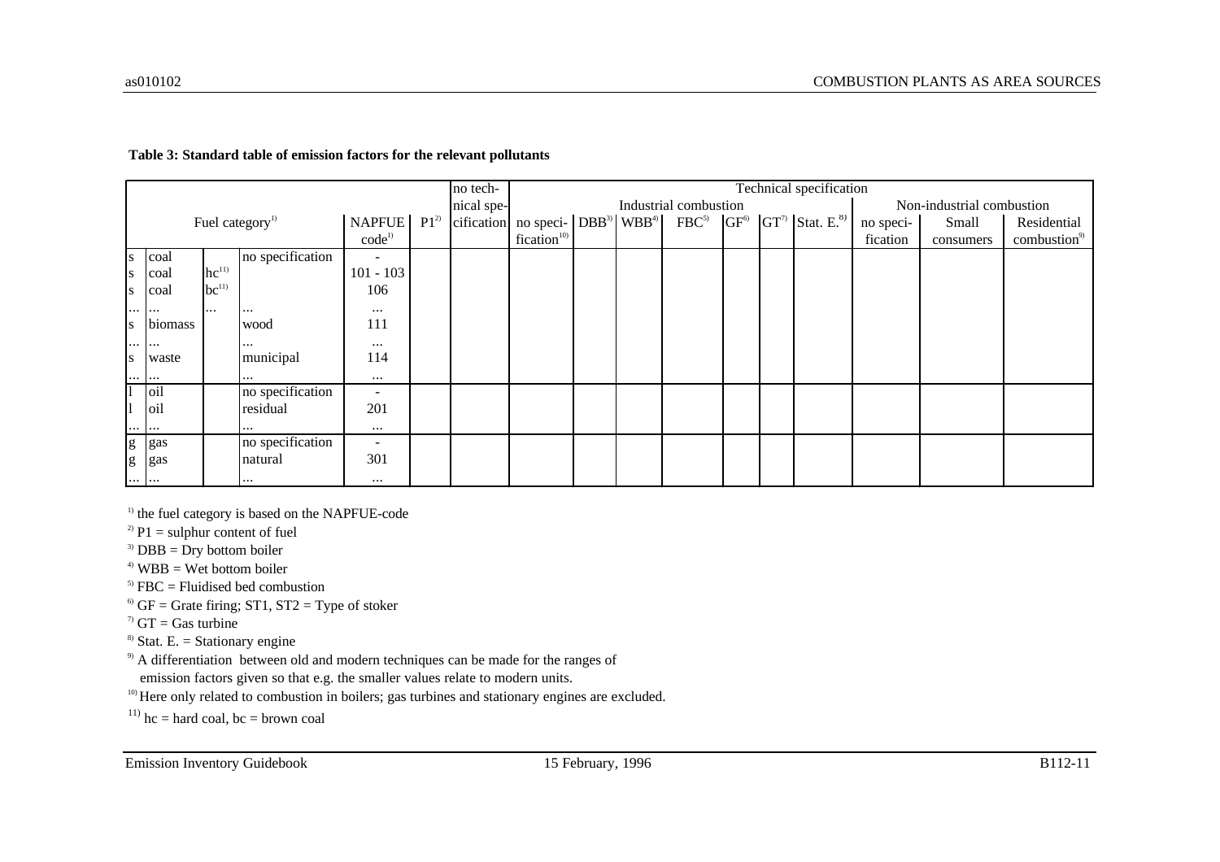**Table 3: Standard table of emission factors for the relevant pollutants**

| Fuel category[1] | | | | NAPFUE code[1] | P1[2] | no technical specification | Technical specification | | | | | | | | | |
|---|---|---|---|---|---|---|---|---|---|---|---|---|---|---|---|---|
| | | | | | | | Industrial combustion | | | | | | | Non-industrial combustion | | |
| | | | | | | | no specification[10] | DBB[3] | WBB[4] | FBC[5] | GF[6] | GT[7] | Stat. E.[8] | no specification | Small consumers | Residential combustion[9] |
| s | coal | | no specification | - | | | | | | | | | | | | |
| s | coal | hc[11] | | 101 - 103 | | | | | | | | | | | | |
| s | coal | bc[11] | | 106 | | | | | | | | | | | | |
| ... | ... | ... | ... | ... | | | | | | | | | | | | |
| s | biomass | | wood | 111 | | | | | | | | | | | | |
| ... | ... | | ... | ... | | | | | | | | | | | | |
| s | waste | | municipal | 114 | | | | | | | | | | | | |
| ... | ... | | ... | ... | | | | | | | | | | | | |
| l | oil | | no specification | - | | | | | | | | | | | | |
| l | oil | | residual | 201 | | | | | | | | | | | | |
| ... | ... | | ... | ... | | | | | | | | | | | | |
| g | gas | | no specification | - | | | | | | | | | | | | |
| g | gas | | natural | 301 | | | | | | | | | | | | |
| ... | ... | | ... | ... | | | | | | | | | | | | |

[1] the fuel category is based on the NAPFUE-code

[2] P1 = sulphur content of fuel

[3] DBB = Dry bottom boiler

[4] WBB = Wet bottom boiler

[5] FBC = Fluidised bed combustion

[6] GF = Grate firing; ST1, ST2 = Type of stoker

[7] GT = Gas turbine

[8] Stat. E. = Stationary engine

[9] A differentiation between old and modern techniques can be made for the ranges of emission factors given so that e.g. the smaller values relate to modern units.

[10] Here only related to combustion in boilers; gas turbines and stationary engines are excluded.

[11] hc = hard coal, bc = brown coal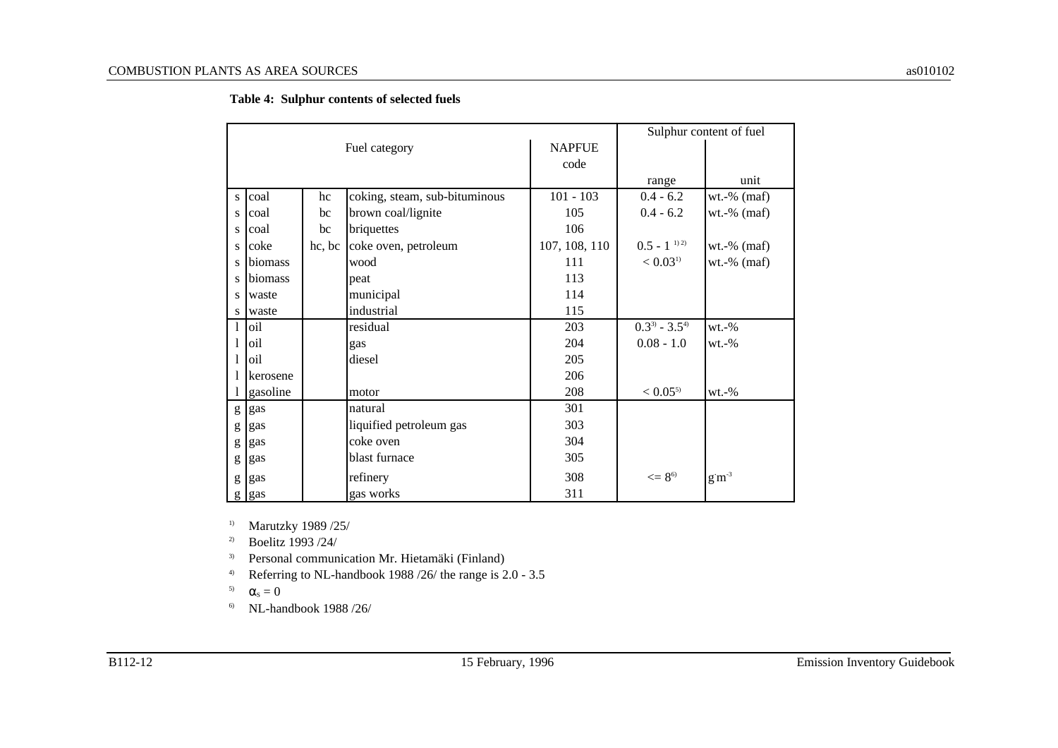**Table 4: Sulphur contents of selected fuels**

| Fuel category | | | | NAPFUE code | Sulphur content of fuel | |
|---|---|---|---|---|---|---|
| | | | | | range | unit |
| s | coal | hc | coking, steam, sub-bituminous | 101 - 103 | 0.4 - 6.2 | wt.-% (maf) |
| s | coal | bc | brown coal/lignite | 105 | 0.4 - 6.2 | wt.-% (maf) |
| s | coal | bc | briquettes | 106 | | |
| s | coke | hc, bc | coke oven, petroleum | 107, 108, 110 | 0.5 - 1 [1) 2)] | wt.-% (maf) |
| s | biomass | | wood | 111 | < 0.03[1)] | wt.-% (maf) |
| s | biomass | | peat | 113 | | |
| s | waste | | municipal | 114 | | |
| s | waste | | industrial | 115 | | |
| l | oil | | residual | 203 | 0.3[3)] - 3.5[4)] | wt.-% |
| l | oil | | gas | 204 | 0.08 - 1.0 | wt.-% |
| l | oil | | diesel | 205 | | |
| l | kerosene | | | 206 | | |
| l | gasoline | | motor | 208 | < 0.05[5)] | wt.-% |
| g | gas | | natural | 301 | | |
| g | gas | | liquified petroleum gas | 303 | | |
| g | gas | | coke oven | 304 | | |
| g | gas | | blast furnace | 305 | | |
| g | gas | | refinery | 308 | <= 8[6)] | $g \cdot m^{-3}$ |
| g | gas | | gas works | 311 | | |

[1)] Marutzky 1989 /25/

[2)] Boelitz 1993 /24/

[3)] Personal communication Mr. Hietamäki (Finland)

[4)] Referring to NL-handbook 1988 /26/ the range is 2.0 - 3.5

[5)] $\alpha_s = 0$

[6)] NL-handbook 1988 /26/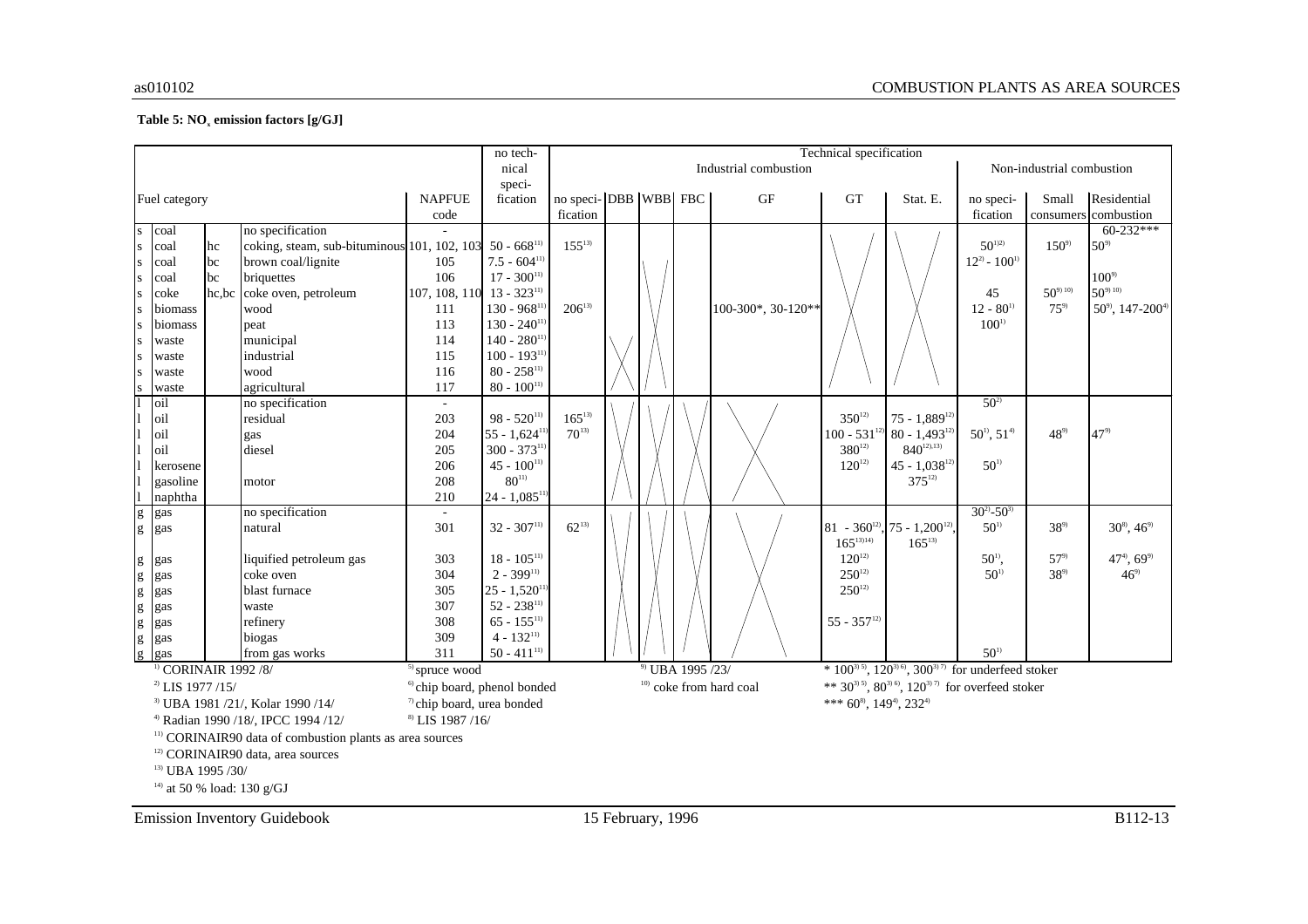**Table 5: $NO_x$ emission factors [g/GJ]**

| | | | | | no technical specification | Technical specification | | | | | | | | | | |
|---|---|---|---|---|---|---|---|---|---|---|---|---|---|---|---|---|
| | | | | | | Industrial combustion | | | | | | | | Non-industrial combustion | | |
| Fuel category | | | | NAPFUE code | | no specification | DBB | WBB | FBC | GF | GT | Stat. E. | | no specification | Small consumers | Residential combustion |
| s | coal | | no specification | - | | | | | | | | | | | | 60-232*** |
| s | coal | hc | coking, steam, sub-bituminous | 101, 102, 103 | 50 - 668[11] | 155[13] | | | | | | | | 50[1)2)] | 150[9] | 50[9] |
| s | coal | bc | brown coal/lignite | 105 | 7.5 - 604[11] | | | | | | | | | 12[2] - 100[1] | | |
| s | coal | bc | briquettes | 106 | 17 - 300[11] | | | | | | | | | | | 100[9] |
| s | coke | hc,bc | coke oven, petroleum | 107, 108, 110 | 13 - 323[11] | | | | | | | | | 45 | 50[9) 10)] | 50[9) 10)] |
| s | biomass | | wood | 111 | 130 - 968[11] | 206[13] | | | | 100-300*, 30-120** | | | | 12 - 80[1] | 75[9] | 50[9], 147-200[4] |
| s | biomass | | peat | 113 | 130 - 240[11] | | | | | | | | | 100[1] | | |
| s | waste | | municipal | 114 | 140 - 280[11] | | | | | | | | | | | |
| s | waste | | industrial | 115 | 100 - 193[11] | | | | | | | | | | | |
| s | waste | | wood | 116 | 80 - 258[11] | | | | | | | | | | | |
| s | waste | | agricultural | 117 | 80 - 100[11] | | | | | | | | | | | |
| l | oil | | no specification | - | | | | | | | | | | 50[2] | | |
| l | oil | | residual | 203 | 98 - 520[11] | 165[13] | | | | | 350[12] | 75 - 1,889[12] | | | | |
| l | oil | | gas | 204 | 55 - 1,624[11] | 70[13] | | | | | 100 - 531[12] | 80 - 1,493[12] | | 50[1], 51[4] | 48[9] | 47[9] |
| l | oil | | diesel | 205 | 300 - 373[11] | | | | | | 380[12] | 840[12),13)] | | | | |
| l | kerosene | | | 206 | 45 - 100[11] | | | | | | 120[12] | 45 - 1,038[12] | | 50[1] | | |
| l | gasoline | | motor | 208 | 80[11] | | | | | | | 375[12] | | | | |
| l | naphtha | | | 210 | 24 - 1,085[11] | | | | | | | | | | | |
| g | gas | | no specification | - | | | | | | | | | | 30[2]-50[3] | | |
| g | gas | | natural | 301 | 32 - 307[11] | 62[13] | | | | | 81 - 360[12], 165[13)14)] | 75 - 1,200[12], 165[13] | | 50[1] | 38[9] | 30[8], 46[9] |
| g | gas | | liquified petroleum gas | 303 | 18 - 105[11] | | | | | | 120[12] | | | 50[1], | 57[9] | 47[4], 69[9] |
| g | gas | | coke oven | 304 | 2 - 399[11] | | | | | | 250[12] | | | 50[1] | 38[9] | 46[9] |
| g | gas | | blast furnace | 305 | 25 - 1,520[11] | | | | | | 250[12] | | | | | |
| g | gas | | waste | 307 | 52 - 238[11] | | | | | | | | | | | |
| g | gas | | refinery | 308 | 65 - 155[11] | | | | | | 55 - 357[12] | | | | | |
| g | gas | | biogas | 309 | 4 - 132[11] | | | | | | | | | | | |
| g | gas | | from gas works | 311 | 50 - 411[11] | | | | | | | | | 50[1] | | |

[1] CORINAIR 1992 /8/
[2] LIS 1977 /15/
[3] UBA 1981 /21/, Kolar 1990 /14/
[4] Radian 1990 /18/, IPCC 1994 /12/
[5] spruce wood
[6] chip board, phenol bonded
[7] chip board, urea bonded
[8] LIS 1987 /16/
[9] UBA 1995 /23/
[10] coke from hard coal
[11] CORINAIR90 data of combustion plants as area sources
[12] CORINAIR90 data, area sources
[13] UBA 1995 /30/
[14] at 50 % load: 130 g/GJ

\* 100[3)5)], 120[3)6)], 300[3)7)] for underfeed stoker
\*\* 30[3)5)], 80[3)6)], 120[3)7)] for overfeed stoker
\*\*\* 60[8)], 149[4)], 232[4)]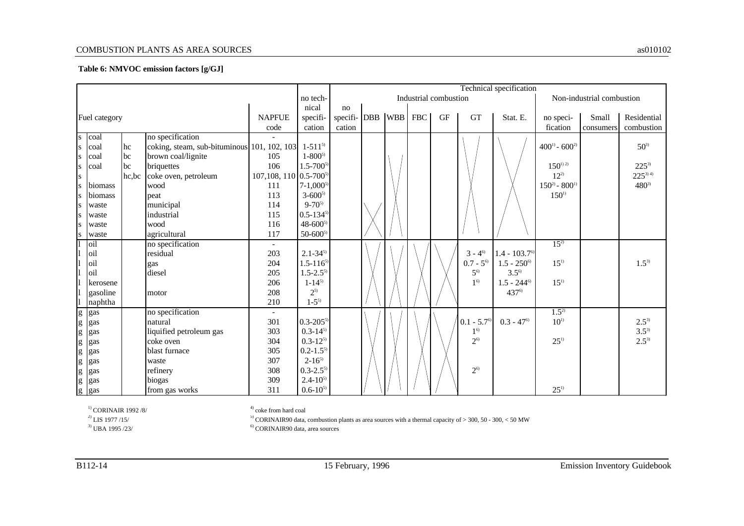**Table 6: NMVOC emission factors [g/GJ]**

| Fuel category | | | | NAPFUE code | no technical specification | Technical specification | | | | | | | | | | |
|---|---|---|---|---|---|---|---|---|---|---|---|---|---|---|---|---|
| | | | | | | Industrial combustion | | | | | | | Non-industrial combustion | | |
| | | | | | | no specification | DBB | WBB | FBC | GF | GT | Stat. E. | no specification | Small consumers | Residential combustion |
| s | coal | | no specification | - | | | | | | | | | | | |
| s | coal | hc | coking, steam, sub-bituminous | 101, 102, 103 | 1-511[5] | | | | | | | | 400[1] - 600[2] | | 50[3] |
| s | coal | bc | brown coal/lignite | 105 | 1-800[5] | | | | | | | | | | |
| s | coal | bc | briquettes | 106 | 1.5-700[5] | | | | | | | | 150[1) 2)] | | 225[3] |
| s | | hc,bc | coke oven, petroleum | 107,108, 110 | 0.5-700[5] | | | | | | | | 12[2] | | 225[3) 4)] |
| s | biomass | | wood | 111 | 7-1,000[5] | | | | | | | | 150[2] - 800[1] | | 480[3] |
| s | biomass | | peat | 113 | 3-600[5] | | | | | | | | 150[1] | | |
| s | waste | | municipal | 114 | 9-70[5] | | | | | | | | | | |
| s | waste | | industrial | 115 | 0.5-134[5] | | | | | | | | | | |
| s | waste | | wood | 116 | 48-600[5] | | | | | | | | | | |
| s | waste | | agricultural | 117 | 50-600[5] | | | | | | | | | | |
| l | oil | | no specification | - | | | | | | | | | 15[2] | | |
| l | oil | | residual | 203 | 2.1-34[5] | | | | | | 3 - 4[6] | 1.4 - 103.7[6] | | | |
| l | oil | | gas | 204 | 1.5-116[5] | | | | | | 0.7 - 5[6] | 1.5 - 250[6] | 15[1] | | 1.5[3] |
| l | oil | | diesel | 205 | 1.5-2.5[5] | | | | | | 5[6] | 3.5[6] | | | |
| l | kerosene | | | 206 | 1-14[5] | | | | | | 1[6] | 1.5 - 244[6] | 15[1] | | |
| l | gasoline | | motor | 208 | 2[5] | | | | | | | 437[6] | | | |
| l | naphtha | | | 210 | 1-5[5] | | | | | | | | | | |
| g | gas | | no specification | - | | | | | | | | | 1.5[2] | | |
| g | gas | | natural | 301 | 0.3-205[5] | | | | | | 0.1 - 5.7[6] | 0.3 - 47[6] | 10[1] | | 2.5[3] |
| g | gas | | liquified petroleum gas | 303 | 0.3-14[5] | | | | | | 1[6] | | | | 3.5[3] |
| g | gas | | coke oven | 304 | 0.3-12[5] | | | | | | 2[6] | | 25[1] | | 2.5[3] |
| g | gas | | blast furnace | 305 | 0.2-1.5[5] | | | | | | | | | | |
| g | gas | | waste | 307 | 2-16[5] | | | | | | | | | | |
| g | gas | | refinery | 308 | 0.3-2.5[5] | | | | | | 2[6] | | | | |
| g | gas | | biogas | 309 | 2.4-10[5] | | | | | | | | | | |
| g | gas | | from gas works | 311 | 0.6-10[5] | | | | | | | | 25[1] | | |

[1] CORINAIR 1992 /8/
[2] LIS 1977 /15/
[3] UBA 1995 /23/
[4] coke from hard coal
[5] CORINAIR90 data, combustion plants as area sources with a thermal capacity of > 300, 50 - 300, < 50 MW
[6] CORINAIR90 data, area sources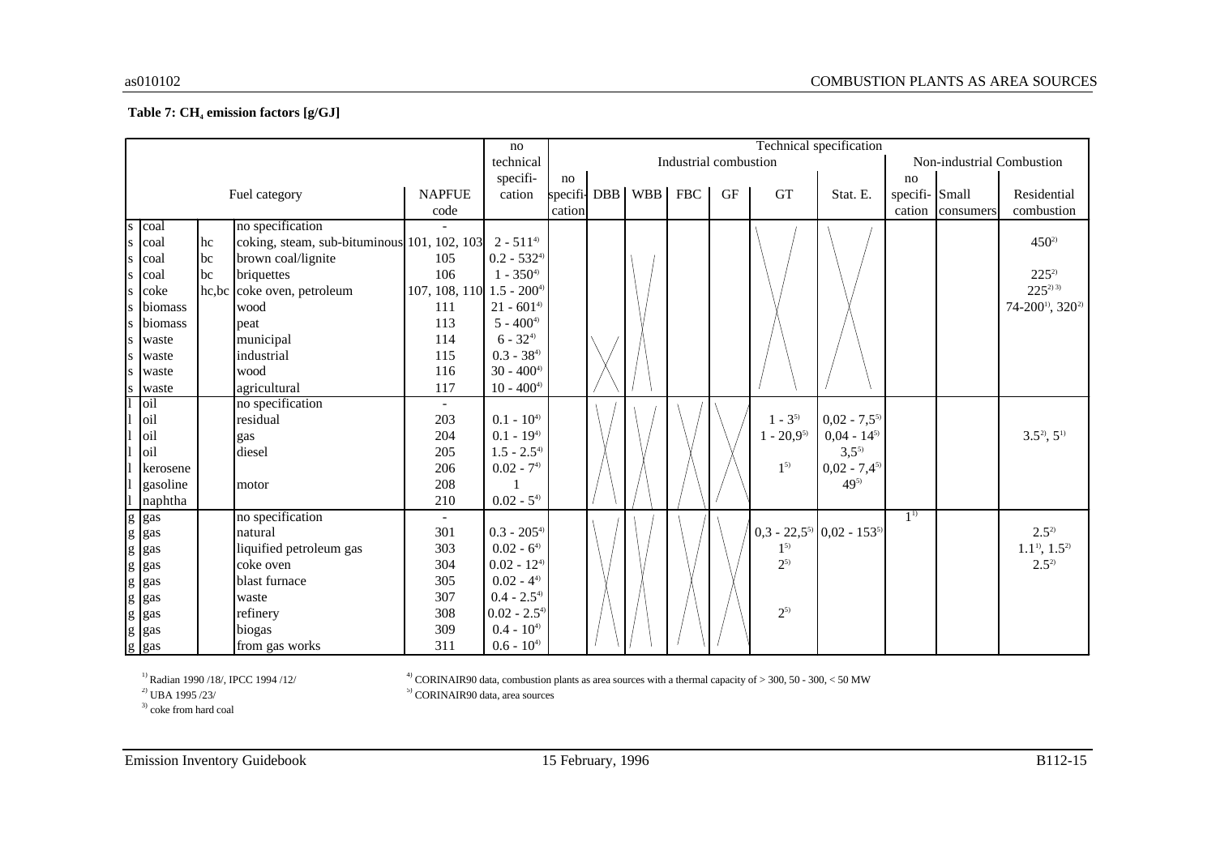**Table 7: $CH_4$ emission factors [g/GJ]**

| | | | Fuel category | NAPFUE code | no technical specification | Industrial combustion: no specification | DBB | WBB | FBC | GF | GT | Stat. E. | Non-industrial Combustion: no specification | Small consumers | Residential combustion |
|---|---|---|---|---|---|---|---|---|---|---|---|---|---|---|---|
| s | coal | | no specification | - | | | | | | | | | | | |
| s | coal | hc | coking, steam, sub-bituminous | 101, 102, 103 | 2 - 511[4] | | | | | | | | | | 450[2] |
| s | coal | bc | brown coal/lignite | 105 | 0.2 - 532[4] | | | | | | | | | | |
| s | coal | bc | briquettes | 106 | 1 - 350[4] | | | | | | | | | | 225[2] |
| s | coke | hc,bc | coke oven, petroleum | 107, 108, 110 | 1.5 - 200[4] | | | | | | | | | | 225[2) 3)] |
| s | biomass | | wood | 111 | 21 - 601[4] | | | | | | | | | | 74-200[1], 320[2] |
| s | biomass | | peat | 113 | 5 - 400[4] | | | | | | | | | | |
| s | waste | | municipal | 114 | 6 - 32[4] | | | | | | | | | | |
| s | waste | | industrial | 115 | 0.3 - 38[4] | | | | | | | | | | |
| s | waste | | wood | 116 | 30 - 400[4] | | | | | | | | | | |
| s | waste | | agricultural | 117 | 10 - 400[4] | | | | | | | | | | |
| l | oil | | no specification | - | | | | | | | | | | | |
| l | oil | | residual | 203 | 0.1 - 10[4] | | | | | | 1 - 3[5] | 0,02 - 7,5[5] | | | |
| l | oil | | gas | 204 | 0.1 - 19[4] | | | | | | 1 - 20,9[5] | 0,04 - 14[5] | | | 3.5[2], 5[1] |
| l | oil | | diesel | 205 | 1.5 - 2.5[4] | | | | | | | 3,5[5] | | | |
| l | kerosene | | | 206 | 0.02 - 7[4] | | | | | | 1[5] | 0,02 - 7,4[5] | | | |
| l | gasoline | | motor | 208 | 1 | | | | | | | 49[5] | | | |
| l | naphtha | | | 210 | 0.02 - 5[4] | | | | | | | | | | |
| g | gas | | no specification | - | | | | | | | | | 1[1] | | |
| g | gas | | natural | 301 | 0.3 - 205[4] | | | | | | 0,3 - 22,5[5] | 0,02 - 153[5] | | | 2.5[2] |
| g | gas | | liquified petroleum gas | 303 | 0.02 - 6[4] | | | | | | 1[5] | | | | 1.1[1], 1.5[2] |
| g | gas | | coke oven | 304 | 0.02 - 12[4] | | | | | | 2[5] | | | | 2.5[2] |
| g | gas | | blast furnace | 305 | 0.02 - 4[4] | | | | | | | | | | |
| g | gas | | waste | 307 | 0.4 - 2.5[4] | | | | | | | | | | |
| g | gas | | refinery | 308 | 0.02 - 2.5[4] | | | | | | 2[5] | | | | |
| g | gas | | biogas | 309 | 0.4 - 10[4] | | | | | | | | | | |
| g | gas | | from gas works | 311 | 0.6 - 10[4] | | | | | | | | | | |

[1] Radian 1990 /18/, IPCC 1994 /12/
[2] UBA 1995 /23/
[3] coke from hard coal
[4] CORINAIR90 data, combustion plants as area sources with a thermal capacity of > 300, 50 - 300, < 50 MW
[5] CORINAIR90 data, area sources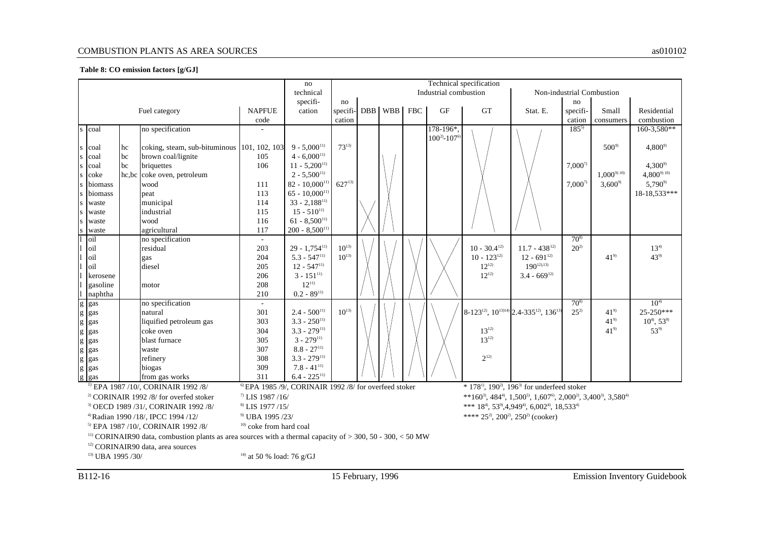**Table 8: CO emission factors [g/GJ]**

| | | | Fuel category | NAPFUE code | no technical specification | Industrial combustion: no specification | DBB | WBB | FBC | GF | GT | Stat. E. | Non-industrial Combustion: no specification | Small consumers | Residential combustion |
|---|---|---|---|---|---|---|---|---|---|---|---|---|---|---|---|
| s | coal | | no specification | - | | | | | | 178-196*, 100[2]-107[6] | | | 185[5] | | 160-3,580** |
| s | coal | hc | coking, steam, sub-bituminous | 101, 102, 103 | 9 - 5,000[11] | 73[13] | | | | | | | | 500[9] | 4,800[9] |
| s | coal | bc | brown coal/lignite | 105 | 4 - 6,000[11] | | | | | | | | | | |
| s | coal | bc | briquettes | 106 | 11 - 5,200[11] | | | | | | | | 7,000[7] | | 4,300[9] |
| s | coke | hc,bc | coke oven, petroleum | | 2 - 5,500[11] | | | | | | | | | 1,000[9] [10] | 4,800[9] [10] |
| s | biomass | | wood | 111 | 82 - 10,000[11] | 627[13] | | | | | | | 7,000[7] | 3,600[9] | 5,790[9] |
| s | biomass | | peat | 113 | 65 - 10,000[11] | | | | | | | | | | 18-18,533*** |
| s | waste | | municipal | 114 | 33 - 2,188[11] | | | | | | | | | | |
| s | waste | | industrial | 115 | 15 - 510[11] | | | | | | | | | | |
| s | waste | | wood | 116 | 61 - 8,500[11] | | | | | | | | | | |
| s | waste | | agricultural | 117 | 200 - 8,500[11] | | | | | | | | | | |
| l | oil | | no specification | - | | | | | | | | | 70[8] | | |
| l | oil | | residual | 203 | 29 - 1,754[11] | 10[13] | | | | | 10 - 30.4[12] | 11.7 - 438[12] | 20[2] | | 13[4] |
| l | oil | | gas | 204 | 5.3 - 547[11] | 10[13] | | | | | 10 - 123[12] | 12 - 691[12] | | 41[9] | 43[9] |
| l | oil | | diesel | 205 | 12 - 547[11] | | | | | | 12[12] | 190[12] [13] | | | |
| l | kerosene | | | 206 | 3 - 151[11] | | | | | | 12[12] | 3.4 - 669[12] | | | |
| l | gasoline | | motor | 208 | 12[11] | | | | | | | | | | |
| l | naphtha | | | 210 | 0.2 - 89[11] | | | | | | | | | | |
| g | gas | | no specification | - | | | | | | | | | 70[8] | | 10[4] |
| g | gas | | natural | 301 | 2.4 - 500[11] | 10[13] | | | | | 8-123[12], 10[13] [14] | 2.4-335[12], 136[13] | 25[2] | 41[9] | 25-250*** |
| g | gas | | liquified petroleum gas | 303 | 3.3 - 250[11] | | | | | | | | | 41[9] | 10[4], 53[9] |
| g | gas | | coke oven | 304 | 3.3 - 279[11] | | | | | | 13[12] | | | 41[9] | 53[9] |
| g | gas | | blast furnace | 305 | 3 - 279[11] | | | | | | 13[12] | | | | |
| g | gas | | waste | 307 | 8.8 - 27[11] | | | | | | | | | | |
| g | gas | | refinery | 308 | 3.3 - 279[11] | | | | | | 2[12] | | | | |
| g | gas | | biogas | 309 | 7.8 - 41[11] | | | | | | | | | | |
| g | gas | | from gas works | 311 | 6.4 - 225[11] | | | | | | | | | | |

[1] EPA 1987 /10/, CORINAIR 1992 /8/
[2] CORINAIR 1992 /8/ for overfed stoker
[3] OECD 1989 /31/, CORINAIR 1992 /8/
[4] Radian 1990 /18/, IPCC 1994 /12/
[5] EPA 1987 /10/, CORINAIR 1992 /8/
[6] EPA 1985 /9/, CORINAIR 1992 /8/ for overfeed stoker
[7] LIS 1987 /16/
[8] LIS 1977 /15/
[9] UBA 1995 /23/
[10] coke from hard coal
[11] CORINAIR90 data, combustion plants as area sources with a thermal capacity of > 300, 50 - 300, < 50 MW
[12] CORINAIR90 data, area sources
[13] UBA 1995 /30/
[14] at 50 % load: 76 g/GJ

\* 178[1], 190[2], 196[3] for underfeed stoker
\*\*160[3], 484[4], 1,500[5], 1,607[6], 2,000[2], 3,400[3], 3,580[4]
\*\*\* 18[4], 53[9], 4,949[4], 6,002[4], 18,533[4]
\*\*\*\* 25[2], 200[2], 250[2] (cooker)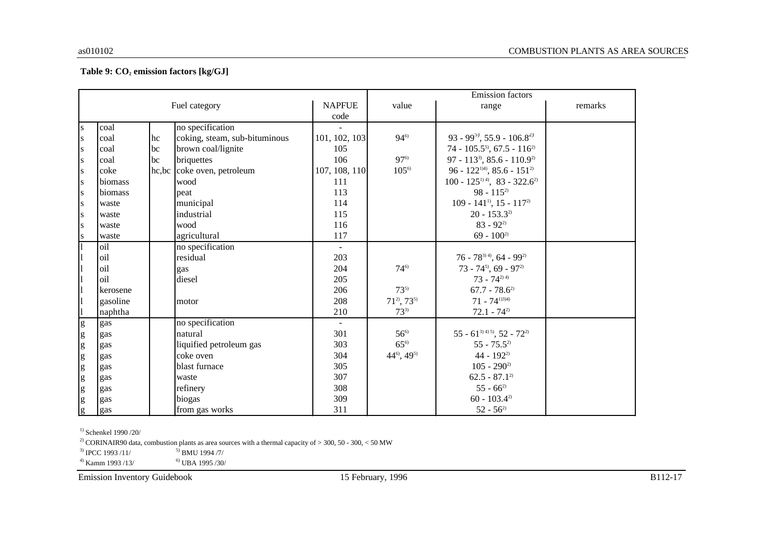**Table 9: $CO_2$ emission factors [kg/GJ]**

| Fuel category | | | | NAPFUE code | Emission factors | | |
|---|---|---|---|---|---|---|---|
| | | | | | value | range | remarks |
| s | coal | | no specification | - | | | |
| s | coal | hc | coking, steam, sub-bituminous | 101, 102, 103 | 94[6] | 93 - 99[5], 55.9 - 106.8[2] | |
| s | coal | bc | brown coal/lignite | 105 | | 74 - 105.5[5], 67.5 - 116[2] | |
| s | coal | bc | briquettes | 106 | 97[6] | 97 - 113[3], 85.6 - 110.9[2] | |
| s | coke | hc,bc | coke oven, petroleum | 107, 108, 110 | 105[6] | 96 - 122[1][4], 85.6 - 151[2] | |
| s | biomass | | wood | 111 | | 100 - 125[1][4], 83 - 322.6[2] | |
| s | biomass | | peat | 113 | | 98 - 115[2] | |
| s | waste | | municipal | 114 | | 109 - 141[1], 15 - 117[2] | |
| s | waste | | industrial | 115 | | 20 - 153.3[2] | |
| s | waste | | wood | 116 | | 83 - 92[2] | |
| s | waste | | agricultural | 117 | | 69 - 100[2] | |
| l | oil | | no specification | - | | | |
| l | oil | | residual | 203 | | 76 - 78[3][4], 64 - 99[2] | |
| l | oil | | gas | 204 | 74[6] | 73 - 74[5], 69 - 97[2] | |
| l | oil | | diesel | 205 | | 73 - 74[2][4] | |
| l | kerosene | | | 206 | 73[5] | 67.7 - 78.6[2] | |
| l | gasoline | | motor | 208 | 71[2], 73[5] | 71 - 74[1][3][4] | |
| l | naphtha | | | 210 | 73[3] | 72.1 - 74[2] | |
| g | gas | | no specification | - | | | |
| g | gas | | natural | 301 | 56[6] | 55 - 61[3][4][5], 52 - 72[2] | |
| g | gas | | liquified petroleum gas | 303 | 65[6] | 55 - 75.5[2] | |
| g | gas | | coke oven | 304 | 44[6], 49[5] | 44 - 192[2] | |
| g | gas | | blast furnace | 305 | | 105 - 290[2] | |
| g | gas | | waste | 307 | | 62.5 - 87.1[2] | |
| g | gas | | refinery | 308 | | 55 - 66[2] | |
| g | gas | | biogas | 309 | | 60 - 103.4[2] | |
| g | gas | | from gas works | 311 | | 52 - 56[2] | |

[1] Schenkel 1990 /20/
[2] CORINAIR90 data, combustion plants as area sources with a thermal capacity of > 300, 50 - 300, < 50 MW
[3] IPCC 1993 /11/
[4] Kamm 1993 /13/
[5] BMU 1994 /7/
[6] UBA 1995 /30/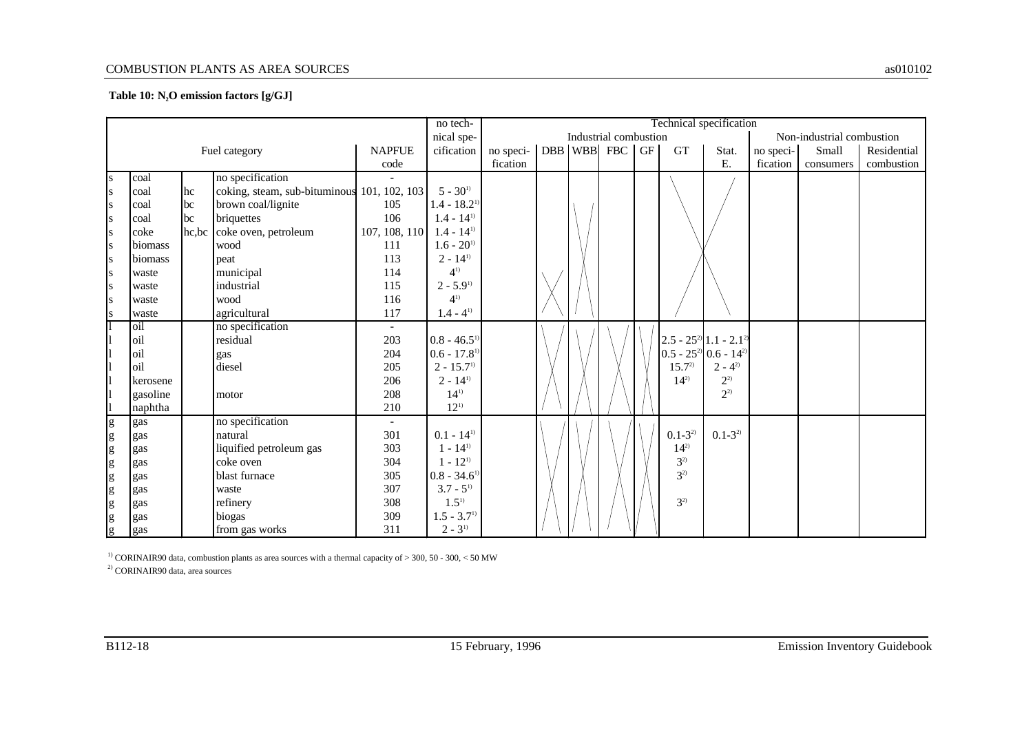**Table 10: $N_2O$ emission factors [g/GJ]**

| | | | Fuel category | NAPFUE code | no technical specification | Industrial combustion: no specification | DBB | WBB | FBC | GF | GT | Stat. E. | Non-industrial combustion: no specification | Small consumers | Residential combustion |
|---|---|---|---|---|---|---|---|---|---|---|---|---|---|---|---|
| s | coal | | no specification | - | | | | | | | | | | | |
| s | coal | hc | coking, steam, sub-bituminous | 101, 102, 103 | 5 - 30[1] | | | | | | | | | | |
| s | coal | bc | brown coal/lignite | 105 | 1.4 - 18.2[1] | | | | | | | | | | |
| s | coal | bc | briquettes | 106 | 1.4 - 14[1] | | | | | | | | | | |
| s | coke | hc,bc | coke oven, petroleum | 107, 108, 110 | 1.4 - 14[1] | | | | | | | | | | |
| s | biomass | | wood | 111 | 1.6 - 20[1] | | | | | | | | | | |
| s | biomass | | peat | 113 | 2 - 14[1] | | | | | | | | | | |
| s | waste | | municipal | 114 | 4[1] | | | | | | | | | | |
| s | waste | | industrial | 115 | 2 - 5.9[1] | | | | | | | | | | |
| s | waste | | wood | 116 | 4[1] | | | | | | | | | | |
| s | waste | | agricultural | 117 | 1.4 - 4[1] | | | | | | | | | | |
| l | oil | | no specification | - | | | | | | | | | | | |
| l | oil | | residual | 203 | 0.8 - 46.5[1] | | | | | | 2.5 - 25[2] | 1.1 - 2.1[2] | | | |
| l | oil | | gas | 204 | 0.6 - 17.8[1] | | | | | | 0.5 - 25[2] | 0.6 - 14[2] | | | |
| l | oil | | diesel | 205 | 2 - 15.7[1] | | | | | | 15.7[2] | 2 - 4[2] | | | |
| l | kerosene | | | 206 | 2 - 14[1] | | | | | | 14[2] | 2[2] | | | |
| l | gasoline | | motor | 208 | 14[1] | | | | | | | 2[2] | | | |
| l | naphtha | | | 210 | 12[1] | | | | | | | | | | |
| g | gas | | no specification | - | | | | | | | | | | | |
| g | gas | | natural | 301 | 0.1 - 14[1] | | | | | | 0.1-3[2] | 0.1-3[2] | | | |
| g | gas | | liquified petroleum gas | 303 | 1 - 14[1] | | | | | | 14[2] | | | | |
| g | gas | | coke oven | 304 | 1 - 12[1] | | | | | | 3[2] | | | | |
| g | gas | | blast furnace | 305 | 0.8 - 34.6[1] | | | | | | 3[2] | | | | |
| g | gas | | waste | 307 | 3.7 - 5[1] | | | | | | | | | | |
| g | gas | | refinery | 308 | 1.5[1] | | | | | | 3[2] | | | | |
| g | gas | | biogas | 309 | 1.5 - 3.7[1] | | | | | | | | | | |
| g | gas | | from gas works | 311 | 2 - 3[1] | | | | | | | | | | |

[1] CORINAIR90 data, combustion plants as area sources with a thermal capacity of > 300, 50 - 300, < 50 MW

[2] CORINAIR90 data, area sources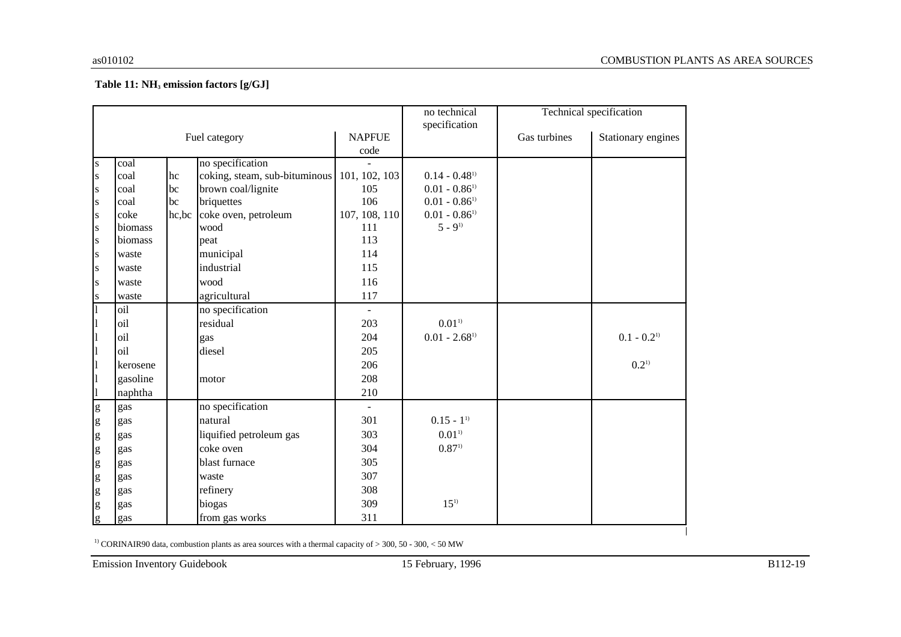**Table 11: $NH_3$ emission factors [g/GJ]**

| | | | Fuel category | NAPFUE code | no technical specification | Technical specification | |
|---|---|---|---|---|---|---|---|
| | | | | | | Gas turbines | Stationary engines |
| s | coal | | no specification | - | | | |
| s | coal | hc | coking, steam, sub-bituminous | 101, 102, 103 | 0.14 - 0.48[1] | | |
| s | coal | bc | brown coal/lignite | 105 | 0.01 - 0.86[1] | | |
| s | coal | bc | briquettes | 106 | 0.01 - 0.86[1] | | |
| s | coke | hc,bc | coke oven, petroleum | 107, 108, 110 | 0.01 - 0.86[1] | | |
| s | biomass | | wood | 111 | 5 - 9[1] | | |
| s | biomass | | peat | 113 | | | |
| s | waste | | municipal | 114 | | | |
| s | waste | | industrial | 115 | | | |
| s | waste | | wood | 116 | | | |
| s | waste | | agricultural | 117 | | | |
| l | oil | | no specification | - | | | |
| l | oil | | residual | 203 | 0.01[1] | | |
| l | oil | | gas | 204 | 0.01 - 2.68[1] | | 0.1 - 0.2[1] |
| l | oil | | diesel | 205 | | | |
| l | kerosene | | | 206 | | | 0.2[1] |
| l | gasoline | | motor | 208 | | | |
| l | naphtha | | | 210 | | | |
| g | gas | | no specification | - | | | |
| g | gas | | natural | 301 | 0.15 - 1[1] | | |
| g | gas | | liquified petroleum gas | 303 | 0.01[1] | | |
| g | gas | | coke oven | 304 | 0.87[1] | | |
| g | gas | | blast furnace | 305 | | | |
| g | gas | | waste | 307 | | | |
| g | gas | | refinery | 308 | | | |
| g | gas | | biogas | 309 | 15[1] | | |
| g | gas | | from gas works | 311 | | | |

[1] CORINAIR90 data, combustion plants as area sources with a thermal capacity of > 300, 50 - 300, < 50 MW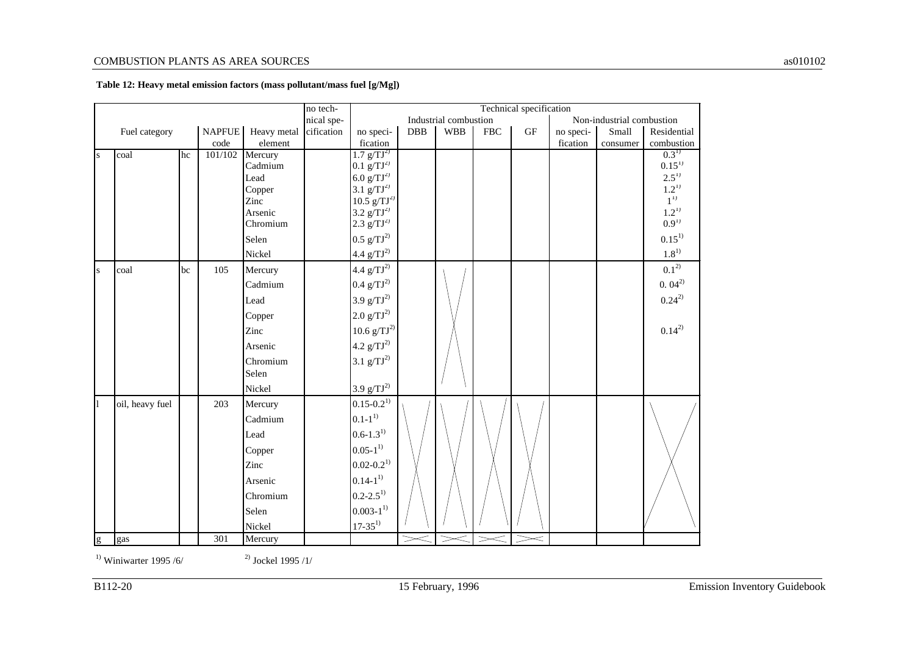**Table 12: Heavy metal emission factors (mass pollutant/mass fuel [g/Mg])**

| | Fuel category | | NAPFUE code | Heavy metal element | no technical specification | Technical specification | | | | | | | |
|---|---|---|---|---|---|---|---|---|---|---|---|---|---|
| | | | | | | Industrial combustion | | | | | Non-industrial combustion | | |
| | | | | | | no specification | DBB | WBB | FBC | GF | no specification | Small consumer | Residential combustion |
| s | coal | hc | 101/102 | Mercury | | 1.7 g/TJ[2) | | | | | | | 0.3[1) |
| | | | | Cadmium | | 0.1 g/TJ[2) | | | | | | | 0.15[1) |
| | | | | Lead | | 6.0 g/TJ[2) | | | | | | | 2.5[1) |
| | | | | Copper | | 3.1 g/TJ[2) | | | | | | | 1.2[1) |
| | | | | Zinc | | 10.5 g/TJ[2) | | | | | | | 1[1) |
| | | | | Arsenic | | 3.2 g/TJ[2) | | | | | | | 1.2[1) |
| | | | | Chromium | | 2.3 g/TJ[2) | | | | | | | 0.9[1) |
| | | | | Selen | | 0.5 g/TJ[2) | | | | | | | 0.15[1) |
| | | | | Nickel | | 4.4 g/TJ[2) | | | | | | | 1.8[1) |
| s | coal | bc | 105 | Mercury | | 4.4 g/TJ[2) | | X | | | | | 0.1[2) |
| | | | | Cadmium | | 0.4 g/TJ[2) | | X | | | | | 0. 04[2) |
| | | | | Lead | | 3.9 g/TJ[2) | | X | | | | | 0.24[2) |
| | | | | Copper | | 2.0 g/TJ[2) | | X | | | | | |
| | | | | Zinc | | 10.6 g/TJ[2) | | X | | | | | 0.14[2) |
| | | | | Arsenic | | 4.2 g/TJ[2) | | X | | | | | |
| | | | | Chromium | | 3.1 g/TJ[2) | | X | | | | | |
| | | | | Selen | | | | X | | | | | |
| | | | | Nickel | | 3.9 g/TJ[2) | | X | | | | | |
| l | oil, heavy fuel | | 203 | Mercury | | 0.15-0.2[1) | X | X | X | X | | | X |
| | | | | Cadmium | | 0.1-1[1) | X | X | X | X | | | X |
| | | | | Lead | | 0.6-1.3[1) | X | X | X | X | | | X |
| | | | | Copper | | 0.05-1[1) | X | X | X | X | | | X |
| | | | | Zinc | | 0.02-0.2[1) | X | X | X | X | | | X |
| | | | | Arsenic | | 0.14-1[1) | X | X | X | X | | | X |
| | | | | Chromium | | 0.2-2.5[1) | X | X | X | X | | | X |
| | | | | Selen | | 0.003-1[1) | X | X | X | X | | | X |
| | | | | Nickel | | 17-35[1) | X | X | X | X | | | X |
| g | gas | | 301 | Mercury | | | X | X | X | X | | | |

[1) Winiwarter 1995 /6/ [2) Jockel 1995 /1/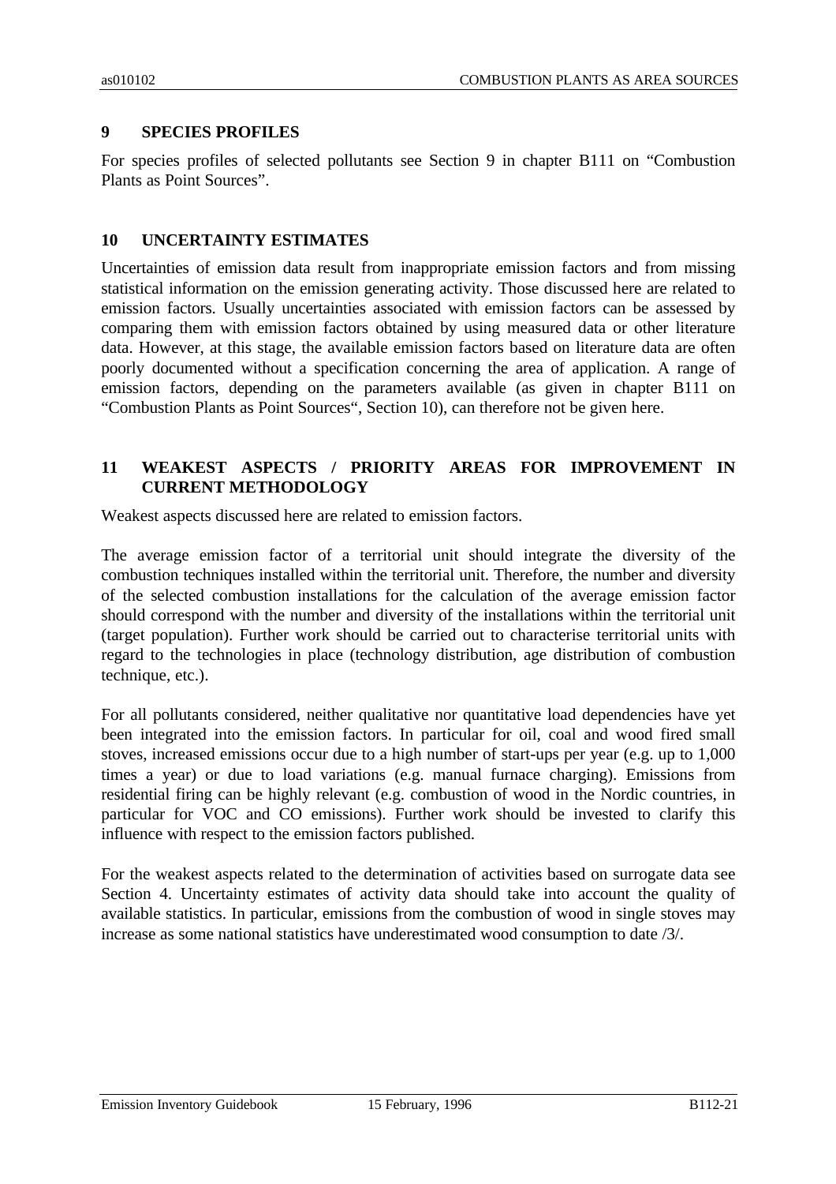## 9 SPECIES PROFILES

For species profiles of selected pollutants see Section 9 in chapter B111 on “Combustion Plants as Point Sources”.

## 10 UNCERTAINTY ESTIMATES

Uncertainties of emission data result from inappropriate emission factors and from missing statistical information on the emission generating activity. Those discussed here are related to emission factors. Usually uncertainties associated with emission factors can be assessed by comparing them with emission factors obtained by using measured data or other literature data. However, at this stage, the available emission factors based on literature data are often poorly documented without a specification concerning the area of application. A range of emission factors, depending on the parameters available (as given in chapter B111 on “Combustion Plants as Point Sources“, Section 10), can therefore not be given here.

## 11 WEAKEST ASPECTS / PRIORITY AREAS FOR IMPROVEMENT IN CURRENT METHODOLOGY

Weakest aspects discussed here are related to emission factors.

The average emission factor of a territorial unit should integrate the diversity of the combustion techniques installed within the territorial unit. Therefore, the number and diversity of the selected combustion installations for the calculation of the average emission factor should correspond with the number and diversity of the installations within the territorial unit (target population). Further work should be carried out to characterise territorial units with regard to the technologies in place (technology distribution, age distribution of combustion technique, etc.).

For all pollutants considered, neither qualitative nor quantitative load dependencies have yet been integrated into the emission factors. In particular for oil, coal and wood fired small stoves, increased emissions occur due to a high number of start-ups per year (e.g. up to 1,000 times a year) or due to load variations (e.g. manual furnace charging). Emissions from residential firing can be highly relevant (e.g. combustion of wood in the Nordic countries, in particular for VOC and CO emissions). Further work should be invested to clarify this influence with respect to the emission factors published.

For the weakest aspects related to the determination of activities based on surrogate data see Section 4. Uncertainty estimates of activity data should take into account the quality of available statistics. In particular, emissions from the combustion of wood in single stoves may increase as some national statistics have underestimated wood consumption to date /3/.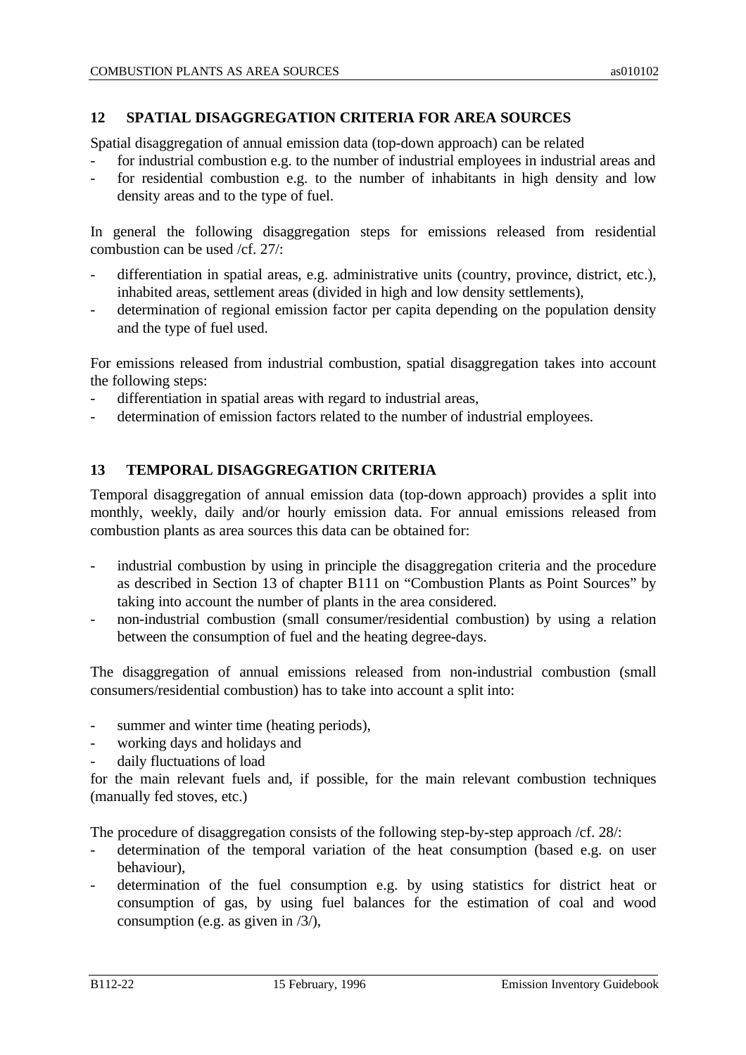## 12 SPATIAL DISAGGREGATION CRITERIA FOR AREA SOURCES

Spatial disaggregation of annual emission data (top-down approach) can be related

- for industrial combustion e.g. to the number of industrial employees in industrial areas and
- for residential combustion e.g. to the number of inhabitants in high density and low density areas and to the type of fuel.

In general the following disaggregation steps for emissions released from residential combustion can be used /cf. 27/:

- differentiation in spatial areas, e.g. administrative units (country, province, district, etc.), inhabited areas, settlement areas (divided in high and low density settlements),
- determination of regional emission factor per capita depending on the population density and the type of fuel used.

For emissions released from industrial combustion, spatial disaggregation takes into account the following steps:

- differentiation in spatial areas with regard to industrial areas,
- determination of emission factors related to the number of industrial employees.

## 13 TEMPORAL DISAGGREGATION CRITERIA

Temporal disaggregation of annual emission data (top-down approach) provides a split into monthly, weekly, daily and/or hourly emission data. For annual emissions released from combustion plants as area sources this data can be obtained for:

- industrial combustion by using in principle the disaggregation criteria and the procedure as described in Section 13 of chapter B111 on "Combustion Plants as Point Sources" by taking into account the number of plants in the area considered.
- non-industrial combustion (small consumer/residential combustion) by using a relation between the consumption of fuel and the heating degree-days.

The disaggregation of annual emissions released from non-industrial combustion (small consumers/residential combustion) has to take into account a split into:

- summer and winter time (heating periods),
- working days and holidays and
- daily fluctuations of load

for the main relevant fuels and, if possible, for the main relevant combustion techniques (manually fed stoves, etc.)

The procedure of disaggregation consists of the following step-by-step approach /cf. 28/:

- determination of the temporal variation of the heat consumption (based e.g. on user behaviour),
- determination of the fuel consumption e.g. by using statistics for district heat or consumption of gas, by using fuel balances for the estimation of coal and wood consumption (e.g. as given in /3/),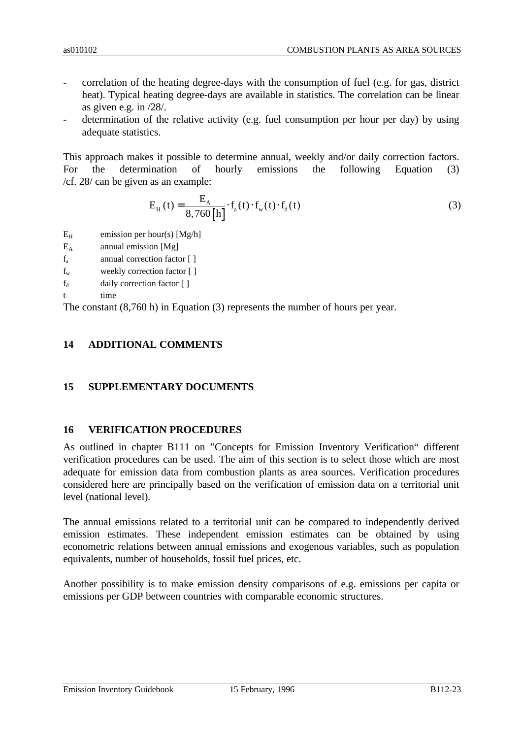- correlation of the heating degree-days with the consumption of fuel (e.g. for gas, district heat). Typical heating degree-days are available in statistics. The correlation can be linear as given e.g. in /28/.
- determination of the relative activity (e.g. fuel consumption per hour per day) by using adequate statistics.

This approach makes it possible to determine annual, weekly and/or daily correction factors. For the determination of hourly emissions the following Equation (3) /cf. 28/ can be given as an example:

$$E_H(t) = \frac{E_A}{8{,}760\,[h]} \cdot f_a(t) \cdot f_w(t) \cdot f_d(t) \tag{3}$$

$E_H$ emission per hour(s) [Mg/h]

$E_A$ annual emission [Mg]

$f_a$ annual correction factor [ ]

$f_w$ weekly correction factor [ ]

$f_d$ daily correction factor [ ]

t time

The constant (8,760 h) in Equation (3) represents the number of hours per year.

## 14 ADDITIONAL COMMENTS

## 15 SUPPLEMENTARY DOCUMENTS

## 16 VERIFICATION PROCEDURES

As outlined in chapter B111 on ”Concepts for Emission Inventory Verification“ different verification procedures can be used. The aim of this section is to select those which are most adequate for emission data from combustion plants as area sources. Verification procedures considered here are principally based on the verification of emission data on a territorial unit level (national level).

The annual emissions related to a territorial unit can be compared to independently derived emission estimates. These independent emission estimates can be obtained by using econometric relations between annual emissions and exogenous variables, such as population equivalents, number of households, fossil fuel prices, etc.

Another possibility is to make emission density comparisons of e.g. emissions per capita or emissions per GDP between countries with comparable economic structures.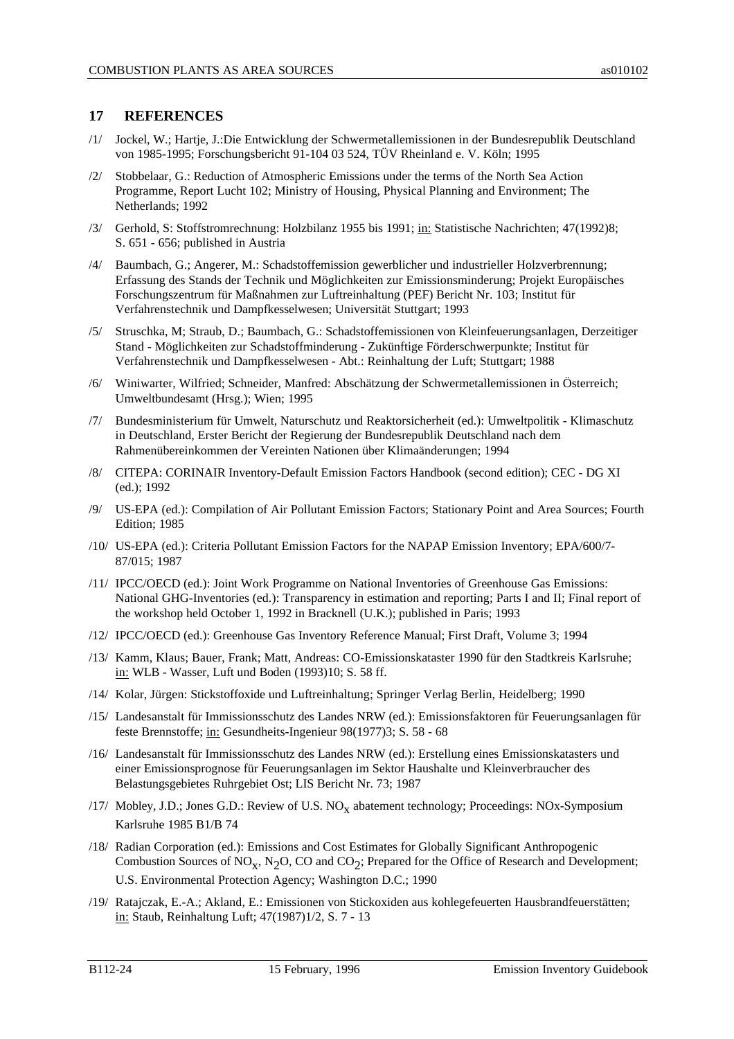## 17 REFERENCES

/1/ Jockel, W.; Hartje, J.:Die Entwicklung der Schwermetallemissionen in der Bundesrepublik Deutschland von 1985-1995; Forschungsbericht 91-104 03 524, TÜV Rheinland e. V. Köln; 1995

/2/ Stobbelaar, G.: Reduction of Atmospheric Emissions under the terms of the North Sea Action Programme, Report Lucht 102; Ministry of Housing, Physical Planning and Environment; The Netherlands; 1992

/3/ Gerhold, S: Stoffstromrechnung: Holzbilanz 1955 bis 1991; in: Statistische Nachrichten; 47(1992)8; S. 651 - 656; published in Austria

/4/ Baumbach, G.; Angerer, M.: Schadstoffemission gewerblicher und industrieller Holzverbrennung; Erfassung des Stands der Technik und Möglichkeiten zur Emissionsminderung; Projekt Europäisches Forschungszentrum für Maßnahmen zur Luftreinhaltung (PEF) Bericht Nr. 103; Institut für Verfahrenstechnik und Dampfkesselwesen; Universität Stuttgart; 1993

/5/ Struschka, M; Straub, D.; Baumbach, G.: Schadstoffemissionen von Kleinfeuerungsanlagen, Derzeitiger Stand - Möglichkeiten zur Schadstoffminderung - Zukünftige Förderschwerpunkte; Institut für Verfahrenstechnik und Dampfkesselwesen - Abt.: Reinhaltung der Luft; Stuttgart; 1988

/6/ Winiwarter, Wilfried; Schneider, Manfred: Abschätzung der Schwermetallemissionen in Österreich; Umweltbundesamt (Hrsg.); Wien; 1995

/7/ Bundesministerium für Umwelt, Naturschutz und Reaktorsicherheit (ed.): Umweltpolitik - Klimaschutz in Deutschland, Erster Bericht der Regierung der Bundesrepublik Deutschland nach dem Rahmenübereinkommen der Vereinten Nationen über Klimaänderungen; 1994

/8/ CITEPA: CORINAIR Inventory-Default Emission Factors Handbook (second edition); CEC - DG XI (ed.); 1992

/9/ US-EPA (ed.): Compilation of Air Pollutant Emission Factors; Stationary Point and Area Sources; Fourth Edition; 1985

/10/ US-EPA (ed.): Criteria Pollutant Emission Factors for the NAPAP Emission Inventory; EPA/600/7-87/015; 1987

/11/ IPCC/OECD (ed.): Joint Work Programme on National Inventories of Greenhouse Gas Emissions: National GHG-Inventories (ed.): Transparency in estimation and reporting; Parts I and II; Final report of the workshop held October 1, 1992 in Bracknell (U.K.); published in Paris; 1993

/12/ IPCC/OECD (ed.): Greenhouse Gas Inventory Reference Manual; First Draft, Volume 3; 1994

/13/ Kamm, Klaus; Bauer, Frank; Matt, Andreas: CO-Emissionskataster 1990 für den Stadtkreis Karlsruhe; in: WLB - Wasser, Luft und Boden (1993)10; S. 58 ff.

/14/ Kolar, Jürgen: Stickstoffoxide und Luftreinhaltung; Springer Verlag Berlin, Heidelberg; 1990

/15/ Landesanstalt für Immissionsschutz des Landes NRW (ed.): Emissionsfaktoren für Feuerungsanlagen für feste Brennstoffe; in: Gesundheits-Ingenieur 98(1977)3; S. 58 - 68

/16/ Landesanstalt für Immissionsschutz des Landes NRW (ed.): Erstellung eines Emissionskatasters und einer Emissionsprognose für Feuerungsanlagen im Sektor Haushalte und Kleinverbraucher des Belastungsgebietes Ruhrgebiet Ost; LIS Bericht Nr. 73; 1987

/17/ Mobley, J.D.; Jones G.D.: Review of U.S. $NO_x$ abatement technology; Proceedings: NOx-Symposium Karlsruhe 1985 B1/B 74

/18/ Radian Corporation (ed.): Emissions and Cost Estimates for Globally Significant Anthropogenic Combustion Sources of $NO_x$, $N_2O$, CO and $CO_2$; Prepared for the Office of Research and Development; U.S. Environmental Protection Agency; Washington D.C.; 1990

/19/ Ratajczak, E.-A.; Akland, E.: Emissionen von Stickoxiden aus kohlegefeuerten Hausbrandfeuerstätten; in: Staub, Reinhaltung Luft; 47(1987)1/2, S. 7 - 13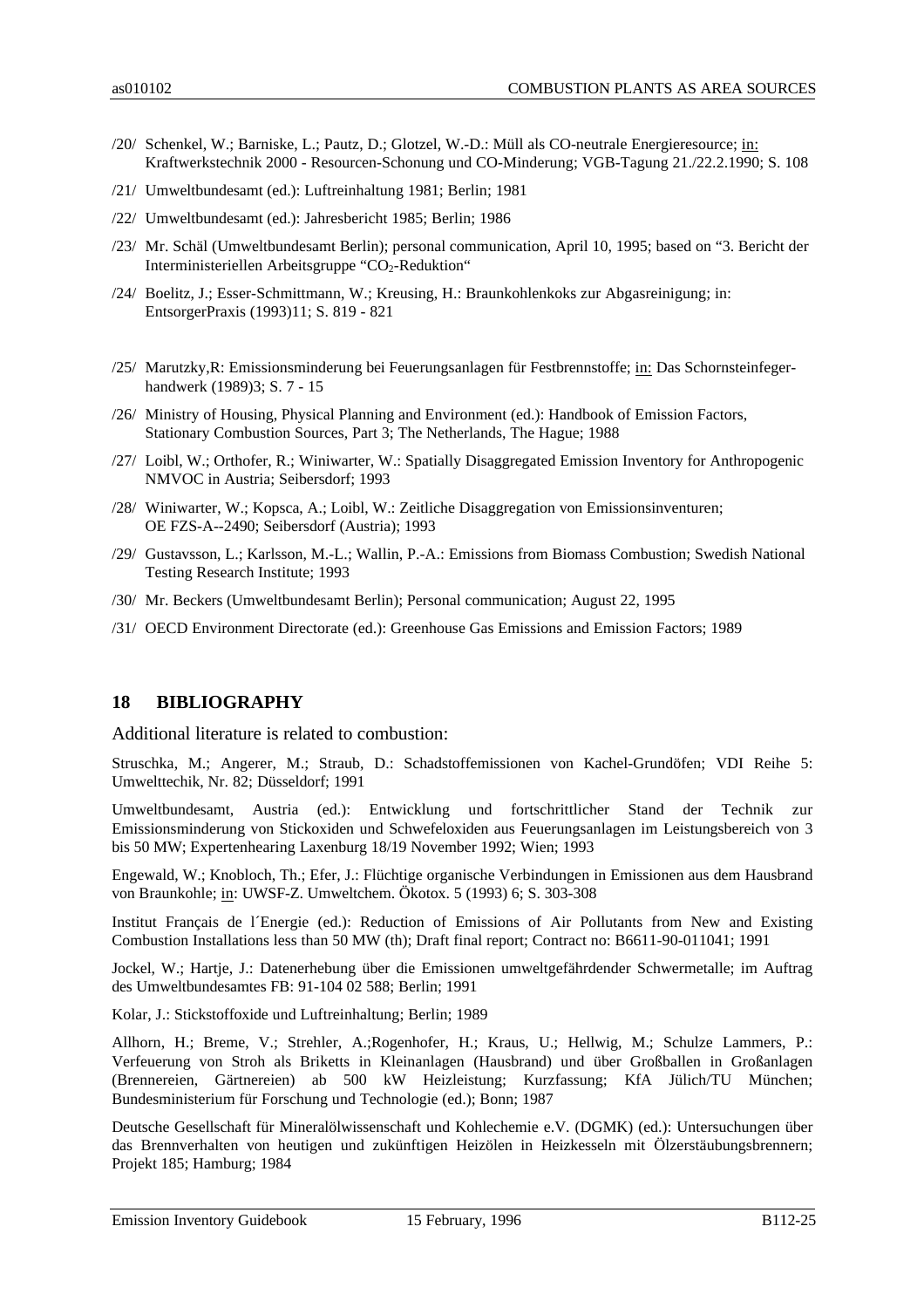/20/ Schenkel, W.; Barniske, L.; Pautz, D.; Glotzel, W.-D.: Müll als CO-neutrale Energieresource; in: Kraftwerkstechnik 2000 - Resourcen-Schonung und CO-Minderung; VGB-Tagung 21./22.2.1990; S. 108

/21/ Umweltbundesamt (ed.): Luftreinhaltung 1981; Berlin; 1981

/22/ Umweltbundesamt (ed.): Jahresbericht 1985; Berlin; 1986

/23/ Mr. Schäl (Umweltbundesamt Berlin); personal communication, April 10, 1995; based on "3. Bericht der Interministeriellen Arbeitsgruppe "$CO_2$-Reduktion"

/24/ Boelitz, J.; Esser-Schmittmann, W.; Kreusing, H.: Braunkohlenkoks zur Abgasreinigung; in: EntsorgerPraxis (1993)11; S. 819 - 821

/25/ Marutzky,R: Emissionsminderung bei Feuerungsanlagen für Festbrennstoffe; in: Das Schornsteinfeger-handwerk (1989)3; S. 7 - 15

/26/ Ministry of Housing, Physical Planning and Environment (ed.): Handbook of Emission Factors, Stationary Combustion Sources, Part 3; The Netherlands, The Hague; 1988

/27/ Loibl, W.; Orthofer, R.; Winiwarter, W.: Spatially Disaggregated Emission Inventory for Anthropogenic NMVOC in Austria; Seibersdorf; 1993

/28/ Winiwarter, W.; Kopsca, A.; Loibl, W.: Zeitliche Disaggregation von Emissionsinventuren; OE FZS-A--2490; Seibersdorf (Austria); 1993

/29/ Gustavsson, L.; Karlsson, M.-L.; Wallin, P.-A.: Emissions from Biomass Combustion; Swedish National Testing Research Institute; 1993

/30/ Mr. Beckers (Umweltbundesamt Berlin); Personal communication; August 22, 1995

/31/ OECD Environment Directorate (ed.): Greenhouse Gas Emissions and Emission Factors; 1989

## 18 BIBLIOGRAPHY

Additional literature is related to combustion:

Struschka, M.; Angerer, M.; Straub, D.: Schadstoffemissionen von Kachel-Grundöfen; VDI Reihe 5: Umwelttechik, Nr. 82; Düsseldorf; 1991

Umweltbundesamt, Austria (ed.): Entwicklung und fortschrittlicher Stand der Technik zur Emissionsminderung von Stickoxiden und Schwefeloxiden aus Feuerungsanlagen im Leistungsbereich von 3 bis 50 MW; Expertenhearing Laxenburg 18/19 November 1992; Wien; 1993

Engewald, W.; Knobloch, Th.; Efer, J.: Flüchtige organische Verbindungen in Emissionen aus dem Hausbrand von Braunkohle; in: UWSF-Z. Umweltchem. Ökotox. 5 (1993) 6; S. 303-308

Institut Français de l´Energie (ed.): Reduction of Emissions of Air Pollutants from New and Existing Combustion Installations less than 50 MW (th); Draft final report; Contract no: B6611-90-011041; 1991

Jockel, W.; Hartje, J.: Datenerhebung über die Emissionen umweltgefährdender Schwermetalle; im Auftrag des Umweltbundesamtes FB: 91-104 02 588; Berlin; 1991

Kolar, J.: Stickstoffoxide und Luftreinhaltung; Berlin; 1989

Allhorn, H.; Breme, V.; Strehler, A.;Rogenhofer, H.; Kraus, U.; Hellwig, M.; Schulze Lammers, P.: Verfeuerung von Stroh als Briketts in Kleinanlagen (Hausbrand) und über Großballen in Großanlagen (Brennereien, Gärtnereien) ab 500 kW Heizleistung; Kurzfassung; KfA Jülich/TU München; Bundesministerium für Forschung und Technologie (ed.); Bonn; 1987

Deutsche Gesellschaft für Mineralölwissenschaft und Kohlechemie e.V. (DGMK) (ed.): Untersuchungen über das Brennverhalten von heutigen und zukünftigen Heizölen in Heizkesseln mit Ölzerstäubungsbrennern; Projekt 185; Hamburg; 1984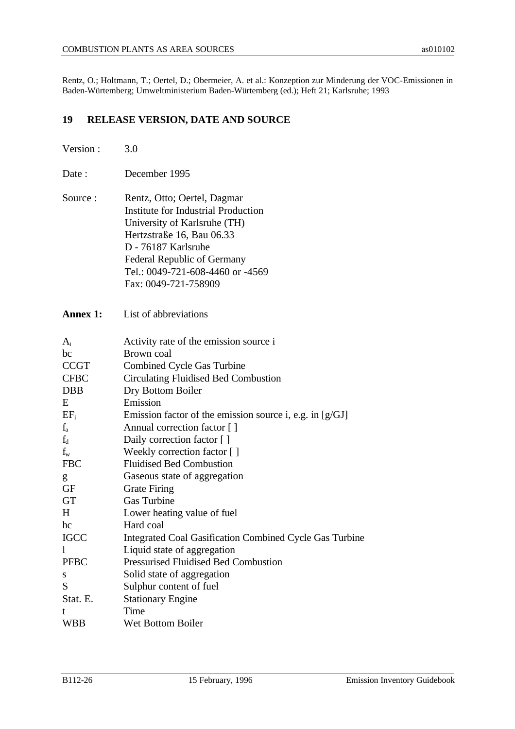Rentz, O.; Holtmann, T.; Oertel, D.; Obermeier, A. et al.: Konzeption zur Minderung der VOC-Emissionen in Baden-Würtemberg; Umweltministerium Baden-Würtemberg (ed.); Heft 21; Karlsruhe; 1993

## 19 RELEASE VERSION, DATE AND SOURCE

Version : 3.0

Date : December 1995

Source : Rentz, Otto; Oertel, Dagmar
Institute for Industrial Production
University of Karlsruhe (TH)
Hertzstraße 16, Bau 06.33
D - 76187 Karlsruhe
Federal Republic of Germany
Tel.: 0049-721-608-4460 or -4569
Fax: 0049-721-758909

**Annex 1:** List of abbreviations

| | |
|---|---|
| $A_i$ | Activity rate of the emission source i |
| bc | Brown coal |
| CCGT | Combined Cycle Gas Turbine |
| CFBC | Circulating Fluidised Bed Combustion |
| DBB | Dry Bottom Boiler |
| E | Emission |
| $EF_i$ | Emission factor of the emission source i, e.g. in [g/GJ] |
| $f_a$ | Annual correction factor [ ] |
| $f_d$ | Daily correction factor [ ] |
| $f_w$ | Weekly correction factor [ ] |
| FBC | Fluidised Bed Combustion |
| g | Gaseous state of aggregation |
| GF | Grate Firing |
| GT | Gas Turbine |
| H | Lower heating value of fuel |
| hc | Hard coal |
| IGCC | Integrated Coal Gasification Combined Cycle Gas Turbine |
| l | Liquid state of aggregation |
| PFBC | Pressurised Fluidised Bed Combustion |
| s | Solid state of aggregation |
| S | Sulphur content of fuel |
| Stat. E. | Stationary Engine |
| t | Time |
| WBB | Wet Bottom Boiler |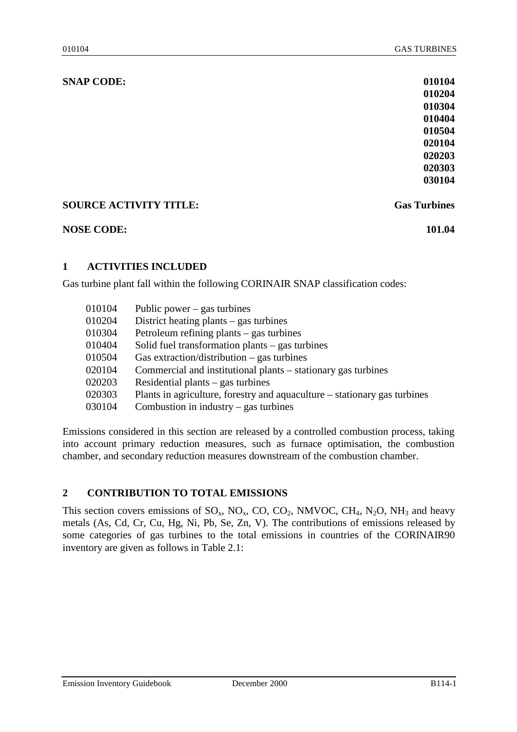**SNAP CODE:** 010104
010204
010304
010404
010504
020104
020203
020303
030104

**SOURCE ACTIVITY TITLE:** **Gas Turbines**

**NOSE CODE:** 101.04

## 1 ACTIVITIES INCLUDED

Gas turbine plant fall within the following CORINAIR SNAP classification codes:

| | |
|---|---|
| 010104 | Public power – gas turbines |
| 010204 | District heating plants – gas turbines |
| 010304 | Petroleum refining plants – gas turbines |
| 010404 | Solid fuel transformation plants – gas turbines |
| 010504 | Gas extraction/distribution – gas turbines |
| 020104 | Commercial and institutional plants – stationary gas turbines |
| 020203 | Residential plants – gas turbines |
| 020303 | Plants in agriculture, forestry and aquaculture – stationary gas turbines |
| 030104 | Combustion in industry – gas turbines |

Emissions considered in this section are released by a controlled combustion process, taking into account primary reduction measures, such as furnace optimisation, the combustion chamber, and secondary reduction measures downstream of the combustion chamber.

## 2 CONTRIBUTION TO TOTAL EMISSIONS

This section covers emissions of $SO_x$, $NO_x$, CO, $CO_2$, NMVOC, $CH_4$, $N_2O$, $NH_3$ and heavy metals (As, Cd, Cr, Cu, Hg, Ni, Pb, Se, Zn, V). The contributions of emissions released by some categories of gas turbines to the total emissions in countries of the CORINAIR90 inventory are given as follows in Table 2.1: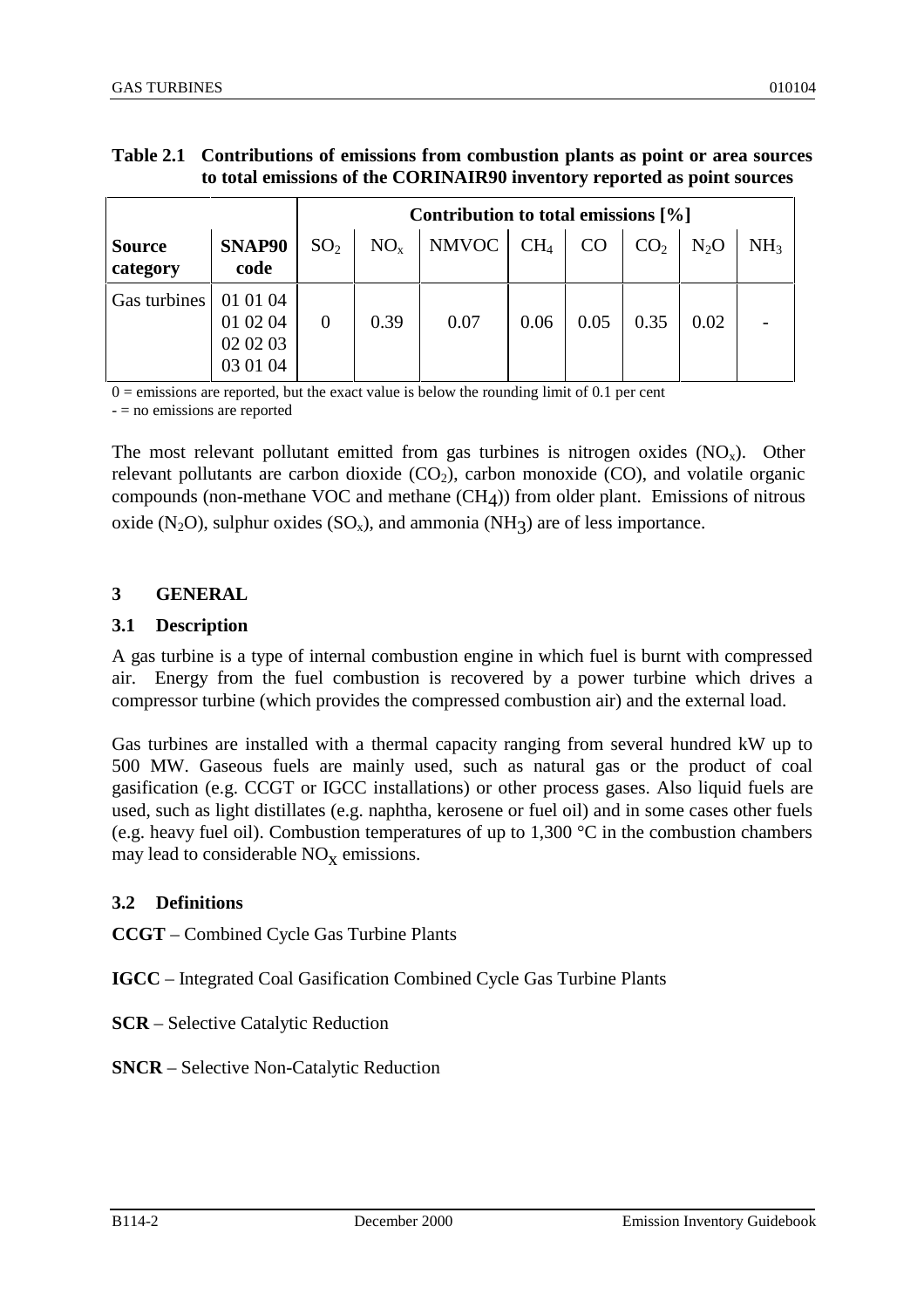**Table 2.1 Contributions of emissions from combustion plants as point or area sources to total emissions of the CORINAIR90 inventory reported as point sources**

| | | Contribution to total emissions [%] | | | | | | | |
|---|---|---|---|---|---|---|---|---|---|
| **Source category** | **SNAP90 code** | $SO_2$ | $NO_x$ | NMVOC | $CH_4$ | CO | $CO_2$ | $N_2O$ | $NH_3$ |
| Gas turbines | 01 01 04<br>01 02 04<br>02 02 03<br>03 01 04 | 0 | 0.39 | 0.07 | 0.06 | 0.05 | 0.35 | 0.02 | - |

0 = emissions are reported, but the exact value is below the rounding limit of 0.1 per cent
- = no emissions are reported

The most relevant pollutant emitted from gas turbines is nitrogen oxides ($NO_x$). Other relevant pollutants are carbon dioxide ($CO_2$), carbon monoxide (CO), and volatile organic compounds (non-methane VOC and methane ($CH_4$)) from older plant. Emissions of nitrous oxide ($N_2O$), sulphur oxides ($SO_x$), and ammonia ($NH_3$) are of less importance.

## 3 GENERAL

### 3.1 Description

A gas turbine is a type of internal combustion engine in which fuel is burnt with compressed air. Energy from the fuel combustion is recovered by a power turbine which drives a compressor turbine (which provides the compressed combustion air) and the external load.

Gas turbines are installed with a thermal capacity ranging from several hundred kW up to 500 MW. Gaseous fuels are mainly used, such as natural gas or the product of coal gasification (e.g. CCGT or IGCC installations) or other process gases. Also liquid fuels are used, such as light distillates (e.g. naphtha, kerosene or fuel oil) and in some cases other fuels (e.g. heavy fuel oil). Combustion temperatures of up to 1,300 °C in the combustion chambers may lead to considerable $NO_x$ emissions.

### 3.2 Definitions

**CCGT** – Combined Cycle Gas Turbine Plants

**IGCC** – Integrated Coal Gasification Combined Cycle Gas Turbine Plants

**SCR** – Selective Catalytic Reduction

**SNCR** – Selective Non-Catalytic Reduction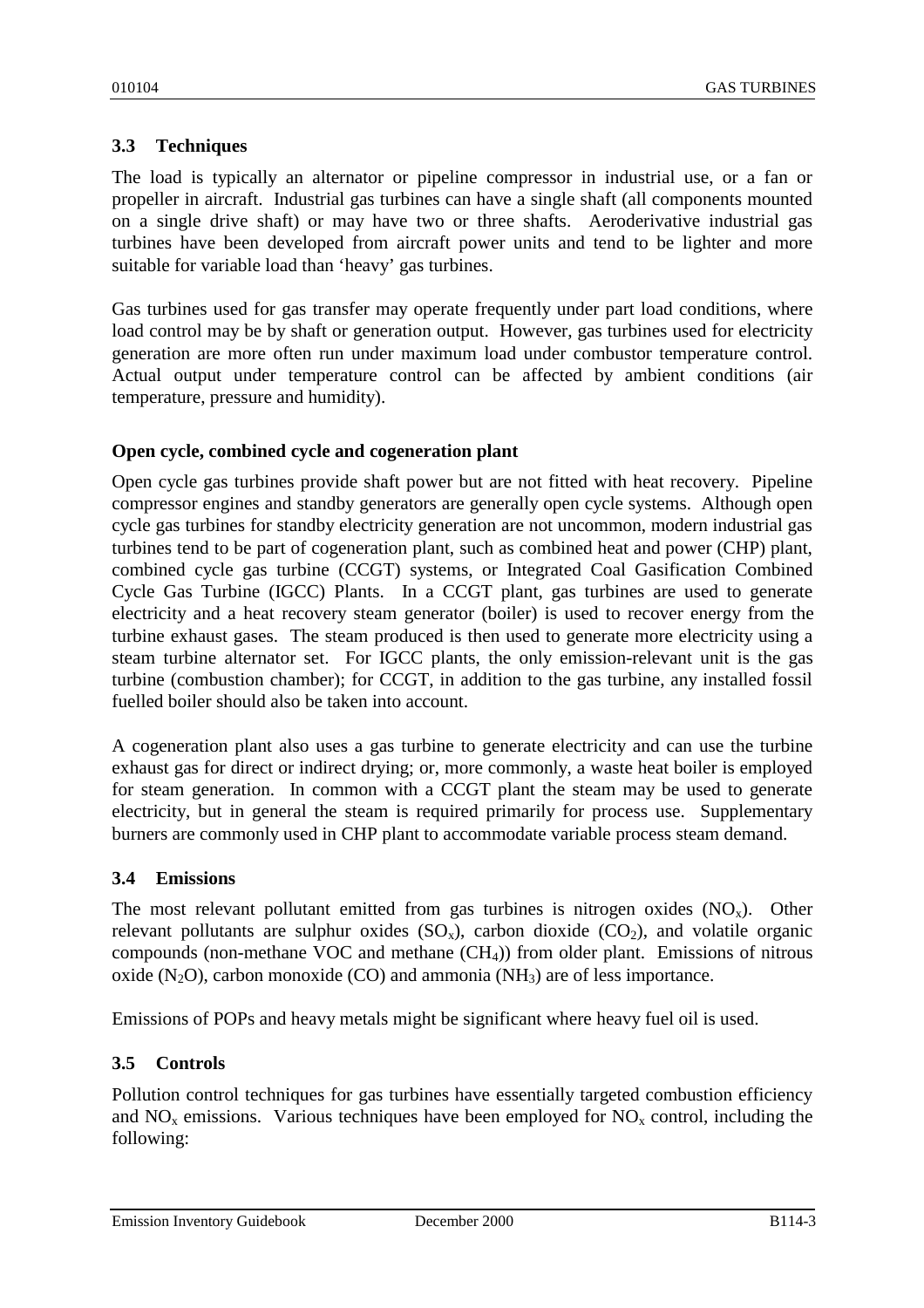## 3.3 Techniques

The load is typically an alternator or pipeline compressor in industrial use, or a fan or propeller in aircraft. Industrial gas turbines can have a single shaft (all components mounted on a single drive shaft) or may have two or three shafts. Aeroderivative industrial gas turbines have been developed from aircraft power units and tend to be lighter and more suitable for variable load than 'heavy' gas turbines.

Gas turbines used for gas transfer may operate frequently under part load conditions, where load control may be by shaft or generation output. However, gas turbines used for electricity generation are more often run under maximum load under combustor temperature control. Actual output under temperature control can be affected by ambient conditions (air temperature, pressure and humidity).

### Open cycle, combined cycle and cogeneration plant

Open cycle gas turbines provide shaft power but are not fitted with heat recovery. Pipeline compressor engines and standby generators are generally open cycle systems. Although open cycle gas turbines for standby electricity generation are not uncommon, modern industrial gas turbines tend to be part of cogeneration plant, such as combined heat and power (CHP) plant, combined cycle gas turbine (CCGT) systems, or Integrated Coal Gasification Combined Cycle Gas Turbine (IGCC) Plants. In a CCGT plant, gas turbines are used to generate electricity and a heat recovery steam generator (boiler) is used to recover energy from the turbine exhaust gases. The steam produced is then used to generate more electricity using a steam turbine alternator set. For IGCC plants, the only emission-relevant unit is the gas turbine (combustion chamber); for CCGT, in addition to the gas turbine, any installed fossil fuelled boiler should also be taken into account.

A cogeneration plant also uses a gas turbine to generate electricity and can use the turbine exhaust gas for direct or indirect drying; or, more commonly, a waste heat boiler is employed for steam generation. In common with a CCGT plant the steam may be used to generate electricity, but in general the steam is required primarily for process use. Supplementary burners are commonly used in CHP plant to accommodate variable process steam demand.

## 3.4 Emissions

The most relevant pollutant emitted from gas turbines is nitrogen oxides ($NO_x$). Other relevant pollutants are sulphur oxides ($SO_x$), carbon dioxide ($CO_2$), and volatile organic compounds (non-methane VOC and methane ($CH_4$)) from older plant. Emissions of nitrous oxide ($N_2O$), carbon monoxide (CO) and ammonia ($NH_3$) are of less importance.

Emissions of POPs and heavy metals might be significant where heavy fuel oil is used.

## 3.5 Controls

Pollution control techniques for gas turbines have essentially targeted combustion efficiency and $NO_x$ emissions. Various techniques have been employed for $NO_x$ control, including the following: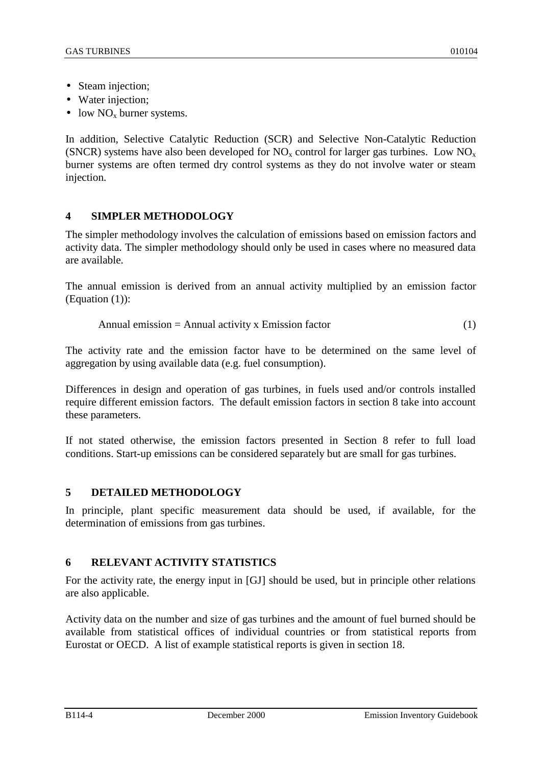- Steam injection;
- Water injection;
- low $NO_x$ burner systems.

In addition, Selective Catalytic Reduction (SCR) and Selective Non-Catalytic Reduction (SNCR) systems have also been developed for $NO_x$ control for larger gas turbines. Low $NO_x$ burner systems are often termed dry control systems as they do not involve water or steam injection.

## 4 SIMPLER METHODOLOGY

The simpler methodology involves the calculation of emissions based on emission factors and activity data. The simpler methodology should only be used in cases where no measured data are available.

The annual emission is derived from an annual activity multiplied by an emission factor (Equation (1)):

$$\text{Annual emission} = \text{Annual activity x Emission factor} \qquad (1)$$

The activity rate and the emission factor have to be determined on the same level of aggregation by using available data (e.g. fuel consumption).

Differences in design and operation of gas turbines, in fuels used and/or controls installed require different emission factors. The default emission factors in section 8 take into account these parameters.

If not stated otherwise, the emission factors presented in Section 8 refer to full load conditions. Start-up emissions can be considered separately but are small for gas turbines.

## 5 DETAILED METHODOLOGY

In principle, plant specific measurement data should be used, if available, for the determination of emissions from gas turbines.

## 6 RELEVANT ACTIVITY STATISTICS

For the activity rate, the energy input in [GJ] should be used, but in principle other relations are also applicable.

Activity data on the number and size of gas turbines and the amount of fuel burned should be available from statistical offices of individual countries or from statistical reports from Eurostat or OECD. A list of example statistical reports is given in section 18.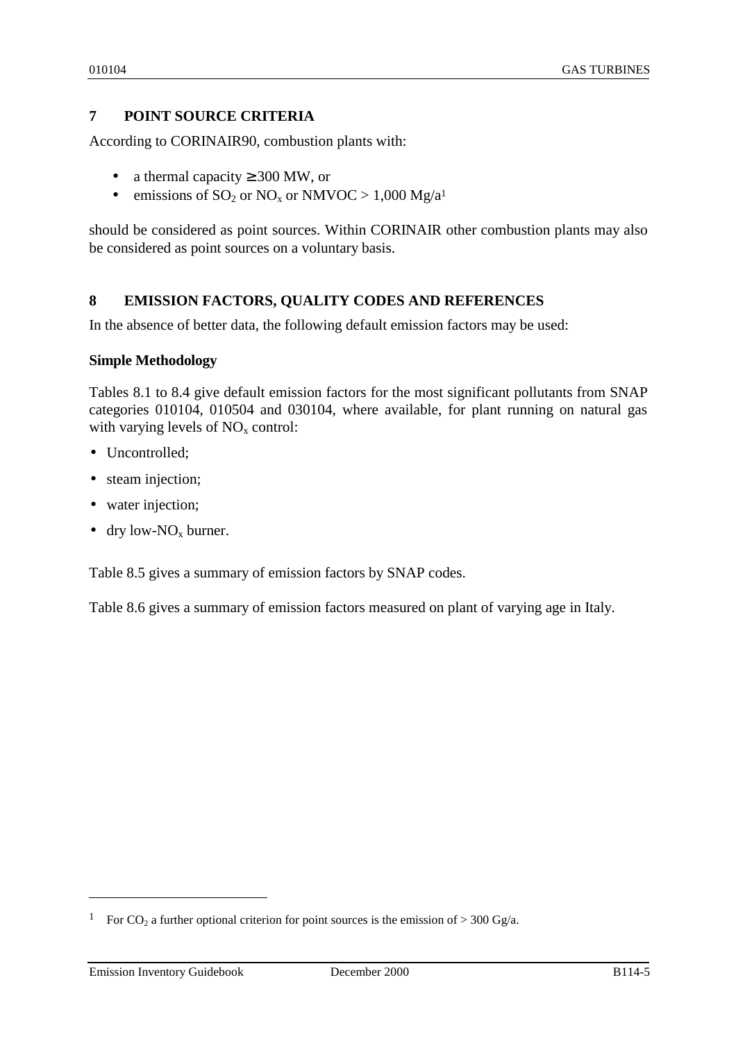## 7 POINT SOURCE CRITERIA

According to CORINAIR90, combustion plants with:

- a thermal capacity ≥ 300 MW, or
- emissions of $SO_2$ or $NO_x$ or NMVOC > 1,000 Mg/a[1]

should be considered as point sources. Within CORINAIR other combustion plants may also be considered as point sources on a voluntary basis.

## 8 EMISSION FACTORS, QUALITY CODES AND REFERENCES

In the absence of better data, the following default emission factors may be used:

**Simple Methodology**

Tables 8.1 to 8.4 give default emission factors for the most significant pollutants from SNAP categories 010104, 010504 and 030104, where available, for plant running on natural gas with varying levels of $NO_x$ control:

- Uncontrolled;
- steam injection;
- water injection;
- dry low-$NO_x$ burner.

Table 8.5 gives a summary of emission factors by SNAP codes.

Table 8.6 gives a summary of emission factors measured on plant of varying age in Italy.

---

[1] For $CO_2$ a further optional criterion for point sources is the emission of > 300 Gg/a.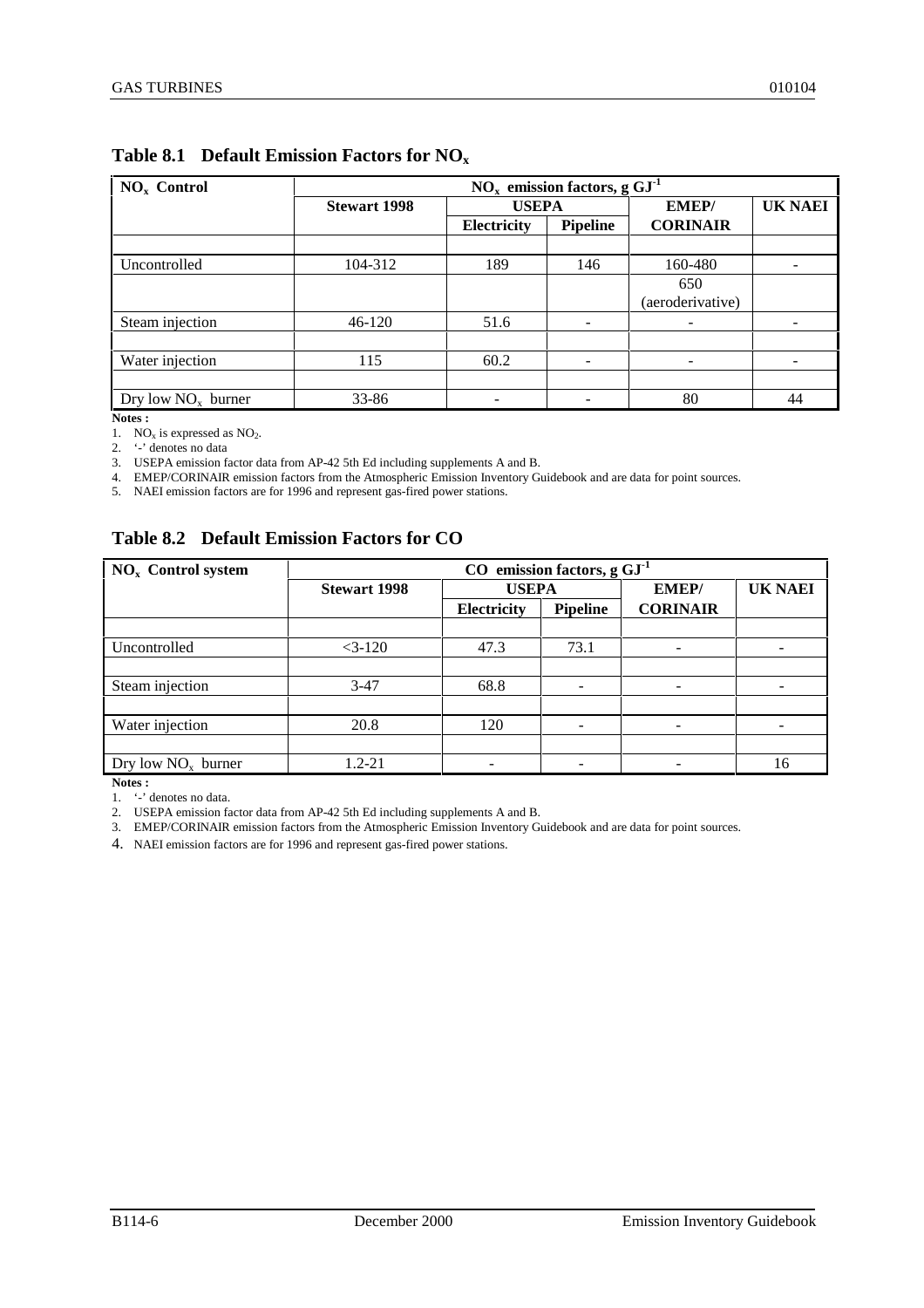## Table 8.1 Default Emission Factors for $NO_x$

| $NO_x$ Control | $NO_x$ emission factors, g $GJ^{-1}$ | | | | |
|---|---|---|---|---|---|
| | Stewart 1998 | USEPA | | EMEP/ | UK NAEI |
| | | Electricity | Pipeline | CORINAIR | |
| Uncontrolled | 104-312 | 189 | 146 | 160-480 | - |
| | | | | 650 (aeroderivative) | |
| Steam injection | 46-120 | 51.6 | - | - | - |
| Water injection | 115 | 60.2 | - | - | - |
| Dry low $NO_x$ burner | 33-86 | - | - | 80 | 44 |

**Notes :**

1. $NO_x$ is expressed as $NO_2$.
2. '-' denotes no data
3. USEPA emission factor data from AP-42 5th Ed including supplements A and B.
4. EMEP/CORINAIR emission factors from the Atmospheric Emission Inventory Guidebook and are data for point sources.
5. NAEI emission factors are for 1996 and represent gas-fired power stations.

## Table 8.2 Default Emission Factors for CO

| $NO_x$ Control system | CO emission factors, g $GJ^{-1}$ | | | | |
|---|---|---|---|---|---|
| | Stewart 1998 | USEPA | | EMEP/ | UK NAEI |
| | | Electricity | Pipeline | CORINAIR | |
| Uncontrolled | <3-120 | 47.3 | 73.1 | - | - |
| Steam injection | 3-47 | 68.8 | - | - | - |
| Water injection | 20.8 | 120 | - | - | - |
| Dry low $NO_x$ burner | 1.2-21 | - | - | - | 16 |

**Notes :**

1. '-' denotes no data.
2. USEPA emission factor data from AP-42 5th Ed including supplements A and B.
3. EMEP/CORINAIR emission factors from the Atmospheric Emission Inventory Guidebook and are data for point sources.
4. NAEI emission factors are for 1996 and represent gas-fired power stations.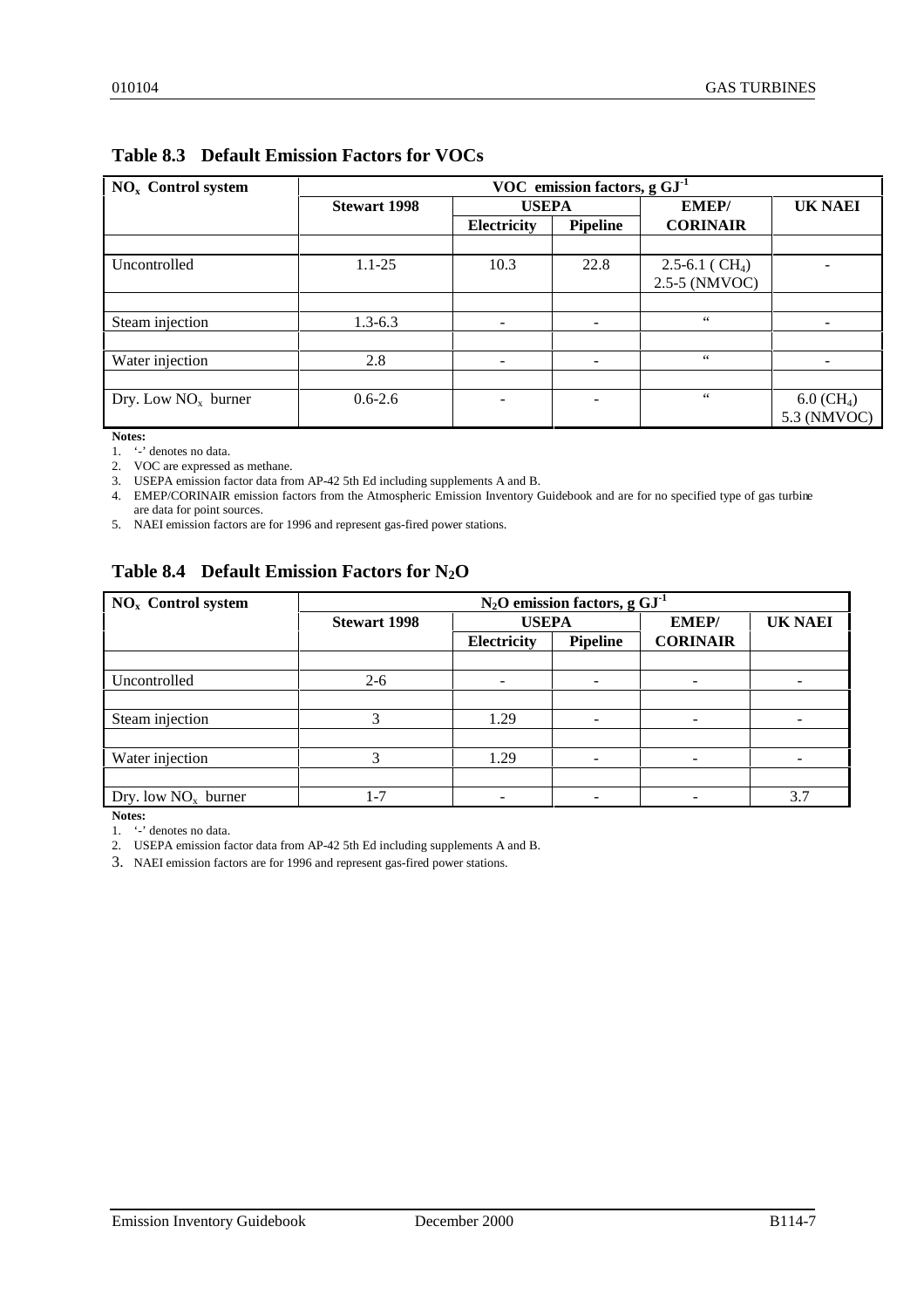## Table 8.3 Default Emission Factors for VOCs

| $NO_x$ Control system | VOC emission factors, g $GJ^{-1}$ | | | | |
|---|---|---|---|---|---|
| | Stewart 1998 | USEPA | | EMEP/ | UK NAEI |
| | | Electricity | Pipeline | CORINAIR | |
| Uncontrolled | 1.1-25 | 10.3 | 22.8 | 2.5-6.1 ( $CH_4$) 2.5-5 (NMVOC) | - |
| Steam injection | 1.3-6.3 | - | - | " | - |
| Water injection | 2.8 | - | - | " | - |
| Dry. Low $NO_x$ burner | 0.6-2.6 | - | - | " | 6.0 ($CH_4$) 5.3 (NMVOC) |

**Notes:**

1. '-' denotes no data.
2. VOC are expressed as methane.
3. USEPA emission factor data from AP-42 5th Ed including supplements A and B.
4. EMEP/CORINAIR emission factors from the Atmospheric Emission Inventory Guidebook and are for no specified type of gas turbine are data for point sources.
5. NAEI emission factors are for 1996 and represent gas-fired power stations.

## Table 8.4 Default Emission Factors for $N_2O$

| $NO_x$ Control system | $N_2O$ emission factors, g $GJ^{-1}$ | | | | |
|---|---|---|---|---|---|
| | Stewart 1998 | USEPA | | EMEP/ | UK NAEI |
| | | Electricity | Pipeline | CORINAIR | |
| Uncontrolled | 2-6 | - | - | - | - |
| Steam injection | 3 | 1.29 | - | - | - |
| Water injection | 3 | 1.29 | - | - | - |
| Dry. low $NO_x$ burner | 1-7 | - | - | - | 3.7 |

**Notes:**

1. '-' denotes no data.
2. USEPA emission factor data from AP-42 5th Ed including supplements A and B.
3. NAEI emission factors are for 1996 and represent gas-fired power stations.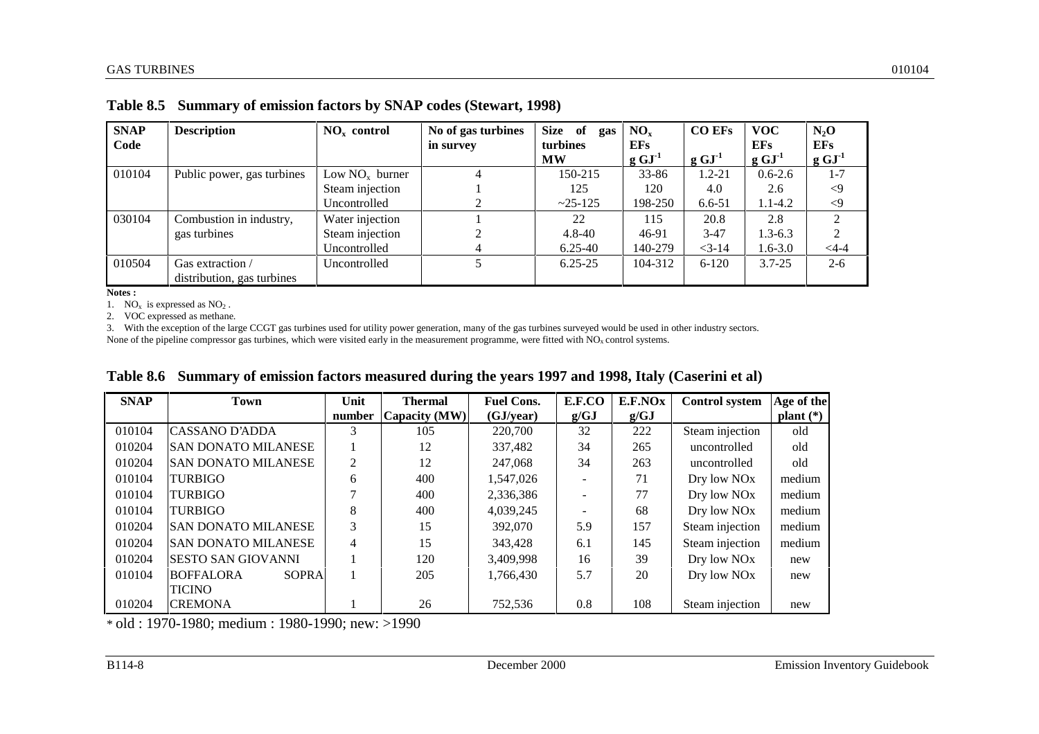**Table 8.5 Summary of emission factors by SNAP codes (Stewart, 1998)**

| SNAP Code | Description | $NO_x$ control | No of gas turbines in survey | Size of gas turbines MW | $NO_x$ EFs $g\ GJ^{-1}$ | CO EFs $g\ GJ^{-1}$ | VOC EFs $g\ GJ^{-1}$ | $N_2O$ EFs $g\ GJ^{-1}$ |
|---|---|---|---|---|---|---|---|---|
| 010104 | Public power, gas turbines | Low $NO_x$ burner | 4 | 150-215 | 33-86 | 1.2-21 | 0.6-2.6 | 1-7 |
| | | Steam injection | 1 | 125 | 120 | 4.0 | 2.6 | <9 |
| | | Uncontrolled | 2 | ~25-125 | 198-250 | 6.6-51 | 1.1-4.2 | <9 |
| 030104 | Combustion in industry, gas turbines | Water injection | 1 | 22 | 115 | 20.8 | 2.8 | 2 |
| | | Steam injection | 2 | 4.8-40 | 46-91 | 3-47 | 1.3-6.3 | 2 |
| | | Uncontrolled | 4 | 6.25-40 | 140-279 | <3-14 | 1.6-3.0 | <4-4 |
| 010504 | Gas extraction / distribution, gas turbines | Uncontrolled | 5 | 6.25-25 | 104-312 | 6-120 | 3.7-25 | 2-6 |

**Notes :**

1. $NO_x$ is expressed as $NO_2$ .
2. VOC expressed as methane.
3. With the exception of the large CCGT gas turbines used for utility power generation, many of the gas turbines surveyed would be used in other industry sectors.

None of the pipeline compressor gas turbines, which were visited early in the measurement programme, were fitted with $NO_x$ control systems.

**Table 8.6 Summary of emission factors measured during the years 1997 and 1998, Italy (Caserini et al)**

| SNAP | Town | Unit number | Thermal Capacity (MW) | Fuel Cons. (GJ/year) | E.F.CO g/GJ | E.F.NOx g/GJ | Control system | Age of the plant (*) |
|---|---|---|---|---|---|---|---|---|
| 010104 | CASSANO D'ADDA | 3 | 105 | 220,700 | 32 | 222 | Steam injection | old |
| 010204 | SAN DONATO MILANESE | 1 | 12 | 337,482 | 34 | 265 | uncontrolled | old |
| 010204 | SAN DONATO MILANESE | 2 | 12 | 247,068 | 34 | 263 | uncontrolled | old |
| 010104 | TURBIGO | 6 | 400 | 1,547,026 | - | 71 | Dry low NOx | medium |
| 010104 | TURBIGO | 7 | 400 | 2,336,386 | - | 77 | Dry low NOx | medium |
| 010104 | TURBIGO | 8 | 400 | 4,039,245 | - | 68 | Dry low NOx | medium |
| 010204 | SAN DONATO MILANESE | 3 | 15 | 392,070 | 5.9 | 157 | Steam injection | medium |
| 010204 | SAN DONATO MILANESE | 4 | 15 | 343,428 | 6.1 | 145 | Steam injection | medium |
| 010204 | SESTO SAN GIOVANNI | 1 | 120 | 3,409,998 | 16 | 39 | Dry low NOx | new |
| 010104 | BOFFALORA SOPRA TICINO | 1 | 205 | 1,766,430 | 5.7 | 20 | Dry low NOx | new |
| 010204 | CREMONA | 1 | 26 | 752,536 | 0.8 | 108 | Steam injection | new |

* old : 1970-1980; medium : 1980-1990; new: >1990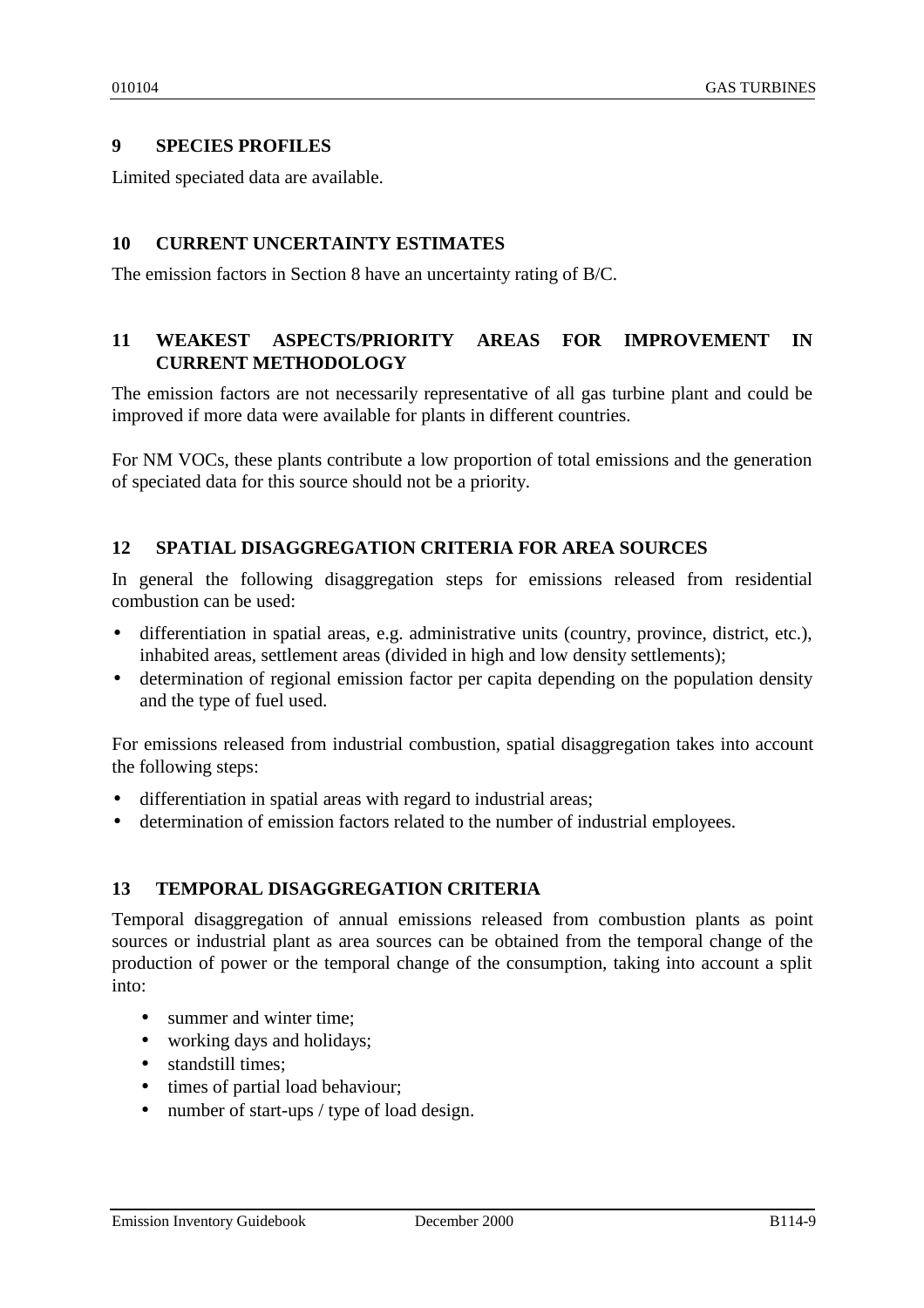## 9 SPECIES PROFILES

Limited speciated data are available.

## 10 CURRENT UNCERTAINTY ESTIMATES

The emission factors in Section 8 have an uncertainty rating of B/C.

## 11 WEAKEST ASPECTS/PRIORITY AREAS FOR IMPROVEMENT IN CURRENT METHODOLOGY

The emission factors are not necessarily representative of all gas turbine plant and could be improved if more data were available for plants in different countries.

For NM VOCs, these plants contribute a low proportion of total emissions and the generation of speciated data for this source should not be a priority.

## 12 SPATIAL DISAGGREGATION CRITERIA FOR AREA SOURCES

In general the following disaggregation steps for emissions released from residential combustion can be used:

- differentiation in spatial areas, e.g. administrative units (country, province, district, etc.), inhabited areas, settlement areas (divided in high and low density settlements);
- determination of regional emission factor per capita depending on the population density and the type of fuel used.

For emissions released from industrial combustion, spatial disaggregation takes into account the following steps:

- differentiation in spatial areas with regard to industrial areas;
- determination of emission factors related to the number of industrial employees.

## 13 TEMPORAL DISAGGREGATION CRITERIA

Temporal disaggregation of annual emissions released from combustion plants as point sources or industrial plant as area sources can be obtained from the temporal change of the production of power or the temporal change of the consumption, taking into account a split into:

- summer and winter time;
- working days and holidays;
- standstill times;
- times of partial load behaviour;
- number of start-ups / type of load design.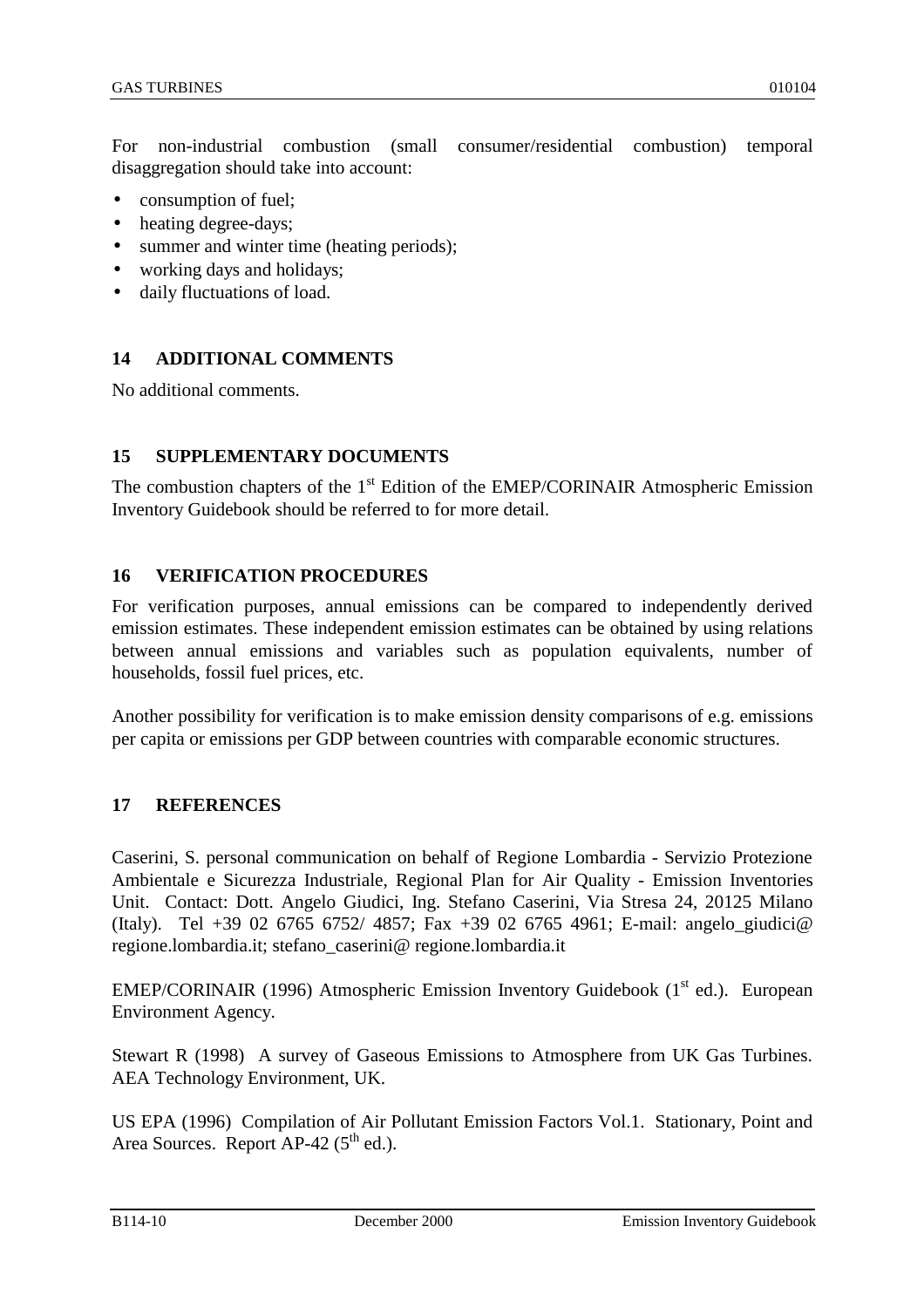For non-industrial combustion (small consumer/residential combustion) temporal disaggregation should take into account:

- consumption of fuel;
- heating degree-days;
- summer and winter time (heating periods);
- working days and holidays;
- daily fluctuations of load.

## 14 ADDITIONAL COMMENTS

No additional comments.

## 15 SUPPLEMENTARY DOCUMENTS

The combustion chapters of the 1st Edition of the EMEP/CORINAIR Atmospheric Emission Inventory Guidebook should be referred to for more detail.

## 16 VERIFICATION PROCEDURES

For verification purposes, annual emissions can be compared to independently derived emission estimates. These independent emission estimates can be obtained by using relations between annual emissions and variables such as population equivalents, number of households, fossil fuel prices, etc.

Another possibility for verification is to make emission density comparisons of e.g. emissions per capita or emissions per GDP between countries with comparable economic structures.

## 17 REFERENCES

Caserini, S. personal communication on behalf of Regione Lombardia - Servizio Protezione Ambientale e Sicurezza Industriale, Regional Plan for Air Quality - Emission Inventories Unit. Contact: Dott. Angelo Giudici, Ing. Stefano Caserini, Via Stresa 24, 20125 Milano (Italy). Tel +39 02 6765 6752/ 4857; Fax +39 02 6765 4961; E-mail: angelo_giudici@ regione.lombardia.it; stefano_caserini@ regione.lombardia.it

EMEP/CORINAIR (1996) Atmospheric Emission Inventory Guidebook (1st ed.). European Environment Agency.

Stewart R (1998) A survey of Gaseous Emissions to Atmosphere from UK Gas Turbines. AEA Technology Environment, UK.

US EPA (1996) Compilation of Air Pollutant Emission Factors Vol.1. Stationary, Point and Area Sources. Report AP-42 (5th ed.).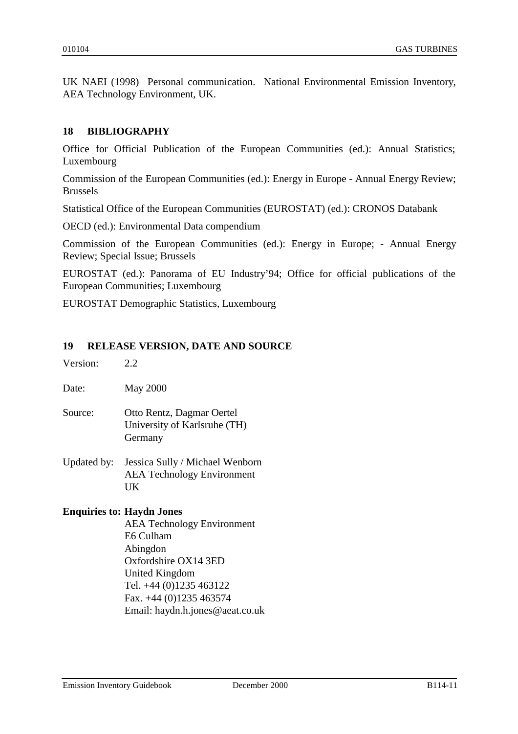UK NAEI (1998) Personal communication. National Environmental Emission Inventory, AEA Technology Environment, UK.

## 18 BIBLIOGRAPHY

Office for Official Publication of the European Communities (ed.): Annual Statistics; Luxembourg

Commission of the European Communities (ed.): Energy in Europe - Annual Energy Review; Brussels

Statistical Office of the European Communities (EUROSTAT) (ed.): CRONOS Databank

OECD (ed.): Environmental Data compendium

Commission of the European Communities (ed.): Energy in Europe; - Annual Energy Review; Special Issue; Brussels

EUROSTAT (ed.): Panorama of EU Industry'94; Office for official publications of the European Communities; Luxembourg

EUROSTAT Demographic Statistics, Luxembourg

## 19 RELEASE VERSION, DATE AND SOURCE

Version: 2.2

Date: May 2000

Source: Otto Rentz, Dagmar Oertel
University of Karlsruhe (TH)
Germany

Updated by: Jessica Sully / Michael Wenborn
AEA Technology Environment
UK

**Enquiries to: Haydn Jones**
AEA Technology Environment
E6 Culham
Abingdon
Oxfordshire OX14 3ED
United Kingdom
Tel. +44 (0)1235 463122
Fax. +44 (0)1235 463574
Email: haydn.h.jones@aeat.co.uk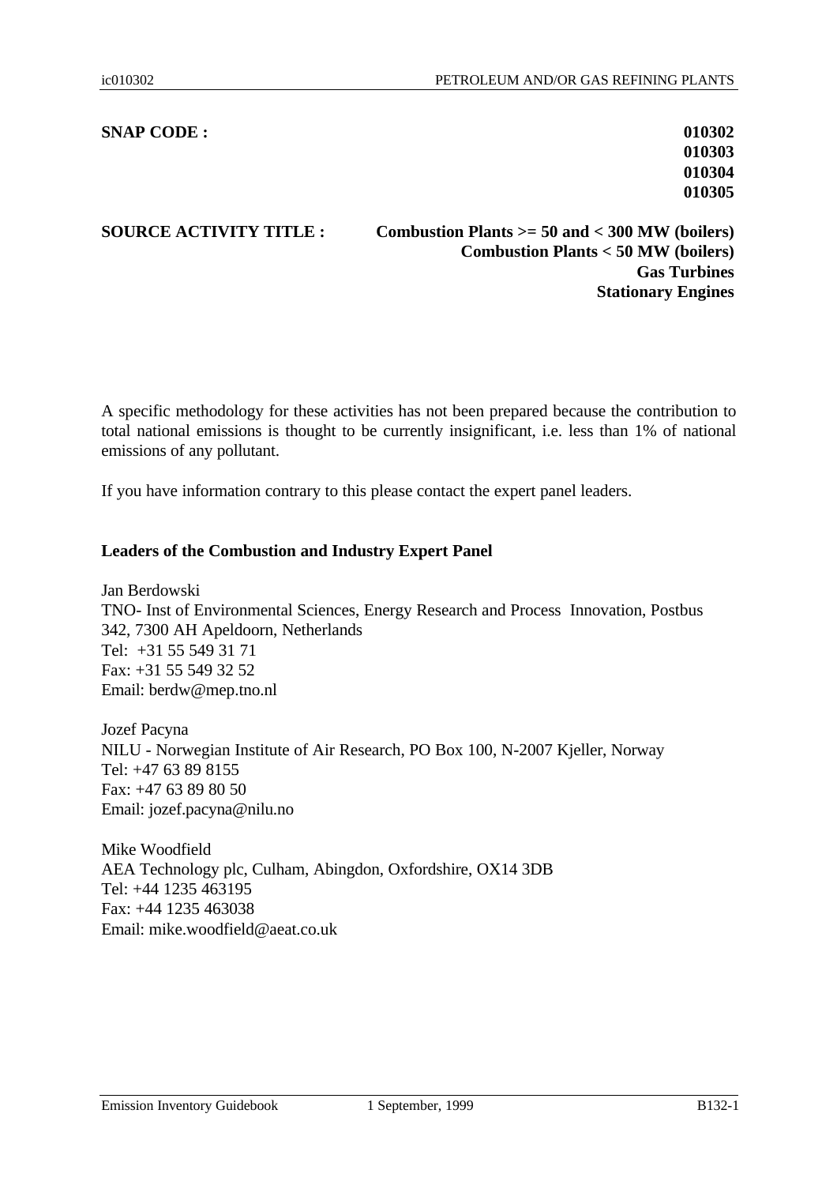**SNAP CODE :** **010302**
**010303**
**010304**
**010305**

**SOURCE ACTIVITY TITLE :** **Combustion Plants >= 50 and < 300 MW (boilers)**
**Combustion Plants < 50 MW (boilers)**
**Gas Turbines**
**Stationary Engines**

A specific methodology for these activities has not been prepared because the contribution to total national emissions is thought to be currently insignificant, i.e. less than 1% of national emissions of any pollutant.

If you have information contrary to this please contact the expert panel leaders.

**Leaders of the Combustion and Industry Expert Panel**

Jan Berdowski
TNO- Inst of Environmental Sciences, Energy Research and Process Innovation, Postbus 342, 7300 AH Apeldoorn, Netherlands
Tel: +31 55 549 31 71
Fax: +31 55 549 32 52
Email: berdw@mep.tno.nl

Jozef Pacyna
NILU - Norwegian Institute of Air Research, PO Box 100, N-2007 Kjeller, Norway
Tel: +47 63 89 8155
Fax: +47 63 89 80 50
Email: jozef.pacyna@nilu.no

Mike Woodfield
AEA Technology plc, Culham, Abingdon, Oxfordshire, OX14 3DB
Tel: +44 1235 463195
Fax: +44 1235 463038
Email: mike.woodfield@aeat.co.uk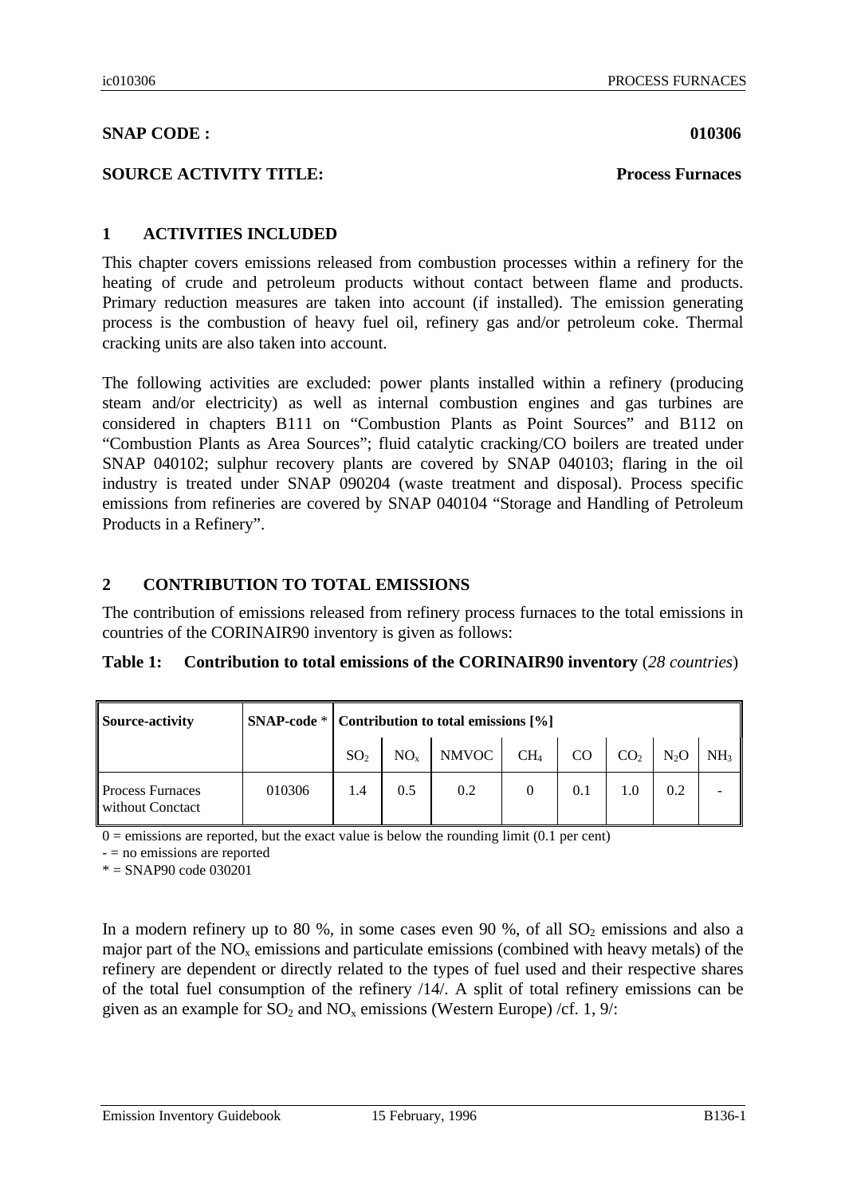**SNAP CODE :** **010306**

**SOURCE ACTIVITY TITLE:** **Process Furnaces**

## 1 ACTIVITIES INCLUDED

This chapter covers emissions released from combustion processes within a refinery for the heating of crude and petroleum products without contact between flame and products. Primary reduction measures are taken into account (if installed). The emission generating process is the combustion of heavy fuel oil, refinery gas and/or petroleum coke. Thermal cracking units are also taken into account.

The following activities are excluded: power plants installed within a refinery (producing steam and/or electricity) as well as internal combustion engines and gas turbines are considered in chapters B111 on "Combustion Plants as Point Sources" and B112 on "Combustion Plants as Area Sources"; fluid catalytic cracking/CO boilers are treated under SNAP 040102; sulphur recovery plants are covered by SNAP 040103; flaring in the oil industry is treated under SNAP 090204 (waste treatment and disposal). Process specific emissions from refineries are covered by SNAP 040104 "Storage and Handling of Petroleum Products in a Refinery".

## 2 CONTRIBUTION TO TOTAL EMISSIONS

The contribution of emissions released from refinery process furnaces to the total emissions in countries of the CORINAIR90 inventory is given as follows:

**Table 1: Contribution to total emissions of the CORINAIR90 inventory** (*28 countries*)

| Source-activity | SNAP-code * | Contribution to total emissions [%] | | | | | | | |
|---|---|---|---|---|---|---|---|---|---|
| | | $SO_2$ | $NO_x$ | NMVOC | $CH_4$ | CO | $CO_2$ | $N_2O$ | $NH_3$ |
| Process Furnaces without Conctact | 010306 | 1.4 | 0.5 | 0.2 | 0 | 0.1 | 1.0 | 0.2 | - |

0 = emissions are reported, but the exact value is below the rounding limit (0.1 per cent)

- = no emissions are reported

* = SNAP90 code 030201

In a modern refinery up to 80 %, in some cases even 90 %, of all $SO_2$ emissions and also a major part of the $NO_x$ emissions and particulate emissions (combined with heavy metals) of the refinery are dependent or directly related to the types of fuel used and their respective shares of the total fuel consumption of the refinery /14/. A split of total refinery emissions can be given as an example for $SO_2$ and $NO_x$ emissions (Western Europe) /cf. 1, 9/: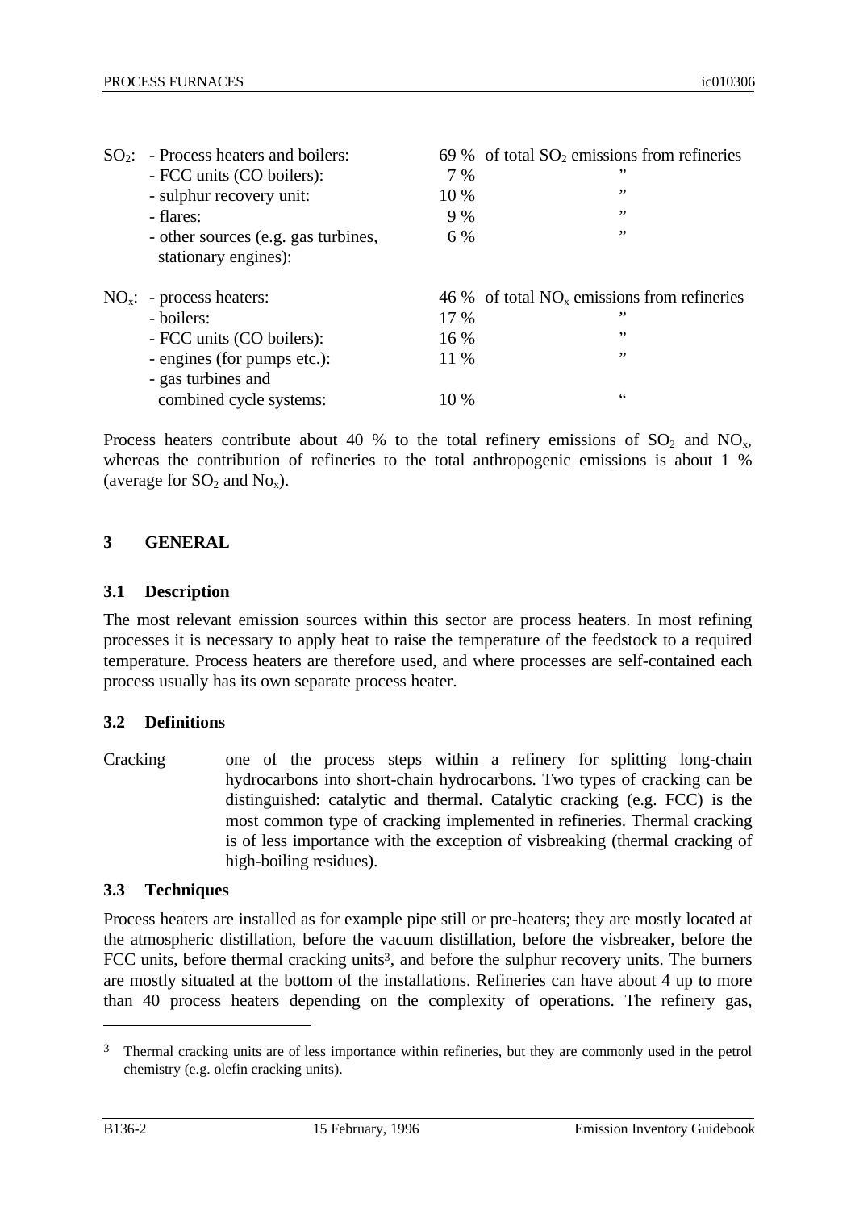| | | | |
|---|---|---|---|
| $SO_2$: | - Process heaters and boilers: | 69 % | of total $SO_2$ emissions from refineries |
| | - FCC units (CO boilers): | 7 % | ” |
| | - sulphur recovery unit: | 10 % | ” |
| | - flares: | 9 % | ” |
| | - other sources (e.g. gas turbines, stationary engines): | 6 % | ” |
| $NO_x$: | - process heaters: | 46 % | of total $NO_x$ emissions from refineries |
| | - boilers: | 17 % | ” |
| | - FCC units (CO boilers): | 16 % | ” |
| | - engines (for pumps etc.): | 11 % | ” |
| | - gas turbines and combined cycle systems: | 10 % | “ |

Process heaters contribute about 40 % to the total refinery emissions of $SO_2$ and $NO_x$, whereas the contribution of refineries to the total anthropogenic emissions is about 1 % (average for $SO_2$ and $No_x$).

## 3 GENERAL

### 3.1 Description

The most relevant emission sources within this sector are process heaters. In most refining processes it is necessary to apply heat to raise the temperature of the feedstock to a required temperature. Process heaters are therefore used, and where processes are self-contained each process usually has its own separate process heater.

### 3.2 Definitions

Cracking — one of the process steps within a refinery for splitting long-chain hydrocarbons into short-chain hydrocarbons. Two types of cracking can be distinguished: catalytic and thermal. Catalytic cracking (e.g. FCC) is the most common type of cracking implemented in refineries. Thermal cracking is of less importance with the exception of visbreaking (thermal cracking of high-boiling residues).

### 3.3 Techniques

Process heaters are installed as for example pipe still or pre-heaters; they are mostly located at the atmospheric distillation, before the vacuum distillation, before the visbreaker, before the FCC units, before thermal cracking units[3], and before the sulphur recovery units. The burners are mostly situated at the bottom of the installations. Refineries can have about 4 up to more than 40 process heaters depending on the complexity of operations. The refinery gas,

[3] Thermal cracking units are of less importance within refineries, but they are commonly used in the petrol chemistry (e.g. olefin cracking units).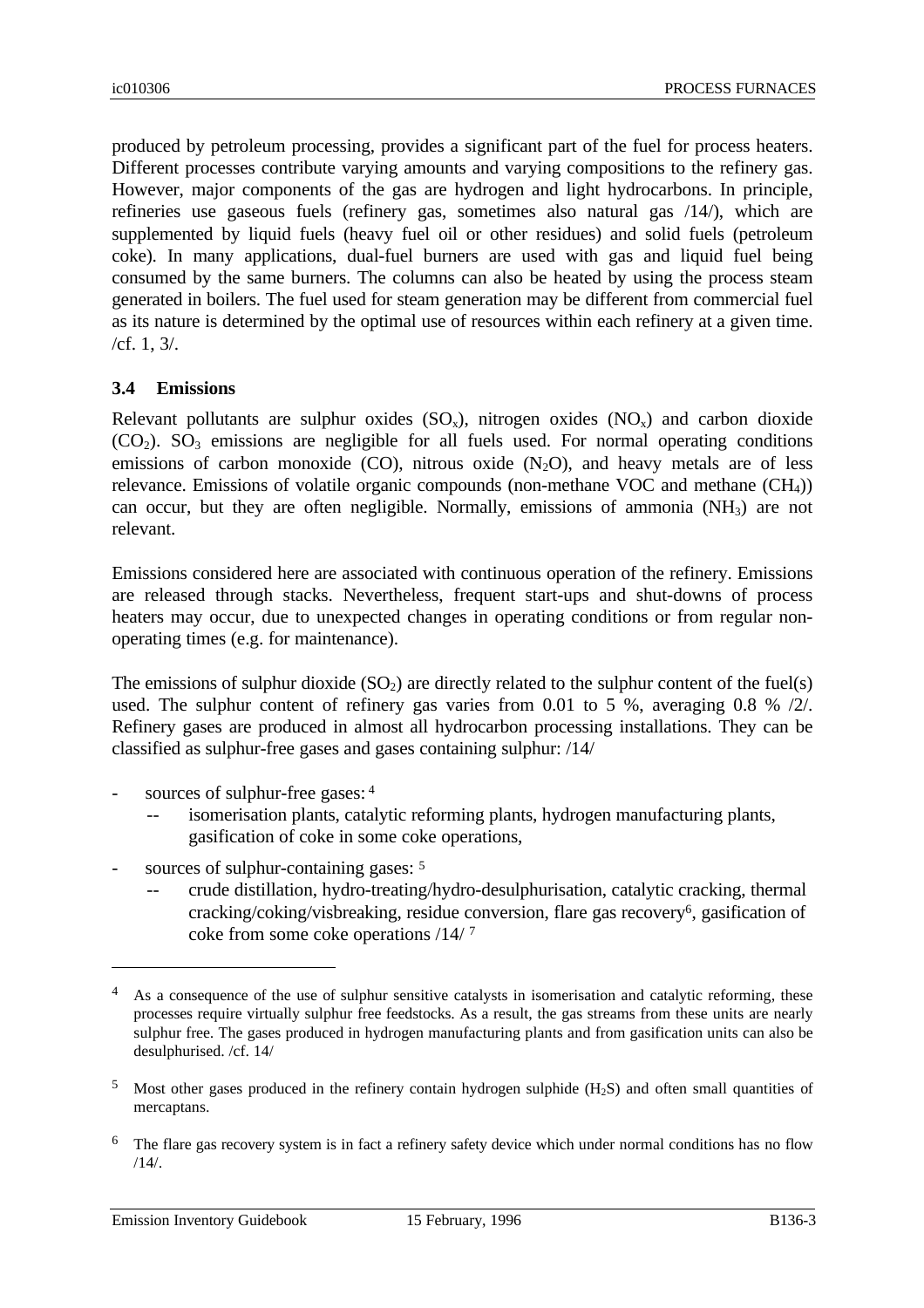produced by petroleum processing, provides a significant part of the fuel for process heaters. Different processes contribute varying amounts and varying compositions to the refinery gas. However, major components of the gas are hydrogen and light hydrocarbons. In principle, refineries use gaseous fuels (refinery gas, sometimes also natural gas /14/), which are supplemented by liquid fuels (heavy fuel oil or other residues) and solid fuels (petroleum coke). In many applications, dual-fuel burners are used with gas and liquid fuel being consumed by the same burners. The columns can also be heated by using the process steam generated in boilers. The fuel used for steam generation may be different from commercial fuel as its nature is determined by the optimal use of resources within each refinery at a given time. /cf. 1, 3/.

### 3.4 Emissions

Relevant pollutants are sulphur oxides ($SO_x$), nitrogen oxides ($NO_x$) and carbon dioxide ($CO_2$). $SO_3$ emissions are negligible for all fuels used. For normal operating conditions emissions of carbon monoxide (CO), nitrous oxide ($N_2O$), and heavy metals are of less relevance. Emissions of volatile organic compounds (non-methane VOC and methane ($CH_4$)) can occur, but they are often negligible. Normally, emissions of ammonia ($NH_3$) are not relevant.

Emissions considered here are associated with continuous operation of the refinery. Emissions are released through stacks. Nevertheless, frequent start-ups and shut-downs of process heaters may occur, due to unexpected changes in operating conditions or from regular non-operating times (e.g. for maintenance).

The emissions of sulphur dioxide ($SO_2$) are directly related to the sulphur content of the fuel(s) used. The sulphur content of refinery gas varies from 0.01 to 5 %, averaging 0.8 % /2/. Refinery gases are produced in almost all hydrocarbon processing installations. They can be classified as sulphur-free gases and gases containing sulphur: /14/

- sources of sulphur-free gases: [4]
  - -- isomerisation plants, catalytic reforming plants, hydrogen manufacturing plants, gasification of coke in some coke operations,
- sources of sulphur-containing gases: [5]
  - -- crude distillation, hydro-treating/hydro-desulphurisation, catalytic cracking, thermal cracking/coking/visbreaking, residue conversion, flare gas recovery[6], gasification of coke from some coke operations /14/ [7]

---

[4] As a consequence of the use of sulphur sensitive catalysts in isomerisation and catalytic reforming, these processes require virtually sulphur free feedstocks. As a result, the gas streams from these units are nearly sulphur free. The gases produced in hydrogen manufacturing plants and from gasification units can also be desulphurised. /cf. 14/

[5] Most other gases produced in the refinery contain hydrogen sulphide ($H_2S$) and often small quantities of mercaptans.

[6] The flare gas recovery system is in fact a refinery safety device which under normal conditions has no flow /14/.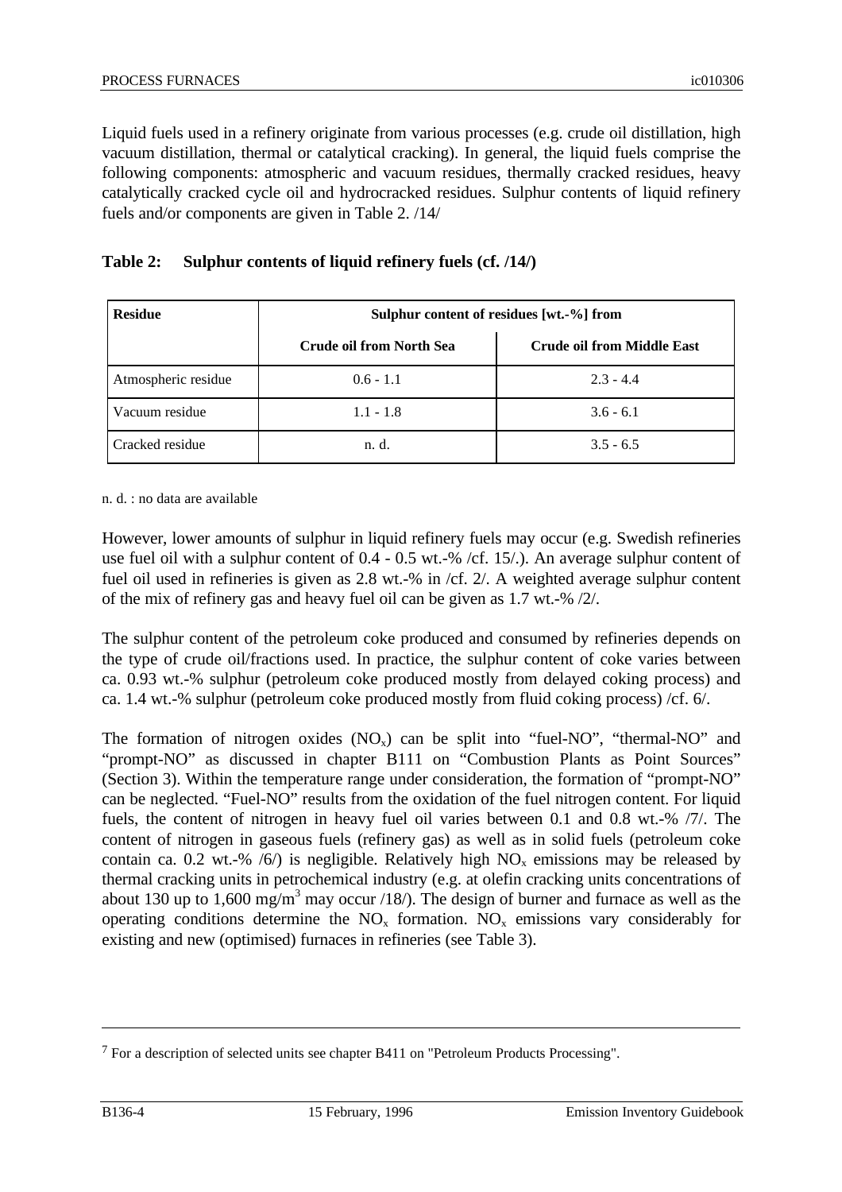Liquid fuels used in a refinery originate from various processes (e.g. crude oil distillation, high vacuum distillation, thermal or catalytical cracking). In general, the liquid fuels comprise the following components: atmospheric and vacuum residues, thermally cracked residues, heavy catalytically cracked cycle oil and hydrocracked residues. Sulphur contents of liquid refinery fuels and/or components are given in Table 2. /14/

**Table 2: Sulphur contents of liquid refinery fuels (cf. /14/)**

| Residue | Sulphur content of residues [wt.-%] from | |
|---|---|---|
| | Crude oil from North Sea | Crude oil from Middle East |
| Atmospheric residue | 0.6 - 1.1 | 2.3 - 4.4 |
| Vacuum residue | 1.1 - 1.8 | 3.6 - 6.1 |
| Cracked residue | n. d. | 3.5 - 6.5 |

n. d. : no data are available

However, lower amounts of sulphur in liquid refinery fuels may occur (e.g. Swedish refineries use fuel oil with a sulphur content of 0.4 - 0.5 wt.-% /cf. 15/.). An average sulphur content of fuel oil used in refineries is given as 2.8 wt.-% in /cf. 2/. A weighted average sulphur content of the mix of refinery gas and heavy fuel oil can be given as 1.7 wt.-% /2/.

The sulphur content of the petroleum coke produced and consumed by refineries depends on the type of crude oil/fractions used. In practice, the sulphur content of coke varies between ca. 0.93 wt.-% sulphur (petroleum coke produced mostly from delayed coking process) and ca. 1.4 wt.-% sulphur (petroleum coke produced mostly from fluid coking process) /cf. 6/.

The formation of nitrogen oxides ($NO_x$) can be split into "fuel-NO", "thermal-NO" and "prompt-NO" as discussed in chapter B111 on "Combustion Plants as Point Sources" (Section 3). Within the temperature range under consideration, the formation of "prompt-NO" can be neglected. "Fuel-NO" results from the oxidation of the fuel nitrogen content. For liquid fuels, the content of nitrogen in heavy fuel oil varies between 0.1 and 0.8 wt.-% /7/. The content of nitrogen in gaseous fuels (refinery gas) as well as in solid fuels (petroleum coke contain ca. 0.2 wt.-% /6/) is negligible. Relatively high $NO_x$ emissions may be released by thermal cracking units in petrochemical industry (e.g. at olefin cracking units concentrations of about 130 up to 1,600 mg/m$^3$ may occur /18/). The design of burner and furnace as well as the operating conditions determine the $NO_x$ formation. $NO_x$ emissions vary considerably for existing and new (optimised) furnaces in refineries (see Table 3).

---

[7] For a description of selected units see chapter B411 on "Petroleum Products Processing".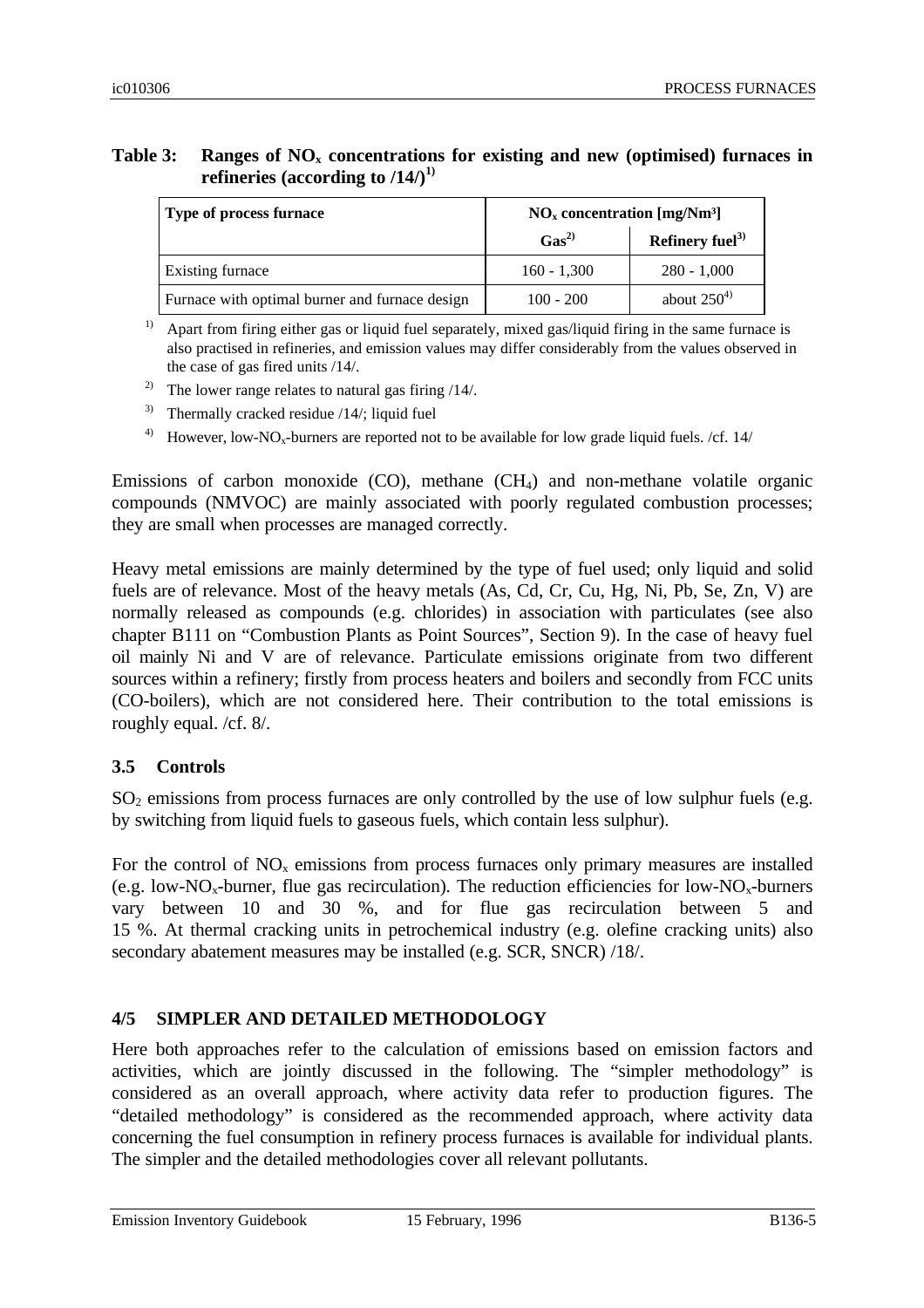**Table 3: Ranges of $NO_x$ concentrations for existing and new (optimised) furnaces in refineries (according to /14/)[1)]**

| Type of process furnace | $NO_x$ concentration [mg/Nm³] | |
|---|---|---|
| | Gas[2)] | Refinery fuel[3)] |
| Existing furnace | 160 - 1,300 | 280 - 1,000 |
| Furnace with optimal burner and furnace design | 100 - 200 | about 250[4)] |

[1)] Apart from firing either gas or liquid fuel separately, mixed gas/liquid firing in the same furnace is also practised in refineries, and emission values may differ considerably from the values observed in the case of gas fired units /14/.

[2)] The lower range relates to natural gas firing /14/.

[3)] Thermally cracked residue /14/; liquid fuel

[4)] However, low-$NO_x$-burners are reported not to be available for low grade liquid fuels. /cf. 14/

Emissions of carbon monoxide (CO), methane ($CH_4$) and non-methane volatile organic compounds (NMVOC) are mainly associated with poorly regulated combustion processes; they are small when processes are managed correctly.

Heavy metal emissions are mainly determined by the type of fuel used; only liquid and solid fuels are of relevance. Most of the heavy metals (As, Cd, Cr, Cu, Hg, Ni, Pb, Se, Zn, V) are normally released as compounds (e.g. chlorides) in association with particulates (see also chapter B111 on "Combustion Plants as Point Sources", Section 9). In the case of heavy fuel oil mainly Ni and V are of relevance. Particulate emissions originate from two different sources within a refinery; firstly from process heaters and boilers and secondly from FCC units (CO-boilers), which are not considered here. Their contribution to the total emissions is roughly equal. /cf. 8/.

### 3.5 Controls

$SO_2$ emissions from process furnaces are only controlled by the use of low sulphur fuels (e.g. by switching from liquid fuels to gaseous fuels, which contain less sulphur).

For the control of $NO_x$ emissions from process furnaces only primary measures are installed (e.g. low-$NO_x$-burner, flue gas recirculation). The reduction efficiencies for low-$NO_x$-burners vary between 10 and 30 %, and for flue gas recirculation between 5 and 15 %. At thermal cracking units in petrochemical industry (e.g. olefine cracking units) also secondary abatement measures may be installed (e.g. SCR, SNCR) /18/.

## 4/5 SIMPLER AND DETAILED METHODOLOGY

Here both approaches refer to the calculation of emissions based on emission factors and activities, which are jointly discussed in the following. The "simpler methodology" is considered as an overall approach, where activity data refer to production figures. The "detailed methodology" is considered as the recommended approach, where activity data concerning the fuel consumption in refinery process furnaces is available for individual plants. The simpler and the detailed methodologies cover all relevant pollutants.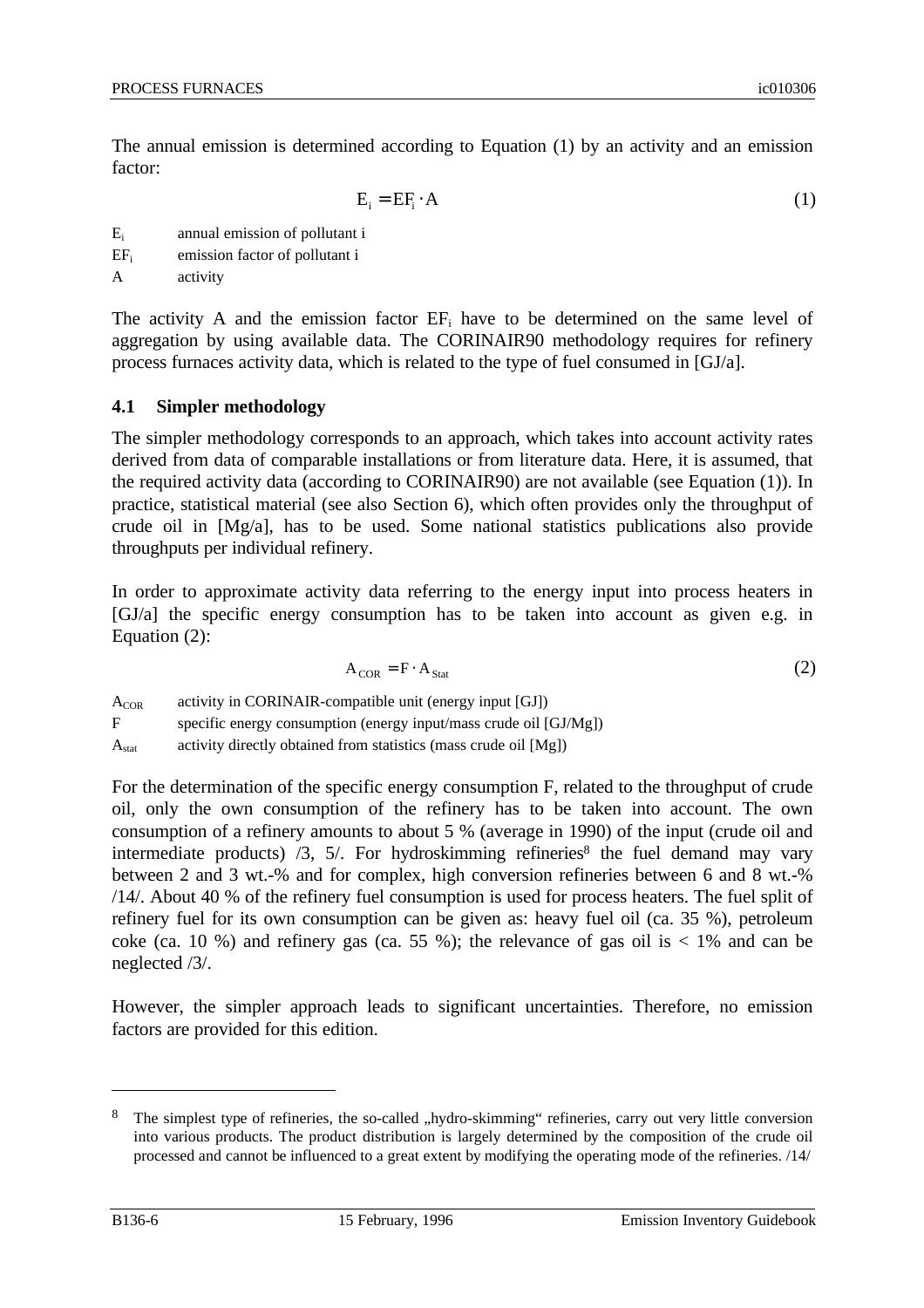The annual emission is determined according to Equation (1) by an activity and an emission factor:

$$E_i = EF_i \cdot A \tag{1}$$

$E_i$ annual emission of pollutant i

$EF_i$ emission factor of pollutant i

A activity

The activity A and the emission factor $EF_i$ have to be determined on the same level of aggregation by using available data. The CORINAIR90 methodology requires for refinery process furnaces activity data, which is related to the type of fuel consumed in [GJ/a].

### 4.1 Simpler methodology

The simpler methodology corresponds to an approach, which takes into account activity rates derived from data of comparable installations or from literature data. Here, it is assumed, that the required activity data (according to CORINAIR90) are not available (see Equation (1)). In practice, statistical material (see also Section 6), which often provides only the throughput of crude oil in [Mg/a], has to be used. Some national statistics publications also provide throughputs per individual refinery.

In order to approximate activity data referring to the energy input into process heaters in [GJ/a] the specific energy consumption has to be taken into account as given e.g. in Equation (2):

$$A_{COR} = F \cdot A_{Stat} \tag{2}$$

$A_{COR}$ activity in CORINAIR-compatible unit (energy input [GJ])

F specific energy consumption (energy input/mass crude oil [GJ/Mg])

$A_{stat}$ activity directly obtained from statistics (mass crude oil [Mg])

For the determination of the specific energy consumption F, related to the throughput of crude oil, only the own consumption of the refinery has to be taken into account. The own consumption of a refinery amounts to about 5 % (average in 1990) of the input (crude oil and intermediate products) /3, 5/. For hydroskimming refineries[8] the fuel demand may vary between 2 and 3 wt.-% and for complex, high conversion refineries between 6 and 8 wt.-% /14/. About 40 % of the refinery fuel consumption is used for process heaters. The fuel split of refinery fuel for its own consumption can be given as: heavy fuel oil (ca. 35 %), petroleum coke (ca. 10 %) and refinery gas (ca. 55 %); the relevance of gas oil is < 1% and can be neglected /3/.

However, the simpler approach leads to significant uncertainties. Therefore, no emission factors are provided for this edition.

---

[8] The simplest type of refineries, the so-called „hydro-skimming“ refineries, carry out very little conversion into various products. The product distribution is largely determined by the composition of the crude oil processed and cannot be influenced to a great extent by modifying the operating mode of the refineries. /14/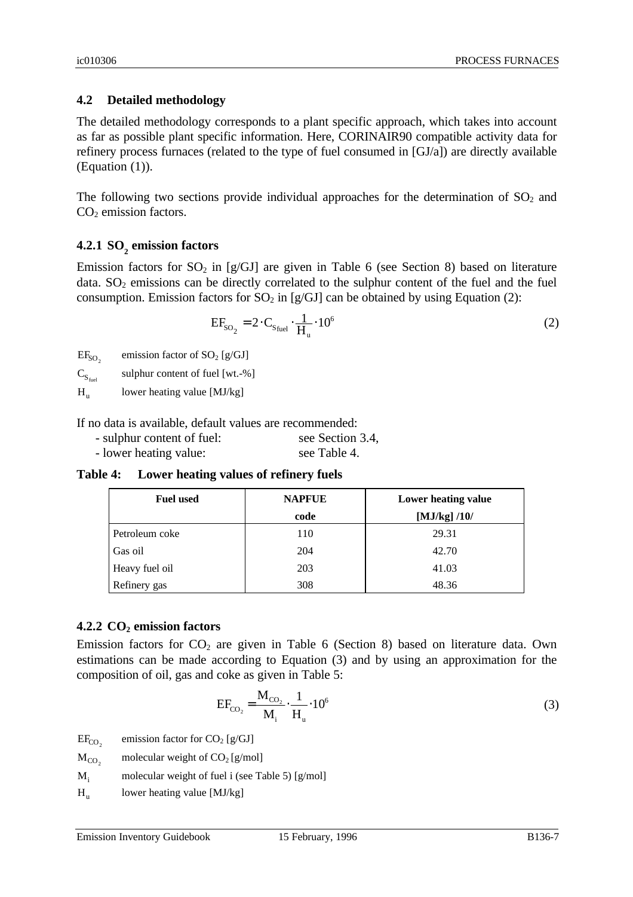### 4.2 Detailed methodology

The detailed methodology corresponds to a plant specific approach, which takes into account as far as possible plant specific information. Here, CORINAIR90 compatible activity data for refinery process furnaces (related to the type of fuel consumed in [GJ/a]) are directly available (Equation (1)).

The following two sections provide individual approaches for the determination of $SO_2$ and $CO_2$ emission factors.

#### 4.2.1 $SO_2$ emission factors

Emission factors for $SO_2$ in [g/GJ] are given in Table 6 (see Section 8) based on literature data. $SO_2$ emissions can be directly correlated to the sulphur content of the fuel and the fuel consumption. Emission factors for $SO_2$ in [g/GJ] can be obtained by using Equation (2):

$$EF_{SO_2} = 2 \cdot C_{S_{fuel}} \cdot \frac{1}{H_u} \cdot 10^6 \tag{2}$$

$EF_{SO_2}$ emission factor of $SO_2$ [g/GJ]

$C_{S_{fuel}}$ sulphur content of fuel [wt.-%]

$H_u$ lower heating value [MJ/kg]

If no data is available, default values are recommended:

- sulphur content of fuel: see Section 3.4,
- lower heating value: see Table 4.

**Table 4: Lower heating values of refinery fuels**

| Fuel used | NAPFUE code | Lower heating value [MJ/kg] /10/ |
|---|---|---|
| Petroleum coke | 110 | 29.31 |
| Gas oil | 204 | 42.70 |
| Heavy fuel oil | 203 | 41.03 |
| Refinery gas | 308 | 48.36 |

#### 4.2.2 $CO_2$ emission factors

Emission factors for $CO_2$ are given in Table 6 (Section 8) based on literature data. Own estimations can be made according to Equation (3) and by using an approximation for the composition of oil, gas and coke as given in Table 5:

$$EF_{CO_2} = \frac{M_{CO_2}}{M_i} \cdot \frac{1}{H_u} \cdot 10^6 \tag{3}$$

$EF_{CO_2}$ emission factor for $CO_2$ [g/GJ]

$M_{CO_2}$ molecular weight of $CO_2$ [g/mol]

$M_i$ molecular weight of fuel i (see Table 5) [g/mol]

$H_u$ lower heating value [MJ/kg]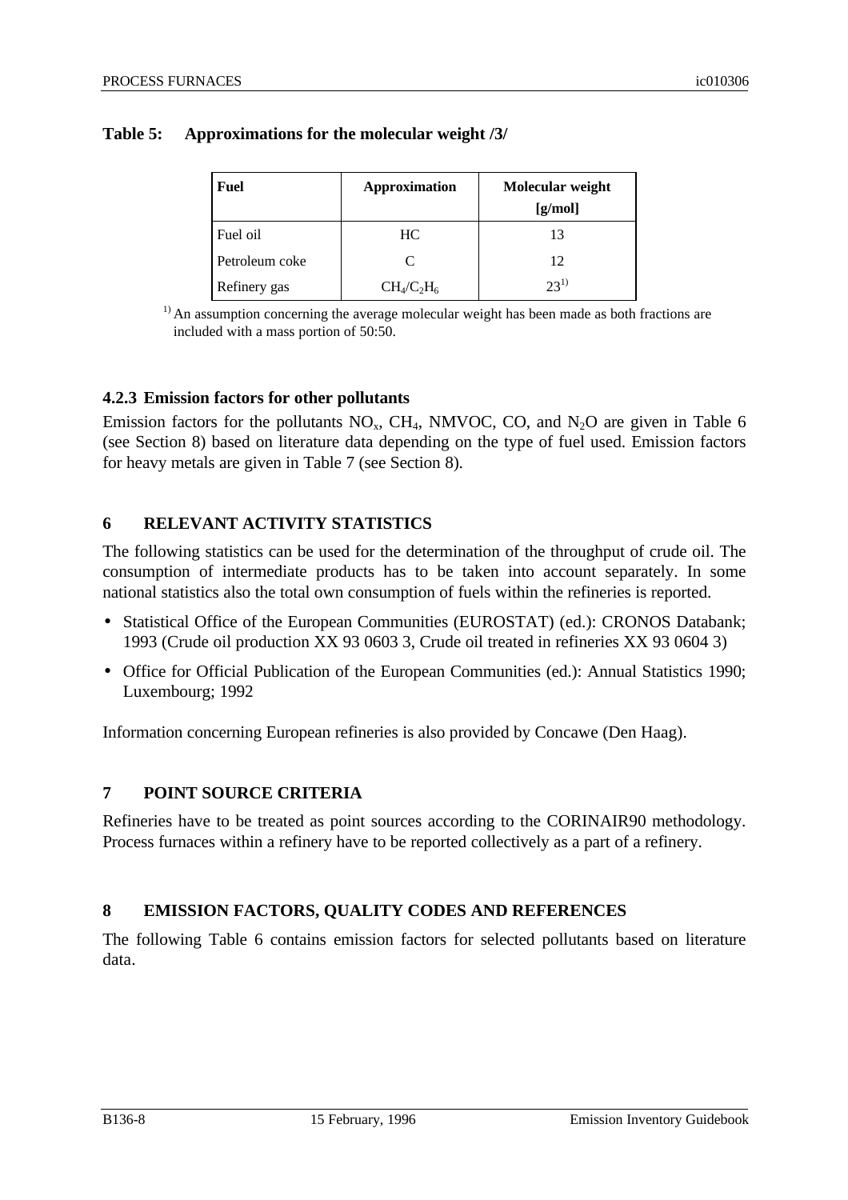**Table 5: Approximations for the molecular weight /3/**

| Fuel | Approximation | Molecular weight [g/mol] |
|---|---|---|
| Fuel oil | HC | 13 |
| Petroleum coke | C | 12 |
| Refinery gas | $CH_4/C_2H_6$ | 23[1)] |

[1)] An assumption concerning the average molecular weight has been made as both fractions are included with a mass portion of 50:50.

### 4.2.3 Emission factors for other pollutants

Emission factors for the pollutants $NO_x$, $CH_4$, NMVOC, CO, and $N_2O$ are given in Table 6 (see Section 8) based on literature data depending on the type of fuel used. Emission factors for heavy metals are given in Table 7 (see Section 8).

## 6 RELEVANT ACTIVITY STATISTICS

The following statistics can be used for the determination of the throughput of crude oil. The consumption of intermediate products has to be taken into account separately. In some national statistics also the total own consumption of fuels within the refineries is reported.

- Statistical Office of the European Communities (EUROSTAT) (ed.): CRONOS Databank; 1993 (Crude oil production XX 93 0603 3, Crude oil treated in refineries XX 93 0604 3)
- Office for Official Publication of the European Communities (ed.): Annual Statistics 1990; Luxembourg; 1992

Information concerning European refineries is also provided by Concawe (Den Haag).

## 7 POINT SOURCE CRITERIA

Refineries have to be treated as point sources according to the CORINAIR90 methodology. Process furnaces within a refinery have to be reported collectively as a part of a refinery.

## 8 EMISSION FACTORS, QUALITY CODES AND REFERENCES

The following Table 6 contains emission factors for selected pollutants based on literature data.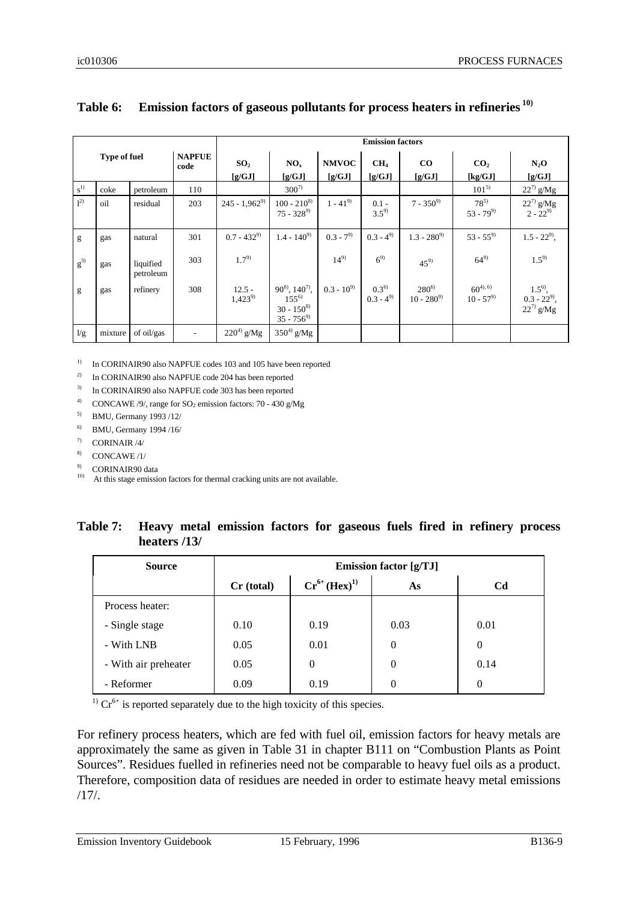## Table 6: Emission factors of gaseous pollutants for process heaters in refineries [10)]

| Type of fuel | | | NAPFUE code | Emission factors | | | | | | |
|---|---|---|---|---|---|---|---|---|---|---|
| | | | | $SO_2$ [g/GJ] | $NO_x$ [g/GJ] | NMVOC [g/GJ] | $CH_4$ [g/GJ] | CO [g/GJ] | $CO_2$ [kg/GJ] | $N_2O$ [g/GJ] |
| s[1)] | coke | petroleum | 110 | | 300[7)] | | | | 101[5)] | 22[7)] g/Mg |
| l[2)] | oil | residual | 203 | 245 - 1,962[9)] | 100 - 210[8)] 75 - 328[9)] | 1 - 41[9)] | 0.1 - 3.5[9)] | 7 - 350[9)] | 78[5)] 53 - 79[9)] | 22[7)] g/Mg 2 - 22[9)] |
| g | gas | natural | 301 | 0.7 - 432[9)] | 1.4 - 140[9)] | 0.3 - 7[9)] | 0.3 - 4[9)] | 1.3 - 280[9)] | 53 - 55[9)] | 1.5 - 22[9)], |
| g[3)] | gas | liquified petroleum | 303 | 1.7[9)] | | 14[9)] | 6[9)] | 45[9)] | 64[9)] | 1.5[9)] |
| g | gas | refinery | 308 | 12.5 - 1,423[9)] | 90[8)], 140[7)], 155[6)] 30 - 150[8)] 35 - 756[9)] | 0.3 - 10[9)] | 0.3[6)] 0.3 - 4[9)] | 280[6)] 10 - 280[9)] | 60[4), 6)] 10 - 57[9)] | 1.5[6)], 0.3 - 22[9)], 22[7)] g/Mg |
| l/g | mixture | of oil/gas | - | 220[4)] g/Mg | 350[4)] g/Mg | | | | | |

[1)] In CORINAIR90 also NAPFUE codes 103 and 105 have been reported

[2)] In CORINAIR90 also NAPFUE code 204 has been reported

[3)] In CORINAIR90 also NAPFUE code 303 has been reported

[4)] CONCAWE /9/, range for $SO_2$ emission factors: 70 - 430 g/Mg

[5)] BMU, Germany 1993 /12/

[6)] BMU, Germany 1994 /16/

[7)] CORINAIR /4/

[8)] CONCAWE /1/

[9)] CORINAIR90 data

[10)] At this stage emission factors for thermal cracking units are not available.

## Table 7: Heavy metal emission factors for gaseous fuels fired in refinery process heaters /13/

| Source | Emission factor [g/TJ] | | | |
|---|---|---|---|---|
| | Cr (total) | $Cr^{6+}$ (Hex)[1)] | As | Cd |
| Process heater: | | | | |
| - Single stage | 0.10 | 0.19 | 0.03 | 0.01 |
| - With LNB | 0.05 | 0.01 | 0 | 0 |
| - With air preheater | 0.05 | 0 | 0 | 0.14 |
| - Reformer | 0.09 | 0.19 | 0 | 0 |

[1)] $Cr^{6+}$ is reported separately due to the high toxicity of this species.

For refinery process heaters, which are fed with fuel oil, emission factors for heavy metals are approximately the same as given in Table 31 in chapter B111 on "Combustion Plants as Point Sources". Residues fuelled in refineries need not be comparable to heavy fuel oils as a product. Therefore, composition data of residues are needed in order to estimate heavy metal emissions /17/.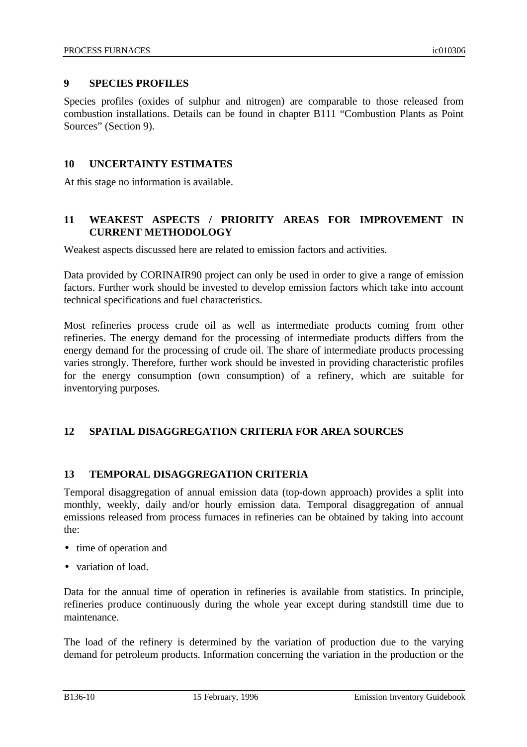## 9 SPECIES PROFILES

Species profiles (oxides of sulphur and nitrogen) are comparable to those released from combustion installations. Details can be found in chapter B111 “Combustion Plants as Point Sources” (Section 9).

## 10 UNCERTAINTY ESTIMATES

At this stage no information is available.

## 11 WEAKEST ASPECTS / PRIORITY AREAS FOR IMPROVEMENT IN CURRENT METHODOLOGY

Weakest aspects discussed here are related to emission factors and activities.

Data provided by CORINAIR90 project can only be used in order to give a range of emission factors. Further work should be invested to develop emission factors which take into account technical specifications and fuel characteristics.

Most refineries process crude oil as well as intermediate products coming from other refineries. The energy demand for the processing of intermediate products differs from the energy demand for the processing of crude oil. The share of intermediate products processing varies strongly. Therefore, further work should be invested in providing characteristic profiles for the energy consumption (own consumption) of a refinery, which are suitable for inventorying purposes.

## 12 SPATIAL DISAGGREGATION CRITERIA FOR AREA SOURCES

## 13 TEMPORAL DISAGGREGATION CRITERIA

Temporal disaggregation of annual emission data (top-down approach) provides a split into monthly, weekly, daily and/or hourly emission data. Temporal disaggregation of annual emissions released from process furnaces in refineries can be obtained by taking into account the:

- time of operation and
- variation of load.

Data for the annual time of operation in refineries is available from statistics. In principle, refineries produce continuously during the whole year except during standstill time due to maintenance.

The load of the refinery is determined by the variation of production due to the varying demand for petroleum products. Information concerning the variation in the production or the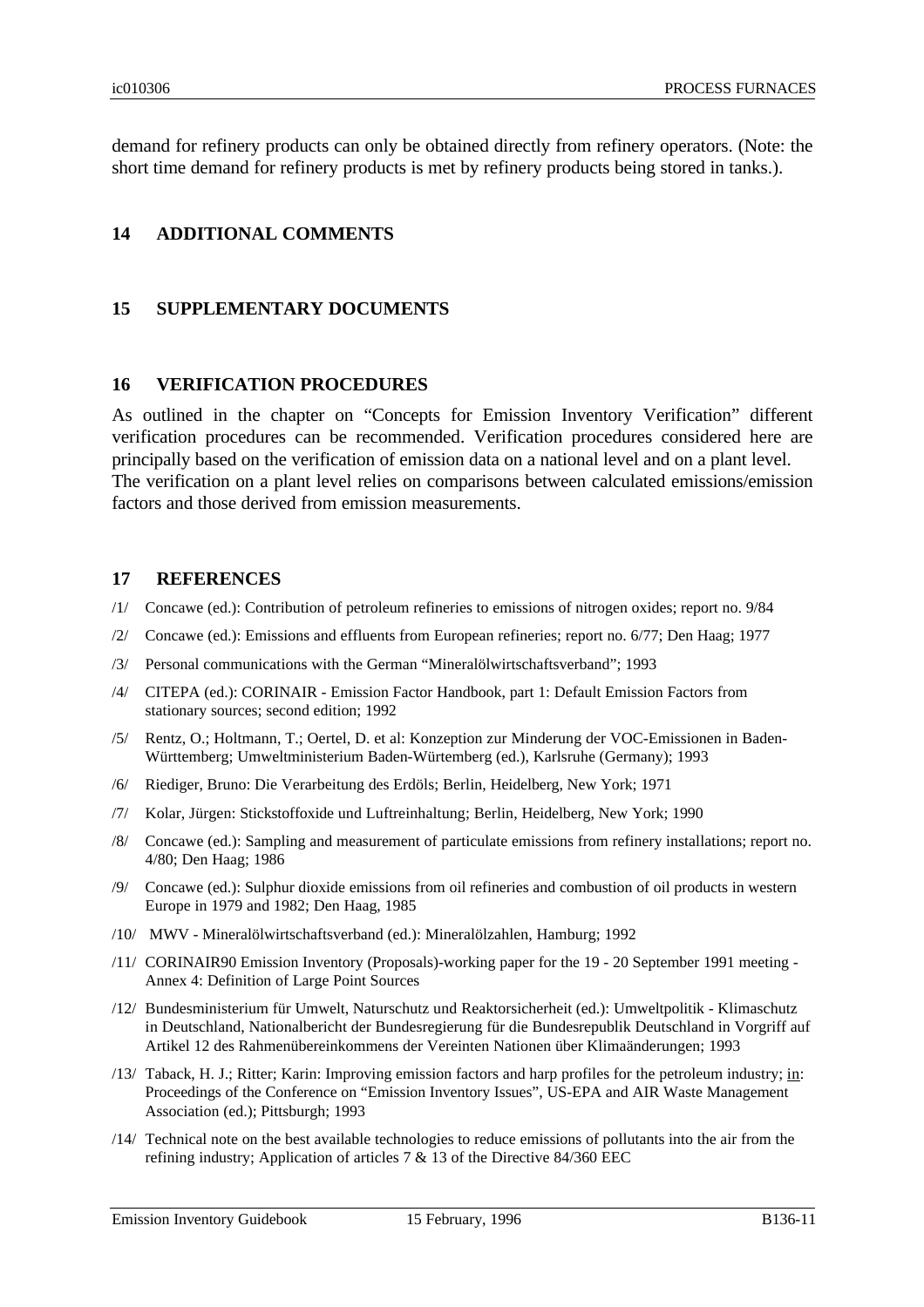demand for refinery products can only be obtained directly from refinery operators. (Note: the short time demand for refinery products is met by refinery products being stored in tanks.).

## 14 ADDITIONAL COMMENTS

## 15 SUPPLEMENTARY DOCUMENTS

## 16 VERIFICATION PROCEDURES

As outlined in the chapter on "Concepts for Emission Inventory Verification" different verification procedures can be recommended. Verification procedures considered here are principally based on the verification of emission data on a national level and on a plant level. The verification on a plant level relies on comparisons between calculated emissions/emission factors and those derived from emission measurements.

## 17 REFERENCES

/1/ Concawe (ed.): Contribution of petroleum refineries to emissions of nitrogen oxides; report no. 9/84

/2/ Concawe (ed.): Emissions and effluents from European refineries; report no. 6/77; Den Haag; 1977

/3/ Personal communications with the German "Mineralölwirtschaftsverband"; 1993

/4/ CITEPA (ed.): CORINAIR - Emission Factor Handbook, part 1: Default Emission Factors from stationary sources; second edition; 1992

/5/ Rentz, O.; Holtmann, T.; Oertel, D. et al: Konzeption zur Minderung der VOC-Emissionen in Baden-Württemberg; Umweltministerium Baden-Würtemberg (ed.), Karlsruhe (Germany); 1993

/6/ Riediger, Bruno: Die Verarbeitung des Erdöls; Berlin, Heidelberg, New York; 1971

/7/ Kolar, Jürgen: Stickstoffoxide und Luftreinhaltung; Berlin, Heidelberg, New York; 1990

/8/ Concawe (ed.): Sampling and measurement of particulate emissions from refinery installations; report no. 4/80; Den Haag; 1986

/9/ Concawe (ed.): Sulphur dioxide emissions from oil refineries and combustion of oil products in western Europe in 1979 and 1982; Den Haag, 1985

/10/ MWV - Mineralölwirtschaftsverband (ed.): Mineralölzahlen, Hamburg; 1992

/11/ CORINAIR90 Emission Inventory (Proposals)-working paper for the 19 - 20 September 1991 meeting - Annex 4: Definition of Large Point Sources

/12/ Bundesministerium für Umwelt, Naturschutz und Reaktorsicherheit (ed.): Umweltpolitik - Klimaschutz in Deutschland, Nationalbericht der Bundesregierung für die Bundesrepublik Deutschland in Vorgriff auf Artikel 12 des Rahmenübereinkommens der Vereinten Nationen über Klimaänderungen; 1993

/13/ Taback, H. J.; Ritter; Karin: Improving emission factors and harp profiles for the petroleum industry; in: Proceedings of the Conference on "Emission Inventory Issues", US-EPA and AIR Waste Management Association (ed.); Pittsburgh; 1993

/14/ Technical note on the best available technologies to reduce emissions of pollutants into the air from the refining industry; Application of articles 7 & 13 of the Directive 84/360 EEC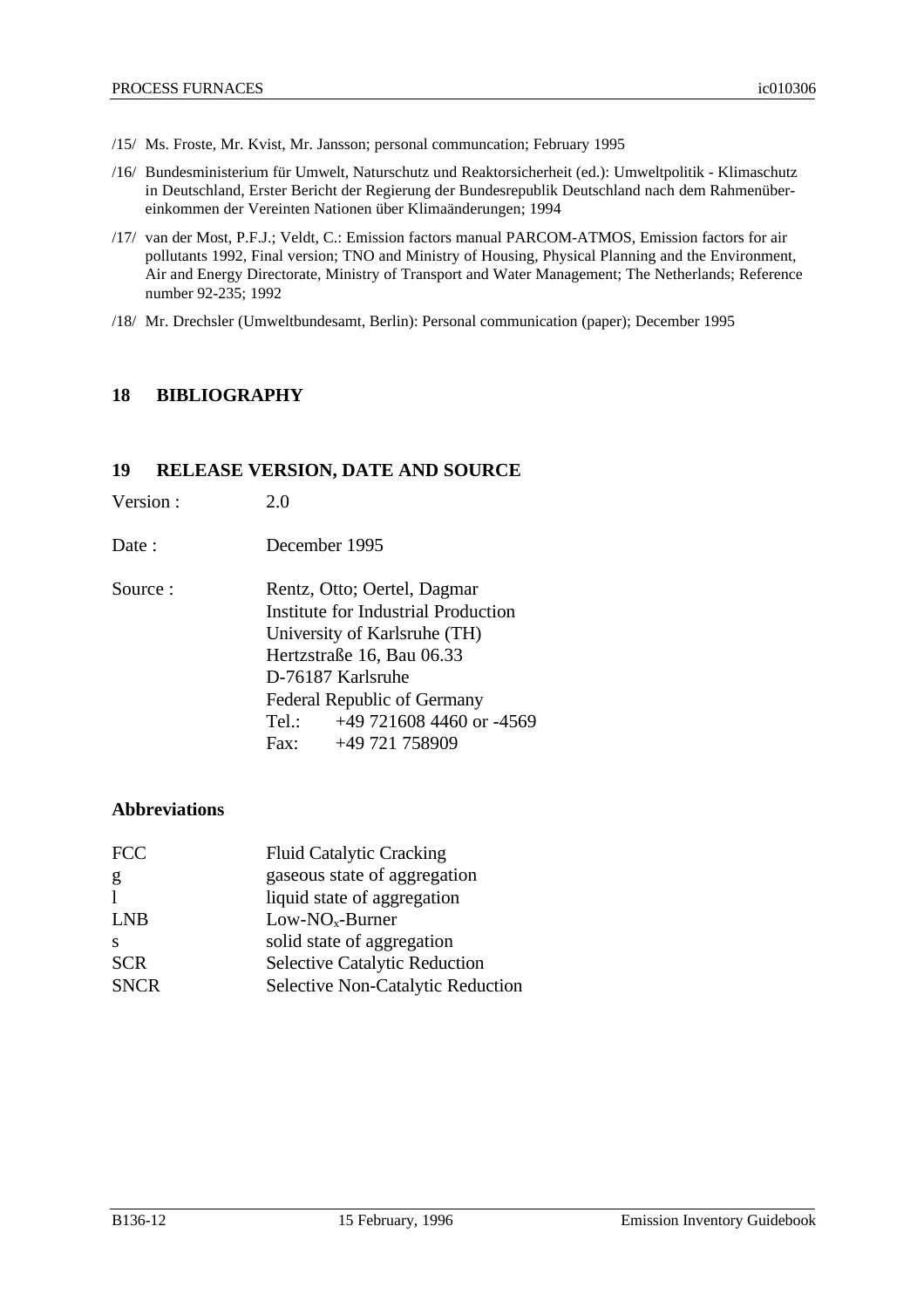/15/ Ms. Froste, Mr. Kvist, Mr. Jansson; personal communcation; February 1995

/16/ Bundesministerium für Umwelt, Naturschutz und Reaktorsicherheit (ed.): Umweltpolitik - Klimaschutz in Deutschland, Erster Bericht der Regierung der Bundesrepublik Deutschland nach dem Rahmenübereinkommen der Vereinten Nationen über Klimaänderungen; 1994

/17/ van der Most, P.F.J.; Veldt, C.: Emission factors manual PARCOM-ATMOS, Emission factors for air pollutants 1992, Final version; TNO and Ministry of Housing, Physical Planning and the Environment, Air and Energy Directorate, Ministry of Transport and Water Management; The Netherlands; Reference number 92-235; 1992

/18/ Mr. Drechsler (Umweltbundesamt, Berlin): Personal communication (paper); December 1995

## 18 BIBLIOGRAPHY

## 19 RELEASE VERSION, DATE AND SOURCE

Version : 2.0

Date : December 1995

Source : Rentz, Otto; Oertel, Dagmar
Institute for Industrial Production
University of Karlsruhe (TH)
Hertzstraße 16, Bau 06.33
D-76187 Karlsruhe
Federal Republic of Germany
Tel.: +49 721608 4460 or -4569
Fax: +49 721 758909

### Abbreviations

| | |
|---|---|
| FCC | Fluid Catalytic Cracking |
| g | gaseous state of aggregation |
| l | liquid state of aggregation |
| LNB | Low-$NO_x$-Burner |
| s | solid state of aggregation |
| SCR | Selective Catalytic Reduction |
| SNCR | Selective Non-Catalytic Reduction |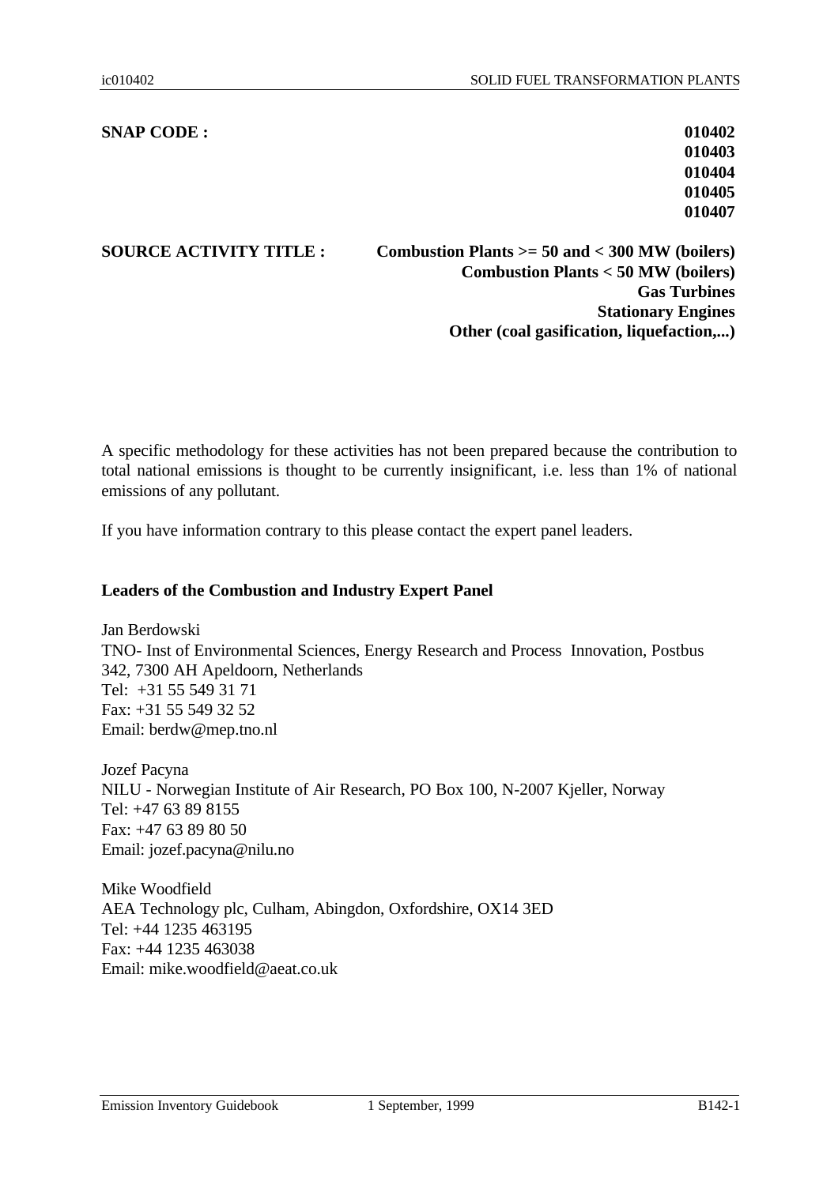**SNAP CODE :** **010402**
**010403**
**010404**
**010405**
**010407**

**SOURCE ACTIVITY TITLE :** **Combustion Plants >= 50 and < 300 MW (boilers)**
**Combustion Plants < 50 MW (boilers)**
**Gas Turbines**
**Stationary Engines**
**Other (coal gasification, liquefaction,...)**

A specific methodology for these activities has not been prepared because the contribution to total national emissions is thought to be currently insignificant, i.e. less than 1% of national emissions of any pollutant.

If you have information contrary to this please contact the expert panel leaders.

**Leaders of the Combustion and Industry Expert Panel**

Jan Berdowski
TNO- Inst of Environmental Sciences, Energy Research and Process Innovation, Postbus 342, 7300 AH Apeldoorn, Netherlands
Tel: +31 55 549 31 71
Fax: +31 55 549 32 52
Email: berdw@mep.tno.nl

Jozef Pacyna
NILU - Norwegian Institute of Air Research, PO Box 100, N-2007 Kjeller, Norway
Tel: +47 63 89 8155
Fax: +47 63 89 80 50
Email: jozef.pacyna@nilu.no

Mike Woodfield
AEA Technology plc, Culham, Abingdon, Oxfordshire, OX14 3ED
Tel: +44 1235 463195
Fax: +44 1235 463038
Email: mike.woodfield@aeat.co.uk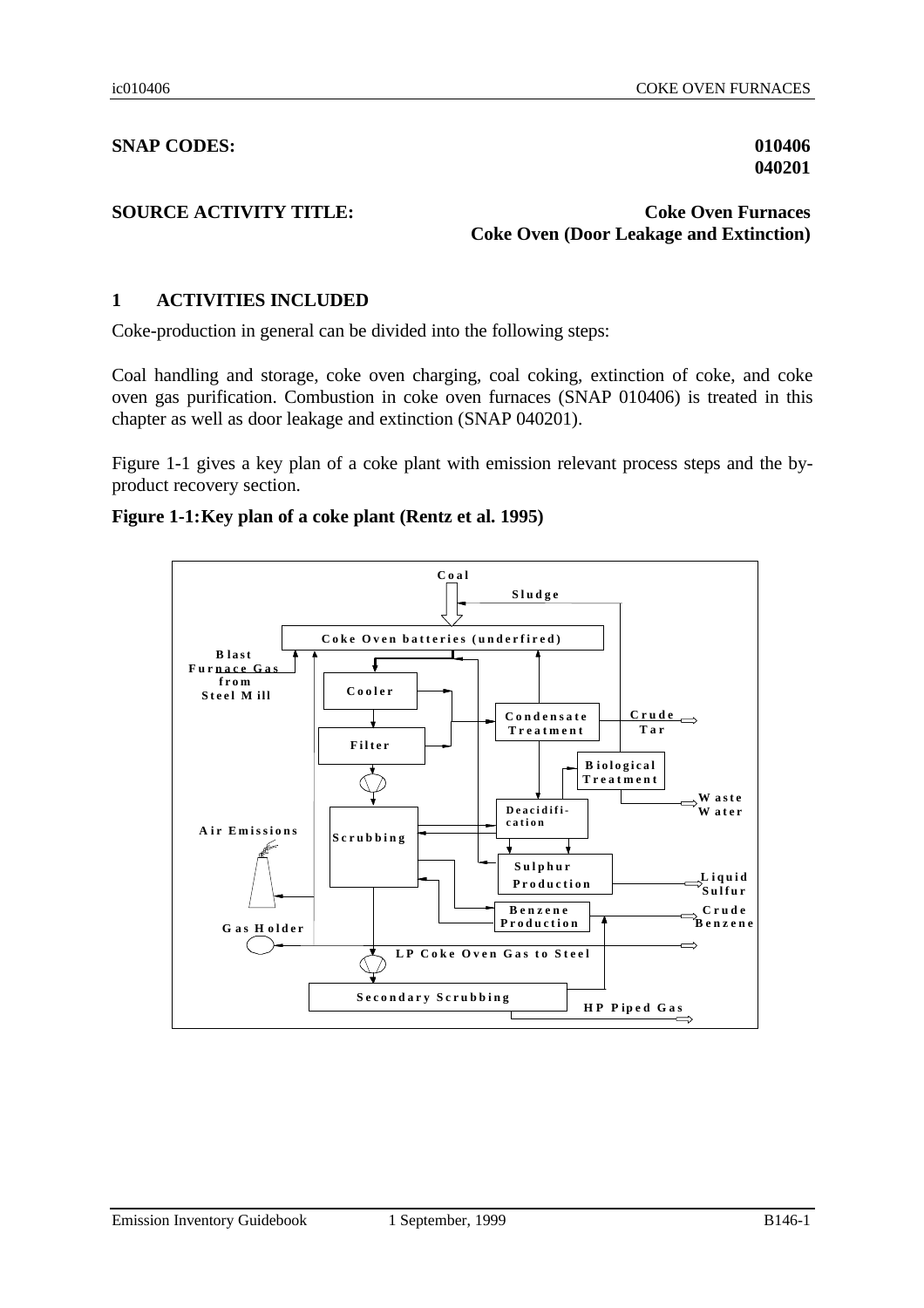**SNAP CODES:** **010406**
**040201**

**SOURCE ACTIVITY TITLE:** **Coke Oven Furnaces**
**Coke Oven (Door Leakage and Extinction)**

## 1 ACTIVITIES INCLUDED

Coke-production in general can be divided into the following steps:

Coal handling and storage, coke oven charging, coal coking, extinction of coke, and coke oven gas purification. Combustion in coke oven furnaces (SNAP 010406) is treated in this chapter as well as door leakage and extinction (SNAP 040201).

Figure 1-1 gives a key plan of a coke plant with emission relevant process steps and the by-product recovery section.

**Figure 1-1: Key plan of a coke plant (Rentz et al. 1995)**

Coal
Sludge
Coke Oven batteries (underfired)
Blast Furnace Gas from Steel Mill
Cooler
Filter
Condensate Treatment
Crude Tar
Biological Treatment
Waste Water
Deacidification
Air Emissions
Scrubbing
Sulphur Production
Liquid Sulfur
Benzene Production
Crude Benzene
Gas Holder
LP Coke Oven Gas to Steel
Secondary Scrubbing
HP Piped Gas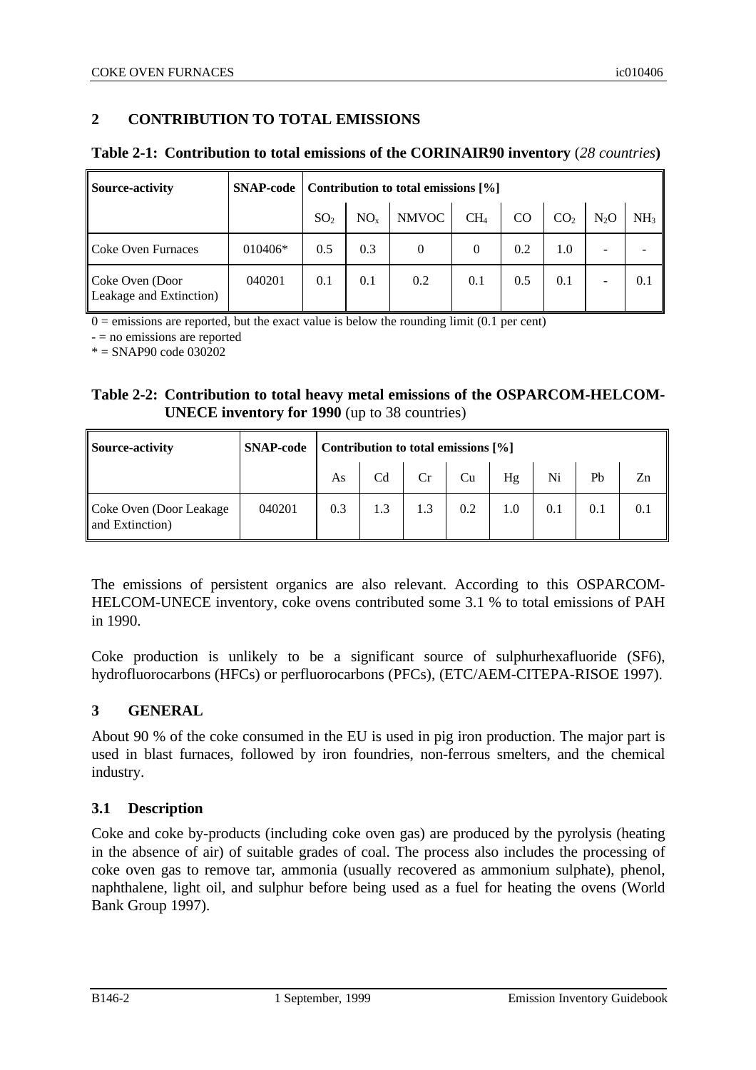## 2 CONTRIBUTION TO TOTAL EMISSIONS

**Table 2-1: Contribution to total emissions of the CORINAIR90 inventory** (*28 countries*)

| Source-activity | SNAP-code | Contribution to total emissions [%] | | | | | | | |
|---|---|---|---|---|---|---|---|---|---|
| | | $SO_2$ | $NO_x$ | NMVOC | $CH_4$ | CO | $CO_2$ | $N_2O$ | $NH_3$ |
| Coke Oven Furnaces | 010406* | 0.5 | 0.3 | 0 | 0 | 0.2 | 1.0 | - | - |
| Coke Oven (Door Leakage and Extinction) | 040201 | 0.1 | 0.1 | 0.2 | 0.1 | 0.5 | 0.1 | - | 0.1 |

0 = emissions are reported, but the exact value is below the rounding limit (0.1 per cent)

\- = no emissions are reported

\* = SNAP90 code 030202

**Table 2-2: Contribution to total heavy metal emissions of the OSPARCOM-HELCOM-UNECE inventory for 1990** (up to 38 countries)

| Source-activity | SNAP-code | Contribution to total emissions [%] | | | | | | | |
|---|---|---|---|---|---|---|---|---|---|
| | | As | Cd | Cr | Cu | Hg | Ni | Pb | Zn |
| Coke Oven (Door Leakage and Extinction) | 040201 | 0.3 | 1.3 | 1.3 | 0.2 | 1.0 | 0.1 | 0.1 | 0.1 |

The emissions of persistent organics are also relevant. According to this OSPARCOM-HELCOM-UNECE inventory, coke ovens contributed some 3.1 % to total emissions of PAH in 1990.

Coke production is unlikely to be a significant source of sulphurhexafluoride (SF6), hydrofluorocarbons (HFCs) or perfluorocarbons (PFCs), (ETC/AEM-CITEPA-RISOE 1997).

## 3 GENERAL

About 90 % of the coke consumed in the EU is used in pig iron production. The major part is used in blast furnaces, followed by iron foundries, non-ferrous smelters, and the chemical industry.

### 3.1 Description

Coke and coke by-products (including coke oven gas) are produced by the pyrolysis (heating in the absence of air) of suitable grades of coal. The process also includes the processing of coke oven gas to remove tar, ammonia (usually recovered as ammonium sulphate), phenol, naphthalene, light oil, and sulphur before being used as a fuel for heating the ovens (World Bank Group 1997).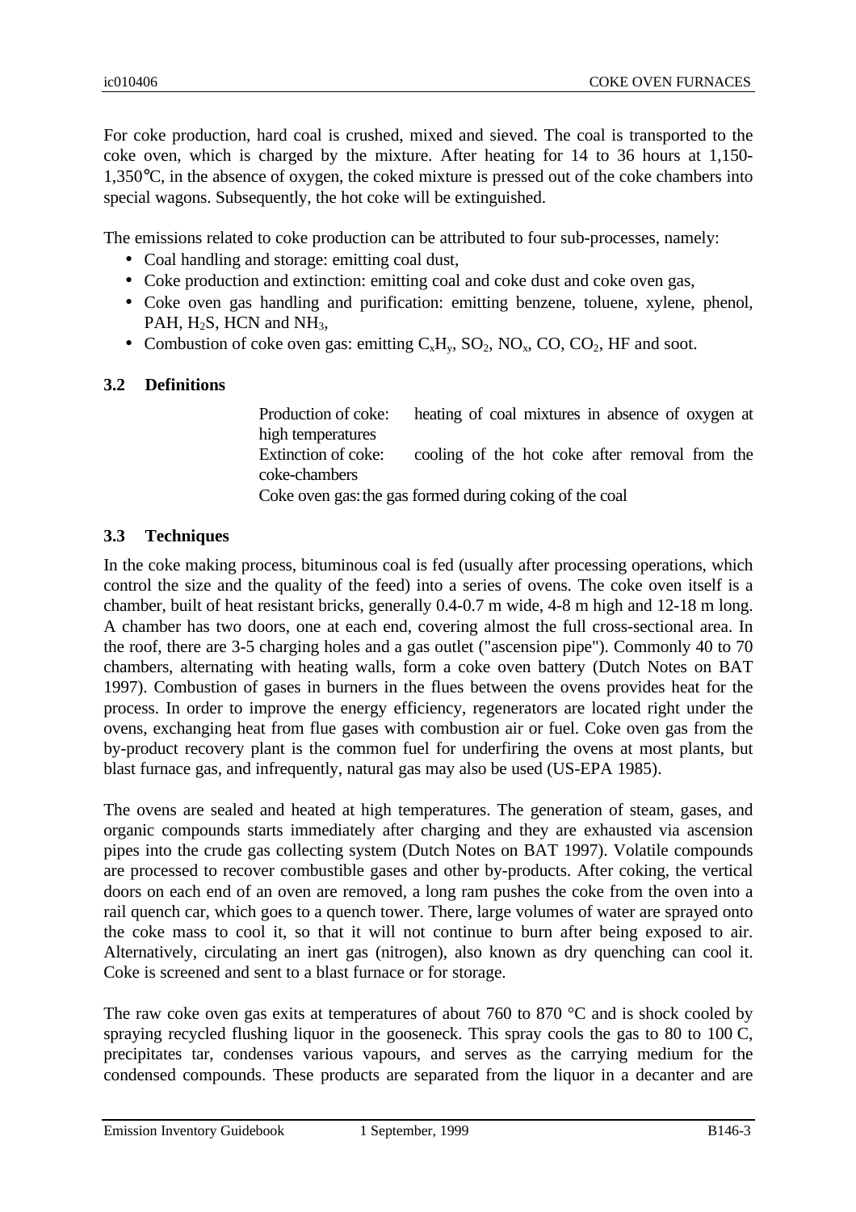For coke production, hard coal is crushed, mixed and sieved. The coal is transported to the coke oven, which is charged by the mixture. After heating for 14 to 36 hours at 1,150-1,350°C, in the absence of oxygen, the coked mixture is pressed out of the coke chambers into special wagons. Subsequently, the hot coke will be extinguished.

The emissions related to coke production can be attributed to four sub-processes, namely:

- Coal handling and storage: emitting coal dust,
- Coke production and extinction: emitting coal and coke dust and coke oven gas,
- Coke oven gas handling and purification: emitting benzene, toluene, xylene, phenol, PAH, $H_2S$, HCN and $NH_3$,
- Combustion of coke oven gas: emitting $C_xH_y$, $SO_2$, $NO_x$, CO, $CO_2$, HF and soot.

### 3.2 Definitions

Production of coke: heating of coal mixtures in absence of oxygen at high temperatures
Extinction of coke: cooling of the hot coke after removal from the coke-chambers
Coke oven gas: the gas formed during coking of the coal

### 3.3 Techniques

In the coke making process, bituminous coal is fed (usually after processing operations, which control the size and the quality of the feed) into a series of ovens. The coke oven itself is a chamber, built of heat resistant bricks, generally 0.4-0.7 m wide, 4-8 m high and 12-18 m long. A chamber has two doors, one at each end, covering almost the full cross-sectional area. In the roof, there are 3-5 charging holes and a gas outlet ("ascension pipe"). Commonly 40 to 70 chambers, alternating with heating walls, form a coke oven battery (Dutch Notes on BAT 1997). Combustion of gases in burners in the flues between the ovens provides heat for the process. In order to improve the energy efficiency, regenerators are located right under the ovens, exchanging heat from flue gases with combustion air or fuel. Coke oven gas from the by-product recovery plant is the common fuel for underfiring the ovens at most plants, but blast furnace gas, and infrequently, natural gas may also be used (US-EPA 1985).

The ovens are sealed and heated at high temperatures. The generation of steam, gases, and organic compounds starts immediately after charging and they are exhausted via ascension pipes into the crude gas collecting system (Dutch Notes on BAT 1997). Volatile compounds are processed to recover combustible gases and other by-products. After coking, the vertical doors on each end of an oven are removed, a long ram pushes the coke from the oven into a rail quench car, which goes to a quench tower. There, large volumes of water are sprayed onto the coke mass to cool it, so that it will not continue to burn after being exposed to air. Alternatively, circulating an inert gas (nitrogen), also known as dry quenching can cool it. Coke is screened and sent to a blast furnace or for storage.

The raw coke oven gas exits at temperatures of about 760 to 870 °C and is shock cooled by spraying recycled flushing liquor in the gooseneck. This spray cools the gas to 80 to 100 C, precipitates tar, condenses various vapours, and serves as the carrying medium for the condensed compounds. These products are separated from the liquor in a decanter and are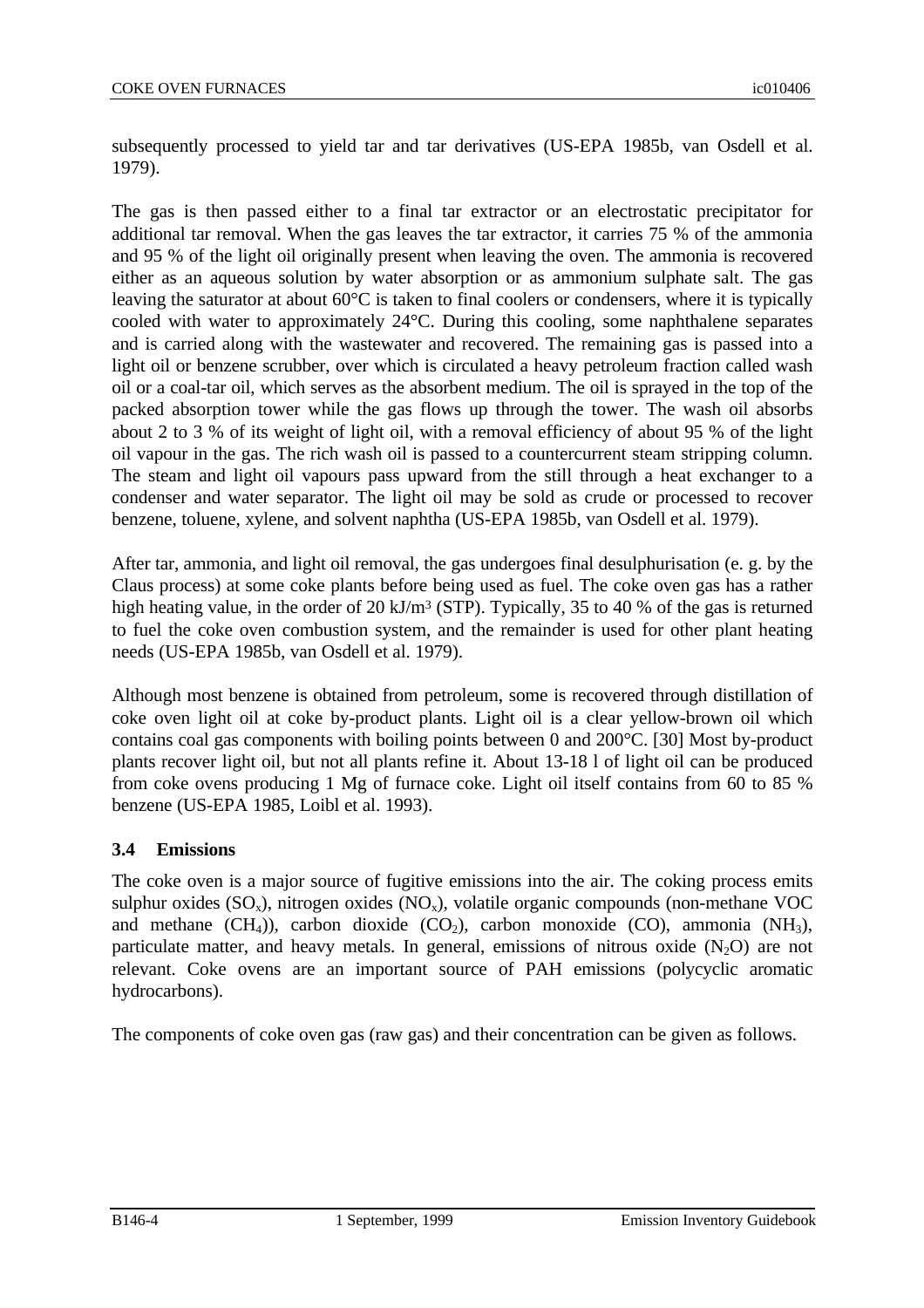subsequently processed to yield tar and tar derivatives (US-EPA 1985b, van Osdell et al. 1979).

The gas is then passed either to a final tar extractor or an electrostatic precipitator for additional tar removal. When the gas leaves the tar extractor, it carries 75 % of the ammonia and 95 % of the light oil originally present when leaving the oven. The ammonia is recovered either as an aqueous solution by water absorption or as ammonium sulphate salt. The gas leaving the saturator at about 60°C is taken to final coolers or condensers, where it is typically cooled with water to approximately 24°C. During this cooling, some naphthalene separates and is carried along with the wastewater and recovered. The remaining gas is passed into a light oil or benzene scrubber, over which is circulated a heavy petroleum fraction called wash oil or a coal-tar oil, which serves as the absorbent medium. The oil is sprayed in the top of the packed absorption tower while the gas flows up through the tower. The wash oil absorbs about 2 to 3 % of its weight of light oil, with a removal efficiency of about 95 % of the light oil vapour in the gas. The rich wash oil is passed to a countercurrent steam stripping column. The steam and light oil vapours pass upward from the still through a heat exchanger to a condenser and water separator. The light oil may be sold as crude or processed to recover benzene, toluene, xylene, and solvent naphtha (US-EPA 1985b, van Osdell et al. 1979).

After tar, ammonia, and light oil removal, the gas undergoes final desulphurisation (e. g. by the Claus process) at some coke plants before being used as fuel. The coke oven gas has a rather high heating value, in the order of 20 kJ/m³ (STP). Typically, 35 to 40 % of the gas is returned to fuel the coke oven combustion system, and the remainder is used for other plant heating needs (US-EPA 1985b, van Osdell et al. 1979).

Although most benzene is obtained from petroleum, some is recovered through distillation of coke oven light oil at coke by-product plants. Light oil is a clear yellow-brown oil which contains coal gas components with boiling points between 0 and 200°C. [30] Most by-product plants recover light oil, but not all plants refine it. About 13-18 l of light oil can be produced from coke ovens producing 1 Mg of furnace coke. Light oil itself contains from 60 to 85 % benzene (US-EPA 1985, Loibl et al. 1993).

### 3.4 Emissions

The coke oven is a major source of fugitive emissions into the air. The coking process emits sulphur oxides ($SO_x$), nitrogen oxides ($NO_x$), volatile organic compounds (non-methane VOC and methane ($CH_4$)), carbon dioxide ($CO_2$), carbon monoxide (CO), ammonia ($NH_3$), particulate matter, and heavy metals. In general, emissions of nitrous oxide ($N_2O$) are not relevant. Coke ovens are an important source of PAH emissions (polycyclic aromatic hydrocarbons).

The components of coke oven gas (raw gas) and their concentration can be given as follows.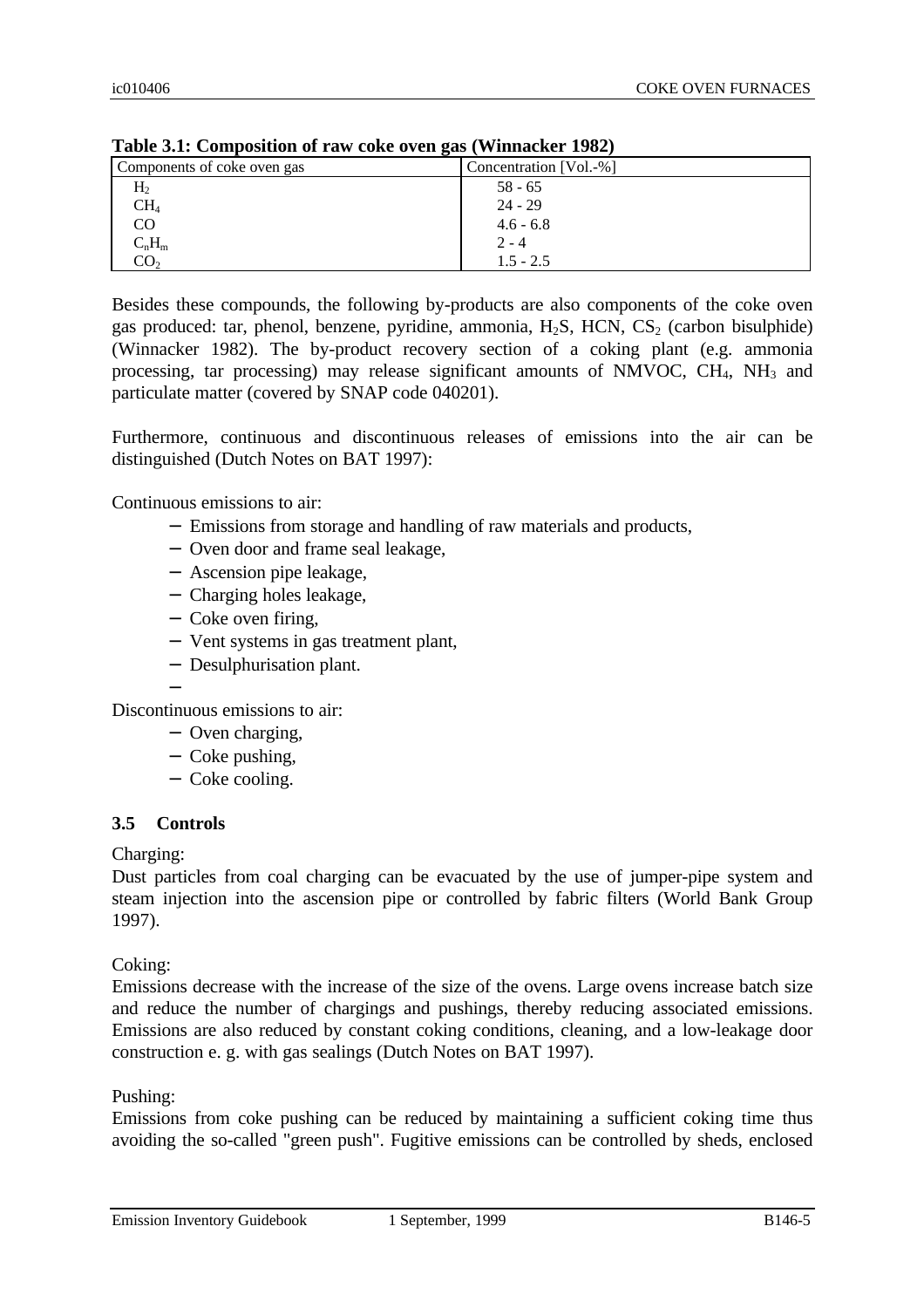**Table 3.1: Composition of raw coke oven gas (Winnacker 1982)**

| Components of coke oven gas | Concentration [Vol.-%] |
|---|---|
| $H_2$ | 58 - 65 |
| $CH_4$ | 24 - 29 |
| CO | 4.6 - 6.8 |
| $C_nH_m$ | 2 - 4 |
| $CO_2$ | 1.5 - 2.5 |

Besides these compounds, the following by-products are also components of the coke oven gas produced: tar, phenol, benzene, pyridine, ammonia, $H_2S$, HCN, $CS_2$ (carbon bisulphide) (Winnacker 1982). The by-product recovery section of a coking plant (e.g. ammonia processing, tar processing) may release significant amounts of NMVOC, $CH_4$, $NH_3$ and particulate matter (covered by SNAP code 040201).

Furthermore, continuous and discontinuous releases of emissions into the air can be distinguished (Dutch Notes on BAT 1997):

Continuous emissions to air:

- Emissions from storage and handling of raw materials and products,
- Oven door and frame seal leakage,
- Ascension pipe leakage,
- Charging holes leakage,
- Coke oven firing,
- Vent systems in gas treatment plant,
- Desulphurisation plant.

Discontinuous emissions to air:

- Oven charging,
- Coke pushing,
- Coke cooling.

### 3.5 Controls

Charging:
Dust particles from coal charging can be evacuated by the use of jumper-pipe system and steam injection into the ascension pipe or controlled by fabric filters (World Bank Group 1997).

Coking:
Emissions decrease with the increase of the size of the ovens. Large ovens increase batch size and reduce the number of chargings and pushings, thereby reducing associated emissions. Emissions are also reduced by constant coking conditions, cleaning, and a low-leakage door construction e. g. with gas sealings (Dutch Notes on BAT 1997).

Pushing:
Emissions from coke pushing can be reduced by maintaining a sufficient coking time thus avoiding the so-called "green push". Fugitive emissions can be controlled by sheds, enclosed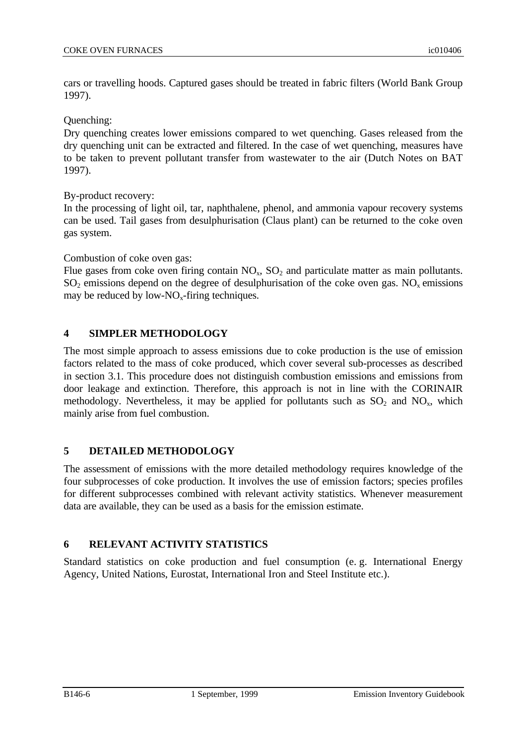cars or travelling hoods. Captured gases should be treated in fabric filters (World Bank Group 1997).

Quenching:
Dry quenching creates lower emissions compared to wet quenching. Gases released from the dry quenching unit can be extracted and filtered. In the case of wet quenching, measures have to be taken to prevent pollutant transfer from wastewater to the air (Dutch Notes on BAT 1997).

By-product recovery:
In the processing of light oil, tar, naphthalene, phenol, and ammonia vapour recovery systems can be used. Tail gases from desulphurisation (Claus plant) can be returned to the coke oven gas system.

Combustion of coke oven gas:
Flue gases from coke oven firing contain $NO_x$, $SO_2$ and particulate matter as main pollutants. $SO_2$ emissions depend on the degree of desulphurisation of the coke oven gas. $NO_x$ emissions may be reduced by low-$NO_x$-firing techniques.

## 4 SIMPLER METHODOLOGY

The most simple approach to assess emissions due to coke production is the use of emission factors related to the mass of coke produced, which cover several sub-processes as described in section 3.1. This procedure does not distinguish combustion emissions and emissions from door leakage and extinction. Therefore, this approach is not in line with the CORINAIR methodology. Nevertheless, it may be applied for pollutants such as $SO_2$ and $NO_x$, which mainly arise from fuel combustion.

## 5 DETAILED METHODOLOGY

The assessment of emissions with the more detailed methodology requires knowledge of the four subprocesses of coke production. It involves the use of emission factors; species profiles for different subprocesses combined with relevant activity statistics. Whenever measurement data are available, they can be used as a basis for the emission estimate.

## 6 RELEVANT ACTIVITY STATISTICS

Standard statistics on coke production and fuel consumption (e. g. International Energy Agency, United Nations, Eurostat, International Iron and Steel Institute etc.).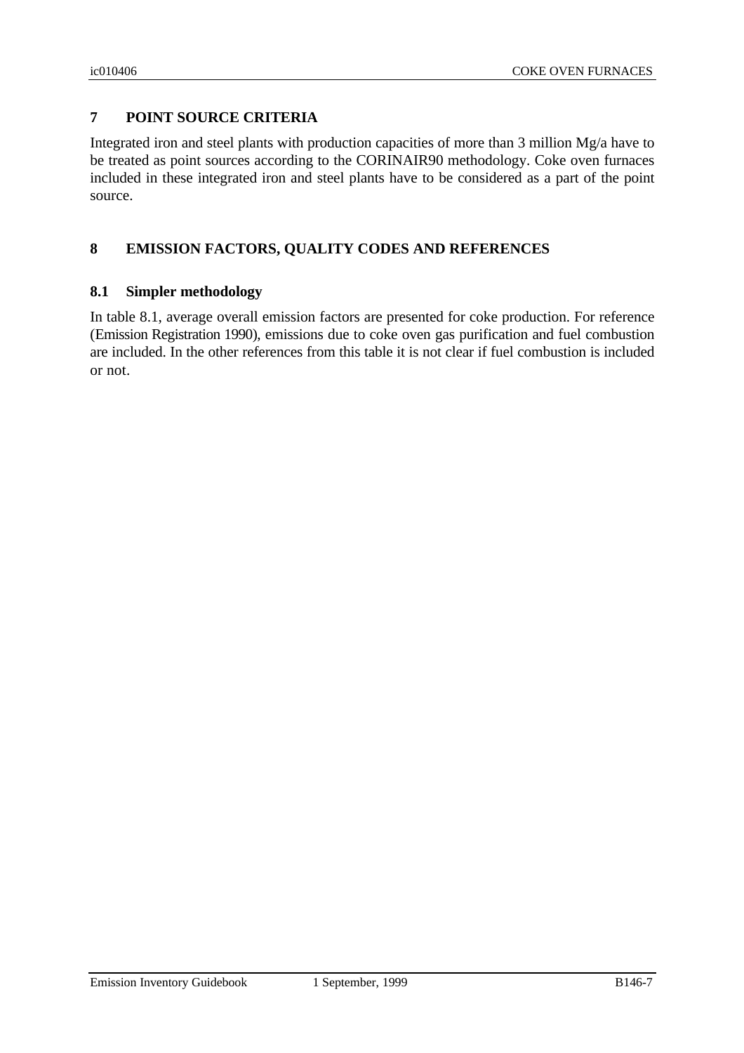## 7 POINT SOURCE CRITERIA

Integrated iron and steel plants with production capacities of more than 3 million Mg/a have to be treated as point sources according to the CORINAIR90 methodology. Coke oven furnaces included in these integrated iron and steel plants have to be considered as a part of the point source.

## 8 EMISSION FACTORS, QUALITY CODES AND REFERENCES

### 8.1 Simpler methodology

In table 8.1, average overall emission factors are presented for coke production. For reference (Emission Registration 1990), emissions due to coke oven gas purification and fuel combustion are included. In the other references from this table it is not clear if fuel combustion is included or not.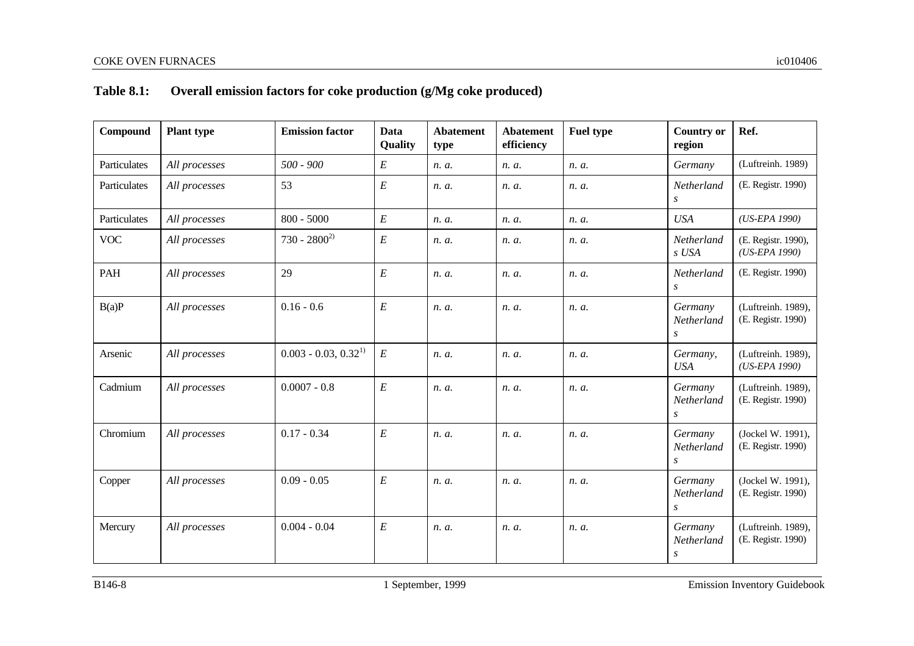**Table 8.1: Overall emission factors for coke production (g/Mg coke produced)**

| Compound | Plant type | Emission factor | Data Quality | Abatement type | Abatement efficiency | Fuel type | Country or region | Ref. |
|---|---|---|---|---|---|---|---|---|
| Particulates | *All processes* | *500 - 900* | *E* | *n. a.* | *n. a.* | *n. a.* | *Germany* | (Luftreinh. 1989) |
| Particulates | *All processes* | 53 | *E* | *n. a.* | *n. a.* | *n. a.* | *Netherlands* | (E. Registr. 1990) |
| Particulates | *All processes* | 800 - 5000 | *E* | *n. a.* | *n. a.* | *n. a.* | *USA* | *(US-EPA 1990)* |
| VOC | *All processes* | 730 - 2800[2)] | *E* | *n. a.* | *n. a.* | *n. a.* | *Netherlands USA* | (E. Registr. 1990), *(US-EPA 1990)* |
| PAH | *All processes* | 29 | *E* | *n. a.* | *n. a.* | *n. a.* | *Netherlands* | (E. Registr. 1990) |
| B(a)P | *All processes* | 0.16 - 0.6 | *E* | *n. a.* | *n. a.* | *n. a.* | *Germany Netherlands* | (Luftreinh. 1989), (E. Registr. 1990) |
| Arsenic | *All processes* | 0.003 - 0.03, 0.32[1)] | *E* | *n. a.* | *n. a.* | *n. a.* | *Germany, USA* | (Luftreinh. 1989), *(US-EPA 1990)* |
| Cadmium | *All processes* | 0.0007 - 0.8 | *E* | *n. a.* | *n. a.* | *n. a.* | *Germany Netherlands* | (Luftreinh. 1989), (E. Registr. 1990) |
| Chromium | *All processes* | 0.17 - 0.34 | *E* | *n. a.* | *n. a.* | *n. a.* | *Germany Netherlands* | (Jockel W. 1991), (E. Registr. 1990) |
| Copper | *All processes* | 0.09 - 0.05 | *E* | *n. a.* | *n. a.* | *n. a.* | *Germany Netherlands* | (Jockel W. 1991), (E. Registr. 1990) |
| Mercury | *All processes* | 0.004 - 0.04 | *E* | *n. a.* | *n. a.* | *n. a.* | *Germany Netherlands* | (Luftreinh. 1989), (E. Registr. 1990) |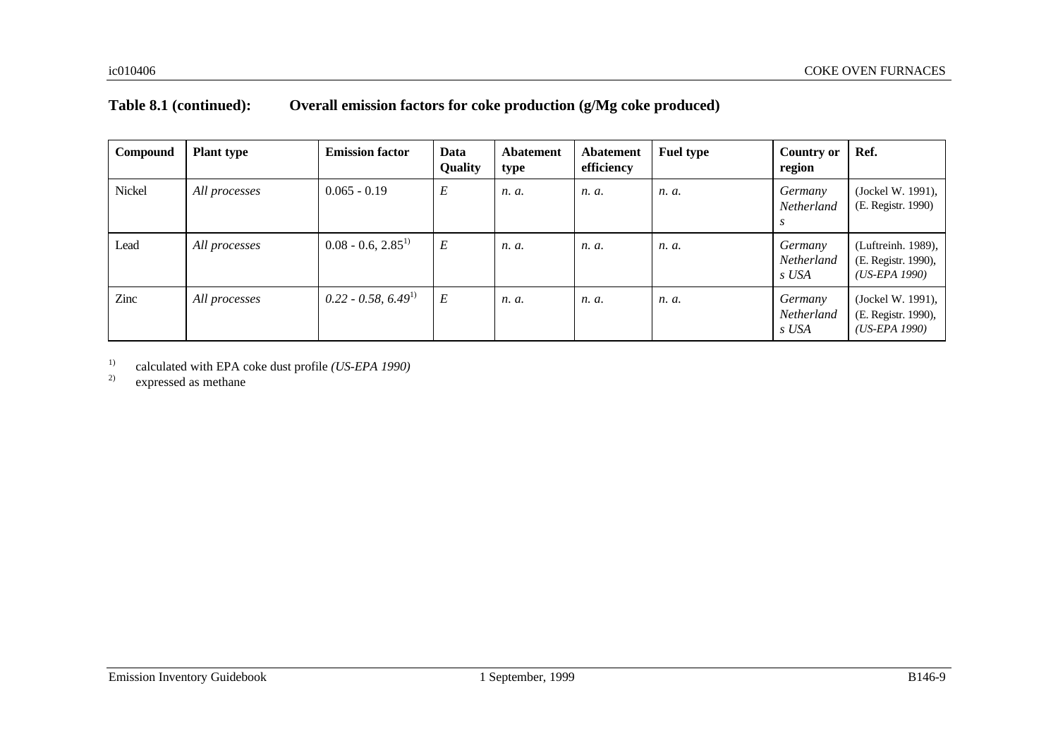**Table 8.1 (continued): Overall emission factors for coke production (g/Mg coke produced)**

| Compound | Plant type | Emission factor | Data Quality | Abatement type | Abatement efficiency | Fuel type | Country or region | Ref. |
|---|---|---|---|---|---|---|---|---|
| Nickel | *All processes* | 0.065 - 0.19 | *E* | *n. a.* | *n. a.* | *n. a.* | *Germany Netherlands* | (Jockel W. 1991), (E. Registr. 1990) |
| Lead | *All processes* | 0.08 - 0.6, 2.85[1)] | *E* | *n. a.* | *n. a.* | *n. a.* | *Germany Netherlands USA* | (Luftreinh. 1989), (E. Registr. 1990), *(US-EPA 1990)* |
| Zinc | *All processes* | *0.22 - 0.58, 6.49*[1)] | *E* | *n. a.* | *n. a.* | *n. a.* | *Germany Netherlands USA* | (Jockel W. 1991), (E. Registr. 1990), *(US-EPA 1990)* |

[1)] calculated with EPA coke dust profile *(US-EPA 1990)*
[2)] expressed as methane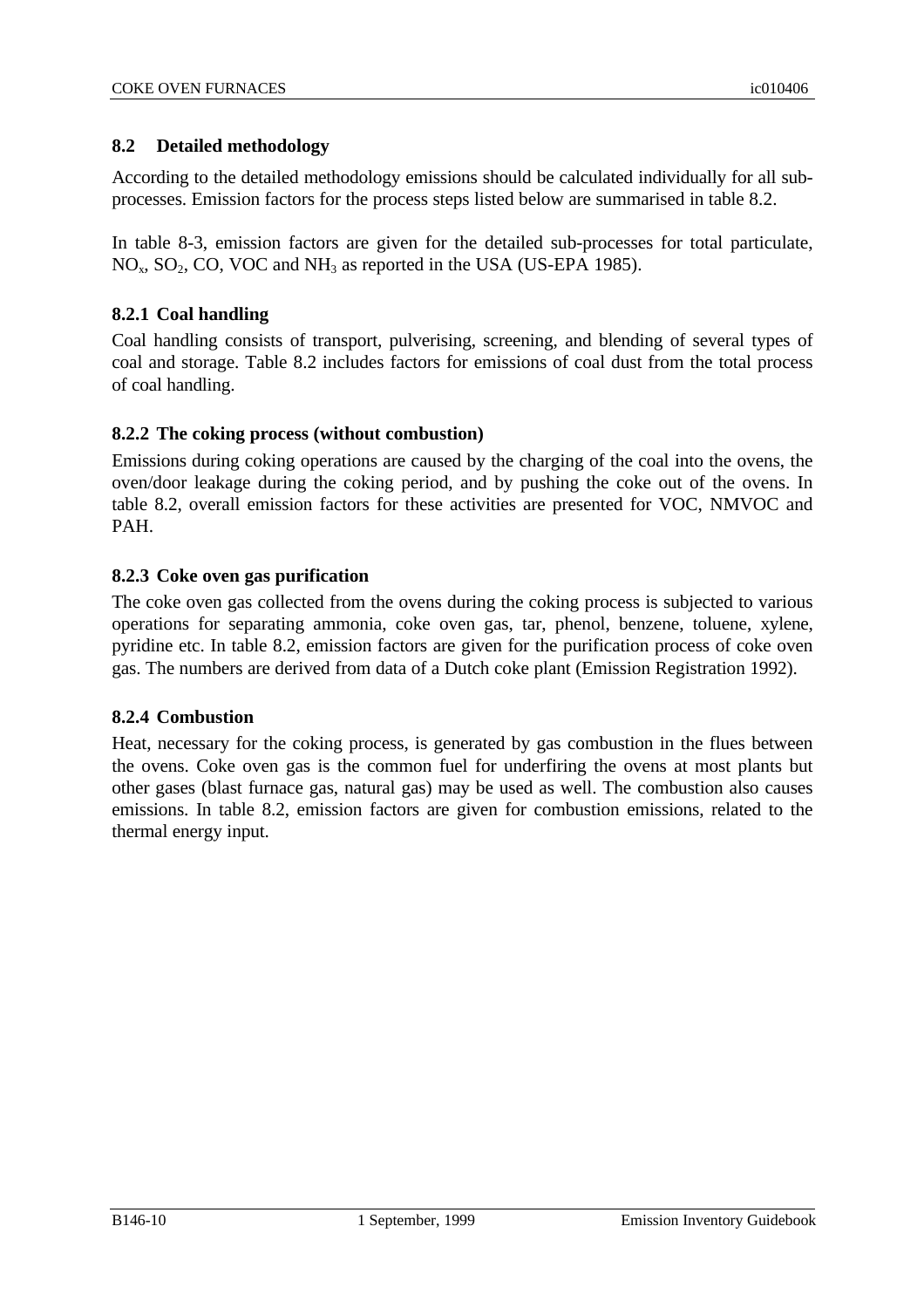## 8.2 Detailed methodology

According to the detailed methodology emissions should be calculated individually for all sub-processes. Emission factors for the process steps listed below are summarised in table 8.2.

In table 8-3, emission factors are given for the detailed sub-processes for total particulate, $NO_x$, $SO_2$, CO, VOC and $NH_3$ as reported in the USA (US-EPA 1985).

### 8.2.1 Coal handling

Coal handling consists of transport, pulverising, screening, and blending of several types of coal and storage. Table 8.2 includes factors for emissions of coal dust from the total process of coal handling.

### 8.2.2 The coking process (without combustion)

Emissions during coking operations are caused by the charging of the coal into the ovens, the oven/door leakage during the coking period, and by pushing the coke out of the ovens. In table 8.2, overall emission factors for these activities are presented for VOC, NMVOC and PAH.

### 8.2.3 Coke oven gas purification

The coke oven gas collected from the ovens during the coking process is subjected to various operations for separating ammonia, coke oven gas, tar, phenol, benzene, toluene, xylene, pyridine etc. In table 8.2, emission factors are given for the purification process of coke oven gas. The numbers are derived from data of a Dutch coke plant (Emission Registration 1992).

### 8.2.4 Combustion

Heat, necessary for the coking process, is generated by gas combustion in the flues between the ovens. Coke oven gas is the common fuel for underfiring the ovens at most plants but other gases (blast furnace gas, natural gas) may be used as well. The combustion also causes emissions. In table 8.2, emission factors are given for combustion emissions, related to the thermal energy input.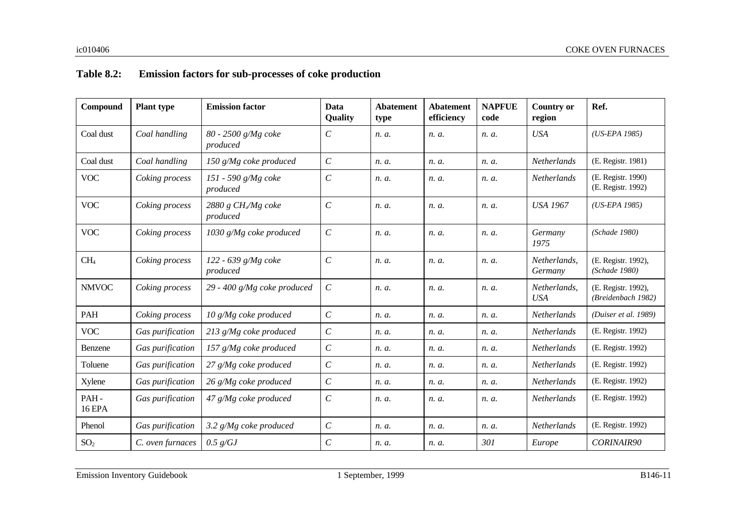**Table 8.2: Emission factors for sub-processes of coke production**

| Compound | Plant type | Emission factor | Data Quality | Abatement type | Abatement efficiency | NAPFUE code | Country or region | Ref. |
|---|---|---|---|---|---|---|---|---|
| Coal dust | *Coal handling* | *80 - 2500 g/Mg coke produced* | *C* | *n. a.* | *n. a.* | *n. a.* | *USA* | *(US-EPA 1985)* |
| Coal dust | *Coal handling* | *150 g/Mg coke produced* | *C* | *n. a.* | *n. a.* | *n. a.* | *Netherlands* | (E. Registr. 1981) |
| VOC | *Coking process* | *151 - 590 g/Mg coke produced* | *C* | *n. a.* | *n. a.* | *n. a.* | *Netherlands* | (E. Registr. 1990) (E. Registr. 1992) |
| VOC | *Coking process* | *2880 g $CH_4$/Mg coke produced* | *C* | *n. a.* | *n. a.* | *n. a.* | *USA 1967* | *(US-EPA 1985)* |
| VOC | *Coking process* | *1030 g/Mg coke produced* | *C* | *n. a.* | *n. a.* | *n. a.* | *Germany 1975* | *(Schade 1980)* |
| $CH_4$ | *Coking process* | *122 - 639 g/Mg coke produced* | *C* | *n. a.* | *n. a.* | *n. a.* | *Netherlands, Germany* | (E. Registr. 1992), *(Schade 1980)* |
| NMVOC | *Coking process* | *29 - 400 g/Mg coke produced* | *C* | *n. a.* | *n. a.* | *n. a.* | *Netherlands, USA* | (E. Registr. 1992), *(Breidenbach 1982)* |
| PAH | *Coking process* | *10 g/Mg coke produced* | *C* | *n. a.* | *n. a.* | *n. a.* | *Netherlands* | *(Duiser et al. 1989)* |
| VOC | *Gas purification* | *213 g/Mg coke produced* | *C* | *n. a.* | *n. a.* | *n. a.* | *Netherlands* | (E. Registr. 1992) |
| Benzene | *Gas purification* | *157 g/Mg coke produced* | *C* | *n. a.* | *n. a.* | *n. a.* | *Netherlands* | (E. Registr. 1992) |
| Toluene | *Gas purification* | *27 g/Mg coke produced* | *C* | *n. a.* | *n. a.* | *n. a.* | *Netherlands* | (E. Registr. 1992) |
| Xylene | *Gas purification* | *26 g/Mg coke produced* | *C* | *n. a.* | *n. a.* | *n. a.* | *Netherlands* | (E. Registr. 1992) |
| PAH - 16 EPA | *Gas purification* | *47 g/Mg coke produced* | *C* | *n. a.* | *n. a.* | *n. a.* | *Netherlands* | (E. Registr. 1992) |
| Phenol | *Gas purification* | *3.2 g/Mg coke produced* | *C* | *n. a.* | *n. a.* | *n. a.* | *Netherlands* | (E. Registr. 1992) |
| $SO_2$ | *C. oven furnaces* | *0.5 g/GJ* | *C* | *n. a.* | *n. a.* | *301* | *Europe* | *CORINAIR90* |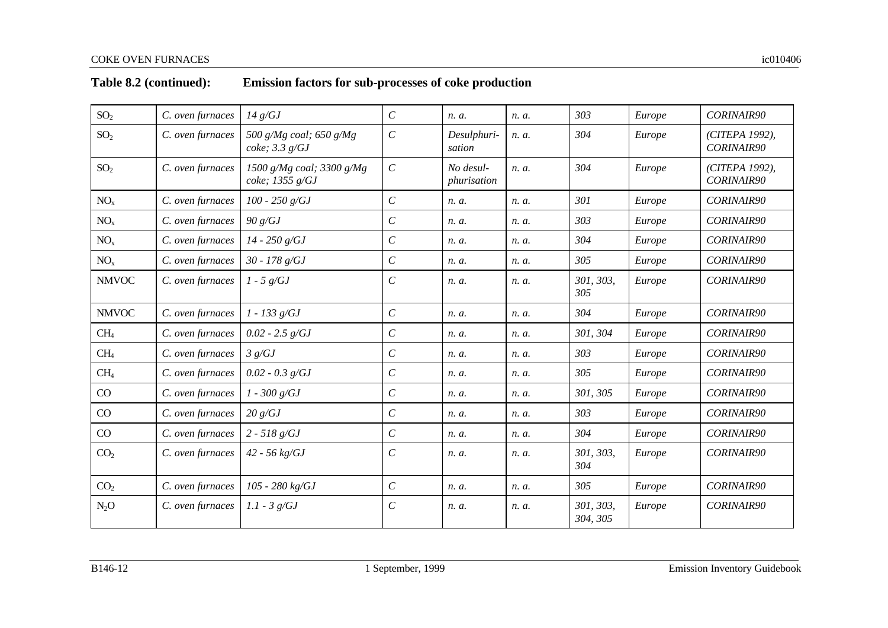**Table 8.2 (continued): Emission factors for sub-processes of coke production**

| | | | | | | | | |
|---|---|---|---|---|---|---|---|---|
| $SO_2$ | *C. oven furnaces* | *14 g/GJ* | *C* | *n. a.* | *n. a.* | *303* | *Europe* | *CORINAIR90* |
| $SO_2$ | *C. oven furnaces* | *500 g/Mg coal; 650 g/Mg coke; 3.3 g/GJ* | *C* | *Desulphuri-sation* | *n. a.* | *304* | *Europe* | *(CITEPA 1992), CORINAIR90* |
| $SO_2$ | *C. oven furnaces* | *1500 g/Mg coal; 3300 g/Mg coke; 1355 g/GJ* | *C* | *No desul-phurisation* | *n. a.* | *304* | *Europe* | *(CITEPA 1992), CORINAIR90* |
| $NO_x$ | *C. oven furnaces* | *100 - 250 g/GJ* | *C* | *n. a.* | *n. a.* | *301* | *Europe* | *CORINAIR90* |
| $NO_x$ | *C. oven furnaces* | *90 g/GJ* | *C* | *n. a.* | *n. a.* | *303* | *Europe* | *CORINAIR90* |
| $NO_x$ | *C. oven furnaces* | *14 - 250 g/GJ* | *C* | *n. a.* | *n. a.* | *304* | *Europe* | *CORINAIR90* |
| $NO_x$ | *C. oven furnaces* | *30 - 178 g/GJ* | *C* | *n. a.* | *n. a.* | *305* | *Europe* | *CORINAIR90* |
| NMVOC | *C. oven furnaces* | *1 - 5 g/GJ* | *C* | *n. a.* | *n. a.* | *301, 303, 305* | *Europe* | *CORINAIR90* |
| NMVOC | *C. oven furnaces* | *1 - 133 g/GJ* | *C* | *n. a.* | *n. a.* | *304* | *Europe* | *CORINAIR90* |
| $CH_4$ | *C. oven furnaces* | *0.02 - 2.5 g/GJ* | *C* | *n. a.* | *n. a.* | *301, 304* | *Europe* | *CORINAIR90* |
| $CH_4$ | *C. oven furnaces* | *3 g/GJ* | *C* | *n. a.* | *n. a.* | *303* | *Europe* | *CORINAIR90* |
| $CH_4$ | *C. oven furnaces* | *0.02 - 0.3 g/GJ* | *C* | *n. a.* | *n. a.* | *305* | *Europe* | *CORINAIR90* |
| CO | *C. oven furnaces* | *1 - 300 g/GJ* | *C* | *n. a.* | *n. a.* | *301, 305* | *Europe* | *CORINAIR90* |
| CO | *C. oven furnaces* | *20 g/GJ* | *C* | *n. a.* | *n. a.* | *303* | *Europe* | *CORINAIR90* |
| CO | *C. oven furnaces* | *2 - 518 g/GJ* | *C* | *n. a.* | *n. a.* | *304* | *Europe* | *CORINAIR90* |
| $CO_2$ | *C. oven furnaces* | *42 - 56 kg/GJ* | *C* | *n. a.* | *n. a.* | *301, 303, 304* | *Europe* | *CORINAIR90* |
| $CO_2$ | *C. oven furnaces* | *105 - 280 kg/GJ* | *C* | *n. a.* | *n. a.* | *305* | *Europe* | *CORINAIR90* |
| $N_2O$ | *C. oven furnaces* | *1.1 - 3 g/GJ* | *C* | *n. a.* | *n. a.* | *301, 303, 304, 305* | *Europe* | *CORINAIR90* |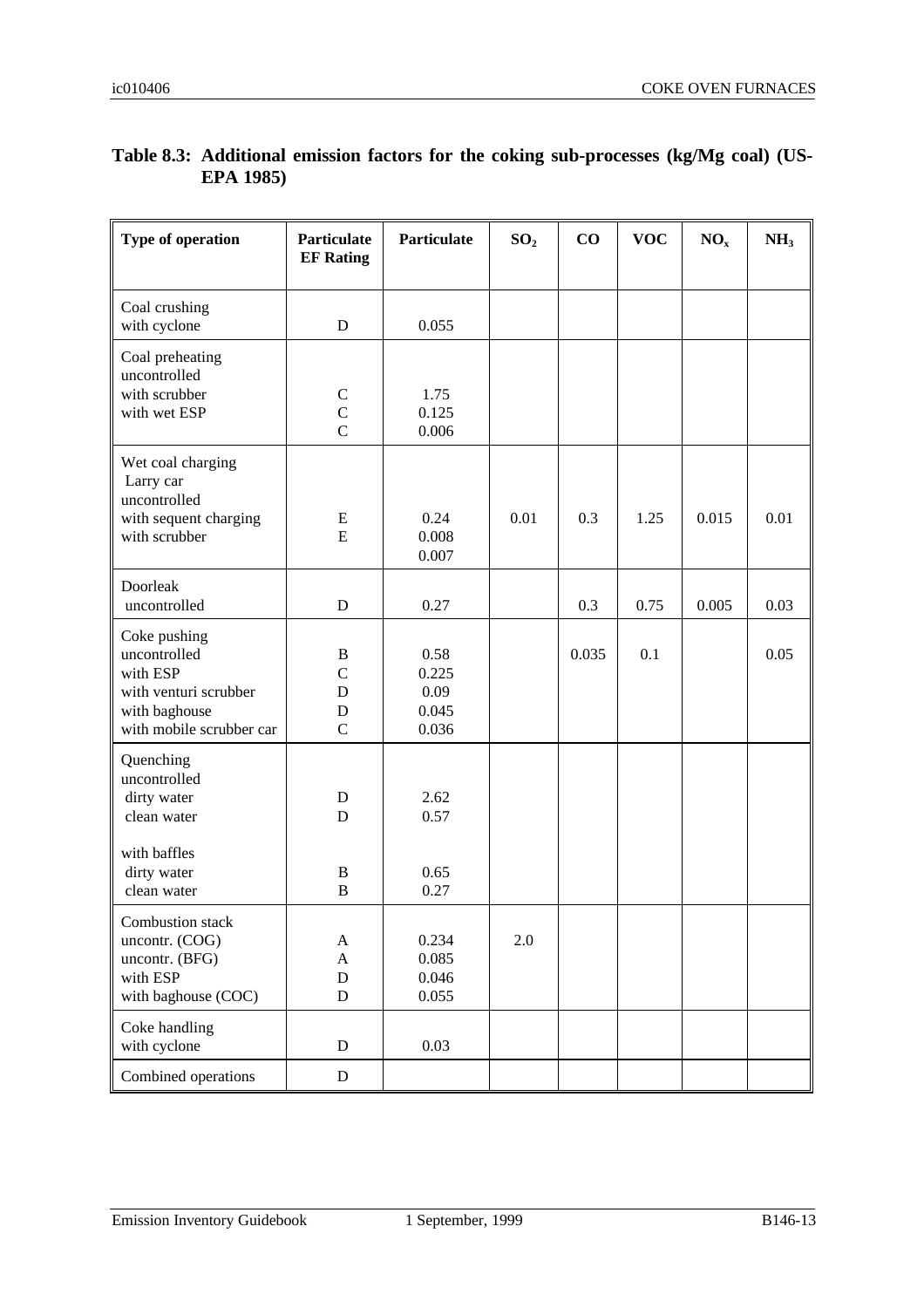**Table 8.3: Additional emission factors for the coking sub-processes (kg/Mg coal) (US-EPA 1985)**

| Type of operation | Particulate EF Rating | Particulate | $SO_2$ | CO | VOC | $NO_x$ | $NH_3$ |
|---|---|---|---|---|---|---|---|
| Coal crushing<br>with cyclone | D | 0.055 | | | | | |
| Coal preheating<br>uncontrolled<br>with scrubber<br>with wet ESP | C<br>C<br>C | 1.75<br>0.125<br>0.006 | | | | | |
| Wet coal charging<br>Larry car<br>uncontrolled<br>with sequent charging<br>with scrubber | E<br>E | 0.24<br>0.008<br>0.007 | 0.01 | 0.3 | 1.25 | 0.015 | 0.01 |
| Doorleak<br>uncontrolled | D | 0.27 | | 0.3 | 0.75 | 0.005 | 0.03 |
| Coke pushing<br>uncontrolled<br>with ESP<br>with venturi scrubber<br>with baghouse<br>with mobile scrubber car | B<br>C<br>D<br>D<br>C | 0.58<br>0.225<br>0.09<br>0.045<br>0.036 | | 0.035 | 0.1 | | 0.05 |
| Quenching<br>uncontrolled<br>dirty water<br>clean water<br><br>with baffles<br>dirty water<br>clean water | D<br>D<br><br>B<br>B | 2.62<br>0.57<br><br>0.65<br>0.27 | | | | | |
| Combustion stack<br>uncontr. (COG)<br>uncontr. (BFG)<br>with ESP<br>with baghouse (COC) | A<br>A<br>D<br>D | 0.234<br>0.085<br>0.046<br>0.055 | 2.0 | | | | |
| Coke handling<br>with cyclone | D | 0.03 | | | | | |
| Combined operations | D | | | | | | |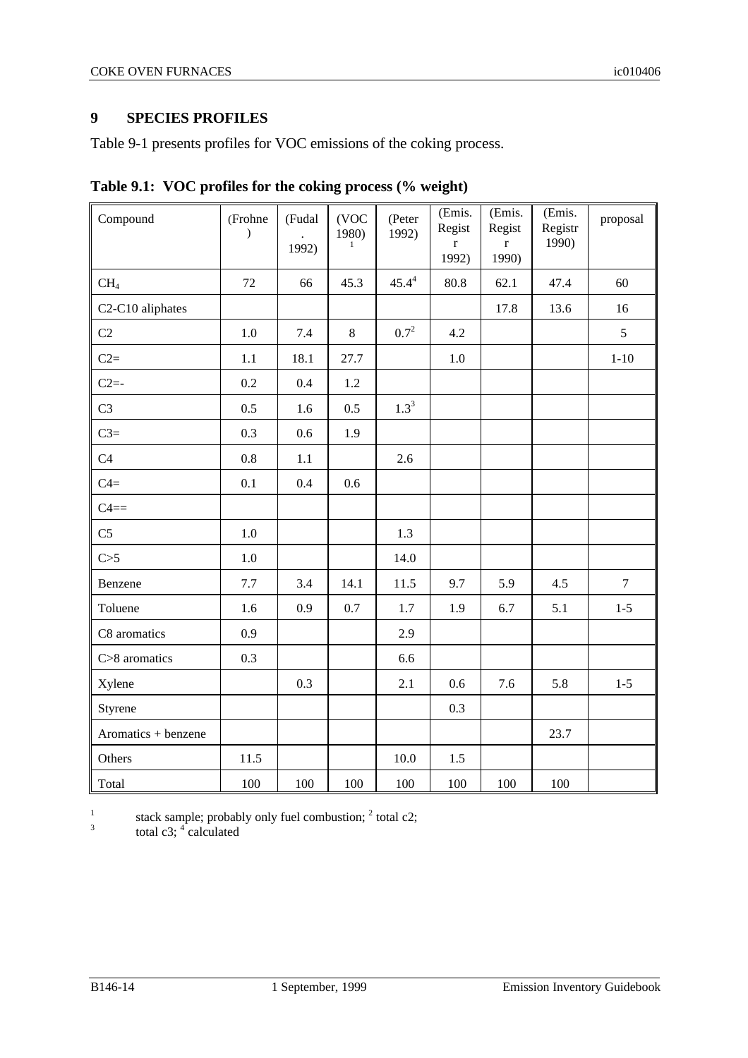## 9 SPECIES PROFILES

Table 9-1 presents profiles for VOC emissions of the coking process.

**Table 9.1: VOC profiles for the coking process (% weight)**

| Compound | (Frohne) | (Fudal. 1992) | (VOC 1980) [1] | (Peter 1992) | (Emis. Registr 1992) | (Emis. Registr 1990) | (Emis. Registr 1990) | proposal |
|---|---|---|---|---|---|---|---|---|
| $CH_4$ | 72 | 66 | 45.3 | 45.4[4] | 80.8 | 62.1 | 47.4 | 60 |
| C2-C10 aliphates | | | | | | 17.8 | 13.6 | 16 |
| C2 | 1.0 | 7.4 | 8 | 0.7[2] | 4.2 | | | 5 |
| C2= | 1.1 | 18.1 | 27.7 | | 1.0 | | | 1-10 |
| C2=- | 0.2 | 0.4 | 1.2 | | | | | |
| C3 | 0.5 | 1.6 | 0.5 | 1.3[3] | | | | |
| C3= | 0.3 | 0.6 | 1.9 | | | | | |
| C4 | 0.8 | 1.1 | | 2.6 | | | | |
| C4= | 0.1 | 0.4 | 0.6 | | | | | |
| C4== | | | | | | | | |
| C5 | 1.0 | | | 1.3 | | | | |
| C>5 | 1.0 | | | 14.0 | | | | |
| Benzene | 7.7 | 3.4 | 14.1 | 11.5 | 9.7 | 5.9 | 4.5 | 7 |
| Toluene | 1.6 | 0.9 | 0.7 | 1.7 | 1.9 | 6.7 | 5.1 | 1-5 |
| C8 aromatics | 0.9 | | | 2.9 | | | | |
| C>8 aromatics | 0.3 | | | 6.6 | | | | |
| Xylene | | 0.3 | | 2.1 | 0.6 | 7.6 | 5.8 | 1-5 |
| Styrene | | | | | 0.3 | | | |
| Aromatics + benzene | | | | | | | 23.7 | |
| Others | 11.5 | | | 10.0 | 1.5 | | | |
| Total | 100 | 100 | 100 | 100 | 100 | 100 | 100 | |

[1] stack sample; probably only fuel combustion; [2] total c2;
[3] total c3; [4] calculated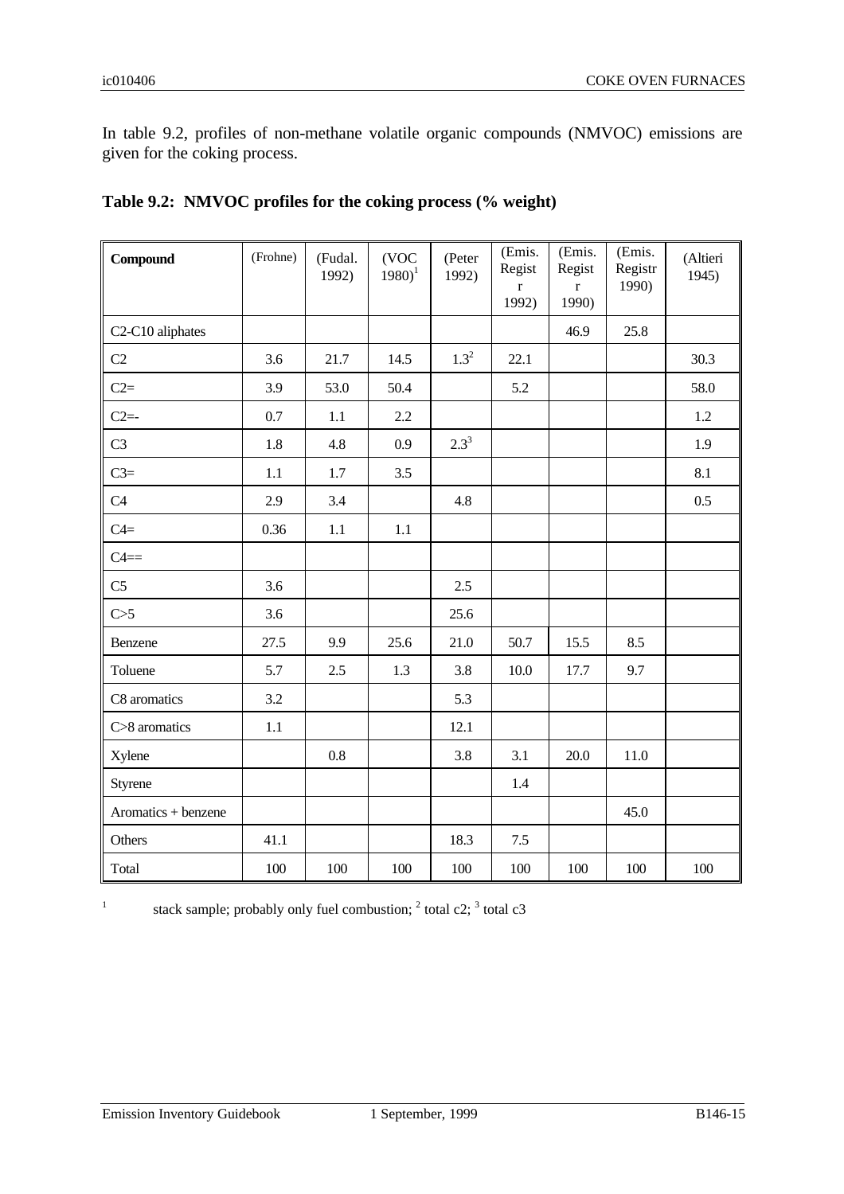In table 9.2, profiles of non-methane volatile organic compounds (NMVOC) emissions are given for the coking process.

**Table 9.2: NMVOC profiles for the coking process (% weight)**

| **Compound** | (Frohne) | (Fudal. 1992) | (VOC 1980)[1] | (Peter 1992) | (Emis. Registr 1992) | (Emis. Registr 1990) | (Emis. Registr 1990) | (Altieri 1945) |
|---|---|---|---|---|---|---|---|---|
| C2-C10 aliphates | | | | | | 46.9 | 25.8 | |
| C2 | 3.6 | 21.7 | 14.5 | 1.3[2] | 22.1 | | | 30.3 |
| C2= | 3.9 | 53.0 | 50.4 | | 5.2 | | | 58.0 |
| C2=- | 0.7 | 1.1 | 2.2 | | | | | 1.2 |
| C3 | 1.8 | 4.8 | 0.9 | 2.3[3] | | | | 1.9 |
| C3= | 1.1 | 1.7 | 3.5 | | | | | 8.1 |
| C4 | 2.9 | 3.4 | | 4.8 | | | | 0.5 |
| C4= | 0.36 | 1.1 | 1.1 | | | | | |
| C4== | | | | | | | | |
| C5 | 3.6 | | | 2.5 | | | | |
| C>5 | 3.6 | | | 25.6 | | | | |
| Benzene | 27.5 | 9.9 | 25.6 | 21.0 | 50.7 | 15.5 | 8.5 | |
| Toluene | 5.7 | 2.5 | 1.3 | 3.8 | 10.0 | 17.7 | 9.7 | |
| C8 aromatics | 3.2 | | | 5.3 | | | | |
| C>8 aromatics | 1.1 | | | 12.1 | | | | |
| Xylene | | 0.8 | | 3.8 | 3.1 | 20.0 | 11.0 | |
| Styrene | | | | | 1.4 | | | |
| Aromatics + benzene | | | | | | | 45.0 | |
| Others | 41.1 | | | 18.3 | 7.5 | | | |
| Total | 100 | 100 | 100 | 100 | 100 | 100 | 100 | 100 |

[1] stack sample; probably only fuel combustion; [2] total c2; [3] total c3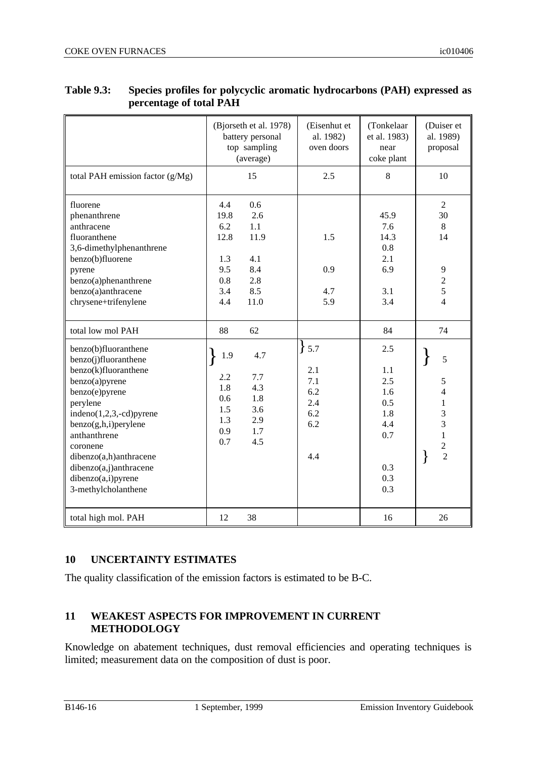**Table 9.3: Species profiles for polycyclic aromatic hydrocarbons (PAH) expressed as percentage of total PAH**

| | (Bjorseth et al. 1978) battery personal top sampling (average) | | (Eisenhut et al. 1982) oven doors | (Tonkelaar et al. 1983) near coke plant | (Duiser et al. 1989) proposal |
|---|---|---|---|---|---|
| total PAH emission factor (g/Mg) | 15 | | 2.5 | 8 | 10 |
| fluorene | 4.4 | 0.6 | | | 2 |
| phenanthrene | 19.8 | 2.6 | | 45.9 | 30 |
| anthracene | 6.2 | 1.1 | | 7.6 | 8 |
| fluoranthene | 12.8 | 11.9 | 1.5 | 14.3 | 14 |
| 3,6-dimethylphenanthrene | | | | 0.8 | |
| benzo(b)fluorene | 1.3 | 4.1 | | 2.1 | |
| pyrene | 9.5 | 8.4 | 0.9 | 6.9 | 9 |
| benzo(a)phenanthrene | 0.8 | 2.8 | | | 2 |
| benzo(a)anthracene | 3.4 | 8.5 | 4.7 | 3.1 | 5 |
| chrysene+trifenylene | 4.4 | 11.0 | 5.9 | 3.4 | 4 |
| total low mol PAH | 88 | 62 | | 84 | 74 |
| benzo(b)fluoranthene } benzo(j)fluoranthene | 1.9 | 4.7 | 5.7 | 2.5 | 5 |
| benzo(k)fluoranthene | 2.2 | 7.7 | 2.1 | 1.1 | |
| benzo(a)pyrene | 1.8 | 4.3 | 7.1 | 2.5 | 5 |
| benzo(e)pyrene | 0.6 | 1.8 | 6.2 | 1.6 | 4 |
| perylene | 1.5 | 3.6 | 2.4 | 0.5 | 1 |
| indeno(1,2,3,-cd)pyrene | 1.3 | 2.9 | 6.2 | 1.8 | 3 |
| benzo(g,h,i)perylene | 0.9 | 1.7 | 6.2 | 4.4 | 3 |
| anthanthrene | 0.7 | 4.5 | | 0.7 | 1 |
| coronene | | | | | 2 |
| dibenzo(a,h)anthracene } | | | 4.4 | | 2 |
| dibenzo(a,j)anthracene | | | | 0.3 | |
| dibenzo(a,i)pyrene | | | | 0.3 | |
| 3-methylcholanthene | | | | 0.3 | |
| total high mol. PAH | 12 | 38 | | 16 | 26 |

## 10 UNCERTAINTY ESTIMATES

The quality classification of the emission factors is estimated to be B-C.

## 11 WEAKEST ASPECTS FOR IMPROVEMENT IN CURRENT METHODOLOGY

Knowledge on abatement techniques, dust removal efficiencies and operating techniques is limited; measurement data on the composition of dust is poor.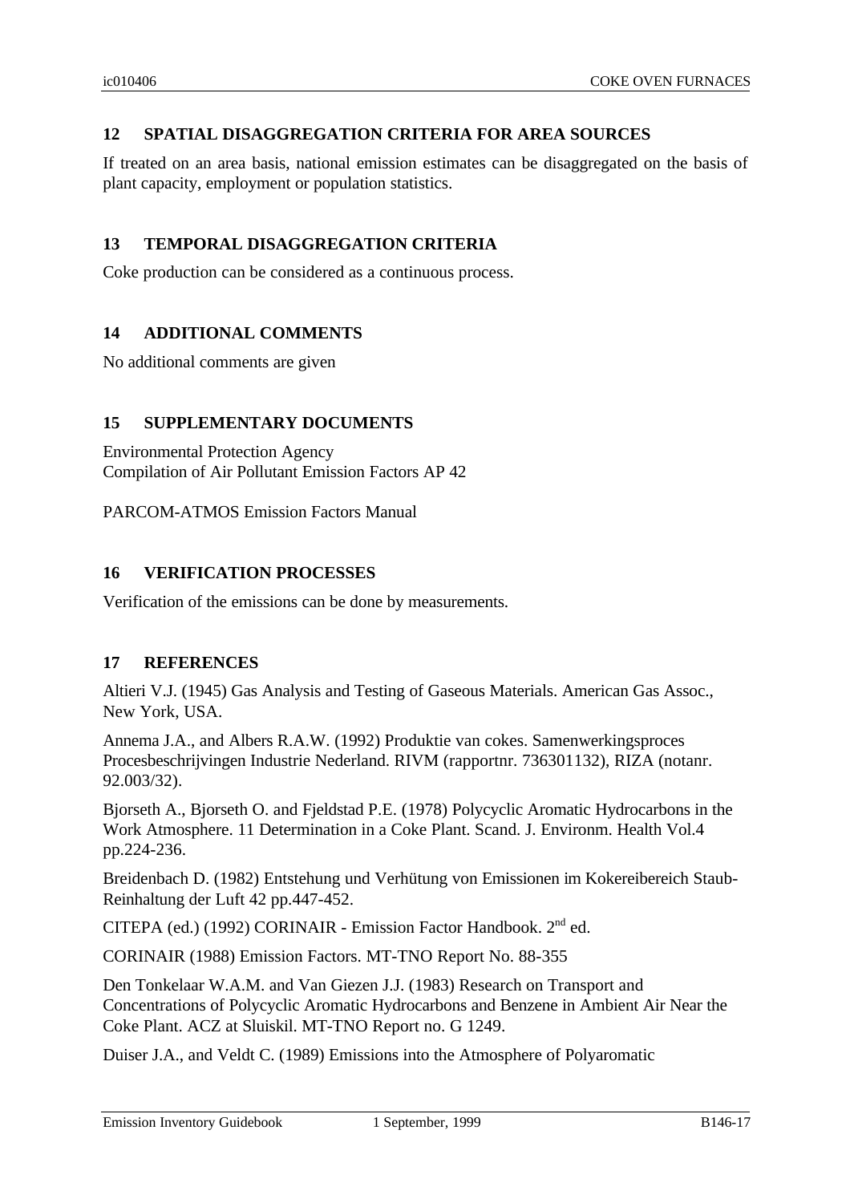## 12 SPATIAL DISAGGREGATION CRITERIA FOR AREA SOURCES

If treated on an area basis, national emission estimates can be disaggregated on the basis of plant capacity, employment or population statistics.

## 13 TEMPORAL DISAGGREGATION CRITERIA

Coke production can be considered as a continuous process.

## 14 ADDITIONAL COMMENTS

No additional comments are given

## 15 SUPPLEMENTARY DOCUMENTS

Environmental Protection Agency
Compilation of Air Pollutant Emission Factors AP 42

PARCOM-ATMOS Emission Factors Manual

## 16 VERIFICATION PROCESSES

Verification of the emissions can be done by measurements.

## 17 REFERENCES

Altieri V.J. (1945) Gas Analysis and Testing of Gaseous Materials. American Gas Assoc., New York, USA.

Annema J.A., and Albers R.A.W. (1992) Produktie van cokes. Samenwerkingsproces Procesbeschrijvingen Industrie Nederland. RIVM (rapportnr. 736301132), RIZA (notanr. 92.003/32).

Bjorseth A., Bjorseth O. and Fjeldstad P.E. (1978) Polycyclic Aromatic Hydrocarbons in the Work Atmosphere. 11 Determination in a Coke Plant. Scand. J. Environm. Health Vol.4 pp.224-236.

Breidenbach D. (1982) Entstehung und Verhütung von Emissionen im Kokereibereich Staub-Reinhaltung der Luft 42 pp.447-452.

CITEPA (ed.) (1992) CORINAIR - Emission Factor Handbook. 2nd ed.

CORINAIR (1988) Emission Factors. MT-TNO Report No. 88-355

Den Tonkelaar W.A.M. and Van Giezen J.J. (1983) Research on Transport and Concentrations of Polycyclic Aromatic Hydrocarbons and Benzene in Ambient Air Near the Coke Plant. ACZ at Sluiskil. MT-TNO Report no. G 1249.

Duiser J.A., and Veldt C. (1989) Emissions into the Atmosphere of Polyaromatic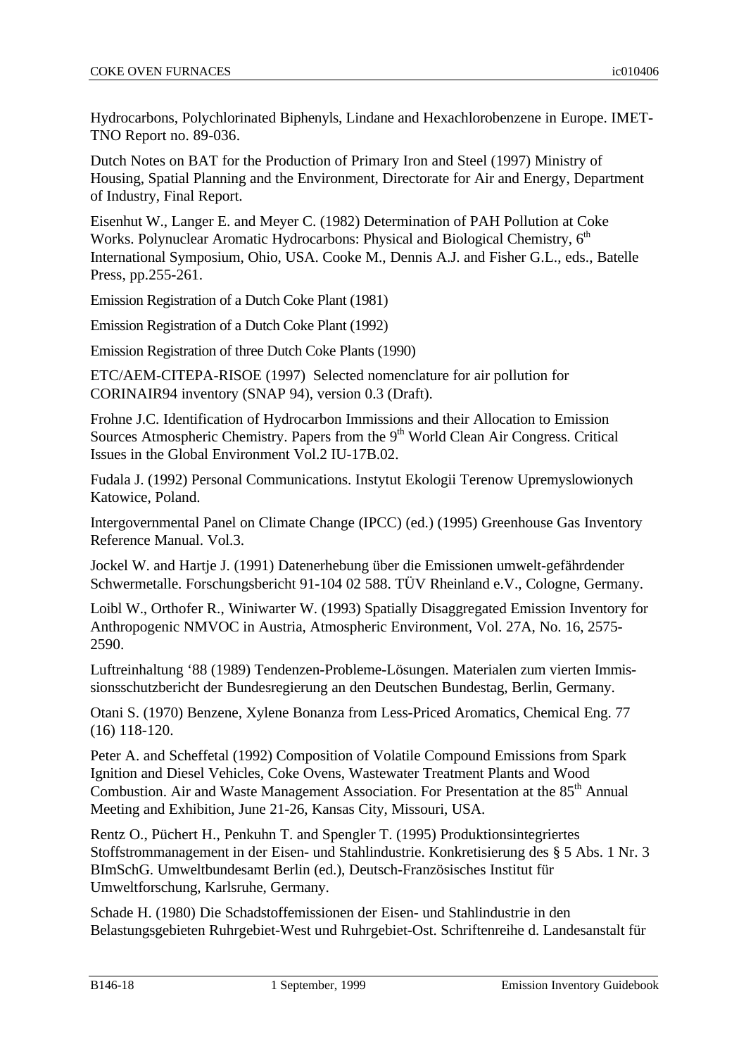Hydrocarbons, Polychlorinated Biphenyls, Lindane and Hexachlorobenzene in Europe. IMET-TNO Report no. 89-036.

Dutch Notes on BAT for the Production of Primary Iron and Steel (1997) Ministry of Housing, Spatial Planning and the Environment, Directorate for Air and Energy, Department of Industry, Final Report.

Eisenhut W., Langer E. and Meyer C. (1982) Determination of PAH Pollution at Coke Works. Polynuclear Aromatic Hydrocarbons: Physical and Biological Chemistry, 6th International Symposium, Ohio, USA. Cooke M., Dennis A.J. and Fisher G.L., eds., Batelle Press, pp.255-261.

Emission Registration of a Dutch Coke Plant (1981)

Emission Registration of a Dutch Coke Plant (1992)

Emission Registration of three Dutch Coke Plants (1990)

ETC/AEM-CITEPA-RISOE (1997) Selected nomenclature for air pollution for CORINAIR94 inventory (SNAP 94), version 0.3 (Draft).

Frohne J.C. Identification of Hydrocarbon Immissions and their Allocation to Emission Sources Atmospheric Chemistry. Papers from the 9th World Clean Air Congress. Critical Issues in the Global Environment Vol.2 IU-17B.02.

Fudala J. (1992) Personal Communications. Instytut Ekologii Terenow Upremyslowionych Katowice, Poland.

Intergovernmental Panel on Climate Change (IPCC) (ed.) (1995) Greenhouse Gas Inventory Reference Manual. Vol.3.

Jockel W. and Hartje J. (1991) Datenerhebung über die Emissionen umwelt-gefährdender Schwermetalle. Forschungsbericht 91-104 02 588. TÜV Rheinland e.V., Cologne, Germany.

Loibl W., Orthofer R., Winiwarter W. (1993) Spatially Disaggregated Emission Inventory for Anthropogenic NMVOC in Austria, Atmospheric Environment, Vol. 27A, No. 16, 2575-2590.

Luftreinhaltung '88 (1989) Tendenzen-Probleme-Lösungen. Materialen zum vierten Immissionsschutzbericht der Bundesregierung an den Deutschen Bundestag, Berlin, Germany.

Otani S. (1970) Benzene, Xylene Bonanza from Less-Priced Aromatics, Chemical Eng. 77 (16) 118-120.

Peter A. and Scheffetal (1992) Composition of Volatile Compound Emissions from Spark Ignition and Diesel Vehicles, Coke Ovens, Wastewater Treatment Plants and Wood Combustion. Air and Waste Management Association. For Presentation at the 85th Annual Meeting and Exhibition, June 21-26, Kansas City, Missouri, USA.

Rentz O., Püchert H., Penkuhn T. and Spengler T. (1995) Produktionsintegriertes Stoffstrommanagement in der Eisen- und Stahlindustrie. Konkretisierung des § 5 Abs. 1 Nr. 3 BImSchG. Umweltbundesamt Berlin (ed.), Deutsch-Französisches Institut für Umweltforschung, Karlsruhe, Germany.

Schade H. (1980) Die Schadstoffemissionen der Eisen- und Stahlindustrie in den Belastungsgebieten Ruhrgebiet-West und Ruhrgebiet-Ost. Schriftenreihe d. Landesanstalt für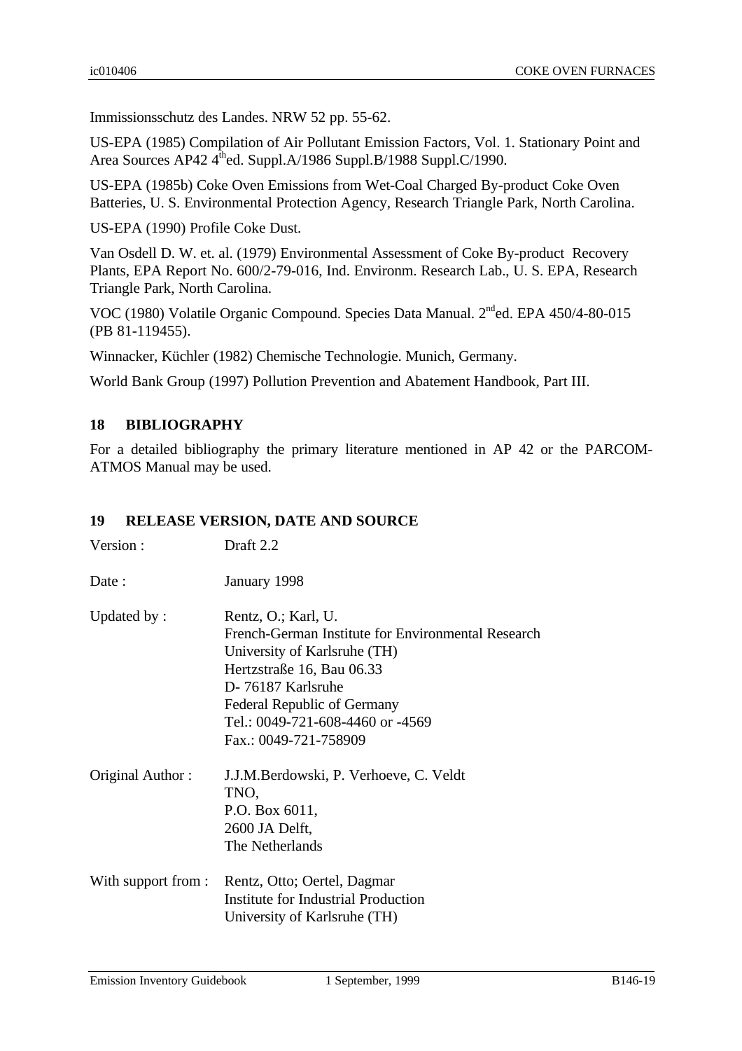Immissionsschutz des Landes. NRW 52 pp. 55-62.

US-EPA (1985) Compilation of Air Pollutant Emission Factors, Vol. 1. Stationary Point and Area Sources AP42 4[th]ed. Suppl.A/1986 Suppl.B/1988 Suppl.C/1990.

US-EPA (1985b) Coke Oven Emissions from Wet-Coal Charged By-product Coke Oven Batteries, U. S. Environmental Protection Agency, Research Triangle Park, North Carolina.

US-EPA (1990) Profile Coke Dust.

Van Osdell D. W. et. al. (1979) Environmental Assessment of Coke By-product Recovery Plants, EPA Report No. 600/2-79-016, Ind. Environm. Research Lab., U. S. EPA, Research Triangle Park, North Carolina.

VOC (1980) Volatile Organic Compound. Species Data Manual. 2[nd]ed. EPA 450/4-80-015 (PB 81-119455).

Winnacker, Küchler (1982) Chemische Technologie. Munich, Germany.

World Bank Group (1997) Pollution Prevention and Abatement Handbook, Part III.

## 18 BIBLIOGRAPHY

For a detailed bibliography the primary literature mentioned in AP 42 or the PARCOM-ATMOS Manual may be used.

## 19 RELEASE VERSION, DATE AND SOURCE

Version : Draft 2.2

Date : January 1998

Updated by : Rentz, O.; Karl, U.
French-German Institute for Environmental Research
University of Karlsruhe (TH)
Hertzstraße 16, Bau 06.33
D- 76187 Karlsruhe
Federal Republic of Germany
Tel.: 0049-721-608-4460 or -4569
Fax.: 0049-721-758909

Original Author : J.J.M.Berdowski, P. Verhoeve, C. Veldt
TNO,
P.O. Box 6011,
2600 JA Delft,
The Netherlands

With support from : Rentz, Otto; Oertel, Dagmar
Institute for Industrial Production
University of Karlsruhe (TH)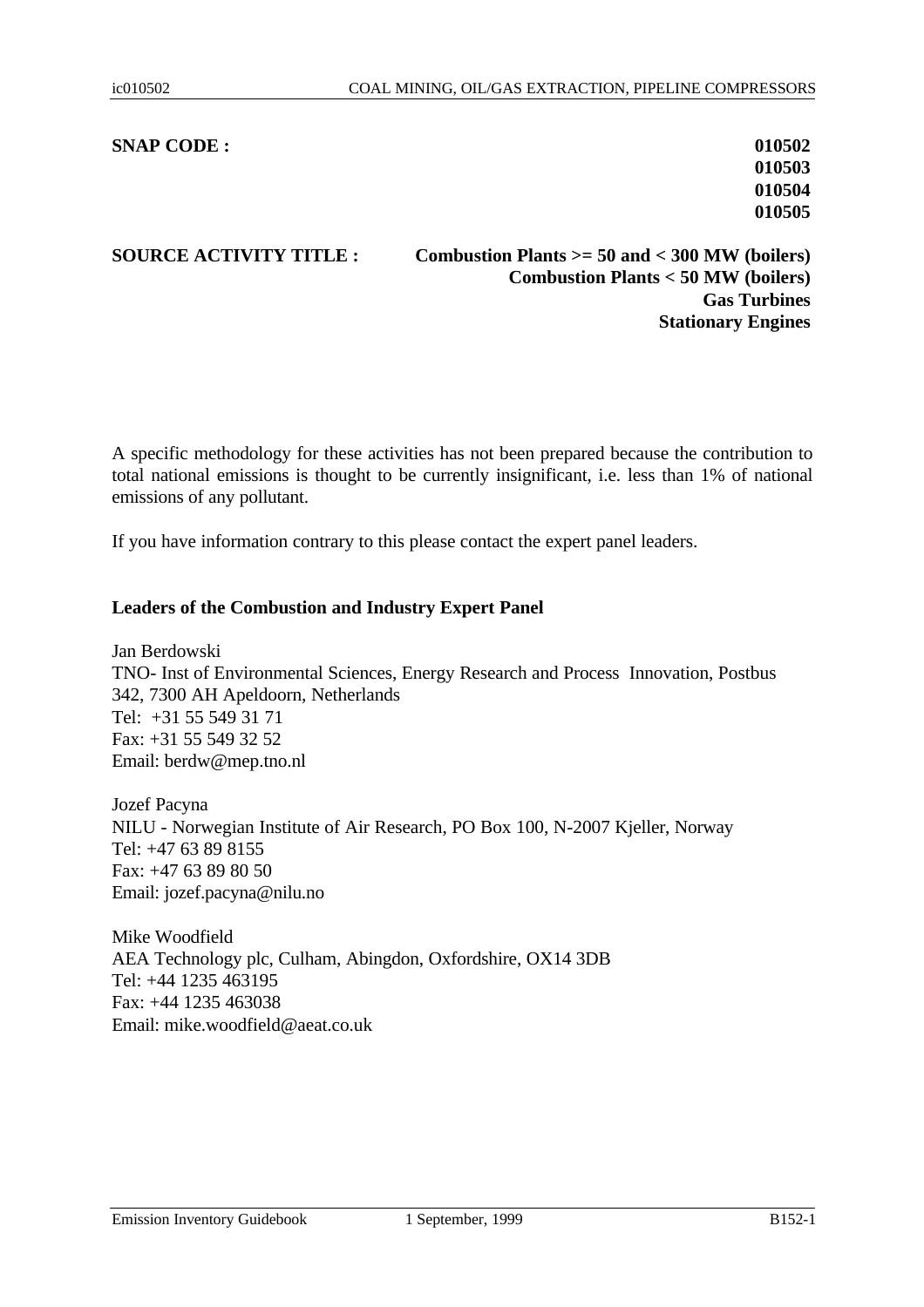**SNAP CODE :** **010502**
**010503**
**010504**
**010505**

**SOURCE ACTIVITY TITLE :** **Combustion Plants >= 50 and < 300 MW (boilers)**
**Combustion Plants < 50 MW (boilers)**
**Gas Turbines**
**Stationary Engines**

A specific methodology for these activities has not been prepared because the contribution to total national emissions is thought to be currently insignificant, i.e. less than 1% of national emissions of any pollutant.

If you have information contrary to this please contact the expert panel leaders.

**Leaders of the Combustion and Industry Expert Panel**

Jan Berdowski
TNO- Inst of Environmental Sciences, Energy Research and Process Innovation, Postbus 342, 7300 AH Apeldoorn, Netherlands
Tel: +31 55 549 31 71
Fax: +31 55 549 32 52
Email: berdw@mep.tno.nl

Jozef Pacyna
NILU - Norwegian Institute of Air Research, PO Box 100, N-2007 Kjeller, Norway
Tel: +47 63 89 8155
Fax: +47 63 89 80 50
Email: jozef.pacyna@nilu.no

Mike Woodfield
AEA Technology plc, Culham, Abingdon, Oxfordshire, OX14 3DB
Tel: +44 1235 463195
Fax: +44 1235 463038
Email: mike.woodfield@aeat.co.uk